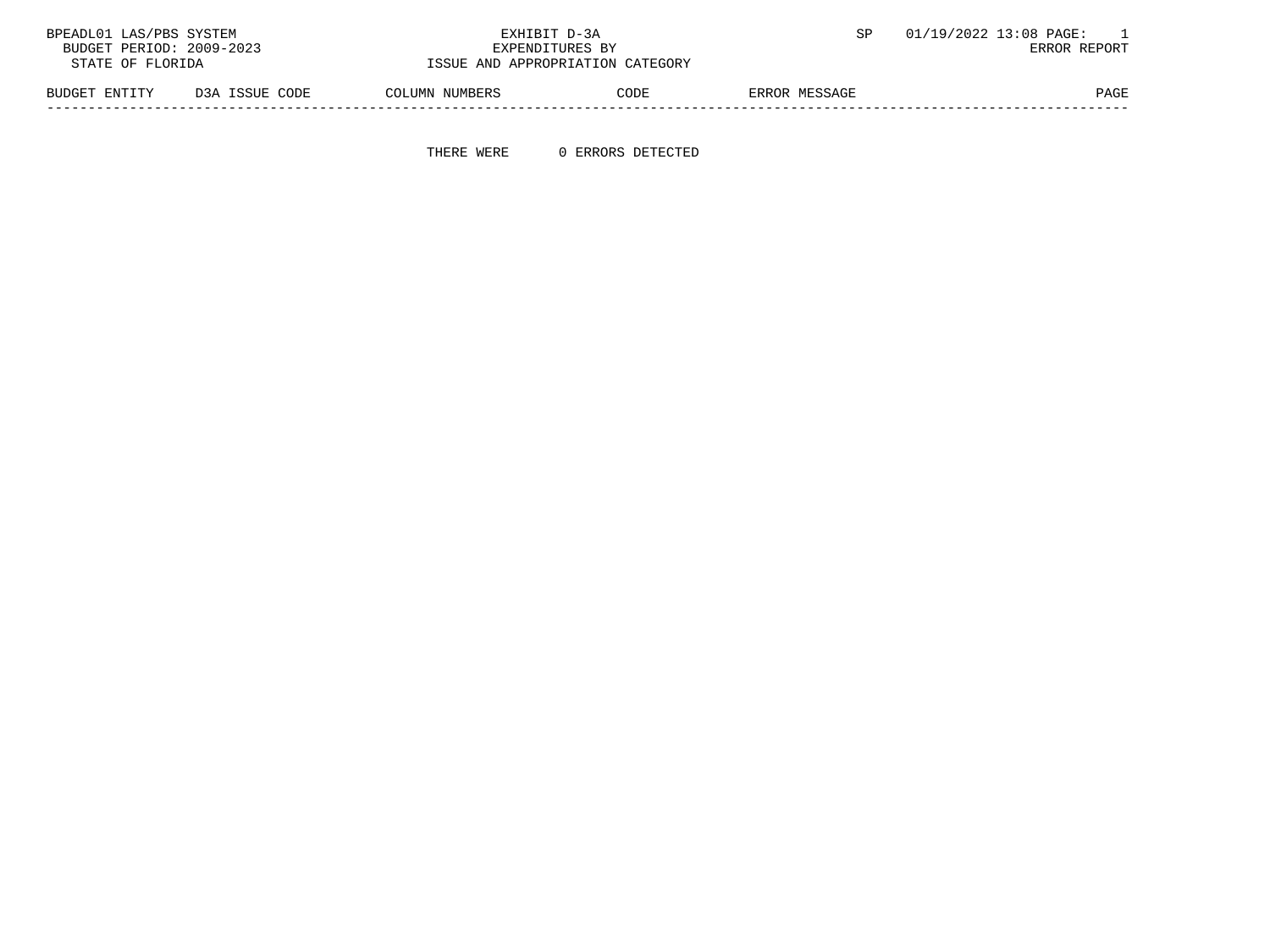BPEADL01 LAS/PBS SYSTEM

BUDGET PERIOD: 2009-2023

STATE OF FLORIDA

EXHIBIT D-3A

EXPENDITURES BY

ISSUE AND APPROPRIATION CATEGORY

SP 01/19/2022 13:08 PAGE: 1

ERROR REPORT

| BUDGET ENTITY | D3A ISSUE CODE | COLUMN NUMBERS | CODE | ERROR MESSAGE | PAGE |
|---|---|---|---|---|---|

THERE WERE 0 ERRORS DETECTED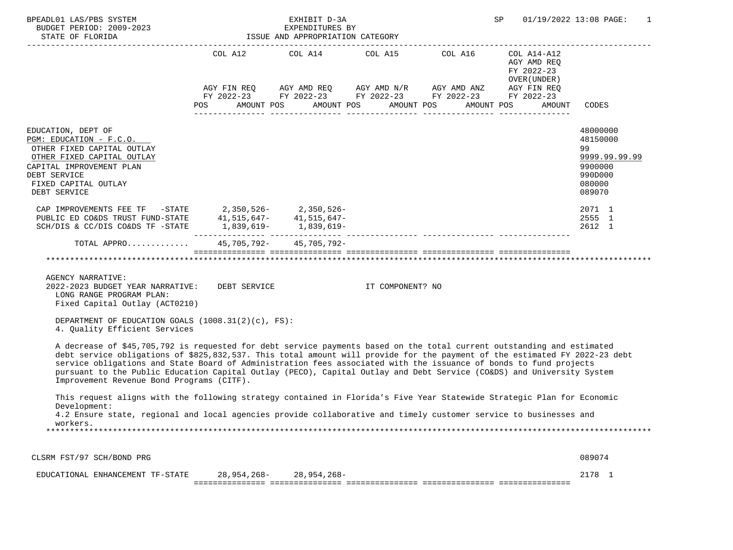EXHIBIT D-3A
EXPENDITURES BY
ISSUE AND APPROPRIATION CATEGORY

BPEADL01 LAS/PBS SYSTEM
BUDGET PERIOD: 2009-2023
STATE OF FLORIDA

SP 01/19/2022 13:08

| | COL A12 AGY FIN REQ FY 2022-23 POS AMOUNT | COL A14 AGY AMD REQ FY 2022-23 POS AMOUNT | COL A15 AGY AMD N/R FY 2022-23 POS AMOUNT | COL A16 AGY AMD ANZ FY 2022-23 POS AMOUNT | COL A14-A12 AGY AMD REQ FY 2022-23 OVER(UNDER) AGY FIN REQ FY 2022-23 POS AMOUNT | CODES |
|---|---|---|---|---|---|---|
| EDUCATION, DEPT OF | | | | | | 48000000 |
| PGM: EDUCATION - F.C.O. | | | | | | 48150000 |
| OTHER FIXED CAPITAL OUTLAY | | | | | | 99 |
| OTHER FIXED CAPITAL OUTLAY | | | | | | 9999.99.99.99 |
| CAPITAL IMPROVEMENT PLAN | | | | | | 9900000 |
| DEBT SERVICE | | | | | | 990D000 |
| FIXED CAPITAL OUTLAY | | | | | | 080000 |
| DEBT SERVICE | | | | | | 089070 |
| CAP IMPROVEMENTS FEE TF -STATE | 2,350,526- | 2,350,526- | | | | 2071 1 |
| PUBLIC ED CO&DS TRUST FUND-STATE | 41,515,647- | 41,515,647- | | | | 2555 1 |
| SCH/DIS & CC/DIS CO&DS TF -STATE | 1,839,619- | 1,839,619- | | | | 2612 1 |
| TOTAL APPRO............ | 45,705,792- | 45,705,792- | | | | |

AGENCY NARRATIVE:
2022-2023 BUDGET YEAR NARRATIVE: DEBT SERVICE IT COMPONENT? NO
LONG RANGE PROGRAM PLAN:
Fixed Capital Outlay (ACT0210)

DEPARTMENT OF EDUCATION GOALS (1008.31(2)(c), FS):
4. Quality Efficient Services

A decrease of $45,705,792 is requested for debt service payments based on the total current outstanding and estimated debt service obligations of $825,832,537. This total amount will provide for the payment of the estimated FY 2022-23 debt service obligations and State Board of Administration fees associated with the issuance of bonds to fund projects pursuant to the Public Education Capital Outlay (PECO), Capital Outlay and Debt Service (CO&DS) and University System Improvement Revenue Bond Programs (CITF).

This request aligns with the following strategy contained in Florida's Five Year Statewide Strategic Plan for Economic Development:
4.2 Ensure state, regional and local agencies provide collaborative and timely customer service to businesses and workers.

| | COL A12 | COL A14 | COL A15 | COL A16 | COL A14-A12 | CODES |
|---|---|---|---|---|---|---|
| CLSRM FST/97 SCH/BOND PRG | | | | | | 089074 |
| EDUCATIONAL ENHANCEMENT TF-STATE | 28,954,268- | 28,954,268- | | | | 2178 1 |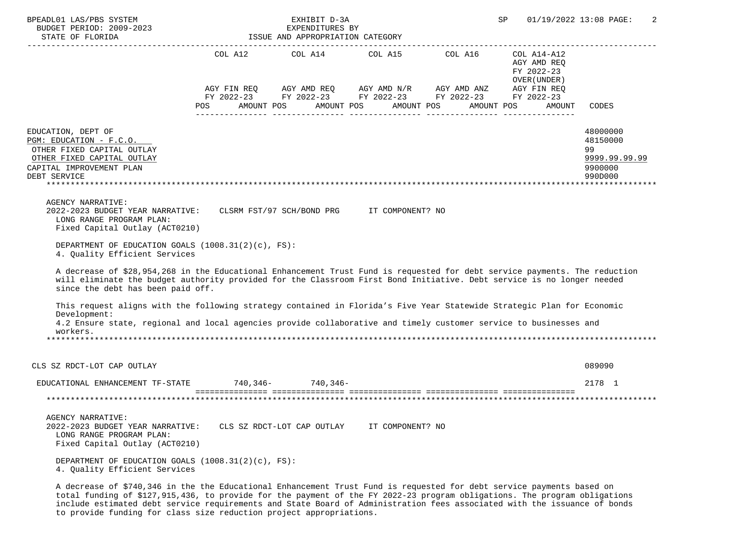| | COL A12 | COL A14 | COL A15 | COL A16 | COL A14-A12 AGY AMD REQ FY 2022-23 OVER(UNDER) | |
|---|---|---|---|---|---|---|
| | AGY FIN REQ FY 2022-23 | AGY AMD REQ FY 2022-23 | AGY AMD N/R FY 2022-23 | AGY AMD ANZ FY 2022-23 | AGY FIN REQ FY 2022-23 | |
| | POS AMOUNT | POS AMOUNT | POS AMOUNT | POS AMOUNT | POS AMOUNT | CODES |

EDUCATION, DEPT OF — 48000000
PGM: EDUCATION - F.C.O. — 48150000
OTHER FIXED CAPITAL OUTLAY — 99
OTHER FIXED CAPITAL OUTLAY — 9999.99.99.99
CAPITAL IMPROVEMENT PLAN — 9900000
DEBT SERVICE — 990D000

AGENCY NARRATIVE:
2022-2023 BUDGET YEAR NARRATIVE: CLSRM FST/97 SCH/BOND PRG IT COMPONENT? NO
LONG RANGE PROGRAM PLAN:
Fixed Capital Outlay (ACT0210)

DEPARTMENT OF EDUCATION GOALS (1008.31(2)(c), FS):
4. Quality Efficient Services

A decrease of $28,954,268 in the Educational Enhancement Trust Fund is requested for debt service payments. The reduction will eliminate the budget authority provided for the Classroom First Bond Initiative. Debt service is no longer needed since the debt has been paid off.

This request aligns with the following strategy contained in Florida's Five Year Statewide Strategic Plan for Economic Development:
4.2 Ensure state, regional and local agencies provide collaborative and timely customer service to businesses and workers.

| | COL A12 | COL A14 | COL A15 | COL A16 | COL A14-A12 | CODES |
|---|---|---|---|---|---|---|
| CLS SZ RDCT-LOT CAP OUTLAY | | | | | | 089090 |
| EDUCATIONAL ENHANCEMENT TF-STATE | 740,346- | 740,346- | | | | 2178 1 |

AGENCY NARRATIVE:
2022-2023 BUDGET YEAR NARRATIVE: CLS SZ RDCT-LOT CAP OUTLAY IT COMPONENT? NO
LONG RANGE PROGRAM PLAN:
Fixed Capital Outlay (ACT0210)

DEPARTMENT OF EDUCATION GOALS (1008.31(2)(c), FS):
4. Quality Efficient Services

A decrease of $740,346 in the the Educational Enhancement Trust Fund is requested for debt service payments based on total funding of $127,915,436, to provide for the payment of the FY 2022-23 program obligations. The program obligations include estimated debt service requirements and State Board of Administration fees associated with the issuance of bonds to provide funding for class size reduction project appropriations.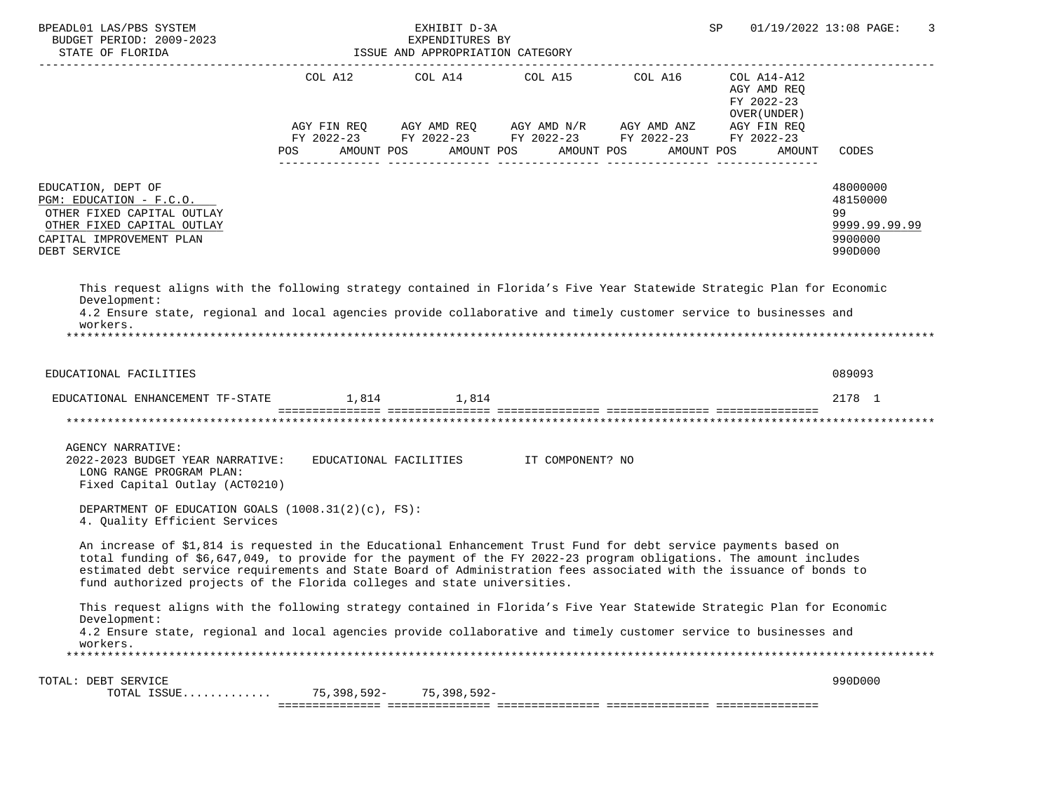| | COL A12 | COL A14 | COL A15 | COL A16 | COL A14-A12 AGY AMD REQ FY 2022-23 OVER(UNDER) | |
|---|---|---|---|---|---|---|
| | AGY FIN REQ FY 2022-23 | AGY AMD REQ FY 2022-23 | AGY AMD N/R FY 2022-23 | AGY AMD ANZ FY 2022-23 | AGY FIN REQ FY 2022-23 | |
| | POS AMOUNT | POS AMOUNT | POS AMOUNT | POS AMOUNT | POS AMOUNT | CODES |

EDUCATION, DEPT OF — 48000000
PGM: EDUCATION - F.C.O. — 48150000
OTHER FIXED CAPITAL OUTLAY — 99
OTHER FIXED CAPITAL OUTLAY — 9999.99.99.99
CAPITAL IMPROVEMENT PLAN — 9900000
DEBT SERVICE — 990D000

This request aligns with the following strategy contained in Florida's Five Year Statewide Strategic Plan for Economic Development:
4.2 Ensure state, regional and local agencies provide collaborative and timely customer service to businesses and workers.

EDUCATIONAL FACILITIES — 089093

| | COL A12 | COL A14 | COL A15 | COL A16 | COL A14-A12 | CODES |
|---|---|---|---|---|---|---|
| EDUCATIONAL ENHANCEMENT TF-STATE | 1,814 | 1,814 | | | | 2178 1 |

AGENCY NARRATIVE:
2022-2023 BUDGET YEAR NARRATIVE: EDUCATIONAL FACILITIES IT COMPONENT? NO
LONG RANGE PROGRAM PLAN:
Fixed Capital Outlay (ACT0210)

DEPARTMENT OF EDUCATION GOALS (1008.31(2)(c), FS):
4. Quality Efficient Services

An increase of $1,814 is requested in the Educational Enhancement Trust Fund for debt service payments based on total funding of $6,647,049, to provide for the payment of the FY 2022-23 program obligations. The amount includes estimated debt service requirements and State Board of Administration fees associated with the issuance of bonds to fund authorized projects of the Florida colleges and state universities.

This request aligns with the following strategy contained in Florida's Five Year Statewide Strategic Plan for Economic Development:
4.2 Ensure state, regional and local agencies provide collaborative and timely customer service to businesses and workers.

| | COL A12 | COL A14 | COL A15 | COL A16 | COL A14-A12 | CODES |
|---|---|---|---|---|---|---|
| TOTAL: DEBT SERVICE | | | | | | 990D000 |
| TOTAL ISSUE............. | 75,398,592- | 75,398,592- | | | | |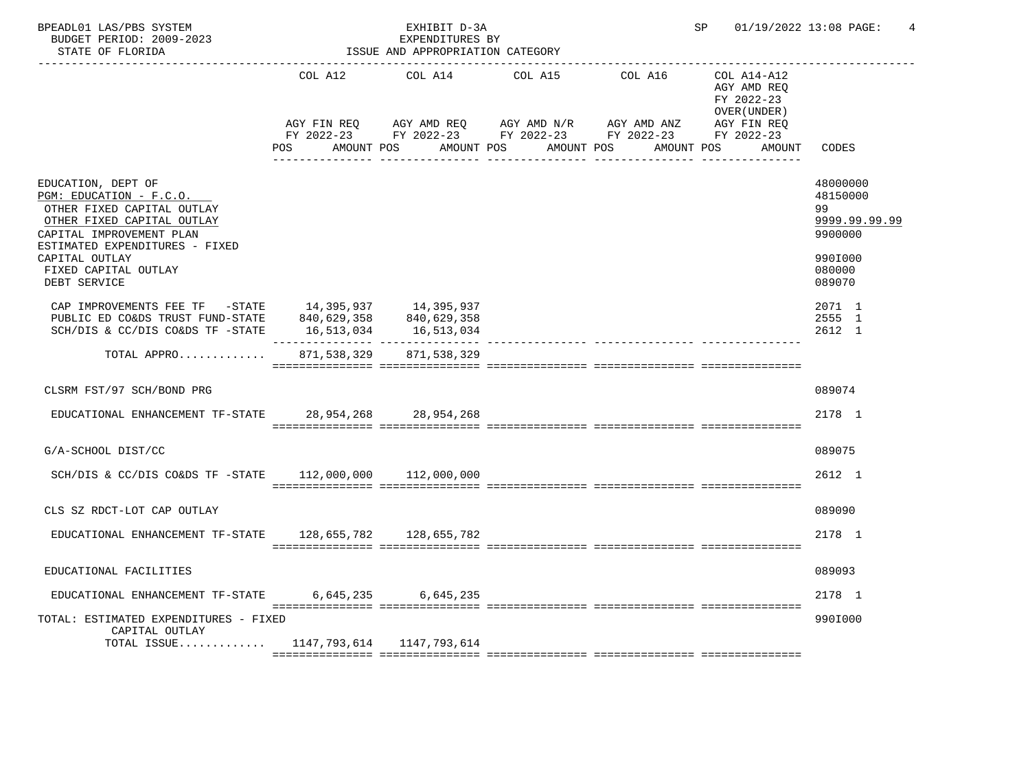BPEADL01 LAS/PBS SYSTEM

BUDGET PERIOD: 2009-2023

STATE OF FLORIDA

EXHIBIT D-3A
EXPENDITURES BY
ISSUE AND APPROPRIATION CATEGORY

SP 01/19/2022 13:08 PAGE: 4

| | COL A12 AGY FIN REQ FY 2022-23 POS AMOUNT | COL A14 AGY AMD REQ FY 2022-23 POS AMOUNT | COL A15 AGY AMD N/R FY 2022-23 POS AMOUNT | COL A16 AGY AMD ANZ FY 2022-23 POS AMOUNT | COL A14-A12 AGY AMD REQ FY 2022-23 OVER(UNDER) AGY FIN REQ FY 2022-23 POS AMOUNT | CODES |
|---|---|---|---|---|---|---|
| EDUCATION, DEPT OF | | | | | | 48000000 |
| PGM: EDUCATION - F.C.O. | | | | | | 48150000 |
| OTHER FIXED CAPITAL OUTLAY | | | | | | 99 |
| OTHER FIXED CAPITAL OUTLAY | | | | | | 9999.99.99.99 |
| CAPITAL IMPROVEMENT PLAN | | | | | | 9900000 |
| ESTIMATED EXPENDITURES - FIXED CAPITAL OUTLAY | | | | | | 990I000 |
| FIXED CAPITAL OUTLAY | | | | | | 080000 |
| DEBT SERVICE | | | | | | 089070 |
| CAP IMPROVEMENTS FEE TF -STATE | 14,395,937 | 14,395,937 | | | | 2071 1 |
| PUBLIC ED CO&DS TRUST FUND-STATE | 840,629,358 | 840,629,358 | | | | 2555 1 |
| SCH/DIS & CC/DIS CO&DS TF -STATE | 16,513,034 | 16,513,034 | | | | 2612 1 |
| TOTAL APPRO............ | 871,538,329 | 871,538,329 | | | | |
| CLSRM FST/97 SCH/BOND PRG | | | | | | 089074 |
| EDUCATIONAL ENHANCEMENT TF-STATE | 28,954,268 | 28,954,268 | | | | 2178 1 |
| G/A-SCHOOL DIST/CC | | | | | | 089075 |
| SCH/DIS & CC/DIS CO&DS TF -STATE | 112,000,000 | 112,000,000 | | | | 2612 1 |
| CLS SZ RDCT-LOT CAP OUTLAY | | | | | | 089090 |
| EDUCATIONAL ENHANCEMENT TF-STATE | 128,655,782 | 128,655,782 | | | | 2178 1 |
| EDUCATIONAL FACILITIES | | | | | | 089093 |
| EDUCATIONAL ENHANCEMENT TF-STATE | 6,645,235 | 6,645,235 | | | | 2178 1 |
| TOTAL: ESTIMATED EXPENDITURES - FIXED CAPITAL OUTLAY | | | | | | 990I000 |
| TOTAL ISSUE............ | 1147,793,614 | 1147,793,614 | | | | |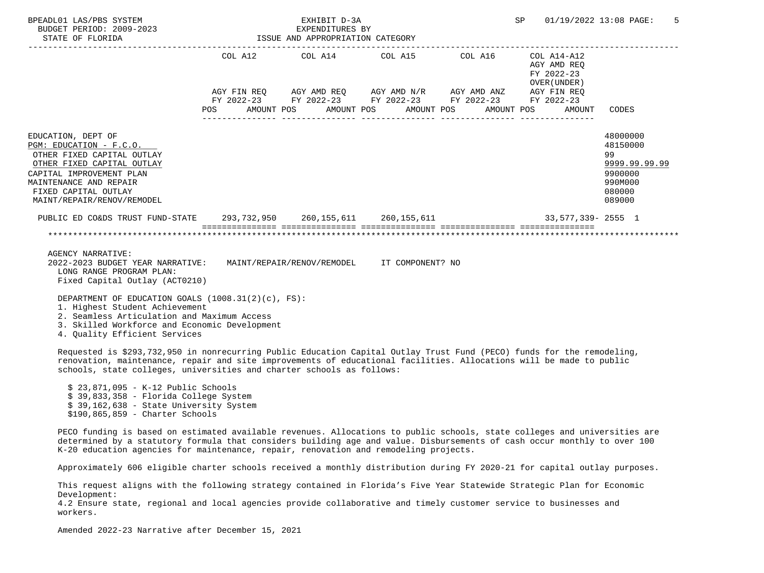BPEADL01 LAS/PBS SYSTEM | EXHIBIT D-3A | SP 01/19/2022 13:08

BUDGET PERIOD: 2009-2023 | EXPENDITURES BY

STATE OF FLORIDA | ISSUE AND APPROPRIATION CATEGORY

| | COL A12 AGY FIN REQ FY 2022-23 POS AMOUNT | COL A14 AGY AMD REQ FY 2022-23 POS AMOUNT | COL A15 AGY AMD N/R FY 2022-23 POS AMOUNT | COL A16 AGY AMD ANZ FY 2022-23 POS AMOUNT | COL A14-A12 AGY AMD REQ FY 2022-23 OVER(UNDER) AGY FIN REQ FY 2022-23 POS AMOUNT | CODES |
|---|---|---|---|---|---|---|
| EDUCATION, DEPT OF | | | | | | 48000000 |
| PGM: EDUCATION - F.C.O. | | | | | | 48150000 |
| OTHER FIXED CAPITAL OUTLAY | | | | | | 99 |
| OTHER FIXED CAPITAL OUTLAY | | | | | | 9999.99.99.99 |
| CAPITAL IMPROVEMENT PLAN | | | | | | 9900000 |
| MAINTENANCE AND REPAIR | | | | | | 990M000 |
| FIXED CAPITAL OUTLAY | | | | | | 080000 |
| MAINT/REPAIR/RENOV/REMODEL | | | | | | 089000 |
| PUBLIC ED CO&DS TRUST FUND-STATE | 293,732,950 | 260,155,611 | 260,155,611 | | 33,577,339- | 2555 1 |

AGENCY NARRATIVE:

2022-2023 BUDGET YEAR NARRATIVE: MAINT/REPAIR/RENOV/REMODEL IT COMPONENT? NO

LONG RANGE PROGRAM PLAN:
Fixed Capital Outlay (ACT0210)

DEPARTMENT OF EDUCATION GOALS (1008.31(2)(c), FS):

1. Highest Student Achievement
2. Seamless Articulation and Maximum Access
3. Skilled Workforce and Economic Development
4. Quality Efficient Services

Requested is $293,732,950 in nonrecurring Public Education Capital Outlay Trust Fund (PECO) funds for the remodeling, renovation, maintenance, repair and site improvements of educational facilities. Allocations will be made to public schools, state colleges, universities and charter schools as follows:

- $ 23,871,095 - K-12 Public Schools
- $ 39,833,358 - Florida College System
- $ 39,162,638 - State University System
- $190,865,859 - Charter Schools

PECO funding is based on estimated available revenues. Allocations to public schools, state colleges and universities are determined by a statutory formula that considers building age and value. Disbursements of cash occur monthly to over 100 K-20 education agencies for maintenance, repair, renovation and remodeling projects.

Approximately 606 eligible charter schools received a monthly distribution during FY 2020-21 for capital outlay purposes.

This request aligns with the following strategy contained in Florida's Five Year Statewide Strategic Plan for Economic Development:
4.2 Ensure state, regional and local agencies provide collaborative and timely customer service to businesses and workers.

Amended 2022-23 Narrative after December 15, 2021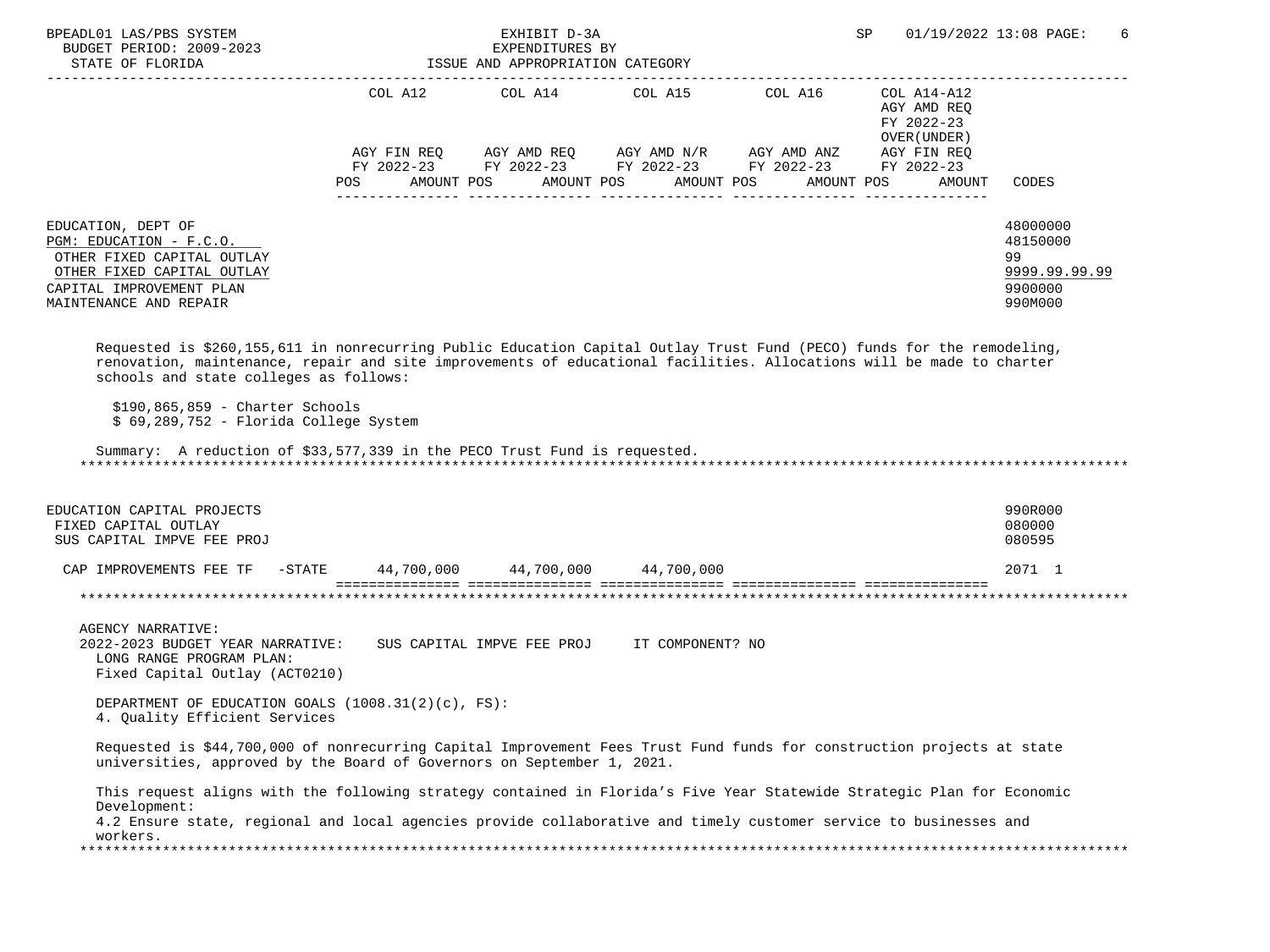EXHIBIT D-3A
EXPENDITURES BY
ISSUE AND APPROPRIATION CATEGORY

BUDGET PERIOD: 2009-2023
STATE OF FLORIDA

| | COL A12 AGY FIN REQ FY 2022-23 POS AMOUNT | COL A14 AGY AMD REQ FY 2022-23 POS AMOUNT | COL A15 AGY AMD N/R FY 2022-23 POS AMOUNT | COL A16 AGY AMD ANZ FY 2022-23 POS AMOUNT | COL A14-A12 AGY AMD REQ FY 2022-23 OVER(UNDER) AGY FIN REQ FY 2022-23 POS AMOUNT | CODES |
|---|---|---|---|---|---|---|
| EDUCATION, DEPT OF | | | | | | 48000000 |
| PGM: EDUCATION - F.C.O. | | | | | | 48150000 |
| OTHER FIXED CAPITAL OUTLAY | | | | | | 99 |
| OTHER FIXED CAPITAL OUTLAY | | | | | | 9999.99.99.99 |
| CAPITAL IMPROVEMENT PLAN | | | | | | 9900000 |
| MAINTENANCE AND REPAIR | | | | | | 990M000 |

Requested is $260,155,611 in nonrecurring Public Education Capital Outlay Trust Fund (PECO) funds for the remodeling, renovation, maintenance, repair and site improvements of educational facilities. Allocations will be made to charter schools and state colleges as follows:

$190,865,859 - Charter Schools
$ 69,289,752 - Florida College System

Summary: A reduction of $33,577,339 in the PECO Trust Fund is requested.

| | COL A12 | COL A14 | COL A15 | COL A16 | COL A14-A12 | CODES |
|---|---|---|---|---|---|---|
| EDUCATION CAPITAL PROJECTS | | | | | | 990R000 |
| FIXED CAPITAL OUTLAY | | | | | | 080000 |
| SUS CAPITAL IMPVE FEE PROJ | | | | | | 080595 |
| CAP IMPROVEMENTS FEE TF -STATE | 44,700,000 | 44,700,000 | 44,700,000 | | | 2071 1 |

AGENCY NARRATIVE:
2022-2023 BUDGET YEAR NARRATIVE: SUS CAPITAL IMPVE FEE PROJ IT COMPONENT? NO
LONG RANGE PROGRAM PLAN:
Fixed Capital Outlay (ACT0210)

DEPARTMENT OF EDUCATION GOALS (1008.31(2)(c), FS):
4. Quality Efficient Services

Requested is $44,700,000 of nonrecurring Capital Improvement Fees Trust Fund funds for construction projects at state universities, approved by the Board of Governors on September 1, 2021.

This request aligns with the following strategy contained in Florida's Five Year Statewide Strategic Plan for Economic Development:
4.2 Ensure state, regional and local agencies provide collaborative and timely customer service to businesses and workers.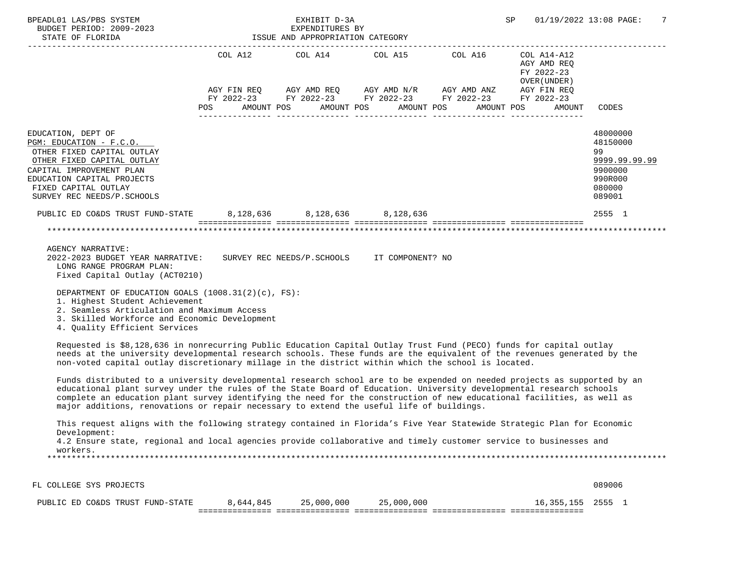BPEADL01 LAS/PBS SYSTEM | EXHIBIT D-3A | SP 01/19/2022 13:08

BUDGET PERIOD: 2009-2023 | EXPENDITURES BY

STATE OF FLORIDA | ISSUE AND APPROPRIATION CATEGORY

| | COL A12 AGY FIN REQ FY 2022-23 POS AMOUNT | COL A14 AGY AMD REQ FY 2022-23 POS AMOUNT | COL A15 AGY AMD N/R FY 2022-23 POS AMOUNT | COL A16 AGY AMD ANZ FY 2022-23 POS AMOUNT | COL A14-A12 AGY AMD REQ FY 2022-23 OVER(UNDER) AGY FIN REQ FY 2022-23 POS AMOUNT | CODES |
|---|---|---|---|---|---|---|
| EDUCATION, DEPT OF | | | | | | 48000000 |
| PGM: EDUCATION - F.C.O. | | | | | | 48150000 |
| OTHER FIXED CAPITAL OUTLAY | | | | | | 99 |
| OTHER FIXED CAPITAL OUTLAY | | | | | | 9999.99.99.99 |
| CAPITAL IMPROVEMENT PLAN | | | | | | 9900000 |
| EDUCATION CAPITAL PROJECTS | | | | | | 990R000 |
| FIXED CAPITAL OUTLAY | | | | | | 080000 |
| SURVEY REC NEEDS/P.SCHOOLS | | | | | | 089001 |
| PUBLIC ED CO&DS TRUST FUND-STATE | 8,128,636 | 8,128,636 | 8,128,636 | | | 2555 1 |

AGENCY NARRATIVE:

2022-2023 BUDGET YEAR NARRATIVE: SURVEY REC NEEDS/P.SCHOOLS IT COMPONENT? NO

LONG RANGE PROGRAM PLAN:
Fixed Capital Outlay (ACT0210)

DEPARTMENT OF EDUCATION GOALS (1008.31(2)(c), FS):
1. Highest Student Achievement
2. Seamless Articulation and Maximum Access
3. Skilled Workforce and Economic Development
4. Quality Efficient Services

Requested is $8,128,636 in nonrecurring Public Education Capital Outlay Trust Fund (PECO) funds for capital outlay needs at the university developmental research schools. These funds are the equivalent of the revenues generated by the non-voted capital outlay discretionary millage in the district within which the school is located.

Funds distributed to a university developmental research school are to be expended on needed projects as supported by an educational plant survey under the rules of the State Board of Education. University developmental research schools complete an education plant survey identifying the need for the construction of new educational facilities, as well as major additions, renovations or repair necessary to extend the useful life of buildings.

This request aligns with the following strategy contained in Florida's Five Year Statewide Strategic Plan for Economic Development:
4.2 Ensure state, regional and local agencies provide collaborative and timely customer service to businesses and workers.

| | COL A12 | COL A14 | COL A15 | COL A16 | COL A14-A12 | CODES |
|---|---|---|---|---|---|---|
| FL COLLEGE SYS PROJECTS | | | | | | 089006 |
| PUBLIC ED CO&DS TRUST FUND-STATE | 8,644,845 | 25,000,000 | 25,000,000 | | 16,355,155 | 2555 1 |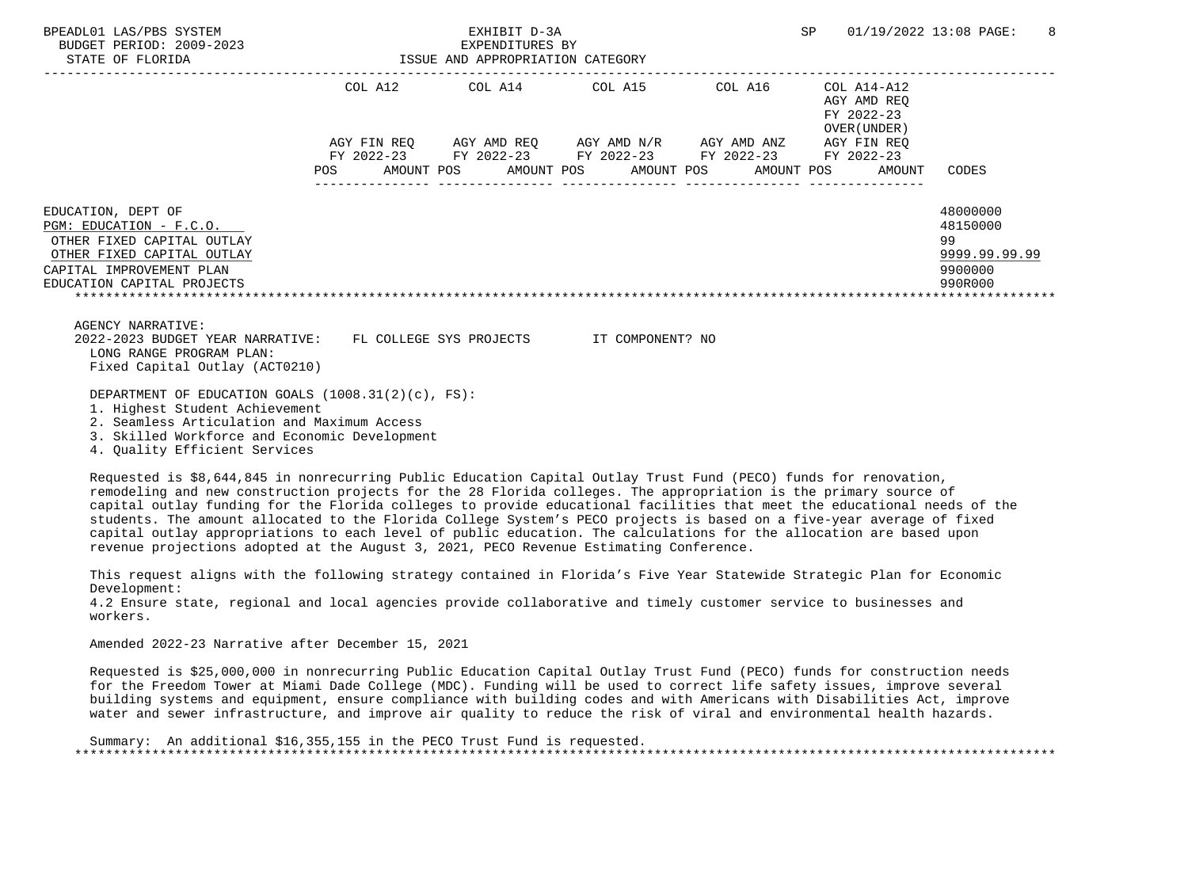| | COL A12 | COL A14 | COL A15 | COL A16 | COL A14-A12 AGY AMD REQ FY 2022-23 OVER(UNDER) | |
|---|---|---|---|---|---|---|
| | AGY FIN REQ FY 2022-23 | AGY AMD REQ FY 2022-23 | AGY AMD N/R FY 2022-23 | AGY AMD ANZ FY 2022-23 | AGY FIN REQ FY 2022-23 | |
| | POS AMOUNT | POS AMOUNT | POS AMOUNT | POS AMOUNT | POS AMOUNT | CODES |
| EDUCATION, DEPT OF | | | | | | 48000000 |
| PGM: EDUCATION - F.C.O. | | | | | | 48150000 |
| OTHER FIXED CAPITAL OUTLAY | | | | | | 99 |
| OTHER FIXED CAPITAL OUTLAY | | | | | | 9999.99.99.99 |
| CAPITAL IMPROVEMENT PLAN | | | | | | 9900000 |
| EDUCATION CAPITAL PROJECTS | | | | | | 990R000 |

AGENCY NARRATIVE:
2022-2023 BUDGET YEAR NARRATIVE: FL COLLEGE SYS PROJECTS IT COMPONENT? NO
LONG RANGE PROGRAM PLAN:
Fixed Capital Outlay (ACT0210)

DEPARTMENT OF EDUCATION GOALS (1008.31(2)(c), FS):
1. Highest Student Achievement
2. Seamless Articulation and Maximum Access
3. Skilled Workforce and Economic Development
4. Quality Efficient Services

Requested is $8,644,845 in nonrecurring Public Education Capital Outlay Trust Fund (PECO) funds for renovation, remodeling and new construction projects for the 28 Florida colleges. The appropriation is the primary source of capital outlay funding for the Florida colleges to provide educational facilities that meet the educational needs of the students. The amount allocated to the Florida College System's PECO projects is based on a five-year average of fixed capital outlay appropriations to each level of public education. The calculations for the allocation are based upon revenue projections adopted at the August 3, 2021, PECO Revenue Estimating Conference.

This request aligns with the following strategy contained in Florida's Five Year Statewide Strategic Plan for Economic Development:
4.2 Ensure state, regional and local agencies provide collaborative and timely customer service to businesses and workers.

Amended 2022-23 Narrative after December 15, 2021

Requested is $25,000,000 in nonrecurring Public Education Capital Outlay Trust Fund (PECO) funds for construction needs for the Freedom Tower at Miami Dade College (MDC). Funding will be used to correct life safety issues, improve several building systems and equipment, ensure compliance with building codes and with Americans with Disabilities Act, improve water and sewer infrastructure, and improve air quality to reduce the risk of viral and environmental health hazards.

Summary: An additional $16,355,155 in the PECO Trust Fund is requested.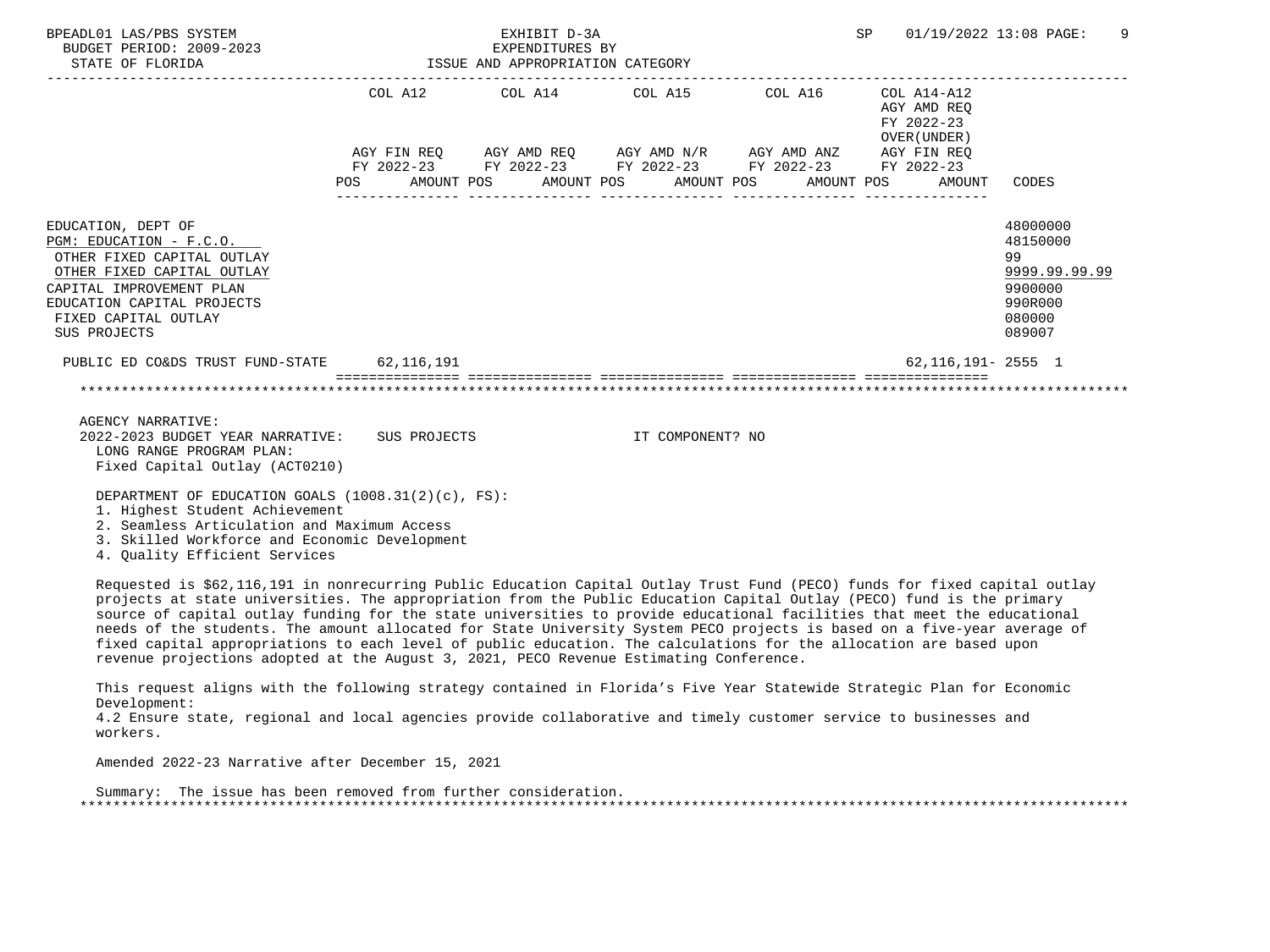EXHIBIT D-3A
EXPENDITURES BY
ISSUE AND APPROPRIATION CATEGORY

BUDGET PERIOD: 2009-2023
STATE OF FLORIDA

| | COL A12 AGY FIN REQ FY 2022-23 POS AMOUNT | COL A14 AGY AMD REQ FY 2022-23 POS AMOUNT | COL A15 AGY AMD N/R FY 2022-23 POS AMOUNT | COL A16 AGY AMD ANZ FY 2022-23 POS AMOUNT | COL A14-A12 AGY AMD REQ FY 2022-23 OVER(UNDER) AGY FIN REQ FY 2022-23 POS AMOUNT | CODES |
|---|---|---|---|---|---|---|
| EDUCATION, DEPT OF | | | | | | 48000000 |
| PGM: EDUCATION - F.C.O. | | | | | | 48150000 |
| OTHER FIXED CAPITAL OUTLAY | | | | | | 99 |
| OTHER FIXED CAPITAL OUTLAY | | | | | | 9999.99.99.99 |
| CAPITAL IMPROVEMENT PLAN | | | | | | 9900000 |
| EDUCATION CAPITAL PROJECTS | | | | | | 990R000 |
| FIXED CAPITAL OUTLAY | | | | | | 080000 |
| SUS PROJECTS | | | | | | 089007 |
| PUBLIC ED CO&DS TRUST FUND-STATE | 62,116,191 | | | | 62,116,191- | 2555 1 |

AGENCY NARRATIVE:
2022-2023 BUDGET YEAR NARRATIVE: SUS PROJECTS IT COMPONENT? NO
LONG RANGE PROGRAM PLAN:
Fixed Capital Outlay (ACT0210)

DEPARTMENT OF EDUCATION GOALS (1008.31(2)(c), FS):
1. Highest Student Achievement
2. Seamless Articulation and Maximum Access
3. Skilled Workforce and Economic Development
4. Quality Efficient Services

Requested is $62,116,191 in nonrecurring Public Education Capital Outlay Trust Fund (PECO) funds for fixed capital outlay projects at state universities. The appropriation from the Public Education Capital Outlay (PECO) fund is the primary source of capital outlay funding for the state universities to provide educational facilities that meet the educational needs of the students. The amount allocated for State University System PECO projects is based on a five-year average of fixed capital appropriations to each level of public education. The calculations for the allocation are based upon revenue projections adopted at the August 3, 2021, PECO Revenue Estimating Conference.

This request aligns with the following strategy contained in Florida's Five Year Statewide Strategic Plan for Economic Development:
4.2 Ensure state, regional and local agencies provide collaborative and timely customer service to businesses and workers.

Amended 2022-23 Narrative after December 15, 2021

Summary: The issue has been removed from further consideration.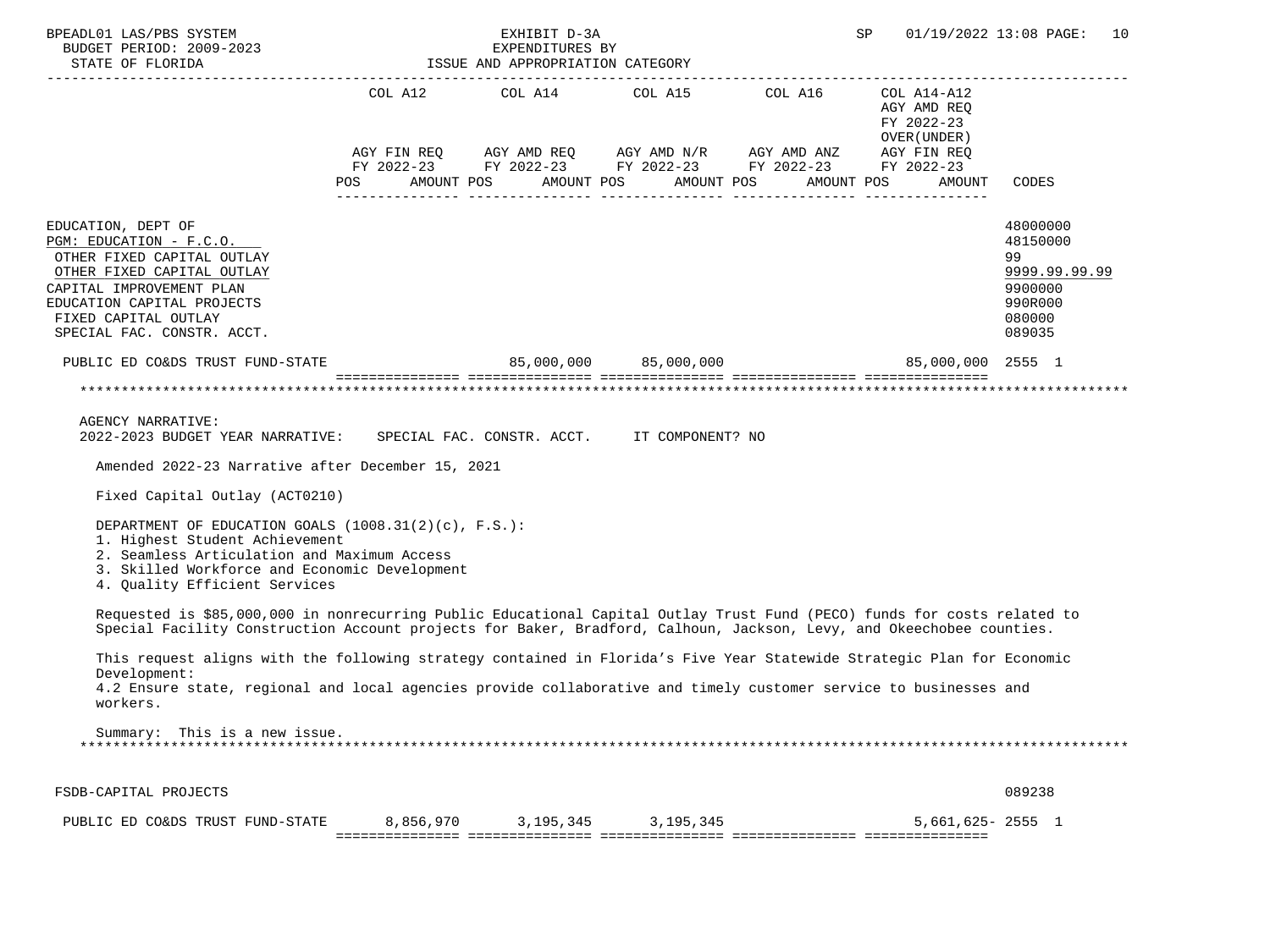| | COL A12 AGY FIN REQ FY 2022-23 POS AMOUNT | COL A14 AGY AMD REQ FY 2022-23 POS AMOUNT | COL A15 AGY AMD N/R FY 2022-23 POS AMOUNT | COL A16 AGY AMD ANZ FY 2022-23 POS AMOUNT | COL A14-A12 AGY AMD REQ FY 2022-23 OVER(UNDER) AGY FIN REQ FY 2022-23 POS AMOUNT | CODES |
|---|---|---|---|---|---|---|
| EDUCATION, DEPT OF | | | | | | 48000000 |
| PGM: EDUCATION - F.C.O. | | | | | | 48150000 |
| OTHER FIXED CAPITAL OUTLAY | | | | | | 99 |
| OTHER FIXED CAPITAL OUTLAY | | | | | | 9999.99.99.99 |
| CAPITAL IMPROVEMENT PLAN | | | | | | 9900000 |
| EDUCATION CAPITAL PROJECTS | | | | | | 990R000 |
| FIXED CAPITAL OUTLAY | | | | | | 080000 |
| SPECIAL FAC. CONSTR. ACCT. | | | | | | 089035 |
| PUBLIC ED CO&DS TRUST FUND-STATE | | 85,000,000 | 85,000,000 | | 85,000,000 | 2555 1 |

AGENCY NARRATIVE:
2022-2023 BUDGET YEAR NARRATIVE: SPECIAL FAC. CONSTR. ACCT. IT COMPONENT? NO

Amended 2022-23 Narrative after December 15, 2021

Fixed Capital Outlay (ACT0210)

DEPARTMENT OF EDUCATION GOALS (1008.31(2)(c), F.S.):
1. Highest Student Achievement
2. Seamless Articulation and Maximum Access
3. Skilled Workforce and Economic Development
4. Quality Efficient Services

Requested is $85,000,000 in nonrecurring Public Educational Capital Outlay Trust Fund (PECO) funds for costs related to Special Facility Construction Account projects for Baker, Bradford, Calhoun, Jackson, Levy, and Okeechobee counties.

This request aligns with the following strategy contained in Florida's Five Year Statewide Strategic Plan for Economic Development:
4.2 Ensure state, regional and local agencies provide collaborative and timely customer service to businesses and workers.

Summary: This is a new issue.

| | COL A12 | COL A14 | COL A15 | COL A16 | COL A14-A12 | CODES |
|---|---|---|---|---|---|---|
| FSDB-CAPITAL PROJECTS | | | | | | 089238 |
| PUBLIC ED CO&DS TRUST FUND-STATE | 8,856,970 | 3,195,345 | 3,195,345 | | 5,661,625- | 2555 1 |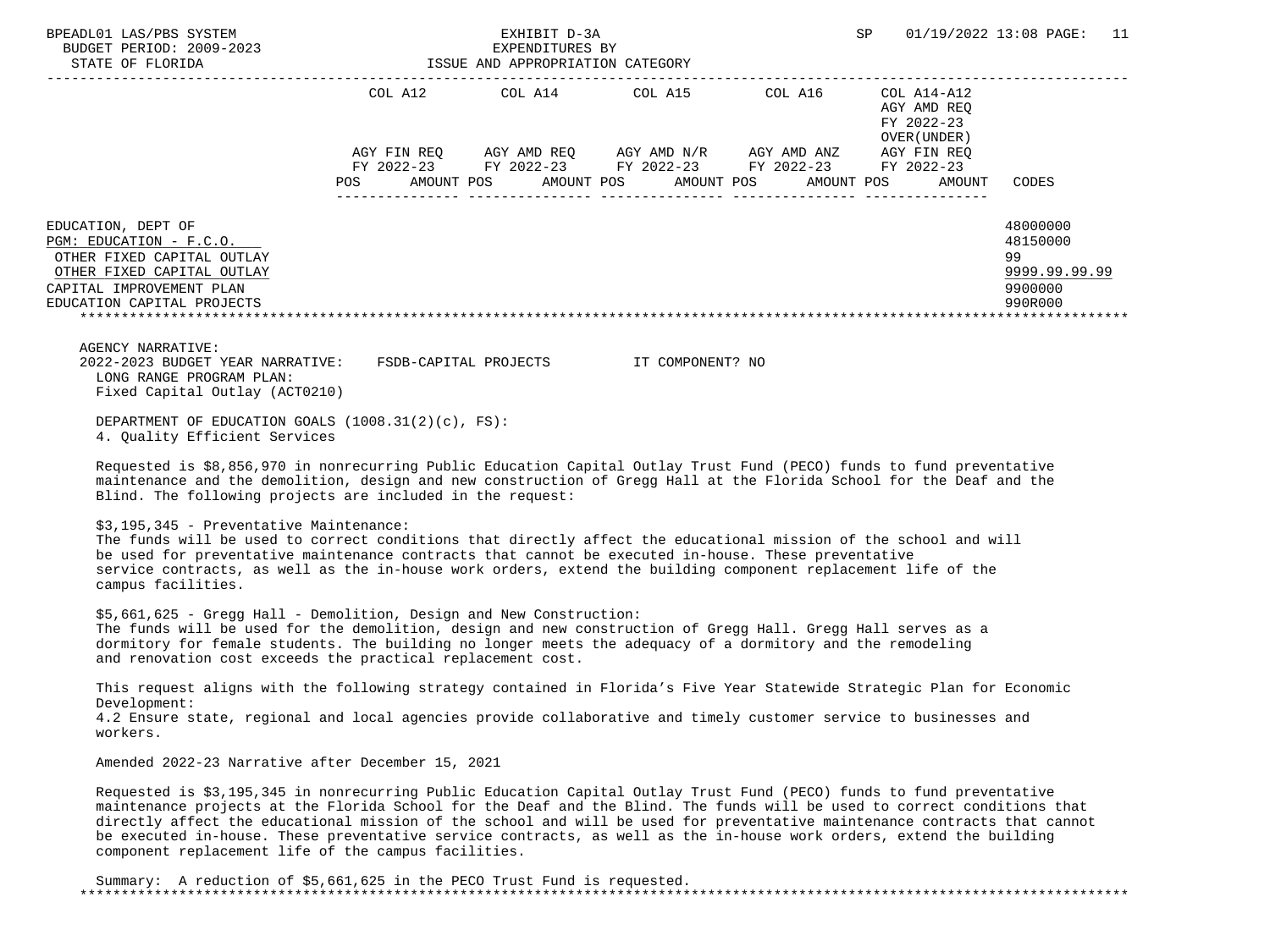BPEADL01 LAS/PBS SYSTEM | EXHIBIT D-3A | SP 01/19/2022 13:08

BUDGET PERIOD: 2009-2023 | EXPENDITURES BY

STATE OF FLORIDA | ISSUE AND APPROPRIATION CATEGORY

| | COL A12 AGY FIN REQ FY 2022-23 POS AMOUNT | COL A14 AGY AMD REQ FY 2022-23 POS AMOUNT | COL A15 AGY AMD N/R FY 2022-23 POS AMOUNT | COL A16 AGY AMD ANZ FY 2022-23 POS AMOUNT | COL A14-A12 AGY AMD REQ FY 2022-23 OVER(UNDER) AGY FIN REQ FY 2022-23 POS AMOUNT | CODES |
|---|---|---|---|---|---|---|
| EDUCATION, DEPT OF | | | | | | 48000000 |
| PGM: EDUCATION - F.C.O. | | | | | | 48150000 |
| OTHER FIXED CAPITAL OUTLAY | | | | | | 99 |
| OTHER FIXED CAPITAL OUTLAY | | | | | | 9999.99.99.99 |
| CAPITAL IMPROVEMENT PLAN | | | | | | 9900000 |
| EDUCATION CAPITAL PROJECTS | | | | | | 990R000 |

AGENCY NARRATIVE:

2022-2023 BUDGET YEAR NARRATIVE: FSDB-CAPITAL PROJECTS IT COMPONENT? NO

LONG RANGE PROGRAM PLAN:
Fixed Capital Outlay (ACT0210)

DEPARTMENT OF EDUCATION GOALS (1008.31(2)(c), FS):
4. Quality Efficient Services

Requested is $8,856,970 in nonrecurring Public Education Capital Outlay Trust Fund (PECO) funds to fund preventative maintenance and the demolition, design and new construction of Gregg Hall at the Florida School for the Deaf and the Blind. The following projects are included in the request:

$3,195,345 - Preventative Maintenance:
The funds will be used to correct conditions that directly affect the educational mission of the school and will be used for preventative maintenance contracts that cannot be executed in-house. These preventative service contracts, as well as the in-house work orders, extend the building component replacement life of the campus facilities.

$5,661,625 - Gregg Hall - Demolition, Design and New Construction:
The funds will be used for the demolition, design and new construction of Gregg Hall. Gregg Hall serves as a dormitory for female students. The building no longer meets the adequacy of a dormitory and the remodeling and renovation cost exceeds the practical replacement cost.

This request aligns with the following strategy contained in Florida's Five Year Statewide Strategic Plan for Economic Development:
4.2 Ensure state, regional and local agencies provide collaborative and timely customer service to businesses and workers.

Amended 2022-23 Narrative after December 15, 2021

Requested is $3,195,345 in nonrecurring Public Education Capital Outlay Trust Fund (PECO) funds to fund preventative maintenance projects at the Florida School for the Deaf and the Blind. The funds will be used to correct conditions that directly affect the educational mission of the school and will be used for preventative maintenance contracts that cannot be executed in-house. These preventative service contracts, as well as the in-house work orders, extend the building component replacement life of the campus facilities.

Summary: A reduction of $5,661,625 in the PECO Trust Fund is requested.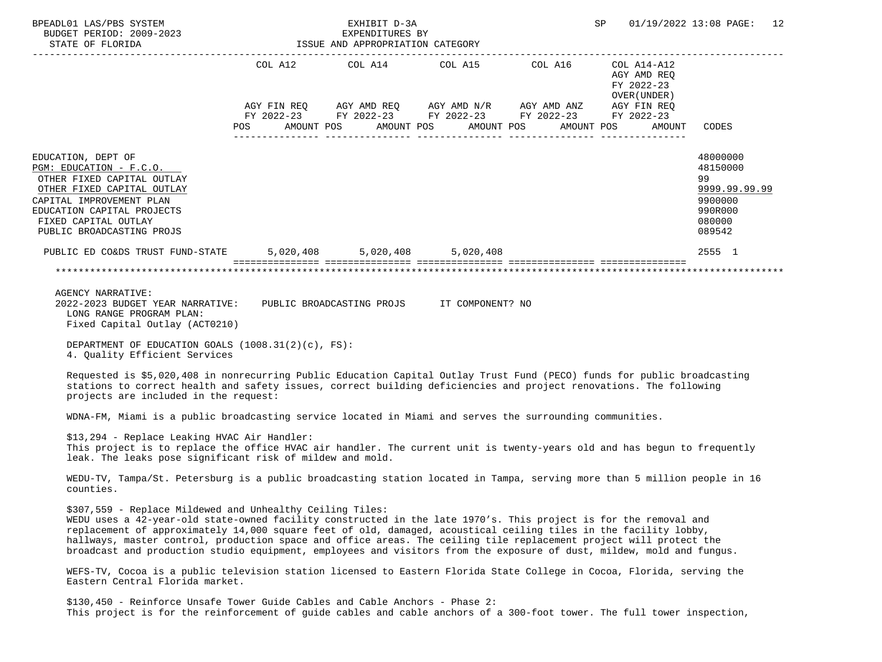EXHIBIT D-3A
EXPENDITURES BY
ISSUE AND APPROPRIATION CATEGORY

BUDGET PERIOD: 2009-2023
STATE OF FLORIDA

| | COL A12 AGY FIN REQ FY 2022-23 POS AMOUNT | COL A14 AGY AMD REQ FY 2022-23 POS AMOUNT | COL A15 AGY AMD N/R FY 2022-23 POS AMOUNT | COL A16 AGY AMD ANZ FY 2022-23 POS AMOUNT | COL A14-A12 AGY AMD REQ FY 2022-23 OVER(UNDER) AGY FIN REQ FY 2022-23 POS AMOUNT | CODES |
|---|---|---|---|---|---|---|
| EDUCATION, DEPT OF | | | | | | 48000000 |
| PGM: EDUCATION - F.C.O. | | | | | | 48150000 |
| OTHER FIXED CAPITAL OUTLAY | | | | | | 99 |
| OTHER FIXED CAPITAL OUTLAY | | | | | | 9999.99.99.99 |
| CAPITAL IMPROVEMENT PLAN | | | | | | 9900000 |
| EDUCATION CAPITAL PROJECTS | | | | | | 990R000 |
| FIXED CAPITAL OUTLAY | | | | | | 080000 |
| PUBLIC BROADCASTING PROJS | | | | | | 089542 |
| PUBLIC ED CO&DS TRUST FUND-STATE | 5,020,408 | 5,020,408 | 5,020,408 | | | 2555 1 |

AGENCY NARRATIVE:
2022-2023 BUDGET YEAR NARRATIVE: PUBLIC BROADCASTING PROJS IT COMPONENT? NO
LONG RANGE PROGRAM PLAN:
Fixed Capital Outlay (ACT0210)

DEPARTMENT OF EDUCATION GOALS (1008.31(2)(c), FS):
4. Quality Efficient Services

Requested is $5,020,408 in nonrecurring Public Education Capital Outlay Trust Fund (PECO) funds for public broadcasting stations to correct health and safety issues, correct building deficiencies and project renovations. The following projects are included in the request:

WDNA-FM, Miami is a public broadcasting service located in Miami and serves the surrounding communities.

$13,294 - Replace Leaking HVAC Air Handler:
This project is to replace the office HVAC air handler. The current unit is twenty-years old and has begun to frequently leak. The leaks pose significant risk of mildew and mold.

WEDU-TV, Tampa/St. Petersburg is a public broadcasting station located in Tampa, serving more than 5 million people in 16 counties.

$307,559 - Replace Mildewed and Unhealthy Ceiling Tiles:
WEDU uses a 42-year-old state-owned facility constructed in the late 1970's. This project is for the removal and replacement of approximately 14,000 square feet of old, damaged, acoustical ceiling tiles in the facility lobby, hallways, master control, production space and office areas. The ceiling tile replacement project will protect the broadcast and production studio equipment, employees and visitors from the exposure of dust, mildew, mold and fungus.

WEFS-TV, Cocoa is a public television station licensed to Eastern Florida State College in Cocoa, Florida, serving the Eastern Central Florida market.

$130,450 - Reinforce Unsafe Tower Guide Cables and Cable Anchors - Phase 2:
This project is for the reinforcement of guide cables and cable anchors of a 300-foot tower. The full tower inspection,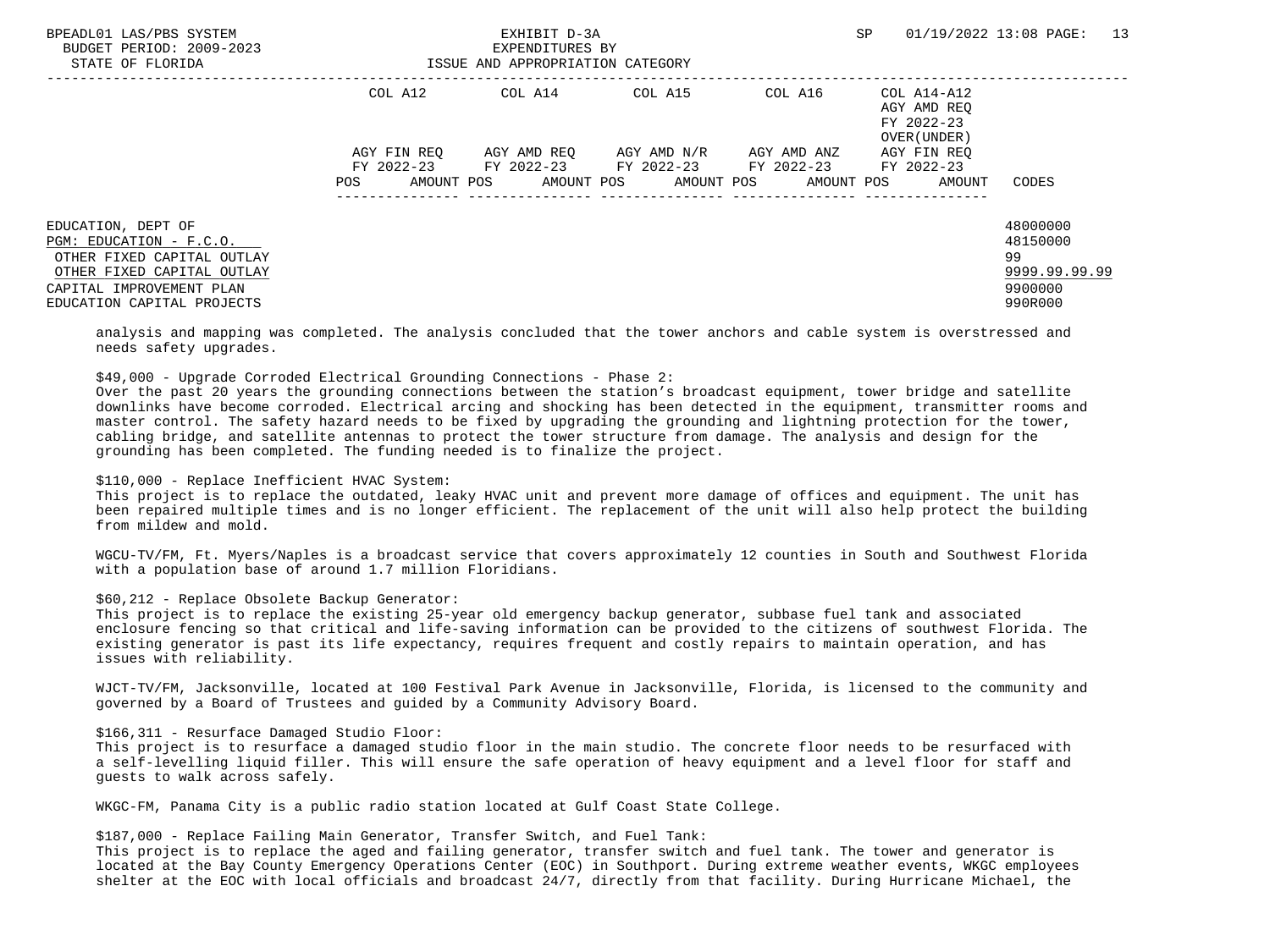| | COL A12 | COL A14 | COL A15 | COL A16 | COL A14-A12 AGY AMD REQ FY 2022-23 OVER(UNDER) | |
|---|---|---|---|---|---|---|
| | AGY FIN REQ FY 2022-23 | AGY AMD REQ FY 2022-23 | AGY AMD N/R FY 2022-23 | AGY AMD ANZ FY 2022-23 | AGY FIN REQ FY 2022-23 | |
| | POS AMOUNT | POS AMOUNT | POS AMOUNT | POS AMOUNT | POS AMOUNT | CODES |
| EDUCATION, DEPT OF | | | | | | 48000000 |
| PGM: EDUCATION - F.C.O. | | | | | | 48150000 |
| OTHER FIXED CAPITAL OUTLAY | | | | | | 99 |
| OTHER FIXED CAPITAL OUTLAY | | | | | | 9999.99.99.99 |
| CAPITAL IMPROVEMENT PLAN | | | | | | 9900000 |
| EDUCATION CAPITAL PROJECTS | | | | | | 990R000 |

analysis and mapping was completed. The analysis concluded that the tower anchors and cable system is overstressed and needs safety upgrades.

$49,000 - Upgrade Corroded Electrical Grounding Connections - Phase 2:
Over the past 20 years the grounding connections between the station's broadcast equipment, tower bridge and satellite downlinks have become corroded. Electrical arcing and shocking has been detected in the equipment, transmitter rooms and master control. The safety hazard needs to be fixed by upgrading the grounding and lightning protection for the tower, cabling bridge, and satellite antennas to protect the tower structure from damage. The analysis and design for the grounding has been completed. The funding needed is to finalize the project.

$110,000 - Replace Inefficient HVAC System:
This project is to replace the outdated, leaky HVAC unit and prevent more damage of offices and equipment. The unit has been repaired multiple times and is no longer efficient. The replacement of the unit will also help protect the building from mildew and mold.

WGCU-TV/FM, Ft. Myers/Naples is a broadcast service that covers approximately 12 counties in South and Southwest Florida with a population base of around 1.7 million Floridians.

$60,212 - Replace Obsolete Backup Generator:
This project is to replace the existing 25-year old emergency backup generator, subbase fuel tank and associated enclosure fencing so that critical and life-saving information can be provided to the citizens of southwest Florida. The existing generator is past its life expectancy, requires frequent and costly repairs to maintain operation, and has issues with reliability.

WJCT-TV/FM, Jacksonville, located at 100 Festival Park Avenue in Jacksonville, Florida, is licensed to the community and governed by a Board of Trustees and guided by a Community Advisory Board.

$166,311 - Resurface Damaged Studio Floor:
This project is to resurface a damaged studio floor in the main studio. The concrete floor needs to be resurfaced with a self-levelling liquid filler. This will ensure the safe operation of heavy equipment and a level floor for staff and guests to walk across safely.

WKGC-FM, Panama City is a public radio station located at Gulf Coast State College.

$187,000 - Replace Failing Main Generator, Transfer Switch, and Fuel Tank:
This project is to replace the aged and failing generator, transfer switch and fuel tank. The tower and generator is located at the Bay County Emergency Operations Center (EOC) in Southport. During extreme weather events, WKGC employees shelter at the EOC with local officials and broadcast 24/7, directly from that facility. During Hurricane Michael, the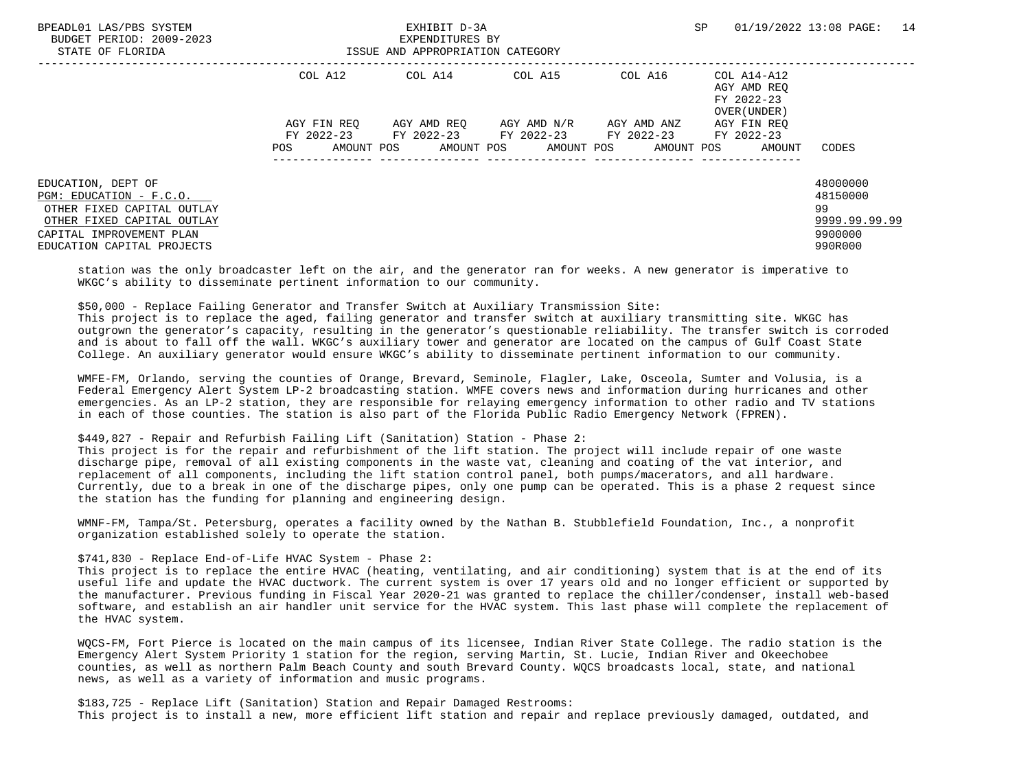| | COL A12 | COL A14 | COL A15 | COL A16 | COL A14-A12 AGY AMD REQ FY 2022-23 OVER(UNDER) | |
|---|---|---|---|---|---|---|
| | AGY FIN REQ FY 2022-23 | AGY AMD REQ FY 2022-23 | AGY AMD N/R FY 2022-23 | AGY AMD ANZ FY 2022-23 | AGY FIN REQ FY 2022-23 | |
| | POS AMOUNT | POS AMOUNT | POS AMOUNT | POS AMOUNT | POS AMOUNT | CODES |
| EDUCATION, DEPT OF | | | | | | 48000000 |
| PGM: EDUCATION - F.C.O. | | | | | | 48150000 |
| OTHER FIXED CAPITAL OUTLAY | | | | | | 99 |
| OTHER FIXED CAPITAL OUTLAY | | | | | | 9999.99.99.99 |
| CAPITAL IMPROVEMENT PLAN | | | | | | 9900000 |
| EDUCATION CAPITAL PROJECTS | | | | | | 990R000 |

station was the only broadcaster left on the air, and the generator ran for weeks. A new generator is imperative to WKGC's ability to disseminate pertinent information to our community.

$50,000 - Replace Failing Generator and Transfer Switch at Auxiliary Transmission Site:
This project is to replace the aged, failing generator and transfer switch at auxiliary transmitting site. WKGC has outgrown the generator's capacity, resulting in the generator's questionable reliability. The transfer switch is corroded and is about to fall off the wall. WKGC's auxiliary tower and generator are located on the campus of Gulf Coast State College. An auxiliary generator would ensure WKGC's ability to disseminate pertinent information to our community.

WMFE-FM, Orlando, serving the counties of Orange, Brevard, Seminole, Flagler, Lake, Osceola, Sumter and Volusia, is a Federal Emergency Alert System LP-2 broadcasting station. WMFE covers news and information during hurricanes and other emergencies. As an LP-2 station, they are responsible for relaying emergency information to other radio and TV stations in each of those counties. The station is also part of the Florida Public Radio Emergency Network (FPREN).

$449,827 - Repair and Refurbish Failing Lift (Sanitation) Station - Phase 2:
This project is for the repair and refurbishment of the lift station. The project will include repair of one waste discharge pipe, removal of all existing components in the waste vat, cleaning and coating of the vat interior, and replacement of all components, including the lift station control panel, both pumps/macerators, and all hardware. Currently, due to a break in one of the discharge pipes, only one pump can be operated. This is a phase 2 request since the station has the funding for planning and engineering design.

WMNF-FM, Tampa/St. Petersburg, operates a facility owned by the Nathan B. Stubblefield Foundation, Inc., a nonprofit organization established solely to operate the station.

$741,830 - Replace End-of-Life HVAC System - Phase 2:
This project is to replace the entire HVAC (heating, ventilating, and air conditioning) system that is at the end of its useful life and update the HVAC ductwork. The current system is over 17 years old and no longer efficient or supported by the manufacturer. Previous funding in Fiscal Year 2020-21 was granted to replace the chiller/condenser, install web-based software, and establish an air handler unit service for the HVAC system. This last phase will complete the replacement of the HVAC system.

WQCS-FM, Fort Pierce is located on the main campus of its licensee, Indian River State College. The radio station is the Emergency Alert System Priority 1 station for the region, serving Martin, St. Lucie, Indian River and Okeechobee counties, as well as northern Palm Beach County and south Brevard County. WQCS broadcasts local, state, and national news, as well as a variety of information and music programs.

$183,725 - Replace Lift (Sanitation) Station and Repair Damaged Restrooms:
This project is to install a new, more efficient lift station and repair and replace previously damaged, outdated, and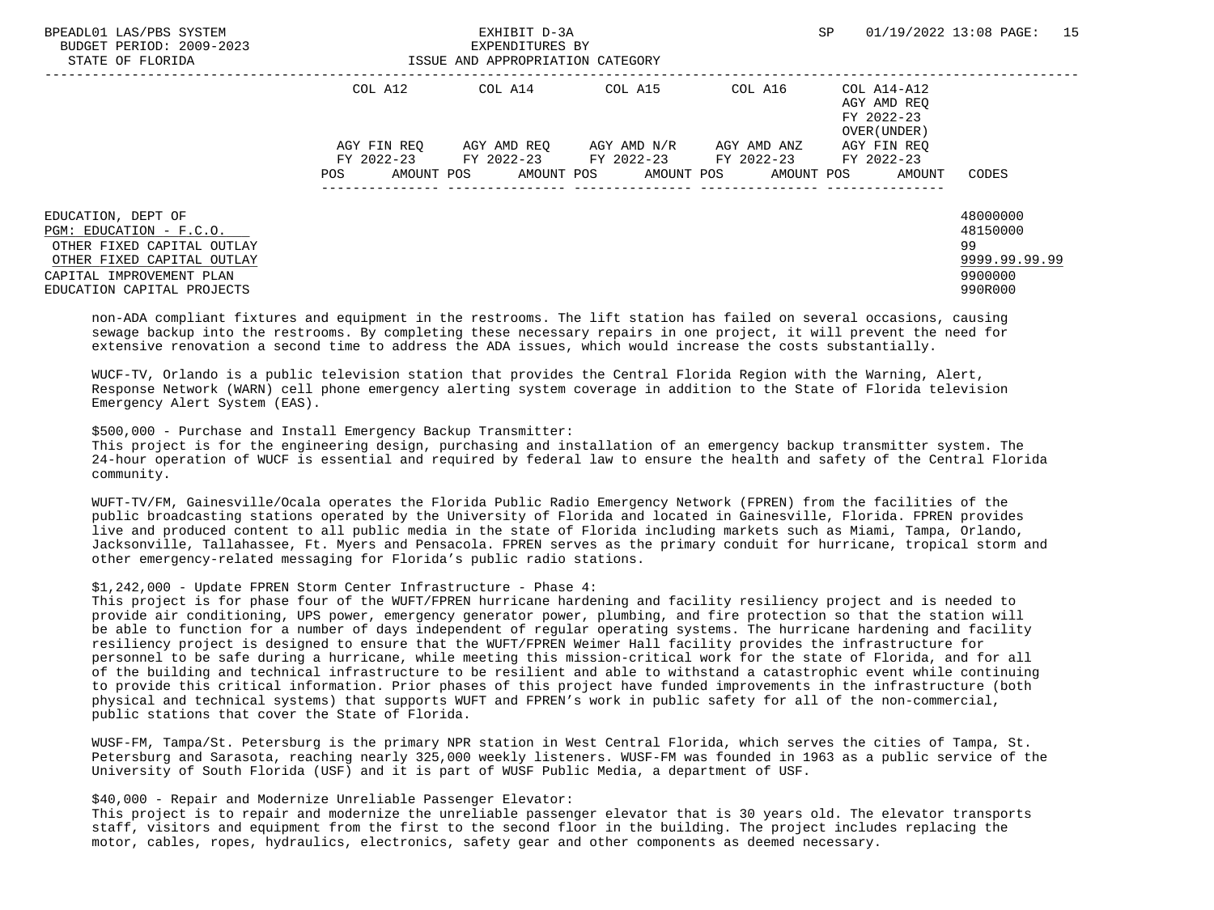| | COL A12 | COL A14 | COL A15 | COL A16 | COL A14-A12 AGY AMD REQ FY 2022-23 OVER(UNDER) | |
|---|---|---|---|---|---|---|
| | AGY FIN REQ FY 2022-23 | AGY AMD REQ FY 2022-23 | AGY AMD N/R FY 2022-23 | AGY AMD ANZ FY 2022-23 | AGY FIN REQ FY 2022-23 | |
| | POS AMOUNT | POS AMOUNT | POS AMOUNT | POS AMOUNT | POS AMOUNT | CODES |
| EDUCATION, DEPT OF | | | | | | 48000000 |
| PGM: EDUCATION - F.C.O. | | | | | | 48150000 |
| OTHER FIXED CAPITAL OUTLAY | | | | | | 99 |
| OTHER FIXED CAPITAL OUTLAY | | | | | | 9999.99.99.99 |
| CAPITAL IMPROVEMENT PLAN | | | | | | 9900000 |
| EDUCATION CAPITAL PROJECTS | | | | | | 990R000 |

non-ADA compliant fixtures and equipment in the restrooms. The lift station has failed on several occasions, causing sewage backup into the restrooms. By completing these necessary repairs in one project, it will prevent the need for extensive renovation a second time to address the ADA issues, which would increase the costs substantially.

WUCF-TV, Orlando is a public television station that provides the Central Florida Region with the Warning, Alert, Response Network (WARN) cell phone emergency alerting system coverage in addition to the State of Florida television Emergency Alert System (EAS).

$500,000 - Purchase and Install Emergency Backup Transmitter:
This project is for the engineering design, purchasing and installation of an emergency backup transmitter system. The 24-hour operation of WUCF is essential and required by federal law to ensure the health and safety of the Central Florida community.

WUFT-TV/FM, Gainesville/Ocala operates the Florida Public Radio Emergency Network (FPREN) from the facilities of the public broadcasting stations operated by the University of Florida and located in Gainesville, Florida. FPREN provides live and produced content to all public media in the state of Florida including markets such as Miami, Tampa, Orlando, Jacksonville, Tallahassee, Ft. Myers and Pensacola. FPREN serves as the primary conduit for hurricane, tropical storm and other emergency-related messaging for Florida's public radio stations.

$1,242,000 - Update FPREN Storm Center Infrastructure - Phase 4:
This project is for phase four of the WUFT/FPREN hurricane hardening and facility resiliency project and is needed to provide air conditioning, UPS power, emergency generator power, plumbing, and fire protection so that the station will be able to function for a number of days independent of regular operating systems. The hurricane hardening and facility resiliency project is designed to ensure that the WUFT/FPREN Weimer Hall facility provides the infrastructure for personnel to be safe during a hurricane, while meeting this mission-critical work for the state of Florida, and for all of the building and technical infrastructure to be resilient and able to withstand a catastrophic event while continuing to provide this critical information. Prior phases of this project have funded improvements in the infrastructure (both physical and technical systems) that supports WUFT and FPREN's work in public safety for all of the non-commercial, public stations that cover the State of Florida.

WUSF-FM, Tampa/St. Petersburg is the primary NPR station in West Central Florida, which serves the cities of Tampa, St. Petersburg and Sarasota, reaching nearly 325,000 weekly listeners. WUSF-FM was founded in 1963 as a public service of the University of South Florida (USF) and it is part of WUSF Public Media, a department of USF.

$40,000 - Repair and Modernize Unreliable Passenger Elevator:
This project is to repair and modernize the unreliable passenger elevator that is 30 years old. The elevator transports staff, visitors and equipment from the first to the second floor in the building. The project includes replacing the motor, cables, ropes, hydraulics, electronics, safety gear and other components as deemed necessary.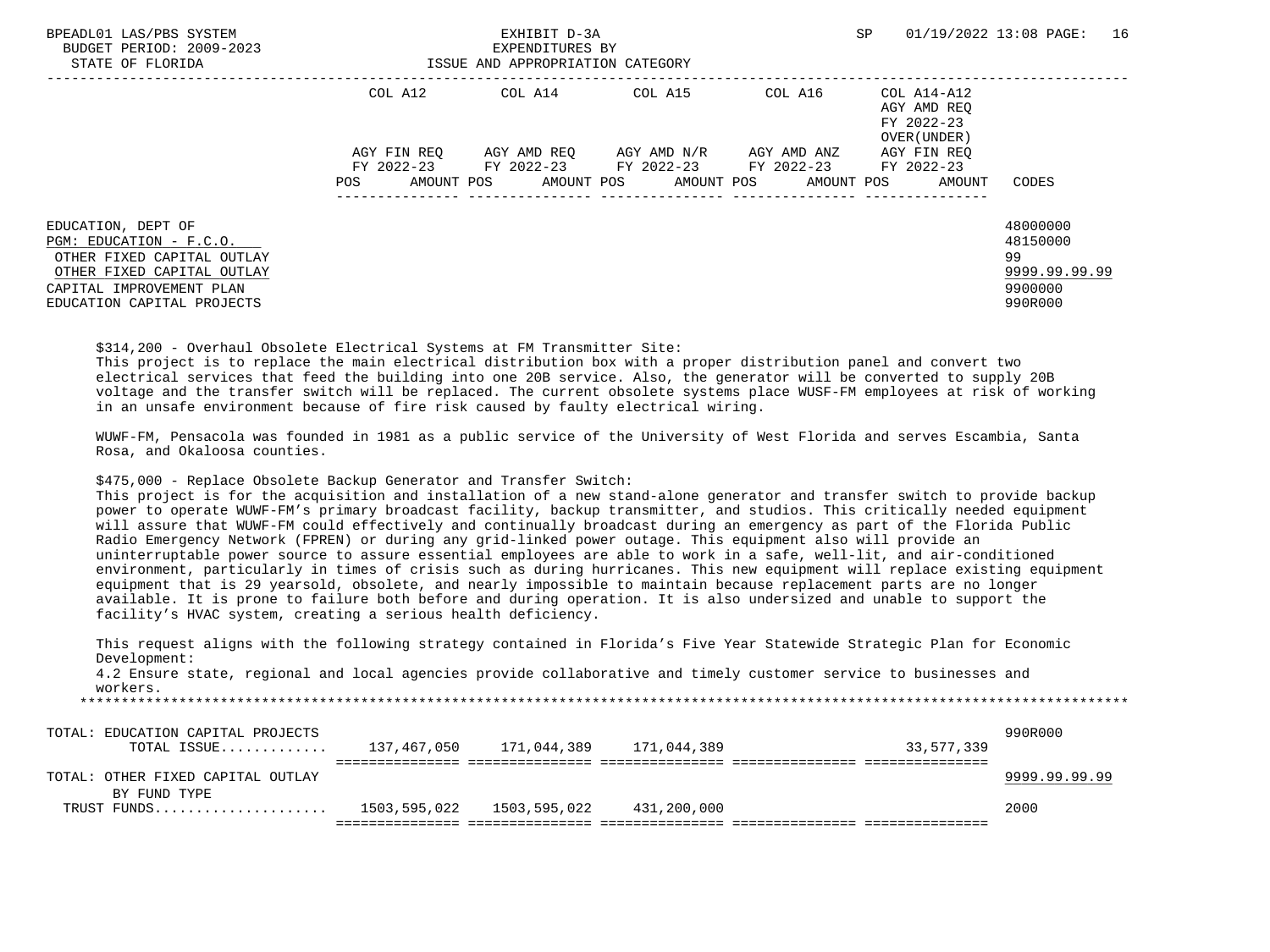| | COL A12 | COL A14 | COL A15 | COL A16 | COL A14-A12 AGY AMD REQ FY 2022-23 OVER(UNDER) | |
|---|---|---|---|---|---|---|
| | AGY FIN REQ FY 2022-23 | AGY AMD REQ FY 2022-23 | AGY AMD N/R FY 2022-23 | AGY AMD ANZ FY 2022-23 | AGY FIN REQ FY 2022-23 | |
| | POS AMOUNT | POS AMOUNT | POS AMOUNT | POS AMOUNT | POS AMOUNT | CODES |

EDUCATION, DEPT OF — 48000000
PGM: EDUCATION - F.C.O. — 48150000
OTHER FIXED CAPITAL OUTLAY — 99
OTHER FIXED CAPITAL OUTLAY — 9999.99.99.99
CAPITAL IMPROVEMENT PLAN — 9900000
EDUCATION CAPITAL PROJECTS — 990R000

$314,200 - Overhaul Obsolete Electrical Systems at FM Transmitter Site:
This project is to replace the main electrical distribution box with a proper distribution panel and convert two electrical services that feed the building into one 20B service. Also, the generator will be converted to supply 20B voltage and the transfer switch will be replaced. The current obsolete systems place WUSF-FM employees at risk of working in an unsafe environment because of fire risk caused by faulty electrical wiring.

WUWF-FM, Pensacola was founded in 1981 as a public service of the University of West Florida and serves Escambia, Santa Rosa, and Okaloosa counties.

$475,000 - Replace Obsolete Backup Generator and Transfer Switch:
This project is for the acquisition and installation of a new stand-alone generator and transfer switch to provide backup power to operate WUWF-FM's primary broadcast facility, backup transmitter, and studios. This critically needed equipment will assure that WUWF-FM could effectively and continually broadcast during an emergency as part of the Florida Public Radio Emergency Network (FPREN) or during any grid-linked power outage. This equipment also will provide an uninterruptable power source to assure essential employees are able to work in a safe, well-lit, and air-conditioned environment, particularly in times of crisis such as during hurricanes. This new equipment will replace existing equipment equipment that is 29 yearsold, obsolete, and nearly impossible to maintain because replacement parts are no longer available. It is prone to failure both before and during operation. It is also undersized and unable to support the facility's HVAC system, creating a serious health deficiency.

This request aligns with the following strategy contained in Florida's Five Year Statewide Strategic Plan for Economic Development:
4.2 Ensure state, regional and local agencies provide collaborative and timely customer service to businesses and workers.

| | COL A12 | COL A14 | COL A15 | COL A16 | COL A14-A12 | CODES |
|---|---|---|---|---|---|---|
| TOTAL: EDUCATION CAPITAL PROJECTS | | | | | | 990R000 |
| TOTAL ISSUE............ | 137,467,050 | 171,044,389 | 171,044,389 | | 33,577,339 | |
| TOTAL: OTHER FIXED CAPITAL OUTLAY | | | | | | 9999.99.99.99 |
| BY FUND TYPE | | | | | | |
| TRUST FUNDS.................... | 1503,595,022 | 1503,595,022 | 431,200,000 | | | 2000 |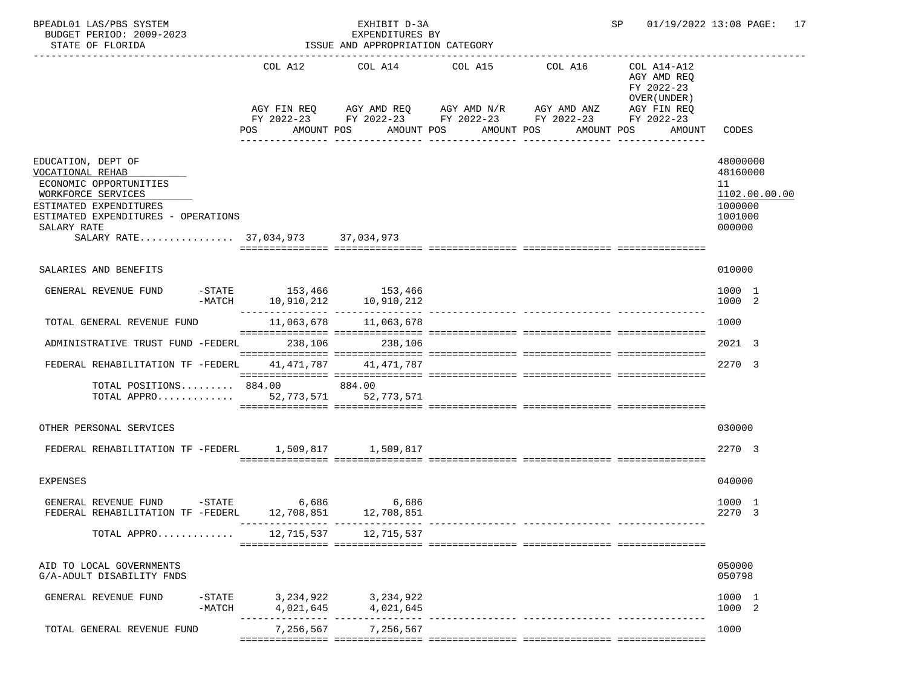BPEADL01 LAS/PBS SYSTEM | EXHIBIT D-3A | SP 01/19/2022 13:08

BUDGET PERIOD: 2009-2023 | EXPENDITURES BY

STATE OF FLORIDA | ISSUE AND APPROPRIATION CATEGORY

| | COL A12 AGY FIN REQ FY 2022-23 POS AMOUNT | COL A14 AGY AMD REQ FY 2022-23 POS AMOUNT | COL A15 AGY AMD N/R FY 2022-23 POS AMOUNT | COL A16 AGY AMD ANZ FY 2022-23 POS AMOUNT | COL A14-A12 AGY AMD REQ FY 2022-23 OVER(UNDER) AGY FIN REQ FY 2022-23 POS AMOUNT | CODES |
|---|---|---|---|---|---|---|
| EDUCATION, DEPT OF | | | | | | 48000000 |
| VOCATIONAL REHAB | | | | | | 48160000 |
| ECONOMIC OPPORTUNITIES | | | | | | 11 |
| WORKFORCE SERVICES | | | | | | 1102.00.00.00 |
| ESTIMATED EXPENDITURES | | | | | | 1000000 |
| ESTIMATED EXPENDITURES - OPERATIONS | | | | | | 1001000 |
| SALARY RATE | | | | | | 000000 |
| SALARY RATE................ | 37,034,973 | 37,034,973 | | | | |
| SALARIES AND BENEFITS | | | | | | 010000 |
| GENERAL REVENUE FUND -STATE | 153,466 | 153,466 | | | | 1000 1 |
| -MATCH | 10,910,212 | 10,910,212 | | | | 1000 2 |
| TOTAL GENERAL REVENUE FUND | 11,063,678 | 11,063,678 | | | | 1000 |
| ADMINISTRATIVE TRUST FUND -FEDERL | 238,106 | 238,106 | | | | 2021 3 |
| FEDERAL REHABILITATION TF -FEDERL | 41,471,787 | 41,471,787 | | | | 2270 3 |
| TOTAL POSITIONS......... | 884.00 | 884.00 | | | | |
| TOTAL APPRO............. | 52,773,571 | 52,773,571 | | | | |
| OTHER PERSONAL SERVICES | | | | | | 030000 |
| FEDERAL REHABILITATION TF -FEDERL | 1,509,817 | 1,509,817 | | | | 2270 3 |
| EXPENSES | | | | | | 040000 |
| GENERAL REVENUE FUND -STATE | 6,686 | 6,686 | | | | 1000 1 |
| FEDERAL REHABILITATION TF -FEDERL | 12,708,851 | 12,708,851 | | | | 2270 3 |
| TOTAL APPRO............. | 12,715,537 | 12,715,537 | | | | |
| AID TO LOCAL GOVERNMENTS | | | | | | 050000 |
| G/A-ADULT DISABILITY FNDS | | | | | | 050798 |
| GENERAL REVENUE FUND -STATE | 3,234,922 | 3,234,922 | | | | 1000 1 |
| -MATCH | 4,021,645 | 4,021,645 | | | | 1000 2 |
| TOTAL GENERAL REVENUE FUND | 7,256,567 | 7,256,567 | | | | 1000 |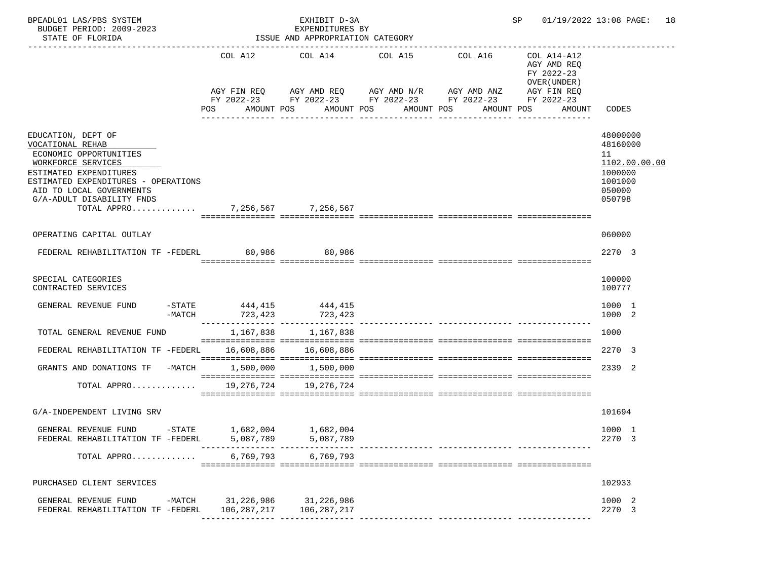BPEADL01 LAS/PBS SYSTEM — EXHIBIT D-3A — SP 01/19/2022 13:08 PAGE: 18

BUDGET PERIOD: 2009-2023 — EXPENDITURES BY

STATE OF FLORIDA — ISSUE AND APPROPRIATION CATEGORY

| | COL A12 AGY FIN REQ FY 2022-23 POS AMOUNT | COL A14 AGY AMD REQ FY 2022-23 POS AMOUNT | COL A15 AGY AMD N/R FY 2022-23 POS AMOUNT | COL A16 AGY AMD ANZ FY 2022-23 POS AMOUNT | COL A14-A12 AGY AMD REQ FY 2022-23 OVER(UNDER) AGY FIN REQ FY 2022-23 POS AMOUNT | CODES |
|---|---|---|---|---|---|---|
| EDUCATION, DEPT OF | | | | | | 48000000 |
| VOCATIONAL REHAB | | | | | | 48160000 |
| ECONOMIC OPPORTUNITIES | | | | | | 11 |
| WORKFORCE SERVICES | | | | | | 1102.00.00.00 |
| ESTIMATED EXPENDITURES | | | | | | 1000000 |
| ESTIMATED EXPENDITURES - OPERATIONS | | | | | | 1001000 |
| AID TO LOCAL GOVERNMENTS | | | | | | 050000 |
| G/A-ADULT DISABILITY FNDS | | | | | | 050798 |
| TOTAL APPRO............ | 7,256,567 | 7,256,567 | | | | |
| OPERATING CAPITAL OUTLAY | | | | | | 060000 |
| FEDERAL REHABILITATION TF -FEDERL | 80,986 | 80,986 | | | | 2270 3 |
| SPECIAL CATEGORIES | | | | | | 100000 |
| CONTRACTED SERVICES | | | | | | 100777 |
| GENERAL REVENUE FUND -STATE | 444,415 | 444,415 | | | | 1000 1 |
| -MATCH | 723,423 | 723,423 | | | | 1000 2 |
| TOTAL GENERAL REVENUE FUND | 1,167,838 | 1,167,838 | | | | 1000 |
| FEDERAL REHABILITATION TF -FEDERL | 16,608,886 | 16,608,886 | | | | 2270 3 |
| GRANTS AND DONATIONS TF -MATCH | 1,500,000 | 1,500,000 | | | | 2339 2 |
| TOTAL APPRO............ | 19,276,724 | 19,276,724 | | | | |
| G/A-INDEPENDENT LIVING SRV | | | | | | 101694 |
| GENERAL REVENUE FUND -STATE | 1,682,004 | 1,682,004 | | | | 1000 1 |
| FEDERAL REHABILITATION TF -FEDERL | 5,087,789 | 5,087,789 | | | | 2270 3 |
| TOTAL APPRO............ | 6,769,793 | 6,769,793 | | | | |
| PURCHASED CLIENT SERVICES | | | | | | 102933 |
| GENERAL REVENUE FUND -MATCH | 31,226,986 | 31,226,986 | | | | 1000 2 |
| FEDERAL REHABILITATION TF -FEDERL | 106,287,217 | 106,287,217 | | | | 2270 3 |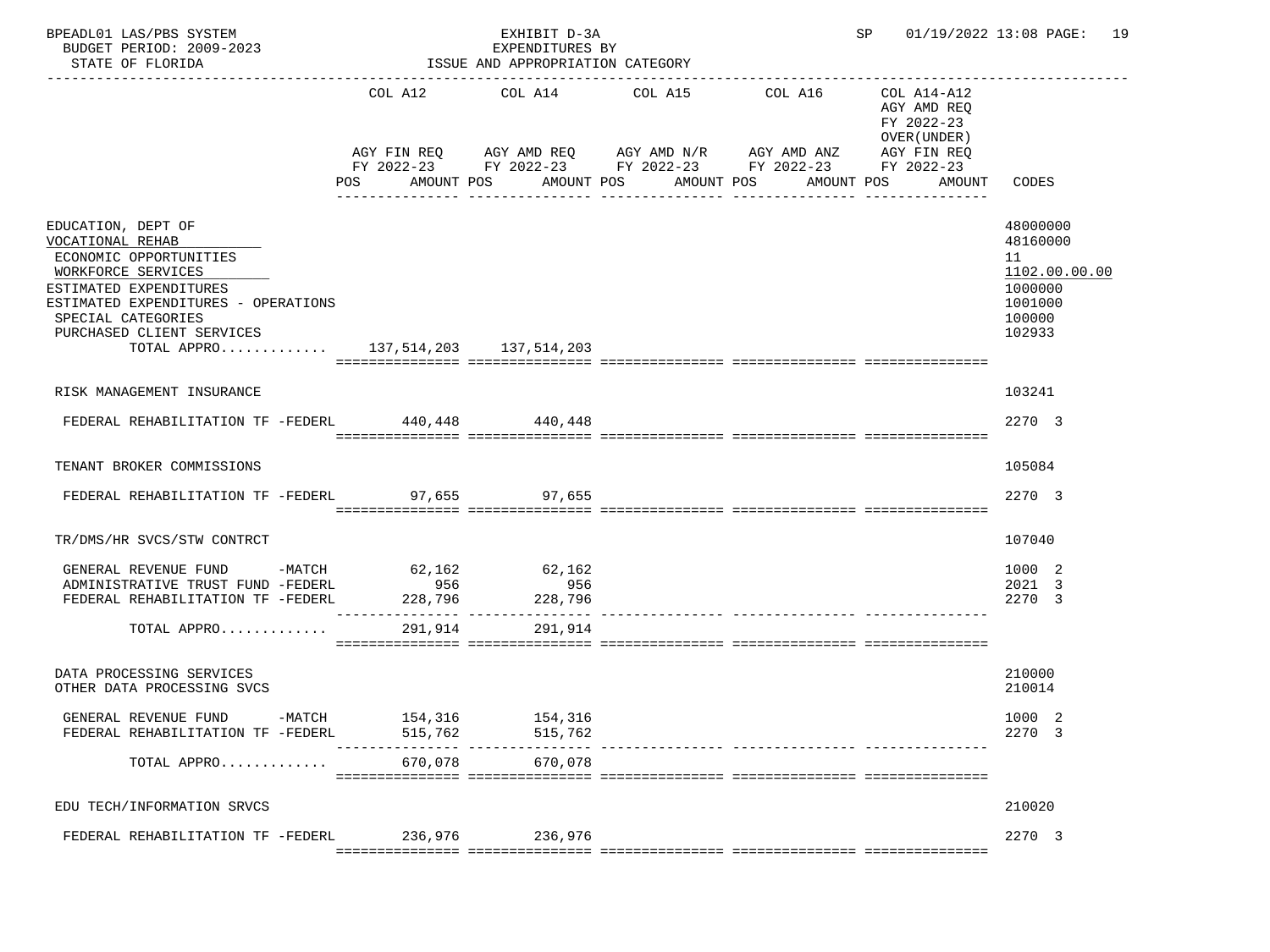BPEADL01 LAS/PBS SYSTEM — EXHIBIT D-3A — EXPENDITURES BY ISSUE AND APPROPRIATION CATEGORY

BUDGET PERIOD: 2009-2023 — STATE OF FLORIDA — SP 01/19/2022 13:08

| | COL A12 AGY FIN REQ FY 2022-23 POS AMOUNT | COL A14 AGY AMD REQ FY 2022-23 POS AMOUNT | COL A15 AGY AMD N/R FY 2022-23 POS AMOUNT | COL A16 AGY AMD ANZ FY 2022-23 POS AMOUNT | COL A14-A12 AGY AMD REQ FY 2022-23 OVER(UNDER) AGY FIN REQ FY 2022-23 POS AMOUNT | CODES |
|---|---|---|---|---|---|---|
| EDUCATION, DEPT OF | | | | | | 48000000 |
| VOCATIONAL REHAB | | | | | | 48160000 |
| ECONOMIC OPPORTUNITIES | | | | | | 11 |
| WORKFORCE SERVICES | | | | | | 1102.00.00.00 |
| ESTIMATED EXPENDITURES | | | | | | 1000000 |
| ESTIMATED EXPENDITURES - OPERATIONS | | | | | | 1001000 |
| SPECIAL CATEGORIES | | | | | | 100000 |
| PURCHASED CLIENT SERVICES | | | | | | 102933 |
| TOTAL APPRO............ | 137,514,203 | 137,514,203 | | | | |
| RISK MANAGEMENT INSURANCE | | | | | | 103241 |
| FEDERAL REHABILITATION TF -FEDERL | 440,448 | 440,448 | | | | 2270 3 |
| TENANT BROKER COMMISSIONS | | | | | | 105084 |
| FEDERAL REHABILITATION TF -FEDERL | 97,655 | 97,655 | | | | 2270 3 |
| TR/DMS/HR SVCS/STW CONTRCT | | | | | | 107040 |
| GENERAL REVENUE FUND -MATCH | 62,162 | 62,162 | | | | 1000 2 |
| ADMINISTRATIVE TRUST FUND -FEDERL | 956 | 956 | | | | 2021 3 |
| FEDERAL REHABILITATION TF -FEDERL | 228,796 | 228,796 | | | | 2270 3 |
| TOTAL APPRO............ | 291,914 | 291,914 | | | | |
| DATA PROCESSING SERVICES | | | | | | 210000 |
| OTHER DATA PROCESSING SVCS | | | | | | 210014 |
| GENERAL REVENUE FUND -MATCH | 154,316 | 154,316 | | | | 1000 2 |
| FEDERAL REHABILITATION TF -FEDERL | 515,762 | 515,762 | | | | 2270 3 |
| TOTAL APPRO............ | 670,078 | 670,078 | | | | |
| EDU TECH/INFORMATION SRVCS | | | | | | 210020 |
| FEDERAL REHABILITATION TF -FEDERL | 236,976 | 236,976 | | | | 2270 3 |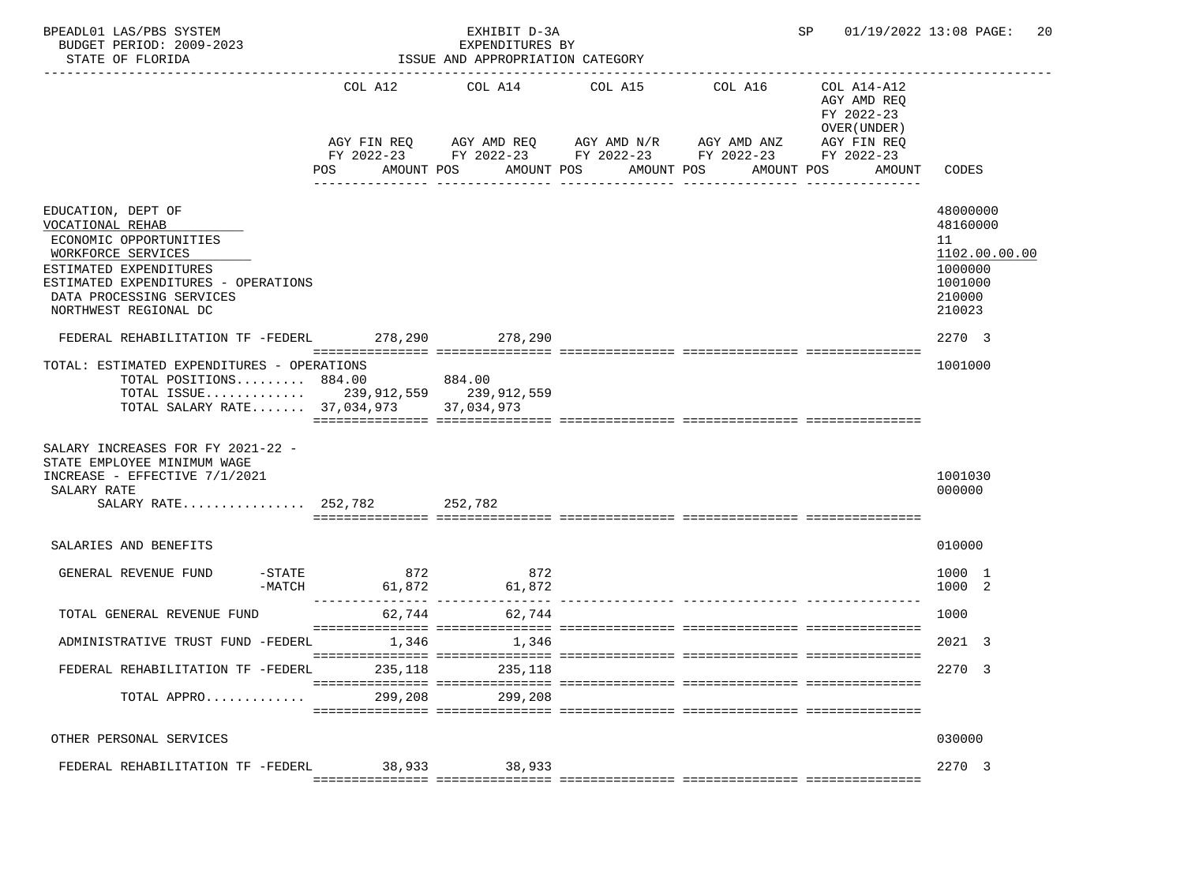BPEADL01 LAS/PBS SYSTEM — EXHIBIT D-3A — EXPENDITURES BY ISSUE AND APPROPRIATION CATEGORY — SP 01/19/2022 13:08

BUDGET PERIOD: 2009-2023

STATE OF FLORIDA

| | COL A12 AGY FIN REQ FY 2022-23 POS AMOUNT | COL A14 AGY AMD REQ FY 2022-23 POS AMOUNT | COL A15 AGY AMD N/R FY 2022-23 POS AMOUNT | COL A16 AGY AMD ANZ FY 2022-23 POS AMOUNT | COL A14-A12 AGY AMD REQ FY 2022-23 OVER(UNDER) AGY FIN REQ FY 2022-23 POS AMOUNT | CODES |
|---|---|---|---|---|---|---|
| EDUCATION, DEPT OF | | | | | | 48000000 |
| VOCATIONAL REHAB | | | | | | 48160000 |
| ECONOMIC OPPORTUNITIES | | | | | | 11 |
| WORKFORCE SERVICES | | | | | | 1102.00.00.00 |
| ESTIMATED EXPENDITURES | | | | | | 1000000 |
| ESTIMATED EXPENDITURES - OPERATIONS | | | | | | 1001000 |
| DATA PROCESSING SERVICES | | | | | | 210000 |
| NORTHWEST REGIONAL DC | | | | | | 210023 |
| FEDERAL REHABILITATION TF -FEDERL | 278,290 | 278,290 | | | | 2270 3 |
| TOTAL: ESTIMATED EXPENDITURES - OPERATIONS | | | | | | 1001000 |
| TOTAL POSITIONS......... | 884.00 | 884.00 | | | | |
| TOTAL ISSUE............. | 239,912,559 | 239,912,559 | | | | |
| TOTAL SALARY RATE....... | 37,034,973 | 37,034,973 | | | | |
| SALARY INCREASES FOR FY 2021-22 - STATE EMPLOYEE MINIMUM WAGE INCREASE - EFFECTIVE 7/1/2021 | | | | | | 1001030 |
| SALARY RATE | | | | | | 000000 |
| SALARY RATE................ | 252,782 | 252,782 | | | | |
| SALARIES AND BENEFITS | | | | | | 010000 |
| GENERAL REVENUE FUND -STATE | 872 | 872 | | | | 1000 1 |
| -MATCH | 61,872 | 61,872 | | | | 1000 2 |
| TOTAL GENERAL REVENUE FUND | 62,744 | 62,744 | | | | 1000 |
| ADMINISTRATIVE TRUST FUND -FEDERL | 1,346 | 1,346 | | | | 2021 3 |
| FEDERAL REHABILITATION TF -FEDERL | 235,118 | 235,118 | | | | 2270 3 |
| TOTAL APPRO............ | 299,208 | 299,208 | | | | |
| OTHER PERSONAL SERVICES | | | | | | 030000 |
| FEDERAL REHABILITATION TF -FEDERL | 38,933 | 38,933 | | | | 2270 3 |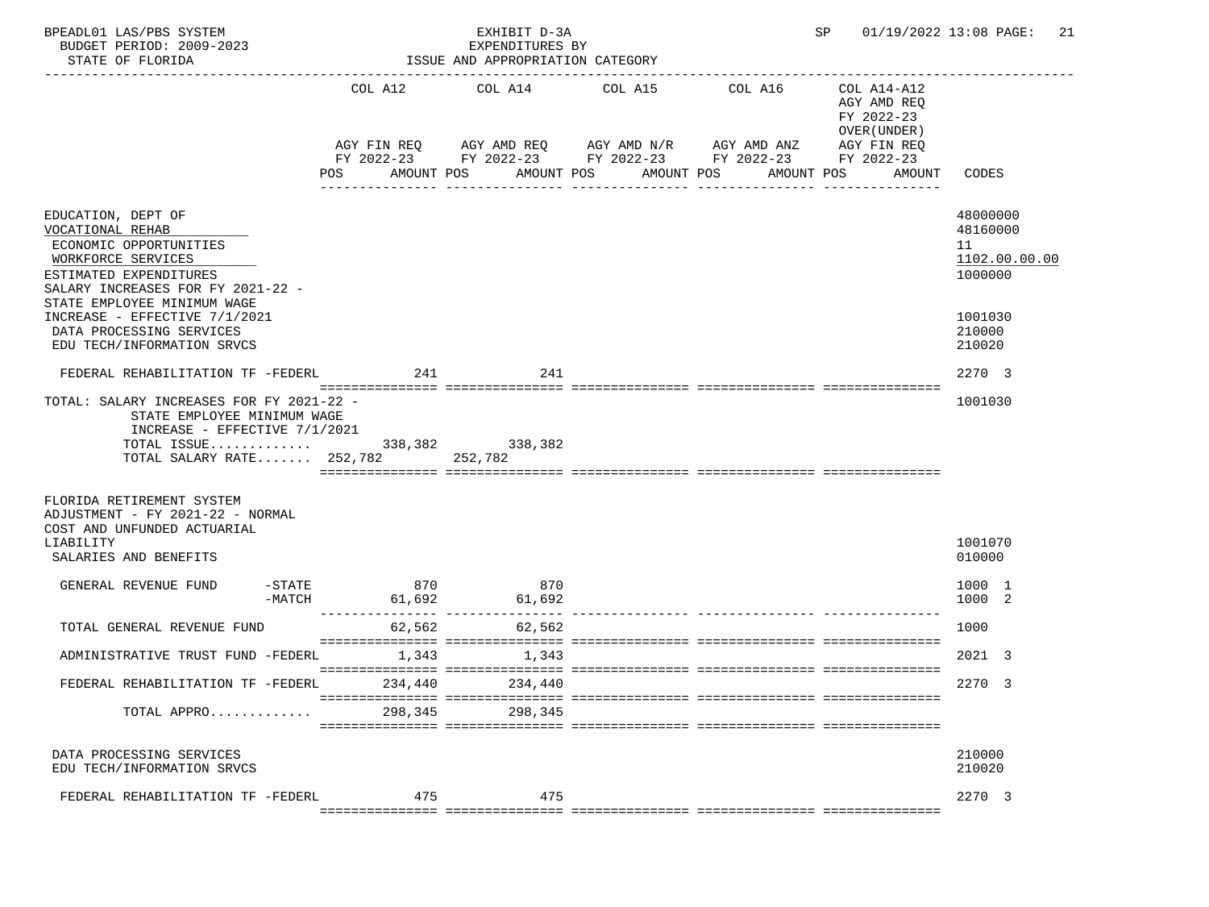BPEADL01 LAS/PBS SYSTEM — EXHIBIT D-3A — EXPENDITURES BY ISSUE AND APPROPRIATION CATEGORY — SP 01/19/2022 13:08

BUDGET PERIOD: 2009-2023

STATE OF FLORIDA

| | COL A12 AGY FIN REQ FY 2022-23 POS AMOUNT | COL A14 AGY AMD REQ FY 2022-23 POS AMOUNT | COL A15 AGY AMD N/R FY 2022-23 POS AMOUNT | COL A16 AGY AMD ANZ FY 2022-23 POS AMOUNT | COL A14-A12 AGY AMD REQ FY 2022-23 OVER(UNDER) AGY FIN REQ FY 2022-23 POS AMOUNT | CODES |
|---|---|---|---|---|---|---|
| EDUCATION, DEPT OF | | | | | | 48000000 |
| VOCATIONAL REHAB | | | | | | 48160000 |
| ECONOMIC OPPORTUNITIES | | | | | | 11 |
| WORKFORCE SERVICES | | | | | | 1102.00.00.00 |
| ESTIMATED EXPENDITURES | | | | | | 1000000 |
| SALARY INCREASES FOR FY 2021-22 - STATE EMPLOYEE MINIMUM WAGE INCREASE - EFFECTIVE 7/1/2021 | | | | | | 1001030 |
| DATA PROCESSING SERVICES | | | | | | 210000 |
| EDU TECH/INFORMATION SRVCS | | | | | | 210020 |
| FEDERAL REHABILITATION TF -FEDERL | 241 | 241 | | | | 2270 3 |
| TOTAL: SALARY INCREASES FOR FY 2021-22 - STATE EMPLOYEE MINIMUM WAGE INCREASE - EFFECTIVE 7/1/2021 | | | | | | 1001030 |
| TOTAL ISSUE............ | 338,382 | 338,382 | | | | |
| TOTAL SALARY RATE....... | 252,782 | 252,782 | | | | |
| FLORIDA RETIREMENT SYSTEM ADJUSTMENT - FY 2021-22 - NORMAL COST AND UNFUNDED ACTUARIAL LIABILITY | | | | | | 1001070 |
| SALARIES AND BENEFITS | | | | | | 010000 |
| GENERAL REVENUE FUND -STATE | 870 | 870 | | | | 1000 1 |
| -MATCH | 61,692 | 61,692 | | | | 1000 2 |
| TOTAL GENERAL REVENUE FUND | 62,562 | 62,562 | | | | 1000 |
| ADMINISTRATIVE TRUST FUND -FEDERL | 1,343 | 1,343 | | | | 2021 3 |
| FEDERAL REHABILITATION TF -FEDERL | 234,440 | 234,440 | | | | 2270 3 |
| TOTAL APPRO............ | 298,345 | 298,345 | | | | |
| DATA PROCESSING SERVICES | | | | | | 210000 |
| EDU TECH/INFORMATION SRVCS | | | | | | 210020 |
| FEDERAL REHABILITATION TF -FEDERL | 475 | 475 | | | | 2270 3 |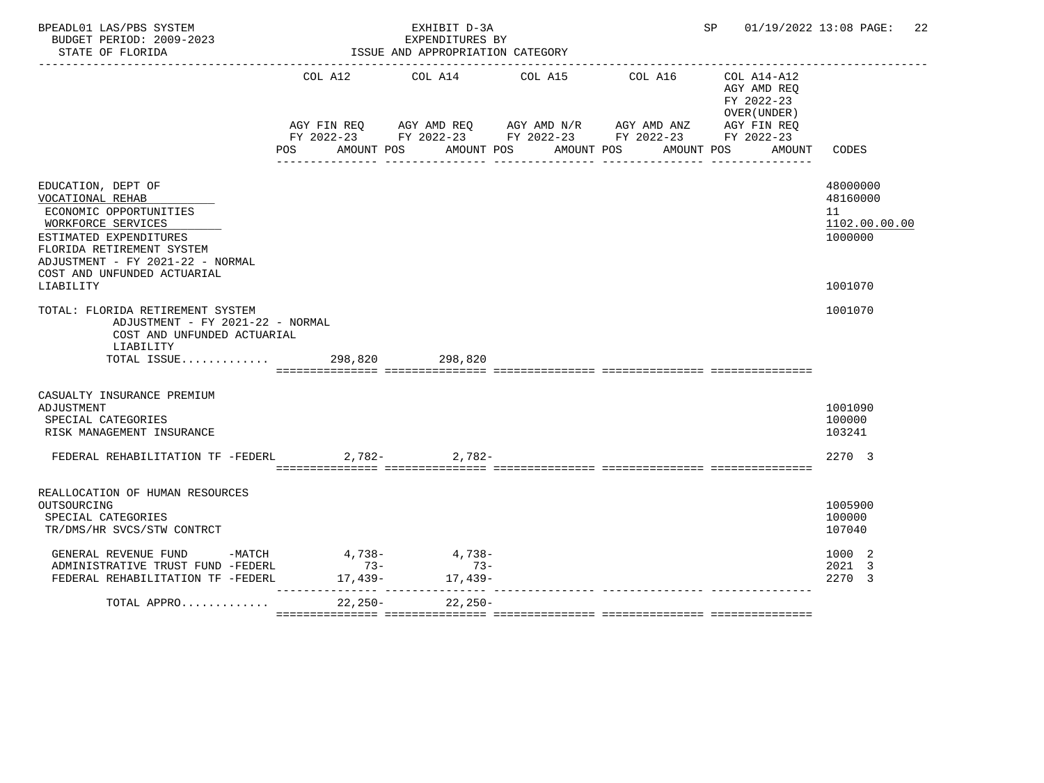BPEADL01 LAS/PBS SYSTEM — EXHIBIT D-3A — EXPENDITURES BY ISSUE AND APPROPRIATION CATEGORY — SP 01/19/2022 13:08

BUDGET PERIOD: 2009-2023

STATE OF FLORIDA

| | COL A12 AGY FIN REQ FY 2022-23 POS AMOUNT | COL A14 AGY AMD REQ FY 2022-23 POS AMOUNT | COL A15 AGY AMD N/R FY 2022-23 POS AMOUNT | COL A16 AGY AMD ANZ FY 2022-23 POS AMOUNT | COL A14-A12 AGY AMD REQ FY 2022-23 OVER(UNDER) AGY FIN REQ FY 2022-23 POS AMOUNT | CODES |
|---|---|---|---|---|---|---|
| EDUCATION, DEPT OF | | | | | | 48000000 |
| VOCATIONAL REHAB | | | | | | 48160000 |
| ECONOMIC OPPORTUNITIES | | | | | | 11 |
| WORKFORCE SERVICES | | | | | | 1102.00.00.00 |
| ESTIMATED EXPENDITURES | | | | | | 1000000 |
| FLORIDA RETIREMENT SYSTEM ADJUSTMENT - FY 2021-22 - NORMAL COST AND UNFUNDED ACTUARIAL LIABILITY | | | | | | 1001070 |
| TOTAL: FLORIDA RETIREMENT SYSTEM ADJUSTMENT - FY 2021-22 - NORMAL COST AND UNFUNDED ACTUARIAL LIABILITY | | | | | | 1001070 |
| TOTAL ISSUE............ | 298,820 | 298,820 | | | | |
| CASUALTY INSURANCE PREMIUM ADJUSTMENT | | | | | | 1001090 |
| SPECIAL CATEGORIES | | | | | | 100000 |
| RISK MANAGEMENT INSURANCE | | | | | | 103241 |
| FEDERAL REHABILITATION TF -FEDERL | 2,782- | 2,782- | | | | 2270 3 |
| REALLOCATION OF HUMAN RESOURCES OUTSOURCING | | | | | | 1005900 |
| SPECIAL CATEGORIES | | | | | | 100000 |
| TR/DMS/HR SVCS/STW CONTRCT | | | | | | 107040 |
| GENERAL REVENUE FUND -MATCH | 4,738- | 4,738- | | | | 1000 2 |
| ADMINISTRATIVE TRUST FUND -FEDERL | 73- | 73- | | | | 2021 3 |
| FEDERAL REHABILITATION TF -FEDERL | 17,439- | 17,439- | | | | 2270 3 |
| TOTAL APPRO............ | 22,250- | 22,250- | | | | |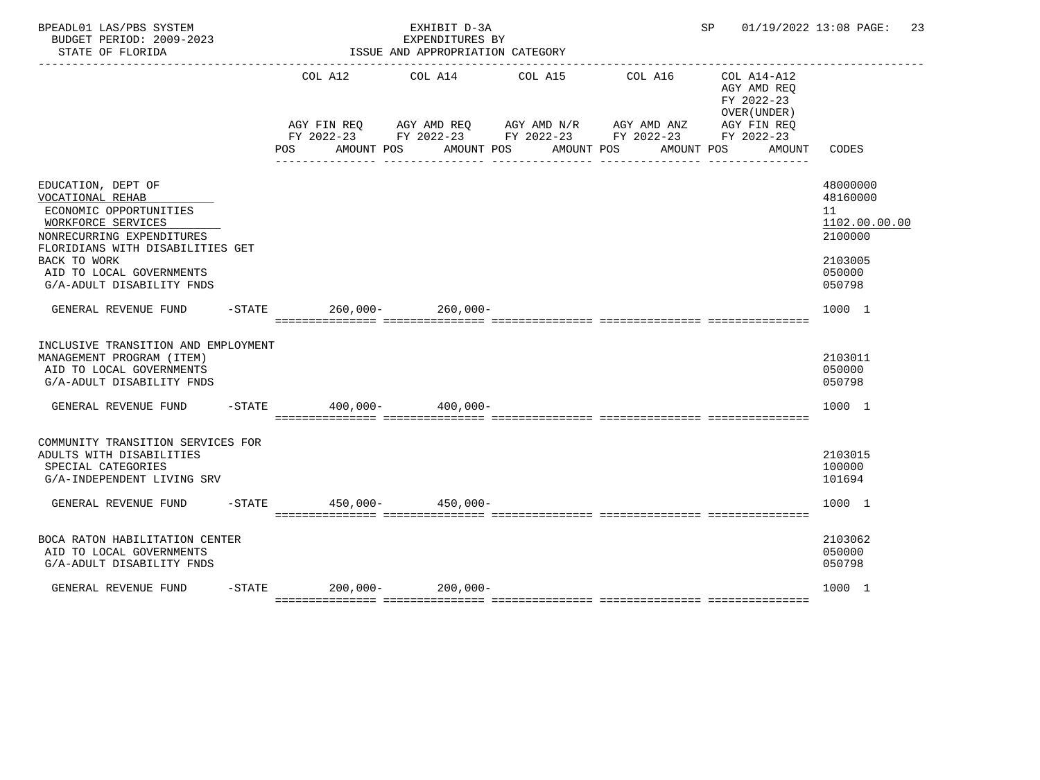BPEADL01 LAS/PBS SYSTEM | EXHIBIT D-3A | SP 01/19/2022 13:08

BUDGET PERIOD: 2009-2023 | EXPENDITURES BY

STATE OF FLORIDA | ISSUE AND APPROPRIATION CATEGORY

| | COL A12 AGY FIN REQ FY 2022-23 POS AMOUNT | COL A14 AGY AMD REQ FY 2022-23 POS AMOUNT | COL A15 AGY AMD N/R FY 2022-23 POS AMOUNT | COL A16 AGY AMD ANZ FY 2022-23 POS AMOUNT | COL A14-A12 AGY AMD REQ FY 2022-23 OVER(UNDER) AGY FIN REQ FY 2022-23 POS AMOUNT | CODES |
|---|---|---|---|---|---|---|
| EDUCATION, DEPT OF | | | | | | 48000000 |
| VOCATIONAL REHAB | | | | | | 48160000 |
| ECONOMIC OPPORTUNITIES | | | | | | 11 |
| WORKFORCE SERVICES | | | | | | 1102.00.00.00 |
| NONRECURRING EXPENDITURES | | | | | | 2100000 |
| FLORIDIANS WITH DISABILITIES GET BACK TO WORK | | | | | | 2103005 |
| AID TO LOCAL GOVERNMENTS | | | | | | 050000 |
| G/A-ADULT DISABILITY FNDS | | | | | | 050798 |
| GENERAL REVENUE FUND -STATE | 260,000- | 260,000- | | | | 1000 1 |
| INCLUSIVE TRANSITION AND EMPLOYMENT MANAGEMENT PROGRAM (ITEM) | | | | | | 2103011 |
| AID TO LOCAL GOVERNMENTS | | | | | | 050000 |
| G/A-ADULT DISABILITY FNDS | | | | | | 050798 |
| GENERAL REVENUE FUND -STATE | 400,000- | 400,000- | | | | 1000 1 |
| COMMUNITY TRANSITION SERVICES FOR ADULTS WITH DISABILITIES | | | | | | 2103015 |
| SPECIAL CATEGORIES | | | | | | 100000 |
| G/A-INDEPENDENT LIVING SRV | | | | | | 101694 |
| GENERAL REVENUE FUND -STATE | 450,000- | 450,000- | | | | 1000 1 |
| BOCA RATON HABILITATION CENTER | | | | | | 2103062 |
| AID TO LOCAL GOVERNMENTS | | | | | | 050000 |
| G/A-ADULT DISABILITY FNDS | | | | | | 050798 |
| GENERAL REVENUE FUND -STATE | 200,000- | 200,000- | | | | 1000 1 |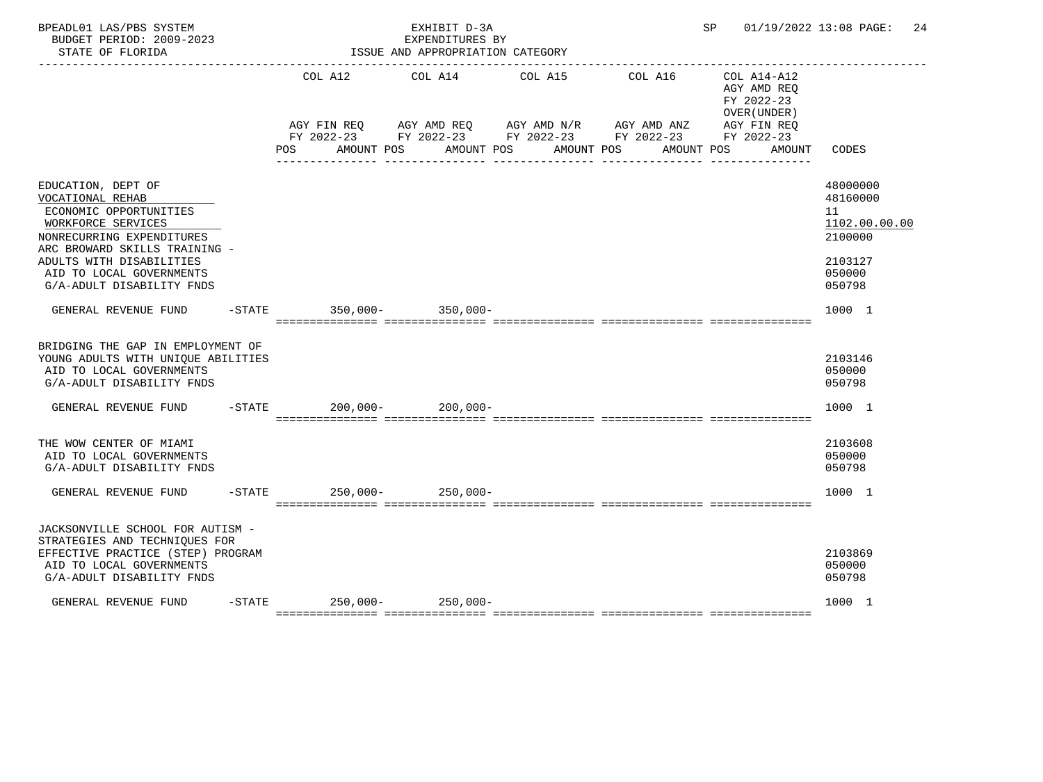BPEADL01 LAS/PBS SYSTEM

BUDGET PERIOD: 2009-2023

STATE OF FLORIDA

EXHIBIT D-3A
EXPENDITURES BY
ISSUE AND APPROPRIATION CATEGORY

SP 01/19/2022 13:08

| | COL A12 AGY FIN REQ FY 2022-23 POS AMOUNT | COL A14 AGY AMD REQ FY 2022-23 POS AMOUNT | COL A15 AGY AMD N/R FY 2022-23 POS AMOUNT | COL A16 AGY AMD ANZ FY 2022-23 POS AMOUNT | COL A14-A12 AGY AMD REQ FY 2022-23 OVER(UNDER) AGY FIN REQ FY 2022-23 POS AMOUNT | CODES |
|---|---|---|---|---|---|---|
| EDUCATION, DEPT OF | | | | | | 48000000 |
| VOCATIONAL REHAB | | | | | | 48160000 |
| ECONOMIC OPPORTUNITIES | | | | | | 11 |
| WORKFORCE SERVICES | | | | | | 1102.00.00.00 |
| NONRECURRING EXPENDITURES | | | | | | 2100000 |
| ARC BROWARD SKILLS TRAINING - ADULTS WITH DISABILITIES | | | | | | 2103127 |
| AID TO LOCAL GOVERNMENTS | | | | | | 050000 |
| G/A-ADULT DISABILITY FNDS | | | | | | 050798 |
| GENERAL REVENUE FUND -STATE | 350,000- | 350,000- | | | | 1000 1 |
| BRIDGING THE GAP IN EMPLOYMENT OF YOUNG ADULTS WITH UNIQUE ABILITIES | | | | | | 2103146 |
| AID TO LOCAL GOVERNMENTS | | | | | | 050000 |
| G/A-ADULT DISABILITY FNDS | | | | | | 050798 |
| GENERAL REVENUE FUND -STATE | 200,000- | 200,000- | | | | 1000 1 |
| THE WOW CENTER OF MIAMI | | | | | | 2103608 |
| AID TO LOCAL GOVERNMENTS | | | | | | 050000 |
| G/A-ADULT DISABILITY FNDS | | | | | | 050798 |
| GENERAL REVENUE FUND -STATE | 250,000- | 250,000- | | | | 1000 1 |
| JACKSONVILLE SCHOOL FOR AUTISM - STRATEGIES AND TECHNIQUES FOR EFFECTIVE PRACTICE (STEP) PROGRAM | | | | | | 2103869 |
| AID TO LOCAL GOVERNMENTS | | | | | | 050000 |
| G/A-ADULT DISABILITY FNDS | | | | | | 050798 |
| GENERAL REVENUE FUND -STATE | 250,000- | 250,000- | | | | 1000 1 |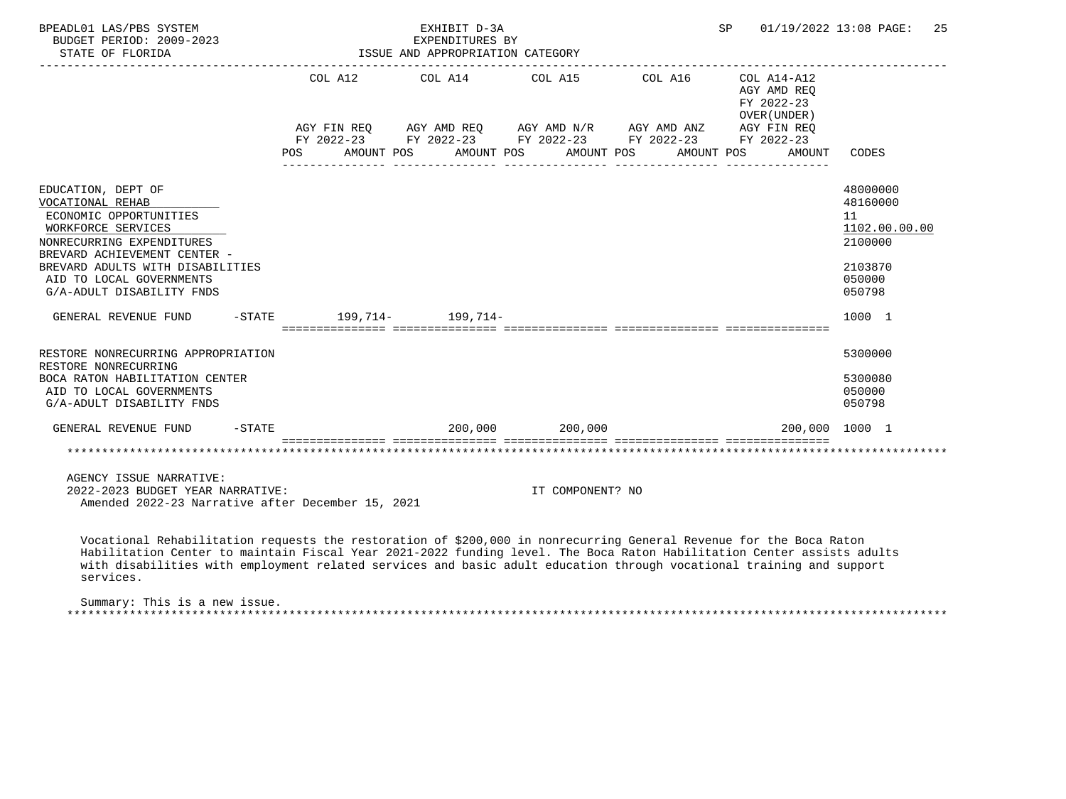BPEADL01 LAS/PBS SYSTEM — EXHIBIT D-3A — EXPENDITURES BY ISSUE AND APPROPRIATION CATEGORY — BUDGET PERIOD: 2009-2023 — STATE OF FLORIDA — SP 01/19/2022 13:08

| | COL A12 AGY FIN REQ FY 2022-23 POS AMOUNT | COL A14 AGY AMD REQ FY 2022-23 POS AMOUNT | COL A15 AGY AMD N/R FY 2022-23 POS AMOUNT | COL A16 AGY AMD ANZ FY 2022-23 POS AMOUNT | COL A14-A12 AGY AMD REQ FY 2022-23 OVER(UNDER) AGY FIN REQ FY 2022-23 POS AMOUNT | CODES |
|---|---|---|---|---|---|---|
| EDUCATION, DEPT OF | | | | | | 48000000 |
| VOCATIONAL REHAB | | | | | | 48160000 |
| ECONOMIC OPPORTUNITIES | | | | | | 11 |
| WORKFORCE SERVICES | | | | | | 1102.00.00.00 |
| NONRECURRING EXPENDITURES | | | | | | 2100000 |
| BREVARD ACHIEVEMENT CENTER - BREVARD ADULTS WITH DISABILITIES | | | | | | 2103870 |
| AID TO LOCAL GOVERNMENTS | | | | | | 050000 |
| G/A-ADULT DISABILITY FNDS | | | | | | 050798 |
| GENERAL REVENUE FUND -STATE | 199,714- | 199,714- | | | | 1000 1 |
| RESTORE NONRECURRING APPROPRIATION | | | | | | 5300000 |
| RESTORE NONRECURRING BOCA RATON HABILITATION CENTER | | | | | | 5300080 |
| AID TO LOCAL GOVERNMENTS | | | | | | 050000 |
| G/A-ADULT DISABILITY FNDS | | | | | | 050798 |
| GENERAL REVENUE FUND -STATE | | 200,000 | 200,000 | | 200,000 | 1000 1 |

AGENCY ISSUE NARRATIVE:
2022-2023 BUDGET YEAR NARRATIVE: IT COMPONENT? NO
Amended 2022-23 Narrative after December 15, 2021

Vocational Rehabilitation requests the restoration of $200,000 in nonrecurring General Revenue for the Boca Raton Habilitation Center to maintain Fiscal Year 2021-2022 funding level. The Boca Raton Habilitation Center assists adults with disabilities with employment related services and basic adult education through vocational training and support services.

Summary: This is a new issue.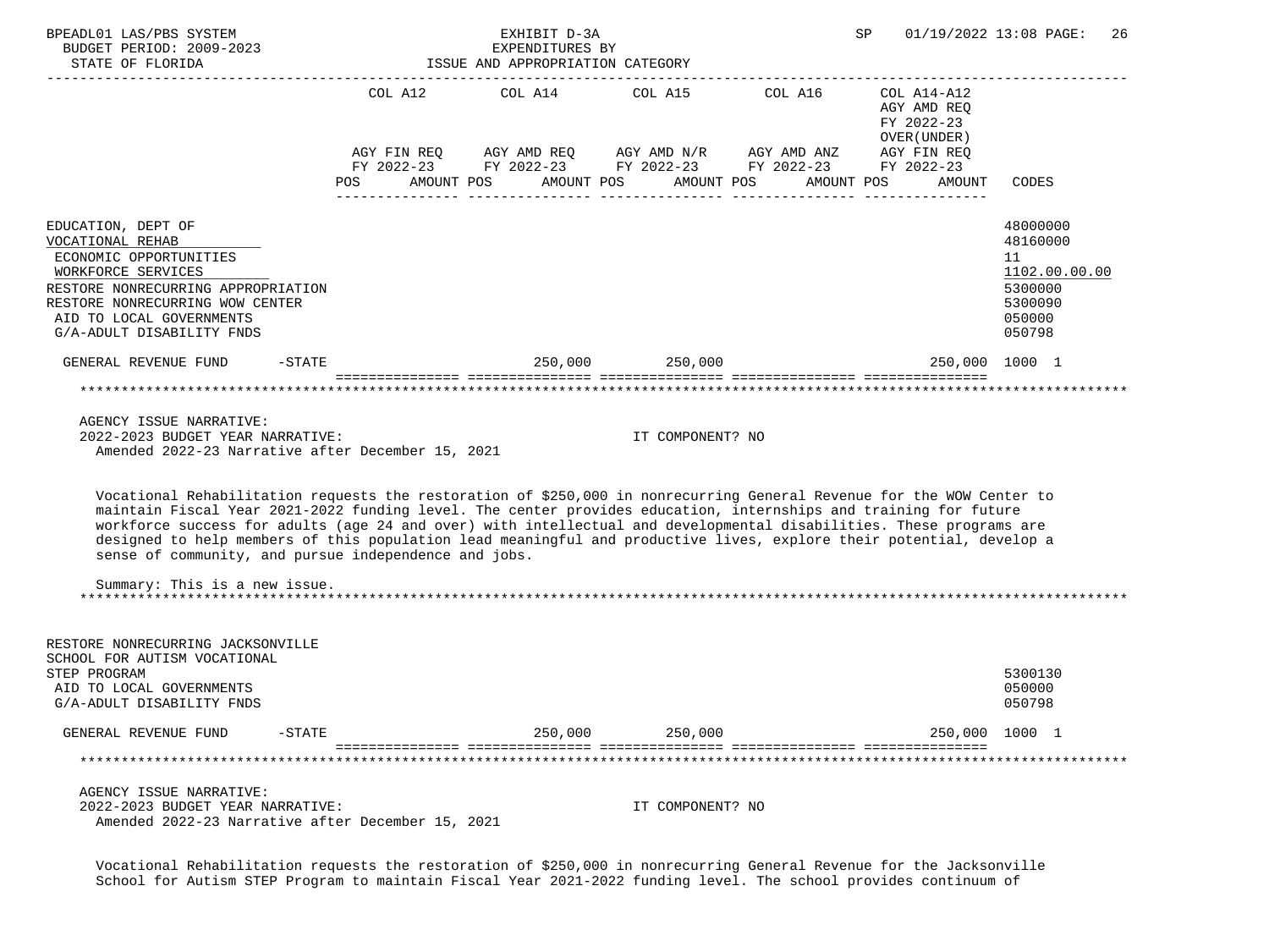BPEADL01 LAS/PBS SYSTEM | EXHIBIT D-3A | SP 01/19/2022 13:08
BUDGET PERIOD: 2009-2023 | EXPENDITURES BY
STATE OF FLORIDA | ISSUE AND APPROPRIATION CATEGORY

| | COL A12 AGY FIN REQ FY 2022-23 POS AMOUNT | COL A14 AGY AMD REQ FY 2022-23 POS AMOUNT | COL A15 AGY AMD N/R FY 2022-23 POS AMOUNT | COL A16 AGY AMD ANZ FY 2022-23 POS AMOUNT | COL A14-A12 AGY AMD REQ FY 2022-23 OVER(UNDER) AGY FIN REQ FY 2022-23 POS AMOUNT | CODES |
|---|---|---|---|---|---|---|
| EDUCATION, DEPT OF | | | | | | 48000000 |
| VOCATIONAL REHAB | | | | | | 48160000 |
| ECONOMIC OPPORTUNITIES | | | | | | 11 |
| WORKFORCE SERVICES | | | | | | 1102.00.00.00 |
| RESTORE NONRECURRING APPROPRIATION | | | | | | 5300000 |
| RESTORE NONRECURRING WOW CENTER | | | | | | 5300090 |
| AID TO LOCAL GOVERNMENTS | | | | | | 050000 |
| G/A-ADULT DISABILITY FNDS | | | | | | 050798 |
| GENERAL REVENUE FUND -STATE | | 250,000 | 250,000 | | 250,000 | 1000 1 |

AGENCY ISSUE NARRATIVE:
2022-2023 BUDGET YEAR NARRATIVE: IT COMPONENT? NO
Amended 2022-23 Narrative after December 15, 2021

Vocational Rehabilitation requests the restoration of $250,000 in nonrecurring General Revenue for the WOW Center to maintain Fiscal Year 2021-2022 funding level. The center provides education, internships and training for future workforce success for adults (age 24 and over) with intellectual and developmental disabilities. These programs are designed to help members of this population lead meaningful and productive lives, explore their potential, develop a sense of community, and pursue independence and jobs.

Summary: This is a new issue.

| | COL A12 | COL A14 | COL A15 | COL A16 | COL A14-A12 | CODES |
|---|---|---|---|---|---|---|
| RESTORE NONRECURRING JACKSONVILLE SCHOOL FOR AUTISM VOCATIONAL STEP PROGRAM | | | | | | 5300130 |
| AID TO LOCAL GOVERNMENTS | | | | | | 050000 |
| G/A-ADULT DISABILITY FNDS | | | | | | 050798 |
| GENERAL REVENUE FUND -STATE | | 250,000 | 250,000 | | 250,000 | 1000 1 |

AGENCY ISSUE NARRATIVE:
2022-2023 BUDGET YEAR NARRATIVE: IT COMPONENT? NO
Amended 2022-23 Narrative after December 15, 2021

Vocational Rehabilitation requests the restoration of $250,000 in nonrecurring General Revenue for the Jacksonville School for Autism STEP Program to maintain Fiscal Year 2021-2022 funding level. The school provides continuum of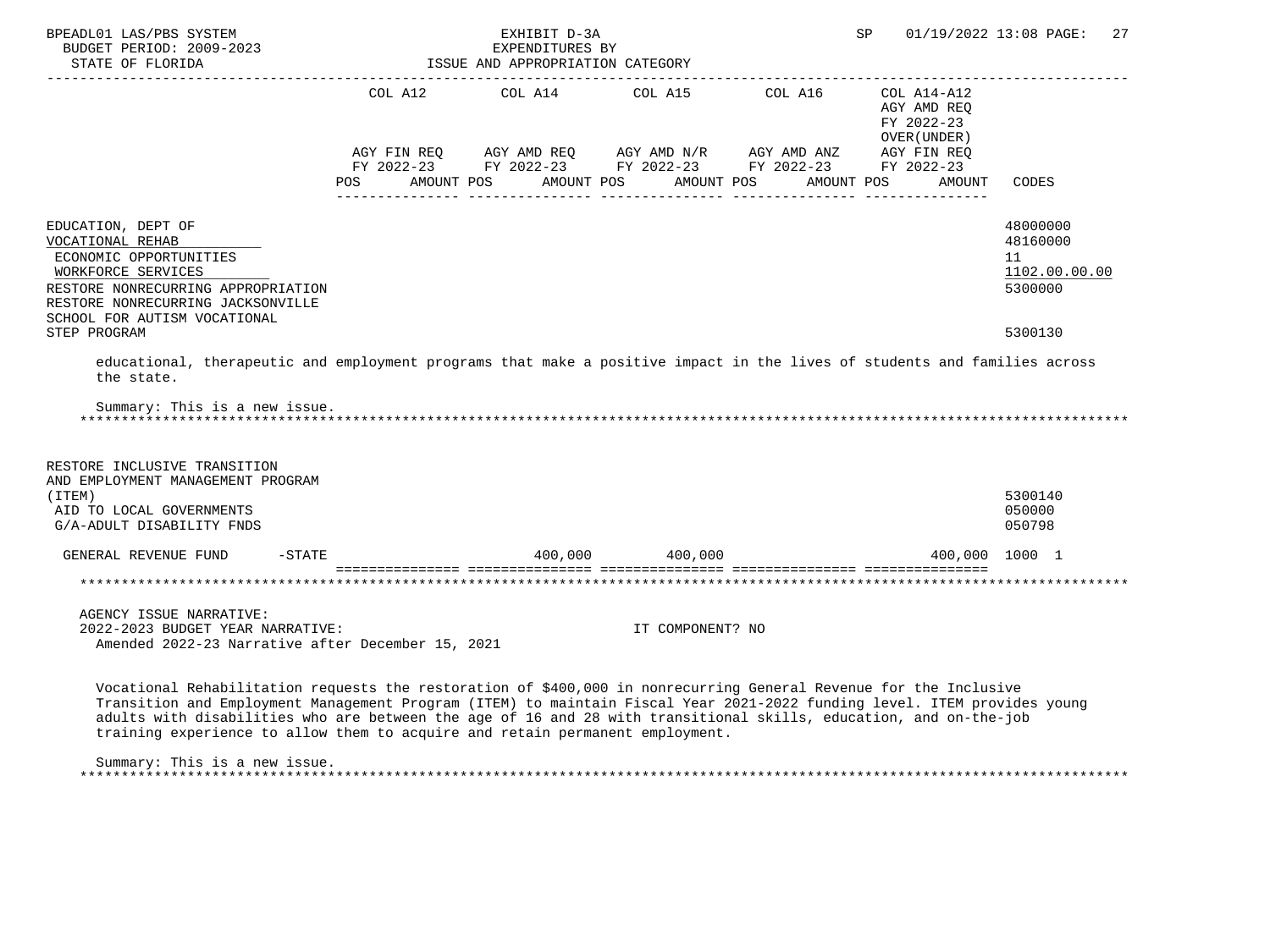| | COL A12 | COL A14 | COL A15 | COL A16 | COL A14-A12 AGY AMD REQ FY 2022-23 OVER(UNDER) | |
|---|---|---|---|---|---|---|
| | AGY FIN REQ FY 2022-23 | AGY AMD REQ FY 2022-23 | AGY AMD N/R FY 2022-23 | AGY AMD ANZ FY 2022-23 | AGY FIN REQ FY 2022-23 | |
| | POS AMOUNT | POS AMOUNT | POS AMOUNT | POS AMOUNT | POS AMOUNT | CODES |
| EDUCATION, DEPT OF | | | | | | 48000000 |
| VOCATIONAL REHAB | | | | | | 48160000 |
| ECONOMIC OPPORTUNITIES | | | | | | 11 |
| WORKFORCE SERVICES | | | | | | 1102.00.00.00 |
| RESTORE NONRECURRING APPROPRIATION | | | | | | 5300000 |
| RESTORE NONRECURRING JACKSONVILLE SCHOOL FOR AUTISM VOCATIONAL STEP PROGRAM | | | | | | 5300130 |

educational, therapeutic and employment programs that make a positive impact in the lives of students and families across the state.

Summary: This is a new issue.

************************************************************************************************************************

| | COL A12 | COL A14 | COL A15 | COL A16 | COL A14-A12 | CODES |
|---|---|---|---|---|---|---|
| RESTORE INCLUSIVE TRANSITION AND EMPLOYMENT MANAGEMENT PROGRAM (ITEM) | | | | | | 5300140 |
| AID TO LOCAL GOVERNMENTS | | | | | | 050000 |
| G/A-ADULT DISABILITY FNDS | | | | | | 050798 |
| GENERAL REVENUE FUND -STATE | | 400,000 | 400,000 | | 400,000 | 1000 1 |

************************************************************************************************************************

AGENCY ISSUE NARRATIVE:
2022-2023 BUDGET YEAR NARRATIVE: IT COMPONENT? NO
Amended 2022-23 Narrative after December 15, 2021

Vocational Rehabilitation requests the restoration of $400,000 in nonrecurring General Revenue for the Inclusive Transition and Employment Management Program (ITEM) to maintain Fiscal Year 2021-2022 funding level. ITEM provides young adults with disabilities who are between the age of 16 and 28 with transitional skills, education, and on-the-job training experience to allow them to acquire and retain permanent employment.

Summary: This is a new issue.

************************************************************************************************************************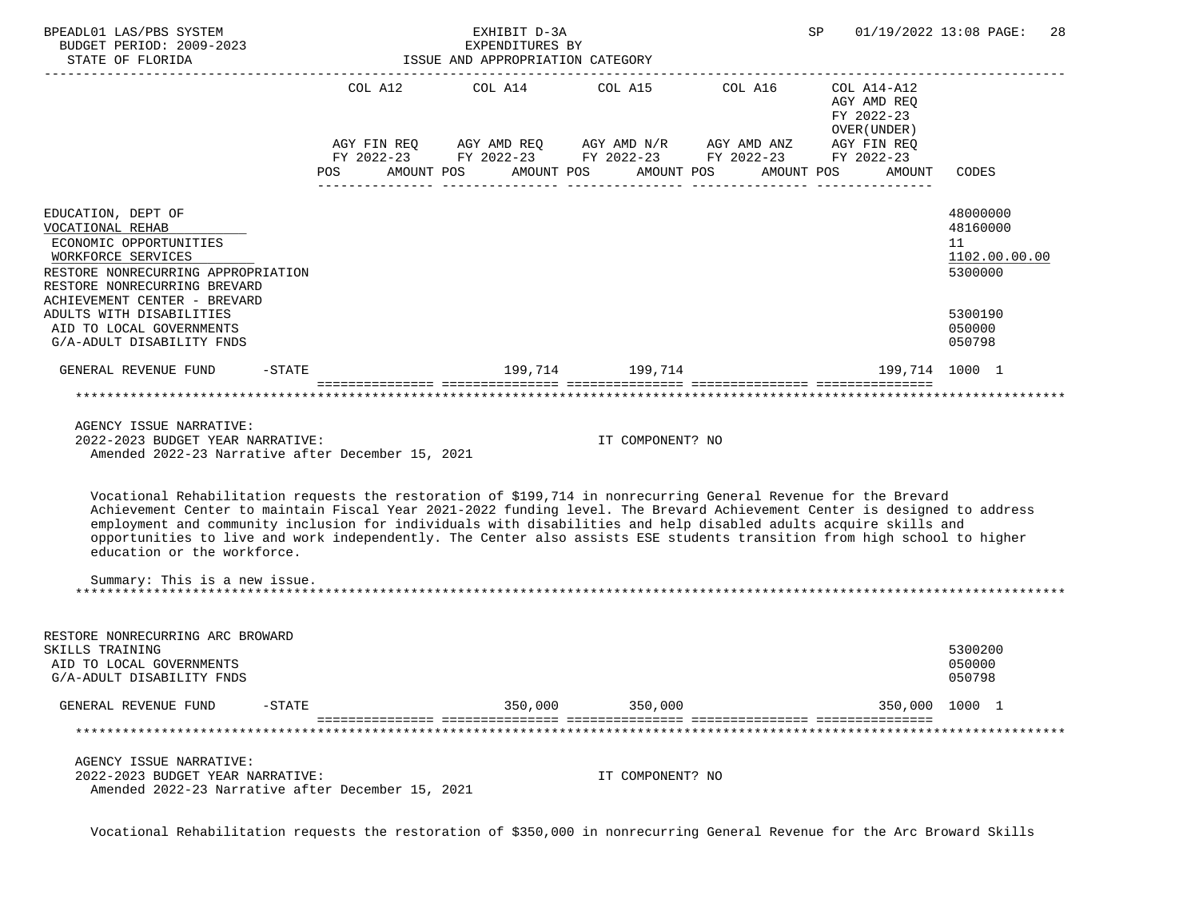| | COL A12 AGY FIN REQ FY 2022-23 POS AMOUNT | COL A14 AGY AMD REQ FY 2022-23 POS AMOUNT | COL A15 AGY AMD N/R FY 2022-23 POS AMOUNT | COL A16 AGY AMD ANZ FY 2022-23 POS AMOUNT | COL A14-A12 AGY AMD REQ FY 2022-23 OVER(UNDER) AGY FIN REQ FY 2022-23 POS AMOUNT | CODES |
|---|---|---|---|---|---|---|
| EDUCATION, DEPT OF | | | | | | 48000000 |
| VOCATIONAL REHAB | | | | | | 48160000 |
| ECONOMIC OPPORTUNITIES | | | | | | 11 |
| WORKFORCE SERVICES | | | | | | 1102.00.00.00 |
| RESTORE NONRECURRING APPROPRIATION | | | | | | 5300000 |
| RESTORE NONRECURRING BREVARD ACHIEVEMENT CENTER - BREVARD ADULTS WITH DISABILITIES | | | | | | 5300190 |
| AID TO LOCAL GOVERNMENTS | | | | | | 050000 |
| G/A-ADULT DISABILITY FNDS | | | | | | 050798 |
| GENERAL REVENUE FUND -STATE | | 199,714 | 199,714 | | 199,714 | 1000 1 |

AGENCY ISSUE NARRATIVE:
2022-2023 BUDGET YEAR NARRATIVE: IT COMPONENT? NO
Amended 2022-23 Narrative after December 15, 2021

Vocational Rehabilitation requests the restoration of $199,714 in nonrecurring General Revenue for the Brevard Achievement Center to maintain Fiscal Year 2021-2022 funding level. The Brevard Achievement Center is designed to address employment and community inclusion for individuals with disabilities and help disabled adults acquire skills and opportunities to live and work independently. The Center also assists ESE students transition from high school to higher education or the workforce.

Summary: This is a new issue.

| | COL A12 | COL A14 | COL A15 | COL A16 | COL A14-A12 | CODES |
|---|---|---|---|---|---|---|
| RESTORE NONRECURRING ARC BROWARD SKILLS TRAINING | | | | | | 5300200 |
| AID TO LOCAL GOVERNMENTS | | | | | | 050000 |
| G/A-ADULT DISABILITY FNDS | | | | | | 050798 |
| GENERAL REVENUE FUND -STATE | | 350,000 | 350,000 | | 350,000 | 1000 1 |

AGENCY ISSUE NARRATIVE:
2022-2023 BUDGET YEAR NARRATIVE: IT COMPONENT? NO
Amended 2022-23 Narrative after December 15, 2021

Vocational Rehabilitation requests the restoration of $350,000 in nonrecurring General Revenue for the Arc Broward Skills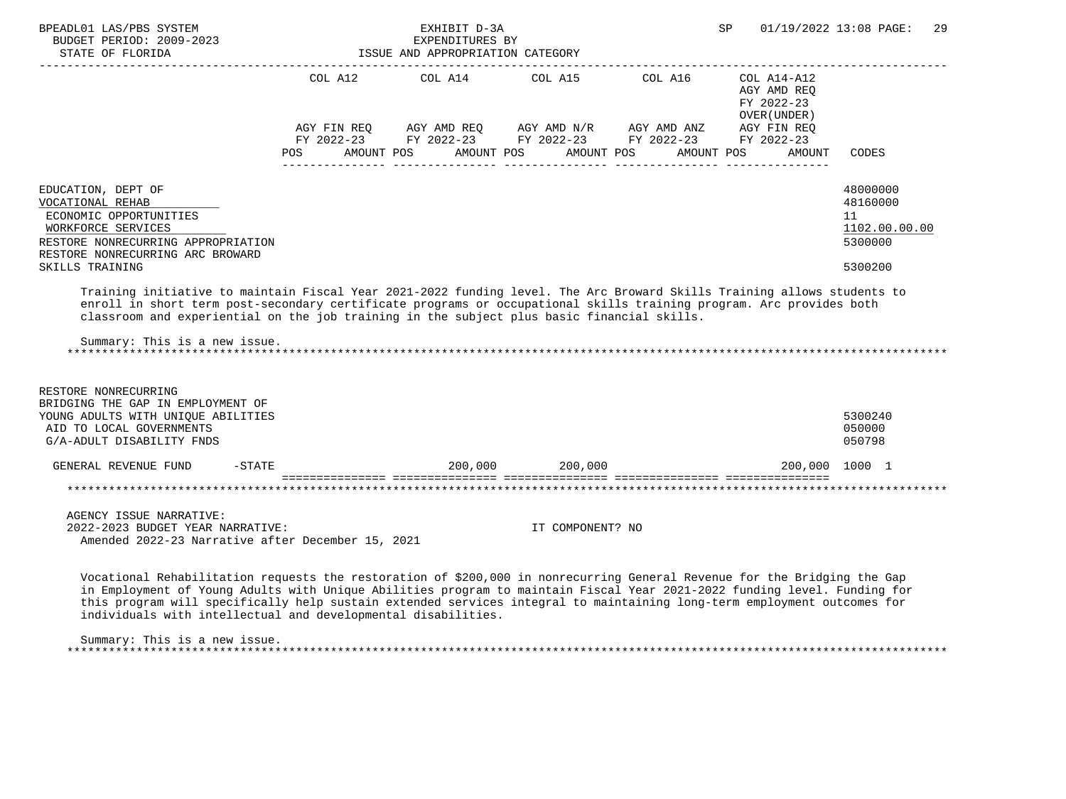| | COL A12 | | COL A14 | | COL A15 | | COL A16 | | COL A14-A12 AGY AMD REQ FY 2022-23 OVER(UNDER) | | |
|---|---|---|---|---|---|---|---|---|---|---|---|
| | AGY FIN REQ FY 2022-23 | | AGY AMD REQ FY 2022-23 | | AGY AMD N/R FY 2022-23 | | AGY AMD ANZ FY 2022-23 | | AGY FIN REQ FY 2022-23 | | |
| | POS | AMOUNT | POS | AMOUNT | POS | AMOUNT | POS | AMOUNT | POS | AMOUNT | CODES |

EDUCATION, DEPT OF — 48000000
VOCATIONAL REHAB — 48160000
ECONOMIC OPPORTUNITIES — 11
WORKFORCE SERVICES — 1102.00.00.00
RESTORE NONRECURRING APPROPRIATION — 5300000
RESTORE NONRECURRING ARC BROWARD SKILLS TRAINING — 5300200

Training initiative to maintain Fiscal Year 2021-2022 funding level. The Arc Broward Skills Training allows students to enroll in short term post-secondary certificate programs or occupational skills training program. Arc provides both classroom and experiential on the job training in the subject plus basic financial skills.

Summary: This is a new issue.

RESTORE NONRECURRING BRIDGING THE GAP IN EMPLOYMENT OF YOUNG ADULTS WITH UNIQUE ABILITIES — 5300240
AID TO LOCAL GOVERNMENTS — 050000
G/A-ADULT DISABILITY FNDS — 050798

| | COL A12 | COL A14 | COL A15 | COL A16 | COL A14-A12 | CODES |
|---|---|---|---|---|---|---|
| GENERAL REVENUE FUND -STATE | | 200,000 | 200,000 | | 200,000 | 1000 1 |

AGENCY ISSUE NARRATIVE:
2022-2023 BUDGET YEAR NARRATIVE: IT COMPONENT? NO
Amended 2022-23 Narrative after December 15, 2021

Vocational Rehabilitation requests the restoration of $200,000 in nonrecurring General Revenue for the Bridging the Gap in Employment of Young Adults with Unique Abilities program to maintain Fiscal Year 2021-2022 funding level. Funding for this program will specifically help sustain extended services integral to maintaining long-term employment outcomes for individuals with intellectual and developmental disabilities.

Summary: This is a new issue.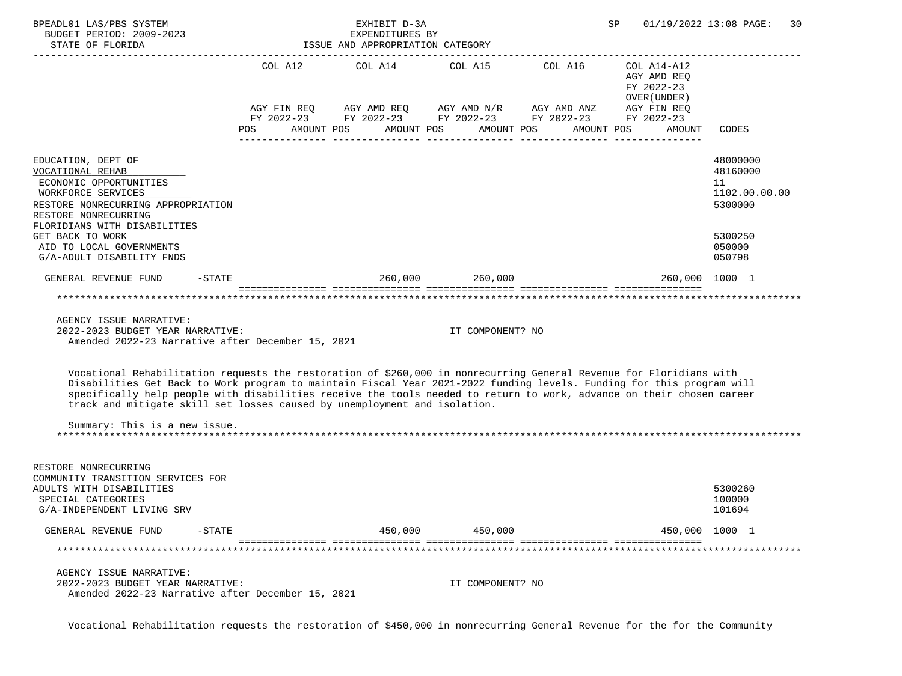EXHIBIT D-3A
EXPENDITURES BY
ISSUE AND APPROPRIATION CATEGORY

BUDGET PERIOD: 2009-2023
STATE OF FLORIDA

| | COL A12 AGY FIN REQ FY 2022-23 POS AMOUNT | COL A14 AGY AMD REQ FY 2022-23 POS AMOUNT | COL A15 AGY AMD N/R FY 2022-23 POS AMOUNT | COL A16 AGY AMD ANZ FY 2022-23 POS AMOUNT | COL A14-A12 AGY AMD REQ FY 2022-23 OVER(UNDER) AGY FIN REQ FY 2022-23 POS AMOUNT | CODES |
|---|---|---|---|---|---|---|
| EDUCATION, DEPT OF | | | | | | 48000000 |
| VOCATIONAL REHAB | | | | | | 48160000 |
| ECONOMIC OPPORTUNITIES | | | | | | 11 |
| WORKFORCE SERVICES | | | | | | 1102.00.00.00 |
| RESTORE NONRECURRING APPROPRIATION | | | | | | 5300000 |
| RESTORE NONRECURRING FLORIDIANS WITH DISABILITIES GET BACK TO WORK | | | | | | 5300250 |
| AID TO LOCAL GOVERNMENTS | | | | | | 050000 |
| G/A-ADULT DISABILITY FNDS | | | | | | 050798 |
| GENERAL REVENUE FUND -STATE | | 260,000 | 260,000 | | 260,000 | 1000 1 |

AGENCY ISSUE NARRATIVE:
2022-2023 BUDGET YEAR NARRATIVE: IT COMPONENT? NO
Amended 2022-23 Narrative after December 15, 2021

Vocational Rehabilitation requests the restoration of $260,000 in nonrecurring General Revenue for Floridians with Disabilities Get Back to Work program to maintain Fiscal Year 2021-2022 funding levels. Funding for this program will specifically help people with disabilities receive the tools needed to return to work, advance on their chosen career track and mitigate skill set losses caused by unemployment and isolation.

Summary: This is a new issue.

| | COL A12 | COL A14 | COL A15 | COL A16 | COL A14-A12 | CODES |
|---|---|---|---|---|---|---|
| RESTORE NONRECURRING COMMUNITY TRANSITION SERVICES FOR ADULTS WITH DISABILITIES | | | | | | 5300260 |
| SPECIAL CATEGORIES | | | | | | 100000 |
| G/A-INDEPENDENT LIVING SRV | | | | | | 101694 |
| GENERAL REVENUE FUND -STATE | | 450,000 | 450,000 | | 450,000 | 1000 1 |

AGENCY ISSUE NARRATIVE:
2022-2023 BUDGET YEAR NARRATIVE: IT COMPONENT? NO
Amended 2022-23 Narrative after December 15, 2021

Vocational Rehabilitation requests the restoration of $450,000 in nonrecurring General Revenue for the for the Community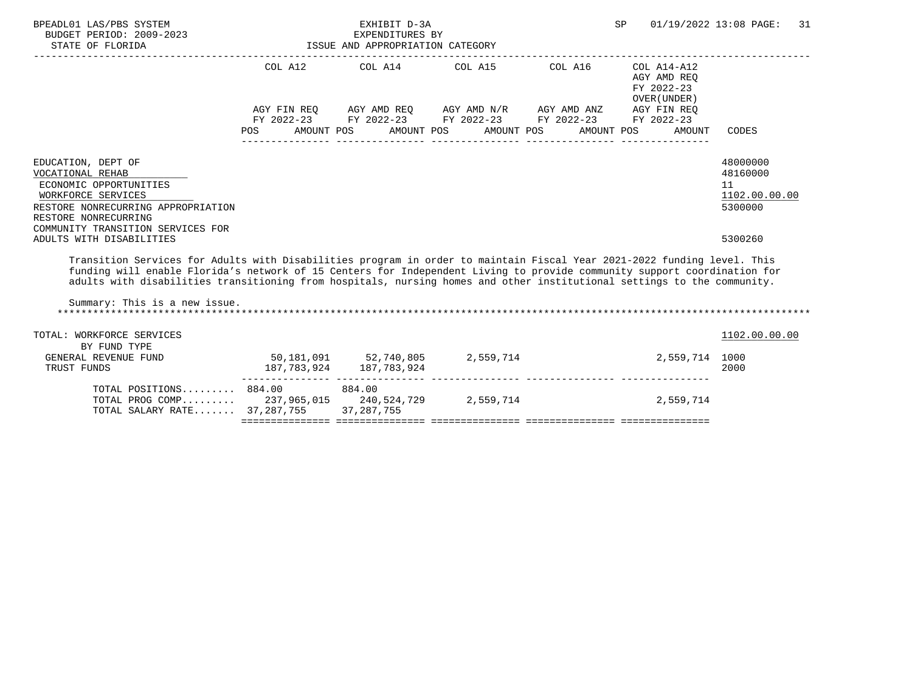| | COL A12 | | COL A14 | | COL A15 | | COL A16 | | COL A14-A12 AGY AMD REQ FY 2022-23 OVER(UNDER) | | |
|---|---|---|---|---|---|---|---|---|---|---|---|
| | AGY FIN REQ FY 2022-23 | | AGY AMD REQ FY 2022-23 | | AGY AMD N/R FY 2022-23 | | AGY AMD ANZ FY 2022-23 | | AGY FIN REQ FY 2022-23 | | |
| | POS | AMOUNT | POS | AMOUNT | POS | AMOUNT | POS | AMOUNT | POS | AMOUNT | CODES |
| EDUCATION, DEPT OF | | | | | | | | | | | 48000000 |
| VOCATIONAL REHAB | | | | | | | | | | | 48160000 |
| ECONOMIC OPPORTUNITIES | | | | | | | | | | | 11 |
| WORKFORCE SERVICES | | | | | | | | | | | 1102.00.00.00 |
| RESTORE NONRECURRING APPROPRIATION | | | | | | | | | | | 5300000 |
| RESTORE NONRECURRING COMMUNITY TRANSITION SERVICES FOR ADULTS WITH DISABILITIES | | | | | | | | | | | 5300260 |

Transition Services for Adults with Disabilities program in order to maintain Fiscal Year 2021-2022 funding level. This funding will enable Florida's network of 15 Centers for Independent Living to provide community support coordination for adults with disabilities transitioning from hospitals, nursing homes and other institutional settings to the community.

Summary: This is a new issue.

| | COL A12 | COL A14 | COL A15 | COL A16 | COL A14-A12 | CODES |
|---|---|---|---|---|---|---|
| TOTAL: WORKFORCE SERVICES | | | | | | 1102.00.00.00 |
| BY FUND TYPE | | | | | | |
| GENERAL REVENUE FUND | 50,181,091 | 52,740,805 | 2,559,714 | | 2,559,714 | 1000 |
| TRUST FUNDS | 187,783,924 | 187,783,924 | | | | 2000 |
| TOTAL POSITIONS......... | 884.00 | 884.00 | | | | |
| TOTAL PROG COMP......... | 237,965,015 | 240,524,729 | 2,559,714 | | 2,559,714 | |
| TOTAL SALARY RATE....... | 37,287,755 | 37,287,755 | | | | |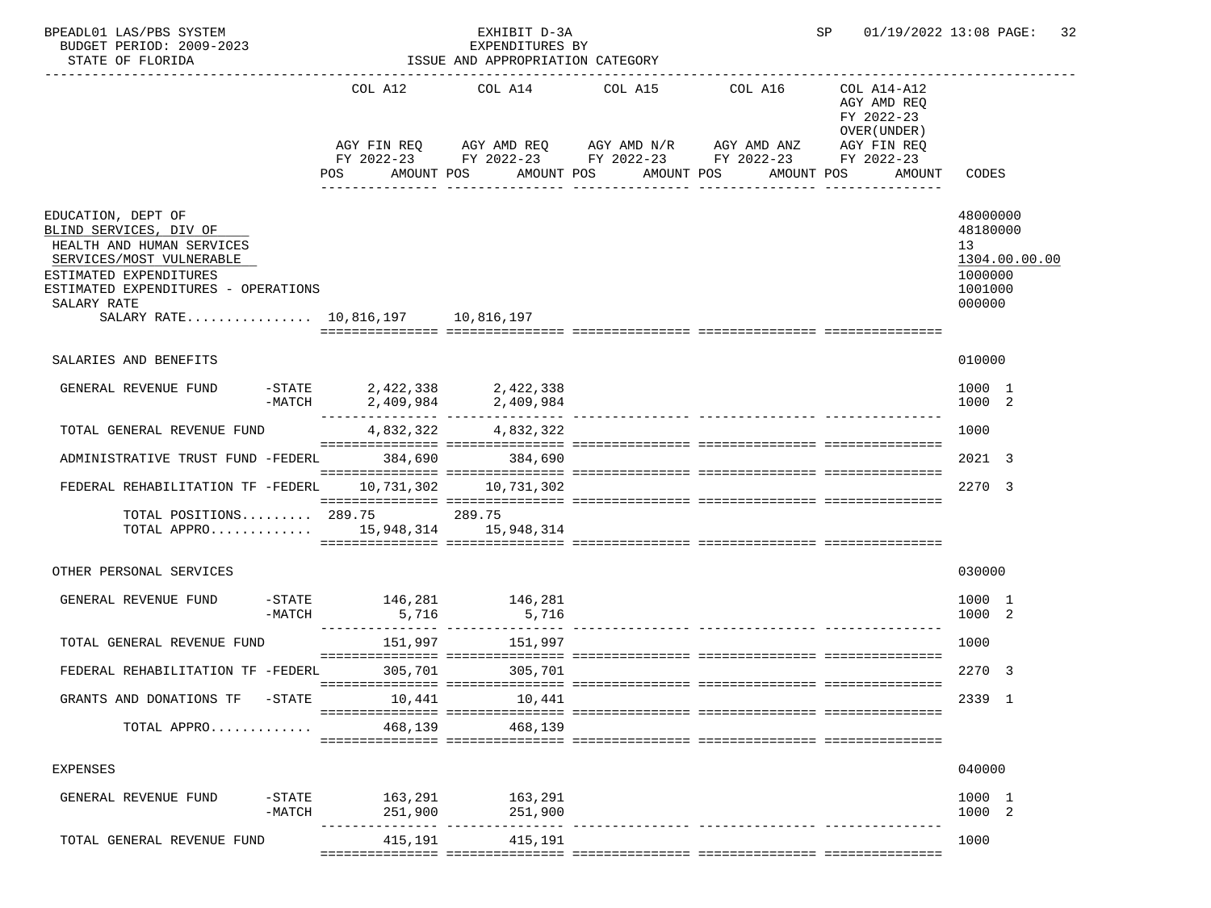BPEADL01 LAS/PBS SYSTEM — EXHIBIT D-3A — EXPENDITURES BY ISSUE AND APPROPRIATION CATEGORY
BUDGET PERIOD: 2009-2023 — STATE OF FLORIDA — SP 01/19/2022 13:08

| | COL A12 AGY FIN REQ FY 2022-23 POS AMOUNT | COL A14 AGY AMD REQ FY 2022-23 POS AMOUNT | COL A15 AGY AMD N/R FY 2022-23 POS AMOUNT | COL A16 AGY AMD ANZ FY 2022-23 POS AMOUNT | COL A14-A12 AGY AMD REQ FY 2022-23 OVER(UNDER) AGY FIN REQ FY 2022-23 POS AMOUNT | CODES |
|---|---|---|---|---|---|---|
| EDUCATION, DEPT OF | | | | | | 48000000 |
| BLIND SERVICES, DIV OF | | | | | | 48180000 |
| HEALTH AND HUMAN SERVICES | | | | | | 13 |
| SERVICES/MOST VULNERABLE | | | | | | 1304.00.00.00 |
| ESTIMATED EXPENDITURES | | | | | | 1000000 |
| ESTIMATED EXPENDITURES - OPERATIONS | | | | | | 1001000 |
| SALARY RATE | | | | | | 000000 |
| SALARY RATE | 10,816,197 | 10,816,197 | | | | |
| SALARIES AND BENEFITS | | | | | | 010000 |
| GENERAL REVENUE FUND -STATE | 2,422,338 | 2,422,338 | | | | 1000 1 |
| GENERAL REVENUE FUND -MATCH | 2,409,984 | 2,409,984 | | | | 1000 2 |
| TOTAL GENERAL REVENUE FUND | 4,832,322 | 4,832,322 | | | | 1000 |
| ADMINISTRATIVE TRUST FUND -FEDERL | 384,690 | 384,690 | | | | 2021 3 |
| FEDERAL REHABILITATION TF -FEDERL | 10,731,302 | 10,731,302 | | | | 2270 3 |
| TOTAL POSITIONS | 289.75 | 289.75 | | | | |
| TOTAL APPRO | 15,948,314 | 15,948,314 | | | | |
| OTHER PERSONAL SERVICES | | | | | | 030000 |
| GENERAL REVENUE FUND -STATE | 146,281 | 146,281 | | | | 1000 1 |
| GENERAL REVENUE FUND -MATCH | 5,716 | 5,716 | | | | 1000 2 |
| TOTAL GENERAL REVENUE FUND | 151,997 | 151,997 | | | | 1000 |
| FEDERAL REHABILITATION TF -FEDERL | 305,701 | 305,701 | | | | 2270 3 |
| GRANTS AND DONATIONS TF -STATE | 10,441 | 10,441 | | | | 2339 1 |
| TOTAL APPRO | 468,139 | 468,139 | | | | |
| EXPENSES | | | | | | 040000 |
| GENERAL REVENUE FUND -STATE | 163,291 | 163,291 | | | | 1000 1 |
| GENERAL REVENUE FUND -MATCH | 251,900 | 251,900 | | | | 1000 2 |
| TOTAL GENERAL REVENUE FUND | 415,191 | 415,191 | | | | 1000 |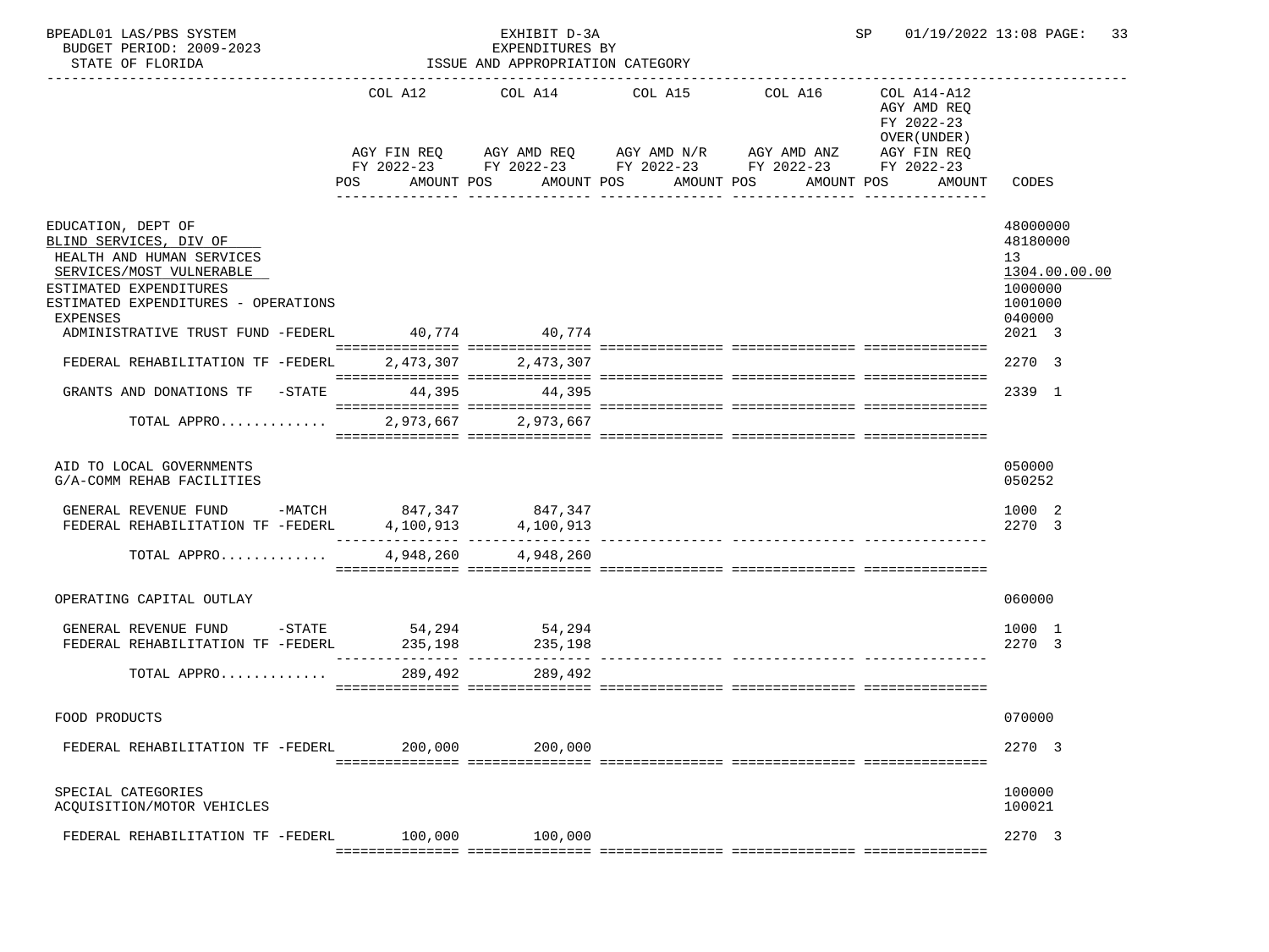BPEADL01 LAS/PBS SYSTEM — EXHIBIT D-3A — EXPENDITURES BY ISSUE AND APPROPRIATION CATEGORY
BUDGET PERIOD: 2009-2023 — STATE OF FLORIDA — SP 01/19/2022 13:08

| | COL A12 AGY FIN REQ FY 2022-23 POS AMOUNT | COL A14 AGY AMD REQ FY 2022-23 POS AMOUNT | COL A15 AGY AMD N/R FY 2022-23 POS AMOUNT | COL A16 AGY AMD ANZ FY 2022-23 POS AMOUNT | COL A14-A12 AGY AMD REQ FY 2022-23 OVER(UNDER) AGY FIN REQ FY 2022-23 POS AMOUNT | CODES |
|---|---|---|---|---|---|---|
| EDUCATION, DEPT OF | | | | | | 48000000 |
| BLIND SERVICES, DIV OF | | | | | | 48180000 |
| HEALTH AND HUMAN SERVICES | | | | | | 13 |
| SERVICES/MOST VULNERABLE | | | | | | 1304.00.00.00 |
| ESTIMATED EXPENDITURES | | | | | | 1000000 |
| ESTIMATED EXPENDITURES - OPERATIONS | | | | | | 1001000 |
| EXPENSES | | | | | | 040000 |
| ADMINISTRATIVE TRUST FUND -FEDERL | 40,774 | 40,774 | | | | 2021 3 |
| FEDERAL REHABILITATION TF -FEDERL | 2,473,307 | 2,473,307 | | | | 2270 3 |
| GRANTS AND DONATIONS TF -STATE | 44,395 | 44,395 | | | | 2339 1 |
| TOTAL APPRO............ | 2,973,667 | 2,973,667 | | | | |
| AID TO LOCAL GOVERNMENTS | | | | | | 050000 |
| G/A-COMM REHAB FACILITIES | | | | | | 050252 |
| GENERAL REVENUE FUND -MATCH | 847,347 | 847,347 | | | | 1000 2 |
| FEDERAL REHABILITATION TF -FEDERL | 4,100,913 | 4,100,913 | | | | 2270 3 |
| TOTAL APPRO............ | 4,948,260 | 4,948,260 | | | | |
| OPERATING CAPITAL OUTLAY | | | | | | 060000 |
| GENERAL REVENUE FUND -STATE | 54,294 | 54,294 | | | | 1000 1 |
| FEDERAL REHABILITATION TF -FEDERL | 235,198 | 235,198 | | | | 2270 3 |
| TOTAL APPRO............ | 289,492 | 289,492 | | | | |
| FOOD PRODUCTS | | | | | | 070000 |
| FEDERAL REHABILITATION TF -FEDERL | 200,000 | 200,000 | | | | 2270 3 |
| SPECIAL CATEGORIES | | | | | | 100000 |
| ACQUISITION/MOTOR VEHICLES | | | | | | 100021 |
| FEDERAL REHABILITATION TF -FEDERL | 100,000 | 100,000 | | | | 2270 3 |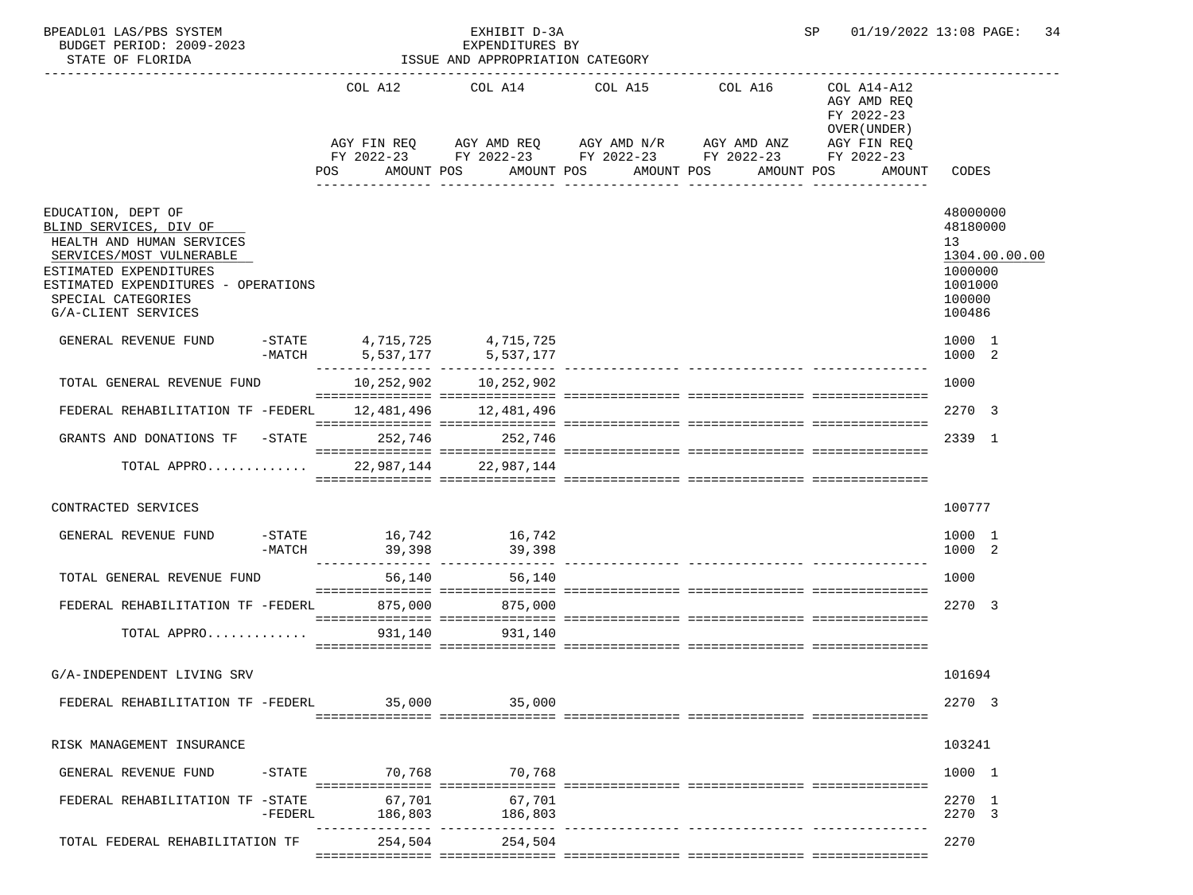BPEADL01 LAS/PBS SYSTEM — EXHIBIT D-3A — EXPENDITURES BY ISSUE AND APPROPRIATION CATEGORY

BUDGET PERIOD: 2009-2023 — STATE OF FLORIDA — SP 01/19/2022 13:08

| | COL A12 AGY FIN REQ FY 2022-23 POS AMOUNT | COL A14 AGY AMD REQ FY 2022-23 POS AMOUNT | COL A15 AGY AMD N/R FY 2022-23 POS AMOUNT | COL A16 AGY AMD ANZ FY 2022-23 POS AMOUNT | COL A14-A12 AGY AMD REQ FY 2022-23 OVER(UNDER) AGY FIN REQ FY 2022-23 POS AMOUNT | CODES |
|---|---|---|---|---|---|---|
| EDUCATION, DEPT OF | | | | | | 48000000 |
| BLIND SERVICES, DIV OF | | | | | | 48180000 |
| HEALTH AND HUMAN SERVICES | | | | | | 13 |
| SERVICES/MOST VULNERABLE | | | | | | 1304.00.00.00 |
| ESTIMATED EXPENDITURES | | | | | | 1000000 |
| ESTIMATED EXPENDITURES - OPERATIONS | | | | | | 1001000 |
| SPECIAL CATEGORIES | | | | | | 100000 |
| G/A-CLIENT SERVICES | | | | | | 100486 |
| GENERAL REVENUE FUND -STATE | 4,715,725 | 4,715,725 | | | | 1000 1 |
| -MATCH | 5,537,177 | 5,537,177 | | | | 1000 2 |
| TOTAL GENERAL REVENUE FUND | 10,252,902 | 10,252,902 | | | | 1000 |
| FEDERAL REHABILITATION TF -FEDERL | 12,481,496 | 12,481,496 | | | | 2270 3 |
| GRANTS AND DONATIONS TF -STATE | 252,746 | 252,746 | | | | 2339 1 |
| TOTAL APPRO............ | 22,987,144 | 22,987,144 | | | | |
| CONTRACTED SERVICES | | | | | | 100777 |
| GENERAL REVENUE FUND -STATE | 16,742 | 16,742 | | | | 1000 1 |
| -MATCH | 39,398 | 39,398 | | | | 1000 2 |
| TOTAL GENERAL REVENUE FUND | 56,140 | 56,140 | | | | 1000 |
| FEDERAL REHABILITATION TF -FEDERL | 875,000 | 875,000 | | | | 2270 3 |
| TOTAL APPRO............ | 931,140 | 931,140 | | | | |
| G/A-INDEPENDENT LIVING SRV | | | | | | 101694 |
| FEDERAL REHABILITATION TF -FEDERL | 35,000 | 35,000 | | | | 2270 3 |
| RISK MANAGEMENT INSURANCE | | | | | | 103241 |
| GENERAL REVENUE FUND -STATE | 70,768 | 70,768 | | | | 1000 1 |
| FEDERAL REHABILITATION TF -STATE | 67,701 | 67,701 | | | | 2270 1 |
| -FEDERL | 186,803 | 186,803 | | | | 2270 3 |
| TOTAL FEDERAL REHABILITATION TF | 254,504 | 254,504 | | | | 2270 |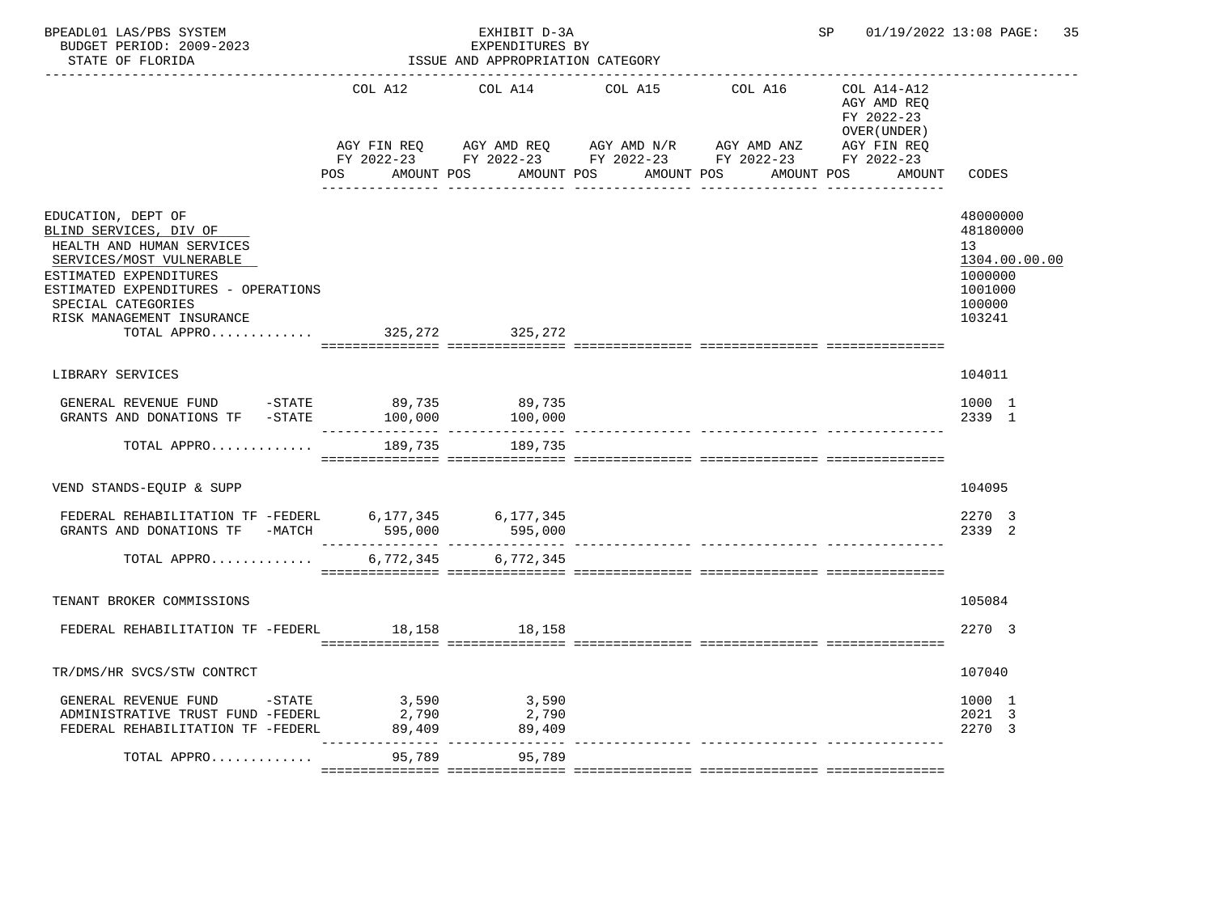BPEADL01 LAS/PBS SYSTEM — EXHIBIT D-3A — EXPENDITURES BY ISSUE AND APPROPRIATION CATEGORY — BUDGET PERIOD: 2009-2023 — STATE OF FLORIDA — SP 01/19/2022 13:08

| | COL A12 AGY FIN REQ FY 2022-23 POS AMOUNT | COL A14 AGY AMD REQ FY 2022-23 POS AMOUNT | COL A15 AGY AMD N/R FY 2022-23 POS AMOUNT | COL A16 AGY AMD ANZ FY 2022-23 POS AMOUNT | COL A14-A12 AGY AMD REQ FY 2022-23 OVER(UNDER) AGY FIN REQ FY 2022-23 POS AMOUNT | CODES |
|---|---|---|---|---|---|---|
| EDUCATION, DEPT OF | | | | | | 48000000 |
| BLIND SERVICES, DIV OF | | | | | | 48180000 |
| HEALTH AND HUMAN SERVICES | | | | | | 13 |
| SERVICES/MOST VULNERABLE | | | | | | 1304.00.00.00 |
| ESTIMATED EXPENDITURES | | | | | | 1000000 |
| ESTIMATED EXPENDITURES - OPERATIONS | | | | | | 1001000 |
| SPECIAL CATEGORIES | | | | | | 100000 |
| RISK MANAGEMENT INSURANCE | | | | | | 103241 |
| TOTAL APPRO............ | 325,272 | 325,272 | | | | |
| LIBRARY SERVICES | | | | | | 104011 |
| GENERAL REVENUE FUND -STATE | 89,735 | 89,735 | | | | 1000 1 |
| GRANTS AND DONATIONS TF -STATE | 100,000 | 100,000 | | | | 2339 1 |
| TOTAL APPRO............ | 189,735 | 189,735 | | | | |
| VEND STANDS-EQUIP & SUPP | | | | | | 104095 |
| FEDERAL REHABILITATION TF -FEDERL | 6,177,345 | 6,177,345 | | | | 2270 3 |
| GRANTS AND DONATIONS TF -MATCH | 595,000 | 595,000 | | | | 2339 2 |
| TOTAL APPRO............ | 6,772,345 | 6,772,345 | | | | |
| TENANT BROKER COMMISSIONS | | | | | | 105084 |
| FEDERAL REHABILITATION TF -FEDERL | 18,158 | 18,158 | | | | 2270 3 |
| TR/DMS/HR SVCS/STW CONTRCT | | | | | | 107040 |
| GENERAL REVENUE FUND -STATE | 3,590 | 3,590 | | | | 1000 1 |
| ADMINISTRATIVE TRUST FUND -FEDERL | 2,790 | 2,790 | | | | 2021 3 |
| FEDERAL REHABILITATION TF -FEDERL | 89,409 | 89,409 | | | | 2270 3 |
| TOTAL APPRO............ | 95,789 | 95,789 | | | | |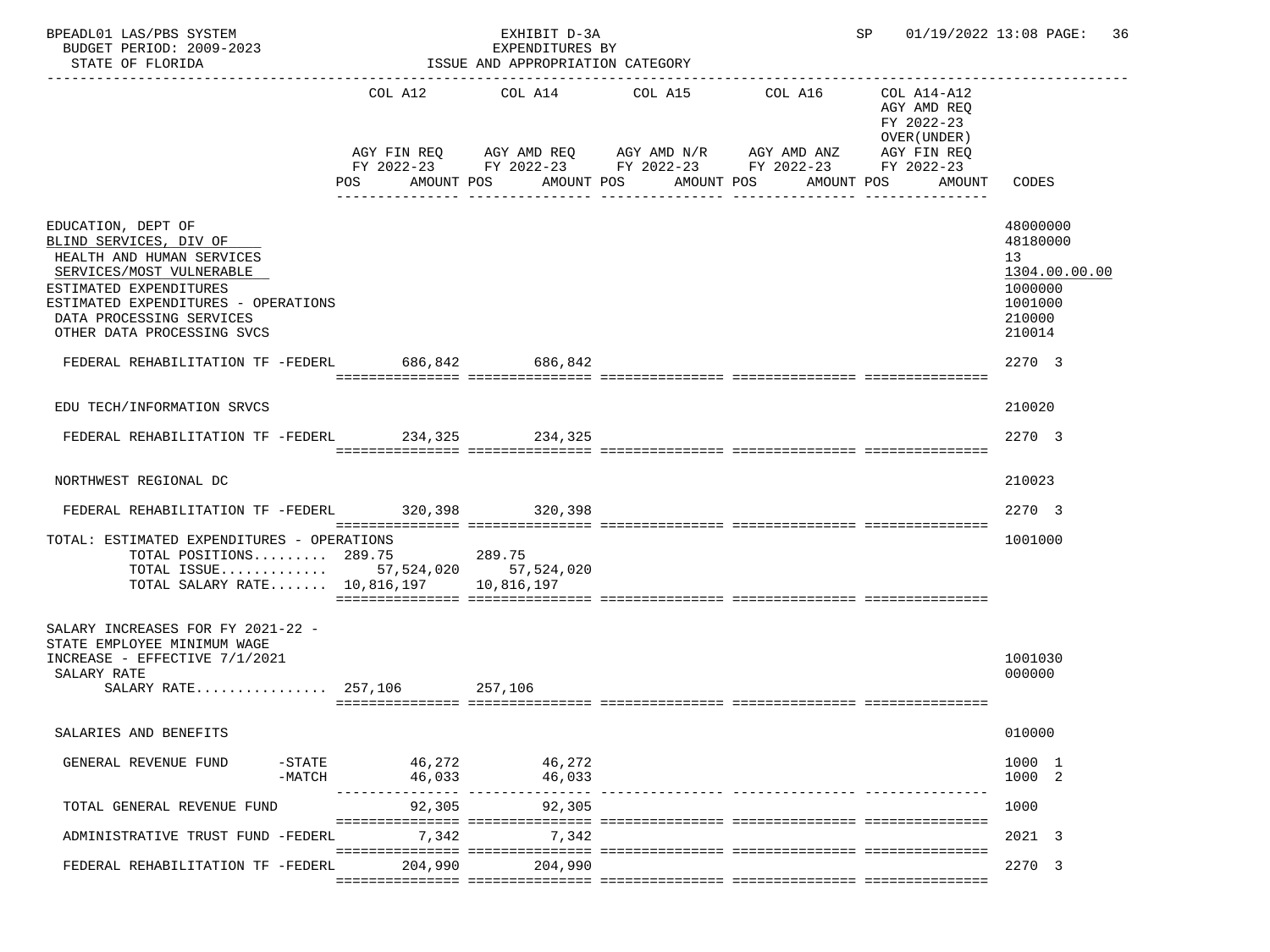BPEADL01 LAS/PBS SYSTEM — EXHIBIT D-3A — EXPENDITURES BY ISSUE AND APPROPRIATION CATEGORY — SP 01/19/2022 13:08

BUDGET PERIOD: 2009-2023

STATE OF FLORIDA

| | COL A12 AGY FIN REQ FY 2022-23 POS AMOUNT | COL A14 AGY AMD REQ FY 2022-23 POS AMOUNT | COL A15 AGY AMD N/R FY 2022-23 POS AMOUNT | COL A16 AGY AMD ANZ FY 2022-23 POS AMOUNT | COL A14-A12 AGY AMD REQ FY 2022-23 OVER(UNDER) AGY FIN REQ FY 2022-23 POS AMOUNT | CODES |
|---|---|---|---|---|---|---|
| EDUCATION, DEPT OF | | | | | | 48000000 |
| BLIND SERVICES, DIV OF | | | | | | 48180000 |
| HEALTH AND HUMAN SERVICES | | | | | | 13 |
| SERVICES/MOST VULNERABLE | | | | | | 1304.00.00.00 |
| ESTIMATED EXPENDITURES | | | | | | 1000000 |
| ESTIMATED EXPENDITURES - OPERATIONS | | | | | | 1001000 |
| DATA PROCESSING SERVICES | | | | | | 210000 |
| OTHER DATA PROCESSING SVCS | | | | | | 210014 |
| FEDERAL REHABILITATION TF -FEDERL | 686,842 | 686,842 | | | | 2270 3 |
| EDU TECH/INFORMATION SRVCS | | | | | | 210020 |
| FEDERAL REHABILITATION TF -FEDERL | 234,325 | 234,325 | | | | 2270 3 |
| NORTHWEST REGIONAL DC | | | | | | 210023 |
| FEDERAL REHABILITATION TF -FEDERL | 320,398 | 320,398 | | | | 2270 3 |
| TOTAL: ESTIMATED EXPENDITURES - OPERATIONS | | | | | | 1001000 |
| TOTAL POSITIONS......... | 289.75 | 289.75 | | | | |
| TOTAL ISSUE............. | 57,524,020 | 57,524,020 | | | | |
| TOTAL SALARY RATE....... | 10,816,197 | 10,816,197 | | | | |
| SALARY INCREASES FOR FY 2021-22 - STATE EMPLOYEE MINIMUM WAGE INCREASE - EFFECTIVE 7/1/2021 | | | | | | 1001030 |
| SALARY RATE | | | | | | 000000 |
| SALARY RATE................ | 257,106 | 257,106 | | | | |
| SALARIES AND BENEFITS | | | | | | 010000 |
| GENERAL REVENUE FUND -STATE | 46,272 | 46,272 | | | | 1000 1 |
| -MATCH | 46,033 | 46,033 | | | | 1000 2 |
| TOTAL GENERAL REVENUE FUND | 92,305 | 92,305 | | | | 1000 |
| ADMINISTRATIVE TRUST FUND -FEDERL | 7,342 | 7,342 | | | | 2021 3 |
| FEDERAL REHABILITATION TF -FEDERL | 204,990 | 204,990 | | | | 2270 3 |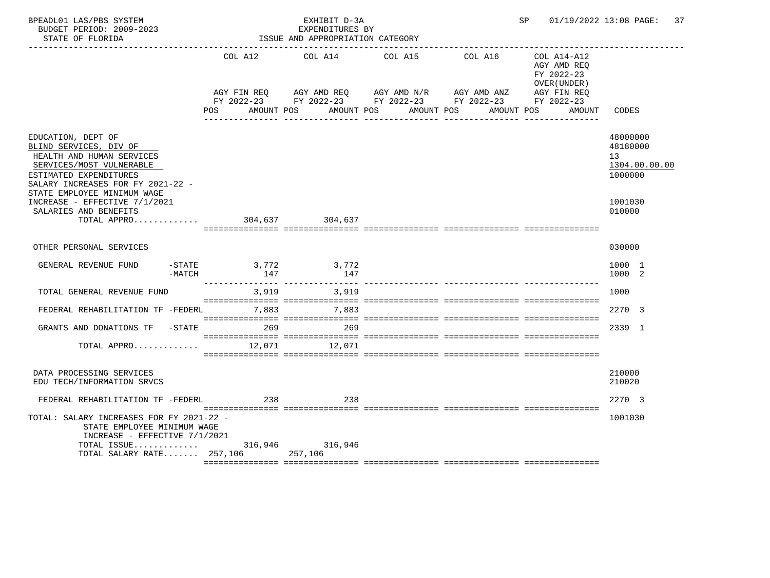BPEADL01 LAS/PBS SYSTEM — EXHIBIT D-3A — EXPENDITURES BY ISSUE AND APPROPRIATION CATEGORY

BUDGET PERIOD: 2009-2023

STATE OF FLORIDA

SP 01/19/2022 13:08

| | COL A12 AGY FIN REQ FY 2022-23 POS AMOUNT | COL A14 AGY AMD REQ FY 2022-23 POS AMOUNT | COL A15 AGY AMD N/R FY 2022-23 POS AMOUNT | COL A16 AGY AMD ANZ FY 2022-23 POS AMOUNT | COL A14-A12 AGY AMD REQ FY 2022-23 OVER(UNDER) AGY FIN REQ FY 2022-23 POS AMOUNT | CODES |
|---|---|---|---|---|---|---|
| EDUCATION, DEPT OF | | | | | | 48000000 |
| BLIND SERVICES, DIV OF | | | | | | 48180000 |
| HEALTH AND HUMAN SERVICES | | | | | | 13 |
| SERVICES/MOST VULNERABLE | | | | | | 1304.00.00.00 |
| ESTIMATED EXPENDITURES | | | | | | 1000000 |
| SALARY INCREASES FOR FY 2021-22 - STATE EMPLOYEE MINIMUM WAGE INCREASE - EFFECTIVE 7/1/2021 | | | | | | 1001030 |
| SALARIES AND BENEFITS | | | | | | 010000 |
| TOTAL APPRO............ | 304,637 | 304,637 | | | | |
| OTHER PERSONAL SERVICES | | | | | | 030000 |
| GENERAL REVENUE FUND -STATE | 3,772 | 3,772 | | | | 1000 1 |
| -MATCH | 147 | 147 | | | | 1000 2 |
| TOTAL GENERAL REVENUE FUND | 3,919 | 3,919 | | | | 1000 |
| FEDERAL REHABILITATION TF -FEDERL | 7,883 | 7,883 | | | | 2270 3 |
| GRANTS AND DONATIONS TF -STATE | 269 | 269 | | | | 2339 1 |
| TOTAL APPRO............ | 12,071 | 12,071 | | | | |
| DATA PROCESSING SERVICES | | | | | | 210000 |
| EDU TECH/INFORMATION SRVCS | | | | | | 210020 |
| FEDERAL REHABILITATION TF -FEDERL | 238 | 238 | | | | 2270 3 |
| TOTAL: SALARY INCREASES FOR FY 2021-22 - STATE EMPLOYEE MINIMUM WAGE INCREASE - EFFECTIVE 7/1/2021 | | | | | | 1001030 |
| TOTAL ISSUE............ | 316,946 | 316,946 | | | | |
| TOTAL SALARY RATE....... | 257,106 | 257,106 | | | | |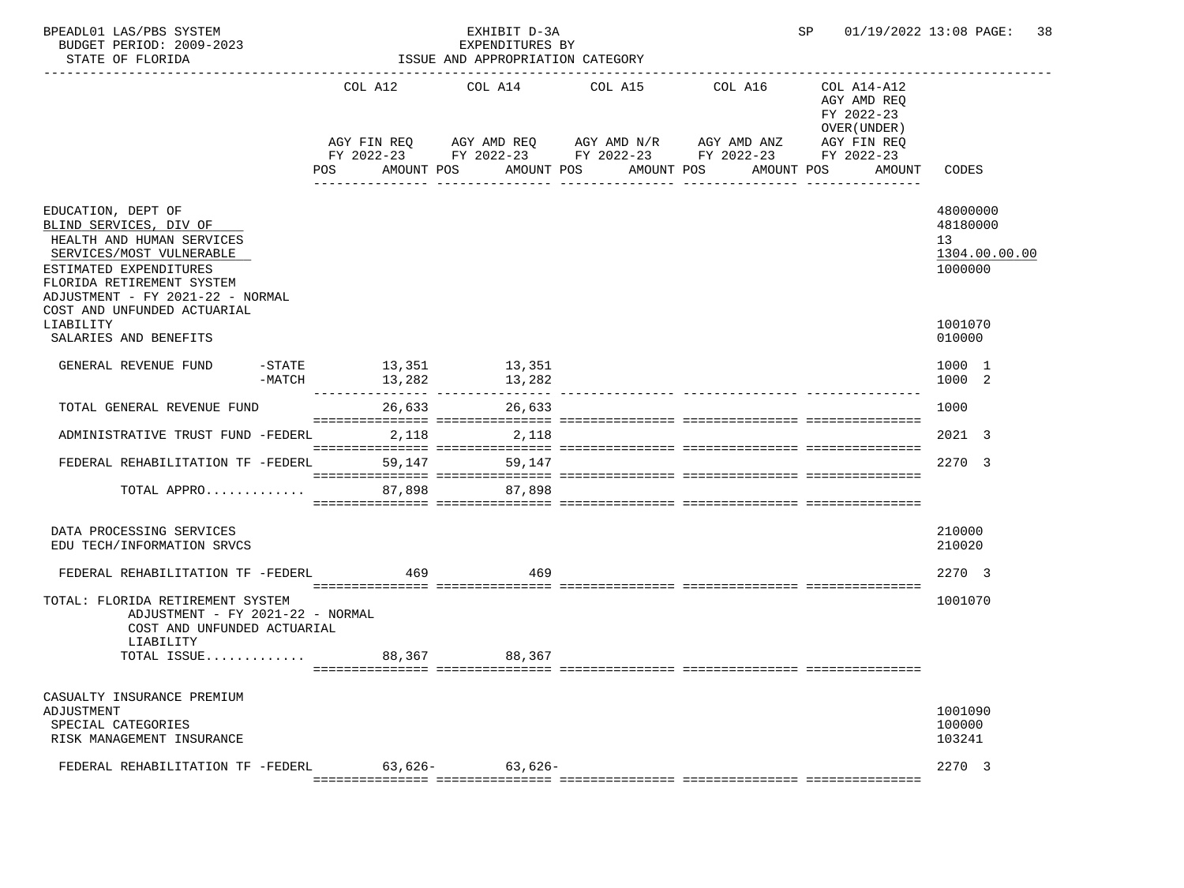BPEADL01 LAS/PBS SYSTEM — EXHIBIT D-3A — EXPENDITURES BY ISSUE AND APPROPRIATION CATEGORY

BUDGET PERIOD: 2009-2023 — STATE OF FLORIDA — SP 01/19/2022 13:08

| | COL A12 AGY FIN REQ FY 2022-23 POS AMOUNT | COL A14 AGY AMD REQ FY 2022-23 POS AMOUNT | COL A15 AGY AMD N/R FY 2022-23 POS AMOUNT | COL A16 AGY AMD ANZ FY 2022-23 POS AMOUNT | COL A14-A12 AGY AMD REQ FY 2022-23 OVER(UNDER) AGY FIN REQ FY 2022-23 POS AMOUNT | CODES |
|---|---|---|---|---|---|---|
| EDUCATION, DEPT OF | | | | | | 48000000 |
| BLIND SERVICES, DIV OF | | | | | | 48180000 |
| HEALTH AND HUMAN SERVICES | | | | | | 13 |
| SERVICES/MOST VULNERABLE | | | | | | 1304.00.00.00 |
| ESTIMATED EXPENDITURES | | | | | | 1000000 |
| FLORIDA RETIREMENT SYSTEM ADJUSTMENT - FY 2021-22 - NORMAL COST AND UNFUNDED ACTUARIAL LIABILITY | | | | | | 1001070 |
| SALARIES AND BENEFITS | | | | | | 010000 |
| GENERAL REVENUE FUND -STATE | 13,351 | 13,351 | | | | 1000 1 |
| GENERAL REVENUE FUND -MATCH | 13,282 | 13,282 | | | | 1000 2 |
| TOTAL GENERAL REVENUE FUND | 26,633 | 26,633 | | | | 1000 |
| ADMINISTRATIVE TRUST FUND -FEDERL | 2,118 | 2,118 | | | | 2021 3 |
| FEDERAL REHABILITATION TF -FEDERL | 59,147 | 59,147 | | | | 2270 3 |
| TOTAL APPRO............ | 87,898 | 87,898 | | | | |
| DATA PROCESSING SERVICES | | | | | | 210000 |
| EDU TECH/INFORMATION SRVCS | | | | | | 210020 |
| FEDERAL REHABILITATION TF -FEDERL | 469 | 469 | | | | 2270 3 |
| TOTAL: FLORIDA RETIREMENT SYSTEM ADJUSTMENT - FY 2021-22 - NORMAL COST AND UNFUNDED ACTUARIAL LIABILITY | | | | | | 1001070 |
| TOTAL ISSUE............ | 88,367 | 88,367 | | | | |
| CASUALTY INSURANCE PREMIUM ADJUSTMENT | | | | | | 1001090 |
| SPECIAL CATEGORIES | | | | | | 100000 |
| RISK MANAGEMENT INSURANCE | | | | | | 103241 |
| FEDERAL REHABILITATION TF -FEDERL | 63,626- | 63,626- | | | | 2270 3 |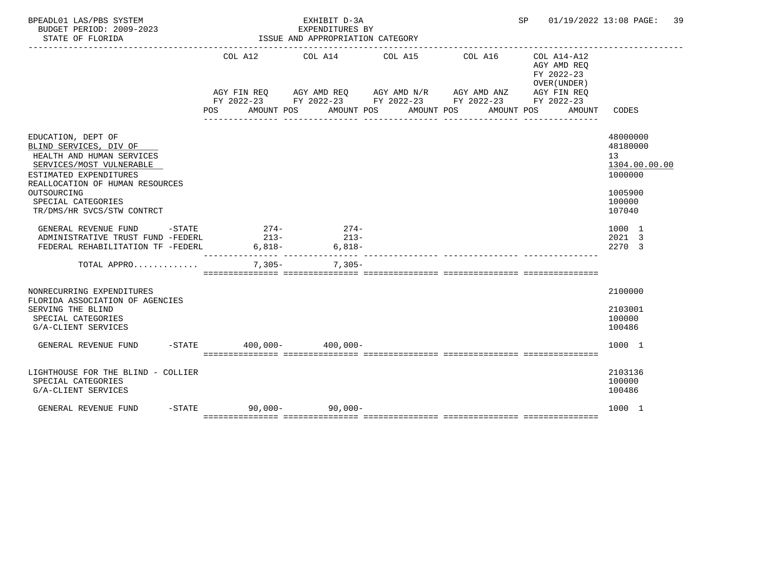BPEADL01 LAS/PBS SYSTEM — EXHIBIT D-3A — EXPENDITURES BY ISSUE AND APPROPRIATION CATEGORY

BUDGET PERIOD: 2009-2023 — STATE OF FLORIDA — SP 01/19/2022 13:08

| | COL A12 AGY FIN REQ FY 2022-23 POS AMOUNT | COL A14 AGY AMD REQ FY 2022-23 POS AMOUNT | COL A15 AGY AMD N/R FY 2022-23 POS AMOUNT | COL A16 AGY AMD ANZ FY 2022-23 POS AMOUNT | COL A14-A12 AGY AMD REQ FY 2022-23 OVER(UNDER) AGY FIN REQ FY 2022-23 POS AMOUNT | CODES |
|---|---|---|---|---|---|---|
| EDUCATION, DEPT OF | | | | | | 48000000 |
| BLIND SERVICES, DIV OF | | | | | | 48180000 |
| HEALTH AND HUMAN SERVICES | | | | | | 13 |
| SERVICES/MOST VULNERABLE | | | | | | 1304.00.00.00 |
| ESTIMATED EXPENDITURES | | | | | | 1000000 |
| REALLOCATION OF HUMAN RESOURCES OUTSOURCING | | | | | | 1005900 |
| SPECIAL CATEGORIES | | | | | | 100000 |
| TR/DMS/HR SVCS/STW CONTRCT | | | | | | 107040 |
| GENERAL REVENUE FUND -STATE | 274- | 274- | | | | 1000 1 |
| ADMINISTRATIVE TRUST FUND -FEDERL | 213- | 213- | | | | 2021 3 |
| FEDERAL REHABILITATION TF -FEDERL | 6,818- | 6,818- | | | | 2270 3 |
| TOTAL APPRO............ | 7,305- | 7,305- | | | | |
| NONRECURRING EXPENDITURES | | | | | | 2100000 |
| FLORIDA ASSOCIATION OF AGENCIES SERVING THE BLIND | | | | | | 2103001 |
| SPECIAL CATEGORIES | | | | | | 100000 |
| G/A-CLIENT SERVICES | | | | | | 100486 |
| GENERAL REVENUE FUND -STATE | 400,000- | 400,000- | | | | 1000 1 |
| LIGHTHOUSE FOR THE BLIND - COLLIER | | | | | | 2103136 |
| SPECIAL CATEGORIES | | | | | | 100000 |
| G/A-CLIENT SERVICES | | | | | | 100486 |
| GENERAL REVENUE FUND -STATE | 90,000- | 90,000- | | | | 1000 1 |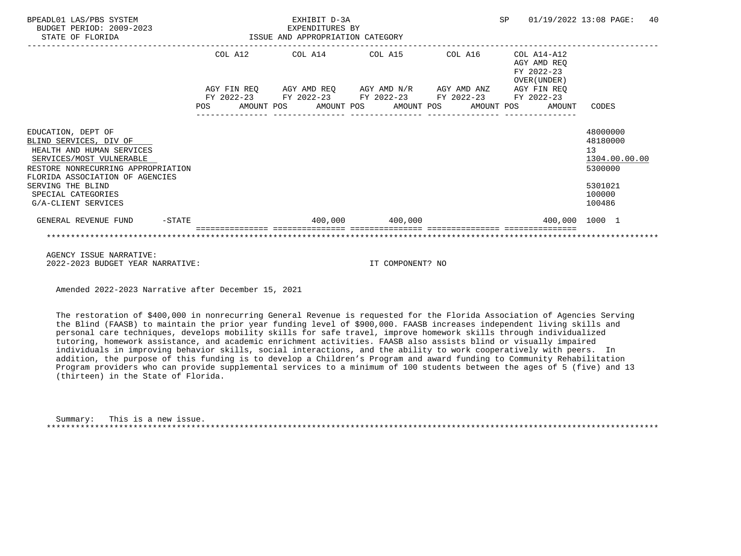EXHIBIT D-3A
EXPENDITURES BY
ISSUE AND APPROPRIATION CATEGORY

BPEADL01 LAS/PBS SYSTEM — BUDGET PERIOD: 2009-2023 — STATE OF FLORIDA — SP 01/19/2022 13:08

| | COL A12 AGY FIN REQ FY 2022-23 POS AMOUNT | COL A14 AGY AMD REQ FY 2022-23 POS AMOUNT | COL A15 AGY AMD N/R FY 2022-23 POS AMOUNT | COL A16 AGY AMD ANZ FY 2022-23 POS AMOUNT | COL A14-A12 AGY AMD REQ FY 2022-23 OVER(UNDER) AGY FIN REQ FY 2022-23 POS AMOUNT | CODES |
|---|---|---|---|---|---|---|
| EDUCATION, DEPT OF | | | | | | 48000000 |
| BLIND SERVICES, DIV OF | | | | | | 48180000 |
| HEALTH AND HUMAN SERVICES | | | | | | 13 |
| SERVICES/MOST VULNERABLE | | | | | | 1304.00.00.00 |
| RESTORE NONRECURRING APPROPRIATION | | | | | | 5300000 |
| FLORIDA ASSOCIATION OF AGENCIES SERVING THE BLIND | | | | | | 5301021 |
| SPECIAL CATEGORIES | | | | | | 100000 |
| G/A-CLIENT SERVICES | | | | | | 100486 |
| GENERAL REVENUE FUND -STATE | | 400,000 | 400,000 | | 400,000 | 1000 1 |

AGENCY ISSUE NARRATIVE:
2022-2023 BUDGET YEAR NARRATIVE: IT COMPONENT? NO

Amended 2022-2023 Narrative after December 15, 2021

The restoration of $400,000 in nonrecurring General Revenue is requested for the Florida Association of Agencies Serving the Blind (FAASB) to maintain the prior year funding level of $900,000. FAASB increases independent living skills and personal care techniques, develops mobility skills for safe travel, improve homework skills through individualized tutoring, homework assistance, and academic enrichment activities. FAASB also assists blind or visually impaired individuals in improving behavior skills, social interactions, and the ability to work cooperatively with peers. In addition, the purpose of this funding is to develop a Children's Program and award funding to Community Rehabilitation Program providers who can provide supplemental services to a minimum of 100 students between the ages of 5 (five) and 13 (thirteen) in the State of Florida.

Summary: This is a new issue.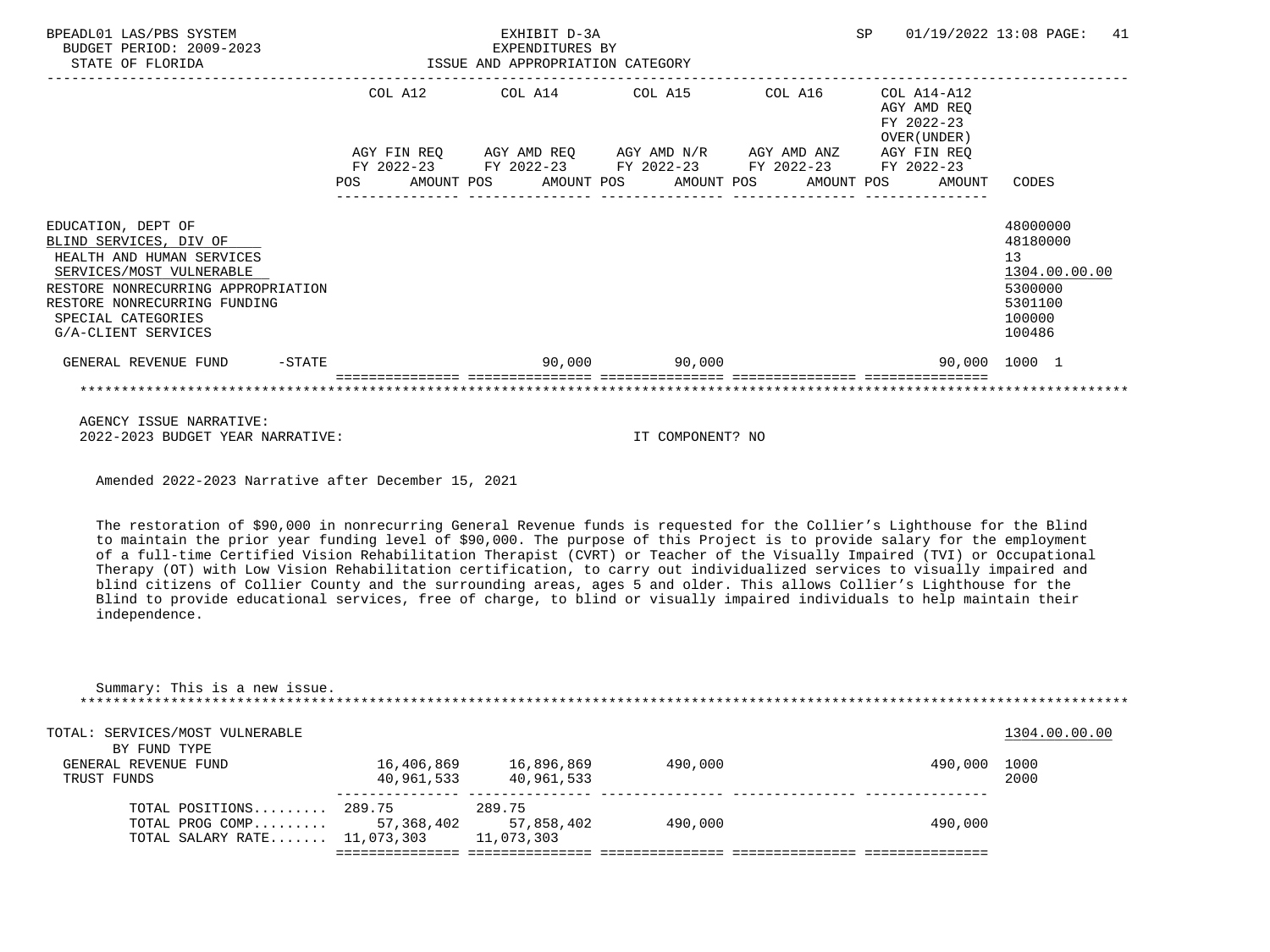BPEADL01 LAS/PBS SYSTEM — EXHIBIT D-3A — EXPENDITURES BY ISSUE AND APPROPRIATION CATEGORY
BUDGET PERIOD: 2009-2023 — STATE OF FLORIDA — SP 01/19/2022 13:08

| | COL A12 AGY FIN REQ FY 2022-23 POS AMOUNT | COL A14 AGY AMD REQ FY 2022-23 POS AMOUNT | COL A15 AGY AMD N/R FY 2022-23 POS AMOUNT | COL A16 AGY AMD ANZ FY 2022-23 POS AMOUNT | COL A14-A12 AGY AMD REQ FY 2022-23 OVER(UNDER) AGY FIN REQ FY 2022-23 POS AMOUNT | CODES |
|---|---|---|---|---|---|---|
| EDUCATION, DEPT OF | | | | | | 48000000 |
| BLIND SERVICES, DIV OF | | | | | | 48180000 |
| HEALTH AND HUMAN SERVICES | | | | | | 13 |
| SERVICES/MOST VULNERABLE | | | | | | 1304.00.00.00 |
| RESTORE NONRECURRING APPROPRIATION | | | | | | 5300000 |
| RESTORE NONRECURRING FUNDING | | | | | | 5301100 |
| SPECIAL CATEGORIES | | | | | | 100000 |
| G/A-CLIENT SERVICES | | | | | | 100486 |
| GENERAL REVENUE FUND -STATE | | 90,000 | 90,000 | | 90,000 | 1000 1 |

AGENCY ISSUE NARRATIVE:
2022-2023 BUDGET YEAR NARRATIVE: IT COMPONENT? NO

Amended 2022-2023 Narrative after December 15, 2021

The restoration of $90,000 in nonrecurring General Revenue funds is requested for the Collier's Lighthouse for the Blind to maintain the prior year funding level of $90,000. The purpose of this Project is to provide salary for the employment of a full-time Certified Vision Rehabilitation Therapist (CVRT) or Teacher of the Visually Impaired (TVI) or Occupational Therapy (OT) with Low Vision Rehabilitation certification, to carry out individualized services to visually impaired and blind citizens of Collier County and the surrounding areas, ages 5 and older. This allows Collier's Lighthouse for the Blind to provide educational services, free of charge, to blind or visually impaired individuals to help maintain their independence.

Summary: This is a new issue.

| TOTAL: SERVICES/MOST VULNERABLE | COL A12 | COL A14 | COL A15 | COL A16 | COL A14-A12 | 1304.00.00.00 |
|---|---|---|---|---|---|---|
| BY FUND TYPE | | | | | | |
| GENERAL REVENUE FUND | 16,406,869 | 16,896,869 | 490,000 | | 490,000 | 1000 |
| TRUST FUNDS | 40,961,533 | 40,961,533 | | | | 2000 |
| TOTAL POSITIONS......... | 289.75 | 289.75 | | | | |
| TOTAL PROG COMP......... | 57,368,402 | 57,858,402 | 490,000 | | 490,000 | |
| TOTAL SALARY RATE....... | 11,073,303 | 11,073,303 | | | | |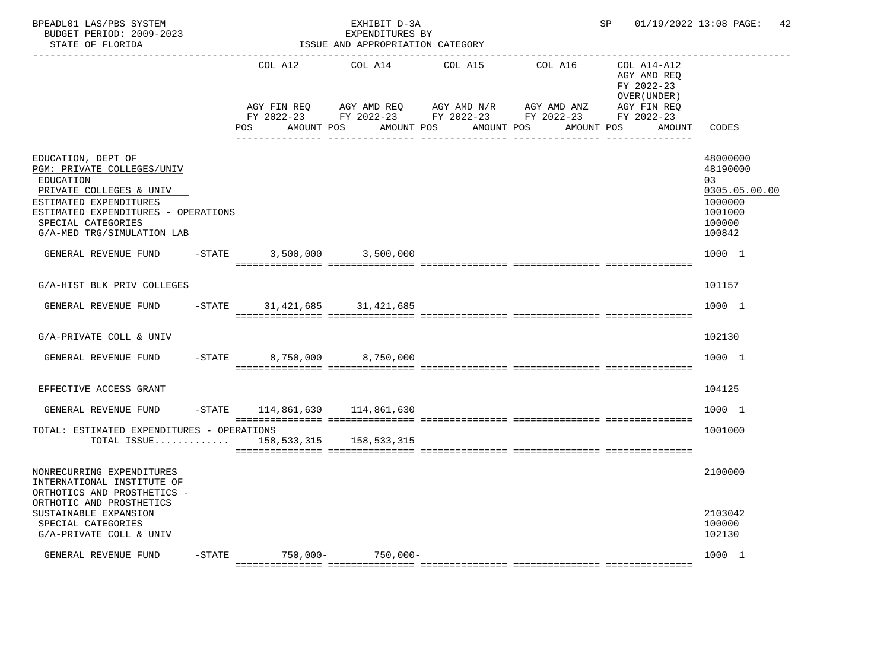BPEADL01 LAS/PBS SYSTEM | EXHIBIT D-3A | SP 01/19/2022 13:08

BUDGET PERIOD: 2009-2023 | EXPENDITURES BY

STATE OF FLORIDA | ISSUE AND APPROPRIATION CATEGORY

| | COL A12 AGY FIN REQ FY 2022-23 POS AMOUNT | COL A14 AGY AMD REQ FY 2022-23 POS AMOUNT | COL A15 AGY AMD N/R FY 2022-23 POS AMOUNT | COL A16 AGY AMD ANZ FY 2022-23 POS AMOUNT | COL A14-A12 AGY AMD REQ FY 2022-23 OVER(UNDER) AGY FIN REQ FY 2022-23 POS AMOUNT | CODES |
|---|---|---|---|---|---|---|
| EDUCATION, DEPT OF | | | | | | 48000000 |
| PGM: PRIVATE COLLEGES/UNIV | | | | | | 48190000 |
| EDUCATION | | | | | | 03 |
| PRIVATE COLLEGES & UNIV | | | | | | 0305.05.00.00 |
| ESTIMATED EXPENDITURES | | | | | | 1000000 |
| ESTIMATED EXPENDITURES - OPERATIONS | | | | | | 1001000 |
| SPECIAL CATEGORIES | | | | | | 100000 |
| G/A-MED TRG/SIMULATION LAB | | | | | | 100842 |
| GENERAL REVENUE FUND -STATE | 3,500,000 | 3,500,000 | | | | 1000 1 |
| G/A-HIST BLK PRIV COLLEGES | | | | | | 101157 |
| GENERAL REVENUE FUND -STATE | 31,421,685 | 31,421,685 | | | | 1000 1 |
| G/A-PRIVATE COLL & UNIV | | | | | | 102130 |
| GENERAL REVENUE FUND -STATE | 8,750,000 | 8,750,000 | | | | 1000 1 |
| EFFECTIVE ACCESS GRANT | | | | | | 104125 |
| GENERAL REVENUE FUND -STATE | 114,861,630 | 114,861,630 | | | | 1000 1 |
| TOTAL: ESTIMATED EXPENDITURES - OPERATIONS | | | | | | 1001000 |
| TOTAL ISSUE............ | 158,533,315 | 158,533,315 | | | | |
| NONRECURRING EXPENDITURES | | | | | | 2100000 |
| INTERNATIONAL INSTITUTE OF ORTHOTICS AND PROSTHETICS - ORTHOTIC AND PROSTHETICS SUSTAINABLE EXPANSION | | | | | | 2103042 |
| SPECIAL CATEGORIES | | | | | | 100000 |
| G/A-PRIVATE COLL & UNIV | | | | | | 102130 |
| GENERAL REVENUE FUND -STATE | 750,000- | 750,000- | | | | 1000 1 |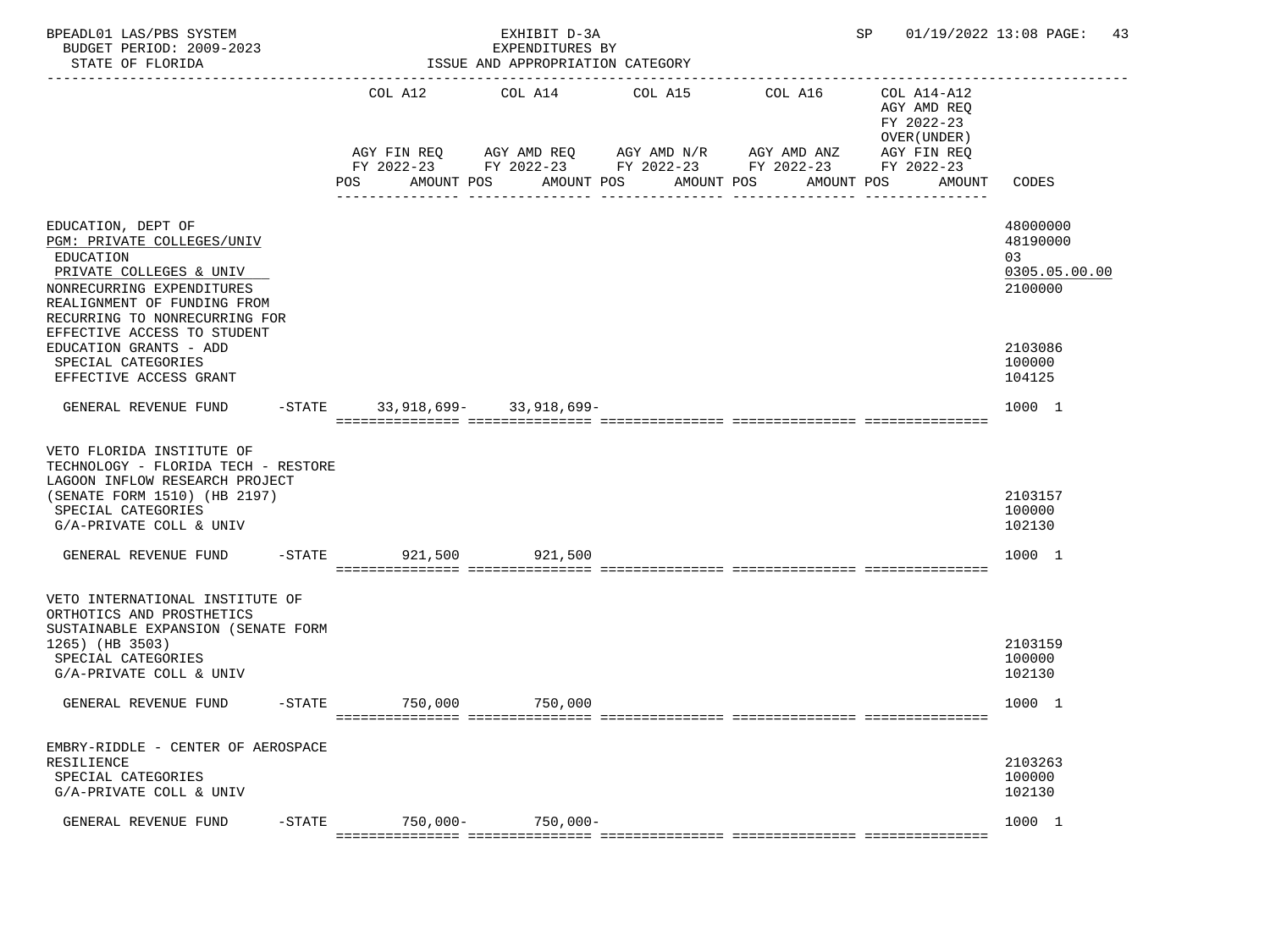BPEADL01 LAS/PBS SYSTEM EXHIBIT D-3A SP 01/19/2022 13:08 PAGE: 43
BUDGET PERIOD: 2009-2023 EXPENDITURES BY
STATE OF FLORIDA ISSUE AND APPROPRIATION CATEGORY

| | COL A12 AGY FIN REQ FY 2022-23 POS AMOUNT | COL A14 AGY AMD REQ FY 2022-23 POS AMOUNT | COL A15 AGY AMD N/R FY 2022-23 POS AMOUNT | COL A16 AGY AMD ANZ FY 2022-23 POS AMOUNT | COL A14-A12 AGY AMD REQ FY 2022-23 OVER(UNDER) AGY FIN REQ FY 2022-23 POS AMOUNT | CODES |
|---|---|---|---|---|---|---|
| EDUCATION, DEPT OF | | | | | | 48000000 |
| PGM: PRIVATE COLLEGES/UNIV | | | | | | 48190000 |
| EDUCATION | | | | | | 03 |
| PRIVATE COLLEGES & UNIV | | | | | | 0305.05.00.00 |
| NONRECURRING EXPENDITURES | | | | | | 2100000 |
| REALIGNMENT OF FUNDING FROM RECURRING TO NONRECURRING FOR EFFECTIVE ACCESS TO STUDENT EDUCATION GRANTS - ADD | | | | | | 2103086 |
| SPECIAL CATEGORIES | | | | | | 100000 |
| EFFECTIVE ACCESS GRANT | | | | | | 104125 |
| GENERAL REVENUE FUND -STATE | 33,918,699- | 33,918,699- | | | | 1000 1 |
| VETO FLORIDA INSTITUTE OF TECHNOLOGY - FLORIDA TECH - RESTORE LAGOON INFLOW RESEARCH PROJECT (SENATE FORM 1510) (HB 2197) | | | | | | 2103157 |
| SPECIAL CATEGORIES | | | | | | 100000 |
| G/A-PRIVATE COLL & UNIV | | | | | | 102130 |
| GENERAL REVENUE FUND -STATE | 921,500 | 921,500 | | | | 1000 1 |
| VETO INTERNATIONAL INSTITUTE OF ORTHOTICS AND PROSTHETICS SUSTAINABLE EXPANSION (SENATE FORM 1265) (HB 3503) | | | | | | 2103159 |
| SPECIAL CATEGORIES | | | | | | 100000 |
| G/A-PRIVATE COLL & UNIV | | | | | | 102130 |
| GENERAL REVENUE FUND -STATE | 750,000 | 750,000 | | | | 1000 1 |
| EMBRY-RIDDLE - CENTER OF AEROSPACE RESILIENCE | | | | | | 2103263 |
| SPECIAL CATEGORIES | | | | | | 100000 |
| G/A-PRIVATE COLL & UNIV | | | | | | 102130 |
| GENERAL REVENUE FUND -STATE | 750,000- | 750,000- | | | | 1000 1 |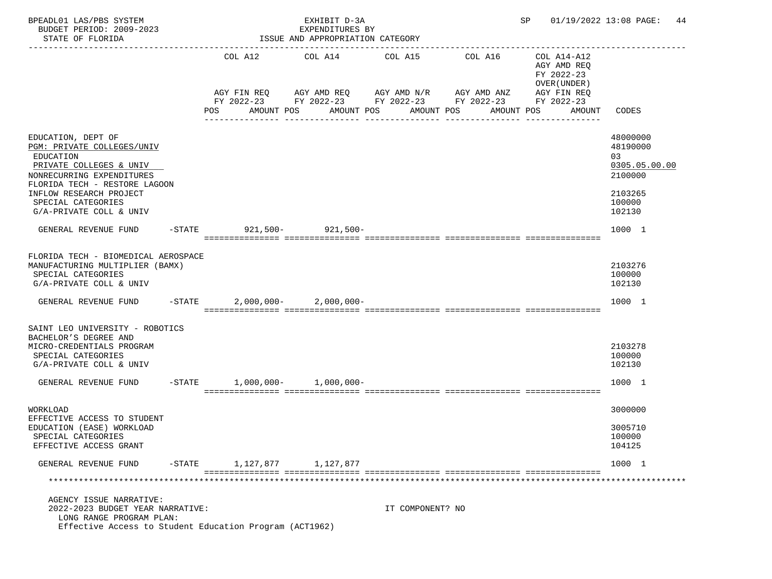BPEADL01 LAS/PBS SYSTEM — EXHIBIT D-3A — EXPENDITURES BY ISSUE AND APPROPRIATION CATEGORY

BUDGET PERIOD: 2009-2023 — STATE OF FLORIDA — SP 01/19/2022 13:08

| | COL A12 AGY FIN REQ FY 2022-23 POS AMOUNT | COL A14 AGY AMD REQ FY 2022-23 POS AMOUNT | COL A15 AGY AMD N/R FY 2022-23 POS AMOUNT | COL A16 AGY AMD ANZ FY 2022-23 POS AMOUNT | COL A14-A12 AGY AMD REQ FY 2022-23 OVER(UNDER) AGY FIN REQ FY 2022-23 POS AMOUNT | CODES |
|---|---|---|---|---|---|---|
| EDUCATION, DEPT OF | | | | | | 48000000 |
| PGM: PRIVATE COLLEGES/UNIV | | | | | | 48190000 |
| EDUCATION | | | | | | 03 |
| PRIVATE COLLEGES & UNIV | | | | | | 0305.05.00.00 |
| NONRECURRING EXPENDITURES | | | | | | 2100000 |
| FLORIDA TECH - RESTORE LAGOON INFLOW RESEARCH PROJECT | | | | | | 2103265 |
| SPECIAL CATEGORIES | | | | | | 100000 |
| G/A-PRIVATE COLL & UNIV | | | | | | 102130 |
| GENERAL REVENUE FUND -STATE | 921,500- | 921,500- | | | | 1000 1 |
| FLORIDA TECH - BIOMEDICAL AEROSPACE MANUFACTURING MULTIPLIER (BAMX) | | | | | | 2103276 |
| SPECIAL CATEGORIES | | | | | | 100000 |
| G/A-PRIVATE COLL & UNIV | | | | | | 102130 |
| GENERAL REVENUE FUND -STATE | 2,000,000- | 2,000,000- | | | | 1000 1 |
| SAINT LEO UNIVERSITY - ROBOTICS BACHELOR'S DEGREE AND MICRO-CREDENTIALS PROGRAM | | | | | | 2103278 |
| SPECIAL CATEGORIES | | | | | | 100000 |
| G/A-PRIVATE COLL & UNIV | | | | | | 102130 |
| GENERAL REVENUE FUND -STATE | 1,000,000- | 1,000,000- | | | | 1000 1 |
| WORKLOAD | | | | | | 3000000 |
| EFFECTIVE ACCESS TO STUDENT EDUCATION (EASE) WORKLOAD | | | | | | 3005710 |
| SPECIAL CATEGORIES | | | | | | 100000 |
| EFFECTIVE ACCESS GRANT | | | | | | 104125 |
| GENERAL REVENUE FUND -STATE | 1,127,877 | 1,127,877 | | | | 1000 1 |

AGENCY ISSUE NARRATIVE:

2022-2023 BUDGET YEAR NARRATIVE: IT COMPONENT? NO

LONG RANGE PROGRAM PLAN:

Effective Access to Student Education Program (ACT1962)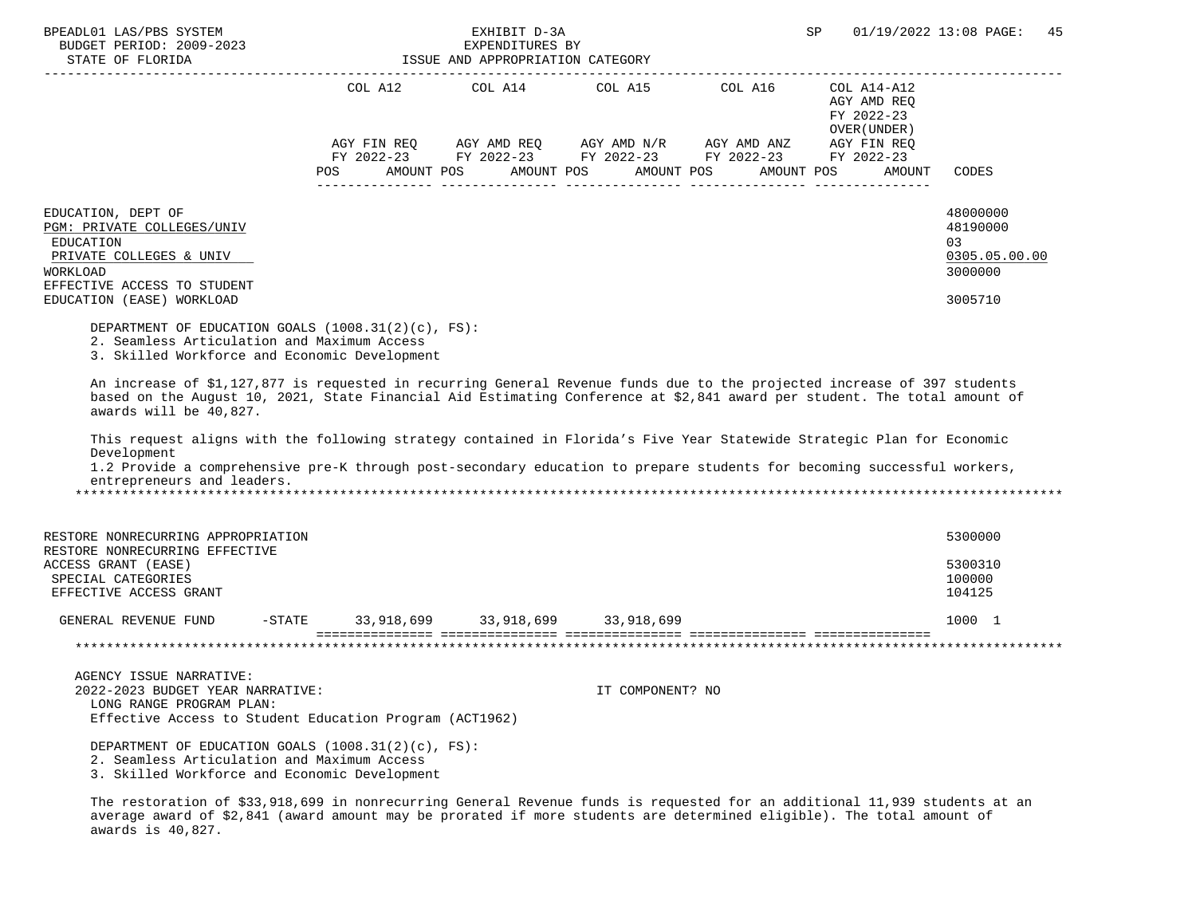| | COL A12 | COL A14 | COL A15 | COL A16 | COL A14-A12 AGY AMD REQ FY 2022-23 OVER(UNDER) | |
|---|---|---|---|---|---|---|
| | AGY FIN REQ FY 2022-23 | AGY AMD REQ FY 2022-23 | AGY AMD N/R FY 2022-23 | AGY AMD ANZ FY 2022-23 | AGY FIN REQ FY 2022-23 | |
| | POS AMOUNT | POS AMOUNT | POS AMOUNT | POS AMOUNT | POS AMOUNT | CODES |

EDUCATION, DEPT OF — 48000000
PGM: PRIVATE COLLEGES/UNIV — 48190000
EDUCATION — 03
PRIVATE COLLEGES & UNIV — 0305.05.00.00
WORKLOAD — 3000000
EFFECTIVE ACCESS TO STUDENT EDUCATION (EASE) WORKLOAD — 3005710

DEPARTMENT OF EDUCATION GOALS (1008.31(2)(c), FS):
2. Seamless Articulation and Maximum Access
3. Skilled Workforce and Economic Development

An increase of $1,127,877 is requested in recurring General Revenue funds due to the projected increase of 397 students based on the August 10, 2021, State Financial Aid Estimating Conference at $2,841 award per student. The total amount of awards will be 40,827.

This request aligns with the following strategy contained in Florida's Five Year Statewide Strategic Plan for Economic Development
1.2 Provide a comprehensive pre-K through post-secondary education to prepare students for becoming successful workers, entrepreneurs and leaders.

*****************************************************************************************************************************

RESTORE NONRECURRING APPROPRIATION — 5300000
RESTORE NONRECURRING EFFECTIVE ACCESS GRANT (EASE) — 5300310
SPECIAL CATEGORIES — 100000
EFFECTIVE ACCESS GRANT — 104125

| | COL A12 | COL A14 | COL A15 | COL A16 | COL A14-A12 | CODES |
|---|---|---|---|---|---|---|
| GENERAL REVENUE FUND -STATE | 33,918,699 | 33,918,699 | 33,918,699 | | | 1000 1 |

*****************************************************************************************************************************

AGENCY ISSUE NARRATIVE:
2022-2023 BUDGET YEAR NARRATIVE: IT COMPONENT? NO
LONG RANGE PROGRAM PLAN:
Effective Access to Student Education Program (ACT1962)

DEPARTMENT OF EDUCATION GOALS (1008.31(2)(c), FS):
2. Seamless Articulation and Maximum Access
3. Skilled Workforce and Economic Development

The restoration of $33,918,699 in nonrecurring General Revenue funds is requested for an additional 11,939 students at an average award of $2,841 (award amount may be prorated if more students are determined eligible). The total amount of awards is 40,827.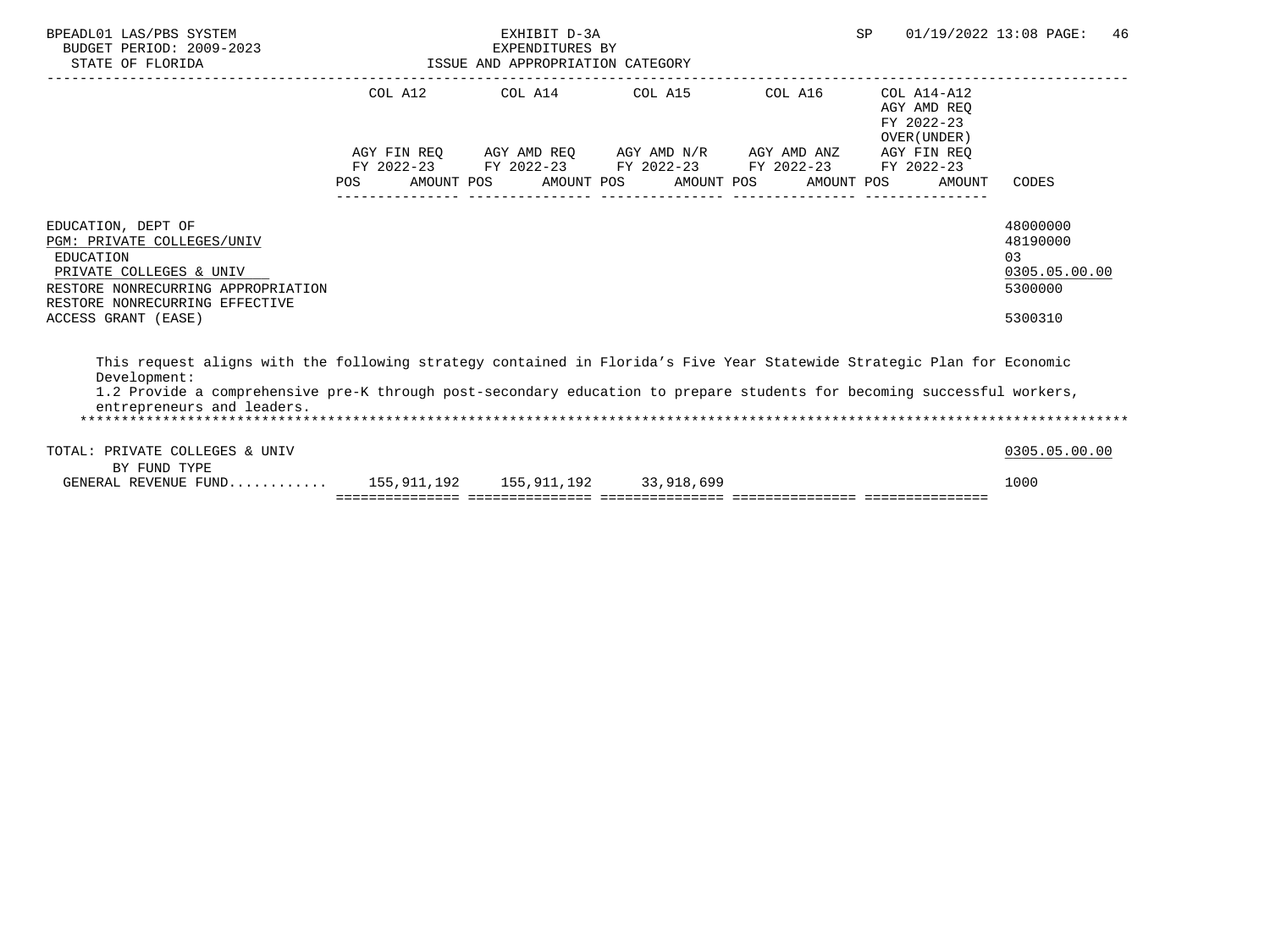BPEADL01 LAS/PBS SYSTEM — EXHIBIT D-3A — SP 01/19/2022 13:08

BUDGET PERIOD: 2009-2023 — EXPENDITURES BY

STATE OF FLORIDA — ISSUE AND APPROPRIATION CATEGORY

| | COL A12 AGY FIN REQ FY 2022-23 POS AMOUNT | COL A14 AGY AMD REQ FY 2022-23 POS AMOUNT | COL A15 AGY AMD N/R FY 2022-23 POS AMOUNT | COL A16 AGY AMD ANZ FY 2022-23 POS AMOUNT | COL A14-A12 AGY AMD REQ FY 2022-23 OVER(UNDER) AGY FIN REQ FY 2022-23 POS AMOUNT | CODES |
|---|---|---|---|---|---|---|
| EDUCATION, DEPT OF | | | | | | 48000000 |
| PGM: PRIVATE COLLEGES/UNIV | | | | | | 48190000 |
| EDUCATION | | | | | | 03 |
| PRIVATE COLLEGES & UNIV | | | | | | 0305.05.00.00 |
| RESTORE NONRECURRING APPROPRIATION | | | | | | 5300000 |
| RESTORE NONRECURRING EFFECTIVE ACCESS GRANT (EASE) | | | | | | 5300310 |

This request aligns with the following strategy contained in Florida's Five Year Statewide Strategic Plan for Economic Development:
1.2 Provide a comprehensive pre-K through post-secondary education to prepare students for becoming successful workers, entrepreneurs and leaders.

| | COL A12 | COL A14 | COL A15 | COL A16 | COL A14-A12 | CODES |
|---|---|---|---|---|---|---|
| TOTAL: PRIVATE COLLEGES & UNIV | | | | | | 0305.05.00.00 |
| BY FUND TYPE | | | | | | |
| GENERAL REVENUE FUND........... | 155,911,192 | 155,911,192 | 33,918,699 | | | 1000 |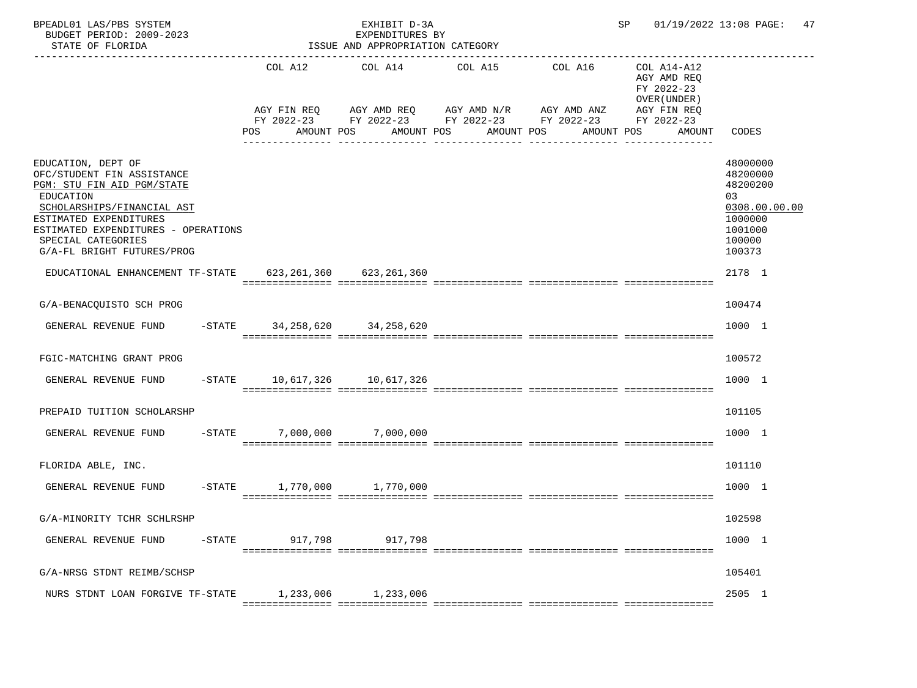BPEADL01 LAS/PBS SYSTEM — EXHIBIT D-3A — SP 01/19/2022 13:08

BUDGET PERIOD: 2009-2023 — EXPENDITURES BY

STATE OF FLORIDA — ISSUE AND APPROPRIATION CATEGORY

| | COL A12 AGY FIN REQ FY 2022-23 POS AMOUNT | COL A14 AGY AMD REQ FY 2022-23 POS AMOUNT | COL A15 AGY AMD N/R FY 2022-23 POS AMOUNT | COL A16 AGY AMD ANZ FY 2022-23 POS AMOUNT | COL A14-A12 AGY AMD REQ FY 2022-23 OVER(UNDER) AGY FIN REQ FY 2022-23 POS AMOUNT | CODES |
|---|---|---|---|---|---|---|
| EDUCATION, DEPT OF | | | | | | 48000000 |
| OFC/STUDENT FIN ASSISTANCE | | | | | | 48200000 |
| PGM: STU FIN AID PGM/STATE | | | | | | 48200200 |
| EDUCATION | | | | | | 03 |
| SCHOLARSHIPS/FINANCIAL AST | | | | | | 0308.00.00.00 |
| ESTIMATED EXPENDITURES | | | | | | 1000000 |
| ESTIMATED EXPENDITURES - OPERATIONS | | | | | | 1001000 |
| SPECIAL CATEGORIES | | | | | | 100000 |
| G/A-FL BRIGHT FUTURES/PROG | | | | | | 100373 |
| EDUCATIONAL ENHANCEMENT TF-STATE | 623,261,360 | 623,261,360 | | | | 2178 1 |
| G/A-BENACQUISTO SCH PROG | | | | | | 100474 |
| GENERAL REVENUE FUND -STATE | 34,258,620 | 34,258,620 | | | | 1000 1 |
| FGIC-MATCHING GRANT PROG | | | | | | 100572 |
| GENERAL REVENUE FUND -STATE | 10,617,326 | 10,617,326 | | | | 1000 1 |
| PREPAID TUITION SCHOLARSHP | | | | | | 101105 |
| GENERAL REVENUE FUND -STATE | 7,000,000 | 7,000,000 | | | | 1000 1 |
| FLORIDA ABLE, INC. | | | | | | 101110 |
| GENERAL REVENUE FUND -STATE | 1,770,000 | 1,770,000 | | | | 1000 1 |
| G/A-MINORITY TCHR SCHLRSHP | | | | | | 102598 |
| GENERAL REVENUE FUND -STATE | 917,798 | 917,798 | | | | 1000 1 |
| G/A-NRSG STDNT REIMB/SCHSP | | | | | | 105401 |
| NURS STDNT LOAN FORGIVE TF-STATE | 1,233,006 | 1,233,006 | | | | 2505 1 |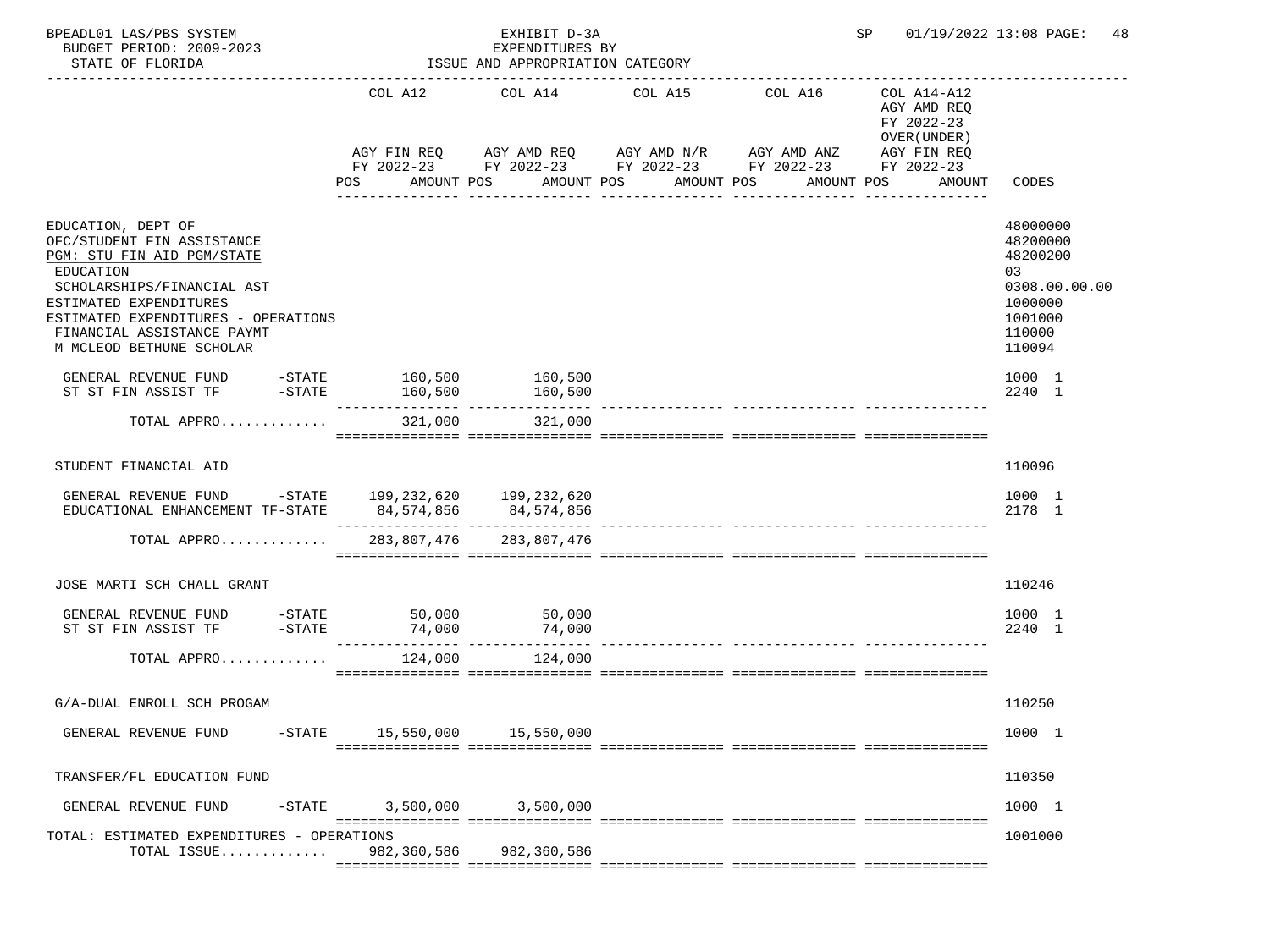BPEADL01 LAS/PBS SYSTEM | EXHIBIT D-3A | SP 01/19/2022 13:08

BUDGET PERIOD: 2009-2023 | EXPENDITURES BY

STATE OF FLORIDA | ISSUE AND APPROPRIATION CATEGORY

| | COL A12 AGY FIN REQ FY 2022-23 POS AMOUNT | COL A14 AGY AMD REQ FY 2022-23 POS AMOUNT | COL A15 AGY AMD N/R FY 2022-23 POS AMOUNT | COL A16 AGY AMD ANZ FY 2022-23 POS AMOUNT | COL A14-A12 AGY AMD REQ FY 2022-23 OVER(UNDER) AGY FIN REQ FY 2022-23 POS AMOUNT | CODES |
|---|---|---|---|---|---|---|
| EDUCATION, DEPT OF | | | | | | 48000000 |
| OFC/STUDENT FIN ASSISTANCE | | | | | | 48200000 |
| PGM: STU FIN AID PGM/STATE | | | | | | 48200200 |
| EDUCATION | | | | | | 03 |
| SCHOLARSHIPS/FINANCIAL AST | | | | | | 0308.00.00.00 |
| ESTIMATED EXPENDITURES | | | | | | 1000000 |
| ESTIMATED EXPENDITURES - OPERATIONS | | | | | | 1001000 |
| FINANCIAL ASSISTANCE PAYMT | | | | | | 110000 |
| M MCLEOD BETHUNE SCHOLAR | | | | | | 110094 |
| GENERAL REVENUE FUND -STATE | 160,500 | 160,500 | | | | 1000 1 |
| ST ST FIN ASSIST TF -STATE | 160,500 | 160,500 | | | | 2240 1 |
| TOTAL APPRO............ | 321,000 | 321,000 | | | | |
| STUDENT FINANCIAL AID | | | | | | 110096 |
| GENERAL REVENUE FUND -STATE | 199,232,620 | 199,232,620 | | | | 1000 1 |
| EDUCATIONAL ENHANCEMENT TF-STATE | 84,574,856 | 84,574,856 | | | | 2178 1 |
| TOTAL APPRO............ | 283,807,476 | 283,807,476 | | | | |
| JOSE MARTI SCH CHALL GRANT | | | | | | 110246 |
| GENERAL REVENUE FUND -STATE | 50,000 | 50,000 | | | | 1000 1 |
| ST ST FIN ASSIST TF -STATE | 74,000 | 74,000 | | | | 2240 1 |
| TOTAL APPRO............ | 124,000 | 124,000 | | | | |
| G/A-DUAL ENROLL SCH PROGAM | | | | | | 110250 |
| GENERAL REVENUE FUND -STATE | 15,550,000 | 15,550,000 | | | | 1000 1 |
| TRANSFER/FL EDUCATION FUND | | | | | | 110350 |
| GENERAL REVENUE FUND -STATE | 3,500,000 | 3,500,000 | | | | 1000 1 |
| TOTAL: ESTIMATED EXPENDITURES - OPERATIONS | | | | | | 1001000 |
| TOTAL ISSUE............ | 982,360,586 | 982,360,586 | | | | |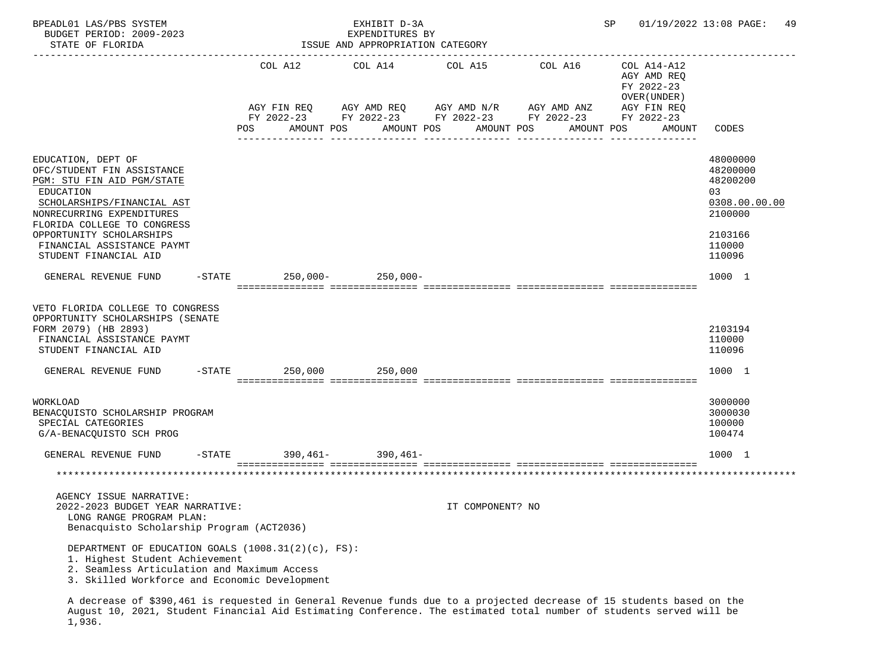BPEADL01 LAS/PBS SYSTEM | EXHIBIT D-3A | SP 01/19/2022 13:08

BUDGET PERIOD: 2009-2023 | EXPENDITURES BY

STATE OF FLORIDA | ISSUE AND APPROPRIATION CATEGORY

| | COL A12 AGY FIN REQ FY 2022-23 POS AMOUNT | COL A14 AGY AMD REQ FY 2022-23 POS AMOUNT | COL A15 AGY AMD N/R FY 2022-23 POS AMOUNT | COL A16 AGY AMD ANZ FY 2022-23 POS AMOUNT | COL A14-A12 AGY AMD REQ FY 2022-23 OVER(UNDER) AGY FIN REQ FY 2022-23 POS AMOUNT | CODES |
|---|---|---|---|---|---|---|
| EDUCATION, DEPT OF | | | | | | 48000000 |
| OFC/STUDENT FIN ASSISTANCE | | | | | | 48200000 |
| PGM: STU FIN AID PGM/STATE | | | | | | 48200200 |
| EDUCATION | | | | | | 03 |
| SCHOLARSHIPS/FINANCIAL AST | | | | | | 0308.00.00.00 |
| NONRECURRING EXPENDITURES | | | | | | 2100000 |
| FLORIDA COLLEGE TO CONGRESS OPPORTUNITY SCHOLARSHIPS | | | | | | 2103166 |
| FINANCIAL ASSISTANCE PAYMT | | | | | | 110000 |
| STUDENT FINANCIAL AID | | | | | | 110096 |
| GENERAL REVENUE FUND -STATE | 250,000- | 250,000- | | | | 1000 1 |
| VETO FLORIDA COLLEGE TO CONGRESS OPPORTUNITY SCHOLARSHIPS (SENATE FORM 2079) (HB 2893) | | | | | | 2103194 |
| FINANCIAL ASSISTANCE PAYMT | | | | | | 110000 |
| STUDENT FINANCIAL AID | | | | | | 110096 |
| GENERAL REVENUE FUND -STATE | 250,000 | 250,000 | | | | 1000 1 |
| WORKLOAD | | | | | | 3000000 |
| BENACQUISTO SCHOLARSHIP PROGRAM | | | | | | 3000030 |
| SPECIAL CATEGORIES | | | | | | 100000 |
| G/A-BENACQUISTO SCH PROG | | | | | | 100474 |
| GENERAL REVENUE FUND -STATE | 390,461- | 390,461- | | | | 1000 1 |

AGENCY ISSUE NARRATIVE:

2022-2023 BUDGET YEAR NARRATIVE: IT COMPONENT? NO

LONG RANGE PROGRAM PLAN:
Benacquisto Scholarship Program (ACT2036)

DEPARTMENT OF EDUCATION GOALS (1008.31(2)(c), FS):
1. Highest Student Achievement
2. Seamless Articulation and Maximum Access
3. Skilled Workforce and Economic Development

A decrease of $390,461 is requested in General Revenue funds due to a projected decrease of 15 students based on the August 10, 2021, Student Financial Aid Estimating Conference. The estimated total number of students served will be 1,936.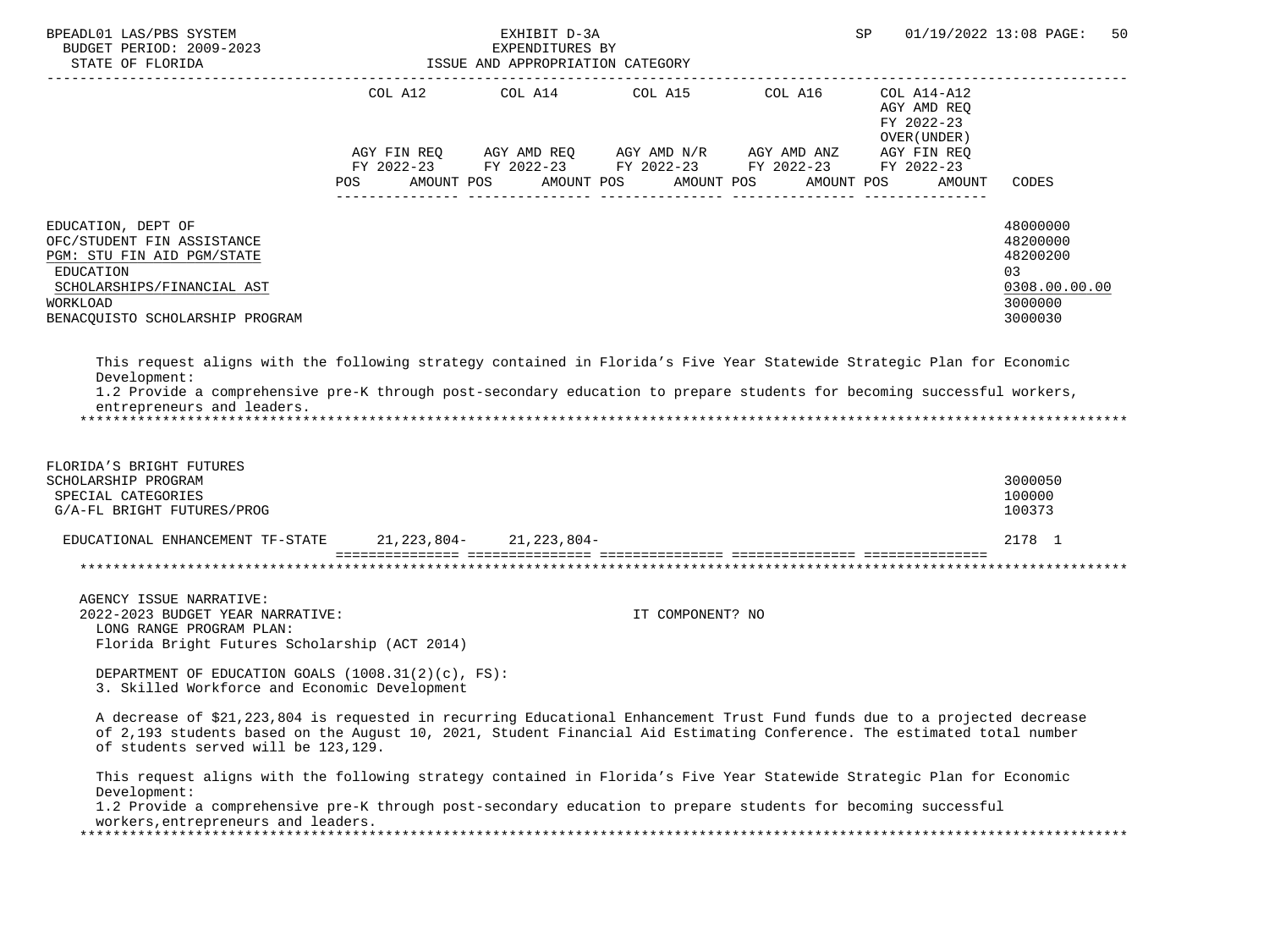| | COL A12 | COL A14 | COL A15 | COL A16 | COL A14-A12 AGY AMD REQ FY 2022-23 OVER(UNDER) | |
|---|---|---|---|---|---|---|
| | AGY FIN REQ FY 2022-23 | AGY AMD REQ FY 2022-23 | AGY AMD N/R FY 2022-23 | AGY AMD ANZ FY 2022-23 | AGY FIN REQ FY 2022-23 | |
| | POS AMOUNT | POS AMOUNT | POS AMOUNT | POS AMOUNT | POS AMOUNT | CODES |

EDUCATION, DEPT OF — 48000000
OFC/STUDENT FIN ASSISTANCE — 48200000
PGM: STU FIN AID PGM/STATE — 48200200
EDUCATION — 03
SCHOLARSHIPS/FINANCIAL AST — 0308.00.00.00
WORKLOAD — 3000000
BENACQUISTO SCHOLARSHIP PROGRAM — 3000030

This request aligns with the following strategy contained in Florida's Five Year Statewide Strategic Plan for Economic Development:
1.2 Provide a comprehensive pre-K through post-secondary education to prepare students for becoming successful workers, entrepreneurs and leaders.

FLORIDA'S BRIGHT FUTURES SCHOLARSHIP PROGRAM — 3000050
SPECIAL CATEGORIES — 100000
G/A-FL BRIGHT FUTURES/PROG — 100373

| | COL A12 | COL A14 | COL A15 | COL A16 | COL A14-A12 | CODES |
|---|---|---|---|---|---|---|
| EDUCATIONAL ENHANCEMENT TF-STATE | 21,223,804- | 21,223,804- | | | | 2178 1 |

AGENCY ISSUE NARRATIVE:
2022-2023 BUDGET YEAR NARRATIVE: IT COMPONENT? NO
LONG RANGE PROGRAM PLAN:
Florida Bright Futures Scholarship (ACT 2014)

DEPARTMENT OF EDUCATION GOALS (1008.31(2)(c), FS):
3. Skilled Workforce and Economic Development

A decrease of $21,223,804 is requested in recurring Educational Enhancement Trust Fund funds due to a projected decrease of 2,193 students based on the August 10, 2021, Student Financial Aid Estimating Conference. The estimated total number of students served will be 123,129.

This request aligns with the following strategy contained in Florida's Five Year Statewide Strategic Plan for Economic Development:
1.2 Provide a comprehensive pre-K through post-secondary education to prepare students for becoming successful workers,entrepreneurs and leaders.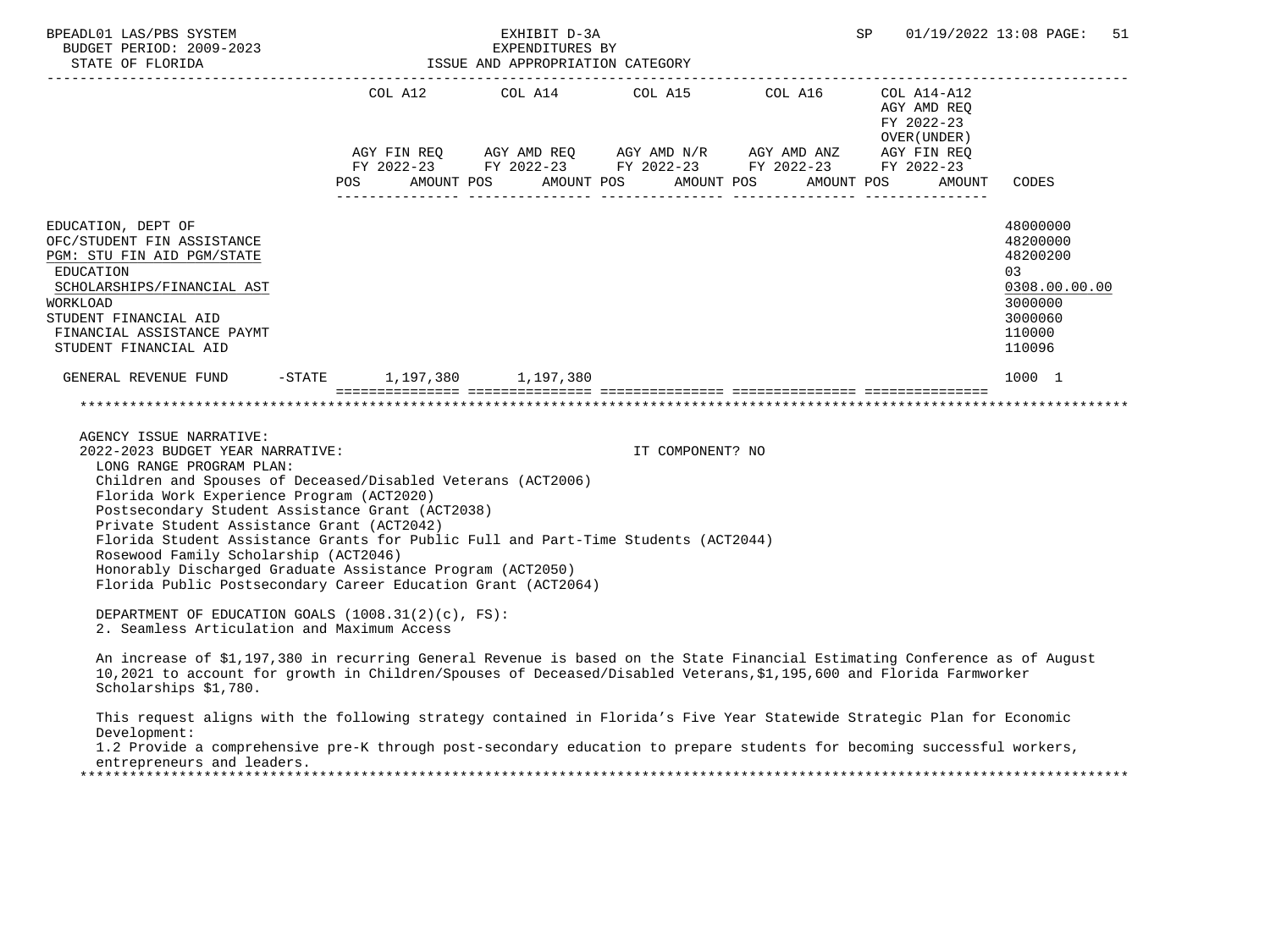BPEADL01 LAS/PBS SYSTEM | EXHIBIT D-3A | SP 01/19/2022 13:08

BUDGET PERIOD: 2009-2023 | EXPENDITURES BY

STATE OF FLORIDA | ISSUE AND APPROPRIATION CATEGORY

| | COL A12 AGY FIN REQ FY 2022-23 POS AMOUNT | COL A14 AGY AMD REQ FY 2022-23 POS AMOUNT | COL A15 AGY AMD N/R FY 2022-23 POS AMOUNT | COL A16 AGY AMD ANZ FY 2022-23 POS AMOUNT | COL A14-A12 AGY AMD REQ FY 2022-23 OVER(UNDER) AGY FIN REQ FY 2022-23 POS AMOUNT | CODES |
|---|---|---|---|---|---|---|
| EDUCATION, DEPT OF | | | | | | 48000000 |
| OFC/STUDENT FIN ASSISTANCE | | | | | | 48200000 |
| PGM: STU FIN AID PGM/STATE | | | | | | 48200200 |
| EDUCATION | | | | | | 03 |
| SCHOLARSHIPS/FINANCIAL AST | | | | | | 0308.00.00.00 |
| WORKLOAD | | | | | | 3000000 |
| STUDENT FINANCIAL AID | | | | | | 3000060 |
| FINANCIAL ASSISTANCE PAYMT | | | | | | 110000 |
| STUDENT FINANCIAL AID | | | | | | 110096 |
| GENERAL REVENUE FUND -STATE | 1,197,380 | 1,197,380 | | | | 1000 1 |

AGENCY ISSUE NARRATIVE:

2022-2023 BUDGET YEAR NARRATIVE: IT COMPONENT? NO

LONG RANGE PROGRAM PLAN:

Children and Spouses of Deceased/Disabled Veterans (ACT2006)
Florida Work Experience Program (ACT2020)
Postsecondary Student Assistance Grant (ACT2038)
Private Student Assistance Grant (ACT2042)
Florida Student Assistance Grants for Public Full and Part-Time Students (ACT2044)
Rosewood Family Scholarship (ACT2046)
Honorably Discharged Graduate Assistance Program (ACT2050)
Florida Public Postsecondary Career Education Grant (ACT2064)

DEPARTMENT OF EDUCATION GOALS (1008.31(2)(c), FS):
2. Seamless Articulation and Maximum Access

An increase of $1,197,380 in recurring General Revenue is based on the State Financial Estimating Conference as of August 10,2021 to account for growth in Children/Spouses of Deceased/Disabled Veterans,$1,195,600 and Florida Farmworker Scholarships $1,780.

This request aligns with the following strategy contained in Florida's Five Year Statewide Strategic Plan for Economic Development:
1.2 Provide a comprehensive pre-K through post-secondary education to prepare students for becoming successful workers, entrepreneurs and leaders.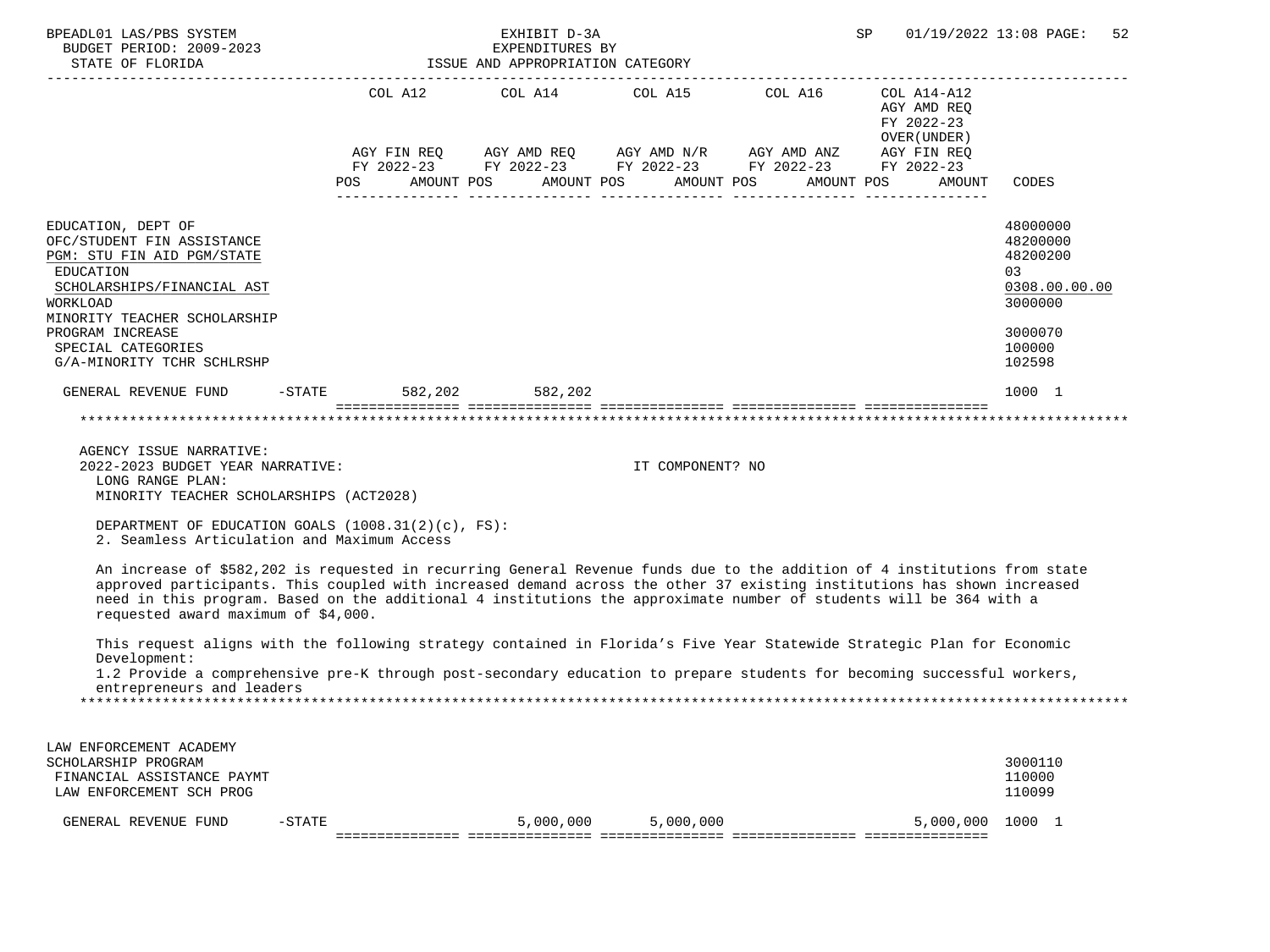BPEADL01 LAS/PBS SYSTEM — EXHIBIT D-3A — EXPENDITURES BY ISSUE AND APPROPRIATION CATEGORY
BUDGET PERIOD: 2009-2023 — STATE OF FLORIDA — SP 01/19/2022 13:08

| | COL A12 AGY FIN REQ FY 2022-23 POS AMOUNT | COL A14 AGY AMD REQ FY 2022-23 POS AMOUNT | COL A15 AGY AMD N/R FY 2022-23 POS AMOUNT | COL A16 AGY AMD ANZ FY 2022-23 POS AMOUNT | COL A14-A12 AGY AMD REQ FY 2022-23 OVER(UNDER) AGY FIN REQ FY 2022-23 POS AMOUNT | CODES |
|---|---|---|---|---|---|---|
| EDUCATION, DEPT OF | | | | | | 48000000 |
| OFC/STUDENT FIN ASSISTANCE | | | | | | 48200000 |
| PGM: STU FIN AID PGM/STATE | | | | | | 48200200 |
| EDUCATION | | | | | | 03 |
| SCHOLARSHIPS/FINANCIAL AST | | | | | | 0308.00.00.00 |
| WORKLOAD | | | | | | 3000000 |
| MINORITY TEACHER SCHOLARSHIP PROGRAM INCREASE | | | | | | 3000070 |
| SPECIAL CATEGORIES | | | | | | 100000 |
| G/A-MINORITY TCHR SCHLRSHP | | | | | | 102598 |
| GENERAL REVENUE FUND -STATE | 582,202 | 582,202 | | | | 1000 1 |

AGENCY ISSUE NARRATIVE:
2022-2023 BUDGET YEAR NARRATIVE: IT COMPONENT? NO

LONG RANGE PLAN:
MINORITY TEACHER SCHOLARSHIPS (ACT2028)

DEPARTMENT OF EDUCATION GOALS (1008.31(2)(c), FS):
2. Seamless Articulation and Maximum Access

An increase of $582,202 is requested in recurring General Revenue funds due to the addition of 4 institutions from state approved participants. This coupled with increased demand across the other 37 existing institutions has shown increased need in this program. Based on the additional 4 institutions the approximate number of students will be 364 with a requested award maximum of $4,000.

This request aligns with the following strategy contained in Florida's Five Year Statewide Strategic Plan for Economic Development:
1.2 Provide a comprehensive pre-K through post-secondary education to prepare students for becoming successful workers, entrepreneurs and leaders

| | COL A12 | COL A14 | COL A15 | COL A16 | COL A14-A12 | CODES |
|---|---|---|---|---|---|---|
| LAW ENFORCEMENT ACADEMY SCHOLARSHIP PROGRAM | | | | | | 3000110 |
| FINANCIAL ASSISTANCE PAYMT | | | | | | 110000 |
| LAW ENFORCEMENT SCH PROG | | | | | | 110099 |
| GENERAL REVENUE FUND -STATE | | 5,000,000 | 5,000,000 | | 5,000,000 | 1000 1 |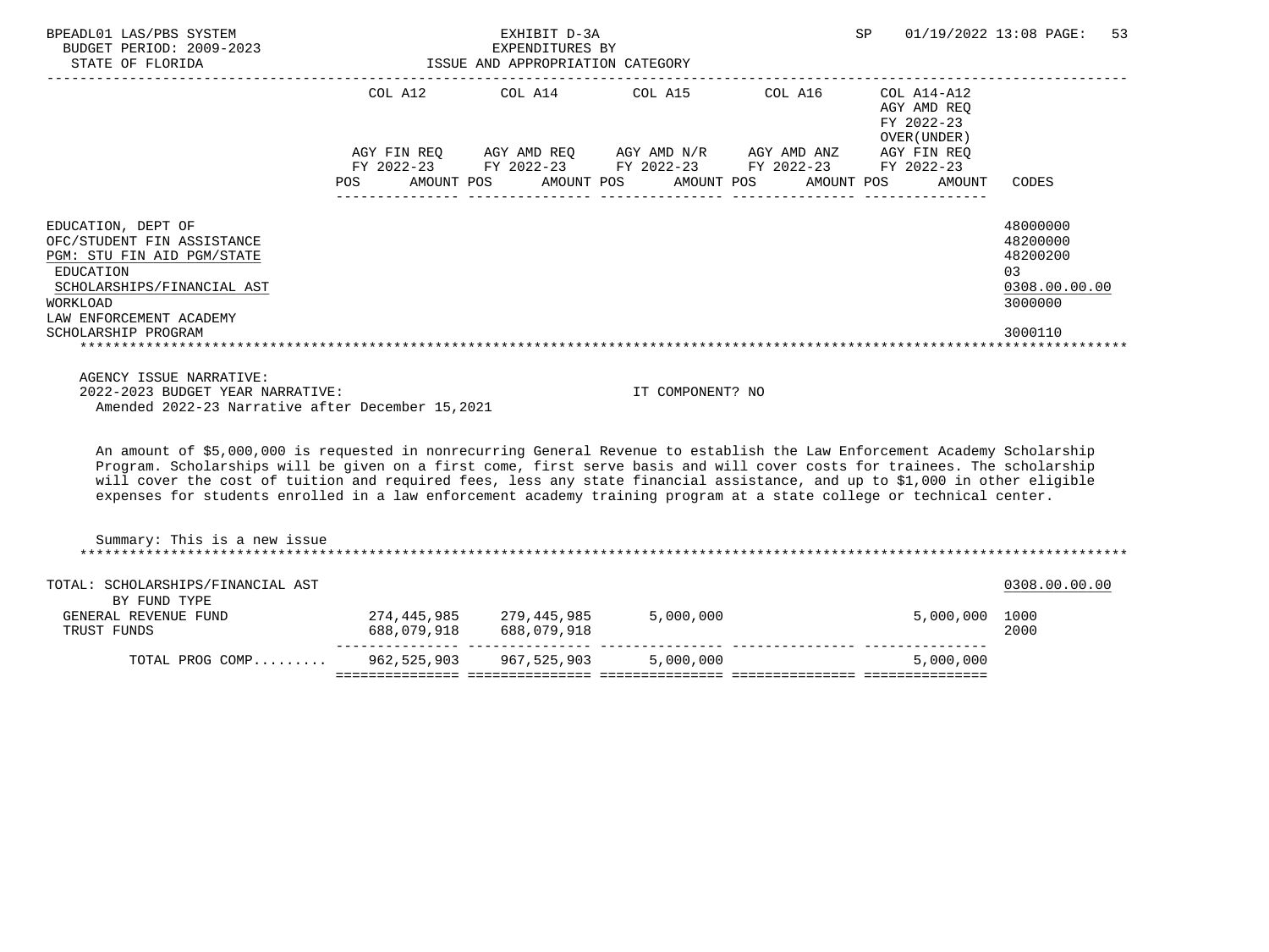BPEADL01 LAS/PBS SYSTEM — EXHIBIT D-3A — EXPENDITURES BY ISSUE AND APPROPRIATION CATEGORY

BUDGET PERIOD: 2009-2023

STATE OF FLORIDA

SP 01/19/2022 13:08

| | COL A12 AGY FIN REQ FY 2022-23 POS AMOUNT | COL A14 AGY AMD REQ FY 2022-23 POS AMOUNT | COL A15 AGY AMD N/R FY 2022-23 POS AMOUNT | COL A16 AGY AMD ANZ FY 2022-23 POS AMOUNT | COL A14-A12 AGY AMD REQ FY 2022-23 OVER(UNDER) AGY FIN REQ FY 2022-23 POS AMOUNT | CODES |
|---|---|---|---|---|---|---|
| EDUCATION, DEPT OF | | | | | | 48000000 |
| OFC/STUDENT FIN ASSISTANCE | | | | | | 48200000 |
| PGM: STU FIN AID PGM/STATE | | | | | | 48200200 |
| EDUCATION | | | | | | 03 |
| SCHOLARSHIPS/FINANCIAL AST | | | | | | 0308.00.00.00 |
| WORKLOAD | | | | | | 3000000 |
| LAW ENFORCEMENT ACADEMY SCHOLARSHIP PROGRAM | | | | | | 3000110 |

AGENCY ISSUE NARRATIVE:

2022-2023 BUDGET YEAR NARRATIVE: IT COMPONENT? NO

Amended 2022-23 Narrative after December 15,2021

An amount of $5,000,000 is requested in nonrecurring General Revenue to establish the Law Enforcement Academy Scholarship Program. Scholarships will be given on a first come, first serve basis and will cover costs for trainees. The scholarship will cover the cost of tuition and required fees, less any state financial assistance, and up to $1,000 in other eligible expenses for students enrolled in a law enforcement academy training program at a state college or technical center.

Summary: This is a new issue

| TOTAL: SCHOLARSHIPS/FINANCIAL AST BY FUND TYPE | COL A12 | COL A14 | COL A15 | COL A16 | COL A14-A12 | CODES |
|---|---|---|---|---|---|---|
| | | | | | | 0308.00.00.00 |
| GENERAL REVENUE FUND | 274,445,985 | 279,445,985 | 5,000,000 | | 5,000,000 | 1000 |
| TRUST FUNDS | 688,079,918 | 688,079,918 | | | | 2000 |
| TOTAL PROG COMP......... | 962,525,903 | 967,525,903 | 5,000,000 | | 5,000,000 | |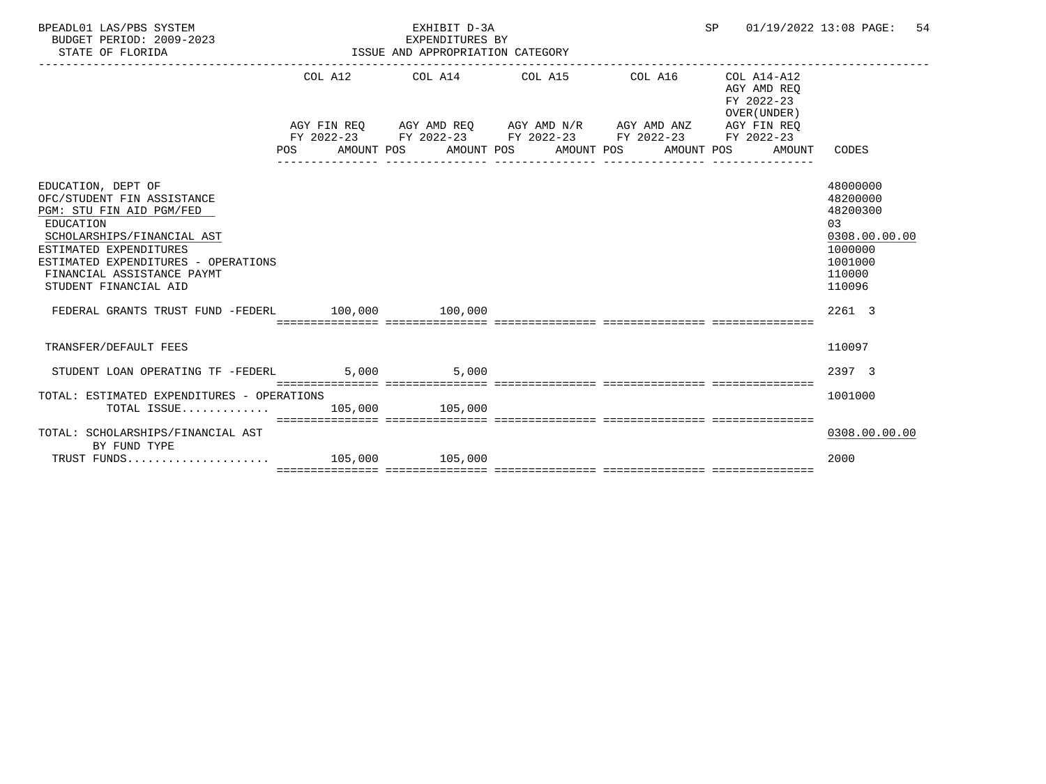BPEADL01 LAS/PBS SYSTEM — EXHIBIT D-3A — SP 01/19/2022 13:08

BUDGET PERIOD: 2009-2023 — EXPENDITURES BY

STATE OF FLORIDA — ISSUE AND APPROPRIATION CATEGORY

| | COL A12 AGY FIN REQ FY 2022-23 POS AMOUNT | COL A14 AGY AMD REQ FY 2022-23 POS AMOUNT | COL A15 AGY AMD N/R FY 2022-23 POS AMOUNT | COL A16 AGY AMD ANZ FY 2022-23 POS AMOUNT | COL A14-A12 AGY AMD REQ FY 2022-23 OVER(UNDER) AGY FIN REQ FY 2022-23 POS AMOUNT | CODES |
|---|---|---|---|---|---|---|
| EDUCATION, DEPT OF | | | | | | 48000000 |
| OFC/STUDENT FIN ASSISTANCE | | | | | | 48200000 |
| PGM: STU FIN AID PGM/FED | | | | | | 48200300 |
| EDUCATION | | | | | | 03 |
| SCHOLARSHIPS/FINANCIAL AST | | | | | | 0308.00.00.00 |
| ESTIMATED EXPENDITURES | | | | | | 1000000 |
| ESTIMATED EXPENDITURES - OPERATIONS | | | | | | 1001000 |
| FINANCIAL ASSISTANCE PAYMT | | | | | | 110000 |
| STUDENT FINANCIAL AID | | | | | | 110096 |
| FEDERAL GRANTS TRUST FUND -FEDERL | 100,000 | 100,000 | | | | 2261 3 |
| TRANSFER/DEFAULT FEES | | | | | | 110097 |
| STUDENT LOAN OPERATING TF -FEDERL | 5,000 | 5,000 | | | | 2397 3 |
| TOTAL: ESTIMATED EXPENDITURES - OPERATIONS | | | | | | 1001000 |
| TOTAL ISSUE............. | 105,000 | 105,000 | | | | |
| TOTAL: SCHOLARSHIPS/FINANCIAL AST | | | | | | 0308.00.00.00 |
| BY FUND TYPE | | | | | | |
| TRUST FUNDS..................... | 105,000 | 105,000 | | | | 2000 |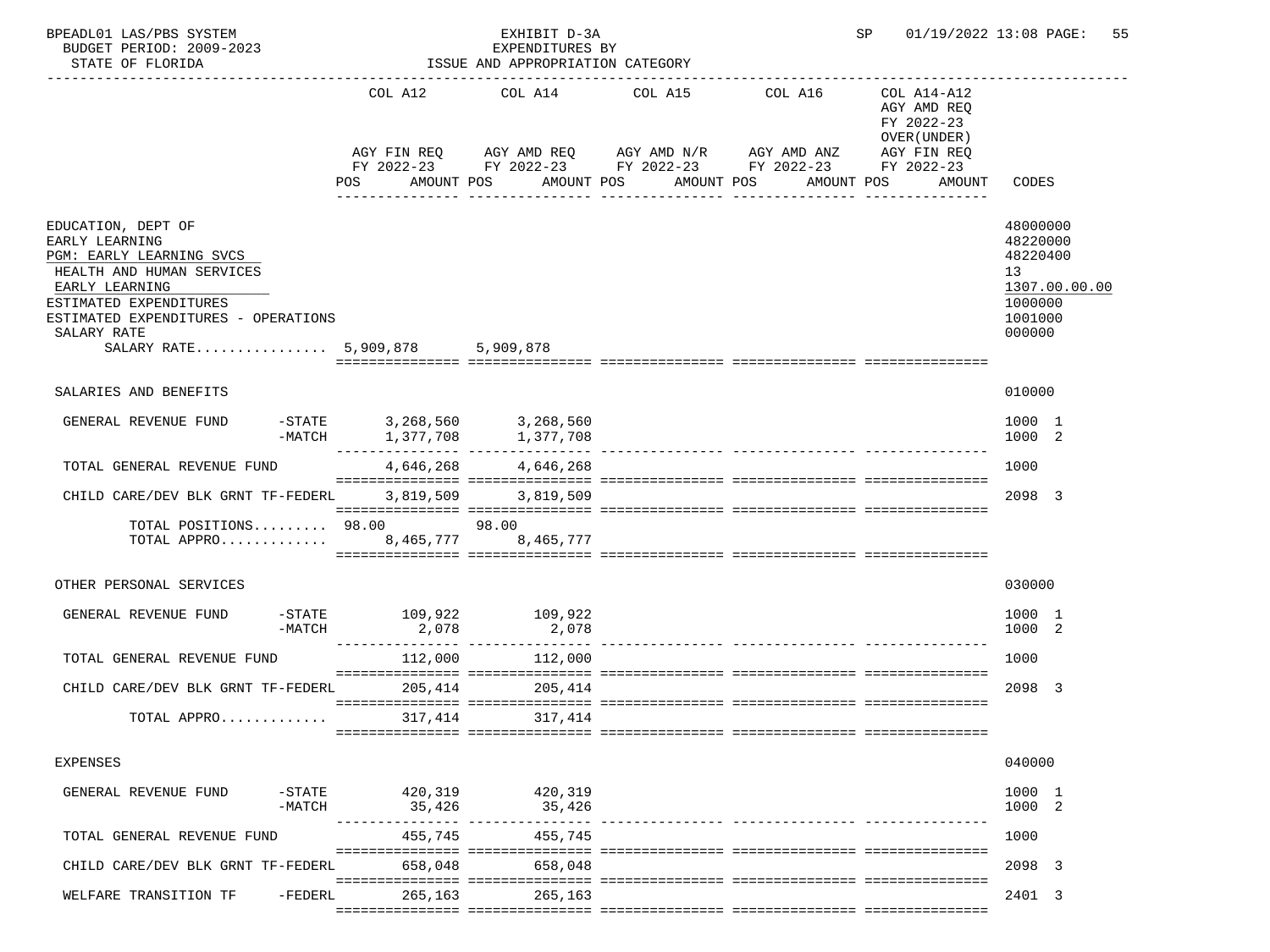BPEADL01 LAS/PBS SYSTEM | EXHIBIT D-3A | SP 01/19/2022 13:08

BUDGET PERIOD: 2009-2023 | EXPENDITURES BY

STATE OF FLORIDA | ISSUE AND APPROPRIATION CATEGORY

| | COL A12 AGY FIN REQ FY 2022-23 POS AMOUNT | COL A14 AGY AMD REQ FY 2022-23 POS AMOUNT | COL A15 AGY AMD N/R FY 2022-23 POS AMOUNT | COL A16 AGY AMD ANZ FY 2022-23 POS AMOUNT | COL A14-A12 AGY AMD REQ FY 2022-23 OVER(UNDER) AGY FIN REQ FY 2022-23 POS AMOUNT | CODES |
|---|---|---|---|---|---|---|
| EDUCATION, DEPT OF | | | | | | 48000000 |
| EARLY LEARNING | | | | | | 48220000 |
| PGM: EARLY LEARNING SVCS | | | | | | 48220400 |
| HEALTH AND HUMAN SERVICES | | | | | | 13 |
| EARLY LEARNING | | | | | | 1307.00.00.00 |
| ESTIMATED EXPENDITURES | | | | | | 1000000 |
| ESTIMATED EXPENDITURES - OPERATIONS | | | | | | 1001000 |
| SALARY RATE | | | | | | 000000 |
| SALARY RATE................ | 5,909,878 | 5,909,878 | | | | |
| SALARIES AND BENEFITS | | | | | | 010000 |
| GENERAL REVENUE FUND -STATE | 3,268,560 | 3,268,560 | | | | 1000 1 |
| -MATCH | 1,377,708 | 1,377,708 | | | | 1000 2 |
| TOTAL GENERAL REVENUE FUND | 4,646,268 | 4,646,268 | | | | 1000 |
| CHILD CARE/DEV BLK GRNT TF-FEDERL | 3,819,509 | 3,819,509 | | | | 2098 3 |
| TOTAL POSITIONS......... | 98.00 | 98.00 | | | | |
| TOTAL APPRO............. | 8,465,777 | 8,465,777 | | | | |
| OTHER PERSONAL SERVICES | | | | | | 030000 |
| GENERAL REVENUE FUND -STATE | 109,922 | 109,922 | | | | 1000 1 |
| -MATCH | 2,078 | 2,078 | | | | 1000 2 |
| TOTAL GENERAL REVENUE FUND | 112,000 | 112,000 | | | | 1000 |
| CHILD CARE/DEV BLK GRNT TF-FEDERL | 205,414 | 205,414 | | | | 2098 3 |
| TOTAL APPRO............. | 317,414 | 317,414 | | | | |
| EXPENSES | | | | | | 040000 |
| GENERAL REVENUE FUND -STATE | 420,319 | 420,319 | | | | 1000 1 |
| -MATCH | 35,426 | 35,426 | | | | 1000 2 |
| TOTAL GENERAL REVENUE FUND | 455,745 | 455,745 | | | | 1000 |
| CHILD CARE/DEV BLK GRNT TF-FEDERL | 658,048 | 658,048 | | | | 2098 3 |
| WELFARE TRANSITION TF -FEDERL | 265,163 | 265,163 | | | | 2401 3 |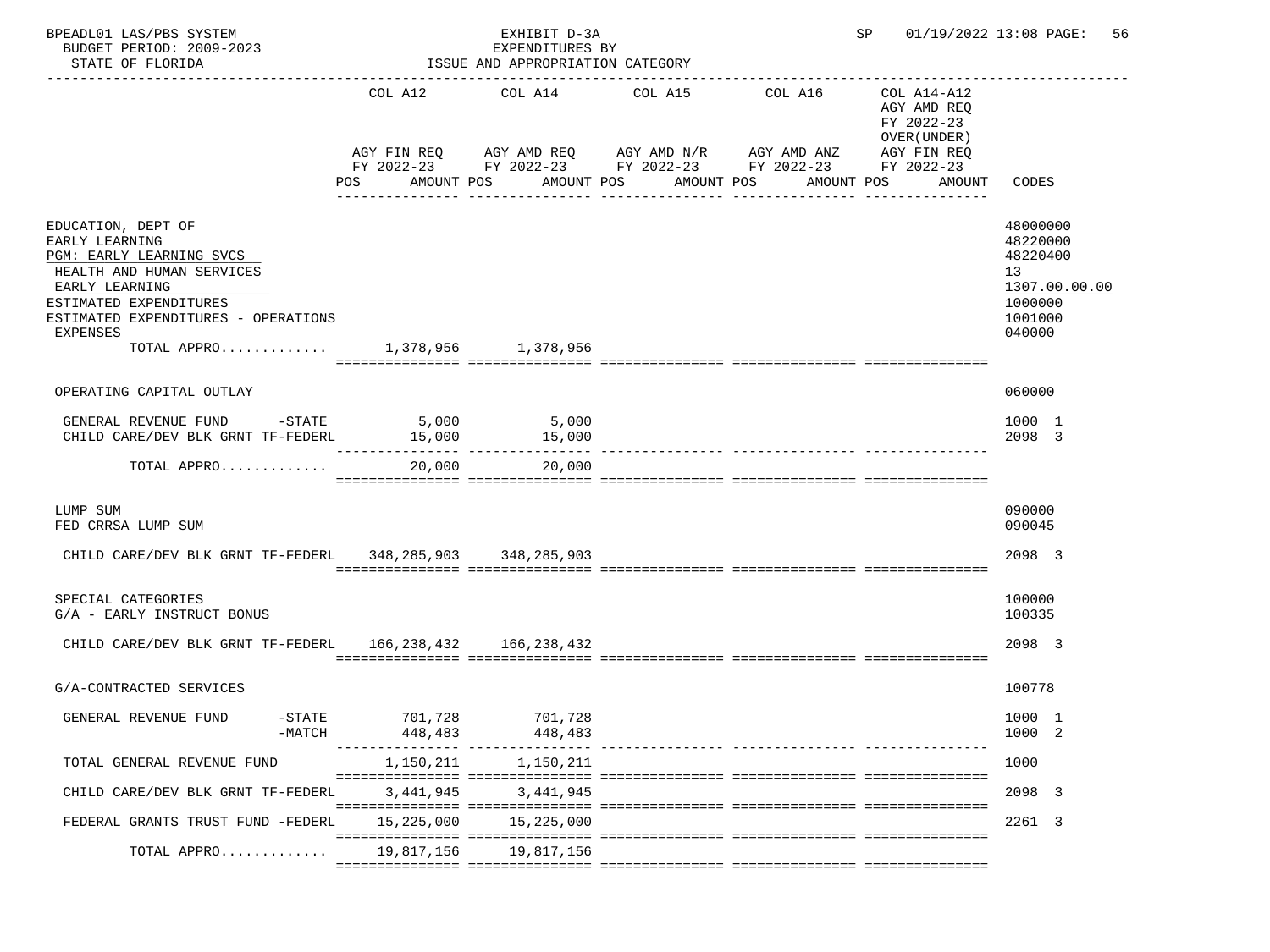BPEADL01 LAS/PBS SYSTEM | EXHIBIT D-3A | SP 01/19/2022 13:08

BUDGET PERIOD: 2009-2023 | EXPENDITURES BY

STATE OF FLORIDA | ISSUE AND APPROPRIATION CATEGORY

| | COL A12 AGY FIN REQ FY 2022-23 POS AMOUNT | COL A14 AGY AMD REQ FY 2022-23 POS AMOUNT | COL A15 AGY AMD N/R FY 2022-23 POS AMOUNT | COL A16 AGY AMD ANZ FY 2022-23 POS AMOUNT | COL A14-A12 AGY AMD REQ FY 2022-23 OVER(UNDER) AGY FIN REQ FY 2022-23 POS AMOUNT | CODES |
|---|---|---|---|---|---|---|
| EDUCATION, DEPT OF | | | | | | 48000000 |
| EARLY LEARNING | | | | | | 48220000 |
| PGM: EARLY LEARNING SVCS | | | | | | 48220400 |
| HEALTH AND HUMAN SERVICES | | | | | | 13 |
| EARLY LEARNING | | | | | | 1307.00.00.00 |
| ESTIMATED EXPENDITURES | | | | | | 1000000 |
| ESTIMATED EXPENDITURES - OPERATIONS | | | | | | 1001000 |
| EXPENSES | | | | | | 040000 |
| TOTAL APPRO............ | 1,378,956 | 1,378,956 | | | | |
| OPERATING CAPITAL OUTLAY | | | | | | 060000 |
| GENERAL REVENUE FUND -STATE | 5,000 | 5,000 | | | | 1000 1 |
| CHILD CARE/DEV BLK GRNT TF-FEDERL | 15,000 | 15,000 | | | | 2098 3 |
| TOTAL APPRO............ | 20,000 | 20,000 | | | | |
| LUMP SUM | | | | | | 090000 |
| FED CRRSA LUMP SUM | | | | | | 090045 |
| CHILD CARE/DEV BLK GRNT TF-FEDERL | 348,285,903 | 348,285,903 | | | | 2098 3 |
| SPECIAL CATEGORIES | | | | | | 100000 |
| G/A - EARLY INSTRUCT BONUS | | | | | | 100335 |
| CHILD CARE/DEV BLK GRNT TF-FEDERL | 166,238,432 | 166,238,432 | | | | 2098 3 |
| G/A-CONTRACTED SERVICES | | | | | | 100778 |
| GENERAL REVENUE FUND -STATE | 701,728 | 701,728 | | | | 1000 1 |
| -MATCH | 448,483 | 448,483 | | | | 1000 2 |
| TOTAL GENERAL REVENUE FUND | 1,150,211 | 1,150,211 | | | | 1000 |
| CHILD CARE/DEV BLK GRNT TF-FEDERL | 3,441,945 | 3,441,945 | | | | 2098 3 |
| FEDERAL GRANTS TRUST FUND -FEDERL | 15,225,000 | 15,225,000 | | | | 2261 3 |
| TOTAL APPRO............ | 19,817,156 | 19,817,156 | | | | |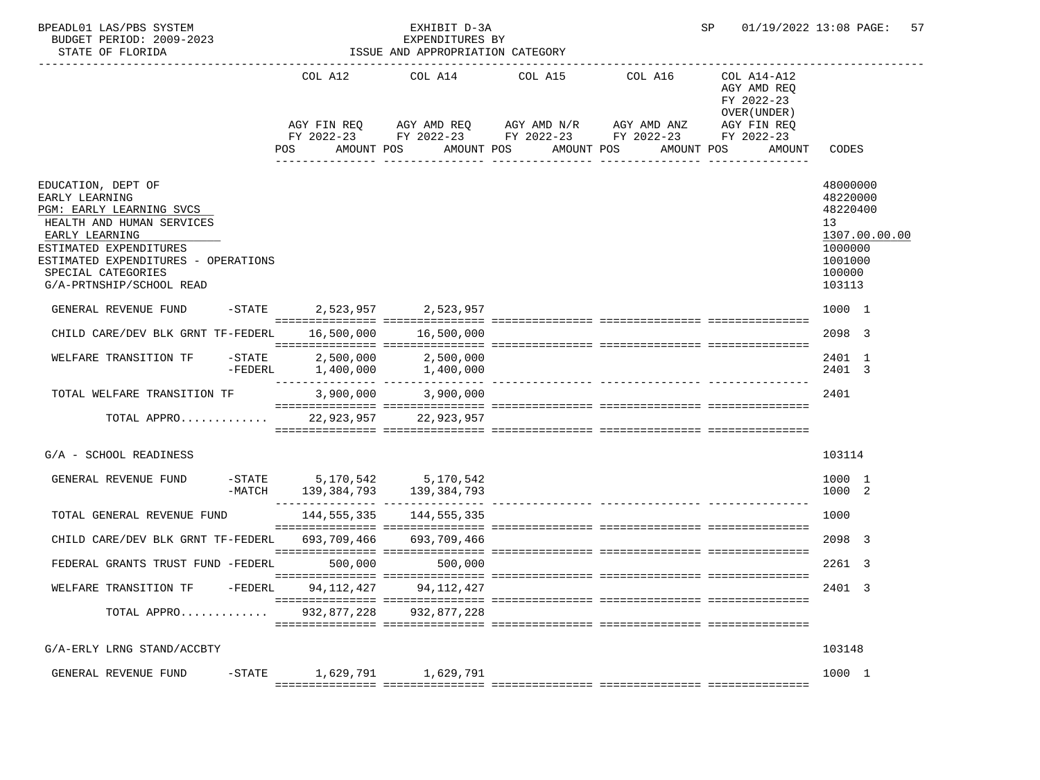BPEADL01 LAS/PBS SYSTEM — EXHIBIT D-3A — EXPENDITURES BY ISSUE AND APPROPRIATION CATEGORY
BUDGET PERIOD: 2009-2023 — STATE OF FLORIDA — SP 01/19/2022 13:08

| | COL A12 AGY FIN REQ FY 2022-23 POS AMOUNT | COL A14 AGY AMD REQ FY 2022-23 POS AMOUNT | COL A15 AGY AMD N/R FY 2022-23 POS AMOUNT | COL A16 AGY AMD ANZ FY 2022-23 POS AMOUNT | COL A14-A12 AGY AMD REQ FY 2022-23 OVER(UNDER) AGY FIN REQ FY 2022-23 POS AMOUNT | CODES |
|---|---|---|---|---|---|---|
| EDUCATION, DEPT OF | | | | | | 48000000 |
| EARLY LEARNING | | | | | | 48220000 |
| PGM: EARLY LEARNING SVCS | | | | | | 48220400 |
| HEALTH AND HUMAN SERVICES | | | | | | 13 |
| EARLY LEARNING | | | | | | 1307.00.00.00 |
| ESTIMATED EXPENDITURES | | | | | | 1000000 |
| ESTIMATED EXPENDITURES - OPERATIONS | | | | | | 1001000 |
| SPECIAL CATEGORIES | | | | | | 100000 |
| G/A-PRTNSHIP/SCHOOL READ | | | | | | 103113 |
| GENERAL REVENUE FUND -STATE | 2,523,957 | 2,523,957 | | | | 1000 1 |
| CHILD CARE/DEV BLK GRNT TF-FEDERL | 16,500,000 | 16,500,000 | | | | 2098 3 |
| WELFARE TRANSITION TF -STATE | 2,500,000 | 2,500,000 | | | | 2401 1 |
| -FEDERL | 1,400,000 | 1,400,000 | | | | 2401 3 |
| TOTAL WELFARE TRANSITION TF | 3,900,000 | 3,900,000 | | | | 2401 |
| TOTAL APPRO............ | 22,923,957 | 22,923,957 | | | | |
| G/A - SCHOOL READINESS | | | | | | 103114 |
| GENERAL REVENUE FUND -STATE | 5,170,542 | 5,170,542 | | | | 1000 1 |
| -MATCH | 139,384,793 | 139,384,793 | | | | 1000 2 |
| TOTAL GENERAL REVENUE FUND | 144,555,335 | 144,555,335 | | | | 1000 |
| CHILD CARE/DEV BLK GRNT TF-FEDERL | 693,709,466 | 693,709,466 | | | | 2098 3 |
| FEDERAL GRANTS TRUST FUND -FEDERL | 500,000 | 500,000 | | | | 2261 3 |
| WELFARE TRANSITION TF -FEDERL | 94,112,427 | 94,112,427 | | | | 2401 3 |
| TOTAL APPRO............ | 932,877,228 | 932,877,228 | | | | |
| G/A-ERLY LRNG STAND/ACCBTY | | | | | | 103148 |
| GENERAL REVENUE FUND -STATE | 1,629,791 | 1,629,791 | | | | 1000 1 |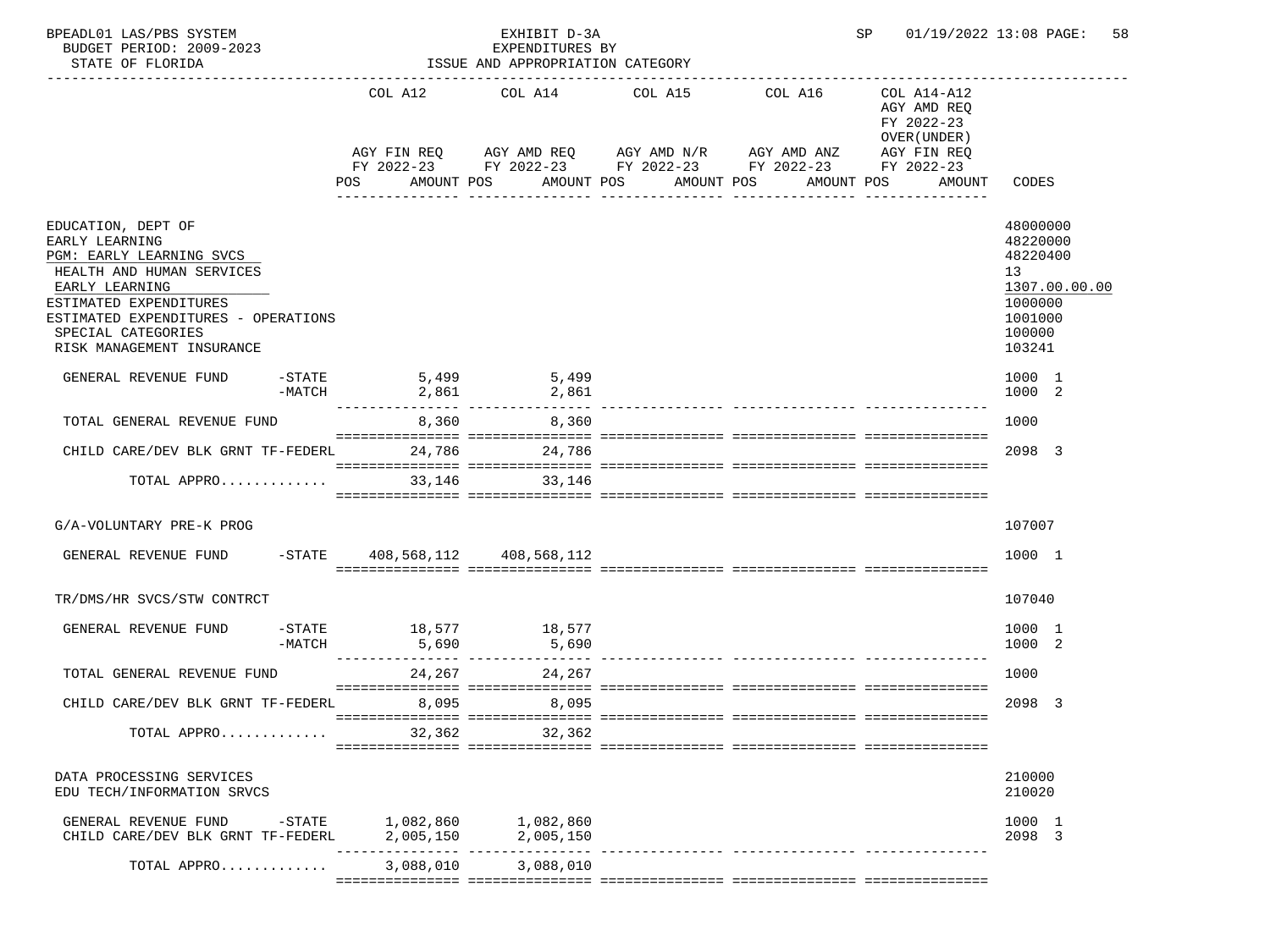BPEADL01 LAS/PBS SYSTEM — EXHIBIT D-3A — SP 01/19/2022 13:08 PAGE: 58
BUDGET PERIOD: 2009-2023 — EXPENDITURES BY
STATE OF FLORIDA — ISSUE AND APPROPRIATION CATEGORY

| | COL A12 AGY FIN REQ FY 2022-23 POS AMOUNT | COL A14 AGY AMD REQ FY 2022-23 POS AMOUNT | COL A15 AGY AMD N/R FY 2022-23 POS AMOUNT | COL A16 AGY AMD ANZ FY 2022-23 POS AMOUNT | COL A14-A12 AGY AMD REQ FY 2022-23 OVER(UNDER) AGY FIN REQ FY 2022-23 POS AMOUNT | CODES |
|---|---|---|---|---|---|---|
| EDUCATION, DEPT OF | | | | | | 48000000 |
| EARLY LEARNING | | | | | | 48220000 |
| PGM: EARLY LEARNING SVCS | | | | | | 48220400 |
| HEALTH AND HUMAN SERVICES | | | | | | 13 |
| EARLY LEARNING | | | | | | 1307.00.00.00 |
| ESTIMATED EXPENDITURES | | | | | | 1000000 |
| ESTIMATED EXPENDITURES - OPERATIONS | | | | | | 1001000 |
| SPECIAL CATEGORIES | | | | | | 100000 |
| RISK MANAGEMENT INSURANCE | | | | | | 103241 |
| GENERAL REVENUE FUND -STATE | 5,499 | 5,499 | | | | 1000 1 |
| -MATCH | 2,861 | 2,861 | | | | 1000 2 |
| TOTAL GENERAL REVENUE FUND | 8,360 | 8,360 | | | | 1000 |
| CHILD CARE/DEV BLK GRNT TF-FEDERL | 24,786 | 24,786 | | | | 2098 3 |
| TOTAL APPRO............ | 33,146 | 33,146 | | | | |
| G/A-VOLUNTARY PRE-K PROG | | | | | | 107007 |
| GENERAL REVENUE FUND -STATE | 408,568,112 | 408,568,112 | | | | 1000 1 |
| TR/DMS/HR SVCS/STW CONTRCT | | | | | | 107040 |
| GENERAL REVENUE FUND -STATE | 18,577 | 18,577 | | | | 1000 1 |
| -MATCH | 5,690 | 5,690 | | | | 1000 2 |
| TOTAL GENERAL REVENUE FUND | 24,267 | 24,267 | | | | 1000 |
| CHILD CARE/DEV BLK GRNT TF-FEDERL | 8,095 | 8,095 | | | | 2098 3 |
| TOTAL APPRO............ | 32,362 | 32,362 | | | | |
| DATA PROCESSING SERVICES | | | | | | 210000 |
| EDU TECH/INFORMATION SRVCS | | | | | | 210020 |
| GENERAL REVENUE FUND -STATE | 1,082,860 | 1,082,860 | | | | 1000 1 |
| CHILD CARE/DEV BLK GRNT TF-FEDERL | 2,005,150 | 2,005,150 | | | | 2098 3 |
| TOTAL APPRO............ | 3,088,010 | 3,088,010 | | | | |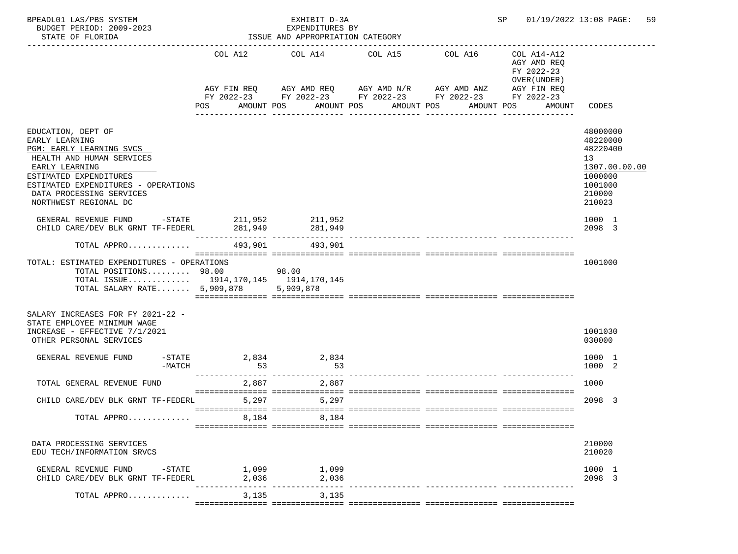BPEADL01 LAS/PBS SYSTEM — EXHIBIT D-3A — EXPENDITURES BY ISSUE AND APPROPRIATION CATEGORY
BUDGET PERIOD: 2009-2023 — STATE OF FLORIDA — SP 01/19/2022 13:08

| | COL A12 AGY FIN REQ FY 2022-23 POS AMOUNT | COL A14 AGY AMD REQ FY 2022-23 POS AMOUNT | COL A15 AGY AMD N/R FY 2022-23 POS AMOUNT | COL A16 AGY AMD ANZ FY 2022-23 POS AMOUNT | COL A14-A12 AGY AMD REQ FY 2022-23 OVER(UNDER) AGY FIN REQ FY 2022-23 POS AMOUNT | CODES |
|---|---|---|---|---|---|---|
| EDUCATION, DEPT OF | | | | | | 48000000 |
| EARLY LEARNING | | | | | | 48220000 |
| PGM: EARLY LEARNING SVCS | | | | | | 48220400 |
| HEALTH AND HUMAN SERVICES | | | | | | 13 |
| EARLY LEARNING | | | | | | 1307.00.00.00 |
| ESTIMATED EXPENDITURES | | | | | | 1000000 |
| ESTIMATED EXPENDITURES - OPERATIONS | | | | | | 1001000 |
| DATA PROCESSING SERVICES | | | | | | 210000 |
| NORTHWEST REGIONAL DC | | | | | | 210023 |
| GENERAL REVENUE FUND -STATE | 211,952 | 211,952 | | | | 1000 1 |
| CHILD CARE/DEV BLK GRNT TF-FEDERL | 281,949 | 281,949 | | | | 2098 3 |
| TOTAL APPRO............ | 493,901 | 493,901 | | | | |
| TOTAL: ESTIMATED EXPENDITURES - OPERATIONS | | | | | | 1001000 |
| TOTAL POSITIONS......... | 98.00 | 98.00 | | | | |
| TOTAL ISSUE............ | 1914,170,145 | 1914,170,145 | | | | |
| TOTAL SALARY RATE....... | 5,909,878 | 5,909,878 | | | | |
| SALARY INCREASES FOR FY 2021-22 - STATE EMPLOYEE MINIMUM WAGE INCREASE - EFFECTIVE 7/1/2021 | | | | | | 1001030 |
| OTHER PERSONAL SERVICES | | | | | | 030000 |
| GENERAL REVENUE FUND -STATE | 2,834 | 2,834 | | | | 1000 1 |
| -MATCH | 53 | 53 | | | | 1000 2 |
| TOTAL GENERAL REVENUE FUND | 2,887 | 2,887 | | | | 1000 |
| CHILD CARE/DEV BLK GRNT TF-FEDERL | 5,297 | 5,297 | | | | 2098 3 |
| TOTAL APPRO............ | 8,184 | 8,184 | | | | |
| DATA PROCESSING SERVICES | | | | | | 210000 |
| EDU TECH/INFORMATION SRVCS | | | | | | 210020 |
| GENERAL REVENUE FUND -STATE | 1,099 | 1,099 | | | | 1000 1 |
| CHILD CARE/DEV BLK GRNT TF-FEDERL | 2,036 | 2,036 | | | | 2098 3 |
| TOTAL APPRO............ | 3,135 | 3,135 | | | | |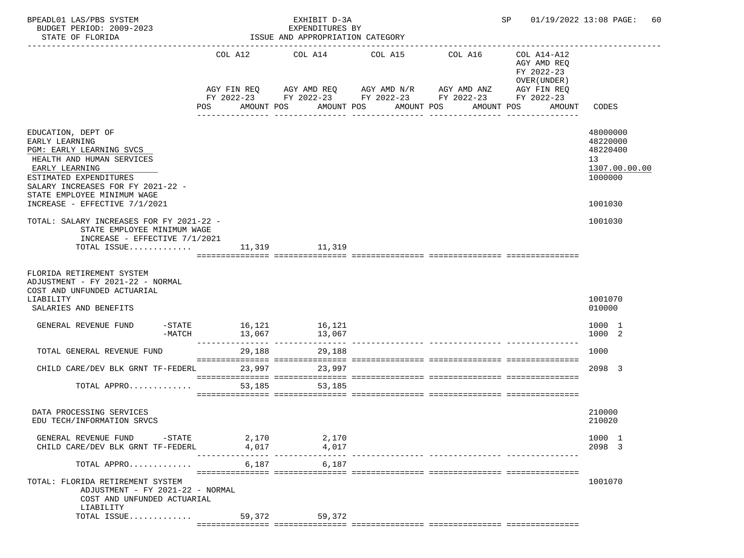BPEADL01 LAS/PBS SYSTEM — EXHIBIT D-3A — SP 01/19/2022 13:08 PAGE: 60
BUDGET PERIOD: 2009-2023 — EXPENDITURES BY
STATE OF FLORIDA — ISSUE AND APPROPRIATION CATEGORY

| | COL A12 AGY FIN REQ FY 2022-23 POS AMOUNT | COL A14 AGY AMD REQ FY 2022-23 POS AMOUNT | COL A15 AGY AMD N/R FY 2022-23 POS AMOUNT | COL A16 AGY AMD ANZ FY 2022-23 POS AMOUNT | COL A14-A12 AGY AMD REQ FY 2022-23 OVER(UNDER) AGY FIN REQ FY 2022-23 POS AMOUNT | CODES |
|---|---|---|---|---|---|---|
| EDUCATION, DEPT OF | | | | | | 48000000 |
| EARLY LEARNING | | | | | | 48220000 |
| PGM: EARLY LEARNING SVCS | | | | | | 48220400 |
| HEALTH AND HUMAN SERVICES | | | | | | 13 |
| EARLY LEARNING | | | | | | 1307.00.00.00 |
| ESTIMATED EXPENDITURES | | | | | | 1000000 |
| SALARY INCREASES FOR FY 2021-22 - STATE EMPLOYEE MINIMUM WAGE INCREASE - EFFECTIVE 7/1/2021 | | | | | | 1001030 |
| TOTAL: SALARY INCREASES FOR FY 2021-22 - STATE EMPLOYEE MINIMUM WAGE INCREASE - EFFECTIVE 7/1/2021 | | | | | | 1001030 |
| TOTAL ISSUE............. | 11,319 | 11,319 | | | | |
| FLORIDA RETIREMENT SYSTEM ADJUSTMENT - FY 2021-22 - NORMAL COST AND UNFUNDED ACTUARIAL LIABILITY | | | | | | 1001070 |
| SALARIES AND BENEFITS | | | | | | 010000 |
| GENERAL REVENUE FUND -STATE | 16,121 | 16,121 | | | | 1000 1 |
| -MATCH | 13,067 | 13,067 | | | | 1000 2 |
| TOTAL GENERAL REVENUE FUND | 29,188 | 29,188 | | | | 1000 |
| CHILD CARE/DEV BLK GRNT TF-FEDERL | 23,997 | 23,997 | | | | 2098 3 |
| TOTAL APPRO............. | 53,185 | 53,185 | | | | |
| DATA PROCESSING SERVICES | | | | | | 210000 |
| EDU TECH/INFORMATION SRVCS | | | | | | 210020 |
| GENERAL REVENUE FUND -STATE | 2,170 | 2,170 | | | | 1000 1 |
| CHILD CARE/DEV BLK GRNT TF-FEDERL | 4,017 | 4,017 | | | | 2098 3 |
| TOTAL APPRO............. | 6,187 | 6,187 | | | | |
| TOTAL: FLORIDA RETIREMENT SYSTEM ADJUSTMENT - FY 2021-22 - NORMAL COST AND UNFUNDED ACTUARIAL LIABILITY | | | | | | 1001070 |
| TOTAL ISSUE............. | 59,372 | 59,372 | | | | |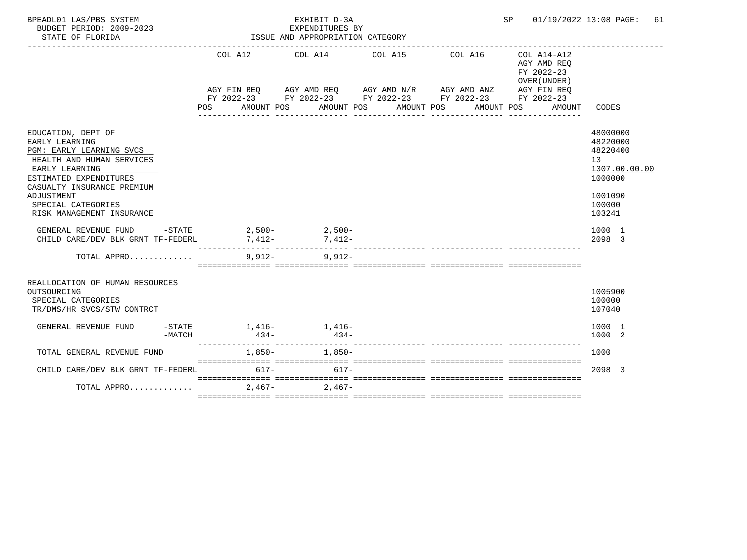BPEADL01 LAS/PBS SYSTEM — EXHIBIT D-3A — EXPENDITURES BY ISSUE AND APPROPRIATION CATEGORY

BUDGET PERIOD: 2009-2023 — STATE OF FLORIDA — SP 01/19/2022 13:08

| | COL A12 AGY FIN REQ FY 2022-23 POS AMOUNT | COL A14 AGY AMD REQ FY 2022-23 POS AMOUNT | COL A15 AGY AMD N/R FY 2022-23 POS AMOUNT | COL A16 AGY AMD ANZ FY 2022-23 POS AMOUNT | COL A14-A12 AGY AMD REQ FY 2022-23 OVER(UNDER) AGY FIN REQ FY 2022-23 POS AMOUNT | CODES |
|---|---|---|---|---|---|---|
| EDUCATION, DEPT OF | | | | | | 48000000 |
| EARLY LEARNING | | | | | | 48220000 |
| PGM: EARLY LEARNING SVCS | | | | | | 48220400 |
| HEALTH AND HUMAN SERVICES | | | | | | 13 |
| EARLY LEARNING | | | | | | 1307.00.00.00 |
| ESTIMATED EXPENDITURES | | | | | | 1000000 |
| CASUALTY INSURANCE PREMIUM ADJUSTMENT | | | | | | 1001090 |
| SPECIAL CATEGORIES | | | | | | 100000 |
| RISK MANAGEMENT INSURANCE | | | | | | 103241 |
| GENERAL REVENUE FUND -STATE | 2,500- | 2,500- | | | | 1000 1 |
| CHILD CARE/DEV BLK GRNT TF-FEDERL | 7,412- | 7,412- | | | | 2098 3 |
| TOTAL APPRO............ | 9,912- | 9,912- | | | | |
| REALLOCATION OF HUMAN RESOURCES OUTSOURCING | | | | | | 1005900 |
| SPECIAL CATEGORIES | | | | | | 100000 |
| TR/DMS/HR SVCS/STW CONTRCT | | | | | | 107040 |
| GENERAL REVENUE FUND -STATE | 1,416- | 1,416- | | | | 1000 1 |
| -MATCH | 434- | 434- | | | | 1000 2 |
| TOTAL GENERAL REVENUE FUND | 1,850- | 1,850- | | | | 1000 |
| CHILD CARE/DEV BLK GRNT TF-FEDERL | 617- | 617- | | | | 2098 3 |
| TOTAL APPRO............ | 2,467- | 2,467- | | | | |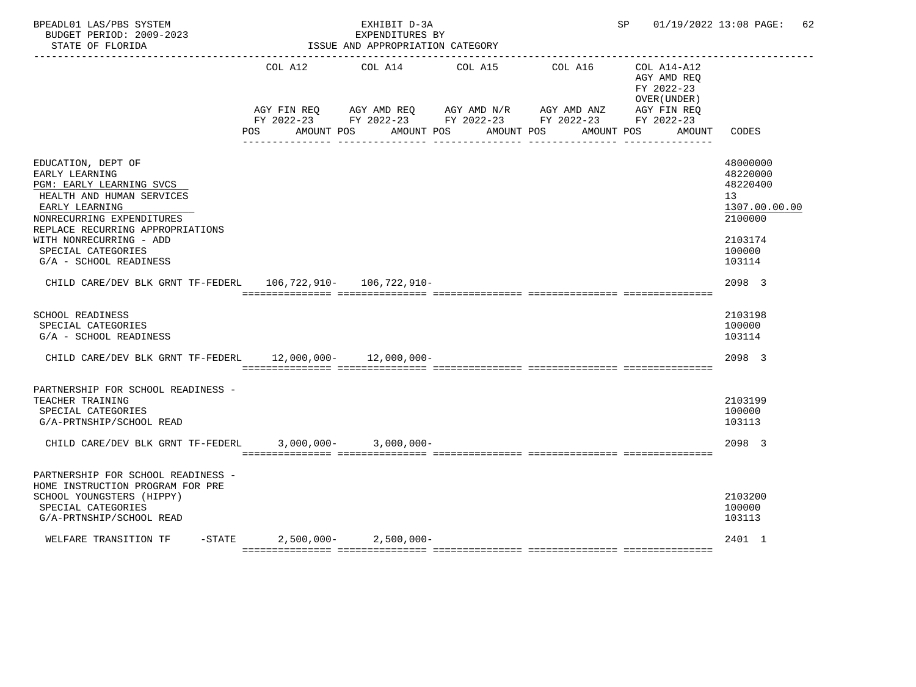BPEADL01 LAS/PBS SYSTEM — EXHIBIT D-3A — SP 01/19/2022 13:08 PAGE: 62
BUDGET PERIOD: 2009-2023 — EXPENDITURES BY
STATE OF FLORIDA — ISSUE AND APPROPRIATION CATEGORY

| | COL A12 AGY FIN REQ FY 2022-23 POS AMOUNT | COL A14 AGY AMD REQ FY 2022-23 POS AMOUNT | COL A15 AGY AMD N/R FY 2022-23 POS AMOUNT | COL A16 AGY AMD ANZ FY 2022-23 POS AMOUNT | COL A14-A12 AGY AMD REQ FY 2022-23 OVER(UNDER) AGY FIN REQ FY 2022-23 POS AMOUNT | CODES |
|---|---|---|---|---|---|---|
| EDUCATION, DEPT OF | | | | | | 48000000 |
| EARLY LEARNING | | | | | | 48220000 |
| PGM: EARLY LEARNING SVCS | | | | | | 48220400 |
| HEALTH AND HUMAN SERVICES | | | | | | 13 |
| EARLY LEARNING | | | | | | 1307.00.00.00 |
| NONRECURRING EXPENDITURES | | | | | | 2100000 |
| REPLACE RECURRING APPROPRIATIONS WITH NONRECURRING - ADD | | | | | | 2103174 |
| SPECIAL CATEGORIES | | | | | | 100000 |
| G/A - SCHOOL READINESS | | | | | | 103114 |
| CHILD CARE/DEV BLK GRNT TF-FEDERL | 106,722,910- | 106,722,910- | | | | 2098 3 |
| SCHOOL READINESS | | | | | | 2103198 |
| SPECIAL CATEGORIES | | | | | | 100000 |
| G/A - SCHOOL READINESS | | | | | | 103114 |
| CHILD CARE/DEV BLK GRNT TF-FEDERL | 12,000,000- | 12,000,000- | | | | 2098 3 |
| PARTNERSHIP FOR SCHOOL READINESS - TEACHER TRAINING | | | | | | 2103199 |
| SPECIAL CATEGORIES | | | | | | 100000 |
| G/A-PRTNSHIP/SCHOOL READ | | | | | | 103113 |
| CHILD CARE/DEV BLK GRNT TF-FEDERL | 3,000,000- | 3,000,000- | | | | 2098 3 |
| PARTNERSHIP FOR SCHOOL READINESS - HOME INSTRUCTION PROGRAM FOR PRE SCHOOL YOUNGSTERS (HIPPY) | | | | | | 2103200 |
| SPECIAL CATEGORIES | | | | | | 100000 |
| G/A-PRTNSHIP/SCHOOL READ | | | | | | 103113 |
| WELFARE TRANSITION TF -STATE | 2,500,000- | 2,500,000- | | | | 2401 1 |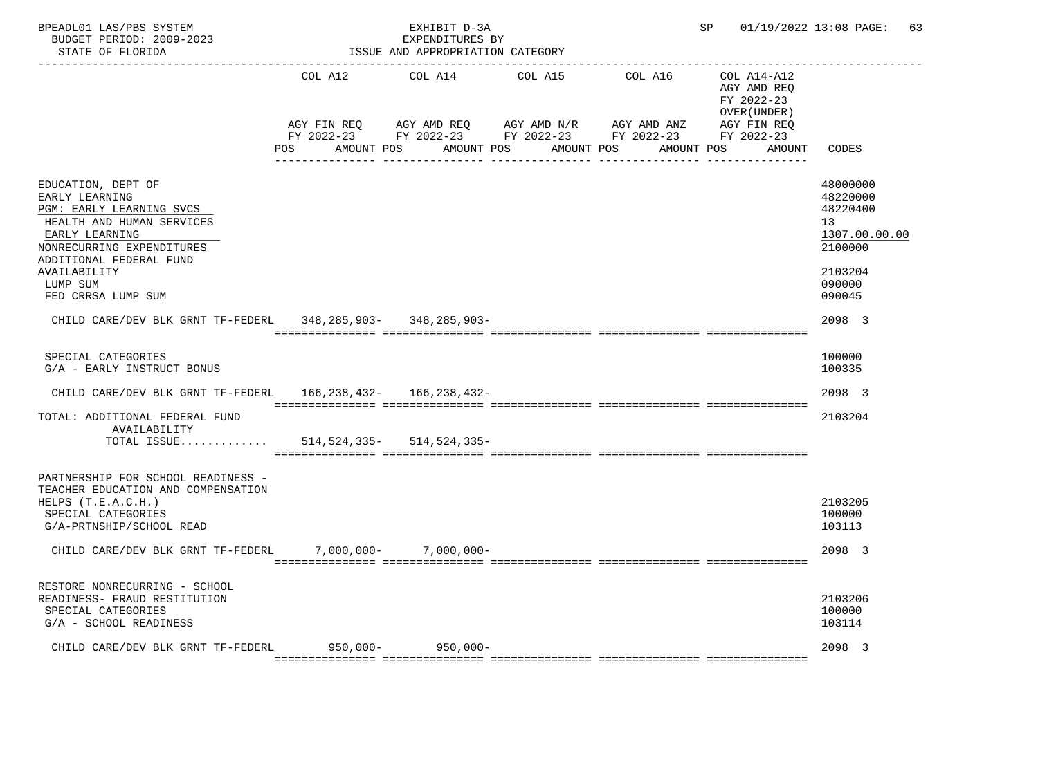BPEADL01 LAS/PBS SYSTEM — EXHIBIT D-3A — SP 01/19/2022 13:08
BUDGET PERIOD: 2009-2023 — EXPENDITURES BY
STATE OF FLORIDA — ISSUE AND APPROPRIATION CATEGORY

| | COL A12 AGY FIN REQ FY 2022-23 POS AMOUNT | COL A14 AGY AMD REQ FY 2022-23 POS AMOUNT | COL A15 AGY AMD N/R FY 2022-23 POS AMOUNT | COL A16 AGY AMD ANZ FY 2022-23 POS AMOUNT | COL A14-A12 AGY AMD REQ FY 2022-23 OVER(UNDER) AGY FIN REQ FY 2022-23 POS AMOUNT | CODES |
|---|---|---|---|---|---|---|
| EDUCATION, DEPT OF | | | | | | 48000000 |
| EARLY LEARNING | | | | | | 48220000 |
| PGM: EARLY LEARNING SVCS | | | | | | 48220400 |
| HEALTH AND HUMAN SERVICES | | | | | | 13 |
| EARLY LEARNING | | | | | | 1307.00.00.00 |
| NONRECURRING EXPENDITURES | | | | | | 2100000 |
| ADDITIONAL FEDERAL FUND AVAILABILITY | | | | | | 2103204 |
| LUMP SUM | | | | | | 090000 |
| FED CRRSA LUMP SUM | | | | | | 090045 |
| CHILD CARE/DEV BLK GRNT TF-FEDERL | 348,285,903- | 348,285,903- | | | | 2098 3 |
| SPECIAL CATEGORIES | | | | | | 100000 |
| G/A - EARLY INSTRUCT BONUS | | | | | | 100335 |
| CHILD CARE/DEV BLK GRNT TF-FEDERL | 166,238,432- | 166,238,432- | | | | 2098 3 |
| TOTAL: ADDITIONAL FEDERAL FUND AVAILABILITY | | | | | | 2103204 |
| TOTAL ISSUE............. | 514,524,335- | 514,524,335- | | | | |
| PARTNERSHIP FOR SCHOOL READINESS - TEACHER EDUCATION AND COMPENSATION HELPS (T.E.A.C.H.) | | | | | | 2103205 |
| SPECIAL CATEGORIES | | | | | | 100000 |
| G/A-PRTNSHIP/SCHOOL READ | | | | | | 103113 |
| CHILD CARE/DEV BLK GRNT TF-FEDERL | 7,000,000- | 7,000,000- | | | | 2098 3 |
| RESTORE NONRECURRING - SCHOOL READINESS- FRAUD RESTITUTION | | | | | | 2103206 |
| SPECIAL CATEGORIES | | | | | | 100000 |
| G/A - SCHOOL READINESS | | | | | | 103114 |
| CHILD CARE/DEV BLK GRNT TF-FEDERL | 950,000- | 950,000- | | | | 2098 3 |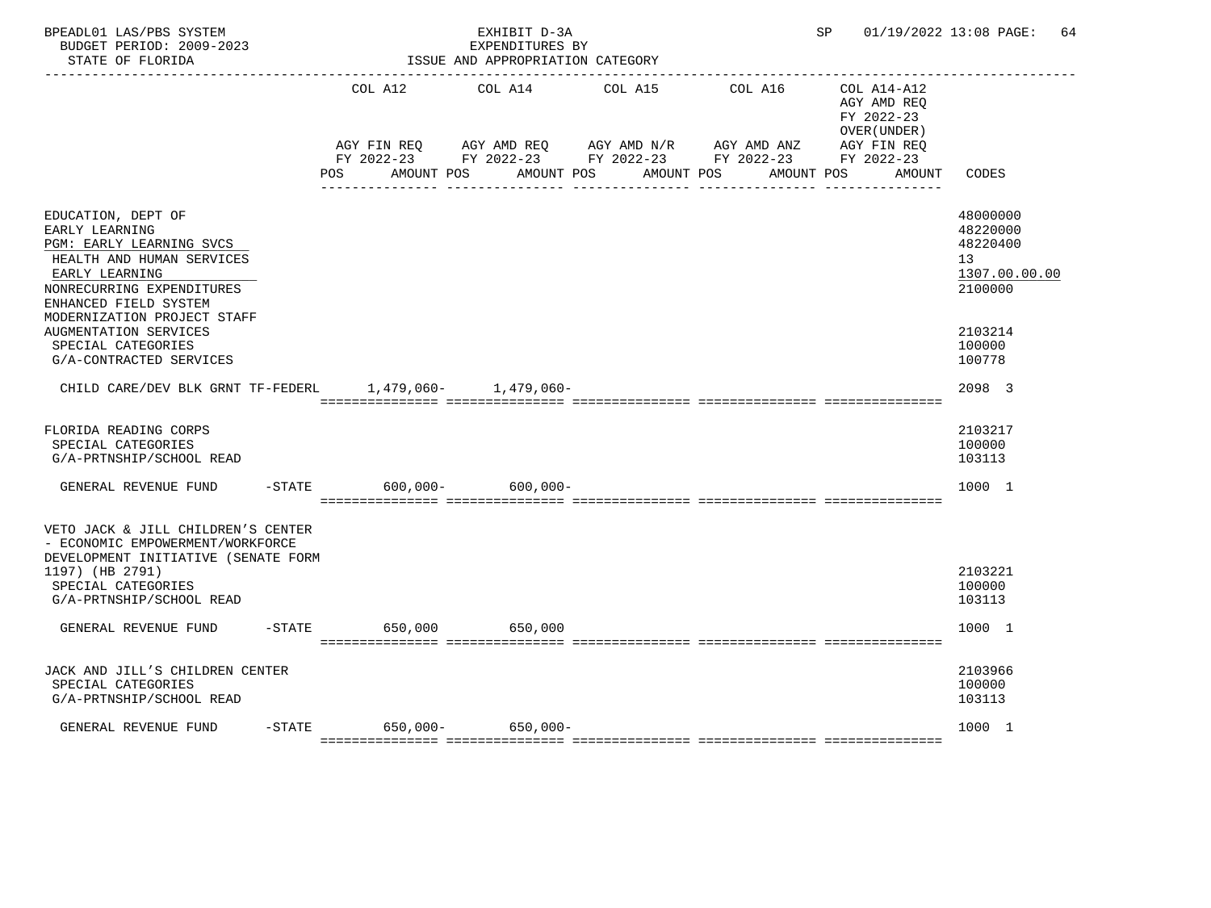BPEADL01 LAS/PBS SYSTEM — EXHIBIT D-3A — SP 01/19/2022 13:08 PAGE: 64
BUDGET PERIOD: 2009-2023 — EXPENDITURES BY
STATE OF FLORIDA — ISSUE AND APPROPRIATION CATEGORY

| | COL A12 AGY FIN REQ FY 2022-23 POS AMOUNT | COL A14 AGY AMD REQ FY 2022-23 POS AMOUNT | COL A15 AGY AMD N/R FY 2022-23 POS AMOUNT | COL A16 AGY AMD ANZ FY 2022-23 POS AMOUNT | COL A14-A12 AGY AMD REQ FY 2022-23 OVER(UNDER) AGY FIN REQ FY 2022-23 POS AMOUNT | CODES |
|---|---|---|---|---|---|---|
| EDUCATION, DEPT OF | | | | | | 48000000 |
| EARLY LEARNING | | | | | | 48220000 |
| PGM: EARLY LEARNING SVCS | | | | | | 48220400 |
| HEALTH AND HUMAN SERVICES | | | | | | 13 |
| EARLY LEARNING | | | | | | 1307.00.00.00 |
| NONRECURRING EXPENDITURES | | | | | | 2100000 |
| ENHANCED FIELD SYSTEM MODERNIZATION PROJECT STAFF AUGMENTATION SERVICES | | | | | | 2103214 |
| SPECIAL CATEGORIES | | | | | | 100000 |
| G/A-CONTRACTED SERVICES | | | | | | 100778 |
| CHILD CARE/DEV BLK GRNT TF-FEDERL | 1,479,060- | 1,479,060- | | | | 2098 3 |
| FLORIDA READING CORPS | | | | | | 2103217 |
| SPECIAL CATEGORIES | | | | | | 100000 |
| G/A-PRTNSHIP/SCHOOL READ | | | | | | 103113 |
| GENERAL REVENUE FUND -STATE | 600,000- | 600,000- | | | | 1000 1 |
| VETO JACK & JILL CHILDREN'S CENTER - ECONOMIC EMPOWERMENT/WORKFORCE DEVELOPMENT INITIATIVE (SENATE FORM 1197) (HB 2791) | | | | | | 2103221 |
| SPECIAL CATEGORIES | | | | | | 100000 |
| G/A-PRTNSHIP/SCHOOL READ | | | | | | 103113 |
| GENERAL REVENUE FUND -STATE | 650,000 | 650,000 | | | | 1000 1 |
| JACK AND JILL'S CHILDREN CENTER | | | | | | 2103966 |
| SPECIAL CATEGORIES | | | | | | 100000 |
| G/A-PRTNSHIP/SCHOOL READ | | | | | | 103113 |
| GENERAL REVENUE FUND -STATE | 650,000- | 650,000- | | | | 1000 1 |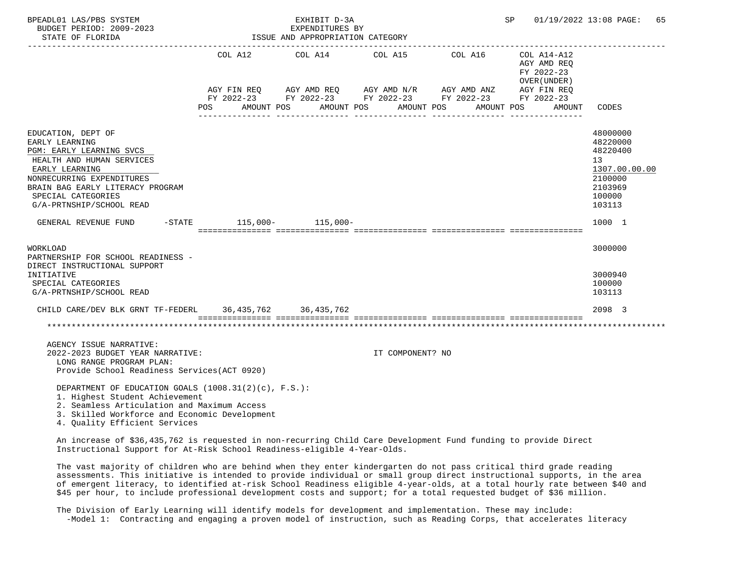| | COL A12 | COL A14 | COL A15 | COL A16 | COL A14-A12 | |
|---|---|---|---|---|---|---|
| | AGY FIN REQ FY 2022-23 | AGY AMD REQ FY 2022-23 | AGY AMD N/R FY 2022-23 | AGY AMD ANZ FY 2022-23 | AGY AMD REQ FY 2022-23 OVER(UNDER) AGY FIN REQ FY 2022-23 | |
| | POS AMOUNT | POS AMOUNT | POS AMOUNT | POS AMOUNT | POS AMOUNT | CODES |
| EDUCATION, DEPT OF | | | | | | 48000000 |
| EARLY LEARNING | | | | | | 48220000 |
| PGM: EARLY LEARNING SVCS | | | | | | 48220400 |
| HEALTH AND HUMAN SERVICES | | | | | | 13 |
| EARLY LEARNING | | | | | | 1307.00.00.00 |
| NONRECURRING EXPENDITURES | | | | | | 2100000 |
| BRAIN BAG EARLY LITERACY PROGRAM | | | | | | 2103969 |
| SPECIAL CATEGORIES | | | | | | 100000 |
| G/A-PRTNSHIP/SCHOOL READ | | | | | | 103113 |
| GENERAL REVENUE FUND -STATE | 115,000- | 115,000- | | | | 1000 1 |
| WORKLOAD | | | | | | 3000000 |
| PARTNERSHIP FOR SCHOOL READINESS - DIRECT INSTRUCTIONAL SUPPORT INITIATIVE | | | | | | 3000940 |
| SPECIAL CATEGORIES | | | | | | 100000 |
| G/A-PRTNSHIP/SCHOOL READ | | | | | | 103113 |
| CHILD CARE/DEV BLK GRNT TF-FEDERL | 36,435,762 | 36,435,762 | | | | 2098 3 |

AGENCY ISSUE NARRATIVE:
2022-2023 BUDGET YEAR NARRATIVE: IT COMPONENT? NO
LONG RANGE PROGRAM PLAN:
Provide School Readiness Services(ACT 0920)

DEPARTMENT OF EDUCATION GOALS (1008.31(2)(c), F.S.):
1. Highest Student Achievement
2. Seamless Articulation and Maximum Access
3. Skilled Workforce and Economic Development
4. Quality Efficient Services

An increase of $36,435,762 is requested in non-recurring Child Care Development Fund funding to provide Direct Instructional Support for At-Risk School Readiness-eligible 4-Year-Olds.

The vast majority of children who are behind when they enter kindergarten do not pass critical third grade reading assessments. This initiative is intended to provide individual or small group direct instructional supports, in the area of emergent literacy, to identified at-risk School Readiness eligible 4-year-olds, at a total hourly rate between $40 and $45 per hour, to include professional development costs and support; for a total requested budget of $36 million.

The Division of Early Learning will identify models for development and implementation. These may include:
-Model 1: Contracting and engaging a proven model of instruction, such as Reading Corps, that accelerates literacy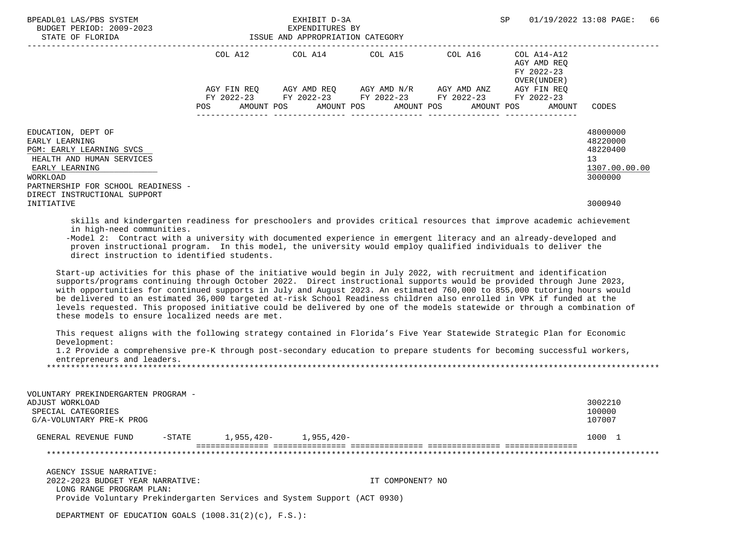| | COL A12 | | COL A14 | | COL A15 | | COL A16 | | COL A14-A12 AGY AMD REQ FY 2022-23 OVER(UNDER) | |
|---|---|---|---|---|---|---|---|---|---|---|
| | AGY FIN REQ FY 2022-23 | | AGY AMD REQ FY 2022-23 | | AGY AMD N/R FY 2022-23 | | AGY AMD ANZ FY 2022-23 | | AGY FIN REQ FY 2022-23 | |
| | POS | AMOUNT | POS | AMOUNT | POS | AMOUNT | POS | AMOUNT | POS AMOUNT | CODES |
| EDUCATION, DEPT OF | | | | | | | | | | 48000000 |
| EARLY LEARNING | | | | | | | | | | 48220000 |
| PGM: EARLY LEARNING SVCS | | | | | | | | | | 48220400 |
| HEALTH AND HUMAN SERVICES | | | | | | | | | | 13 |
| EARLY LEARNING | | | | | | | | | | 1307.00.00.00 |
| WORKLOAD | | | | | | | | | | 3000000 |
| PARTNERSHIP FOR SCHOOL READINESS - DIRECT INSTRUCTIONAL SUPPORT INITIATIVE | | | | | | | | | | 3000940 |

skills and kindergarten readiness for preschoolers and provides critical resources that improve academic achievement in high-need communities.

-Model 2: Contract with a university with documented experience in emergent literacy and an already-developed and proven instructional program. In this model, the university would employ qualified individuals to deliver the direct instruction to identified students.

Start-up activities for this phase of the initiative would begin in July 2022, with recruitment and identification supports/programs continuing through October 2022. Direct instructional supports would be provided through June 2023, with opportunities for continued supports in July and August 2023. An estimated 760,000 to 855,000 tutoring hours would be delivered to an estimated 36,000 targeted at-risk School Readiness children also enrolled in VPK if funded at the levels requested. This proposed initiative could be delivered by one of the models statewide or through a combination of these models to ensure localized needs are met.

This request aligns with the following strategy contained in Florida's Five Year Statewide Strategic Plan for Economic Development:

1.2 Provide a comprehensive pre-K through post-secondary education to prepare students for becoming successful workers, entrepreneurs and leaders.

******************************************************************************************************************************

| | COL A12 | COL A14 | COL A15 | COL A16 | COL A14-A12 | CODES |
|---|---|---|---|---|---|---|
| VOLUNTARY PREKINDERGARTEN PROGRAM - ADJUST WORKLOAD | | | | | | 3002210 |
| SPECIAL CATEGORIES | | | | | | 100000 |
| G/A-VOLUNTARY PRE-K PROG | | | | | | 107007 |
| GENERAL REVENUE FUND -STATE | 1,955,420- | 1,955,420- | | | | 1000 1 |

******************************************************************************************************************************

AGENCY ISSUE NARRATIVE:

2022-2023 BUDGET YEAR NARRATIVE: IT COMPONENT? NO

LONG RANGE PROGRAM PLAN:

Provide Voluntary Prekindergarten Services and System Support (ACT 0930)

DEPARTMENT OF EDUCATION GOALS (1008.31(2)(c), F.S.):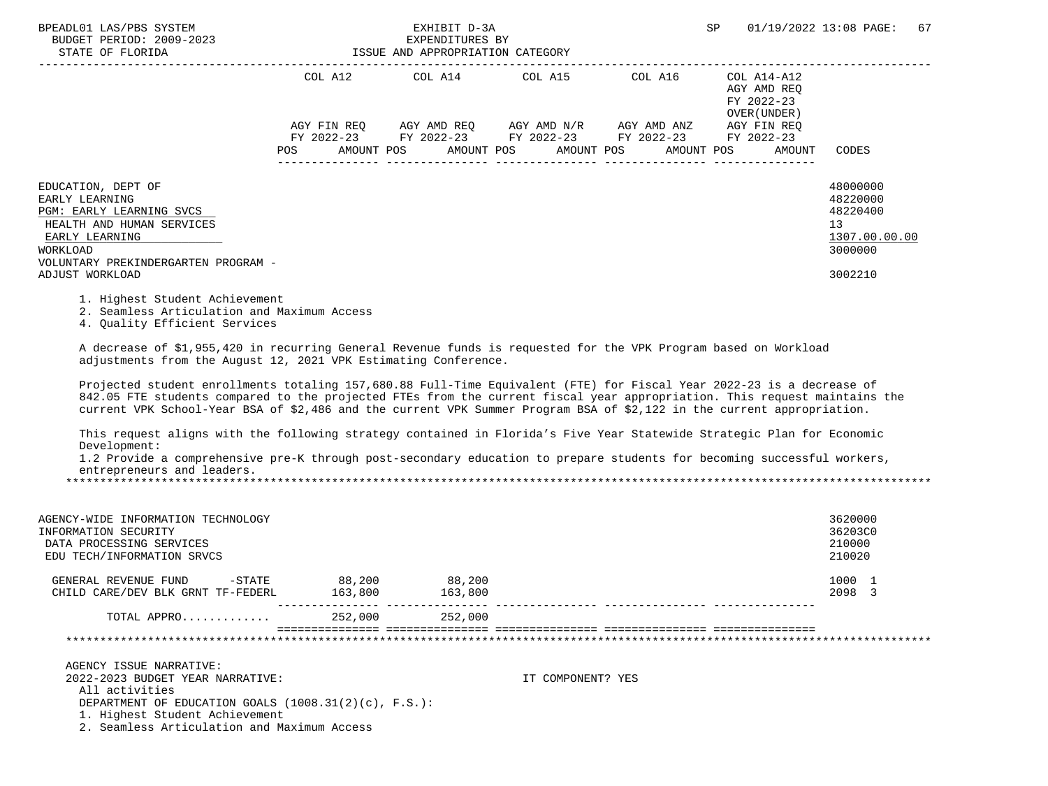| | COL A12 | COL A14 | COL A15 | COL A16 | COL A14-A12 AGY AMD REQ FY 2022-23 OVER(UNDER) | |
|---|---|---|---|---|---|---|
| | AGY FIN REQ FY 2022-23 | AGY AMD REQ FY 2022-23 | AGY AMD N/R FY 2022-23 | AGY AMD ANZ FY 2022-23 | AGY FIN REQ FY 2022-23 | |
| | POS AMOUNT | POS AMOUNT | POS AMOUNT | POS AMOUNT | POS AMOUNT | CODES |

EDUCATION, DEPT OF — 48000000
EARLY LEARNING — 48220000
PGM: EARLY LEARNING SVCS — 48220400
HEALTH AND HUMAN SERVICES — 13
EARLY LEARNING — 1307.00.00.00
WORKLOAD — 3000000
VOLUNTARY PREKINDERGARTEN PROGRAM - ADJUST WORKLOAD — 3002210

1. Highest Student Achievement
2. Seamless Articulation and Maximum Access
4. Quality Efficient Services

A decrease of $1,955,420 in recurring General Revenue funds is requested for the VPK Program based on Workload adjustments from the August 12, 2021 VPK Estimating Conference.

Projected student enrollments totaling 157,680.88 Full-Time Equivalent (FTE) for Fiscal Year 2022-23 is a decrease of 842.05 FTE students compared to the projected FTEs from the current fiscal year appropriation. This request maintains the current VPK School-Year BSA of $2,486 and the current VPK Summer Program BSA of $2,122 in the current appropriation.

This request aligns with the following strategy contained in Florida's Five Year Statewide Strategic Plan for Economic Development:
1.2 Provide a comprehensive pre-K through post-secondary education to prepare students for becoming successful workers, entrepreneurs and leaders.

AGENCY-WIDE INFORMATION TECHNOLOGY — 3620000
INFORMATION SECURITY — 36203C0
DATA PROCESSING SERVICES — 210000
EDU TECH/INFORMATION SRVCS — 210020

| | COL A12 | COL A14 | COL A15 | COL A16 | COL A14-A12 | CODES |
|---|---|---|---|---|---|---|
| GENERAL REVENUE FUND -STATE | 88,200 | 88,200 | | | | 1000 1 |
| CHILD CARE/DEV BLK GRNT TF-FEDERL | 163,800 | 163,800 | | | | 2098 3 |
| TOTAL APPRO............ | 252,000 | 252,000 | | | | |

AGENCY ISSUE NARRATIVE:
2022-2023 BUDGET YEAR NARRATIVE: IT COMPONENT? YES
All activities
DEPARTMENT OF EDUCATION GOALS (1008.31(2)(c), F.S.):
1. Highest Student Achievement
2. Seamless Articulation and Maximum Access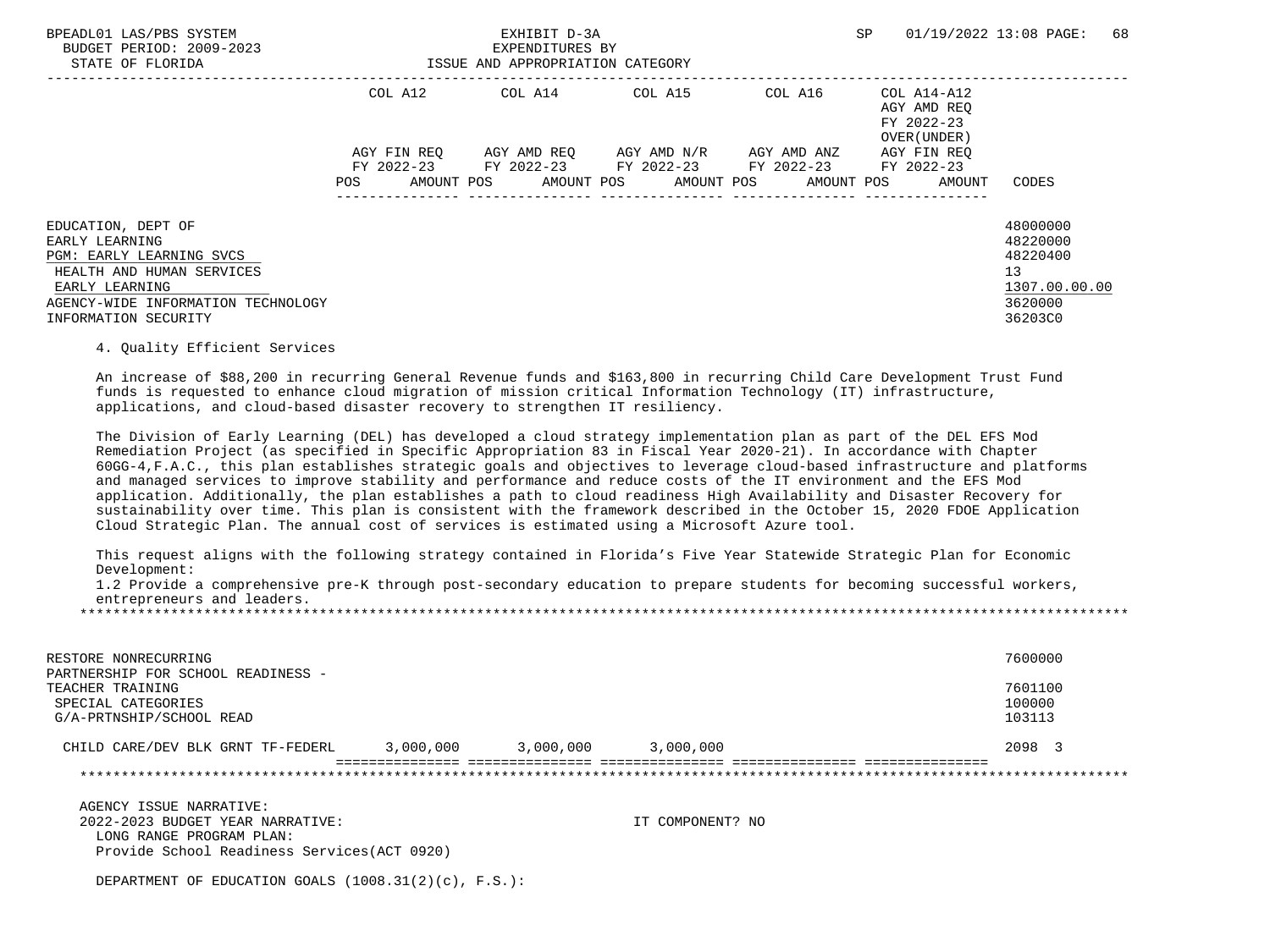| | COL A12 | COL A14 | COL A15 | COL A16 | COL A14-A12 AGY AMD REQ FY 2022-23 OVER(UNDER) | |
|---|---|---|---|---|---|---|
| | AGY FIN REQ FY 2022-23 | AGY AMD REQ FY 2022-23 | AGY AMD N/R FY 2022-23 | AGY AMD ANZ FY 2022-23 | AGY FIN REQ FY 2022-23 | |
| | POS AMOUNT | POS AMOUNT | POS AMOUNT | POS AMOUNT | POS AMOUNT | CODES |

EDUCATION, DEPT OF — 48000000
EARLY LEARNING — 48220000
PGM: EARLY LEARNING SVCS — 48220400
HEALTH AND HUMAN SERVICES — 13
EARLY LEARNING — 1307.00.00.00
AGENCY-WIDE INFORMATION TECHNOLOGY — 3620000
INFORMATION SECURITY — 36203C0

4. Quality Efficient Services

An increase of $88,200 in recurring General Revenue funds and $163,800 in recurring Child Care Development Trust Fund funds is requested to enhance cloud migration of mission critical Information Technology (IT) infrastructure, applications, and cloud-based disaster recovery to strengthen IT resiliency.

The Division of Early Learning (DEL) has developed a cloud strategy implementation plan as part of the DEL EFS Mod Remediation Project (as specified in Specific Appropriation 83 in Fiscal Year 2020-21). In accordance with Chapter 60GG-4,F.A.C., this plan establishes strategic goals and objectives to leverage cloud-based infrastructure and platforms and managed services to improve stability and performance and reduce costs of the IT environment and the EFS Mod application. Additionally, the plan establishes a path to cloud readiness High Availability and Disaster Recovery for sustainability over time. This plan is consistent with the framework described in the October 15, 2020 FDOE Application Cloud Strategic Plan. The annual cost of services is estimated using a Microsoft Azure tool.

This request aligns with the following strategy contained in Florida's Five Year Statewide Strategic Plan for Economic Development:
1.2 Provide a comprehensive pre-K through post-secondary education to prepare students for becoming successful workers, entrepreneurs and leaders.

*******************************************************************************************************************

RESTORE NONRECURRING — 7600000
PARTNERSHIP FOR SCHOOL READINESS - TEACHER TRAINING — 7601100
SPECIAL CATEGORIES — 100000
G/A-PRTNSHIP/SCHOOL READ — 103113

| | COL A12 | COL A14 | COL A15 | COL A16 | COL A14-A12 | CODES |
|---|---|---|---|---|---|---|
| CHILD CARE/DEV BLK GRNT TF-FEDERL | 3,000,000 | 3,000,000 | 3,000,000 | | | 2098 3 |

*******************************************************************************************************************

AGENCY ISSUE NARRATIVE:
2022-2023 BUDGET YEAR NARRATIVE: IT COMPONENT? NO
LONG RANGE PROGRAM PLAN:
Provide School Readiness Services(ACT 0920)

DEPARTMENT OF EDUCATION GOALS (1008.31(2)(c), F.S.):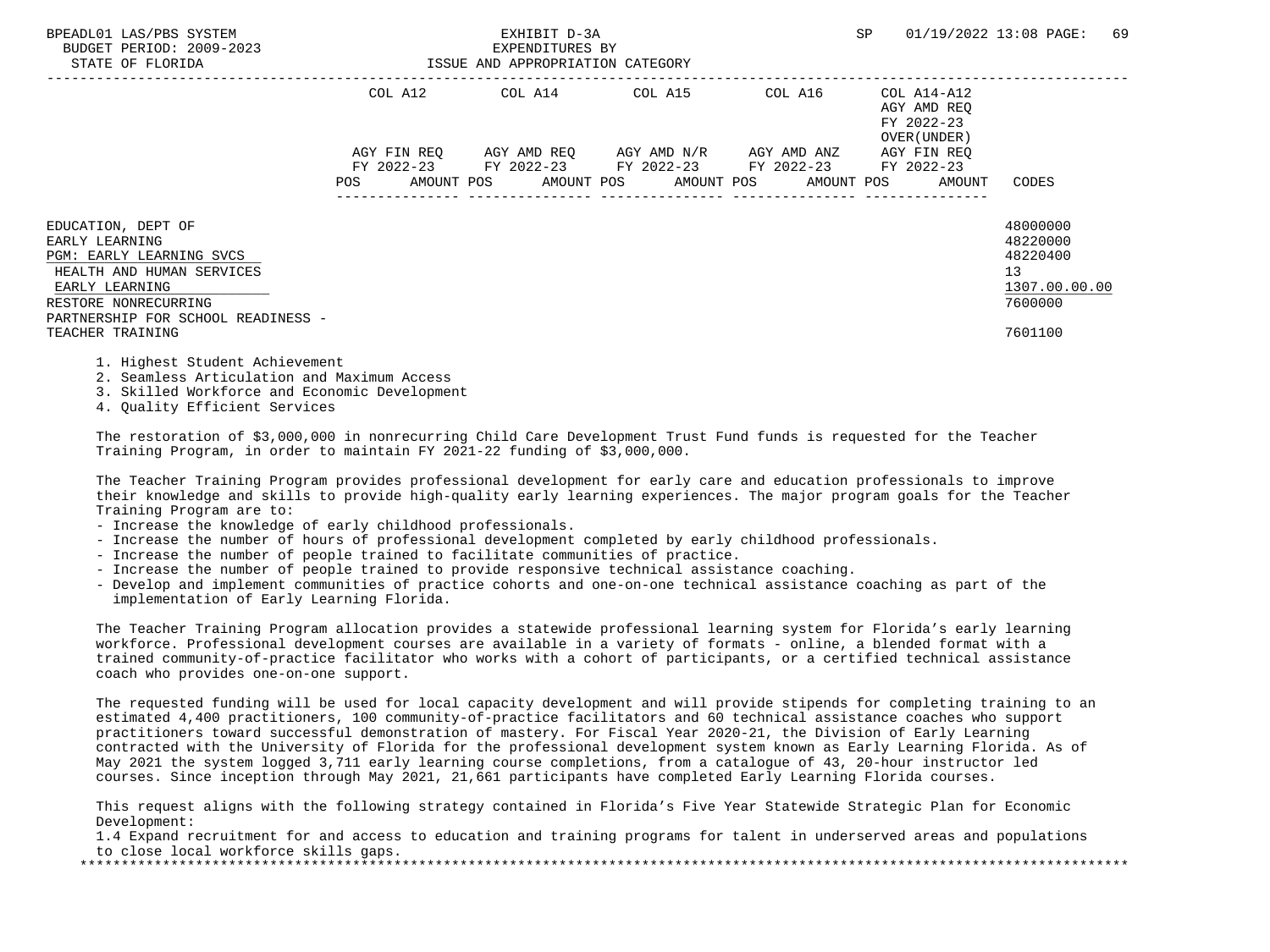| | COL A12 | COL A14 | COL A15 | COL A16 | COL A14-A12 AGY AMD REQ FY 2022-23 OVER(UNDER) | |
|---|---|---|---|---|---|---|
| | AGY FIN REQ FY 2022-23 | AGY AMD REQ FY 2022-23 | AGY AMD N/R FY 2022-23 | AGY AMD ANZ FY 2022-23 | AGY FIN REQ FY 2022-23 | |
| | POS AMOUNT | POS AMOUNT | POS AMOUNT | POS AMOUNT | POS AMOUNT | CODES |
| EDUCATION, DEPT OF | | | | | | 48000000 |
| EARLY LEARNING | | | | | | 48220000 |
| PGM: EARLY LEARNING SVCS | | | | | | 48220400 |
| HEALTH AND HUMAN SERVICES | | | | | | 13 |
| EARLY LEARNING | | | | | | 1307.00.00.00 |
| RESTORE NONRECURRING | | | | | | 7600000 |
| PARTNERSHIP FOR SCHOOL READINESS - TEACHER TRAINING | | | | | | 7601100 |

1. Highest Student Achievement
2. Seamless Articulation and Maximum Access
3. Skilled Workforce and Economic Development
4. Quality Efficient Services

The restoration of $3,000,000 in nonrecurring Child Care Development Trust Fund funds is requested for the Teacher Training Program, in order to maintain FY 2021-22 funding of $3,000,000.

The Teacher Training Program provides professional development for early care and education professionals to improve their knowledge and skills to provide high-quality early learning experiences. The major program goals for the Teacher Training Program are to:

- Increase the knowledge of early childhood professionals.
- Increase the number of hours of professional development completed by early childhood professionals.
- Increase the number of people trained to facilitate communities of practice.
- Increase the number of people trained to provide responsive technical assistance coaching.
- Develop and implement communities of practice cohorts and one-on-one technical assistance coaching as part of the implementation of Early Learning Florida.

The Teacher Training Program allocation provides a statewide professional learning system for Florida's early learning workforce. Professional development courses are available in a variety of formats - online, a blended format with a trained community-of-practice facilitator who works with a cohort of participants, or a certified technical assistance coach who provides one-on-one support.

The requested funding will be used for local capacity development and will provide stipends for completing training to an estimated 4,400 practitioners, 100 community-of-practice facilitators and 60 technical assistance coaches who support practitioners toward successful demonstration of mastery. For Fiscal Year 2020-21, the Division of Early Learning contracted with the University of Florida for the professional development system known as Early Learning Florida. As of May 2021 the system logged 3,711 early learning course completions, from a catalogue of 43, 20-hour instructor led courses. Since inception through May 2021, 21,661 participants have completed Early Learning Florida courses.

This request aligns with the following strategy contained in Florida's Five Year Statewide Strategic Plan for Economic Development:
1.4 Expand recruitment for and access to education and training programs for talent in underserved areas and populations to close local workforce skills gaps.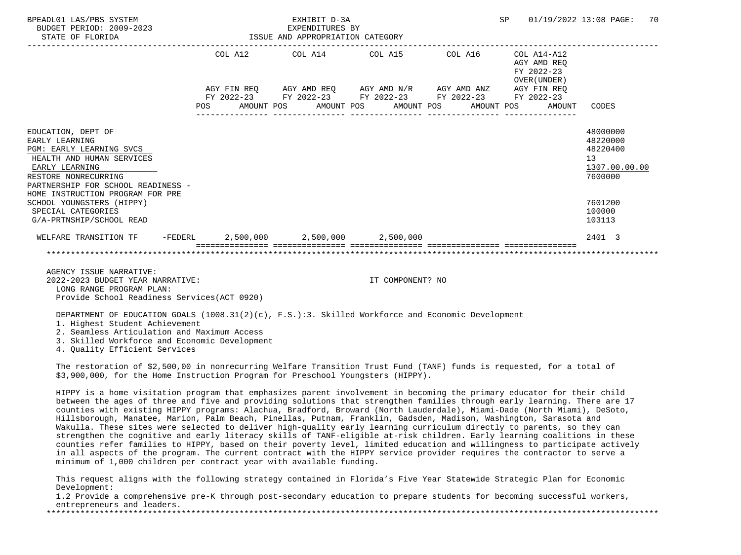BPEADL01 LAS/PBS SYSTEM — EXHIBIT D-3A — SP 01/19/2022 13:08
BUDGET PERIOD: 2009-2023 — EXPENDITURES BY
STATE OF FLORIDA — ISSUE AND APPROPRIATION CATEGORY

| | COL A12 AGY FIN REQ FY 2022-23 POS AMOUNT | COL A14 AGY AMD REQ FY 2022-23 POS AMOUNT | COL A15 AGY AMD N/R FY 2022-23 POS AMOUNT | COL A16 AGY AMD ANZ FY 2022-23 POS AMOUNT | COL A14-A12 AGY AMD REQ FY 2022-23 OVER(UNDER) AGY FIN REQ FY 2022-23 POS AMOUNT | CODES |
|---|---|---|---|---|---|---|
| EDUCATION, DEPT OF | | | | | | 48000000 |
| EARLY LEARNING | | | | | | 48220000 |
| PGM: EARLY LEARNING SVCS | | | | | | 48220400 |
| HEALTH AND HUMAN SERVICES | | | | | | 13 |
| EARLY LEARNING | | | | | | 1307.00.00.00 |
| RESTORE NONRECURRING | | | | | | 7600000 |
| PARTNERSHIP FOR SCHOOL READINESS - HOME INSTRUCTION PROGRAM FOR PRE SCHOOL YOUNGSTERS (HIPPY) | | | | | | 7601200 |
| SPECIAL CATEGORIES | | | | | | 100000 |
| G/A-PRTNSHIP/SCHOOL READ | | | | | | 103113 |
| WELFARE TRANSITION TF -FEDERL | 2,500,000 | 2,500,000 | 2,500,000 | | | 2401 3 |

AGENCY ISSUE NARRATIVE:
2022-2023 BUDGET YEAR NARRATIVE: IT COMPONENT? NO

LONG RANGE PROGRAM PLAN:
Provide School Readiness Services(ACT 0920)

DEPARTMENT OF EDUCATION GOALS (1008.31(2)(c), F.S.):3. Skilled Workforce and Economic Development
1. Highest Student Achievement
2. Seamless Articulation and Maximum Access
3. Skilled Workforce and Economic Development
4. Quality Efficient Services

The restoration of $2,500,00 in nonrecurring Welfare Transition Trust Fund (TANF) funds is requested, for a total of $3,900,000, for the Home Instruction Program for Preschool Youngsters (HIPPY).

HIPPY is a home visitation program that emphasizes parent involvement in becoming the primary educator for their child between the ages of three and five and providing solutions that strengthen families through early learning. There are 17 counties with existing HIPPY programs: Alachua, Bradford, Broward (North Lauderdale), Miami-Dade (North Miami), DeSoto, Hillsborough, Manatee, Marion, Palm Beach, Pinellas, Putnam, Franklin, Gadsden, Madison, Washington, Sarasota and Wakulla. These sites were selected to deliver high-quality early learning curriculum directly to parents, so they can strengthen the cognitive and early literacy skills of TANF-eligible at-risk children. Early learning coalitions in these counties refer families to HIPPY, based on their poverty level, limited education and willingness to participate actively in all aspects of the program. The current contract with the HIPPY service provider requires the contractor to serve a minimum of 1,000 children per contract year with available funding.

This request aligns with the following strategy contained in Florida's Five Year Statewide Strategic Plan for Economic Development:
1.2 Provide a comprehensive pre-K through post-secondary education to prepare students for becoming successful workers, entrepreneurs and leaders.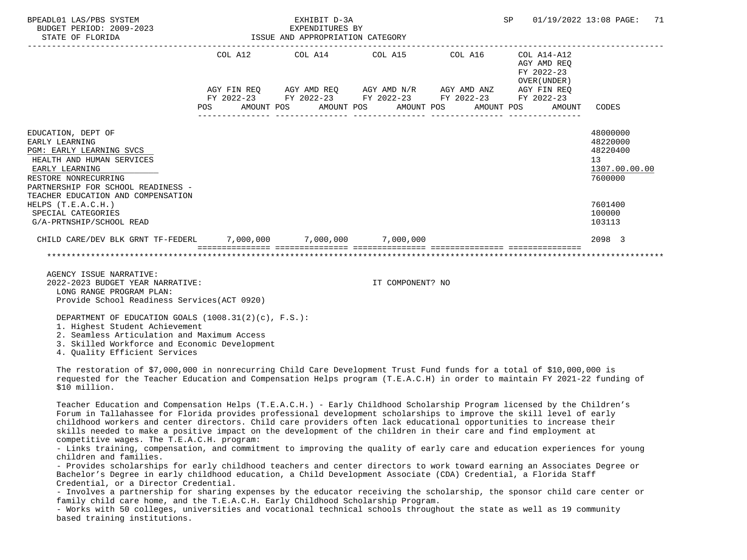BPEADL01 LAS/PBS SYSTEM — EXHIBIT D-3A — SP 01/19/2022 13:08

BUDGET PERIOD: 2009-2023 — EXPENDITURES BY

STATE OF FLORIDA — ISSUE AND APPROPRIATION CATEGORY

| | COL A12 AGY FIN REQ FY 2022-23 POS AMOUNT | COL A14 AGY AMD REQ FY 2022-23 POS AMOUNT | COL A15 AGY AMD N/R FY 2022-23 POS AMOUNT | COL A16 AGY AMD ANZ FY 2022-23 POS AMOUNT | COL A14-A12 AGY AMD REQ FY 2022-23 OVER(UNDER) AGY FIN REQ FY 2022-23 POS AMOUNT | CODES |
|---|---|---|---|---|---|---|
| EDUCATION, DEPT OF | | | | | | 48000000 |
| EARLY LEARNING | | | | | | 48220000 |
| PGM: EARLY LEARNING SVCS | | | | | | 48220400 |
| HEALTH AND HUMAN SERVICES | | | | | | 13 |
| EARLY LEARNING | | | | | | 1307.00.00.00 |
| RESTORE NONRECURRING | | | | | | 7600000 |
| PARTNERSHIP FOR SCHOOL READINESS - TEACHER EDUCATION AND COMPENSATION HELPS (T.E.A.C.H.) | | | | | | 7601400 |
| SPECIAL CATEGORIES | | | | | | 100000 |
| G/A-PRTNSHIP/SCHOOL READ | | | | | | 103113 |
| CHILD CARE/DEV BLK GRNT TF-FEDERL | 7,000,000 | 7,000,000 | 7,000,000 | | | 2098 3 |

AGENCY ISSUE NARRATIVE:

2022-2023 BUDGET YEAR NARRATIVE: IT COMPONENT? NO

LONG RANGE PROGRAM PLAN:
Provide School Readiness Services(ACT 0920)

DEPARTMENT OF EDUCATION GOALS (1008.31(2)(c), F.S.):
1. Highest Student Achievement
2. Seamless Articulation and Maximum Access
3. Skilled Workforce and Economic Development
4. Quality Efficient Services

The restoration of $7,000,000 in nonrecurring Child Care Development Trust Fund funds for a total of $10,000,000 is requested for the Teacher Education and Compensation Helps program (T.E.A.C.H) in order to maintain FY 2021-22 funding of $10 million.

Teacher Education and Compensation Helps (T.E.A.C.H.) - Early Childhood Scholarship Program licensed by the Children's Forum in Tallahassee for Florida provides professional development scholarships to improve the skill level of early childhood workers and center directors. Child care providers often lack educational opportunities to increase their skills needed to make a positive impact on the development of the children in their care and find employment at competitive wages. The T.E.A.C.H. program:

- Links training, compensation, and commitment to improving the quality of early care and education experiences for young children and families.
- Provides scholarships for early childhood teachers and center directors to work toward earning an Associates Degree or Bachelor's Degree in early childhood education, a Child Development Associate (CDA) Credential, a Florida Staff Credential, or a Director Credential.
- Involves a partnership for sharing expenses by the educator receiving the scholarship, the sponsor child care center or family child care home, and the T.E.A.C.H. Early Childhood Scholarship Program.
- Works with 50 colleges, universities and vocational technical schools throughout the state as well as 19 community based training institutions.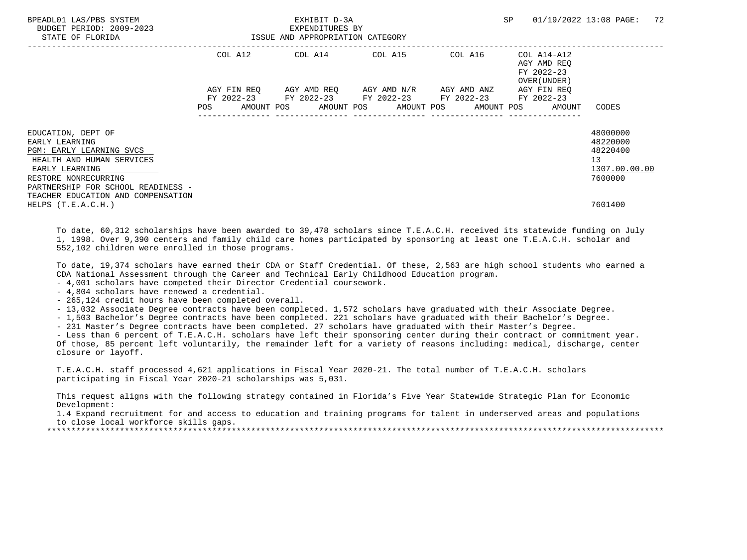| | COL A12 | | COL A14 | | COL A15 | | COL A16 | | COL A14-A12 AGY AMD REQ FY 2022-23 OVER(UNDER) | | |
|---|---|---|---|---|---|---|---|---|---|---|---|
| | AGY FIN REQ FY 2022-23 | | AGY AMD REQ FY 2022-23 | | AGY AMD N/R FY 2022-23 | | AGY AMD ANZ FY 2022-23 | | AGY FIN REQ FY 2022-23 | | |
| | POS | AMOUNT | POS | AMOUNT | POS | AMOUNT | POS | AMOUNT | POS | AMOUNT | CODES |
| EDUCATION, DEPT OF | | | | | | | | | | | 48000000 |
| EARLY LEARNING | | | | | | | | | | | 48220000 |
| PGM: EARLY LEARNING SVCS | | | | | | | | | | | 48220400 |
| HEALTH AND HUMAN SERVICES | | | | | | | | | | | 13 |
| EARLY LEARNING | | | | | | | | | | | 1307.00.00.00 |
| RESTORE NONRECURRING | | | | | | | | | | | 7600000 |
| PARTNERSHIP FOR SCHOOL READINESS - TEACHER EDUCATION AND COMPENSATION HELPS (T.E.A.C.H.) | | | | | | | | | | | 7601400 |

To date, 60,312 scholarships have been awarded to 39,478 scholars since T.E.A.C.H. received its statewide funding on July 1, 1998. Over 9,390 centers and family child care homes participated by sponsoring at least one T.E.A.C.H. scholar and 552,102 children were enrolled in those programs.

To date, 19,374 scholars have earned their CDA or Staff Credential. Of these, 2,563 are high school students who earned a CDA National Assessment through the Career and Technical Early Childhood Education program.

- 4,001 scholars have competed their Director Credential coursework.
- 4,804 scholars have renewed a credential.
- 265,124 credit hours have been completed overall.
- 13,032 Associate Degree contracts have been completed. 1,572 scholars have graduated with their Associate Degree.
- 1,503 Bachelor's Degree contracts have been completed. 221 scholars have graduated with their Bachelor's Degree.
- 231 Master's Degree contracts have been completed. 27 scholars have graduated with their Master's Degree.
- Less than 6 percent of T.E.A.C.H. scholars have left their sponsoring center during their contract or commitment year. Of those, 85 percent left voluntarily, the remainder left for a variety of reasons including: medical, discharge, center closure or layoff.

T.E.A.C.H. staff processed 4,621 applications in Fiscal Year 2020-21. The total number of T.E.A.C.H. scholars participating in Fiscal Year 2020-21 scholarships was 5,031.

This request aligns with the following strategy contained in Florida's Five Year Statewide Strategic Plan for Economic Development:

1.4 Expand recruitment for and access to education and training programs for talent in underserved areas and populations to close local workforce skills gaps.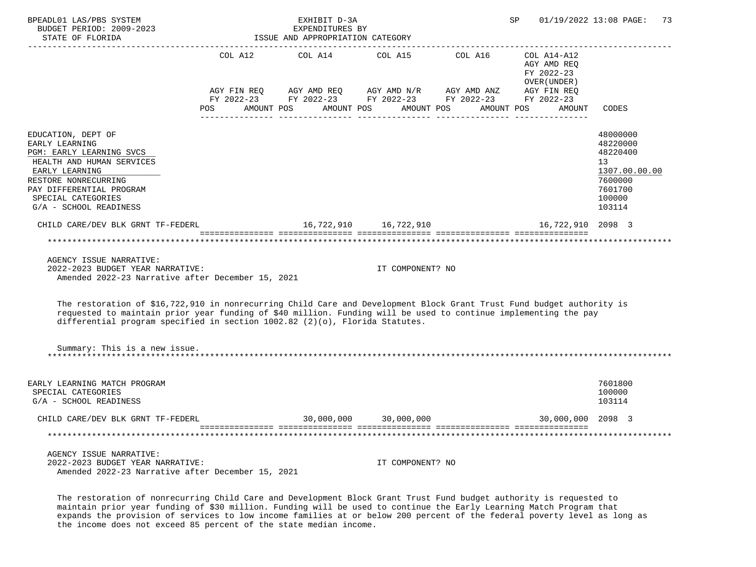BPEADL01 LAS/PBS SYSTEM — EXHIBIT D-3A — SP 01/19/2022 13:08 PAGE: 73
BUDGET PERIOD: 2009-2023 — EXPENDITURES BY
STATE OF FLORIDA — ISSUE AND APPROPRIATION CATEGORY

| | COL A12 AGY FIN REQ FY 2022-23 POS AMOUNT | COL A14 AGY AMD REQ FY 2022-23 POS AMOUNT | COL A15 AGY AMD N/R FY 2022-23 POS AMOUNT | COL A16 AGY AMD ANZ FY 2022-23 POS AMOUNT | COL A14-A12 AGY AMD REQ FY 2022-23 OVER(UNDER) AGY FIN REQ FY 2022-23 POS AMOUNT | CODES |
|---|---|---|---|---|---|---|
| EDUCATION, DEPT OF | | | | | | 48000000 |
| EARLY LEARNING | | | | | | 48220000 |
| PGM: EARLY LEARNING SVCS | | | | | | 48220400 |
| HEALTH AND HUMAN SERVICES | | | | | | 13 |
| EARLY LEARNING | | | | | | 1307.00.00.00 |
| RESTORE NONRECURRING | | | | | | 7600000 |
| PAY DIFFERENTIAL PROGRAM | | | | | | 7601700 |
| SPECIAL CATEGORIES | | | | | | 100000 |
| G/A - SCHOOL READINESS | | | | | | 103114 |
| CHILD CARE/DEV BLK GRNT TF-FEDERL | | 16,722,910 | 16,722,910 | | 16,722,910 | 2098 3 |

AGENCY ISSUE NARRATIVE:
2022-2023 BUDGET YEAR NARRATIVE: IT COMPONENT? NO
Amended 2022-23 Narrative after December 15, 2021

The restoration of $16,722,910 in nonrecurring Child Care and Development Block Grant Trust Fund budget authority is requested to maintain prior year funding of $40 million. Funding will be used to continue implementing the pay differential program specified in section 1002.82 (2)(o), Florida Statutes.

Summary: This is a new issue.

| | COL A12 | COL A14 | COL A15 | COL A16 | COL A14-A12 | CODES |
|---|---|---|---|---|---|---|
| EARLY LEARNING MATCH PROGRAM | | | | | | 7601800 |
| SPECIAL CATEGORIES | | | | | | 100000 |
| G/A - SCHOOL READINESS | | | | | | 103114 |
| CHILD CARE/DEV BLK GRNT TF-FEDERL | | 30,000,000 | 30,000,000 | | 30,000,000 | 2098 3 |

AGENCY ISSUE NARRATIVE:
2022-2023 BUDGET YEAR NARRATIVE: IT COMPONENT? NO
Amended 2022-23 Narrative after December 15, 2021

The restoration of nonrecurring Child Care and Development Block Grant Trust Fund budget authority is requested to maintain prior year funding of $30 million. Funding will be used to continue the Early Learning Match Program that expands the provision of services to low income families at or below 200 percent of the federal poverty level as long as the income does not exceed 85 percent of the state median income.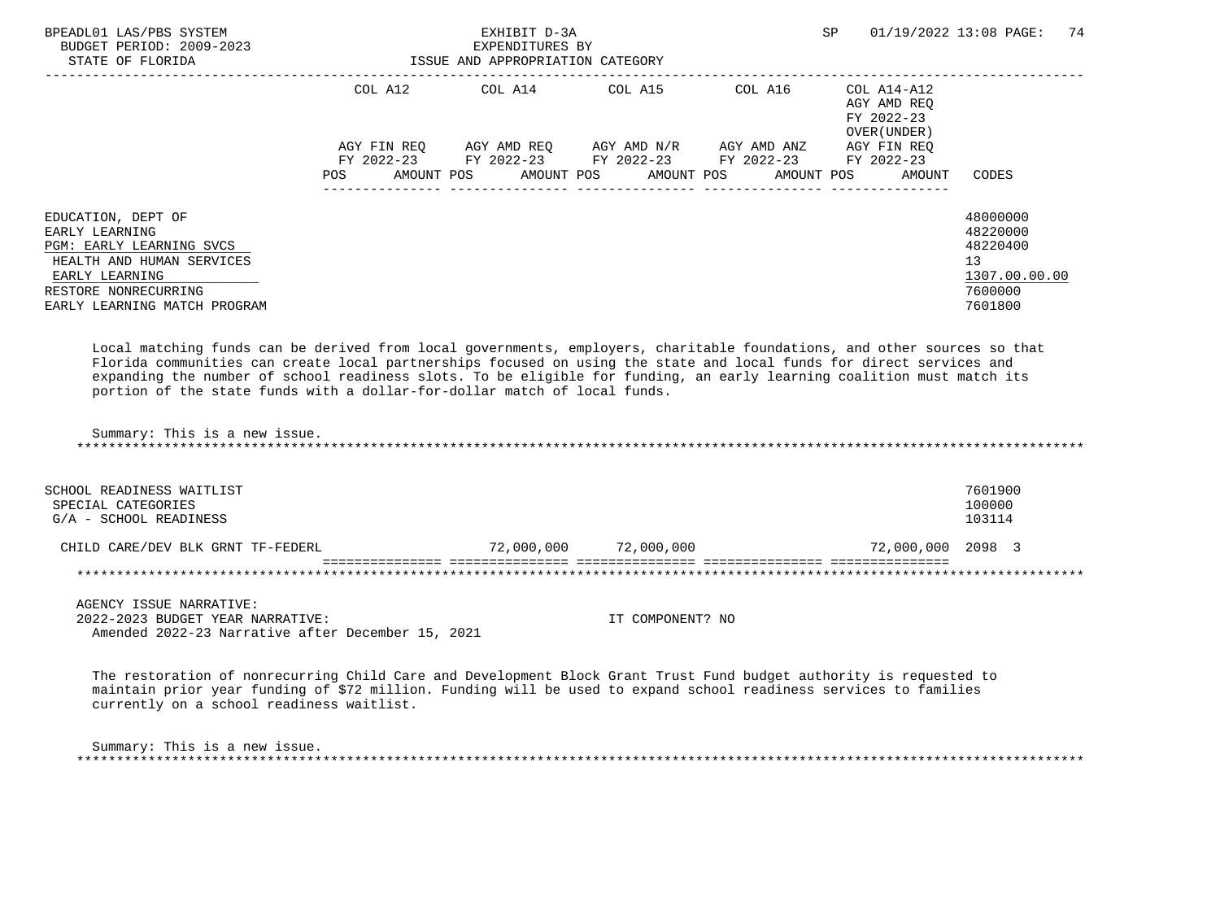BPEADL01 LAS/PBS SYSTEM — EXHIBIT D-3A — EXPENDITURES BY ISSUE AND APPROPRIATION CATEGORY — BUDGET PERIOD: 2009-2023 — STATE OF FLORIDA — SP 01/19/2022 13:08

| | COL A12 AGY FIN REQ FY 2022-23 POS AMOUNT | COL A14 AGY AMD REQ FY 2022-23 POS AMOUNT | COL A15 AGY AMD N/R FY 2022-23 POS AMOUNT | COL A16 AGY AMD ANZ FY 2022-23 POS AMOUNT | COL A14-A12 AGY AMD REQ FY 2022-23 OVER(UNDER) AGY FIN REQ FY 2022-23 POS AMOUNT | CODES |
|---|---|---|---|---|---|---|
| EDUCATION, DEPT OF | | | | | | 48000000 |
| EARLY LEARNING | | | | | | 48220000 |
| PGM: EARLY LEARNING SVCS | | | | | | 48220400 |
| HEALTH AND HUMAN SERVICES | | | | | | 13 |
| EARLY LEARNING | | | | | | 1307.00.00.00 |
| RESTORE NONRECURRING | | | | | | 7600000 |
| EARLY LEARNING MATCH PROGRAM | | | | | | 7601800 |

Local matching funds can be derived from local governments, employers, charitable foundations, and other sources so that Florida communities can create local partnerships focused on using the state and local funds for direct services and expanding the number of school readiness slots. To be eligible for funding, an early learning coalition must match its portion of the state funds with a dollar-for-dollar match of local funds.

Summary: This is a new issue.

| | COL A12 | COL A14 | COL A15 | COL A16 | COL A14-A12 | CODES |
|---|---|---|---|---|---|---|
| SCHOOL READINESS WAITLIST | | | | | | 7601900 |
| SPECIAL CATEGORIES | | | | | | 100000 |
| G/A - SCHOOL READINESS | | | | | | 103114 |
| CHILD CARE/DEV BLK GRNT TF-FEDERL | | 72,000,000 | 72,000,000 | | 72,000,000 | 2098 3 |

AGENCY ISSUE NARRATIVE:
2022-2023 BUDGET YEAR NARRATIVE: IT COMPONENT? NO
Amended 2022-23 Narrative after December 15, 2021

The restoration of nonrecurring Child Care and Development Block Grant Trust Fund budget authority is requested to maintain prior year funding of $72 million. Funding will be used to expand school readiness services to families currently on a school readiness waitlist.

Summary: This is a new issue.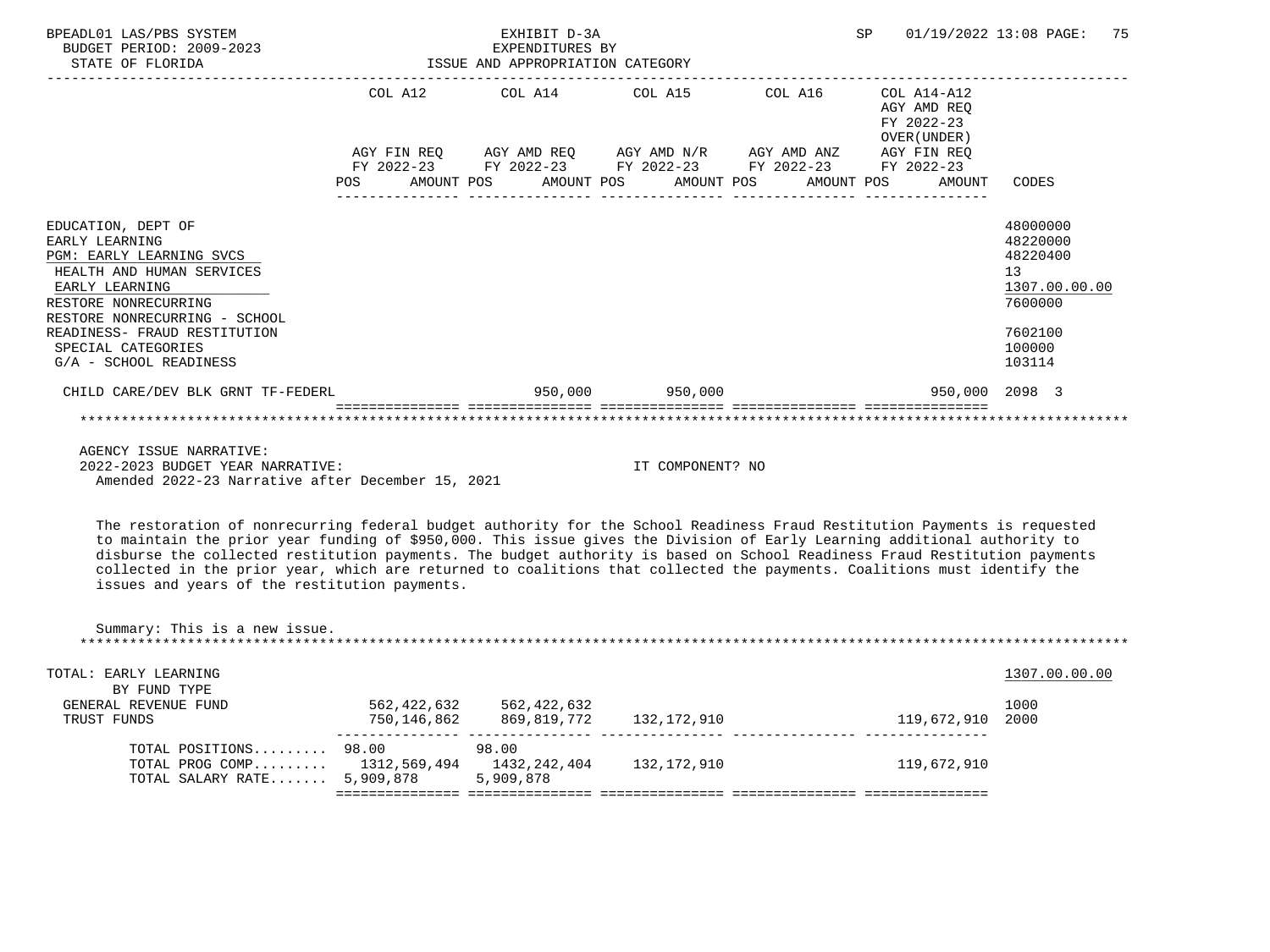BPEADL01 LAS/PBS SYSTEM — EXHIBIT D-3A — EXPENDITURES BY ISSUE AND APPROPRIATION CATEGORY
BUDGET PERIOD: 2009-2023
STATE OF FLORIDA
SP 01/19/2022 13:08

| | COL A12 AGY FIN REQ FY 2022-23 POS AMOUNT | COL A14 AGY AMD REQ FY 2022-23 POS AMOUNT | COL A15 AGY AMD N/R FY 2022-23 POS AMOUNT | COL A16 AGY AMD ANZ FY 2022-23 POS AMOUNT | COL A14-A12 AGY AMD REQ FY 2022-23 OVER(UNDER) AGY FIN REQ FY 2022-23 POS AMOUNT | CODES |
|---|---|---|---|---|---|---|
| EDUCATION, DEPT OF | | | | | | 48000000 |
| EARLY LEARNING | | | | | | 48220000 |
| PGM: EARLY LEARNING SVCS | | | | | | 48220400 |
| HEALTH AND HUMAN SERVICES | | | | | | 13 |
| EARLY LEARNING | | | | | | 1307.00.00.00 |
| RESTORE NONRECURRING | | | | | | 7600000 |
| RESTORE NONRECURRING - SCHOOL READINESS- FRAUD RESTITUTION | | | | | | 7602100 |
| SPECIAL CATEGORIES | | | | | | 100000 |
| G/A - SCHOOL READINESS | | | | | | 103114 |
| CHILD CARE/DEV BLK GRNT TF-FEDERL | | 950,000 | 950,000 | | 950,000 | 2098 3 |

AGENCY ISSUE NARRATIVE:
2022-2023 BUDGET YEAR NARRATIVE: IT COMPONENT? NO
Amended 2022-23 Narrative after December 15, 2021

The restoration of nonrecurring federal budget authority for the School Readiness Fraud Restitution Payments is requested to maintain the prior year funding of $950,000. This issue gives the Division of Early Learning additional authority to disburse the collected restitution payments. The budget authority is based on School Readiness Fraud Restitution payments collected in the prior year, which are returned to coalitions that collected the payments. Coalitions must identify the issues and years of the restitution payments.

Summary: This is a new issue.

| | COL A12 | COL A14 | COL A15 | COL A16 | COL A14-A12 | CODES |
|---|---|---|---|---|---|---|
| TOTAL: EARLY LEARNING | | | | | | 1307.00.00.00 |
| BY FUND TYPE | | | | | | |
| GENERAL REVENUE FUND | 562,422,632 | 562,422,632 | | | | 1000 |
| TRUST FUNDS | 750,146,862 | 869,819,772 | 132,172,910 | | 119,672,910 | 2000 |
| TOTAL POSITIONS......... | 98.00 | 98.00 | | | | |
| TOTAL PROG COMP......... | 1312,569,494 | 1432,242,404 | 132,172,910 | | 119,672,910 | |
| TOTAL SALARY RATE....... | 5,909,878 | 5,909,878 | | | | |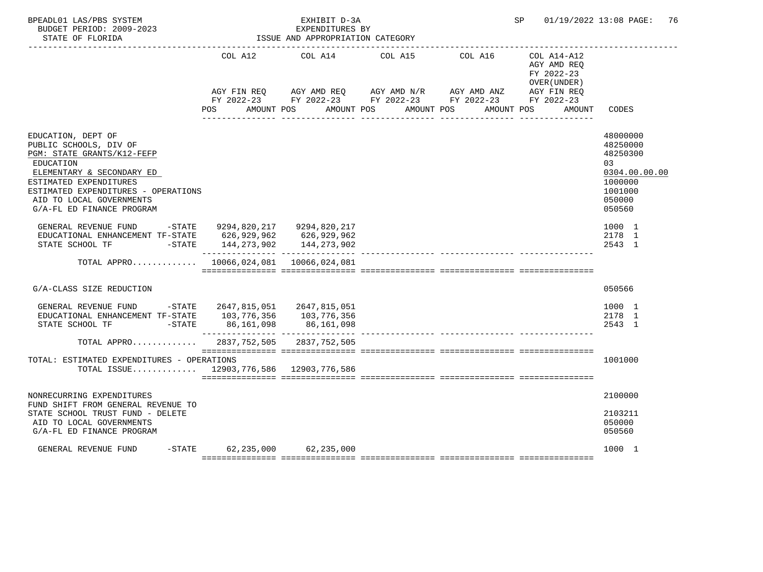BPEADL01 LAS/PBS SYSTEM | EXHIBIT D-3A | SP 01/19/2022 13:08

BUDGET PERIOD: 2009-2023 | EXPENDITURES BY

STATE OF FLORIDA | ISSUE AND APPROPRIATION CATEGORY

| | COL A12 AGY FIN REQ FY 2022-23 POS AMOUNT | COL A14 AGY AMD REQ FY 2022-23 POS AMOUNT | COL A15 AGY AMD N/R FY 2022-23 POS AMOUNT | COL A16 AGY AMD ANZ FY 2022-23 POS AMOUNT | COL A14-A12 AGY AMD REQ FY 2022-23 OVER(UNDER) AGY FIN REQ FY 2022-23 POS AMOUNT | CODES |
|---|---|---|---|---|---|---|
| EDUCATION, DEPT OF | | | | | | 48000000 |
| PUBLIC SCHOOLS, DIV OF | | | | | | 48250000 |
| PGM: STATE GRANTS/K12-FEFP | | | | | | 48250300 |
| EDUCATION | | | | | | 03 |
| ELEMENTARY & SECONDARY ED | | | | | | 0304.00.00.00 |
| ESTIMATED EXPENDITURES | | | | | | 1000000 |
| ESTIMATED EXPENDITURES - OPERATIONS | | | | | | 1001000 |
| AID TO LOCAL GOVERNMENTS | | | | | | 050000 |
| G/A-FL ED FINANCE PROGRAM | | | | | | 050560 |
| GENERAL REVENUE FUND -STATE | 9294,820,217 | 9294,820,217 | | | | 1000 1 |
| EDUCATIONAL ENHANCEMENT TF-STATE | 626,929,962 | 626,929,962 | | | | 2178 1 |
| STATE SCHOOL TF -STATE | 144,273,902 | 144,273,902 | | | | 2543 1 |
| TOTAL APPRO............ | 10066,024,081 | 10066,024,081 | | | | |
| G/A-CLASS SIZE REDUCTION | | | | | | 050566 |
| GENERAL REVENUE FUND -STATE | 2647,815,051 | 2647,815,051 | | | | 1000 1 |
| EDUCATIONAL ENHANCEMENT TF-STATE | 103,776,356 | 103,776,356 | | | | 2178 1 |
| STATE SCHOOL TF -STATE | 86,161,098 | 86,161,098 | | | | 2543 1 |
| TOTAL APPRO............ | 2837,752,505 | 2837,752,505 | | | | |
| TOTAL: ESTIMATED EXPENDITURES - OPERATIONS | | | | | | 1001000 |
| TOTAL ISSUE............ | 12903,776,586 | 12903,776,586 | | | | |
| NONRECURRING EXPENDITURES | | | | | | 2100000 |
| FUND SHIFT FROM GENERAL REVENUE TO STATE SCHOOL TRUST FUND - DELETE | | | | | | 2103211 |
| AID TO LOCAL GOVERNMENTS | | | | | | 050000 |
| G/A-FL ED FINANCE PROGRAM | | | | | | 050560 |
| GENERAL REVENUE FUND -STATE | 62,235,000 | 62,235,000 | | | | 1000 1 |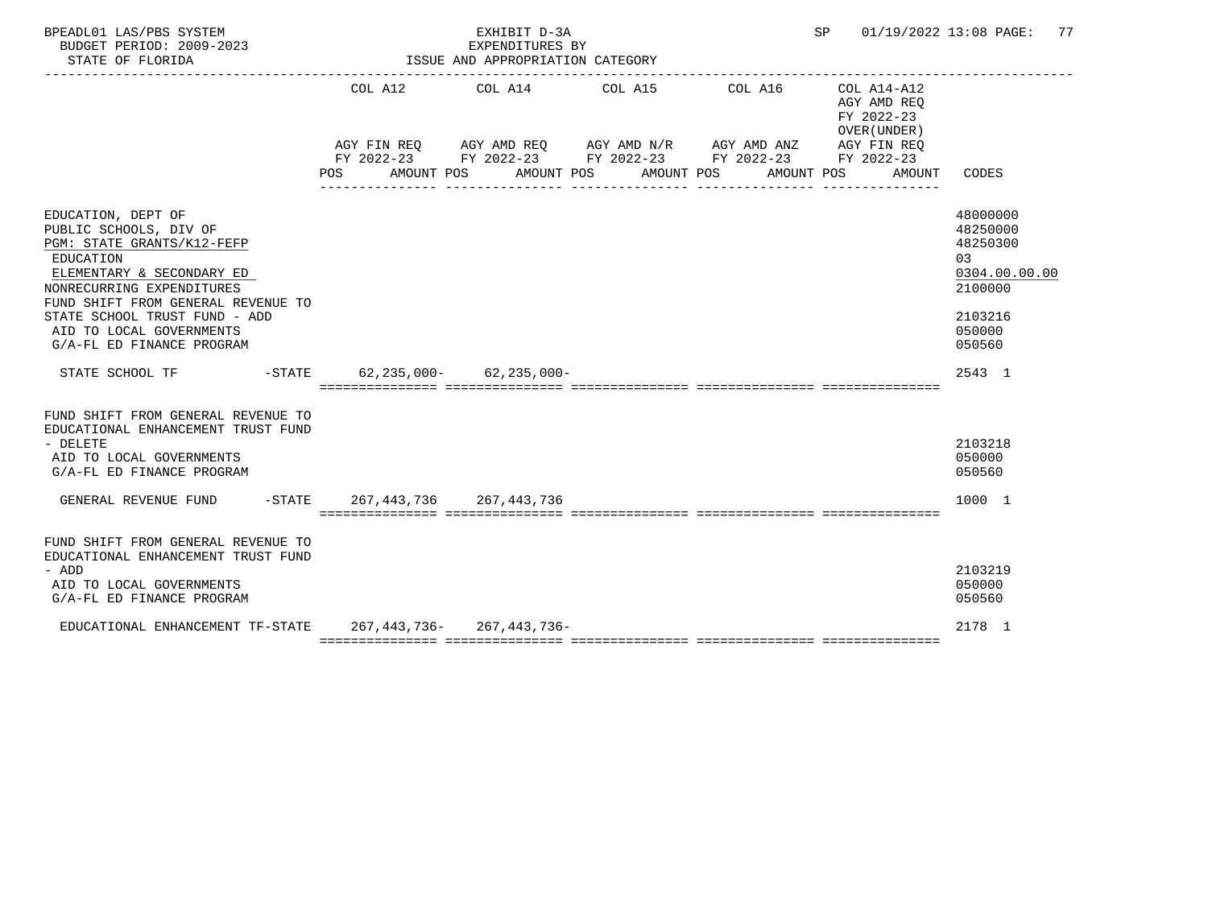BPEADL01 LAS/PBS SYSTEM — EXHIBIT D-3A — EXPENDITURES BY ISSUE AND APPROPRIATION CATEGORY — SP 01/19/2022 13:08

BUDGET PERIOD: 2009-2023

STATE OF FLORIDA

| | COL A12 AGY FIN REQ FY 2022-23 POS AMOUNT | COL A14 AGY AMD REQ FY 2022-23 POS AMOUNT | COL A15 AGY AMD N/R FY 2022-23 POS AMOUNT | COL A16 AGY AMD ANZ FY 2022-23 POS AMOUNT | COL A14-A12 AGY AMD REQ FY 2022-23 OVER(UNDER) AGY FIN REQ FY 2022-23 POS AMOUNT | CODES |
|---|---|---|---|---|---|---|
| EDUCATION, DEPT OF | | | | | | 48000000 |
| PUBLIC SCHOOLS, DIV OF | | | | | | 48250000 |
| PGM: STATE GRANTS/K12-FEFP | | | | | | 48250300 |
| EDUCATION | | | | | | 03 |
| ELEMENTARY & SECONDARY ED | | | | | | 0304.00.00.00 |
| NONRECURRING EXPENDITURES | | | | | | 2100000 |
| FUND SHIFT FROM GENERAL REVENUE TO STATE SCHOOL TRUST FUND - ADD | | | | | | 2103216 |
| AID TO LOCAL GOVERNMENTS | | | | | | 050000 |
| G/A-FL ED FINANCE PROGRAM | | | | | | 050560 |
| STATE SCHOOL TF -STATE | 62,235,000- | 62,235,000- | | | | 2543 1 |
| FUND SHIFT FROM GENERAL REVENUE TO EDUCATIONAL ENHANCEMENT TRUST FUND - DELETE | | | | | | 2103218 |
| AID TO LOCAL GOVERNMENTS | | | | | | 050000 |
| G/A-FL ED FINANCE PROGRAM | | | | | | 050560 |
| GENERAL REVENUE FUND -STATE | 267,443,736 | 267,443,736 | | | | 1000 1 |
| FUND SHIFT FROM GENERAL REVENUE TO EDUCATIONAL ENHANCEMENT TRUST FUND - ADD | | | | | | 2103219 |
| AID TO LOCAL GOVERNMENTS | | | | | | 050000 |
| G/A-FL ED FINANCE PROGRAM | | | | | | 050560 |
| EDUCATIONAL ENHANCEMENT TF-STATE | 267,443,736- | 267,443,736- | | | | 2178 1 |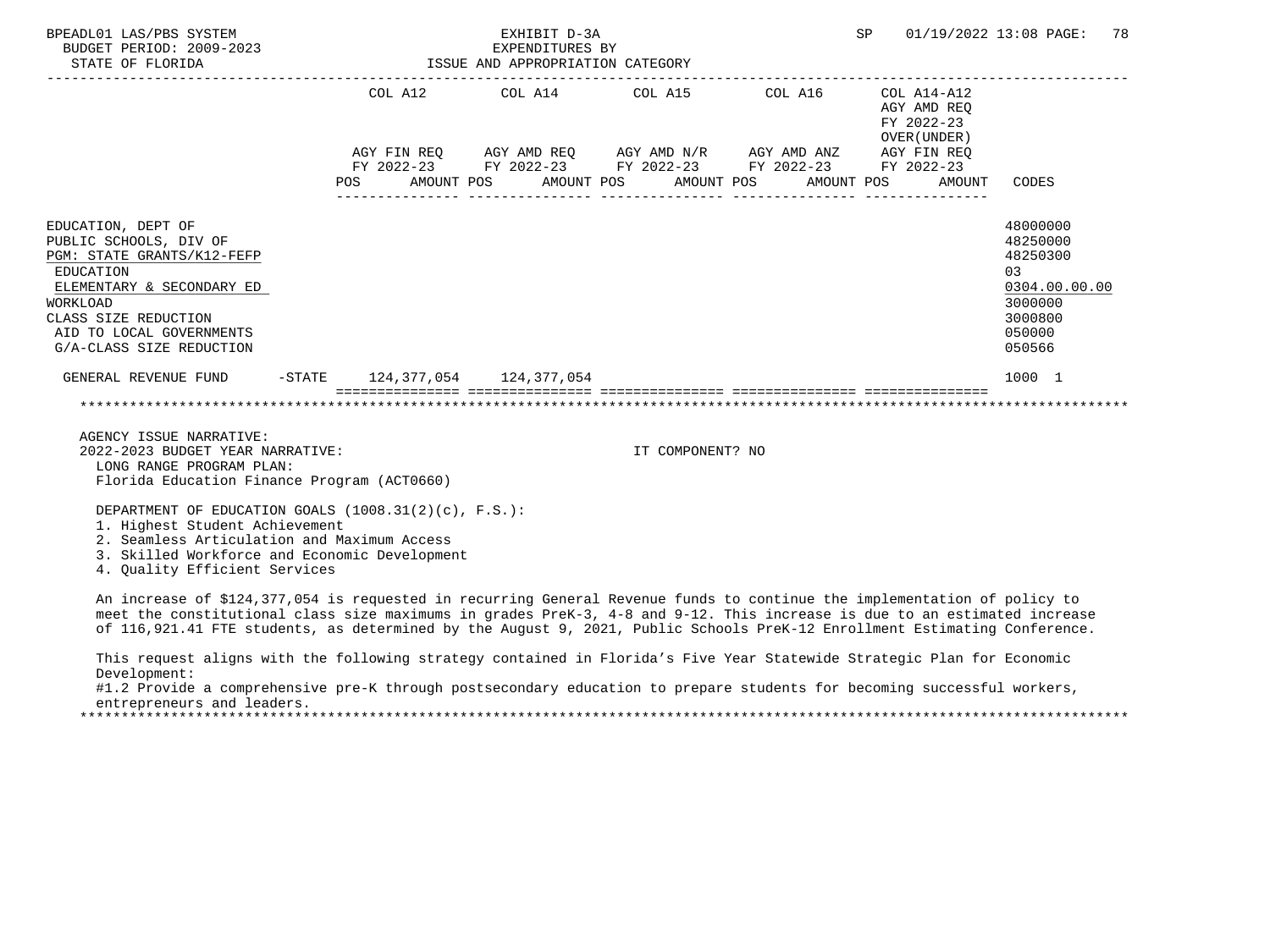| | COL A12 | COL A14 | COL A15 | COL A16 | COL A14-A12 AGY AMD REQ FY 2022-23 OVER(UNDER) | |
|---|---|---|---|---|---|---|
| | AGY FIN REQ FY 2022-23 | AGY AMD REQ FY 2022-23 | AGY AMD N/R FY 2022-23 | AGY AMD ANZ FY 2022-23 | AGY FIN REQ FY 2022-23 | |
| | POS AMOUNT | POS AMOUNT | POS AMOUNT | POS AMOUNT | POS AMOUNT | CODES |
| EDUCATION, DEPT OF | | | | | | 48000000 |
| PUBLIC SCHOOLS, DIV OF | | | | | | 48250000 |
| PGM: STATE GRANTS/K12-FEFP | | | | | | 48250300 |
| EDUCATION | | | | | | 03 |
| ELEMENTARY & SECONDARY ED | | | | | | 0304.00.00.00 |
| WORKLOAD | | | | | | 3000000 |
| CLASS SIZE REDUCTION | | | | | | 3000800 |
| AID TO LOCAL GOVERNMENTS | | | | | | 050000 |
| G/A-CLASS SIZE REDUCTION | | | | | | 050566 |
| GENERAL REVENUE FUND -STATE | 124,377,054 | 124,377,054 | | | | 1000 1 |

AGENCY ISSUE NARRATIVE:

2022-2023 BUDGET YEAR NARRATIVE: IT COMPONENT? NO

LONG RANGE PROGRAM PLAN:
Florida Education Finance Program (ACT0660)

DEPARTMENT OF EDUCATION GOALS (1008.31(2)(c), F.S.):

1. Highest Student Achievement
2. Seamless Articulation and Maximum Access
3. Skilled Workforce and Economic Development
4. Quality Efficient Services

An increase of $124,377,054 is requested in recurring General Revenue funds to continue the implementation of policy to meet the constitutional class size maximums in grades PreK-3, 4-8 and 9-12. This increase is due to an estimated increase of 116,921.41 FTE students, as determined by the August 9, 2021, Public Schools PreK-12 Enrollment Estimating Conference.

This request aligns with the following strategy contained in Florida's Five Year Statewide Strategic Plan for Economic Development:
#1.2 Provide a comprehensive pre-K through postsecondary education to prepare students for becoming successful workers, entrepreneurs and leaders.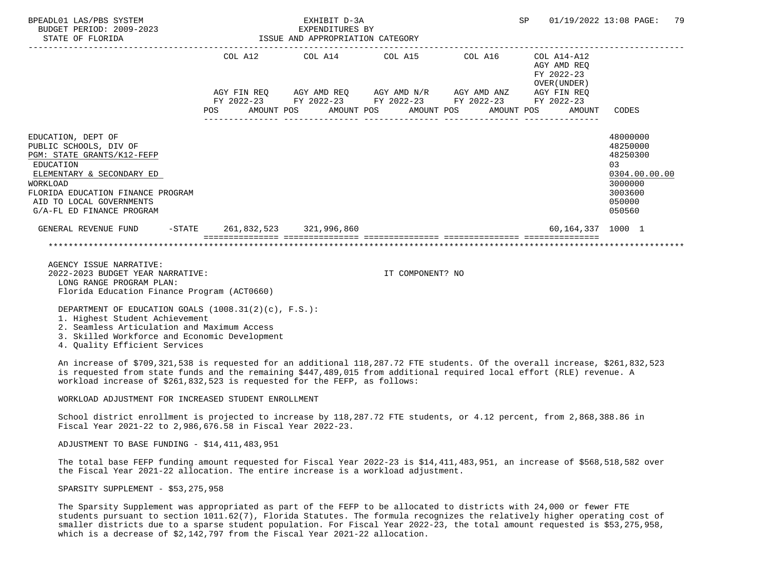BPEADL01 LAS/PBS SYSTEM — EXHIBIT D-3A — EXPENDITURES BY ISSUE AND APPROPRIATION CATEGORY
BUDGET PERIOD: 2009-2023
STATE OF FLORIDA
SP 01/19/2022 13:08

| | COL A12 AGY FIN REQ FY 2022-23 POS AMOUNT | COL A14 AGY AMD REQ FY 2022-23 POS AMOUNT | COL A15 AGY AMD N/R FY 2022-23 POS AMOUNT | COL A16 AGY AMD ANZ FY 2022-23 POS AMOUNT | COL A14-A12 AGY AMD REQ FY 2022-23 OVER(UNDER) AGY FIN REQ FY 2022-23 POS AMOUNT | CODES |
|---|---|---|---|---|---|---|
| EDUCATION, DEPT OF | | | | | | 48000000 |
| PUBLIC SCHOOLS, DIV OF | | | | | | 48250000 |
| PGM: STATE GRANTS/K12-FEFP | | | | | | 48250300 |
| EDUCATION | | | | | | 03 |
| ELEMENTARY & SECONDARY ED | | | | | | 0304.00.00.00 |
| WORKLOAD | | | | | | 3000000 |
| FLORIDA EDUCATION FINANCE PROGRAM | | | | | | 3003600 |
| AID TO LOCAL GOVERNMENTS | | | | | | 050000 |
| G/A-FL ED FINANCE PROGRAM | | | | | | 050560 |
| GENERAL REVENUE FUND -STATE | 261,832,523 | 321,996,860 | | | 60,164,337 | 1000 1 |

AGENCY ISSUE NARRATIVE:
2022-2023 BUDGET YEAR NARRATIVE: IT COMPONENT? NO
LONG RANGE PROGRAM PLAN:
Florida Education Finance Program (ACT0660)

DEPARTMENT OF EDUCATION GOALS (1008.31(2)(c), F.S.):
1. Highest Student Achievement
2. Seamless Articulation and Maximum Access
3. Skilled Workforce and Economic Development
4. Quality Efficient Services

An increase of $709,321,538 is requested for an additional 118,287.72 FTE students. Of the overall increase, $261,832,523 is requested from state funds and the remaining $447,489,015 from additional required local effort (RLE) revenue. A workload increase of $261,832,523 is requested for the FEFP, as follows:

WORKLOAD ADJUSTMENT FOR INCREASED STUDENT ENROLLMENT

School district enrollment is projected to increase by 118,287.72 FTE students, or 4.12 percent, from 2,868,388.86 in Fiscal Year 2021-22 to 2,986,676.58 in Fiscal Year 2022-23.

ADJUSTMENT TO BASE FUNDING - $14,411,483,951

The total base FEFP funding amount requested for Fiscal Year 2022-23 is $14,411,483,951, an increase of $568,518,582 over the Fiscal Year 2021-22 allocation. The entire increase is a workload adjustment.

SPARSITY SUPPLEMENT - $53,275,958

The Sparsity Supplement was appropriated as part of the FEFP to be allocated to districts with 24,000 or fewer FTE students pursuant to section 1011.62(7), Florida Statutes. The formula recognizes the relatively higher operating cost of smaller districts due to a sparse student population. For Fiscal Year 2022-23, the total amount requested is $53,275,958, which is a decrease of $2,142,797 from the Fiscal Year 2021-22 allocation.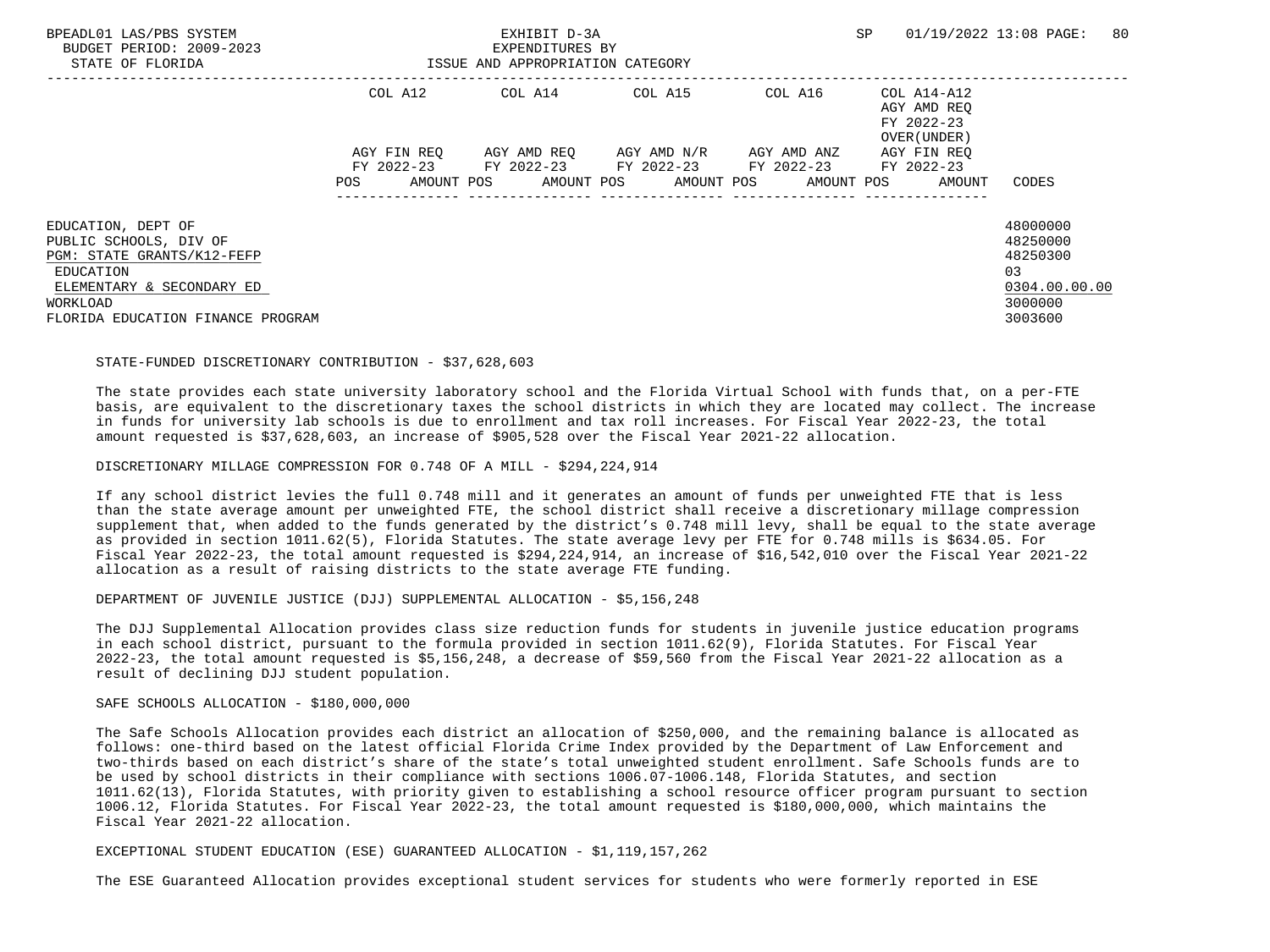| | COL A12 | | COL A14 | | COL A15 | | COL A16 | | COL A14-A12 AGY AMD REQ FY 2022-23 OVER(UNDER) | | |
|---|---|---|---|---|---|---|---|---|---|---|---|
| | AGY FIN REQ FY 2022-23 | | AGY AMD REQ FY 2022-23 | | AGY AMD N/R FY 2022-23 | | AGY AMD ANZ FY 2022-23 | | AGY FIN REQ FY 2022-23 | | |
| | POS | AMOUNT | POS | AMOUNT | POS | AMOUNT | POS | AMOUNT | POS | AMOUNT | CODES |
| EDUCATION, DEPT OF | | | | | | | | | | | 48000000 |
| PUBLIC SCHOOLS, DIV OF | | | | | | | | | | | 48250000 |
| PGM: STATE GRANTS/K12-FEFP | | | | | | | | | | | 48250300 |
| EDUCATION | | | | | | | | | | | 03 |
| ELEMENTARY & SECONDARY ED | | | | | | | | | | | 0304.00.00.00 |
| WORKLOAD | | | | | | | | | | | 3000000 |
| FLORIDA EDUCATION FINANCE PROGRAM | | | | | | | | | | | 3003600 |

STATE-FUNDED DISCRETIONARY CONTRIBUTION - $37,628,603

The state provides each state university laboratory school and the Florida Virtual School with funds that, on a per-FTE basis, are equivalent to the discretionary taxes the school districts in which they are located may collect. The increase in funds for university lab schools is due to enrollment and tax roll increases. For Fiscal Year 2022-23, the total amount requested is $37,628,603, an increase of $905,528 over the Fiscal Year 2021-22 allocation.

DISCRETIONARY MILLAGE COMPRESSION FOR 0.748 OF A MILL - $294,224,914

If any school district levies the full 0.748 mill and it generates an amount of funds per unweighted FTE that is less than the state average amount per unweighted FTE, the school district shall receive a discretionary millage compression supplement that, when added to the funds generated by the district's 0.748 mill levy, shall be equal to the state average as provided in section 1011.62(5), Florida Statutes. The state average levy per FTE for 0.748 mills is $634.05. For Fiscal Year 2022-23, the total amount requested is $294,224,914, an increase of $16,542,010 over the Fiscal Year 2021-22 allocation as a result of raising districts to the state average FTE funding.

DEPARTMENT OF JUVENILE JUSTICE (DJJ) SUPPLEMENTAL ALLOCATION - $5,156,248

The DJJ Supplemental Allocation provides class size reduction funds for students in juvenile justice education programs in each school district, pursuant to the formula provided in section 1011.62(9), Florida Statutes. For Fiscal Year 2022-23, the total amount requested is $5,156,248, a decrease of $59,560 from the Fiscal Year 2021-22 allocation as a result of declining DJJ student population.

SAFE SCHOOLS ALLOCATION - $180,000,000

The Safe Schools Allocation provides each district an allocation of $250,000, and the remaining balance is allocated as follows: one-third based on the latest official Florida Crime Index provided by the Department of Law Enforcement and two-thirds based on each district's share of the state's total unweighted student enrollment. Safe Schools funds are to be used by school districts in their compliance with sections 1006.07-1006.148, Florida Statutes, and section 1011.62(13), Florida Statutes, with priority given to establishing a school resource officer program pursuant to section 1006.12, Florida Statutes. For Fiscal Year 2022-23, the total amount requested is $180,000,000, which maintains the Fiscal Year 2021-22 allocation.

EXCEPTIONAL STUDENT EDUCATION (ESE) GUARANTEED ALLOCATION - $1,119,157,262

The ESE Guaranteed Allocation provides exceptional student services for students who were formerly reported in ESE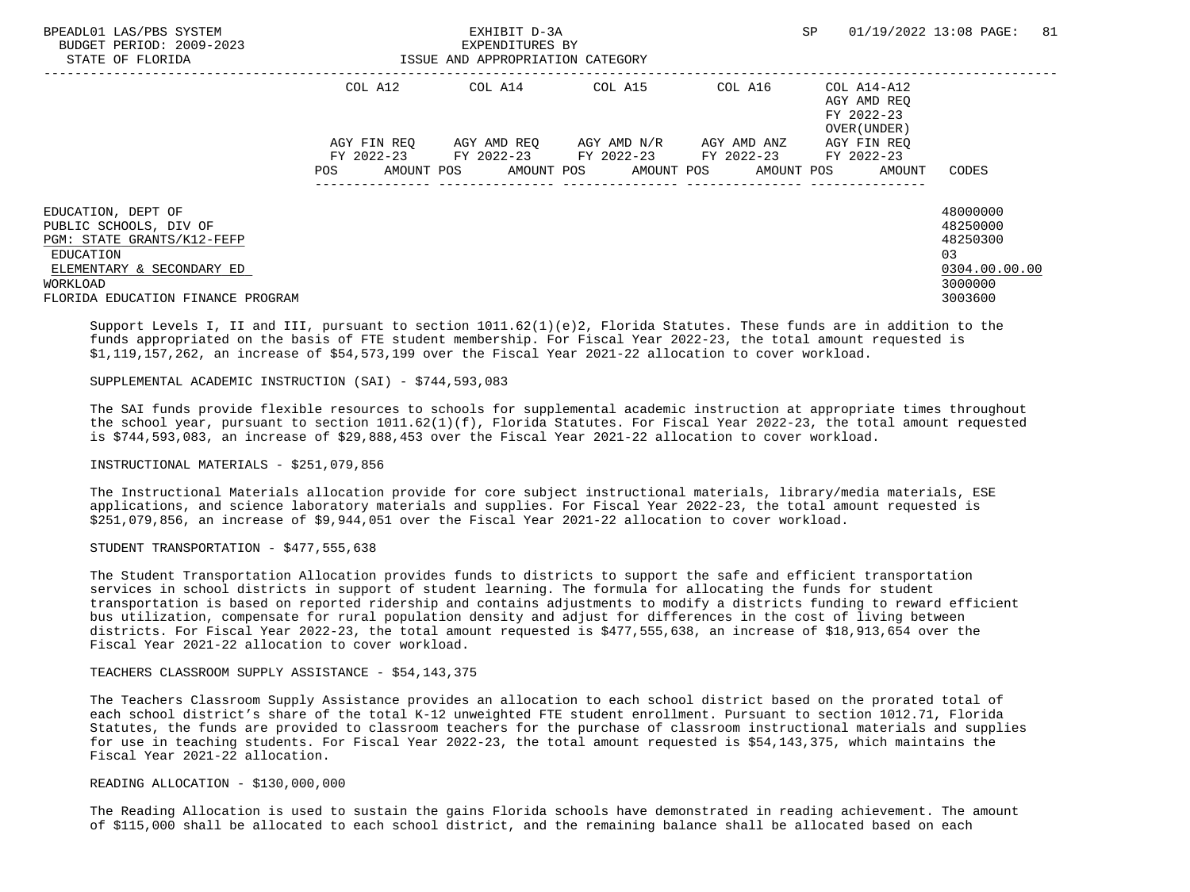| | COL A12 | COL A14 | COL A15 | COL A16 | COL A14-A12 AGY AMD REQ FY 2022-23 OVER(UNDER) | |
|---|---|---|---|---|---|---|
| | AGY FIN REQ FY 2022-23 | AGY AMD REQ FY 2022-23 | AGY AMD N/R FY 2022-23 | AGY AMD ANZ FY 2022-23 | AGY FIN REQ FY 2022-23 | |
| | POS AMOUNT | POS AMOUNT | POS AMOUNT | POS AMOUNT | POS AMOUNT | CODES |

EDUCATION, DEPT OF — 48000000
PUBLIC SCHOOLS, DIV OF — 48250000
PGM: STATE GRANTS/K12-FEFP — 48250300
EDUCATION — 03
ELEMENTARY & SECONDARY ED — 0304.00.00.00
WORKLOAD — 3000000
FLORIDA EDUCATION FINANCE PROGRAM — 3003600

Support Levels I, II and III, pursuant to section 1011.62(1)(e)2, Florida Statutes. These funds are in addition to the funds appropriated on the basis of FTE student membership. For Fiscal Year 2022-23, the total amount requested is $1,119,157,262, an increase of $54,573,199 over the Fiscal Year 2021-22 allocation to cover workload.

SUPPLEMENTAL ACADEMIC INSTRUCTION (SAI) - $744,593,083

The SAI funds provide flexible resources to schools for supplemental academic instruction at appropriate times throughout the school year, pursuant to section 1011.62(1)(f), Florida Statutes. For Fiscal Year 2022-23, the total amount requested is $744,593,083, an increase of $29,888,453 over the Fiscal Year 2021-22 allocation to cover workload.

INSTRUCTIONAL MATERIALS - $251,079,856

The Instructional Materials allocation provide for core subject instructional materials, library/media materials, ESE applications, and science laboratory materials and supplies. For Fiscal Year 2022-23, the total amount requested is $251,079,856, an increase of $9,944,051 over the Fiscal Year 2021-22 allocation to cover workload.

STUDENT TRANSPORTATION - $477,555,638

The Student Transportation Allocation provides funds to districts to support the safe and efficient transportation services in school districts in support of student learning. The formula for allocating the funds for student transportation is based on reported ridership and contains adjustments to modify a districts funding to reward efficient bus utilization, compensate for rural population density and adjust for differences in the cost of living between districts. For Fiscal Year 2022-23, the total amount requested is $477,555,638, an increase of $18,913,654 over the Fiscal Year 2021-22 allocation to cover workload.

TEACHERS CLASSROOM SUPPLY ASSISTANCE - $54,143,375

The Teachers Classroom Supply Assistance provides an allocation to each school district based on the prorated total of each school district's share of the total K-12 unweighted FTE student enrollment. Pursuant to section 1012.71, Florida Statutes, the funds are provided to classroom teachers for the purchase of classroom instructional materials and supplies for use in teaching students. For Fiscal Year 2022-23, the total amount requested is $54,143,375, which maintains the Fiscal Year 2021-22 allocation.

READING ALLOCATION - $130,000,000

The Reading Allocation is used to sustain the gains Florida schools have demonstrated in reading achievement. The amount of $115,000 shall be allocated to each school district, and the remaining balance shall be allocated based on each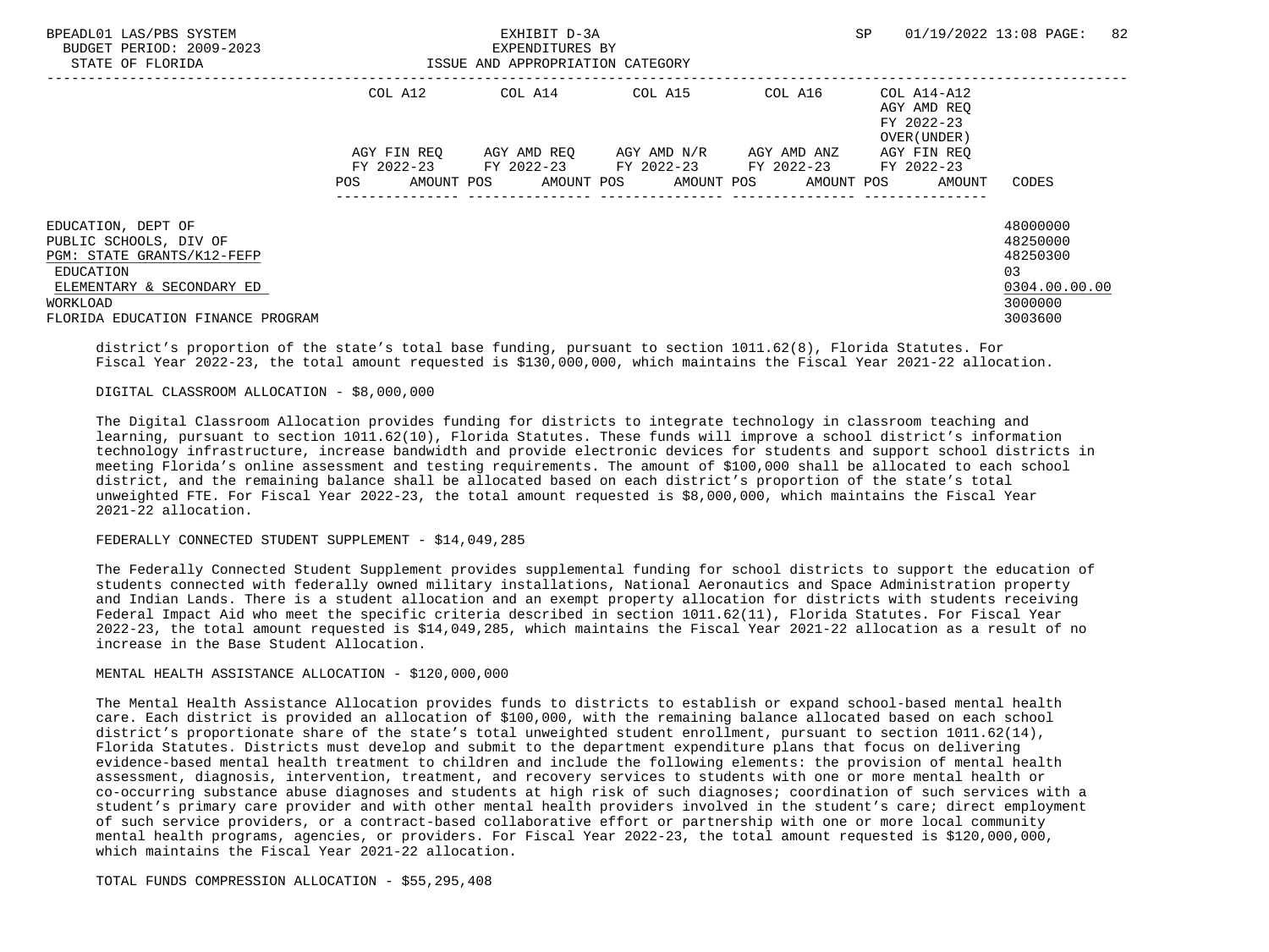| | COL A12 | | COL A14 | | COL A15 | | COL A16 | | COL A14-A12 AGY AMD REQ FY 2022-23 OVER(UNDER) | | |
|---|---|---|---|---|---|---|---|---|---|---|---|
| | AGY FIN REQ FY 2022-23 | | AGY AMD REQ FY 2022-23 | | AGY AMD N/R FY 2022-23 | | AGY AMD ANZ FY 2022-23 | | AGY FIN REQ FY 2022-23 | | |
| | POS | AMOUNT | POS | AMOUNT | POS | AMOUNT | POS | AMOUNT | POS | AMOUNT | CODES |
| EDUCATION, DEPT OF | | | | | | | | | | | 48000000 |
| PUBLIC SCHOOLS, DIV OF | | | | | | | | | | | 48250000 |
| PGM: STATE GRANTS/K12-FEFP | | | | | | | | | | | 48250300 |
| EDUCATION | | | | | | | | | | | 03 |
| ELEMENTARY & SECONDARY ED | | | | | | | | | | | 0304.00.00.00 |
| WORKLOAD | | | | | | | | | | | 3000000 |
| FLORIDA EDUCATION FINANCE PROGRAM | | | | | | | | | | | 3003600 |

district's proportion of the state's total base funding, pursuant to section 1011.62(8), Florida Statutes. For Fiscal Year 2022-23, the total amount requested is $130,000,000, which maintains the Fiscal Year 2021-22 allocation.

DIGITAL CLASSROOM ALLOCATION - $8,000,000

The Digital Classroom Allocation provides funding for districts to integrate technology in classroom teaching and learning, pursuant to section 1011.62(10), Florida Statutes. These funds will improve a school district's information technology infrastructure, increase bandwidth and provide electronic devices for students and support school districts in meeting Florida's online assessment and testing requirements. The amount of $100,000 shall be allocated to each school district, and the remaining balance shall be allocated based on each district's proportion of the state's total unweighted FTE. For Fiscal Year 2022-23, the total amount requested is $8,000,000, which maintains the Fiscal Year 2021-22 allocation.

FEDERALLY CONNECTED STUDENT SUPPLEMENT - $14,049,285

The Federally Connected Student Supplement provides supplemental funding for school districts to support the education of students connected with federally owned military installations, National Aeronautics and Space Administration property and Indian Lands. There is a student allocation and an exempt property allocation for districts with students receiving Federal Impact Aid who meet the specific criteria described in section 1011.62(11), Florida Statutes. For Fiscal Year 2022-23, the total amount requested is $14,049,285, which maintains the Fiscal Year 2021-22 allocation as a result of no increase in the Base Student Allocation.

MENTAL HEALTH ASSISTANCE ALLOCATION - $120,000,000

The Mental Health Assistance Allocation provides funds to districts to establish or expand school-based mental health care. Each district is provided an allocation of $100,000, with the remaining balance allocated based on each school district's proportionate share of the state's total unweighted student enrollment, pursuant to section 1011.62(14), Florida Statutes. Districts must develop and submit to the department expenditure plans that focus on delivering evidence-based mental health treatment to children and include the following elements: the provision of mental health assessment, diagnosis, intervention, treatment, and recovery services to students with one or more mental health or co-occurring substance abuse diagnoses and students at high risk of such diagnoses; coordination of such services with a student's primary care provider and with other mental health providers involved in the student's care; direct employment of such service providers, or a contract-based collaborative effort or partnership with one or more local community mental health programs, agencies, or providers. For Fiscal Year 2022-23, the total amount requested is $120,000,000, which maintains the Fiscal Year 2021-22 allocation.

TOTAL FUNDS COMPRESSION ALLOCATION - $55,295,408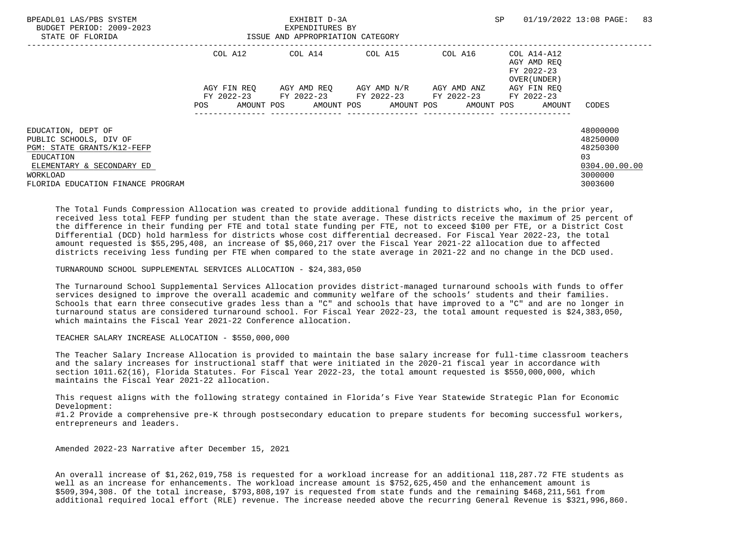| | COL A12 | COL A14 | COL A15 | COL A16 | COL A14-A12 AGY AMD REQ FY 2022-23 OVER(UNDER) | |
|---|---|---|---|---|---|---|
| | AGY FIN REQ FY 2022-23 | AGY AMD REQ FY 2022-23 | AGY AMD N/R FY 2022-23 | AGY AMD ANZ FY 2022-23 | AGY FIN REQ FY 2022-23 | |
| | POS AMOUNT | POS AMOUNT | POS AMOUNT | POS AMOUNT | POS AMOUNT | CODES |
| EDUCATION, DEPT OF | | | | | | 48000000 |
| PUBLIC SCHOOLS, DIV OF | | | | | | 48250000 |
| PGM: STATE GRANTS/K12-FEFP | | | | | | 48250300 |
| EDUCATION | | | | | | 03 |
| ELEMENTARY & SECONDARY ED | | | | | | 0304.00.00.00 |
| WORKLOAD | | | | | | 3000000 |
| FLORIDA EDUCATION FINANCE PROGRAM | | | | | | 3003600 |

The Total Funds Compression Allocation was created to provide additional funding to districts who, in the prior year, received less total FEFP funding per student than the state average. These districts receive the maximum of 25 percent of the difference in their funding per FTE and total state funding per FTE, not to exceed $100 per FTE, or a District Cost Differential (DCD) hold harmless for districts whose cost differential decreased. For Fiscal Year 2022-23, the total amount requested is $55,295,408, an increase of $5,060,217 over the Fiscal Year 2021-22 allocation due to affected districts receiving less funding per FTE when compared to the state average in 2021-22 and no change in the DCD used.

TURNAROUND SCHOOL SUPPLEMENTAL SERVICES ALLOCATION - $24,383,050

The Turnaround School Supplemental Services Allocation provides district-managed turnaround schools with funds to offer services designed to improve the overall academic and community welfare of the schools' students and their families. Schools that earn three consecutive grades less than a "C" and schools that have improved to a "C" and are no longer in turnaround status are considered turnaround school. For Fiscal Year 2022-23, the total amount requested is $24,383,050, which maintains the Fiscal Year 2021-22 Conference allocation.

TEACHER SALARY INCREASE ALLOCATION - $550,000,000

The Teacher Salary Increase Allocation is provided to maintain the base salary increase for full-time classroom teachers and the salary increases for instructional staff that were initiated in the 2020-21 fiscal year in accordance with section 1011.62(16), Florida Statutes. For Fiscal Year 2022-23, the total amount requested is $550,000,000, which maintains the Fiscal Year 2021-22 allocation.

This request aligns with the following strategy contained in Florida's Five Year Statewide Strategic Plan for Economic Development:
#1.2 Provide a comprehensive pre-K through postsecondary education to prepare students for becoming successful workers, entrepreneurs and leaders.

Amended 2022-23 Narrative after December 15, 2021

An overall increase of $1,262,019,758 is requested for a workload increase for an additional 118,287.72 FTE students as well as an increase for enhancements. The workload increase amount is $752,625,450 and the enhancement amount is $509,394,308. Of the total increase, $793,808,197 is requested from state funds and the remaining $468,211,561 from additional required local effort (RLE) revenue. The increase needed above the recurring General Revenue is $321,996,860.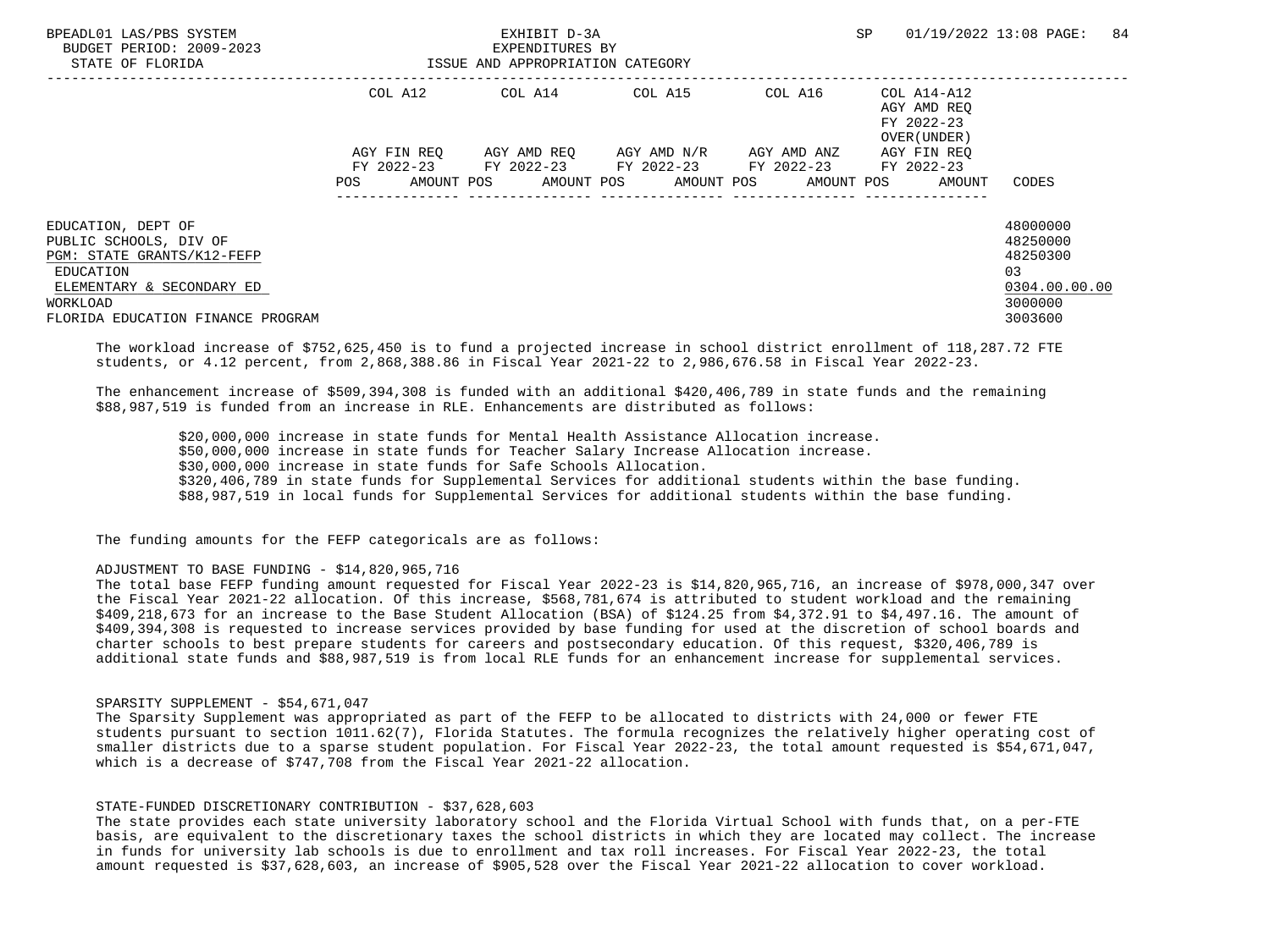| | COL A12 | COL A14 | COL A15 | COL A16 | COL A14-A12 | |
|---|---|---|---|---|---|---|
| | | | | | AGY AMD REQ | |
| | | | | | FY 2022-23 | |
| | | | | | OVER(UNDER) | |
| | AGY FIN REQ | AGY AMD REQ | AGY AMD N/R | AGY AMD ANZ | AGY FIN REQ | |
| | FY 2022-23 | FY 2022-23 | FY 2022-23 | FY 2022-23 | FY 2022-23 | |
| | POS AMOUNT | POS AMOUNT | POS AMOUNT | POS AMOUNT | POS AMOUNT | CODES |
| EDUCATION, DEPT OF | | | | | | 48000000 |
| PUBLIC SCHOOLS, DIV OF | | | | | | 48250000 |
| PGM: STATE GRANTS/K12-FEFP | | | | | | 48250300 |
| EDUCATION | | | | | | 03 |
| ELEMENTARY & SECONDARY ED | | | | | | 0304.00.00.00 |
| WORKLOAD | | | | | | 3000000 |
| FLORIDA EDUCATION FINANCE PROGRAM | | | | | | 3003600 |

The workload increase of $752,625,450 is to fund a projected increase in school district enrollment of 118,287.72 FTE students, or 4.12 percent, from 2,868,388.86 in Fiscal Year 2021-22 to 2,986,676.58 in Fiscal Year 2022-23.

The enhancement increase of $509,394,308 is funded with an additional $420,406,789 in state funds and the remaining $88,987,519 is funded from an increase in RLE. Enhancements are distributed as follows:

- $20,000,000 increase in state funds for Mental Health Assistance Allocation increase.
- $50,000,000 increase in state funds for Teacher Salary Increase Allocation increase.
- $30,000,000 increase in state funds for Safe Schools Allocation.
- $320,406,789 in state funds for Supplemental Services for additional students within the base funding.
- $88,987,519 in local funds for Supplemental Services for additional students within the base funding.

The funding amounts for the FEFP categoricals are as follows:

ADJUSTMENT TO BASE FUNDING - $14,820,965,716

The total base FEFP funding amount requested for Fiscal Year 2022-23 is $14,820,965,716, an increase of $978,000,347 over the Fiscal Year 2021-22 allocation. Of this increase, $568,781,674 is attributed to student workload and the remaining $409,218,673 for an increase to the Base Student Allocation (BSA) of $124.25 from $4,372.91 to $4,497.16. The amount of $409,394,308 is requested to increase services provided by base funding for used at the discretion of school boards and charter schools to best prepare students for careers and postsecondary education. Of this request, $320,406,789 is additional state funds and $88,987,519 is from local RLE funds for an enhancement increase for supplemental services.

SPARSITY SUPPLEMENT - $54,671,047

The Sparsity Supplement was appropriated as part of the FEFP to be allocated to districts with 24,000 or fewer FTE students pursuant to section 1011.62(7), Florida Statutes. The formula recognizes the relatively higher operating cost of smaller districts due to a sparse student population. For Fiscal Year 2022-23, the total amount requested is $54,671,047, which is a decrease of $747,708 from the Fiscal Year 2021-22 allocation.

STATE-FUNDED DISCRETIONARY CONTRIBUTION - $37,628,603

The state provides each state university laboratory school and the Florida Virtual School with funds that, on a per-FTE basis, are equivalent to the discretionary taxes the school districts in which they are located may collect. The increase in funds for university lab schools is due to enrollment and tax roll increases. For Fiscal Year 2022-23, the total amount requested is $37,628,603, an increase of $905,528 over the Fiscal Year 2021-22 allocation to cover workload.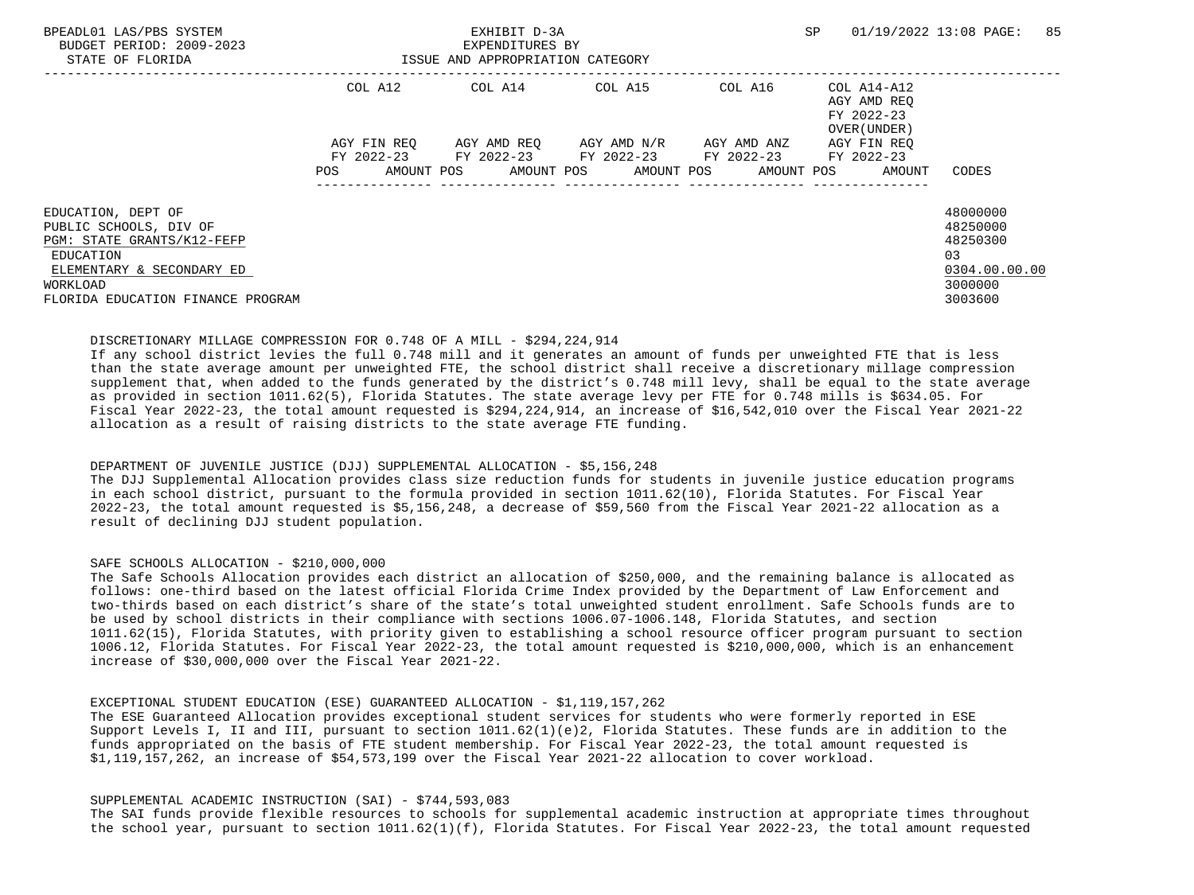| | COL A12 | COL A14 | COL A15 | COL A16 | COL A14-A12 AGY AMD REQ FY 2022-23 OVER(UNDER) | |
|---|---|---|---|---|---|---|
| | AGY FIN REQ FY 2022-23 | AGY AMD REQ FY 2022-23 | AGY AMD N/R FY 2022-23 | AGY AMD ANZ FY 2022-23 | AGY FIN REQ FY 2022-23 | |
| | POS AMOUNT | POS AMOUNT | POS AMOUNT | POS AMOUNT | POS AMOUNT | CODES |
| EDUCATION, DEPT OF | | | | | | 48000000 |
| PUBLIC SCHOOLS, DIV OF | | | | | | 48250000 |
| PGM: STATE GRANTS/K12-FEFP | | | | | | 48250300 |
| EDUCATION | | | | | | 03 |
| ELEMENTARY & SECONDARY ED | | | | | | 0304.00.00.00 |
| WORKLOAD | | | | | | 3000000 |
| FLORIDA EDUCATION FINANCE PROGRAM | | | | | | 3003600 |

DISCRETIONARY MILLAGE COMPRESSION FOR 0.748 OF A MILL - $294,224,914
If any school district levies the full 0.748 mill and it generates an amount of funds per unweighted FTE that is less than the state average amount per unweighted FTE, the school district shall receive a discretionary millage compression supplement that, when added to the funds generated by the district's 0.748 mill levy, shall be equal to the state average as provided in section 1011.62(5), Florida Statutes. The state average levy per FTE for 0.748 mills is $634.05. For Fiscal Year 2022-23, the total amount requested is $294,224,914, an increase of $16,542,010 over the Fiscal Year 2021-22 allocation as a result of raising districts to the state average FTE funding.

DEPARTMENT OF JUVENILE JUSTICE (DJJ) SUPPLEMENTAL ALLOCATION - $5,156,248
The DJJ Supplemental Allocation provides class size reduction funds for students in juvenile justice education programs in each school district, pursuant to the formula provided in section 1011.62(10), Florida Statutes. For Fiscal Year 2022-23, the total amount requested is $5,156,248, a decrease of $59,560 from the Fiscal Year 2021-22 allocation as a result of declining DJJ student population.

SAFE SCHOOLS ALLOCATION - $210,000,000
The Safe Schools Allocation provides each district an allocation of $250,000, and the remaining balance is allocated as follows: one-third based on the latest official Florida Crime Index provided by the Department of Law Enforcement and two-thirds based on each district's share of the state's total unweighted student enrollment. Safe Schools funds are to be used by school districts in their compliance with sections 1006.07-1006.148, Florida Statutes, and section 1011.62(15), Florida Statutes, with priority given to establishing a school resource officer program pursuant to section 1006.12, Florida Statutes. For Fiscal Year 2022-23, the total amount requested is $210,000,000, which is an enhancement increase of $30,000,000 over the Fiscal Year 2021-22.

EXCEPTIONAL STUDENT EDUCATION (ESE) GUARANTEED ALLOCATION - $1,119,157,262
The ESE Guaranteed Allocation provides exceptional student services for students who were formerly reported in ESE Support Levels I, II and III, pursuant to section 1011.62(1)(e)2, Florida Statutes. These funds are in addition to the funds appropriated on the basis of FTE student membership. For Fiscal Year 2022-23, the total amount requested is $1,119,157,262, an increase of $54,573,199 over the Fiscal Year 2021-22 allocation to cover workload.

SUPPLEMENTAL ACADEMIC INSTRUCTION (SAI) - $744,593,083
The SAI funds provide flexible resources to schools for supplemental academic instruction at appropriate times throughout the school year, pursuant to section 1011.62(1)(f), Florida Statutes. For Fiscal Year 2022-23, the total amount requested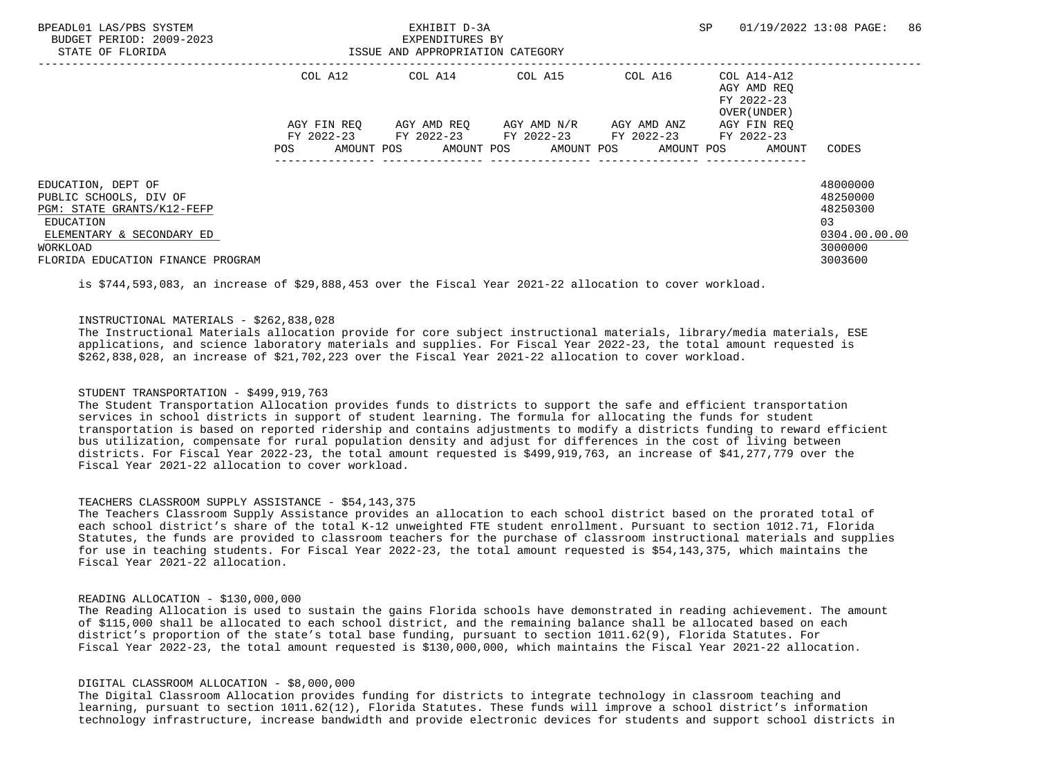| | COL A12 | | COL A14 | | COL A15 | | COL A16 | | COL A14-A12 AGY AMD REQ FY 2022-23 OVER(UNDER) | | |
|---|---|---|---|---|---|---|---|---|---|---|---|
| | AGY FIN REQ FY 2022-23 | | AGY AMD REQ FY 2022-23 | | AGY AMD N/R FY 2022-23 | | AGY AMD ANZ FY 2022-23 | | AGY FIN REQ FY 2022-23 | | |
| | POS | AMOUNT | POS | AMOUNT | POS | AMOUNT | POS | AMOUNT | POS | AMOUNT | CODES |
| EDUCATION, DEPT OF | | | | | | | | | | | 48000000 |
| PUBLIC SCHOOLS, DIV OF | | | | | | | | | | | 48250000 |
| PGM: STATE GRANTS/K12-FEFP | | | | | | | | | | | 48250300 |
| EDUCATION | | | | | | | | | | | 03 |
| ELEMENTARY & SECONDARY ED | | | | | | | | | | | 0304.00.00.00 |
| WORKLOAD | | | | | | | | | | | 3000000 |
| FLORIDA EDUCATION FINANCE PROGRAM | | | | | | | | | | | 3003600 |

is $744,593,083, an increase of $29,888,453 over the Fiscal Year 2021-22 allocation to cover workload.

INSTRUCTIONAL MATERIALS - $262,838,028
The Instructional Materials allocation provide for core subject instructional materials, library/media materials, ESE applications, and science laboratory materials and supplies. For Fiscal Year 2022-23, the total amount requested is $262,838,028, an increase of $21,702,223 over the Fiscal Year 2021-22 allocation to cover workload.

STUDENT TRANSPORTATION - $499,919,763
The Student Transportation Allocation provides funds to districts to support the safe and efficient transportation services in school districts in support of student learning. The formula for allocating the funds for student transportation is based on reported ridership and contains adjustments to modify a districts funding to reward efficient bus utilization, compensate for rural population density and adjust for differences in the cost of living between districts. For Fiscal Year 2022-23, the total amount requested is $499,919,763, an increase of $41,277,779 over the Fiscal Year 2021-22 allocation to cover workload.

TEACHERS CLASSROOM SUPPLY ASSISTANCE - $54,143,375
The Teachers Classroom Supply Assistance provides an allocation to each school district based on the prorated total of each school district's share of the total K-12 unweighted FTE student enrollment. Pursuant to section 1012.71, Florida Statutes, the funds are provided to classroom teachers for the purchase of classroom instructional materials and supplies for use in teaching students. For Fiscal Year 2022-23, the total amount requested is $54,143,375, which maintains the Fiscal Year 2021-22 allocation.

READING ALLOCATION - $130,000,000
The Reading Allocation is used to sustain the gains Florida schools have demonstrated in reading achievement. The amount of $115,000 shall be allocated to each school district, and the remaining balance shall be allocated based on each district's proportion of the state's total base funding, pursuant to section 1011.62(9), Florida Statutes. For Fiscal Year 2022-23, the total amount requested is $130,000,000, which maintains the Fiscal Year 2021-22 allocation.

DIGITAL CLASSROOM ALLOCATION - $8,000,000
The Digital Classroom Allocation provides funding for districts to integrate technology in classroom teaching and learning, pursuant to section 1011.62(12), Florida Statutes. These funds will improve a school district's information technology infrastructure, increase bandwidth and provide electronic devices for students and support school districts in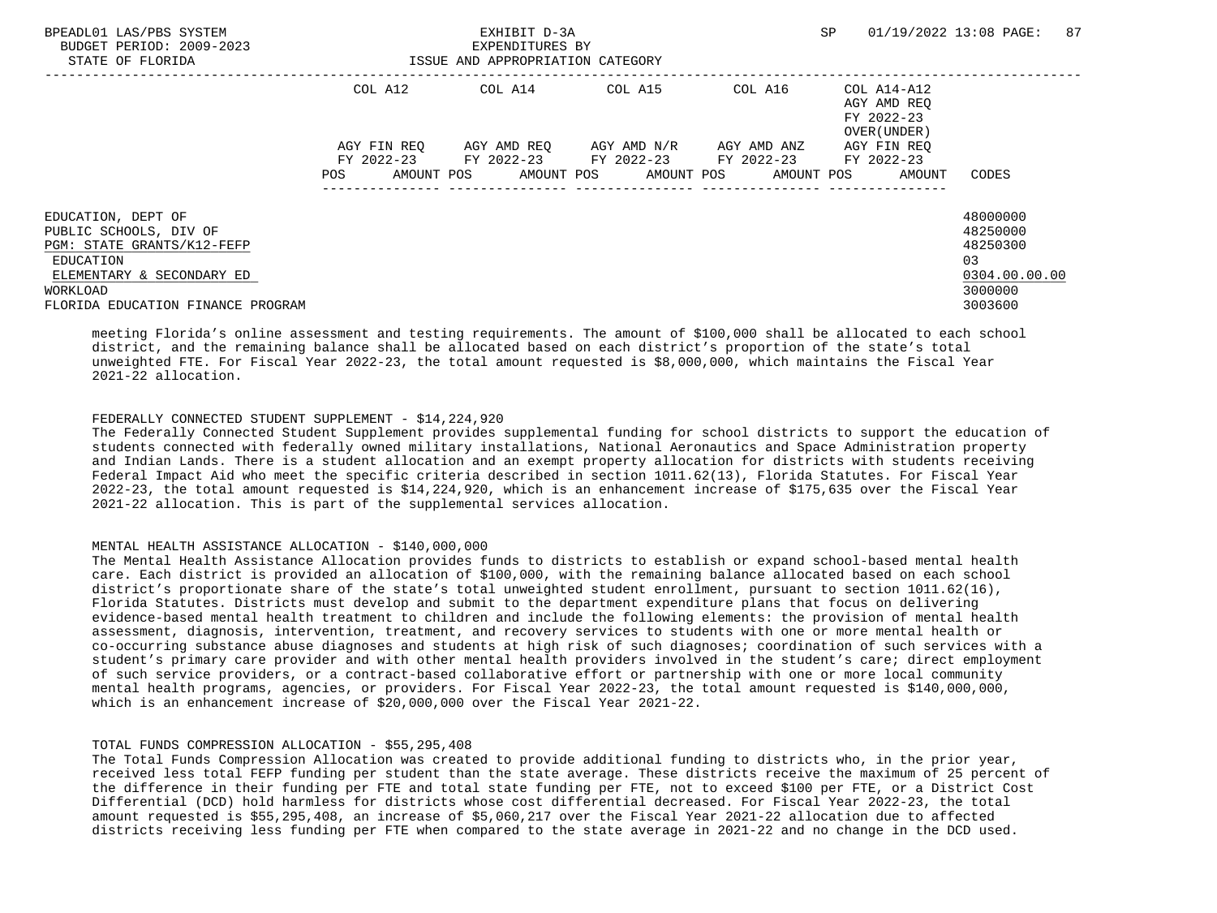| | COL A12 | COL A14 | COL A15 | COL A16 | COL A14-A12 AGY AMD REQ FY 2022-23 OVER(UNDER) | |
|---|---|---|---|---|---|---|
| | AGY FIN REQ FY 2022-23 | AGY AMD REQ FY 2022-23 | AGY AMD N/R FY 2022-23 | AGY AMD ANZ FY 2022-23 | AGY FIN REQ FY 2022-23 | |
| | POS AMOUNT | POS AMOUNT | POS AMOUNT | POS AMOUNT | POS AMOUNT | CODES |
| EDUCATION, DEPT OF | | | | | | 48000000 |
| PUBLIC SCHOOLS, DIV OF | | | | | | 48250000 |
| PGM: STATE GRANTS/K12-FEFP | | | | | | 48250300 |
| EDUCATION | | | | | | 03 |
| ELEMENTARY & SECONDARY ED | | | | | | 0304.00.00.00 |
| WORKLOAD | | | | | | 3000000 |
| FLORIDA EDUCATION FINANCE PROGRAM | | | | | | 3003600 |

meeting Florida's online assessment and testing requirements. The amount of $100,000 shall be allocated to each school district, and the remaining balance shall be allocated based on each district's proportion of the state's total unweighted FTE. For Fiscal Year 2022-23, the total amount requested is $8,000,000, which maintains the Fiscal Year 2021-22 allocation.

FEDERALLY CONNECTED STUDENT SUPPLEMENT - $14,224,920

The Federally Connected Student Supplement provides supplemental funding for school districts to support the education of students connected with federally owned military installations, National Aeronautics and Space Administration property and Indian Lands. There is a student allocation and an exempt property allocation for districts with students receiving Federal Impact Aid who meet the specific criteria described in section 1011.62(13), Florida Statutes. For Fiscal Year 2022-23, the total amount requested is $14,224,920, which is an enhancement increase of $175,635 over the Fiscal Year 2021-22 allocation. This is part of the supplemental services allocation.

MENTAL HEALTH ASSISTANCE ALLOCATION - $140,000,000

The Mental Health Assistance Allocation provides funds to districts to establish or expand school-based mental health care. Each district is provided an allocation of $100,000, with the remaining balance allocated based on each school district's proportionate share of the state's total unweighted student enrollment, pursuant to section 1011.62(16), Florida Statutes. Districts must develop and submit to the department expenditure plans that focus on delivering evidence-based mental health treatment to children and include the following elements: the provision of mental health assessment, diagnosis, intervention, treatment, and recovery services to students with one or more mental health or co-occurring substance abuse diagnoses and students at high risk of such diagnoses; coordination of such services with a student's primary care provider and with other mental health providers involved in the student's care; direct employment of such service providers, or a contract-based collaborative effort or partnership with one or more local community mental health programs, agencies, or providers. For Fiscal Year 2022-23, the total amount requested is $140,000,000, which is an enhancement increase of $20,000,000 over the Fiscal Year 2021-22.

TOTAL FUNDS COMPRESSION ALLOCATION - $55,295,408

The Total Funds Compression Allocation was created to provide additional funding to districts who, in the prior year, received less total FEFP funding per student than the state average. These districts receive the maximum of 25 percent of the difference in their funding per FTE and total state funding per FTE, not to exceed $100 per FTE, or a District Cost Differential (DCD) hold harmless for districts whose cost differential decreased. For Fiscal Year 2022-23, the total amount requested is $55,295,408, an increase of $5,060,217 over the Fiscal Year 2021-22 allocation due to affected districts receiving less funding per FTE when compared to the state average in 2021-22 and no change in the DCD used.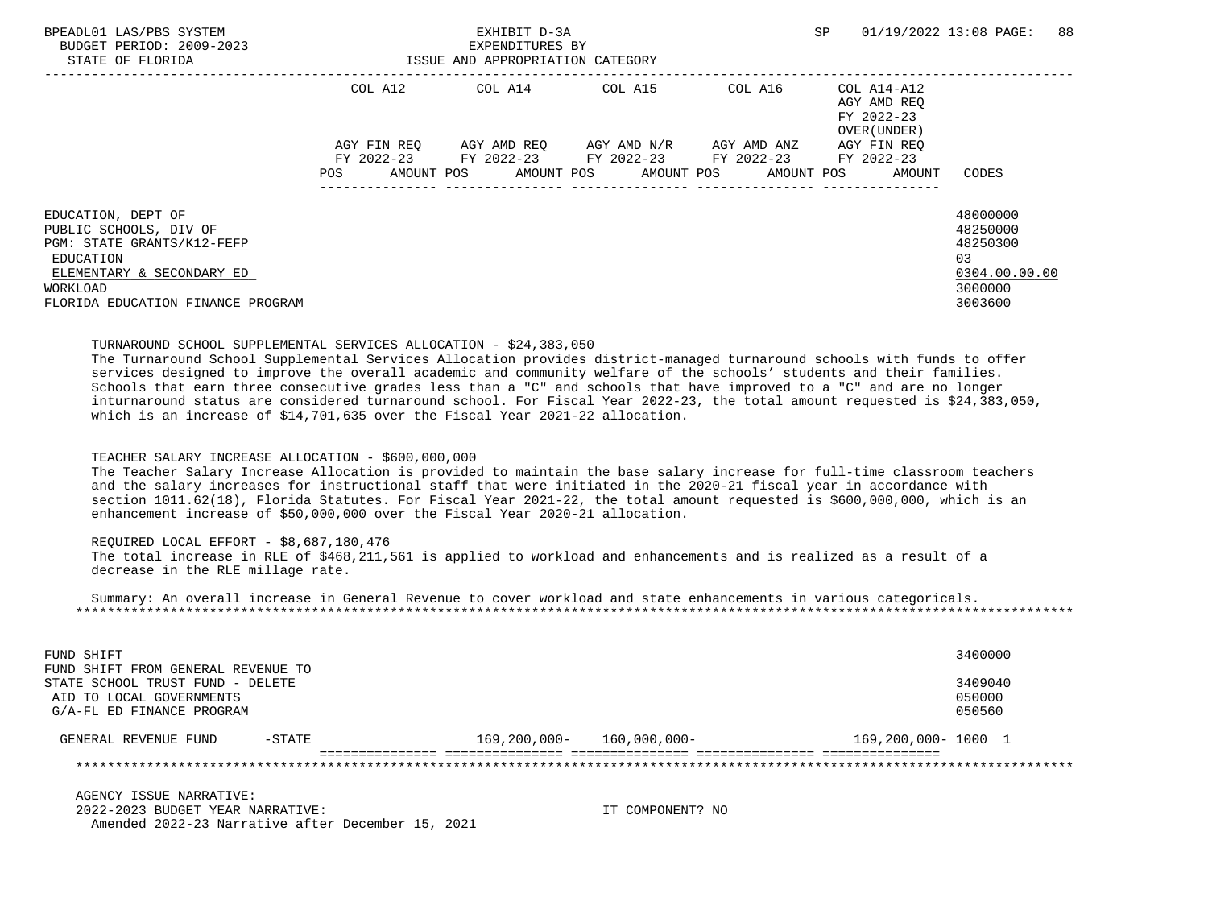| | COL A12 | | COL A14 | | COL A15 | | COL A16 | | COL A14-A12 AGY AMD REQ FY 2022-23 OVER(UNDER) | | |
|---|---|---|---|---|---|---|---|---|---|---|---|
| | AGY FIN REQ FY 2022-23 | | AGY AMD REQ FY 2022-23 | | AGY AMD N/R FY 2022-23 | | AGY AMD ANZ FY 2022-23 | | AGY FIN REQ FY 2022-23 | | |
| | POS | AMOUNT | POS | AMOUNT | POS | AMOUNT | POS | AMOUNT | POS | AMOUNT | CODES |

EDUCATION, DEPT OF — 48000000
PUBLIC SCHOOLS, DIV OF — 48250000
PGM: STATE GRANTS/K12-FEFP — 48250300
EDUCATION — 03
ELEMENTARY & SECONDARY ED — 0304.00.00.00
WORKLOAD — 3000000
FLORIDA EDUCATION FINANCE PROGRAM — 3003600

TURNAROUND SCHOOL SUPPLEMENTAL SERVICES ALLOCATION - $24,383,050
The Turnaround School Supplemental Services Allocation provides district-managed turnaround schools with funds to offer services designed to improve the overall academic and community welfare of the schools' students and their families. Schools that earn three consecutive grades less than a "C" and schools that have improved to a "C" and are no longer inturnaround status are considered turnaround school. For Fiscal Year 2022-23, the total amount requested is $24,383,050, which is an increase of $14,701,635 over the Fiscal Year 2021-22 allocation.

TEACHER SALARY INCREASE ALLOCATION - $600,000,000
The Teacher Salary Increase Allocation is provided to maintain the base salary increase for full-time classroom teachers and the salary increases for instructional staff that were initiated in the 2020-21 fiscal year in accordance with section 1011.62(18), Florida Statutes. For Fiscal Year 2021-22, the total amount requested is $600,000,000, which is an enhancement increase of $50,000,000 over the Fiscal Year 2020-21 allocation.

REQUIRED LOCAL EFFORT - $8,687,180,476
The total increase in RLE of $468,211,561 is applied to workload and enhancements and is realized as a result of a decrease in the RLE millage rate.

Summary: An overall increase in General Revenue to cover workload and state enhancements in various categoricals.

FUND SHIFT — 3400000
FUND SHIFT FROM GENERAL REVENUE TO STATE SCHOOL TRUST FUND - DELETE — 3409040
AID TO LOCAL GOVERNMENTS — 050000
G/A-FL ED FINANCE PROGRAM — 050560

| | COL A12 | COL A14 | COL A15 | COL A16 | COL A14-A12 | CODES |
|---|---|---|---|---|---|---|
| GENERAL REVENUE FUND -STATE | | 169,200,000- | 160,000,000- | | 169,200,000- | 1000 1 |

AGENCY ISSUE NARRATIVE:
2022-2023 BUDGET YEAR NARRATIVE: IT COMPONENT? NO
Amended 2022-23 Narrative after December 15, 2021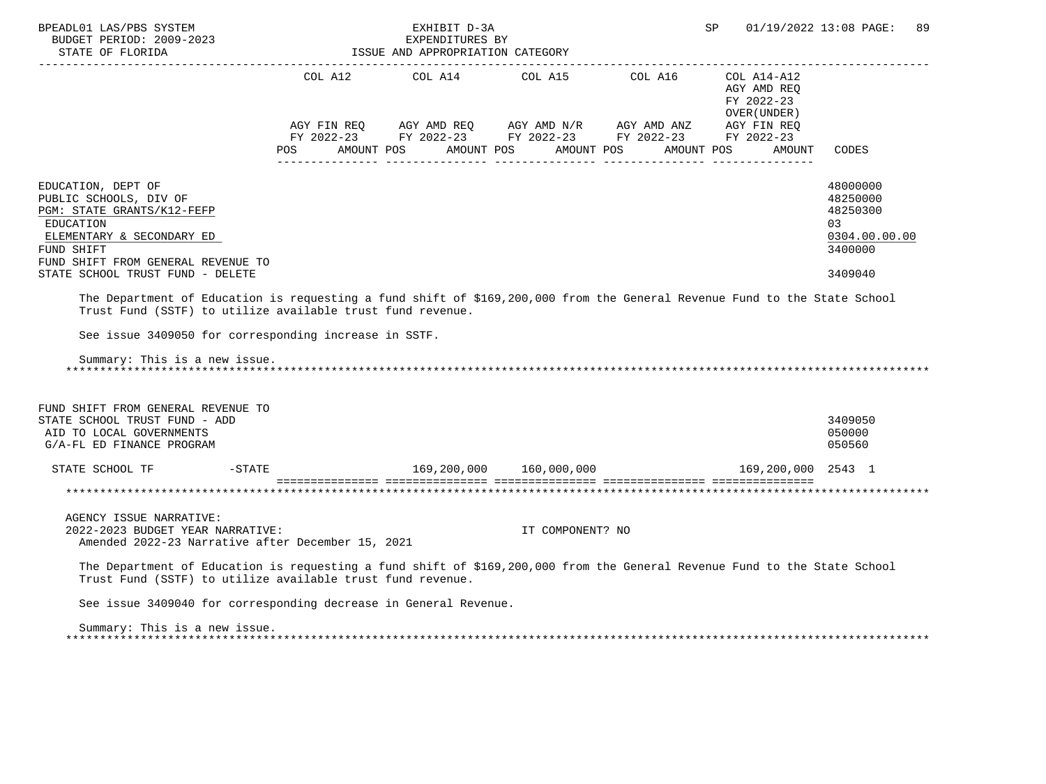| | COL A12 | COL A14 | COL A15 | COL A16 | COL A14-A12 AGY AMD REQ FY 2022-23 OVER(UNDER) | |
|---|---|---|---|---|---|---|
| | AGY FIN REQ FY 2022-23 | AGY AMD REQ FY 2022-23 | AGY AMD N/R FY 2022-23 | AGY AMD ANZ FY 2022-23 | AGY FIN REQ FY 2022-23 | |
| | POS AMOUNT | POS AMOUNT | POS AMOUNT | POS AMOUNT | POS AMOUNT | CODES |
| EDUCATION, DEPT OF | | | | | | 48000000 |
| PUBLIC SCHOOLS, DIV OF | | | | | | 48250000 |
| PGM: STATE GRANTS/K12-FEFP | | | | | | 48250300 |
| EDUCATION | | | | | | 03 |
| ELEMENTARY & SECONDARY ED | | | | | | 0304.00.00.00 |
| FUND SHIFT | | | | | | 3400000 |
| FUND SHIFT FROM GENERAL REVENUE TO STATE SCHOOL TRUST FUND - DELETE | | | | | | 3409040 |

The Department of Education is requesting a fund shift of $169,200,000 from the General Revenue Fund to the State School Trust Fund (SSTF) to utilize available trust fund revenue.

See issue 3409050 for corresponding increase in SSTF.

Summary: This is a new issue.

*******************************************************************************************************************

| | COL A12 | COL A14 | COL A15 | COL A16 | COL A14-A12 | CODES |
|---|---|---|---|---|---|---|
| FUND SHIFT FROM GENERAL REVENUE TO STATE SCHOOL TRUST FUND - ADD | | | | | | 3409050 |
| AID TO LOCAL GOVERNMENTS | | | | | | 050000 |
| G/A-FL ED FINANCE PROGRAM | | | | | | 050560 |
| STATE SCHOOL TF -STATE | | 169,200,000 | 160,000,000 | | 169,200,000 | 2543 1 |

*******************************************************************************************************************

AGENCY ISSUE NARRATIVE:
2022-2023 BUDGET YEAR NARRATIVE: IT COMPONENT? NO
Amended 2022-23 Narrative after December 15, 2021

The Department of Education is requesting a fund shift of $169,200,000 from the General Revenue Fund to the State School Trust Fund (SSTF) to utilize available trust fund revenue.

See issue 3409040 for corresponding decrease in General Revenue.

Summary: This is a new issue.

*******************************************************************************************************************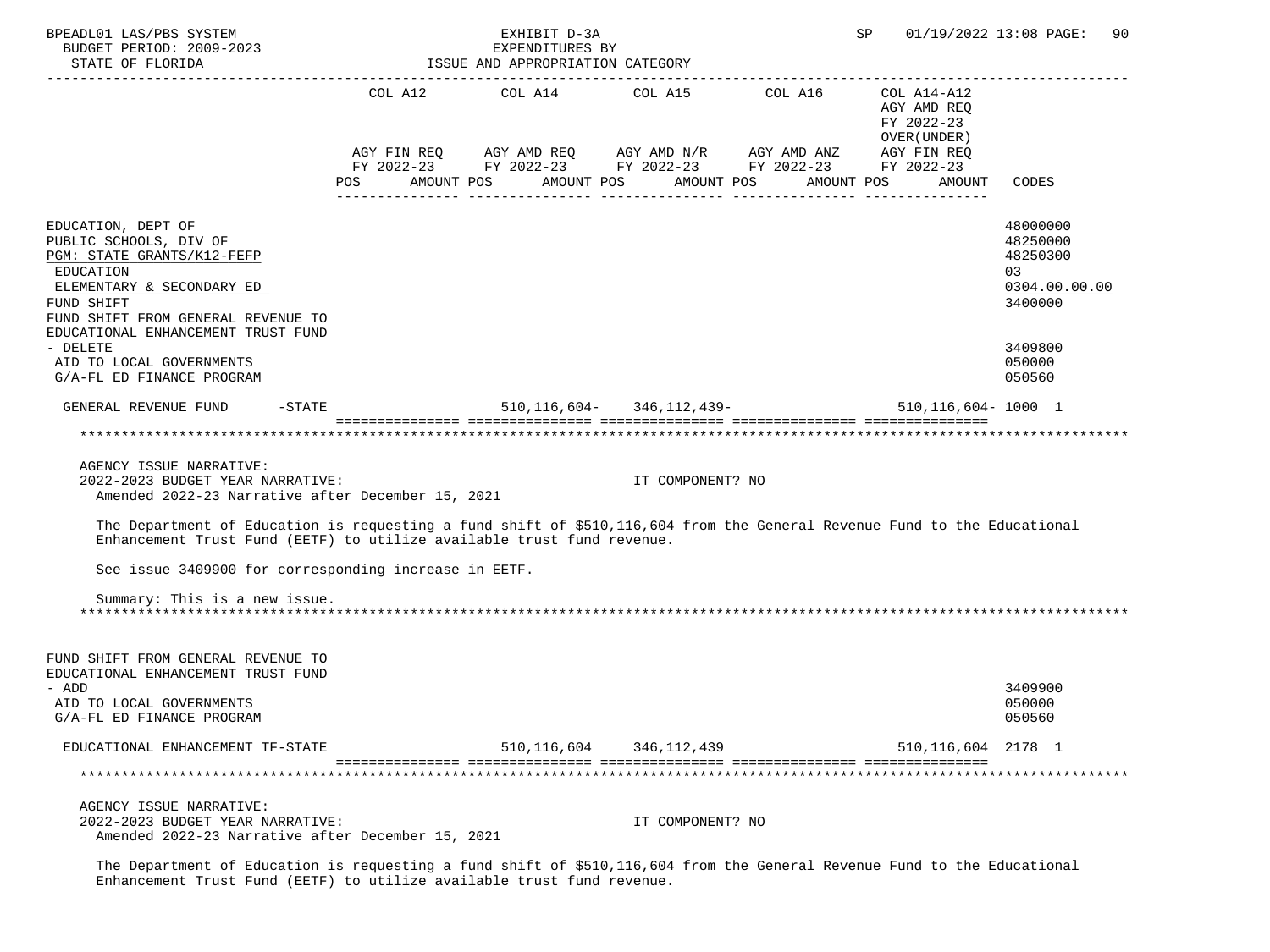BPEADL01 LAS/PBS SYSTEM — EXHIBIT D-3A — EXPENDITURES BY ISSUE AND APPROPRIATION CATEGORY — SP 01/19/2022 13:08

BUDGET PERIOD: 2009-2023

STATE OF FLORIDA

| | COL A12 AGY FIN REQ FY 2022-23 POS AMOUNT | COL A14 AGY AMD REQ FY 2022-23 POS AMOUNT | COL A15 AGY AMD N/R FY 2022-23 POS AMOUNT | COL A16 AGY AMD ANZ FY 2022-23 POS AMOUNT | COL A14-A12 AGY AMD REQ FY 2022-23 OVER(UNDER) AGY FIN REQ FY 2022-23 POS AMOUNT | CODES |
|---|---|---|---|---|---|---|
| EDUCATION, DEPT OF | | | | | | 48000000 |
| PUBLIC SCHOOLS, DIV OF | | | | | | 48250000 |
| PGM: STATE GRANTS/K12-FEFP | | | | | | 48250300 |
| EDUCATION | | | | | | 03 |
| ELEMENTARY & SECONDARY ED | | | | | | 0304.00.00.00 |
| FUND SHIFT | | | | | | 3400000 |
| FUND SHIFT FROM GENERAL REVENUE TO EDUCATIONAL ENHANCEMENT TRUST FUND - DELETE | | | | | | 3409800 |
| AID TO LOCAL GOVERNMENTS | | | | | | 050000 |
| G/A-FL ED FINANCE PROGRAM | | | | | | 050560 |
| GENERAL REVENUE FUND -STATE | | 510,116,604- | 346,112,439- | | 510,116,604- | 1000 1 |

AGENCY ISSUE NARRATIVE:

2022-2023 BUDGET YEAR NARRATIVE: IT COMPONENT? NO

Amended 2022-23 Narrative after December 15, 2021

The Department of Education is requesting a fund shift of $510,116,604 from the General Revenue Fund to the Educational Enhancement Trust Fund (EETF) to utilize available trust fund revenue.

See issue 3409900 for corresponding increase in EETF.

Summary: This is a new issue.

| | COL A12 | COL A14 | COL A15 | COL A16 | COL A14-A12 | CODES |
|---|---|---|---|---|---|---|
| FUND SHIFT FROM GENERAL REVENUE TO EDUCATIONAL ENHANCEMENT TRUST FUND - ADD | | | | | | 3409900 |
| AID TO LOCAL GOVERNMENTS | | | | | | 050000 |
| G/A-FL ED FINANCE PROGRAM | | | | | | 050560 |
| EDUCATIONAL ENHANCEMENT TF-STATE | | 510,116,604 | 346,112,439 | | 510,116,604 | 2178 1 |

AGENCY ISSUE NARRATIVE:

2022-2023 BUDGET YEAR NARRATIVE: IT COMPONENT? NO

Amended 2022-23 Narrative after December 15, 2021

The Department of Education is requesting a fund shift of $510,116,604 from the General Revenue Fund to the Educational Enhancement Trust Fund (EETF) to utilize available trust fund revenue.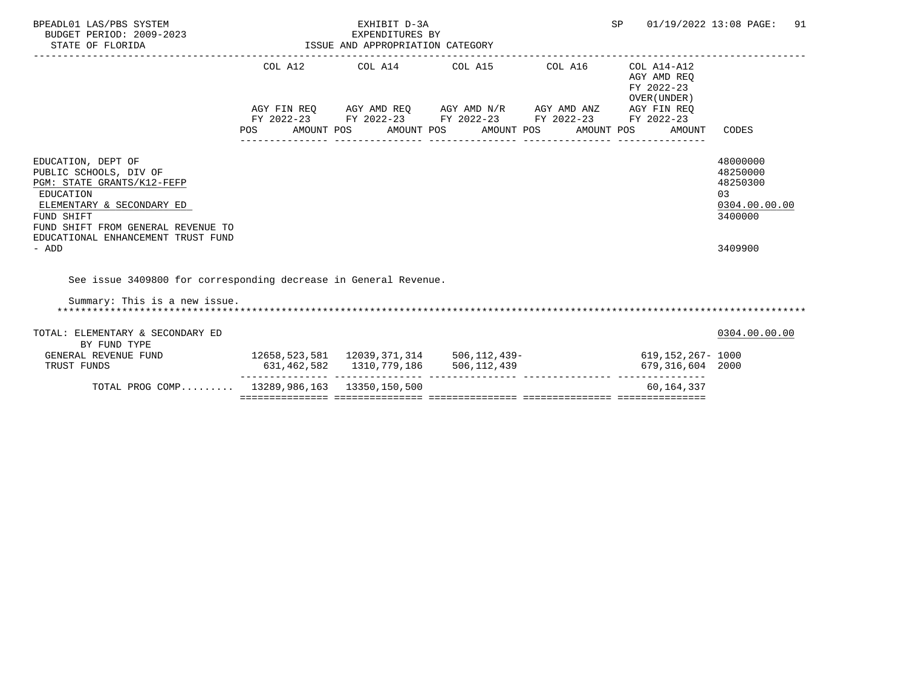BPEADL01 LAS/PBS SYSTEM — EXHIBIT D-3A — EXPENDITURES BY ISSUE AND APPROPRIATION CATEGORY
BUDGET PERIOD: 2009-2023
STATE OF FLORIDA
SP 01/19/2022 13:08

| | COL A12 AGY FIN REQ FY 2022-23 POS AMOUNT | COL A14 AGY AMD REQ FY 2022-23 POS AMOUNT | COL A15 AGY AMD N/R FY 2022-23 POS AMOUNT | COL A16 AGY AMD ANZ FY 2022-23 POS AMOUNT | COL A14-A12 AGY AMD REQ FY 2022-23 OVER(UNDER) AGY FIN REQ FY 2022-23 POS AMOUNT | CODES |
|---|---|---|---|---|---|---|
| EDUCATION, DEPT OF | | | | | | 48000000 |
| PUBLIC SCHOOLS, DIV OF | | | | | | 48250000 |
| PGM: STATE GRANTS/K12-FEFP | | | | | | 48250300 |
| EDUCATION | | | | | | 03 |
| ELEMENTARY & SECONDARY ED | | | | | | 0304.00.00.00 |
| FUND SHIFT | | | | | | 3400000 |
| FUND SHIFT FROM GENERAL REVENUE TO EDUCATIONAL ENHANCEMENT TRUST FUND - ADD | | | | | | 3409900 |

See issue 3409800 for corresponding decrease in General Revenue.

Summary: This is a new issue.

| | COL A12 | COL A14 | COL A15 | COL A16 | COL A14-A12 | CODES |
|---|---|---|---|---|---|---|
| TOTAL: ELEMENTARY & SECONDARY ED | | | | | | 0304.00.00.00 |
| BY FUND TYPE | | | | | | |
| GENERAL REVENUE FUND | 12658,523,581 | 12039,371,314 | 506,112,439- | | 619,152,267- | 1000 |
| TRUST FUNDS | 631,462,582 | 1310,779,186 | 506,112,439 | | 679,316,604 | 2000 |
| TOTAL PROG COMP......... | 13289,986,163 | 13350,150,500 | | | 60,164,337 | |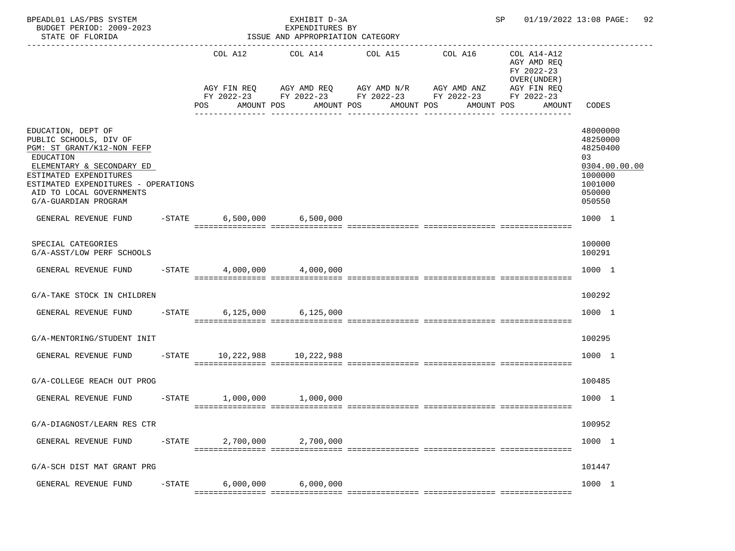BPEADL01 LAS/PBS SYSTEM — EXHIBIT D-3A EXPENDITURES BY ISSUE AND APPROPRIATION CATEGORY — SP 01/19/2022 13:08

BUDGET PERIOD: 2009-2023

STATE OF FLORIDA

| | COL A12 AGY FIN REQ FY 2022-23 POS AMOUNT | COL A14 AGY AMD REQ FY 2022-23 POS AMOUNT | COL A15 AGY AMD N/R FY 2022-23 POS AMOUNT | COL A16 AGY AMD ANZ FY 2022-23 POS AMOUNT | COL A14-A12 AGY AMD REQ FY 2022-23 OVER(UNDER) AGY FIN REQ FY 2022-23 POS AMOUNT | CODES |
|---|---|---|---|---|---|---|
| EDUCATION, DEPT OF | | | | | | 48000000 |
| PUBLIC SCHOOLS, DIV OF | | | | | | 48250000 |
| PGM: ST GRANT/K12-NON FEFP | | | | | | 48250400 |
| EDUCATION | | | | | | 03 |
| ELEMENTARY & SECONDARY ED | | | | | | 0304.00.00.00 |
| ESTIMATED EXPENDITURES | | | | | | 1000000 |
| ESTIMATED EXPENDITURES - OPERATIONS | | | | | | 1001000 |
| AID TO LOCAL GOVERNMENTS | | | | | | 050000 |
| G/A-GUARDIAN PROGRAM | | | | | | 050550 |
| GENERAL REVENUE FUND -STATE | 6,500,000 | 6,500,000 | | | | 1000 1 |
| SPECIAL CATEGORIES | | | | | | 100000 |
| G/A-ASST/LOW PERF SCHOOLS | | | | | | 100291 |
| GENERAL REVENUE FUND -STATE | 4,000,000 | 4,000,000 | | | | 1000 1 |
| G/A-TAKE STOCK IN CHILDREN | | | | | | 100292 |
| GENERAL REVENUE FUND -STATE | 6,125,000 | 6,125,000 | | | | 1000 1 |
| G/A-MENTORING/STUDENT INIT | | | | | | 100295 |
| GENERAL REVENUE FUND -STATE | 10,222,988 | 10,222,988 | | | | 1000 1 |
| G/A-COLLEGE REACH OUT PROG | | | | | | 100485 |
| GENERAL REVENUE FUND -STATE | 1,000,000 | 1,000,000 | | | | 1000 1 |
| G/A-DIAGNOST/LEARN RES CTR | | | | | | 100952 |
| GENERAL REVENUE FUND -STATE | 2,700,000 | 2,700,000 | | | | 1000 1 |
| G/A-SCH DIST MAT GRANT PRG | | | | | | 101447 |
| GENERAL REVENUE FUND -STATE | 6,000,000 | 6,000,000 | | | | 1000 1 |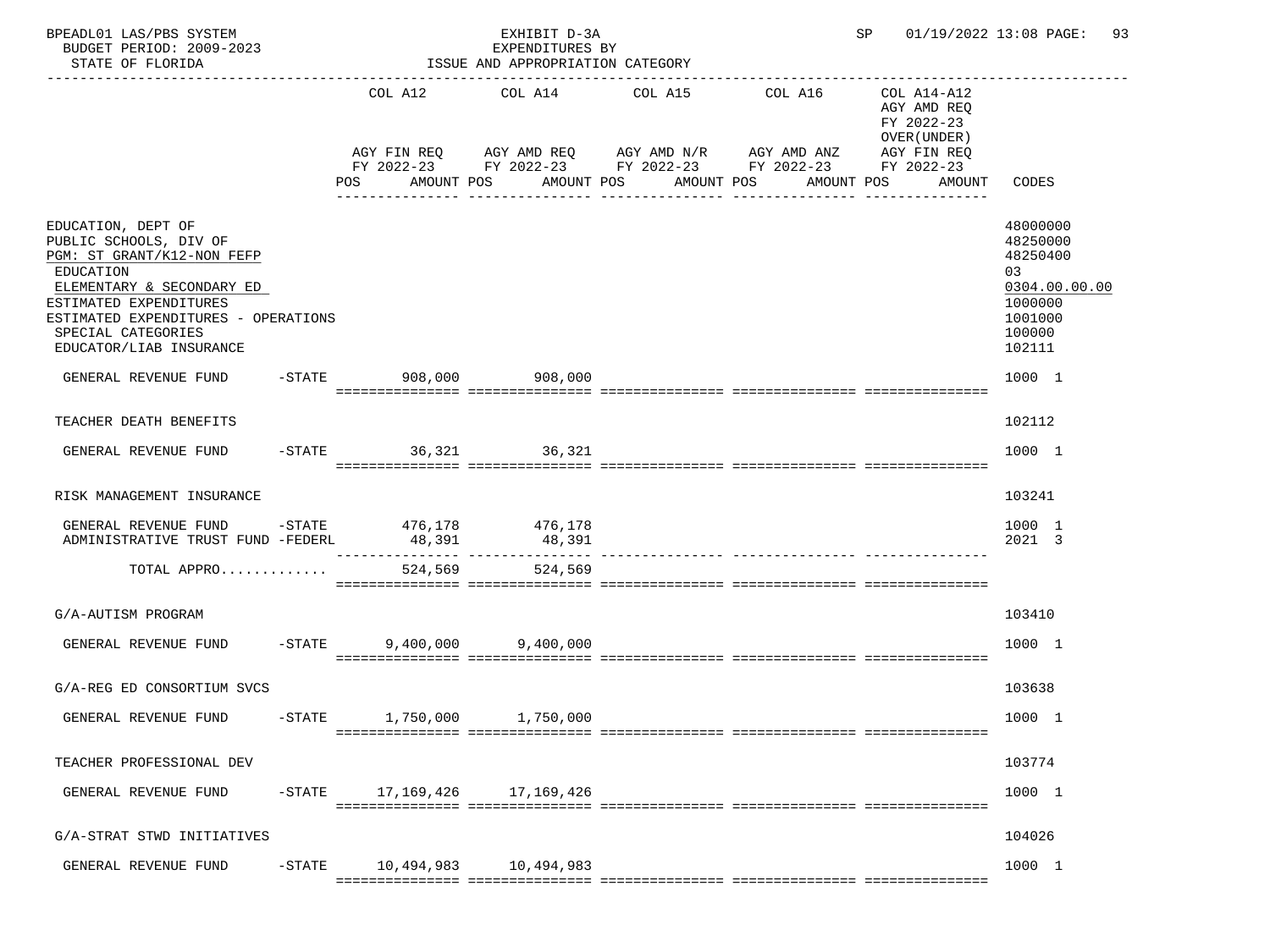BPEADL01 LAS/PBS SYSTEM

BUDGET PERIOD: 2009-2023

STATE OF FLORIDA

EXHIBIT D-3A
EXPENDITURES BY
ISSUE AND APPROPRIATION CATEGORY

SP 01/19/2022 13:08 PAGE: 93

| | COL A12 AGY FIN REQ FY 2022-23 POS AMOUNT | COL A14 AGY AMD REQ FY 2022-23 POS AMOUNT | COL A15 AGY AMD N/R FY 2022-23 POS AMOUNT | COL A16 AGY AMD ANZ FY 2022-23 POS AMOUNT | COL A14-A12 AGY AMD REQ FY 2022-23 OVER(UNDER) AGY FIN REQ FY 2022-23 POS AMOUNT | CODES |
|---|---|---|---|---|---|---|
| EDUCATION, DEPT OF | | | | | | 48000000 |
| PUBLIC SCHOOLS, DIV OF | | | | | | 48250000 |
| PGM: ST GRANT/K12-NON FEFP | | | | | | 48250400 |
| EDUCATION | | | | | | 03 |
| ELEMENTARY & SECONDARY ED | | | | | | 0304.00.00.00 |
| ESTIMATED EXPENDITURES | | | | | | 1000000 |
| ESTIMATED EXPENDITURES - OPERATIONS | | | | | | 1001000 |
| SPECIAL CATEGORIES | | | | | | 100000 |
| EDUCATOR/LIAB INSURANCE | | | | | | 102111 |
| GENERAL REVENUE FUND -STATE | 908,000 | 908,000 | | | | 1000 1 |
| TEACHER DEATH BENEFITS | | | | | | 102112 |
| GENERAL REVENUE FUND -STATE | 36,321 | 36,321 | | | | 1000 1 |
| RISK MANAGEMENT INSURANCE | | | | | | 103241 |
| GENERAL REVENUE FUND -STATE | 476,178 | 476,178 | | | | 1000 1 |
| ADMINISTRATIVE TRUST FUND -FEDERL | 48,391 | 48,391 | | | | 2021 3 |
| TOTAL APPRO............ | 524,569 | 524,569 | | | | |
| G/A-AUTISM PROGRAM | | | | | | 103410 |
| GENERAL REVENUE FUND -STATE | 9,400,000 | 9,400,000 | | | | 1000 1 |
| G/A-REG ED CONSORTIUM SVCS | | | | | | 103638 |
| GENERAL REVENUE FUND -STATE | 1,750,000 | 1,750,000 | | | | 1000 1 |
| TEACHER PROFESSIONAL DEV | | | | | | 103774 |
| GENERAL REVENUE FUND -STATE | 17,169,426 | 17,169,426 | | | | 1000 1 |
| G/A-STRAT STWD INITIATIVES | | | | | | 104026 |
| GENERAL REVENUE FUND -STATE | 10,494,983 | 10,494,983 | | | | 1000 1 |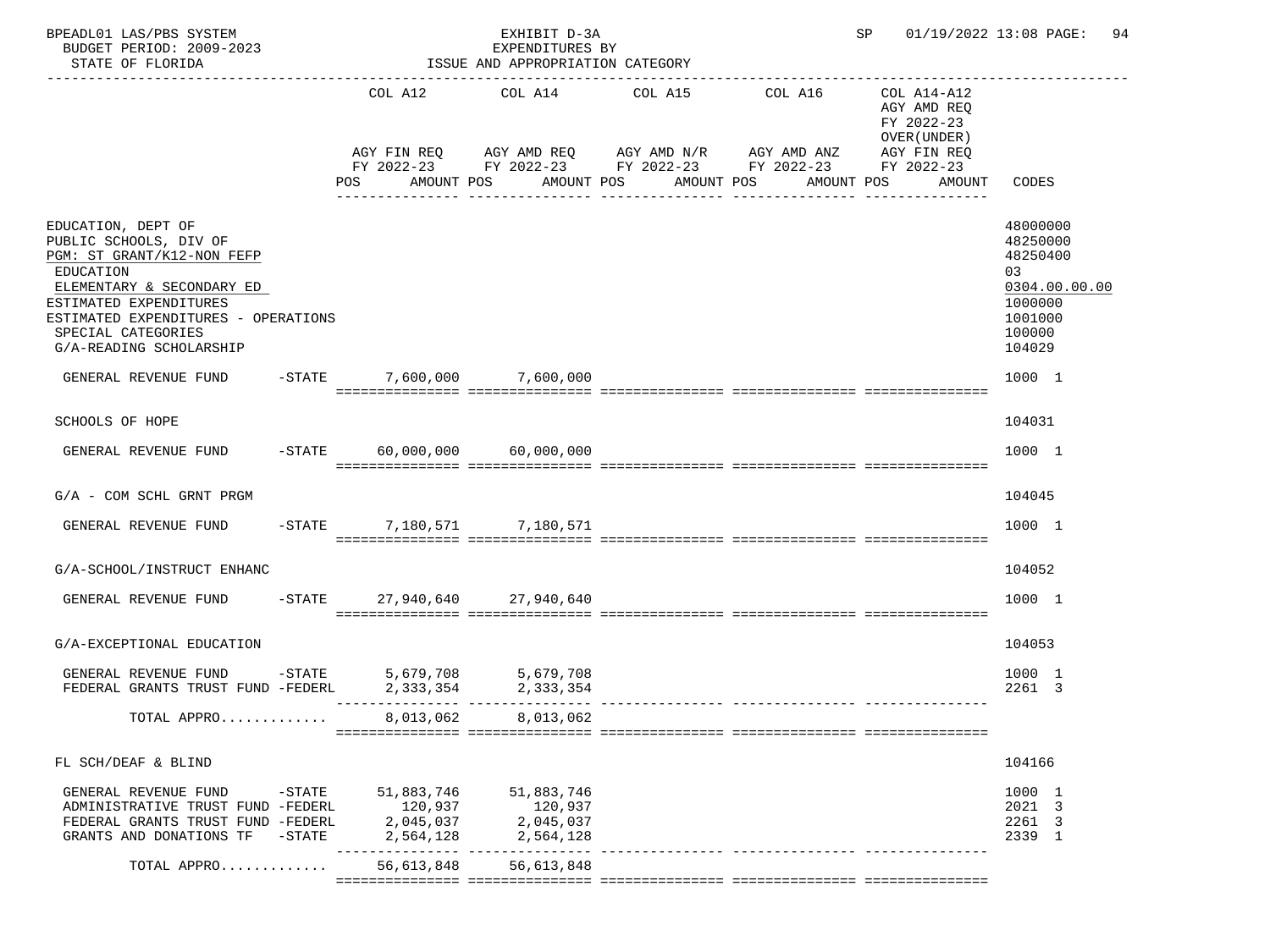BPEADL01 LAS/PBS SYSTEM | EXHIBIT D-3A | SP 01/19/2022 13:08 PAGE: 94
BUDGET PERIOD: 2009-2023 | EXPENDITURES BY
STATE OF FLORIDA | ISSUE AND APPROPRIATION CATEGORY

| | COL A12 AGY FIN REQ FY 2022-23 POS AMOUNT | COL A14 AGY AMD REQ FY 2022-23 POS AMOUNT | COL A15 AGY AMD N/R FY 2022-23 POS AMOUNT | COL A16 AGY AMD ANZ FY 2022-23 POS AMOUNT | COL A14-A12 AGY AMD REQ FY 2022-23 OVER(UNDER) AGY FIN REQ FY 2022-23 POS AMOUNT | CODES |
|---|---|---|---|---|---|---|
| EDUCATION, DEPT OF | | | | | | 48000000 |
| PUBLIC SCHOOLS, DIV OF | | | | | | 48250000 |
| PGM: ST GRANT/K12-NON FEFP | | | | | | 48250400 |
| EDUCATION | | | | | | 03 |
| ELEMENTARY & SECONDARY ED | | | | | | 0304.00.00.00 |
| ESTIMATED EXPENDITURES | | | | | | 1000000 |
| ESTIMATED EXPENDITURES - OPERATIONS | | | | | | 1001000 |
| SPECIAL CATEGORIES | | | | | | 100000 |
| G/A-READING SCHOLARSHIP | | | | | | 104029 |
| GENERAL REVENUE FUND -STATE | 7,600,000 | 7,600,000 | | | | 1000 1 |
| SCHOOLS OF HOPE | | | | | | 104031 |
| GENERAL REVENUE FUND -STATE | 60,000,000 | 60,000,000 | | | | 1000 1 |
| G/A - COM SCHL GRNT PRGM | | | | | | 104045 |
| GENERAL REVENUE FUND -STATE | 7,180,571 | 7,180,571 | | | | 1000 1 |
| G/A-SCHOOL/INSTRUCT ENHANC | | | | | | 104052 |
| GENERAL REVENUE FUND -STATE | 27,940,640 | 27,940,640 | | | | 1000 1 |
| G/A-EXCEPTIONAL EDUCATION | | | | | | 104053 |
| GENERAL REVENUE FUND -STATE | 5,679,708 | 5,679,708 | | | | 1000 1 |
| FEDERAL GRANTS TRUST FUND -FEDERL | 2,333,354 | 2,333,354 | | | | 2261 3 |
| TOTAL APPRO............ | 8,013,062 | 8,013,062 | | | | |
| FL SCH/DEAF & BLIND | | | | | | 104166 |
| GENERAL REVENUE FUND -STATE | 51,883,746 | 51,883,746 | | | | 1000 1 |
| ADMINISTRATIVE TRUST FUND -FEDERL | 120,937 | 120,937 | | | | 2021 3 |
| FEDERAL GRANTS TRUST FUND -FEDERL | 2,045,037 | 2,045,037 | | | | 2261 3 |
| GRANTS AND DONATIONS TF -STATE | 2,564,128 | 2,564,128 | | | | 2339 1 |
| TOTAL APPRO............ | 56,613,848 | 56,613,848 | | | | |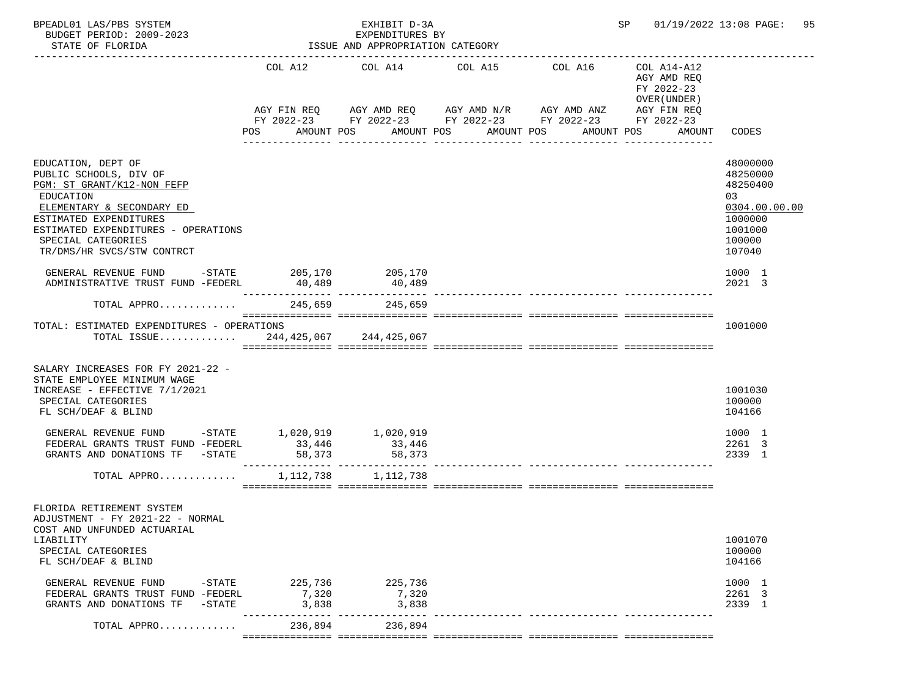BPEADL01 LAS/PBS SYSTEM — EXHIBIT D-3A — EXPENDITURES BY ISSUE AND APPROPRIATION CATEGORY
BUDGET PERIOD: 2009-2023 — STATE OF FLORIDA — SP 01/19/2022 13:08 PAGE: 95

| | COL A12 AGY FIN REQ FY 2022-23 POS AMOUNT | COL A14 AGY AMD REQ FY 2022-23 POS AMOUNT | COL A15 AGY AMD N/R FY 2022-23 POS AMOUNT | COL A16 AGY AMD ANZ FY 2022-23 POS AMOUNT | COL A14-A12 AGY AMD REQ FY 2022-23 OVER(UNDER) AGY FIN REQ FY 2022-23 POS AMOUNT | CODES |
|---|---|---|---|---|---|---|
| EDUCATION, DEPT OF | | | | | | 48000000 |
| PUBLIC SCHOOLS, DIV OF | | | | | | 48250000 |
| PGM: ST GRANT/K12-NON FEFP | | | | | | 48250400 |
| EDUCATION | | | | | | 03 |
| ELEMENTARY & SECONDARY ED | | | | | | 0304.00.00.00 |
| ESTIMATED EXPENDITURES | | | | | | 1000000 |
| ESTIMATED EXPENDITURES - OPERATIONS | | | | | | 1001000 |
| SPECIAL CATEGORIES | | | | | | 100000 |
| TR/DMS/HR SVCS/STW CONTRCT | | | | | | 107040 |
| GENERAL REVENUE FUND -STATE | 205,170 | 205,170 | | | | 1000 1 |
| ADMINISTRATIVE TRUST FUND -FEDERL | 40,489 | 40,489 | | | | 2021 3 |
| TOTAL APPRO............ | 245,659 | 245,659 | | | | |
| TOTAL: ESTIMATED EXPENDITURES - OPERATIONS | | | | | | 1001000 |
| TOTAL ISSUE............ | 244,425,067 | 244,425,067 | | | | |
| SALARY INCREASES FOR FY 2021-22 - STATE EMPLOYEE MINIMUM WAGE INCREASE - EFFECTIVE 7/1/2021 | | | | | | 1001030 |
| SPECIAL CATEGORIES | | | | | | 100000 |
| FL SCH/DEAF & BLIND | | | | | | 104166 |
| GENERAL REVENUE FUND -STATE | 1,020,919 | 1,020,919 | | | | 1000 1 |
| FEDERAL GRANTS TRUST FUND -FEDERL | 33,446 | 33,446 | | | | 2261 3 |
| GRANTS AND DONATIONS TF -STATE | 58,373 | 58,373 | | | | 2339 1 |
| TOTAL APPRO............ | 1,112,738 | 1,112,738 | | | | |
| FLORIDA RETIREMENT SYSTEM ADJUSTMENT - FY 2021-22 - NORMAL COST AND UNFUNDED ACTUARIAL LIABILITY | | | | | | 1001070 |
| SPECIAL CATEGORIES | | | | | | 100000 |
| FL SCH/DEAF & BLIND | | | | | | 104166 |
| GENERAL REVENUE FUND -STATE | 225,736 | 225,736 | | | | 1000 1 |
| FEDERAL GRANTS TRUST FUND -FEDERL | 7,320 | 7,320 | | | | 2261 3 |
| GRANTS AND DONATIONS TF -STATE | 3,838 | 3,838 | | | | 2339 1 |
| TOTAL APPRO............ | 236,894 | 236,894 | | | | |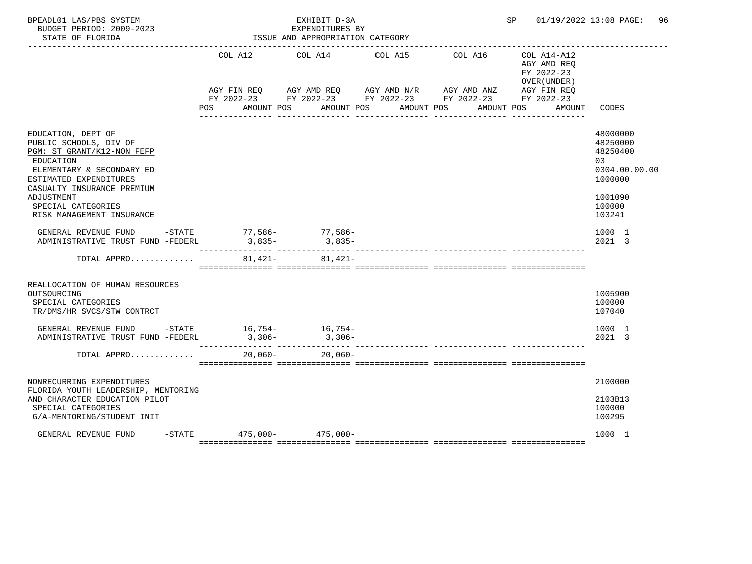BPEADL01 LAS/PBS SYSTEM — EXHIBIT D-3A — EXPENDITURES BY ISSUE AND APPROPRIATION CATEGORY
BUDGET PERIOD: 2009-2023
STATE OF FLORIDA
SP 01/19/2022 13:08

| | COL A12 AGY FIN REQ FY 2022-23 POS AMOUNT | COL A14 AGY AMD REQ FY 2022-23 POS AMOUNT | COL A15 AGY AMD N/R FY 2022-23 POS AMOUNT | COL A16 AGY AMD ANZ FY 2022-23 POS AMOUNT | COL A14-A12 AGY AMD REQ FY 2022-23 OVER(UNDER) AGY FIN REQ FY 2022-23 POS AMOUNT | CODES |
|---|---|---|---|---|---|---|
| EDUCATION, DEPT OF | | | | | | 48000000 |
| PUBLIC SCHOOLS, DIV OF | | | | | | 48250000 |
| PGM: ST GRANT/K12-NON FEFP | | | | | | 48250400 |
| EDUCATION | | | | | | 03 |
| ELEMENTARY & SECONDARY ED | | | | | | 0304.00.00.00 |
| ESTIMATED EXPENDITURES | | | | | | 1000000 |
| CASUALTY INSURANCE PREMIUM ADJUSTMENT | | | | | | 1001090 |
| SPECIAL CATEGORIES | | | | | | 100000 |
| RISK MANAGEMENT INSURANCE | | | | | | 103241 |
| GENERAL REVENUE FUND -STATE | 77,586- | 77,586- | | | | 1000 1 |
| ADMINISTRATIVE TRUST FUND -FEDERL | 3,835- | 3,835- | | | | 2021 3 |
| TOTAL APPRO............. | 81,421- | 81,421- | | | | |
| REALLOCATION OF HUMAN RESOURCES OUTSOURCING | | | | | | 1005900 |
| SPECIAL CATEGORIES | | | | | | 100000 |
| TR/DMS/HR SVCS/STW CONTRCT | | | | | | 107040 |
| GENERAL REVENUE FUND -STATE | 16,754- | 16,754- | | | | 1000 1 |
| ADMINISTRATIVE TRUST FUND -FEDERL | 3,306- | 3,306- | | | | 2021 3 |
| TOTAL APPRO............. | 20,060- | 20,060- | | | | |
| NONRECURRING EXPENDITURES | | | | | | 2100000 |
| FLORIDA YOUTH LEADERSHIP, MENTORING AND CHARACTER EDUCATION PILOT | | | | | | 2103B13 |
| SPECIAL CATEGORIES | | | | | | 100000 |
| G/A-MENTORING/STUDENT INIT | | | | | | 100295 |
| GENERAL REVENUE FUND -STATE | 475,000- | 475,000- | | | | 1000 1 |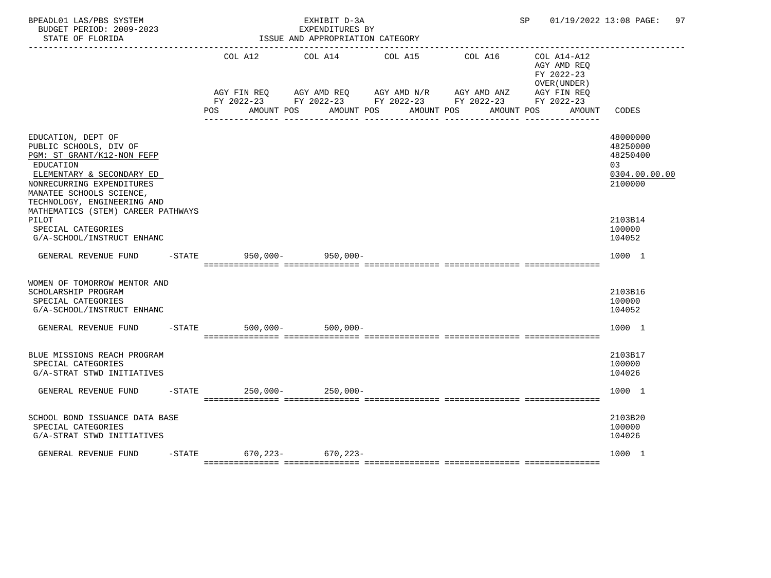BPEADL01 LAS/PBS SYSTEM — EXHIBIT D-3A — EXPENDITURES BY ISSUE AND APPROPRIATION CATEGORY

BUDGET PERIOD: 2009-2023 — STATE OF FLORIDA — SP 01/19/2022 13:08

| | COL A12 AGY FIN REQ FY 2022-23 POS AMOUNT | COL A14 AGY AMD REQ FY 2022-23 POS AMOUNT | COL A15 AGY AMD N/R FY 2022-23 POS AMOUNT | COL A16 AGY AMD ANZ FY 2022-23 POS AMOUNT | COL A14-A12 AGY AMD REQ FY 2022-23 OVER(UNDER) AGY FIN REQ FY 2022-23 POS AMOUNT | CODES |
|---|---|---|---|---|---|---|
| EDUCATION, DEPT OF | | | | | | 48000000 |
| PUBLIC SCHOOLS, DIV OF | | | | | | 48250000 |
| PGM: ST GRANT/K12-NON FEFP | | | | | | 48250400 |
| EDUCATION | | | | | | 03 |
| ELEMENTARY & SECONDARY ED | | | | | | 0304.00.00.00 |
| NONRECURRING EXPENDITURES | | | | | | 2100000 |
| MANATEE SCHOOLS SCIENCE, TECHNOLOGY, ENGINEERING AND MATHEMATICS (STEM) CAREER PATHWAYS PILOT | | | | | | 2103B14 |
| SPECIAL CATEGORIES | | | | | | 100000 |
| G/A-SCHOOL/INSTRUCT ENHANC | | | | | | 104052 |
| GENERAL REVENUE FUND -STATE | 950,000- | 950,000- | | | | 1000 1 |
| WOMEN OF TOMORROW MENTOR AND SCHOLARSHIP PROGRAM | | | | | | 2103B16 |
| SPECIAL CATEGORIES | | | | | | 100000 |
| G/A-SCHOOL/INSTRUCT ENHANC | | | | | | 104052 |
| GENERAL REVENUE FUND -STATE | 500,000- | 500,000- | | | | 1000 1 |
| BLUE MISSIONS REACH PROGRAM | | | | | | 2103B17 |
| SPECIAL CATEGORIES | | | | | | 100000 |
| G/A-STRAT STWD INITIATIVES | | | | | | 104026 |
| GENERAL REVENUE FUND -STATE | 250,000- | 250,000- | | | | 1000 1 |
| SCHOOL BOND ISSUANCE DATA BASE | | | | | | 2103B20 |
| SPECIAL CATEGORIES | | | | | | 100000 |
| G/A-STRAT STWD INITIATIVES | | | | | | 104026 |
| GENERAL REVENUE FUND -STATE | 670,223- | 670,223- | | | | 1000 1 |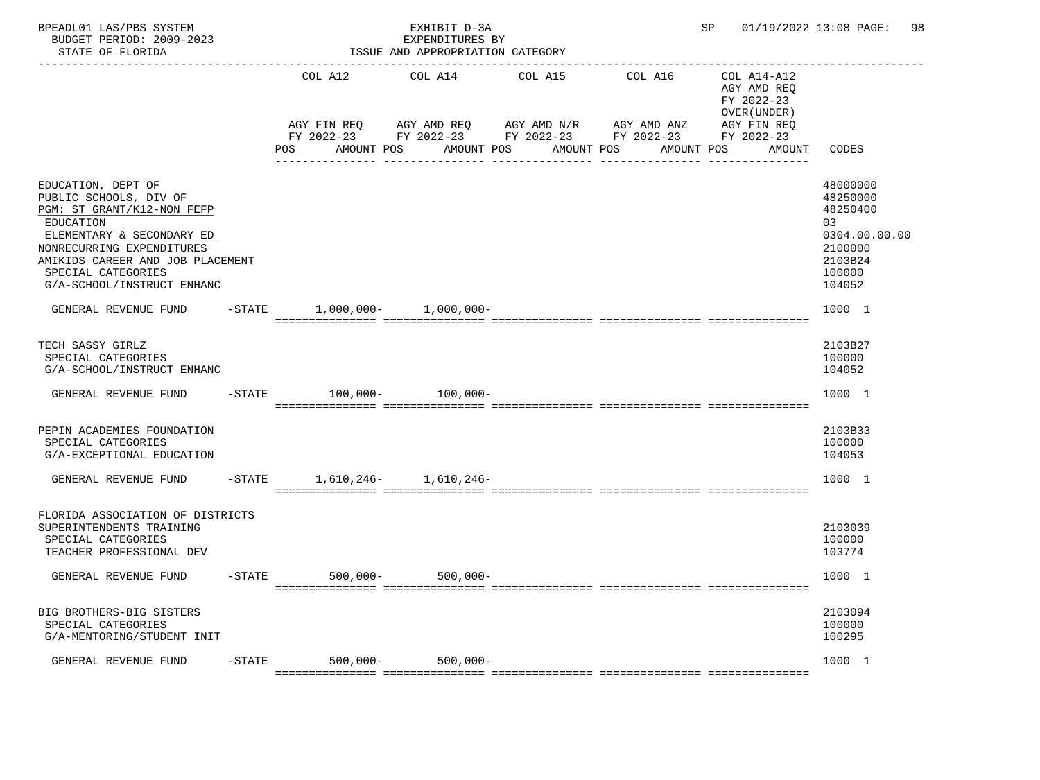BPEADL01 LAS/PBS SYSTEM — EXHIBIT D-3A — SP 01/19/2022 13:08 PAGE: 98
BUDGET PERIOD: 2009-2023 — EXPENDITURES BY
STATE OF FLORIDA — ISSUE AND APPROPRIATION CATEGORY

| | COL A12 AGY FIN REQ FY 2022-23 POS AMOUNT | COL A14 AGY AMD REQ FY 2022-23 POS AMOUNT | COL A15 AGY AMD N/R FY 2022-23 POS AMOUNT | COL A16 AGY AMD ANZ FY 2022-23 POS AMOUNT | COL A14-A12 AGY AMD REQ FY 2022-23 OVER(UNDER) AGY FIN REQ FY 2022-23 POS AMOUNT | CODES |
|---|---|---|---|---|---|---|
| EDUCATION, DEPT OF | | | | | | 48000000 |
| PUBLIC SCHOOLS, DIV OF | | | | | | 48250000 |
| PGM: ST GRANT/K12-NON FEFP | | | | | | 48250400 |
| EDUCATION | | | | | | 03 |
| ELEMENTARY & SECONDARY ED | | | | | | 0304.00.00.00 |
| NONRECURRING EXPENDITURES | | | | | | 2100000 |
| AMIKIDS CAREER AND JOB PLACEMENT | | | | | | 2103B24 |
| SPECIAL CATEGORIES | | | | | | 100000 |
| G/A-SCHOOL/INSTRUCT ENHANC | | | | | | 104052 |
| GENERAL REVENUE FUND -STATE | 1,000,000- | 1,000,000- | | | | 1000 1 |
| TECH SASSY GIRLZ | | | | | | 2103B27 |
| SPECIAL CATEGORIES | | | | | | 100000 |
| G/A-SCHOOL/INSTRUCT ENHANC | | | | | | 104052 |
| GENERAL REVENUE FUND -STATE | 100,000- | 100,000- | | | | 1000 1 |
| PEPIN ACADEMIES FOUNDATION | | | | | | 2103B33 |
| SPECIAL CATEGORIES | | | | | | 100000 |
| G/A-EXCEPTIONAL EDUCATION | | | | | | 104053 |
| GENERAL REVENUE FUND -STATE | 1,610,246- | 1,610,246- | | | | 1000 1 |
| FLORIDA ASSOCIATION OF DISTRICTS SUPERINTENDENTS TRAINING | | | | | | 2103039 |
| SPECIAL CATEGORIES | | | | | | 100000 |
| TEACHER PROFESSIONAL DEV | | | | | | 103774 |
| GENERAL REVENUE FUND -STATE | 500,000- | 500,000- | | | | 1000 1 |
| BIG BROTHERS-BIG SISTERS | | | | | | 2103094 |
| SPECIAL CATEGORIES | | | | | | 100000 |
| G/A-MENTORING/STUDENT INIT | | | | | | 100295 |
| GENERAL REVENUE FUND -STATE | 500,000- | 500,000- | | | | 1000 1 |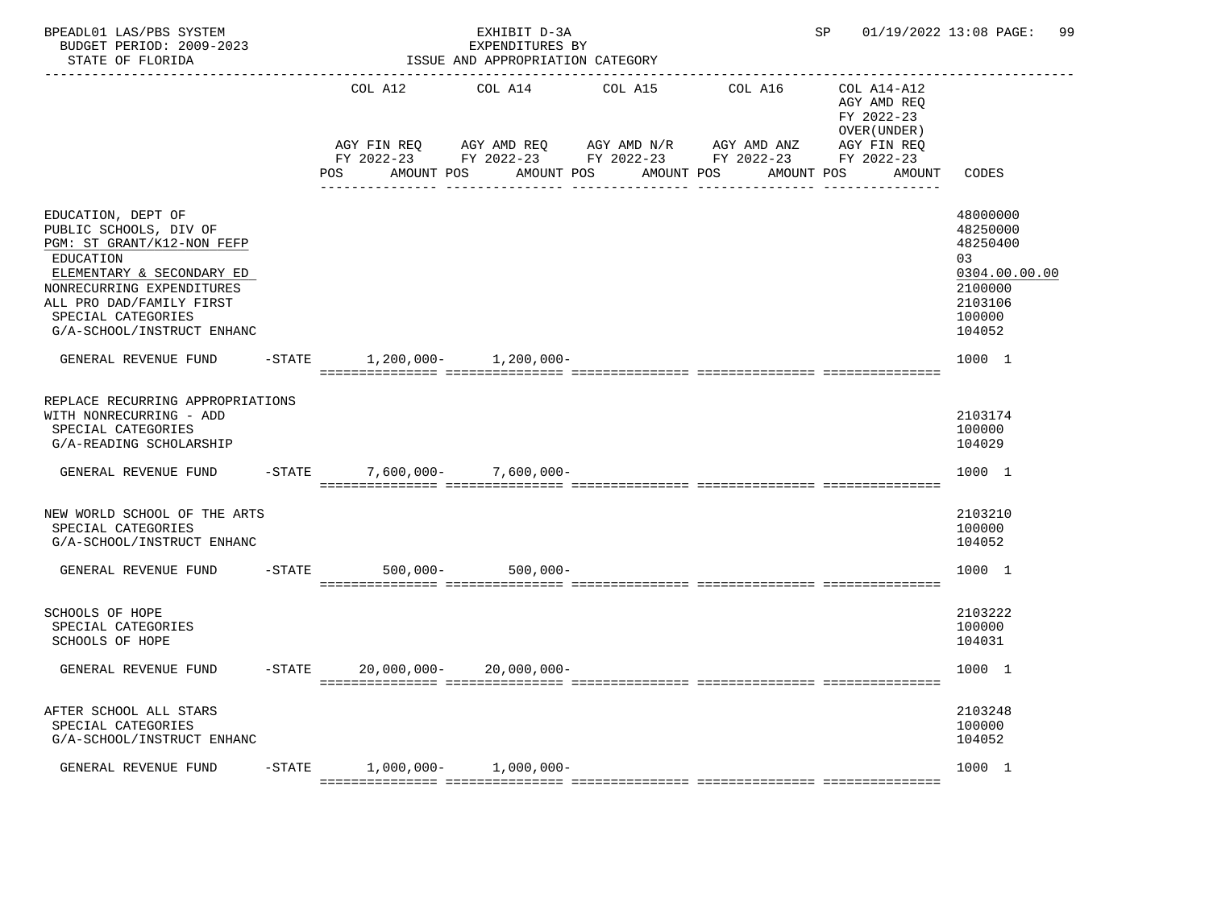BPEADL01 LAS/PBS SYSTEM — EXHIBIT D-3A — EXPENDITURES BY ISSUE AND APPROPRIATION CATEGORY

BUDGET PERIOD: 2009-2023 — STATE OF FLORIDA — SP 01/19/2022 13:08

| | | COL A12 AGY FIN REQ FY 2022-23 POS AMOUNT | COL A14 AGY AMD REQ FY 2022-23 POS AMOUNT | COL A15 AGY AMD N/R FY 2022-23 POS AMOUNT | COL A16 AGY AMD ANZ FY 2022-23 POS AMOUNT | COL A14-A12 AGY AMD REQ FY 2022-23 OVER(UNDER) AGY FIN REQ FY 2022-23 POS AMOUNT | CODES |
|---|---|---|---|---|---|---|---|
| EDUCATION, DEPT OF | | | | | | | 48000000 |
| PUBLIC SCHOOLS, DIV OF | | | | | | | 48250000 |
| PGM: ST GRANT/K12-NON FEFP | | | | | | | 48250400 |
| EDUCATION | | | | | | | 03 |
| ELEMENTARY & SECONDARY ED | | | | | | | 0304.00.00.00 |
| NONRECURRING EXPENDITURES | | | | | | | 2100000 |
| ALL PRO DAD/FAMILY FIRST | | | | | | | 2103106 |
| SPECIAL CATEGORIES | | | | | | | 100000 |
| G/A-SCHOOL/INSTRUCT ENHANC | | | | | | | 104052 |
| GENERAL REVENUE FUND | -STATE | 1,200,000- | 1,200,000- | | | | 1000 1 |
| REPLACE RECURRING APPROPRIATIONS WITH NONRECURRING - ADD | | | | | | | 2103174 |
| SPECIAL CATEGORIES | | | | | | | 100000 |
| G/A-READING SCHOLARSHIP | | | | | | | 104029 |
| GENERAL REVENUE FUND | -STATE | 7,600,000- | 7,600,000- | | | | 1000 1 |
| NEW WORLD SCHOOL OF THE ARTS | | | | | | | 2103210 |
| SPECIAL CATEGORIES | | | | | | | 100000 |
| G/A-SCHOOL/INSTRUCT ENHANC | | | | | | | 104052 |
| GENERAL REVENUE FUND | -STATE | 500,000- | 500,000- | | | | 1000 1 |
| SCHOOLS OF HOPE | | | | | | | 2103222 |
| SPECIAL CATEGORIES | | | | | | | 100000 |
| SCHOOLS OF HOPE | | | | | | | 104031 |
| GENERAL REVENUE FUND | -STATE | 20,000,000- | 20,000,000- | | | | 1000 1 |
| AFTER SCHOOL ALL STARS | | | | | | | 2103248 |
| SPECIAL CATEGORIES | | | | | | | 100000 |
| G/A-SCHOOL/INSTRUCT ENHANC | | | | | | | 104052 |
| GENERAL REVENUE FUND | -STATE | 1,000,000- | 1,000,000- | | | | 1000 1 |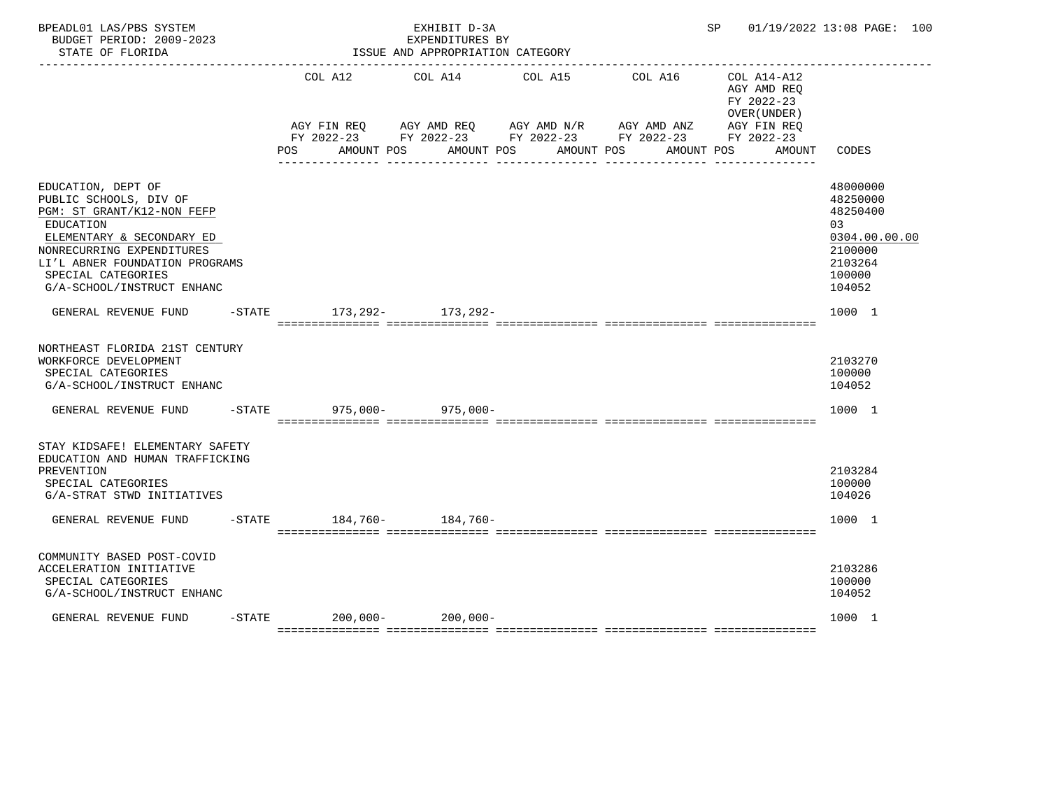BPEADL01 LAS/PBS SYSTEM — EXHIBIT D-3A — EXPENDITURES BY ISSUE AND APPROPRIATION CATEGORY
BUDGET PERIOD: 2009-2023 — STATE OF FLORIDA — SP 01/19/2022 13:08

| | COL A12 AGY FIN REQ FY 2022-23 POS AMOUNT | COL A14 AGY AMD REQ FY 2022-23 POS AMOUNT | COL A15 AGY AMD N/R FY 2022-23 POS AMOUNT | COL A16 AGY AMD ANZ FY 2022-23 POS AMOUNT | COL A14-A12 AGY AMD REQ FY 2022-23 OVER(UNDER) AGY FIN REQ FY 2022-23 POS AMOUNT | CODES |
|---|---|---|---|---|---|---|
| EDUCATION, DEPT OF | | | | | | 48000000 |
| PUBLIC SCHOOLS, DIV OF | | | | | | 48250000 |
| PGM: ST GRANT/K12-NON FEFP | | | | | | 48250400 |
| EDUCATION | | | | | | 03 |
| ELEMENTARY & SECONDARY ED | | | | | | 0304.00.00.00 |
| NONRECURRING EXPENDITURES | | | | | | 2100000 |
| LI'L ABNER FOUNDATION PROGRAMS | | | | | | 2103264 |
| SPECIAL CATEGORIES | | | | | | 100000 |
| G/A-SCHOOL/INSTRUCT ENHANC | | | | | | 104052 |
| GENERAL REVENUE FUND -STATE | 173,292- | 173,292- | | | | 1000 1 |
| NORTHEAST FLORIDA 21ST CENTURY WORKFORCE DEVELOPMENT | | | | | | 2103270 |
| SPECIAL CATEGORIES | | | | | | 100000 |
| G/A-SCHOOL/INSTRUCT ENHANC | | | | | | 104052 |
| GENERAL REVENUE FUND -STATE | 975,000- | 975,000- | | | | 1000 1 |
| STAY KIDSAFE! ELEMENTARY SAFETY EDUCATION AND HUMAN TRAFFICKING PREVENTION | | | | | | 2103284 |
| SPECIAL CATEGORIES | | | | | | 100000 |
| G/A-STRAT STWD INITIATIVES | | | | | | 104026 |
| GENERAL REVENUE FUND -STATE | 184,760- | 184,760- | | | | 1000 1 |
| COMMUNITY BASED POST-COVID ACCELERATION INITIATIVE | | | | | | 2103286 |
| SPECIAL CATEGORIES | | | | | | 100000 |
| G/A-SCHOOL/INSTRUCT ENHANC | | | | | | 104052 |
| GENERAL REVENUE FUND -STATE | 200,000- | 200,000- | | | | 1000 1 |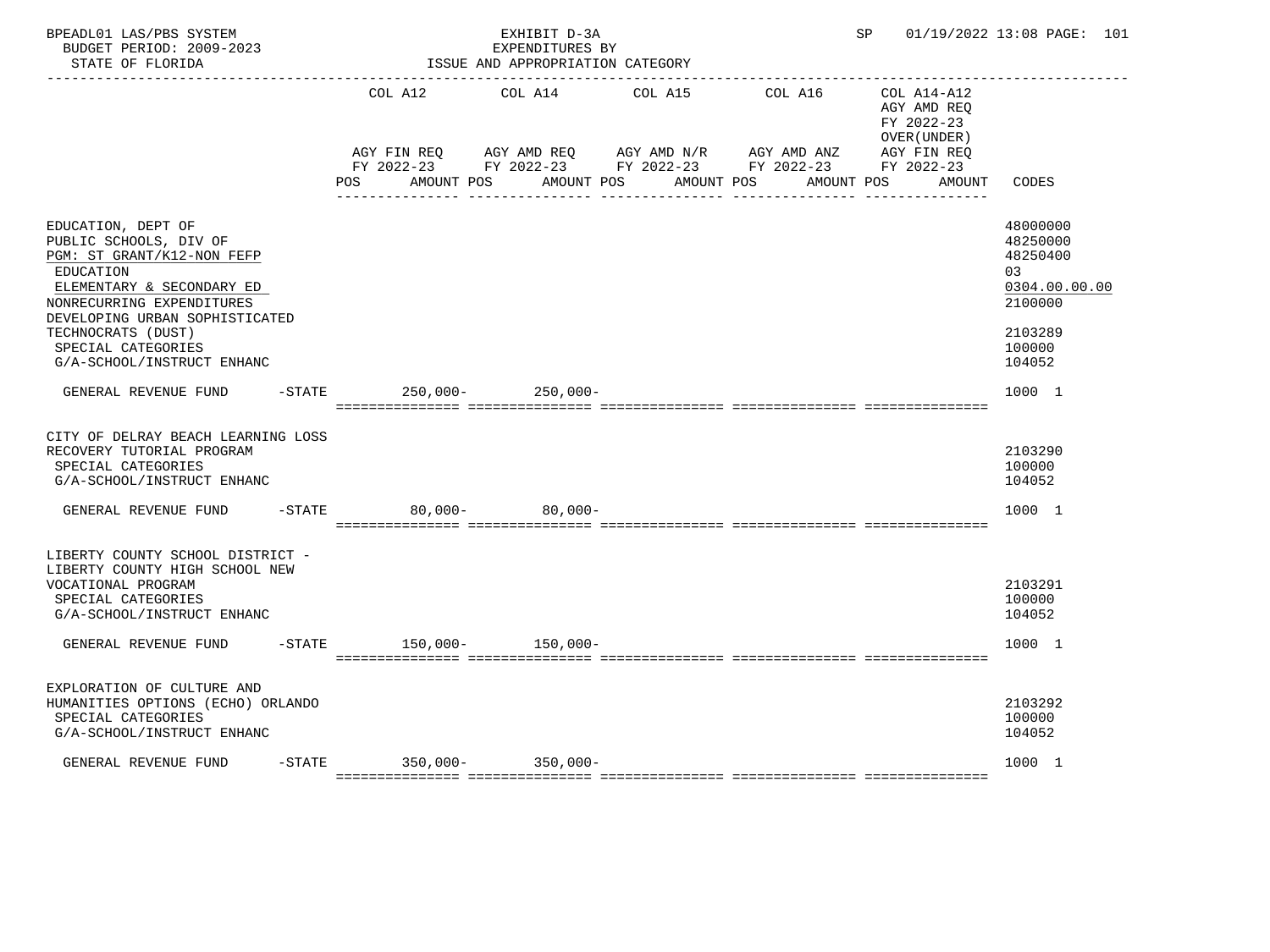BPEADL01 LAS/PBS SYSTEM | EXHIBIT D-3A | SP 01/19/2022 13:08
BUDGET PERIOD: 2009-2023 | EXPENDITURES BY
STATE OF FLORIDA | ISSUE AND APPROPRIATION CATEGORY

| | COL A12 AGY FIN REQ FY 2022-23 POS AMOUNT | COL A14 AGY AMD REQ FY 2022-23 POS AMOUNT | COL A15 AGY AMD N/R FY 2022-23 POS AMOUNT | COL A16 AGY AMD ANZ FY 2022-23 POS AMOUNT | COL A14-A12 AGY AMD REQ FY 2022-23 OVER(UNDER) AGY FIN REQ FY 2022-23 POS AMOUNT | CODES |
|---|---|---|---|---|---|---|
| EDUCATION, DEPT OF | | | | | | 48000000 |
| PUBLIC SCHOOLS, DIV OF | | | | | | 48250000 |
| PGM: ST GRANT/K12-NON FEFP | | | | | | 48250400 |
| EDUCATION | | | | | | 03 |
| ELEMENTARY & SECONDARY ED | | | | | | 0304.00.00.00 |
| NONRECURRING EXPENDITURES | | | | | | 2100000 |
| DEVELOPING URBAN SOPHISTICATED TECHNOCRATS (DUST) | | | | | | 2103289 |
| SPECIAL CATEGORIES | | | | | | 100000 |
| G/A-SCHOOL/INSTRUCT ENHANC | | | | | | 104052 |
| GENERAL REVENUE FUND -STATE | 250,000- | 250,000- | | | | 1000 1 |
| CITY OF DELRAY BEACH LEARNING LOSS RECOVERY TUTORIAL PROGRAM | | | | | | 2103290 |
| SPECIAL CATEGORIES | | | | | | 100000 |
| G/A-SCHOOL/INSTRUCT ENHANC | | | | | | 104052 |
| GENERAL REVENUE FUND -STATE | 80,000- | 80,000- | | | | 1000 1 |
| LIBERTY COUNTY SCHOOL DISTRICT - LIBERTY COUNTY HIGH SCHOOL NEW VOCATIONAL PROGRAM | | | | | | 2103291 |
| SPECIAL CATEGORIES | | | | | | 100000 |
| G/A-SCHOOL/INSTRUCT ENHANC | | | | | | 104052 |
| GENERAL REVENUE FUND -STATE | 150,000- | 150,000- | | | | 1000 1 |
| EXPLORATION OF CULTURE AND HUMANITIES OPTIONS (ECHO) ORLANDO | | | | | | 2103292 |
| SPECIAL CATEGORIES | | | | | | 100000 |
| G/A-SCHOOL/INSTRUCT ENHANC | | | | | | 104052 |
| GENERAL REVENUE FUND -STATE | 350,000- | 350,000- | | | | 1000 1 |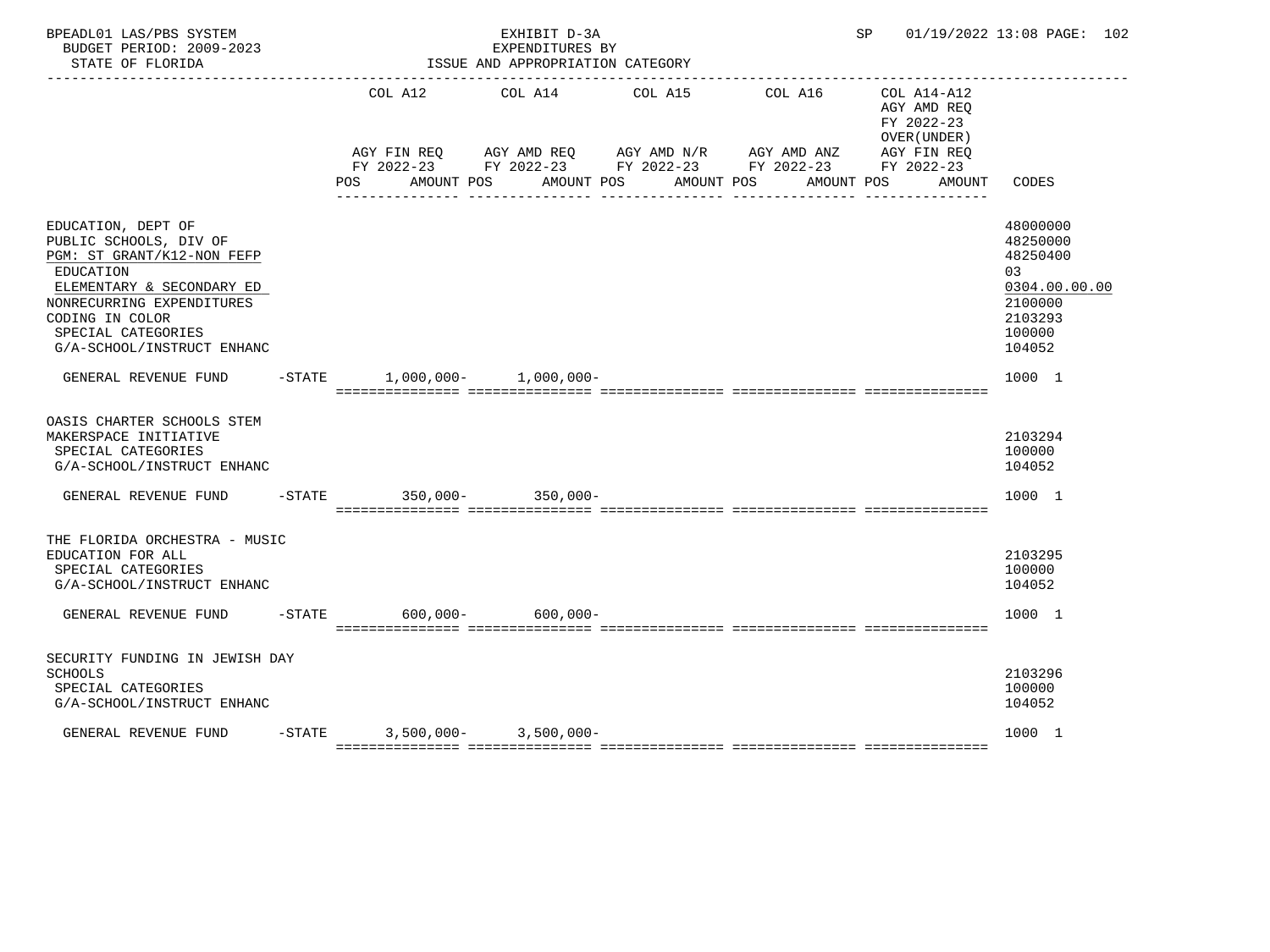BPEADL01 LAS/PBS SYSTEM — EXHIBIT D-3A — SP 01/19/2022 13:08 PAGE: 102
BUDGET PERIOD: 2009-2023 — EXPENDITURES BY
STATE OF FLORIDA — ISSUE AND APPROPRIATION CATEGORY

| | COL A12 AGY FIN REQ FY 2022-23 POS AMOUNT | COL A14 AGY AMD REQ FY 2022-23 POS AMOUNT | COL A15 AGY AMD N/R FY 2022-23 POS AMOUNT | COL A16 AGY AMD ANZ FY 2022-23 POS AMOUNT | COL A14-A12 AGY AMD REQ FY 2022-23 OVER(UNDER) AGY FIN REQ FY 2022-23 POS AMOUNT | CODES |
|---|---|---|---|---|---|---|
| EDUCATION, DEPT OF | | | | | | 48000000 |
| PUBLIC SCHOOLS, DIV OF | | | | | | 48250000 |
| PGM: ST GRANT/K12-NON FEFP | | | | | | 48250400 |
| EDUCATION | | | | | | 03 |
| ELEMENTARY & SECONDARY ED | | | | | | 0304.00.00.00 |
| NONRECURRING EXPENDITURES | | | | | | 2100000 |
| CODING IN COLOR | | | | | | 2103293 |
| SPECIAL CATEGORIES | | | | | | 100000 |
| G/A-SCHOOL/INSTRUCT ENHANC | | | | | | 104052 |
| GENERAL REVENUE FUND -STATE | 1,000,000- | 1,000,000- | | | | 1000 1 |
| OASIS CHARTER SCHOOLS STEM MAKERSPACE INITIATIVE | | | | | | 2103294 |
| SPECIAL CATEGORIES | | | | | | 100000 |
| G/A-SCHOOL/INSTRUCT ENHANC | | | | | | 104052 |
| GENERAL REVENUE FUND -STATE | 350,000- | 350,000- | | | | 1000 1 |
| THE FLORIDA ORCHESTRA - MUSIC EDUCATION FOR ALL | | | | | | 2103295 |
| SPECIAL CATEGORIES | | | | | | 100000 |
| G/A-SCHOOL/INSTRUCT ENHANC | | | | | | 104052 |
| GENERAL REVENUE FUND -STATE | 600,000- | 600,000- | | | | 1000 1 |
| SECURITY FUNDING IN JEWISH DAY SCHOOLS | | | | | | 2103296 |
| SPECIAL CATEGORIES | | | | | | 100000 |
| G/A-SCHOOL/INSTRUCT ENHANC | | | | | | 104052 |
| GENERAL REVENUE FUND -STATE | 3,500,000- | 3,500,000- | | | | 1000 1 |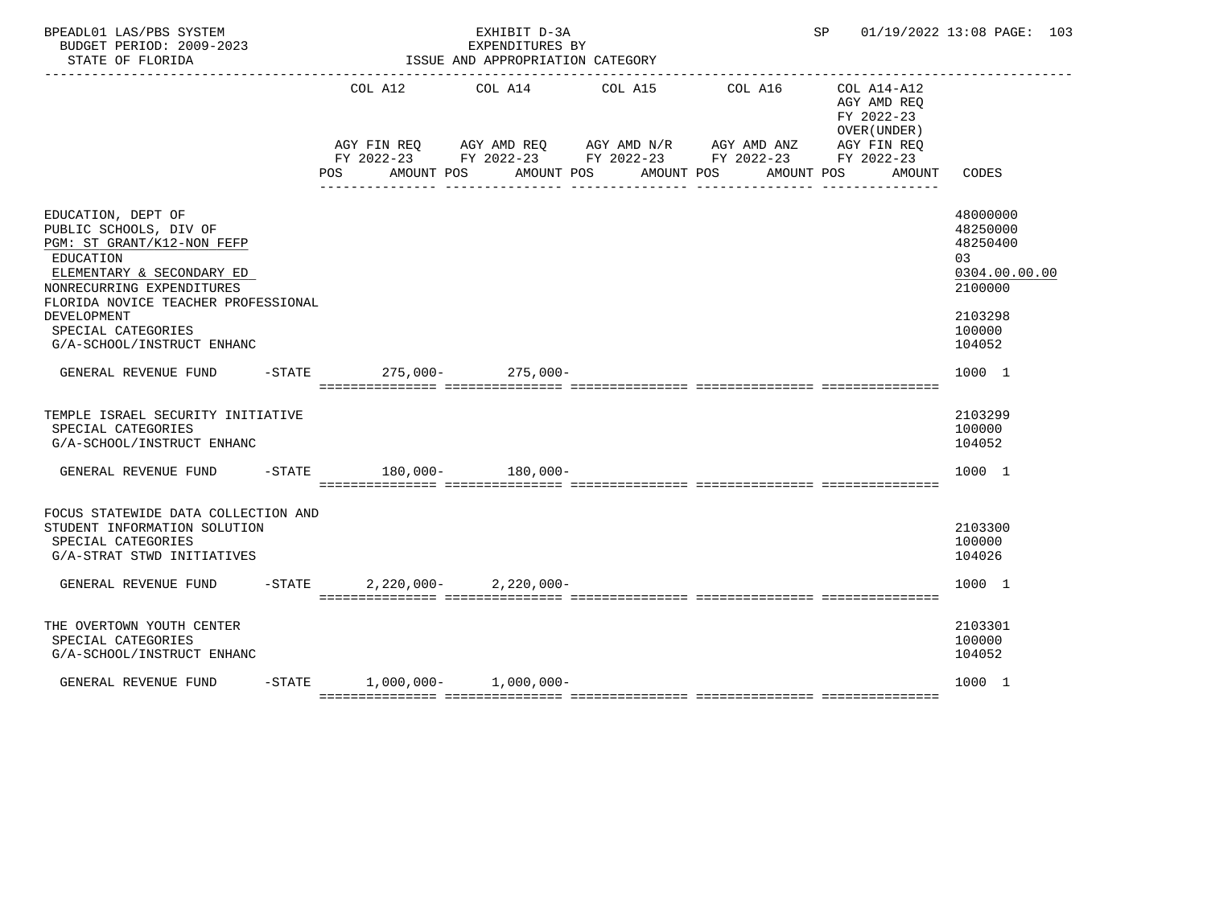BPEADL01 LAS/PBS SYSTEM — EXHIBIT D-3A — EXPENDITURES BY ISSUE AND APPROPRIATION CATEGORY
BUDGET PERIOD: 2009-2023 — STATE OF FLORIDA — SP 01/19/2022 13:08 PAGE: 103

| | COL A12 AGY FIN REQ FY 2022-23 POS AMOUNT | COL A14 AGY AMD REQ FY 2022-23 POS AMOUNT | COL A15 AGY AMD N/R FY 2022-23 POS AMOUNT | COL A16 AGY AMD ANZ FY 2022-23 POS AMOUNT | COL A14-A12 AGY AMD REQ FY 2022-23 OVER(UNDER) AGY FIN REQ FY 2022-23 POS AMOUNT | CODES |
|---|---|---|---|---|---|---|
| EDUCATION, DEPT OF | | | | | | 48000000 |
| PUBLIC SCHOOLS, DIV OF | | | | | | 48250000 |
| PGM: ST GRANT/K12-NON FEFP | | | | | | 48250400 |
| EDUCATION | | | | | | 03 |
| ELEMENTARY & SECONDARY ED | | | | | | 0304.00.00.00 |
| NONRECURRING EXPENDITURES | | | | | | 2100000 |
| FLORIDA NOVICE TEACHER PROFESSIONAL DEVELOPMENT | | | | | | 2103298 |
| SPECIAL CATEGORIES | | | | | | 100000 |
| G/A-SCHOOL/INSTRUCT ENHANC | | | | | | 104052 |
| GENERAL REVENUE FUND -STATE | 275,000- | 275,000- | | | | 1000 1 |
| TEMPLE ISRAEL SECURITY INITIATIVE | | | | | | 2103299 |
| SPECIAL CATEGORIES | | | | | | 100000 |
| G/A-SCHOOL/INSTRUCT ENHANC | | | | | | 104052 |
| GENERAL REVENUE FUND -STATE | 180,000- | 180,000- | | | | 1000 1 |
| FOCUS STATEWIDE DATA COLLECTION AND STUDENT INFORMATION SOLUTION | | | | | | 2103300 |
| SPECIAL CATEGORIES | | | | | | 100000 |
| G/A-STRAT STWD INITIATIVES | | | | | | 104026 |
| GENERAL REVENUE FUND -STATE | 2,220,000- | 2,220,000- | | | | 1000 1 |
| THE OVERTOWN YOUTH CENTER | | | | | | 2103301 |
| SPECIAL CATEGORIES | | | | | | 100000 |
| G/A-SCHOOL/INSTRUCT ENHANC | | | | | | 104052 |
| GENERAL REVENUE FUND -STATE | 1,000,000- | 1,000,000- | | | | 1000 1 |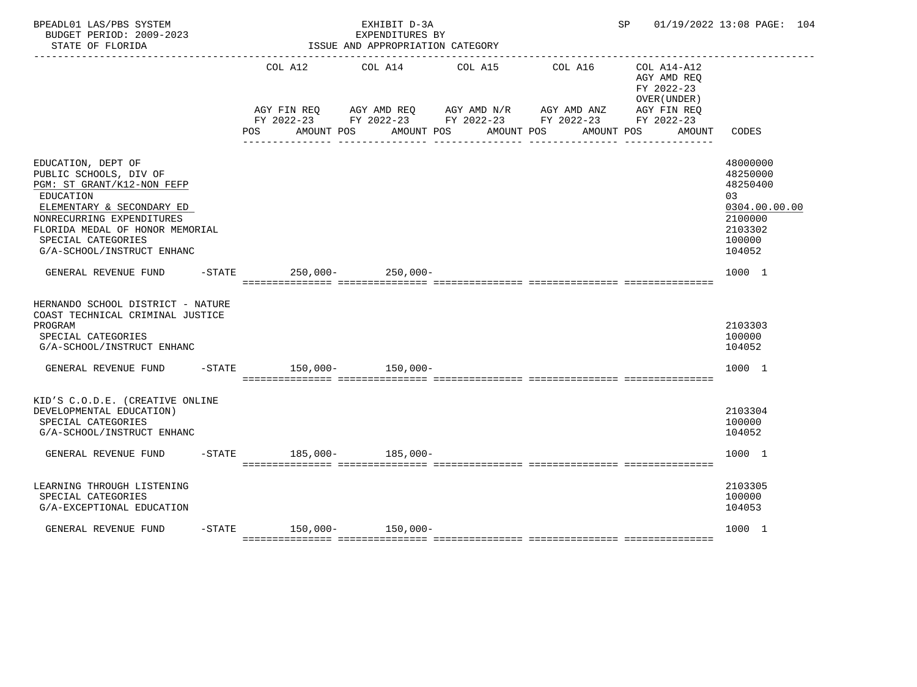BPEADL01 LAS/PBS SYSTEM | EXHIBIT D-3A | SP 01/19/2022 13:08 PAGE: 104
BUDGET PERIOD: 2009-2023 | EXPENDITURES BY
STATE OF FLORIDA | ISSUE AND APPROPRIATION CATEGORY

| | COL A12 AGY FIN REQ FY 2022-23 POS AMOUNT | COL A14 AGY AMD REQ FY 2022-23 POS AMOUNT | COL A15 AGY AMD N/R FY 2022-23 POS AMOUNT | COL A16 AGY AMD ANZ FY 2022-23 POS AMOUNT | COL A14-A12 AGY AMD REQ FY 2022-23 OVER(UNDER) AGY FIN REQ FY 2022-23 POS AMOUNT | CODES |
|---|---|---|---|---|---|---|
| EDUCATION, DEPT OF | | | | | | 48000000 |
| PUBLIC SCHOOLS, DIV OF | | | | | | 48250000 |
| PGM: ST GRANT/K12-NON FEFP | | | | | | 48250400 |
| EDUCATION | | | | | | 03 |
| ELEMENTARY & SECONDARY ED | | | | | | 0304.00.00.00 |
| NONRECURRING EXPENDITURES | | | | | | 2100000 |
| FLORIDA MEDAL OF HONOR MEMORIAL | | | | | | 2103302 |
| SPECIAL CATEGORIES | | | | | | 100000 |
| G/A-SCHOOL/INSTRUCT ENHANC | | | | | | 104052 |
| GENERAL REVENUE FUND -STATE | 250,000- | 250,000- | | | | 1000 1 |
| HERNANDO SCHOOL DISTRICT - NATURE COAST TECHNICAL CRIMINAL JUSTICE PROGRAM | | | | | | 2103303 |
| SPECIAL CATEGORIES | | | | | | 100000 |
| G/A-SCHOOL/INSTRUCT ENHANC | | | | | | 104052 |
| GENERAL REVENUE FUND -STATE | 150,000- | 150,000- | | | | 1000 1 |
| KID'S C.O.D.E. (CREATIVE ONLINE DEVELOPMENTAL EDUCATION) | | | | | | 2103304 |
| SPECIAL CATEGORIES | | | | | | 100000 |
| G/A-SCHOOL/INSTRUCT ENHANC | | | | | | 104052 |
| GENERAL REVENUE FUND -STATE | 185,000- | 185,000- | | | | 1000 1 |
| LEARNING THROUGH LISTENING | | | | | | 2103305 |
| SPECIAL CATEGORIES | | | | | | 100000 |
| G/A-EXCEPTIONAL EDUCATION | | | | | | 104053 |
| GENERAL REVENUE FUND -STATE | 150,000- | 150,000- | | | | 1000 1 |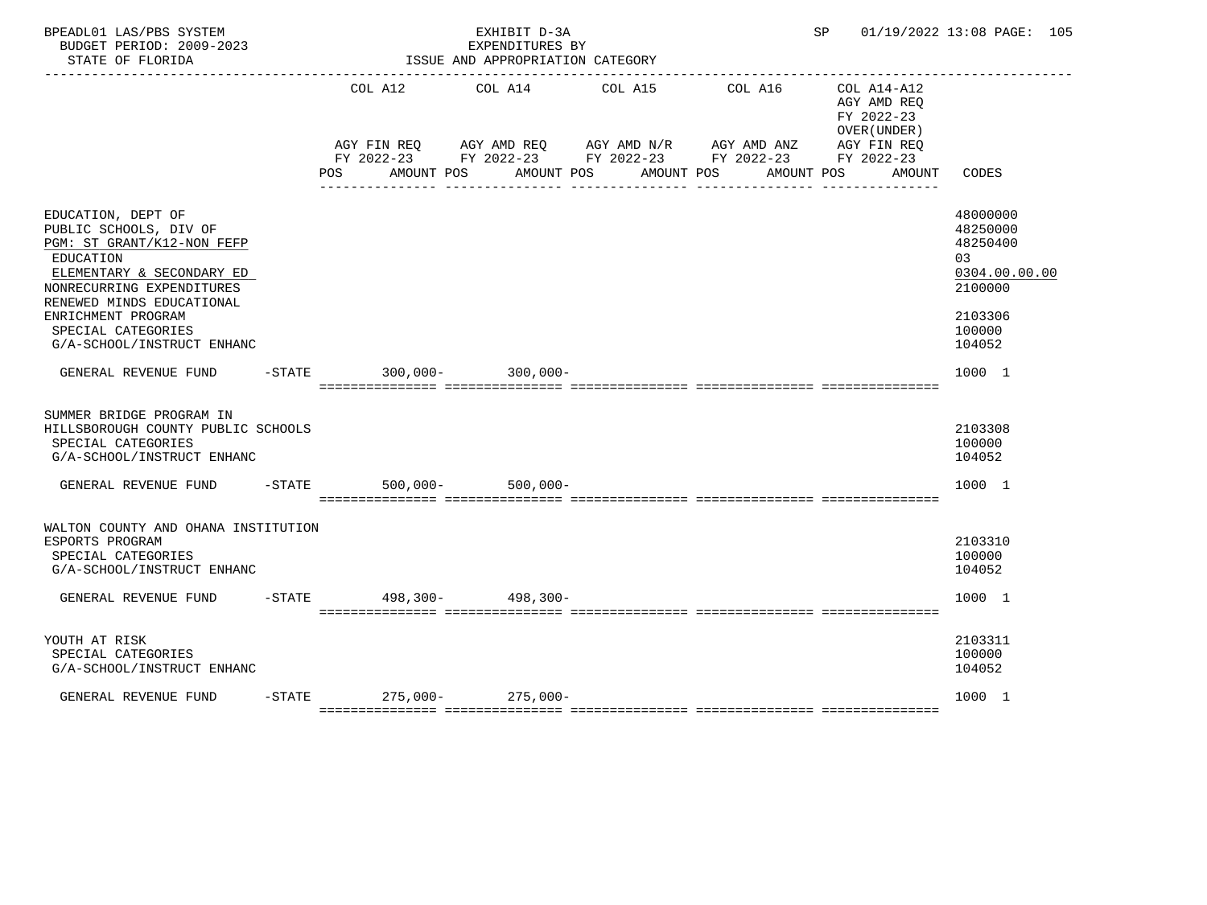| | COL A12 | | COL A14 | | COL A15 | | COL A16 | | COL A14-A12 AGY AMD REQ FY 2022-23 OVER(UNDER) | | |
|---|---|---|---|---|---|---|---|---|---|---|---|
| | AGY FIN REQ FY 2022-23 | | AGY AMD REQ FY 2022-23 | | AGY AMD N/R FY 2022-23 | | AGY AMD ANZ FY 2022-23 | | AGY FIN REQ FY 2022-23 | | |
| | POS | AMOUNT | POS | AMOUNT | POS | AMOUNT | POS | AMOUNT | POS | AMOUNT | CODES |
| EDUCATION, DEPT OF | | | | | | | | | | | 48000000 |
| PUBLIC SCHOOLS, DIV OF | | | | | | | | | | | 48250000 |
| PGM: ST GRANT/K12-NON FEFP | | | | | | | | | | | 48250400 |
| EDUCATION | | | | | | | | | | | 03 |
| ELEMENTARY & SECONDARY ED | | | | | | | | | | | 0304.00.00.00 |
| NONRECURRING EXPENDITURES | | | | | | | | | | | 2100000 |
| RENEWED MINDS EDUCATIONAL ENRICHMENT PROGRAM | | | | | | | | | | | 2103306 |
| SPECIAL CATEGORIES | | | | | | | | | | | 100000 |
| G/A-SCHOOL/INSTRUCT ENHANC | | | | | | | | | | | 104052 |
| GENERAL REVENUE FUND -STATE | | 300,000- | | 300,000- | | | | | | | 1000 1 |
| SUMMER BRIDGE PROGRAM IN HILLSBOROUGH COUNTY PUBLIC SCHOOLS | | | | | | | | | | | 2103308 |
| SPECIAL CATEGORIES | | | | | | | | | | | 100000 |
| G/A-SCHOOL/INSTRUCT ENHANC | | | | | | | | | | | 104052 |
| GENERAL REVENUE FUND -STATE | | 500,000- | | 500,000- | | | | | | | 1000 1 |
| WALTON COUNTY AND OHANA INSTITUTION ESPORTS PROGRAM | | | | | | | | | | | 2103310 |
| SPECIAL CATEGORIES | | | | | | | | | | | 100000 |
| G/A-SCHOOL/INSTRUCT ENHANC | | | | | | | | | | | 104052 |
| GENERAL REVENUE FUND -STATE | | 498,300- | | 498,300- | | | | | | | 1000 1 |
| YOUTH AT RISK | | | | | | | | | | | 2103311 |
| SPECIAL CATEGORIES | | | | | | | | | | | 100000 |
| G/A-SCHOOL/INSTRUCT ENHANC | | | | | | | | | | | 104052 |
| GENERAL REVENUE FUND -STATE | | 275,000- | | 275,000- | | | | | | | 1000 1 |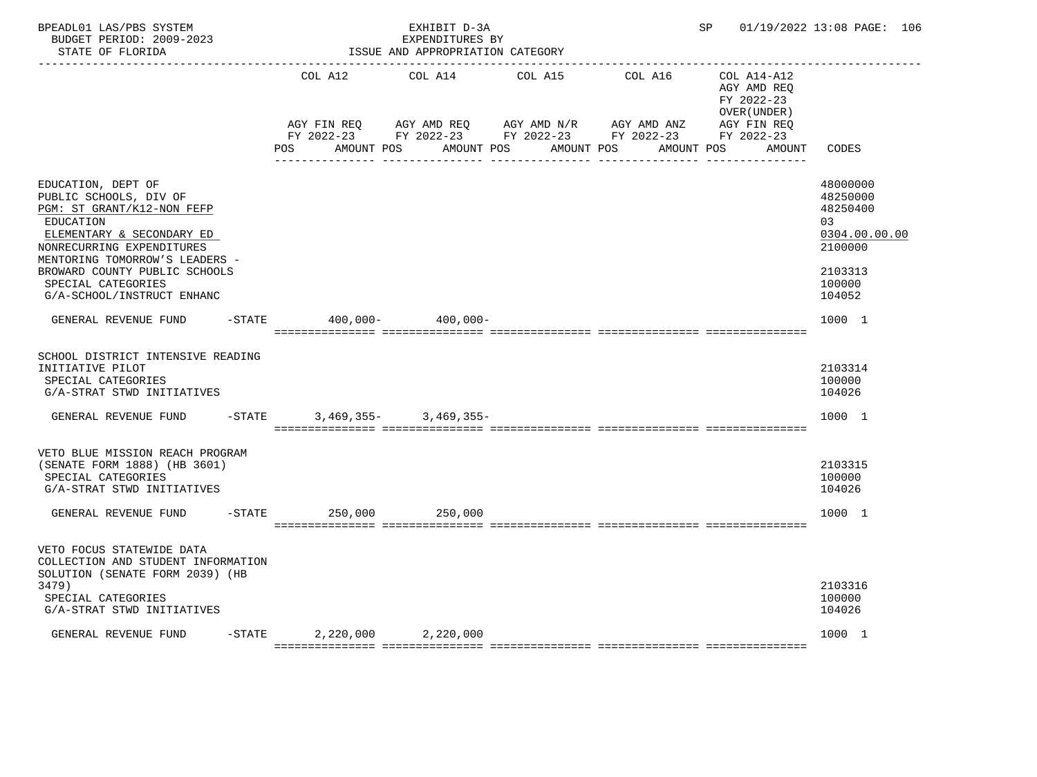BPEADL01 LAS/PBS SYSTEM — EXHIBIT D-3A — EXPENDITURES BY ISSUE AND APPROPRIATION CATEGORY
BUDGET PERIOD: 2009-2023
STATE OF FLORIDA
SP 01/19/2022 13:08

| | COL A12 AGY FIN REQ FY 2022-23 POS AMOUNT | COL A14 AGY AMD REQ FY 2022-23 POS AMOUNT | COL A15 AGY AMD N/R FY 2022-23 POS AMOUNT | COL A16 AGY AMD ANZ FY 2022-23 POS AMOUNT | COL A14-A12 AGY AMD REQ FY 2022-23 OVER(UNDER) AGY FIN REQ FY 2022-23 POS AMOUNT | CODES |
|---|---|---|---|---|---|---|
| EDUCATION, DEPT OF | | | | | | 48000000 |
| PUBLIC SCHOOLS, DIV OF | | | | | | 48250000 |
| PGM: ST GRANT/K12-NON FEFP | | | | | | 48250400 |
| EDUCATION | | | | | | 03 |
| ELEMENTARY & SECONDARY ED | | | | | | 0304.00.00.00 |
| NONRECURRING EXPENDITURES | | | | | | 2100000 |
| MENTORING TOMORROW'S LEADERS - BROWARD COUNTY PUBLIC SCHOOLS | | | | | | 2103313 |
| SPECIAL CATEGORIES | | | | | | 100000 |
| G/A-SCHOOL/INSTRUCT ENHANC | | | | | | 104052 |
| GENERAL REVENUE FUND -STATE | 400,000- | 400,000- | | | | 1000 1 |
| SCHOOL DISTRICT INTENSIVE READING INITIATIVE PILOT | | | | | | 2103314 |
| SPECIAL CATEGORIES | | | | | | 100000 |
| G/A-STRAT STWD INITIATIVES | | | | | | 104026 |
| GENERAL REVENUE FUND -STATE | 3,469,355- | 3,469,355- | | | | 1000 1 |
| VETO BLUE MISSION REACH PROGRAM (SENATE FORM 1888) (HB 3601) | | | | | | 2103315 |
| SPECIAL CATEGORIES | | | | | | 100000 |
| G/A-STRAT STWD INITIATIVES | | | | | | 104026 |
| GENERAL REVENUE FUND -STATE | 250,000 | 250,000 | | | | 1000 1 |
| VETO FOCUS STATEWIDE DATA COLLECTION AND STUDENT INFORMATION SOLUTION (SENATE FORM 2039) (HB 3479) | | | | | | 2103316 |
| SPECIAL CATEGORIES | | | | | | 100000 |
| G/A-STRAT STWD INITIATIVES | | | | | | 104026 |
| GENERAL REVENUE FUND -STATE | 2,220,000 | 2,220,000 | | | | 1000 1 |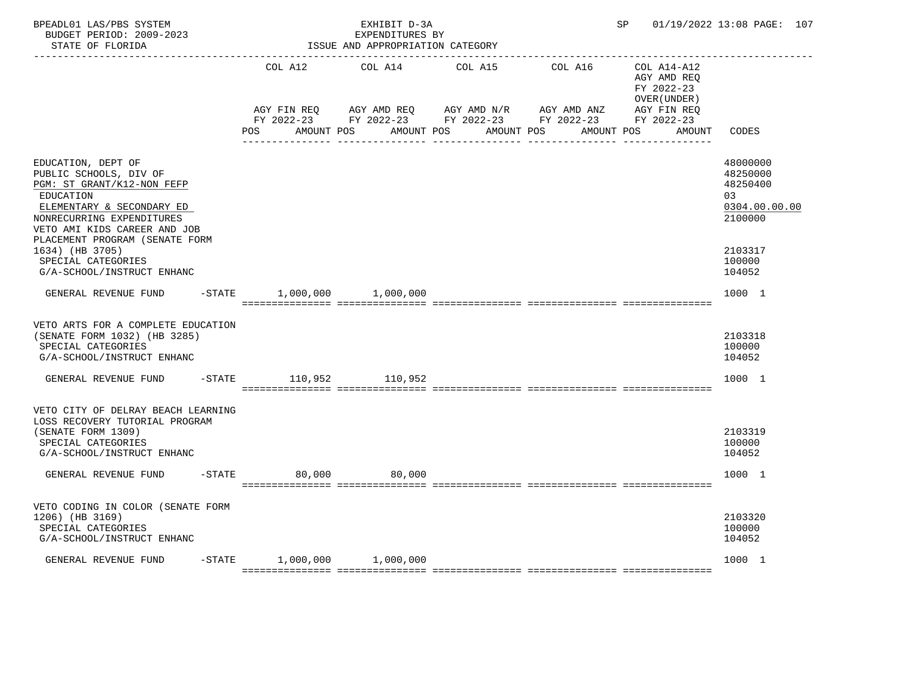BPEADL01 LAS/PBS SYSTEM — EXHIBIT D-3A — EXPENDITURES BY ISSUE AND APPROPRIATION CATEGORY — SP 01/19/2022 13:08

BUDGET PERIOD: 2009-2023

STATE OF FLORIDA

| | COL A12 AGY FIN REQ FY 2022-23 POS AMOUNT | COL A14 AGY AMD REQ FY 2022-23 POS AMOUNT | COL A15 AGY AMD N/R FY 2022-23 POS AMOUNT | COL A16 AGY AMD ANZ FY 2022-23 POS AMOUNT | COL A14-A12 AGY AMD REQ FY 2022-23 OVER(UNDER) AGY FIN REQ FY 2022-23 POS AMOUNT | CODES |
|---|---|---|---|---|---|---|
| EDUCATION, DEPT OF | | | | | | 48000000 |
| PUBLIC SCHOOLS, DIV OF | | | | | | 48250000 |
| PGM: ST GRANT/K12-NON FEFP | | | | | | 48250400 |
| EDUCATION | | | | | | 03 |
| ELEMENTARY & SECONDARY ED | | | | | | 0304.00.00.00 |
| NONRECURRING EXPENDITURES | | | | | | 2100000 |
| VETO AMI KIDS CAREER AND JOB PLACEMENT PROGRAM (SENATE FORM 1634) (HB 3705) | | | | | | 2103317 |
| SPECIAL CATEGORIES | | | | | | 100000 |
| G/A-SCHOOL/INSTRUCT ENHANC | | | | | | 104052 |
| GENERAL REVENUE FUND -STATE | 1,000,000 | 1,000,000 | | | | 1000 1 |
| VETO ARTS FOR A COMPLETE EDUCATION (SENATE FORM 1032) (HB 3285) | | | | | | 2103318 |
| SPECIAL CATEGORIES | | | | | | 100000 |
| G/A-SCHOOL/INSTRUCT ENHANC | | | | | | 104052 |
| GENERAL REVENUE FUND -STATE | 110,952 | 110,952 | | | | 1000 1 |
| VETO CITY OF DELRAY BEACH LEARNING LOSS RECOVERY TUTORIAL PROGRAM (SENATE FORM 1309) | | | | | | 2103319 |
| SPECIAL CATEGORIES | | | | | | 100000 |
| G/A-SCHOOL/INSTRUCT ENHANC | | | | | | 104052 |
| GENERAL REVENUE FUND -STATE | 80,000 | 80,000 | | | | 1000 1 |
| VETO CODING IN COLOR (SENATE FORM 1206) (HB 3169) | | | | | | 2103320 |
| SPECIAL CATEGORIES | | | | | | 100000 |
| G/A-SCHOOL/INSTRUCT ENHANC | | | | | | 104052 |
| GENERAL REVENUE FUND -STATE | 1,000,000 | 1,000,000 | | | | 1000 1 |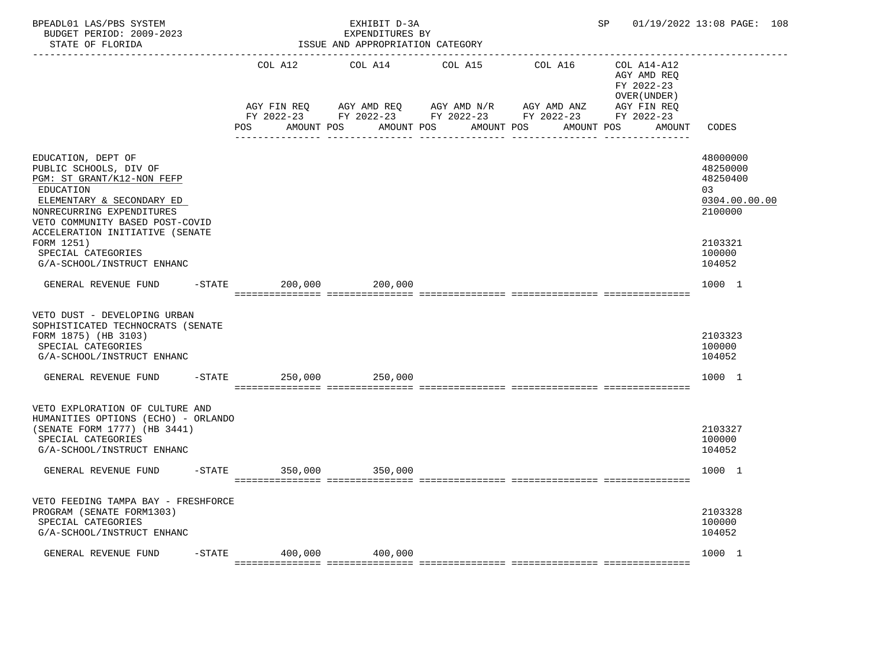BPEADL01 LAS/PBS SYSTEM — EXHIBIT D-3A — EXPENDITURES BY ISSUE AND APPROPRIATION CATEGORY

BUDGET PERIOD: 2009-2023 — STATE OF FLORIDA — SP 01/19/2022 13:08 PAGE: 108

| | COL A12 AGY FIN REQ FY 2022-23 POS AMOUNT | COL A14 AGY AMD REQ FY 2022-23 POS AMOUNT | COL A15 AGY AMD N/R FY 2022-23 POS AMOUNT | COL A16 AGY AMD ANZ FY 2022-23 POS AMOUNT | COL A14-A12 AGY AMD REQ FY 2022-23 OVER(UNDER) AGY FIN REQ FY 2022-23 POS AMOUNT | CODES |
|---|---|---|---|---|---|---|
| EDUCATION, DEPT OF | | | | | | 48000000 |
| PUBLIC SCHOOLS, DIV OF | | | | | | 48250000 |
| PGM: ST GRANT/K12-NON FEFP | | | | | | 48250400 |
| EDUCATION | | | | | | 03 |
| ELEMENTARY & SECONDARY ED | | | | | | 0304.00.00.00 |
| NONRECURRING EXPENDITURES | | | | | | 2100000 |
| VETO COMMUNITY BASED POST-COVID ACCELERATION INITIATIVE (SENATE FORM 1251) | | | | | | 2103321 |
| SPECIAL CATEGORIES | | | | | | 100000 |
| G/A-SCHOOL/INSTRUCT ENHANC | | | | | | 104052 |
| GENERAL REVENUE FUND -STATE | 200,000 | 200,000 | | | | 1000 1 |
| VETO DUST - DEVELOPING URBAN SOPHISTICATED TECHNOCRATS (SENATE FORM 1875) (HB 3103) | | | | | | 2103323 |
| SPECIAL CATEGORIES | | | | | | 100000 |
| G/A-SCHOOL/INSTRUCT ENHANC | | | | | | 104052 |
| GENERAL REVENUE FUND -STATE | 250,000 | 250,000 | | | | 1000 1 |
| VETO EXPLORATION OF CULTURE AND HUMANITIES OPTIONS (ECHO) - ORLANDO (SENATE FORM 1777) (HB 3441) | | | | | | 2103327 |
| SPECIAL CATEGORIES | | | | | | 100000 |
| G/A-SCHOOL/INSTRUCT ENHANC | | | | | | 104052 |
| GENERAL REVENUE FUND -STATE | 350,000 | 350,000 | | | | 1000 1 |
| VETO FEEDING TAMPA BAY - FRESHFORCE PROGRAM (SENATE FORM1303) | | | | | | 2103328 |
| SPECIAL CATEGORIES | | | | | | 100000 |
| G/A-SCHOOL/INSTRUCT ENHANC | | | | | | 104052 |
| GENERAL REVENUE FUND -STATE | 400,000 | 400,000 | | | | 1000 1 |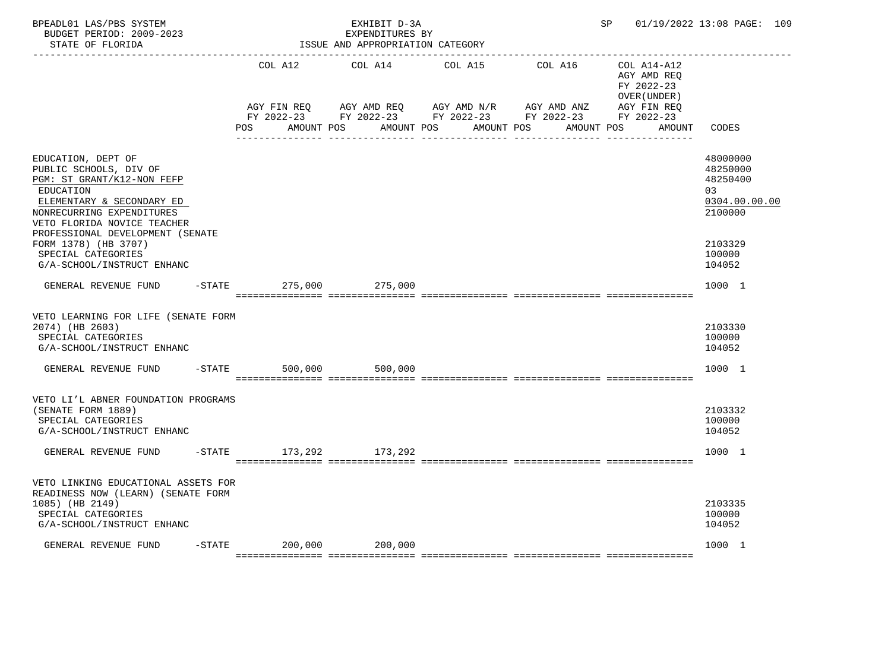EXHIBIT D-3A
EXPENDITURES BY
ISSUE AND APPROPRIATION CATEGORY

BPEADL01 LAS/PBS SYSTEM — BUDGET PERIOD: 2009-2023 — STATE OF FLORIDA — SP 01/19/2022 13:08

| | COL A12 AGY FIN REQ FY 2022-23 POS AMOUNT | COL A14 AGY AMD REQ FY 2022-23 POS AMOUNT | COL A15 AGY AMD N/R FY 2022-23 POS AMOUNT | COL A16 AGY AMD ANZ FY 2022-23 POS AMOUNT | COL A14-A12 AGY AMD REQ FY 2022-23 OVER(UNDER) AGY FIN REQ FY 2022-23 POS AMOUNT | CODES |
|---|---|---|---|---|---|---|
| EDUCATION, DEPT OF | | | | | | 48000000 |
| PUBLIC SCHOOLS, DIV OF | | | | | | 48250000 |
| PGM: ST GRANT/K12-NON FEFP | | | | | | 48250400 |
| EDUCATION | | | | | | 03 |
| ELEMENTARY & SECONDARY ED | | | | | | 0304.00.00.00 |
| NONRECURRING EXPENDITURES | | | | | | 2100000 |
| VETO FLORIDA NOVICE TEACHER PROFESSIONAL DEVELOPMENT (SENATE FORM 1378) (HB 3707) | | | | | | 2103329 |
| SPECIAL CATEGORIES | | | | | | 100000 |
| G/A-SCHOOL/INSTRUCT ENHANC | | | | | | 104052 |
| GENERAL REVENUE FUND -STATE | 275,000 | 275,000 | | | | 1000 1 |
| VETO LEARNING FOR LIFE (SENATE FORM 2074) (HB 2603) | | | | | | 2103330 |
| SPECIAL CATEGORIES | | | | | | 100000 |
| G/A-SCHOOL/INSTRUCT ENHANC | | | | | | 104052 |
| GENERAL REVENUE FUND -STATE | 500,000 | 500,000 | | | | 1000 1 |
| VETO LI'L ABNER FOUNDATION PROGRAMS (SENATE FORM 1889) | | | | | | 2103332 |
| SPECIAL CATEGORIES | | | | | | 100000 |
| G/A-SCHOOL/INSTRUCT ENHANC | | | | | | 104052 |
| GENERAL REVENUE FUND -STATE | 173,292 | 173,292 | | | | 1000 1 |
| VETO LINKING EDUCATIONAL ASSETS FOR READINESS NOW (LEARN) (SENATE FORM 1085) (HB 2149) | | | | | | 2103335 |
| SPECIAL CATEGORIES | | | | | | 100000 |
| G/A-SCHOOL/INSTRUCT ENHANC | | | | | | 104052 |
| GENERAL REVENUE FUND -STATE | 200,000 | 200,000 | | | | 1000 1 |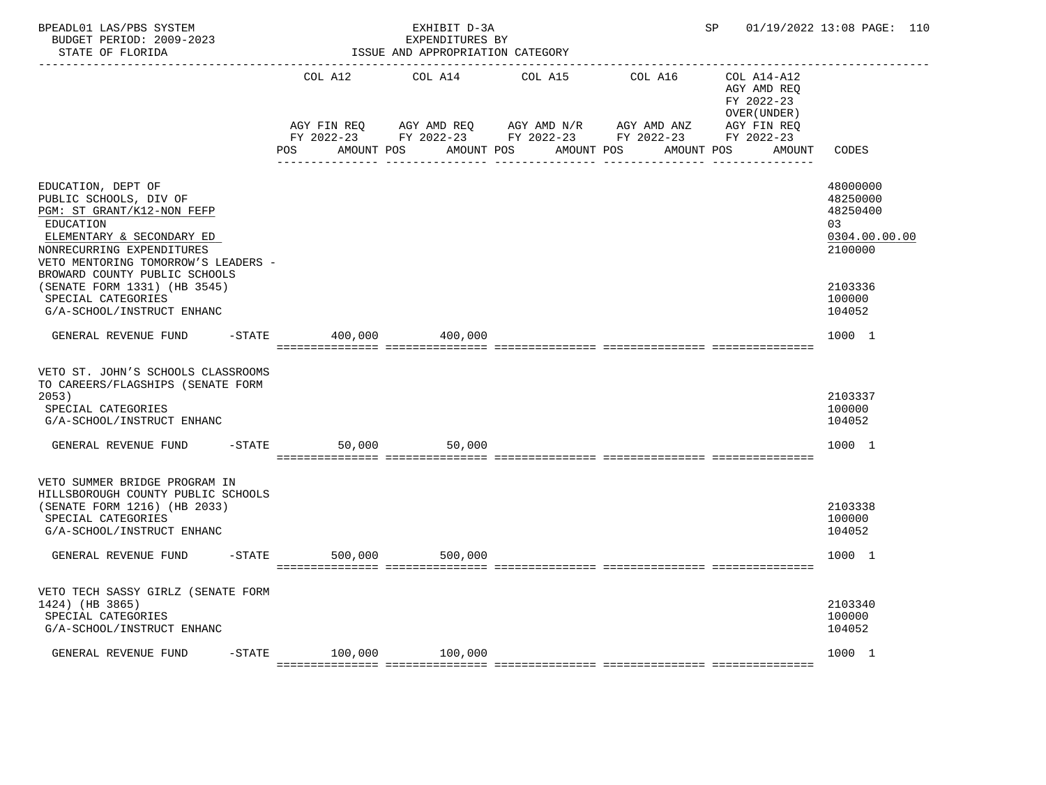EXHIBIT D-3A
EXPENDITURES BY
ISSUE AND APPROPRIATION CATEGORY

| | COL A12 AGY FIN REQ FY 2022-23 POS AMOUNT | COL A14 AGY AMD REQ FY 2022-23 POS AMOUNT | COL A15 AGY AMD N/R FY 2022-23 POS AMOUNT | COL A16 AGY AMD ANZ FY 2022-23 POS AMOUNT | COL A14-A12 AGY AMD REQ FY 2022-23 OVER(UNDER) AGY FIN REQ FY 2022-23 POS AMOUNT | CODES |
|---|---|---|---|---|---|---|
| EDUCATION, DEPT OF | | | | | | 48000000 |
| PUBLIC SCHOOLS, DIV OF | | | | | | 48250000 |
| PGM: ST GRANT/K12-NON FEFP | | | | | | 48250400 |
| EDUCATION | | | | | | 03 |
| ELEMENTARY & SECONDARY ED | | | | | | 0304.00.00.00 |
| NONRECURRING EXPENDITURES | | | | | | 2100000 |
| VETO MENTORING TOMORROW'S LEADERS - BROWARD COUNTY PUBLIC SCHOOLS (SENATE FORM 1331) (HB 3545) | | | | | | 2103336 |
| SPECIAL CATEGORIES | | | | | | 100000 |
| G/A-SCHOOL/INSTRUCT ENHANC | | | | | | 104052 |
| GENERAL REVENUE FUND -STATE | 400,000 | 400,000 | | | | 1000 1 |
| VETO ST. JOHN'S SCHOOLS CLASSROOMS TO CAREERS/FLAGSHIPS (SENATE FORM 2053) | | | | | | 2103337 |
| SPECIAL CATEGORIES | | | | | | 100000 |
| G/A-SCHOOL/INSTRUCT ENHANC | | | | | | 104052 |
| GENERAL REVENUE FUND -STATE | 50,000 | 50,000 | | | | 1000 1 |
| VETO SUMMER BRIDGE PROGRAM IN HILLSBOROUGH COUNTY PUBLIC SCHOOLS (SENATE FORM 1216) (HB 2033) | | | | | | 2103338 |
| SPECIAL CATEGORIES | | | | | | 100000 |
| G/A-SCHOOL/INSTRUCT ENHANC | | | | | | 104052 |
| GENERAL REVENUE FUND -STATE | 500,000 | 500,000 | | | | 1000 1 |
| VETO TECH SASSY GIRLZ (SENATE FORM 1424) (HB 3865) | | | | | | 2103340 |
| SPECIAL CATEGORIES | | | | | | 100000 |
| G/A-SCHOOL/INSTRUCT ENHANC | | | | | | 104052 |
| GENERAL REVENUE FUND -STATE | 100,000 | 100,000 | | | | 1000 1 |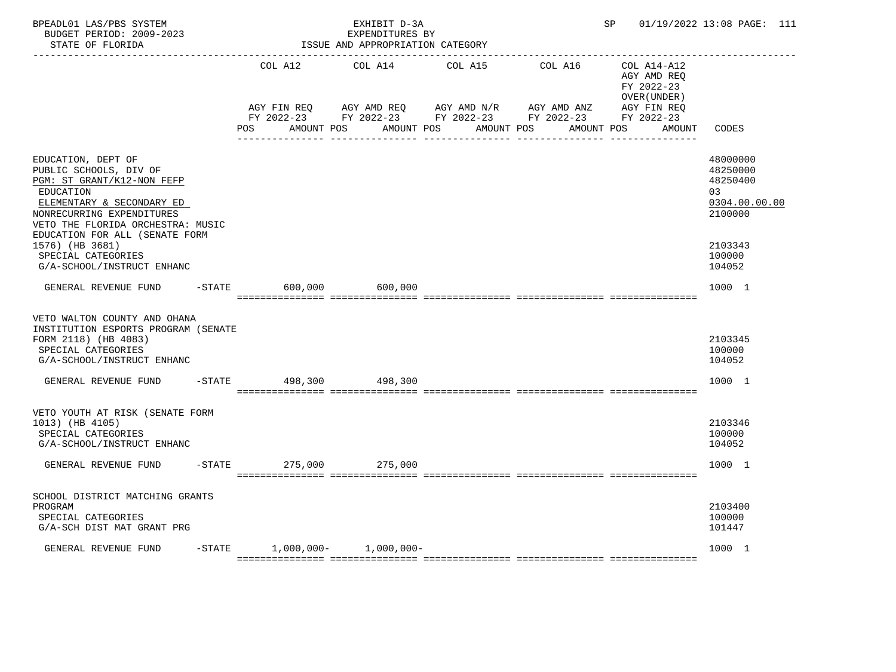BPEADL01 LAS/PBS SYSTEM — EXHIBIT D-3A — EXPENDITURES BY ISSUE AND APPROPRIATION CATEGORY — SP 01/19/2022 13:08

BUDGET PERIOD: 2009-2023

STATE OF FLORIDA

| | COL A12 AGY FIN REQ FY 2022-23 POS AMOUNT | COL A14 AGY AMD REQ FY 2022-23 POS AMOUNT | COL A15 AGY AMD N/R FY 2022-23 POS AMOUNT | COL A16 AGY AMD ANZ FY 2022-23 POS AMOUNT | COL A14-A12 AGY AMD REQ FY 2022-23 OVER(UNDER) AGY FIN REQ FY 2022-23 POS AMOUNT | CODES |
|---|---|---|---|---|---|---|
| EDUCATION, DEPT OF | | | | | | 48000000 |
| PUBLIC SCHOOLS, DIV OF | | | | | | 48250000 |
| PGM: ST GRANT/K12-NON FEFP | | | | | | 48250400 |
| EDUCATION | | | | | | 03 |
| ELEMENTARY & SECONDARY ED | | | | | | 0304.00.00.00 |
| NONRECURRING EXPENDITURES | | | | | | 2100000 |
| VETO THE FLORIDA ORCHESTRA: MUSIC EDUCATION FOR ALL (SENATE FORM 1576) (HB 3681) | | | | | | 2103343 |
| SPECIAL CATEGORIES | | | | | | 100000 |
| G/A-SCHOOL/INSTRUCT ENHANC | | | | | | 104052 |
| GENERAL REVENUE FUND -STATE | 600,000 | 600,000 | | | | 1000 1 |
| VETO WALTON COUNTY AND OHANA INSTITUTION ESPORTS PROGRAM (SENATE FORM 2118) (HB 4083) | | | | | | 2103345 |
| SPECIAL CATEGORIES | | | | | | 100000 |
| G/A-SCHOOL/INSTRUCT ENHANC | | | | | | 104052 |
| GENERAL REVENUE FUND -STATE | 498,300 | 498,300 | | | | 1000 1 |
| VETO YOUTH AT RISK (SENATE FORM 1013) (HB 4105) | | | | | | 2103346 |
| SPECIAL CATEGORIES | | | | | | 100000 |
| G/A-SCHOOL/INSTRUCT ENHANC | | | | | | 104052 |
| GENERAL REVENUE FUND -STATE | 275,000 | 275,000 | | | | 1000 1 |
| SCHOOL DISTRICT MATCHING GRANTS PROGRAM | | | | | | 2103400 |
| SPECIAL CATEGORIES | | | | | | 100000 |
| G/A-SCH DIST MAT GRANT PRG | | | | | | 101447 |
| GENERAL REVENUE FUND -STATE | 1,000,000- | 1,000,000- | | | | 1000 1 |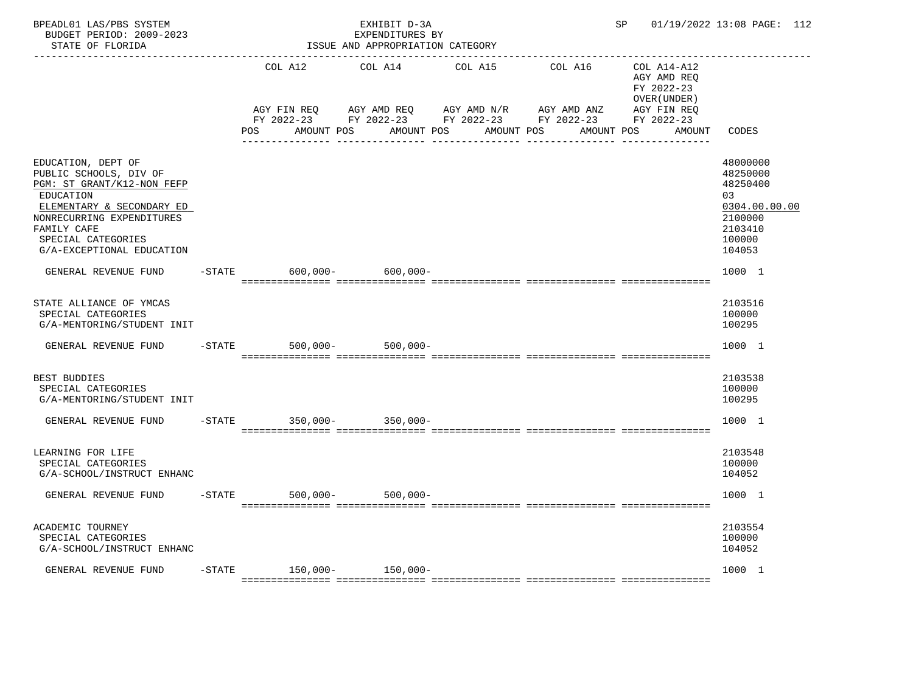BPEADL01 LAS/PBS SYSTEM — EXHIBIT D-3A — SP 01/19/2022 13:08 PAGE: 112
BUDGET PERIOD: 2009-2023 — EXPENDITURES BY
STATE OF FLORIDA — ISSUE AND APPROPRIATION CATEGORY

| | | COL A12 AGY FIN REQ FY 2022-23 POS AMOUNT | COL A14 AGY AMD REQ FY 2022-23 POS AMOUNT | COL A15 AGY AMD N/R FY 2022-23 POS AMOUNT | COL A16 AGY AMD ANZ FY 2022-23 POS AMOUNT | COL A14-A12 AGY AMD REQ FY 2022-23 OVER(UNDER) AGY FIN REQ FY 2022-23 POS AMOUNT | CODES |
|---|---|---|---|---|---|---|---|
| EDUCATION, DEPT OF | | | | | | | 48000000 |
| PUBLIC SCHOOLS, DIV OF | | | | | | | 48250000 |
| PGM: ST GRANT/K12-NON FEFP | | | | | | | 48250400 |
| EDUCATION | | | | | | | 03 |
| ELEMENTARY & SECONDARY ED | | | | | | | 0304.00.00.00 |
| NONRECURRING EXPENDITURES | | | | | | | 2100000 |
| FAMILY CAFE | | | | | | | 2103410 |
| SPECIAL CATEGORIES | | | | | | | 100000 |
| G/A-EXCEPTIONAL EDUCATION | | | | | | | 104053 |
| GENERAL REVENUE FUND | -STATE | 600,000- | 600,000- | | | | 1000 1 |
| STATE ALLIANCE OF YMCAS | | | | | | | 2103516 |
| SPECIAL CATEGORIES | | | | | | | 100000 |
| G/A-MENTORING/STUDENT INIT | | | | | | | 100295 |
| GENERAL REVENUE FUND | -STATE | 500,000- | 500,000- | | | | 1000 1 |
| BEST BUDDIES | | | | | | | 2103538 |
| SPECIAL CATEGORIES | | | | | | | 100000 |
| G/A-MENTORING/STUDENT INIT | | | | | | | 100295 |
| GENERAL REVENUE FUND | -STATE | 350,000- | 350,000- | | | | 1000 1 |
| LEARNING FOR LIFE | | | | | | | 2103548 |
| SPECIAL CATEGORIES | | | | | | | 100000 |
| G/A-SCHOOL/INSTRUCT ENHANC | | | | | | | 104052 |
| GENERAL REVENUE FUND | -STATE | 500,000- | 500,000- | | | | 1000 1 |
| ACADEMIC TOURNEY | | | | | | | 2103554 |
| SPECIAL CATEGORIES | | | | | | | 100000 |
| G/A-SCHOOL/INSTRUCT ENHANC | | | | | | | 104052 |
| GENERAL REVENUE FUND | -STATE | 150,000- | 150,000- | | | | 1000 1 |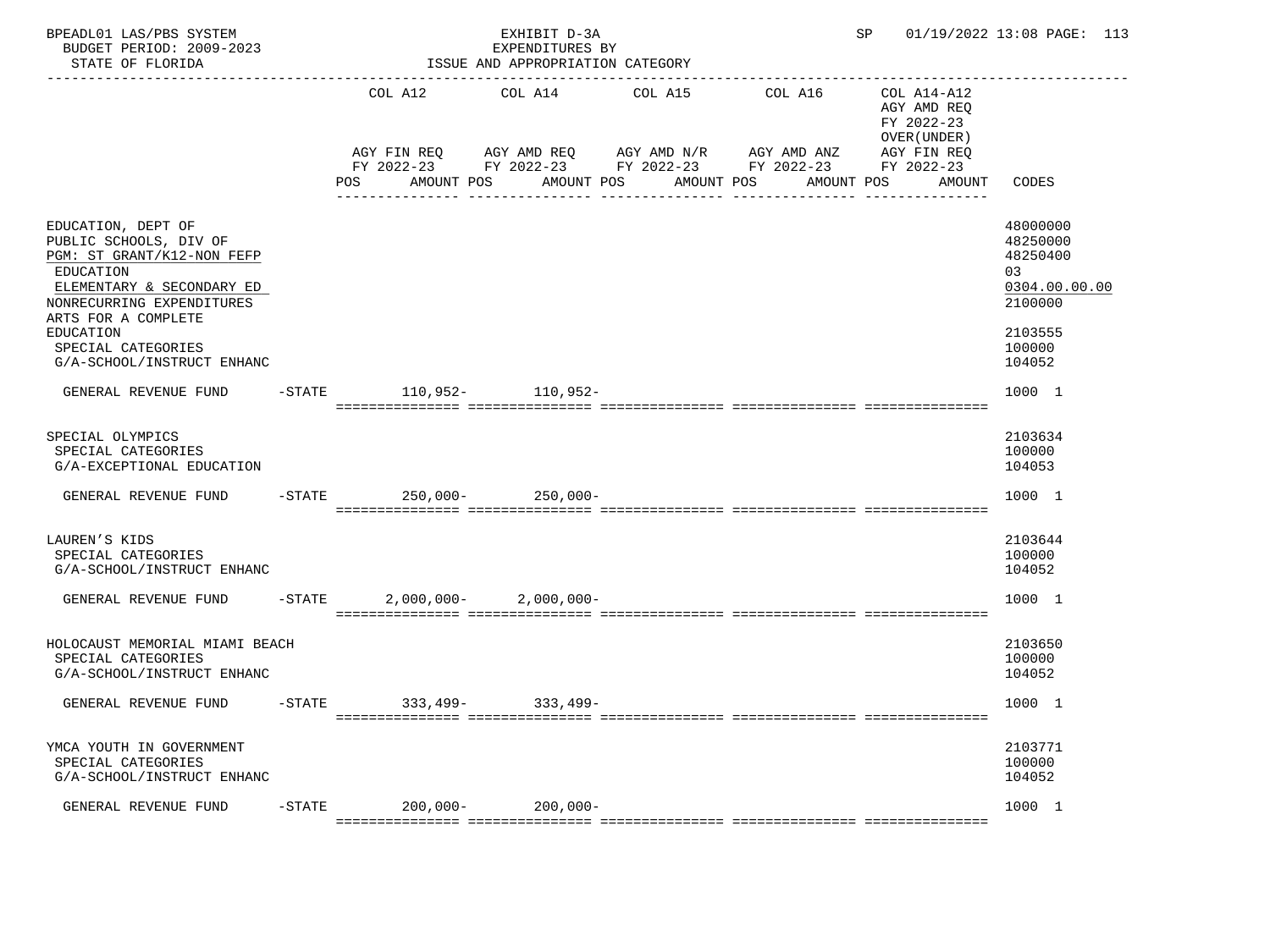BPEADL01 LAS/PBS SYSTEM | EXHIBIT D-3A | SP 01/19/2022 13:08
BUDGET PERIOD: 2009-2023 | EXPENDITURES BY
STATE OF FLORIDA | ISSUE AND APPROPRIATION CATEGORY

| | COL A12 AGY FIN REQ FY 2022-23 POS AMOUNT | COL A14 AGY AMD REQ FY 2022-23 POS AMOUNT | COL A15 AGY AMD N/R FY 2022-23 POS AMOUNT | COL A16 AGY AMD ANZ FY 2022-23 POS AMOUNT | COL A14-A12 AGY AMD REQ FY 2022-23 OVER(UNDER) AGY FIN REQ FY 2022-23 POS AMOUNT | CODES |
|---|---|---|---|---|---|---|
| EDUCATION, DEPT OF | | | | | | 48000000 |
| PUBLIC SCHOOLS, DIV OF | | | | | | 48250000 |
| PGM: ST GRANT/K12-NON FEFP | | | | | | 48250400 |
| EDUCATION | | | | | | 03 |
| ELEMENTARY & SECONDARY ED | | | | | | 0304.00.00.00 |
| NONRECURRING EXPENDITURES | | | | | | 2100000 |
| ARTS FOR A COMPLETE EDUCATION | | | | | | 2103555 |
| SPECIAL CATEGORIES | | | | | | 100000 |
| G/A-SCHOOL/INSTRUCT ENHANC | | | | | | 104052 |
| GENERAL REVENUE FUND -STATE | 110,952- | 110,952- | | | | 1000 1 |
| SPECIAL OLYMPICS | | | | | | 2103634 |
| SPECIAL CATEGORIES | | | | | | 100000 |
| G/A-EXCEPTIONAL EDUCATION | | | | | | 104053 |
| GENERAL REVENUE FUND -STATE | 250,000- | 250,000- | | | | 1000 1 |
| LAUREN'S KIDS | | | | | | 2103644 |
| SPECIAL CATEGORIES | | | | | | 100000 |
| G/A-SCHOOL/INSTRUCT ENHANC | | | | | | 104052 |
| GENERAL REVENUE FUND -STATE | 2,000,000- | 2,000,000- | | | | 1000 1 |
| HOLOCAUST MEMORIAL MIAMI BEACH | | | | | | 2103650 |
| SPECIAL CATEGORIES | | | | | | 100000 |
| G/A-SCHOOL/INSTRUCT ENHANC | | | | | | 104052 |
| GENERAL REVENUE FUND -STATE | 333,499- | 333,499- | | | | 1000 1 |
| YMCA YOUTH IN GOVERNMENT | | | | | | 2103771 |
| SPECIAL CATEGORIES | | | | | | 100000 |
| G/A-SCHOOL/INSTRUCT ENHANC | | | | | | 104052 |
| GENERAL REVENUE FUND -STATE | 200,000- | 200,000- | | | | 1000 1 |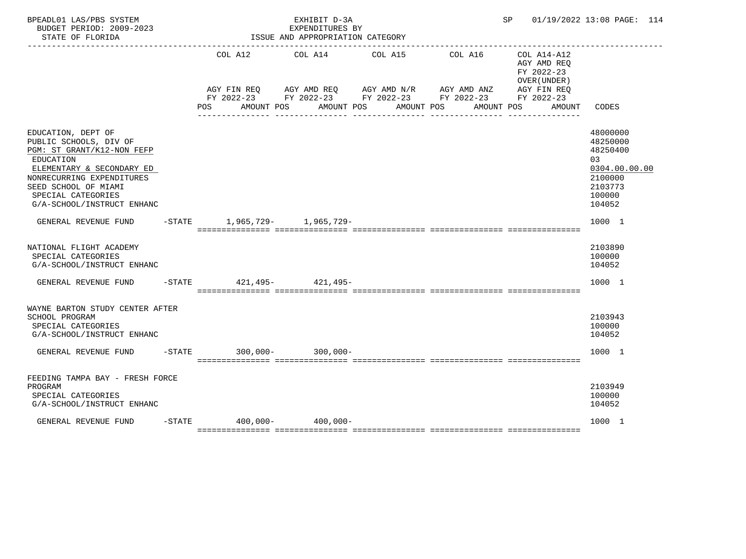BPEADL01 LAS/PBS SYSTEM — EXHIBIT D-3A — EXPENDITURES BY ISSUE AND APPROPRIATION CATEGORY — SP 01/19/2022 13:08 PAGE: 114

BUDGET PERIOD: 2009-2023

STATE OF FLORIDA

| | COL A12 AGY FIN REQ FY 2022-23 POS AMOUNT | COL A14 AGY AMD REQ FY 2022-23 POS AMOUNT | COL A15 AGY AMD N/R FY 2022-23 POS AMOUNT | COL A16 AGY AMD ANZ FY 2022-23 POS AMOUNT | COL A14-A12 AGY AMD REQ FY 2022-23 OVER(UNDER) AGY FIN REQ FY 2022-23 POS AMOUNT | CODES |
|---|---|---|---|---|---|---|
| EDUCATION, DEPT OF | | | | | | 48000000 |
| PUBLIC SCHOOLS, DIV OF | | | | | | 48250000 |
| PGM: ST GRANT/K12-NON FEFP | | | | | | 48250400 |
| EDUCATION | | | | | | 03 |
| ELEMENTARY & SECONDARY ED | | | | | | 0304.00.00.00 |
| NONRECURRING EXPENDITURES | | | | | | 2100000 |
| SEED SCHOOL OF MIAMI | | | | | | 2103773 |
| SPECIAL CATEGORIES | | | | | | 100000 |
| G/A-SCHOOL/INSTRUCT ENHANC | | | | | | 104052 |
| GENERAL REVENUE FUND -STATE | 1,965,729- | 1,965,729- | | | | 1000 1 |
| NATIONAL FLIGHT ACADEMY | | | | | | 2103890 |
| SPECIAL CATEGORIES | | | | | | 100000 |
| G/A-SCHOOL/INSTRUCT ENHANC | | | | | | 104052 |
| GENERAL REVENUE FUND -STATE | 421,495- | 421,495- | | | | 1000 1 |
| WAYNE BARTON STUDY CENTER AFTER SCHOOL PROGRAM | | | | | | 2103943 |
| SPECIAL CATEGORIES | | | | | | 100000 |
| G/A-SCHOOL/INSTRUCT ENHANC | | | | | | 104052 |
| GENERAL REVENUE FUND -STATE | 300,000- | 300,000- | | | | 1000 1 |
| FEEDING TAMPA BAY - FRESH FORCE PROGRAM | | | | | | 2103949 |
| SPECIAL CATEGORIES | | | | | | 100000 |
| G/A-SCHOOL/INSTRUCT ENHANC | | | | | | 104052 |
| GENERAL REVENUE FUND -STATE | 400,000- | 400,000- | | | | 1000 1 |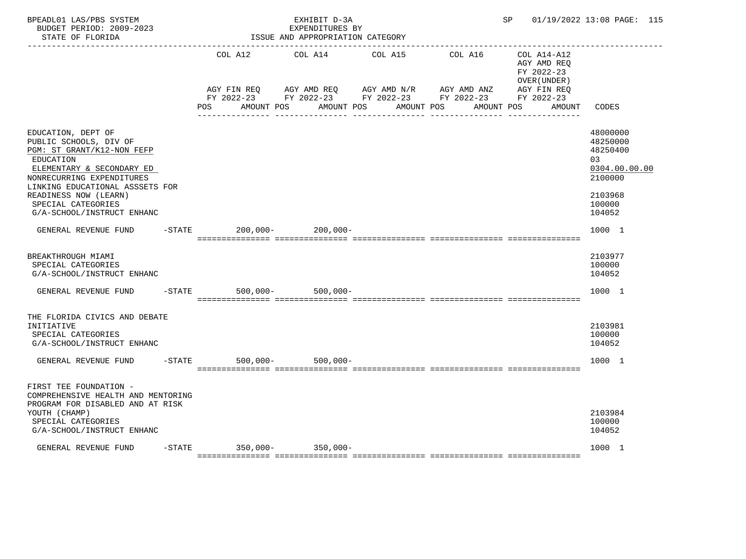BPEADL01 LAS/PBS SYSTEM — EXHIBIT D-3A — EXPENDITURES BY ISSUE AND APPROPRIATION CATEGORY — SP 01/19/2022 13:08 PAGE: 115

BUDGET PERIOD: 2009-2023

STATE OF FLORIDA

| | COL A12 AGY FIN REQ FY 2022-23 POS AMOUNT | COL A14 AGY AMD REQ FY 2022-23 POS AMOUNT | COL A15 AGY AMD N/R FY 2022-23 POS AMOUNT | COL A16 AGY AMD ANZ FY 2022-23 POS AMOUNT | COL A14-A12 AGY AMD REQ FY 2022-23 OVER(UNDER) AGY FIN REQ FY 2022-23 POS AMOUNT | CODES |
|---|---|---|---|---|---|---|
| EDUCATION, DEPT OF | | | | | | 48000000 |
| PUBLIC SCHOOLS, DIV OF | | | | | | 48250000 |
| PGM: ST GRANT/K12-NON FEFP | | | | | | 48250400 |
| EDUCATION | | | | | | 03 |
| ELEMENTARY & SECONDARY ED | | | | | | 0304.00.00.00 |
| NONRECURRING EXPENDITURES | | | | | | 2100000 |
| LINKING EDUCATIONAL ASSSETS FOR READINESS NOW (LEARN) | | | | | | 2103968 |
| SPECIAL CATEGORIES | | | | | | 100000 |
| G/A-SCHOOL/INSTRUCT ENHANC | | | | | | 104052 |
| GENERAL REVENUE FUND -STATE | 200,000- | 200,000- | | | | 1000 1 |
| BREAKTHROUGH MIAMI | | | | | | 2103977 |
| SPECIAL CATEGORIES | | | | | | 100000 |
| G/A-SCHOOL/INSTRUCT ENHANC | | | | | | 104052 |
| GENERAL REVENUE FUND -STATE | 500,000- | 500,000- | | | | 1000 1 |
| THE FLORIDA CIVICS AND DEBATE INITIATIVE | | | | | | 2103981 |
| SPECIAL CATEGORIES | | | | | | 100000 |
| G/A-SCHOOL/INSTRUCT ENHANC | | | | | | 104052 |
| GENERAL REVENUE FUND -STATE | 500,000- | 500,000- | | | | 1000 1 |
| FIRST TEE FOUNDATION - COMPREHENSIVE HEALTH AND MENTORING PROGRAM FOR DISABLED AND AT RISK YOUTH (CHAMP) | | | | | | 2103984 |
| SPECIAL CATEGORIES | | | | | | 100000 |
| G/A-SCHOOL/INSTRUCT ENHANC | | | | | | 104052 |
| GENERAL REVENUE FUND -STATE | 350,000- | 350,000- | | | | 1000 1 |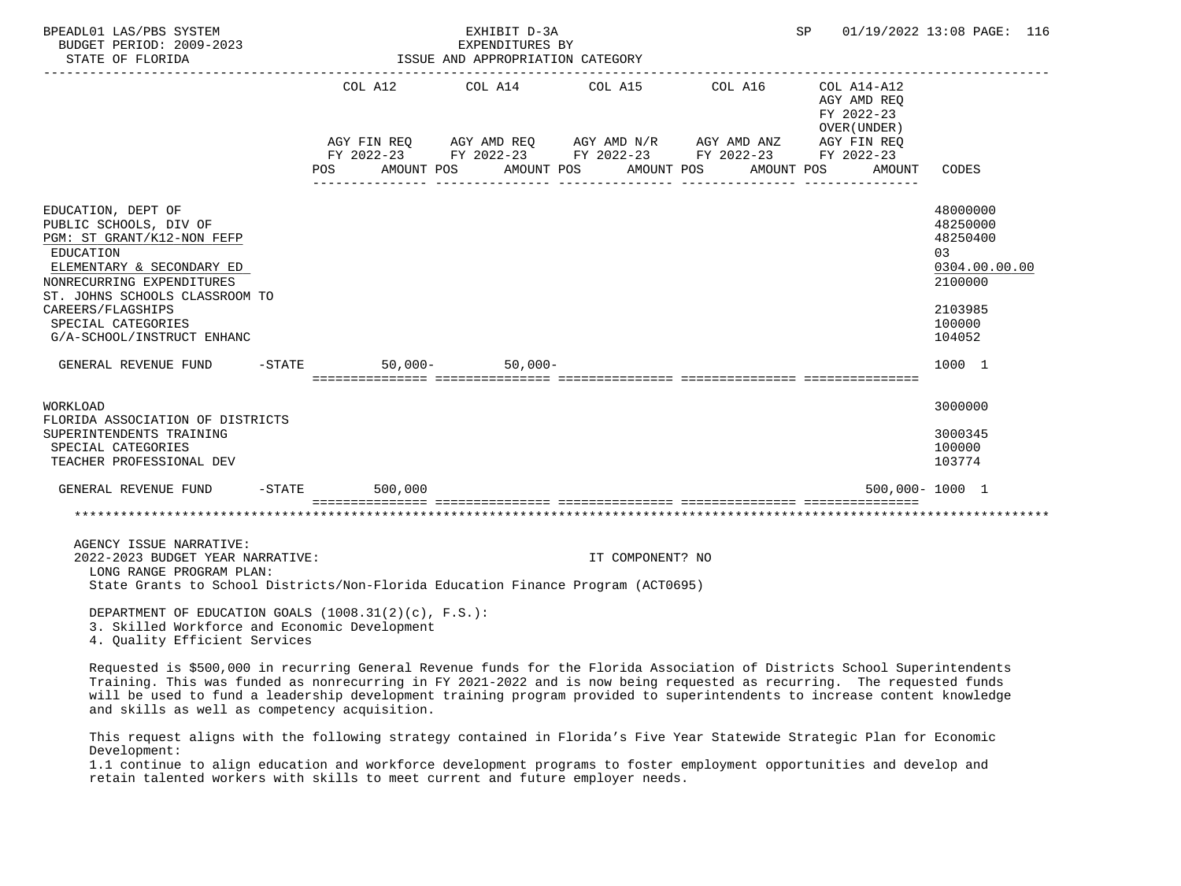EXHIBIT D-3A
EXPENDITURES BY
ISSUE AND APPROPRIATION CATEGORY

BPEADL01 LAS/PBS SYSTEM — BUDGET PERIOD: 2009-2023 — STATE OF FLORIDA — SP 01/19/2022 13:08

| | COL A12 AGY FIN REQ FY 2022-23 POS AMOUNT | COL A14 AGY AMD REQ FY 2022-23 POS AMOUNT | COL A15 AGY AMD N/R FY 2022-23 POS AMOUNT | COL A16 AGY AMD ANZ FY 2022-23 POS AMOUNT | COL A14-A12 AGY AMD REQ FY 2022-23 OVER(UNDER) AGY FIN REQ FY 2022-23 POS AMOUNT | CODES |
|---|---|---|---|---|---|---|
| EDUCATION, DEPT OF | | | | | | 48000000 |
| PUBLIC SCHOOLS, DIV OF | | | | | | 48250000 |
| PGM: ST GRANT/K12-NON FEFP | | | | | | 48250400 |
| EDUCATION | | | | | | 03 |
| ELEMENTARY & SECONDARY ED | | | | | | 0304.00.00.00 |
| NONRECURRING EXPENDITURES | | | | | | 2100000 |
| ST. JOHNS SCHOOLS CLASSROOM TO CAREERS/FLAGSHIPS | | | | | | 2103985 |
| SPECIAL CATEGORIES | | | | | | 100000 |
| G/A-SCHOOL/INSTRUCT ENHANC | | | | | | 104052 |
| GENERAL REVENUE FUND -STATE | 50,000- | 50,000- | | | | 1000 1 |
| WORKLOAD | | | | | | 3000000 |
| FLORIDA ASSOCIATION OF DISTRICTS SUPERINTENDENTS TRAINING | | | | | | 3000345 |
| SPECIAL CATEGORIES | | | | | | 100000 |
| TEACHER PROFESSIONAL DEV | | | | | | 103774 |
| GENERAL REVENUE FUND -STATE | 500,000 | | | | 500,000- | 1000 1 |

AGENCY ISSUE NARRATIVE:
2022-2023 BUDGET YEAR NARRATIVE: IT COMPONENT? NO

LONG RANGE PROGRAM PLAN:
State Grants to School Districts/Non-Florida Education Finance Program (ACT0695)

DEPARTMENT OF EDUCATION GOALS (1008.31(2)(c), F.S.):
3. Skilled Workforce and Economic Development
4. Quality Efficient Services

Requested is $500,000 in recurring General Revenue funds for the Florida Association of Districts School Superintendents Training. This was funded as nonrecurring in FY 2021-2022 and is now being requested as recurring. The requested funds will be used to fund a leadership development training program provided to superintendents to increase content knowledge and skills as well as competency acquisition.

This request aligns with the following strategy contained in Florida's Five Year Statewide Strategic Plan for Economic Development:
1.1 continue to align education and workforce development programs to foster employment opportunities and develop and retain talented workers with skills to meet current and future employer needs.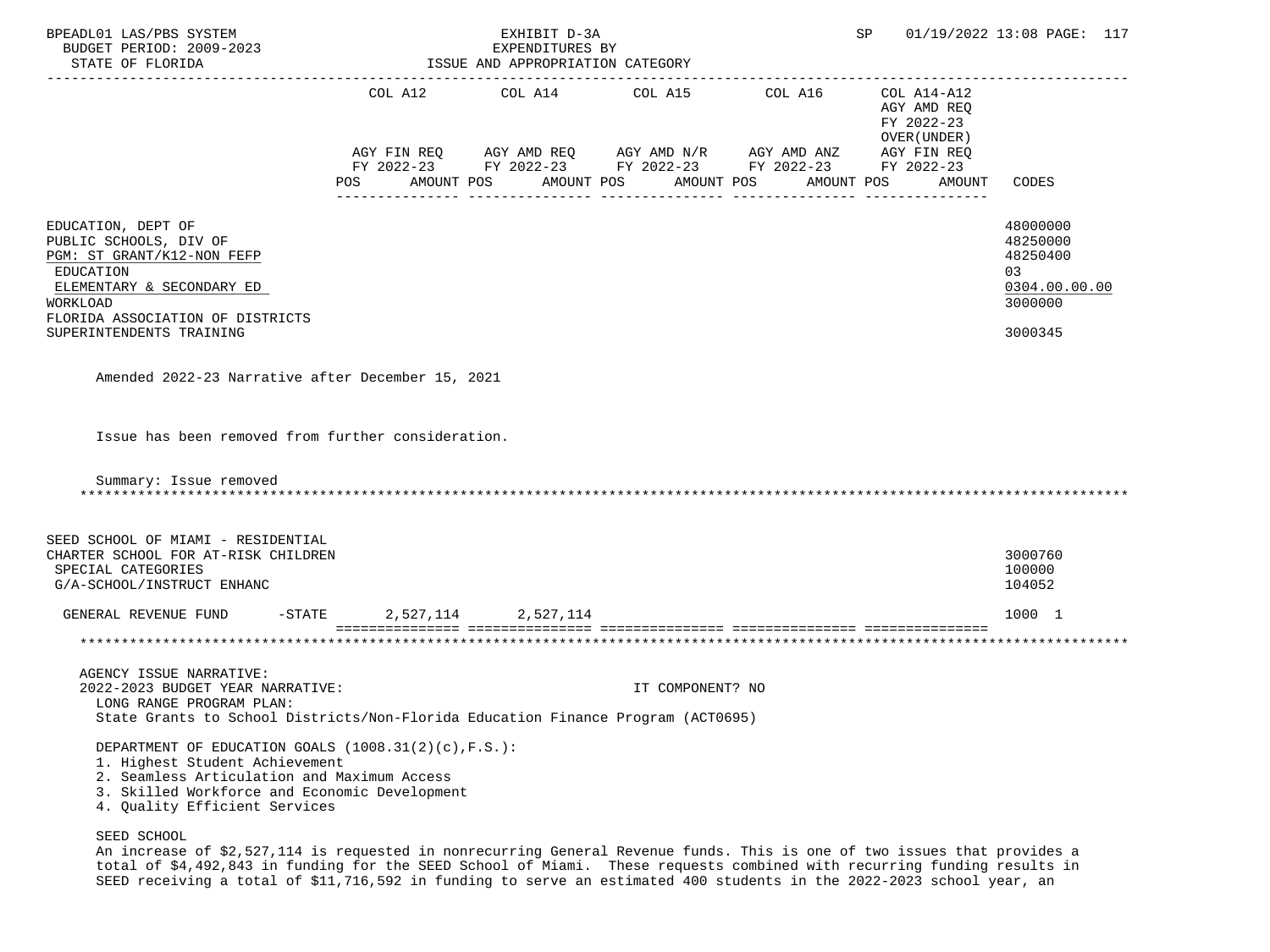| | COL A12 | | COL A14 | | COL A15 | | COL A16 | | COL A14-A12 AGY AMD REQ FY 2022-23 OVER(UNDER) AGY FIN REQ FY 2022-23 | |
|---|---|---|---|---|---|---|---|---|---|---|
| | AGY FIN REQ FY 2022-23 | | AGY AMD REQ FY 2022-23 | | AGY AMD N/R FY 2022-23 | | AGY AMD ANZ FY 2022-23 | | | |
| | POS | AMOUNT | POS | AMOUNT | POS | AMOUNT | POS | AMOUNT | POS AMOUNT | CODES |
| EDUCATION, DEPT OF | | | | | | | | | | 48000000 |
| PUBLIC SCHOOLS, DIV OF | | | | | | | | | | 48250000 |
| PGM: ST GRANT/K12-NON FEFP | | | | | | | | | | 48250400 |
| EDUCATION | | | | | | | | | | 03 |
| ELEMENTARY & SECONDARY ED | | | | | | | | | | 0304.00.00.00 |
| WORKLOAD | | | | | | | | | | 3000000 |
| FLORIDA ASSOCIATION OF DISTRICTS SUPERINTENDENTS TRAINING | | | | | | | | | | 3000345 |

Amended 2022-23 Narrative after December 15, 2021

Issue has been removed from further consideration.

Summary: Issue removed

| | COL A12 | | COL A14 | | COL A15 | | COL A16 | | COL A14-A12 | |
|---|---|---|---|---|---|---|---|---|---|---|
| SEED SCHOOL OF MIAMI - RESIDENTIAL CHARTER SCHOOL FOR AT-RISK CHILDREN | | | | | | | | | | 3000760 |
| SPECIAL CATEGORIES | | | | | | | | | | 100000 |
| G/A-SCHOOL/INSTRUCT ENHANC | | | | | | | | | | 104052 |
| GENERAL REVENUE FUND -STATE | | 2,527,114 | | 2,527,114 | | | | | | 1000 1 |

AGENCY ISSUE NARRATIVE:
2022-2023 BUDGET YEAR NARRATIVE: IT COMPONENT? NO
LONG RANGE PROGRAM PLAN:
State Grants to School Districts/Non-Florida Education Finance Program (ACT0695)

DEPARTMENT OF EDUCATION GOALS (1008.31(2)(c),F.S.):
1. Highest Student Achievement
2. Seamless Articulation and Maximum Access
3. Skilled Workforce and Economic Development
4. Quality Efficient Services

SEED SCHOOL
An increase of $2,527,114 is requested in nonrecurring General Revenue funds. This is one of two issues that provides a total of $4,492,843 in funding for the SEED School of Miami. These requests combined with recurring funding results in SEED receiving a total of $11,716,592 in funding to serve an estimated 400 students in the 2022-2023 school year, an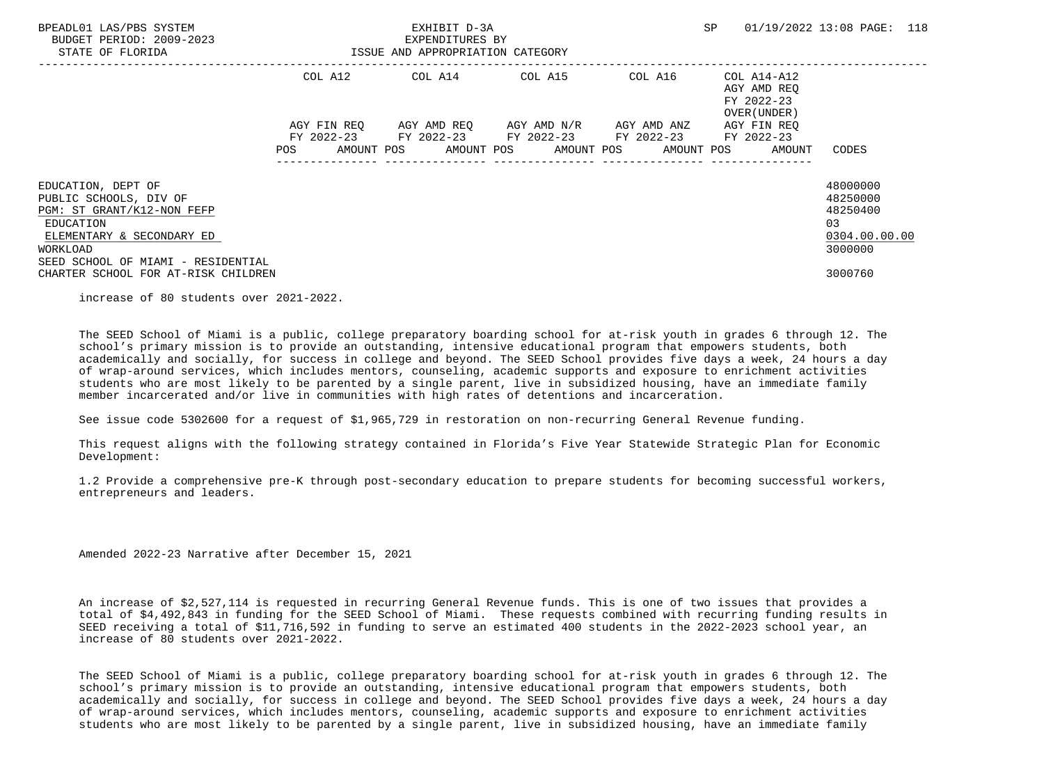| | COL A12 | COL A14 | COL A15 | COL A16 | COL A14-A12 AGY AMD REQ FY 2022-23 OVER(UNDER) | |
|---|---|---|---|---|---|---|
| | AGY FIN REQ FY 2022-23 | AGY AMD REQ FY 2022-23 | AGY AMD N/R FY 2022-23 | AGY AMD ANZ FY 2022-23 | AGY FIN REQ FY 2022-23 | |
| | POS AMOUNT | POS AMOUNT | POS AMOUNT | POS AMOUNT | POS AMOUNT | CODES |
| EDUCATION, DEPT OF | | | | | | 48000000 |
| PUBLIC SCHOOLS, DIV OF | | | | | | 48250000 |
| PGM: ST GRANT/K12-NON FEFP | | | | | | 48250400 |
| EDUCATION | | | | | | 03 |
| ELEMENTARY & SECONDARY ED | | | | | | 0304.00.00.00 |
| WORKLOAD | | | | | | 3000000 |
| SEED SCHOOL OF MIAMI - RESIDENTIAL CHARTER SCHOOL FOR AT-RISK CHILDREN | | | | | | 3000760 |

increase of 80 students over 2021-2022.

The SEED School of Miami is a public, college preparatory boarding school for at-risk youth in grades 6 through 12. The school's primary mission is to provide an outstanding, intensive educational program that empowers students, both academically and socially, for success in college and beyond. The SEED School provides five days a week, 24 hours a day of wrap-around services, which includes mentors, counseling, academic supports and exposure to enrichment activities students who are most likely to be parented by a single parent, live in subsidized housing, have an immediate family member incarcerated and/or live in communities with high rates of detentions and incarceration.

See issue code 5302600 for a request of $1,965,729 in restoration on non-recurring General Revenue funding.

This request aligns with the following strategy contained in Florida's Five Year Statewide Strategic Plan for Economic Development:

1.2 Provide a comprehensive pre-K through post-secondary education to prepare students for becoming successful workers, entrepreneurs and leaders.

Amended 2022-23 Narrative after December 15, 2021

An increase of $2,527,114 is requested in recurring General Revenue funds. This is one of two issues that provides a total of $4,492,843 in funding for the SEED School of Miami. These requests combined with recurring funding results in SEED receiving a total of $11,716,592 in funding to serve an estimated 400 students in the 2022-2023 school year, an increase of 80 students over 2021-2022.

The SEED School of Miami is a public, college preparatory boarding school for at-risk youth in grades 6 through 12. The school's primary mission is to provide an outstanding, intensive educational program that empowers students, both academically and socially, for success in college and beyond. The SEED School provides five days a week, 24 hours a day of wrap-around services, which includes mentors, counseling, academic supports and exposure to enrichment activities students who are most likely to be parented by a single parent, live in subsidized housing, have an immediate family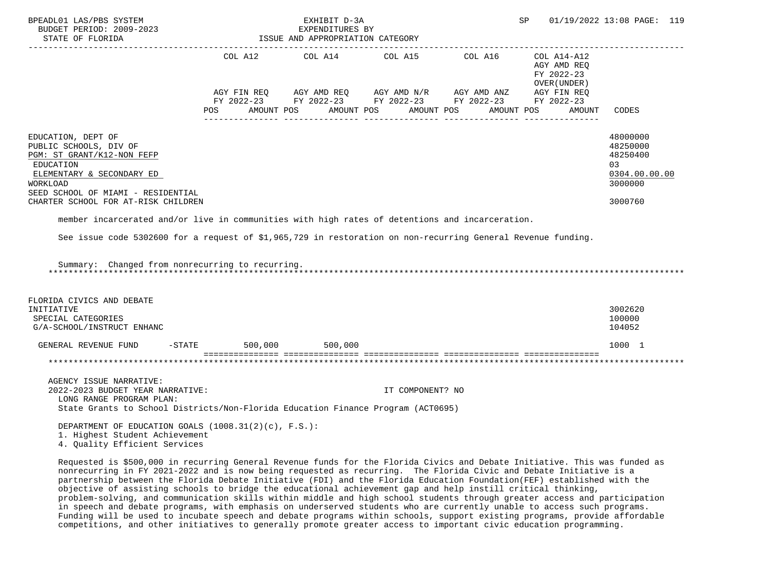| | COL A12 | COL A14 | COL A15 | COL A16 | COL A14-A12 AGY AMD REQ FY 2022-23 OVER(UNDER) | |
|---|---|---|---|---|---|---|
| | AGY FIN REQ FY 2022-23 | AGY AMD REQ FY 2022-23 | AGY AMD N/R FY 2022-23 | AGY AMD ANZ FY 2022-23 | AGY FIN REQ FY 2022-23 | |
| | POS AMOUNT | POS AMOUNT | POS AMOUNT | POS AMOUNT | POS AMOUNT | CODES |

EDUCATION, DEPT OF — 48000000
PUBLIC SCHOOLS, DIV OF — 48250000
PGM: ST GRANT/K12-NON FEFP — 48250400
EDUCATION — 03
ELEMENTARY & SECONDARY ED — 0304.00.00.00
WORKLOAD — 3000000
SEED SCHOOL OF MIAMI - RESIDENTIAL CHARTER SCHOOL FOR AT-RISK CHILDREN — 3000760

member incarcerated and/or live in communities with high rates of detentions and incarceration.

See issue code 5302600 for a request of $1,965,729 in restoration on non-recurring General Revenue funding.

Summary: Changed from nonrecurring to recurring.

*****

FLORIDA CIVICS AND DEBATE INITIATIVE — 3002620
SPECIAL CATEGORIES — 100000
G/A-SCHOOL/INSTRUCT ENHANC — 104052

| | COL A12 | COL A14 | COL A15 | COL A16 | COL A14-A12 | CODES |
|---|---|---|---|---|---|---|
| GENERAL REVENUE FUND -STATE | 500,000 | 500,000 | | | | 1000 1 |

*****

AGENCY ISSUE NARRATIVE:
2022-2023 BUDGET YEAR NARRATIVE: IT COMPONENT? NO

LONG RANGE PROGRAM PLAN:
State Grants to School Districts/Non-Florida Education Finance Program (ACT0695)

DEPARTMENT OF EDUCATION GOALS (1008.31(2)(c), F.S.):
1. Highest Student Achievement
4. Quality Efficient Services

Requested is $500,000 in recurring General Revenue funds for the Florida Civics and Debate Initiative. This was funded as nonrecurring in FY 2021-2022 and is now being requested as recurring. The Florida Civic and Debate Initiative is a partnership between the Florida Debate Initiative (FDI) and the Florida Education Foundation(FEF) established with the objective of assisting schools to bridge the educational achievement gap and help instill critical thinking, problem-solving, and communication skills within middle and high school students through greater access and participation in speech and debate programs, with emphasis on underserved students who are currently unable to access such programs. Funding will be used to incubate speech and debate programs within schools, support existing programs, provide affordable competitions, and other initiatives to generally promote greater access to important civic education programming.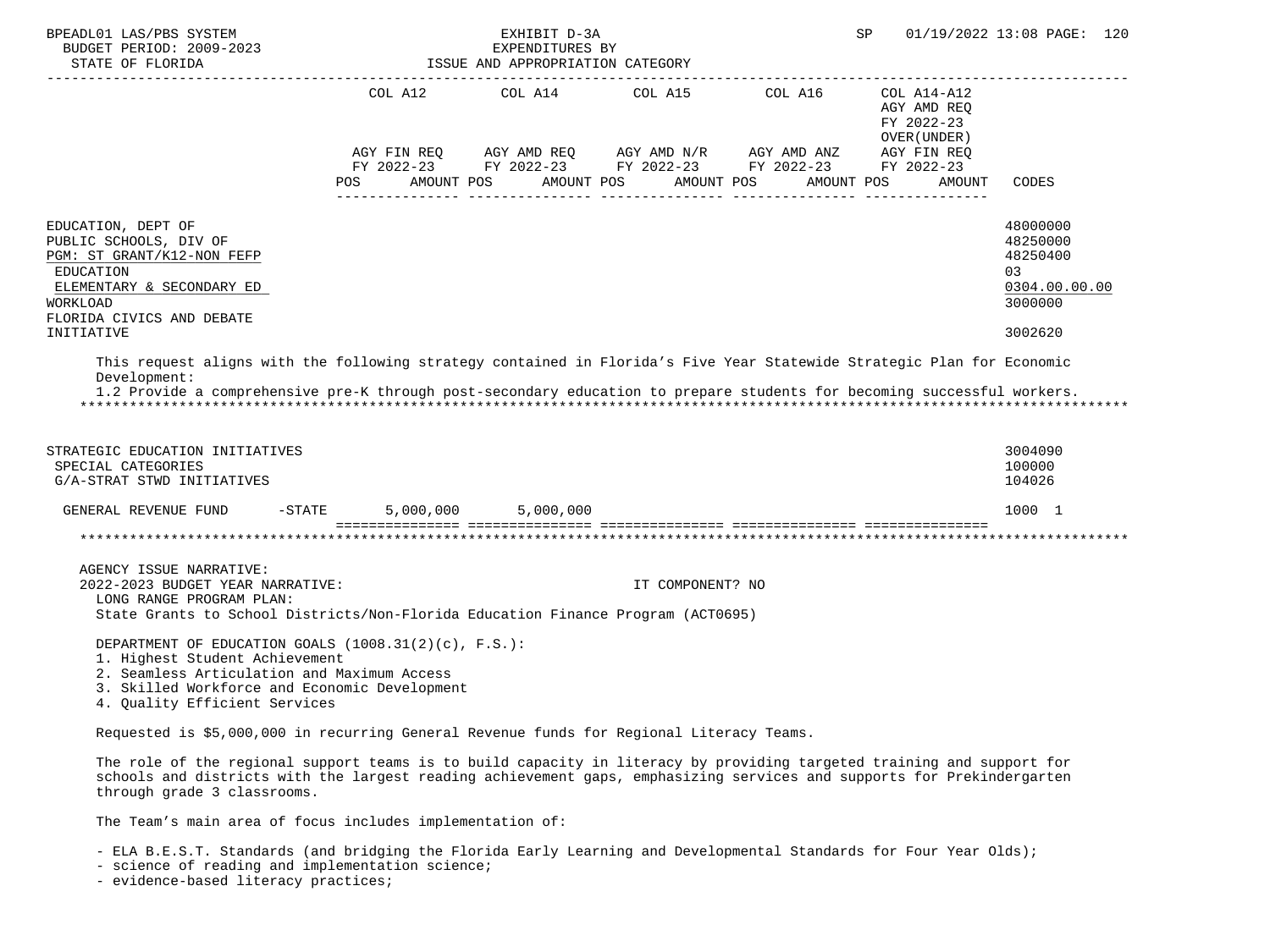| | COL A12 | COL A14 | COL A15 | COL A16 | COL A14-A12 AGY AMD REQ FY 2022-23 OVER(UNDER) | |
|---|---|---|---|---|---|---|
| | AGY FIN REQ FY 2022-23 | AGY AMD REQ FY 2022-23 | AGY AMD N/R FY 2022-23 | AGY AMD ANZ FY 2022-23 | AGY FIN REQ FY 2022-23 | |
| | POS AMOUNT | POS AMOUNT | POS AMOUNT | POS AMOUNT | POS AMOUNT | CODES |
| EDUCATION, DEPT OF | | | | | | 48000000 |
| PUBLIC SCHOOLS, DIV OF | | | | | | 48250000 |
| PGM: ST GRANT/K12-NON FEFP | | | | | | 48250400 |
| EDUCATION | | | | | | 03 |
| ELEMENTARY & SECONDARY ED | | | | | | 0304.00.00.00 |
| WORKLOAD | | | | | | 3000000 |
| FLORIDA CIVICS AND DEBATE INITIATIVE | | | | | | 3002620 |

This request aligns with the following strategy contained in Florida's Five Year Statewide Strategic Plan for Economic Development:
1.2 Provide a comprehensive pre-K through post-secondary education to prepare students for becoming successful workers.

| | COL A12 | COL A14 | COL A15 | COL A16 | COL A14-A12 | CODES |
|---|---|---|---|---|---|---|
| STRATEGIC EDUCATION INITIATIVES | | | | | | 3004090 |
| SPECIAL CATEGORIES | | | | | | 100000 |
| G/A-STRAT STWD INITIATIVES | | | | | | 104026 |
| GENERAL REVENUE FUND -STATE | 5,000,000 | 5,000,000 | | | | 1000 1 |

AGENCY ISSUE NARRATIVE:
2022-2023 BUDGET YEAR NARRATIVE: IT COMPONENT? NO
LONG RANGE PROGRAM PLAN:
State Grants to School Districts/Non-Florida Education Finance Program (ACT0695)

DEPARTMENT OF EDUCATION GOALS (1008.31(2)(c), F.S.):
1. Highest Student Achievement
2. Seamless Articulation and Maximum Access
3. Skilled Workforce and Economic Development
4. Quality Efficient Services

Requested is $5,000,000 in recurring General Revenue funds for Regional Literacy Teams.

The role of the regional support teams is to build capacity in literacy by providing targeted training and support for schools and districts with the largest reading achievement gaps, emphasizing services and supports for Prekindergarten through grade 3 classrooms.

The Team's main area of focus includes implementation of:

- ELA B.E.S.T. Standards (and bridging the Florida Early Learning and Developmental Standards for Four Year Olds);
- science of reading and implementation science;
- evidence-based literacy practices;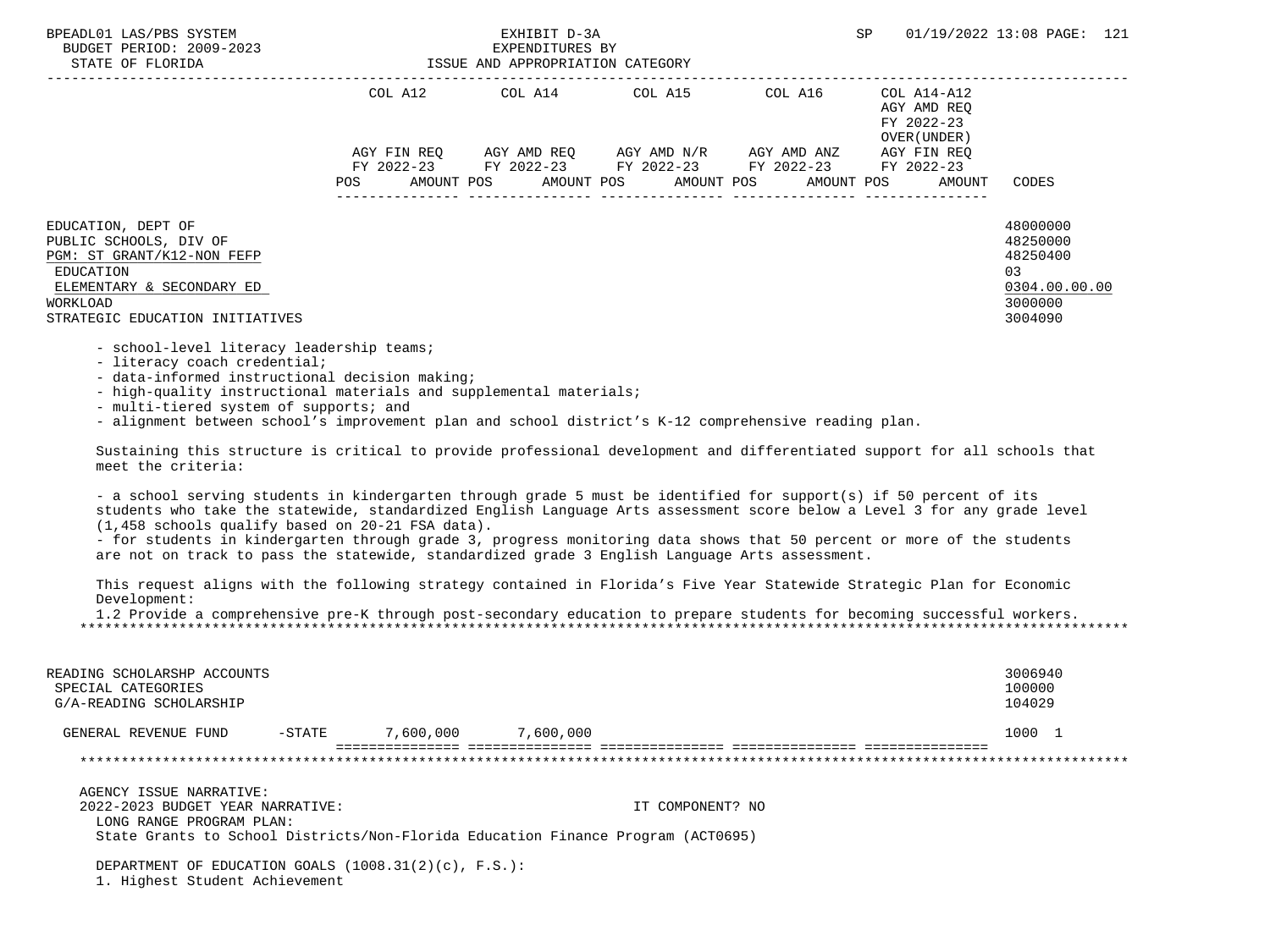EDUCATION, DEPT OF 48000000
PUBLIC SCHOOLS, DIV OF 48250000
PGM: ST GRANT/K12-NON FEFP 48250400
EDUCATION 03
ELEMENTARY & SECONDARY ED 0304.00.00.00
WORKLOAD 3000000
STRATEGIC EDUCATION INITIATIVES 3004090

- school-level literacy leadership teams;
- literacy coach credential;
- data-informed instructional decision making;
- high-quality instructional materials and supplemental materials;
- multi-tiered system of supports; and
- alignment between school's improvement plan and school district's K-12 comprehensive reading plan.

Sustaining this structure is critical to provide professional development and differentiated support for all schools that meet the criteria:

- a school serving students in kindergarten through grade 5 must be identified for support(s) if 50 percent of its students who take the statewide, standardized English Language Arts assessment score below a Level 3 for any grade level (1,458 schools qualify based on 20-21 FSA data).
- for students in kindergarten through grade 3, progress monitoring data shows that 50 percent or more of the students are not on track to pass the statewide, standardized grade 3 English Language Arts assessment.

This request aligns with the following strategy contained in Florida's Five Year Statewide Strategic Plan for Economic Development:
1.2 Provide a comprehensive pre-K through post-secondary education to prepare students for becoming successful workers.

*****************************************************************************************************************************

READING SCHOLARSHP ACCOUNTS 3006940
SPECIAL CATEGORIES 100000
G/A-READING SCHOLARSHIP 104029

| | COL A12 AGY FIN REQ FY 2022-23 POS AMOUNT | COL A14 AGY AMD REQ FY 2022-23 POS AMOUNT | COL A15 AGY AMD N/R FY 2022-23 POS AMOUNT | COL A16 AGY AMD ANZ FY 2022-23 POS AMOUNT | COL A14-A12 AGY AMD REQ FY 2022-23 OVER(UNDER) AGY FIN REQ FY 2022-23 POS AMOUNT | CODES |
|---|---|---|---|---|---|---|
| GENERAL REVENUE FUND -STATE | 7,600,000 | 7,600,000 | | | | 1000 1 |

*****************************************************************************************************************************

AGENCY ISSUE NARRATIVE:
2022-2023 BUDGET YEAR NARRATIVE: IT COMPONENT? NO
LONG RANGE PROGRAM PLAN:
State Grants to School Districts/Non-Florida Education Finance Program (ACT0695)

DEPARTMENT OF EDUCATION GOALS (1008.31(2)(c), F.S.):
1. Highest Student Achievement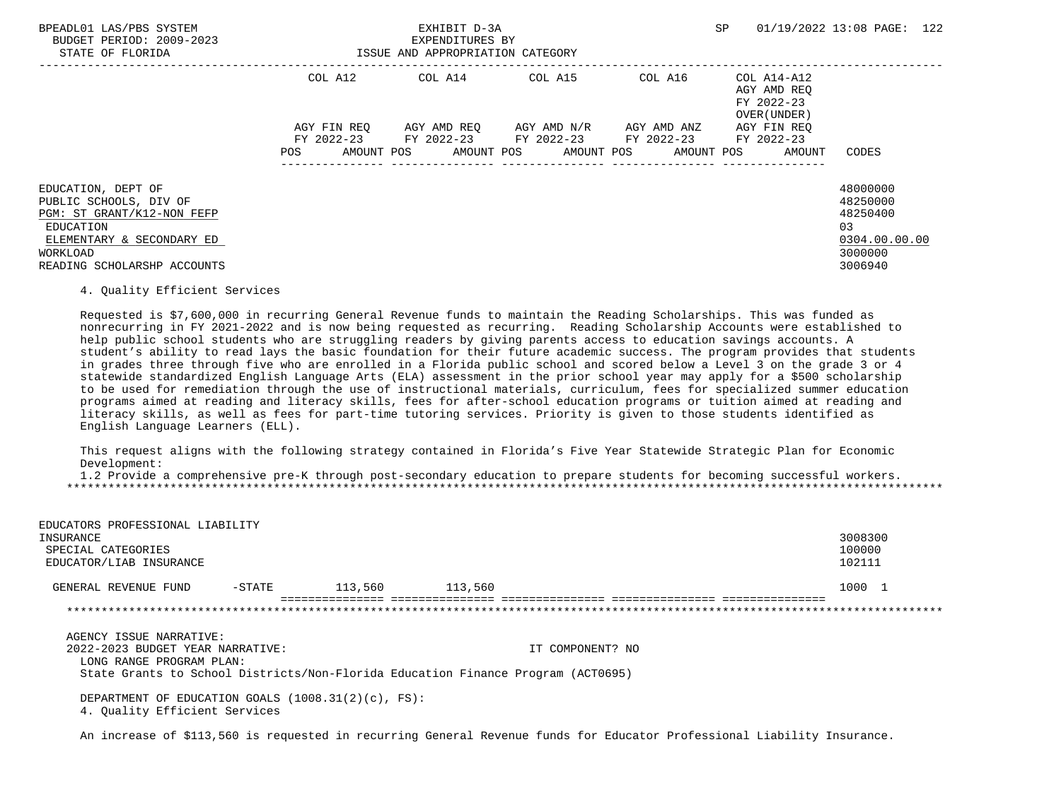| | COL A12 | COL A14 | COL A15 | COL A16 | COL A14-A12 AGY AMD REQ FY 2022-23 OVER(UNDER) | |
|---|---|---|---|---|---|---|
| | AGY FIN REQ FY 2022-23 | AGY AMD REQ FY 2022-23 | AGY AMD N/R FY 2022-23 | AGY AMD ANZ FY 2022-23 | AGY FIN REQ FY 2022-23 | |
| | POS AMOUNT | POS AMOUNT | POS AMOUNT | POS AMOUNT | POS AMOUNT | CODES |

EDUCATION, DEPT OF — 48000000
PUBLIC SCHOOLS, DIV OF — 48250000
PGM: ST GRANT/K12-NON FEFP — 48250400
EDUCATION — 03
ELEMENTARY & SECONDARY ED — 0304.00.00.00
WORKLOAD — 3000000
READING SCHOLARSHP ACCOUNTS — 3006940

4. Quality Efficient Services

Requested is $7,600,000 in recurring General Revenue funds to maintain the Reading Scholarships. This was funded as nonrecurring in FY 2021-2022 and is now being requested as recurring. Reading Scholarship Accounts were established to help public school students who are struggling readers by giving parents access to education savings accounts. A student's ability to read lays the basic foundation for their future academic success. The program provides that students in grades three through five who are enrolled in a Florida public school and scored below a Level 3 on the grade 3 or 4 statewide standardized English Language Arts (ELA) assessment in the prior school year may apply for a $500 scholarship to be used for remediation through the use of instructional materials, curriculum, fees for specialized summer education programs aimed at reading and literacy skills, fees for after-school education programs or tuition aimed at reading and literacy skills, as well as fees for part-time tutoring services. Priority is given to those students identified as English Language Learners (ELL).

This request aligns with the following strategy contained in Florida's Five Year Statewide Strategic Plan for Economic Development:
1.2 Provide a comprehensive pre-K through post-secondary education to prepare students for becoming successful workers.

EDUCATORS PROFESSIONAL LIABILITY INSURANCE — 3008300
SPECIAL CATEGORIES — 100000
EDUCATOR/LIAB INSURANCE — 102111

| | COL A12 | COL A14 | COL A15 | COL A16 | COL A14-A12 | CODES |
|---|---|---|---|---|---|---|
| GENERAL REVENUE FUND -STATE | 113,560 | 113,560 | | | | 1000 1 |

AGENCY ISSUE NARRATIVE:
2022-2023 BUDGET YEAR NARRATIVE: IT COMPONENT? NO
LONG RANGE PROGRAM PLAN:
State Grants to School Districts/Non-Florida Education Finance Program (ACT0695)

DEPARTMENT OF EDUCATION GOALS (1008.31(2)(c), FS):
4. Quality Efficient Services

An increase of $113,560 is requested in recurring General Revenue funds for Educator Professional Liability Insurance.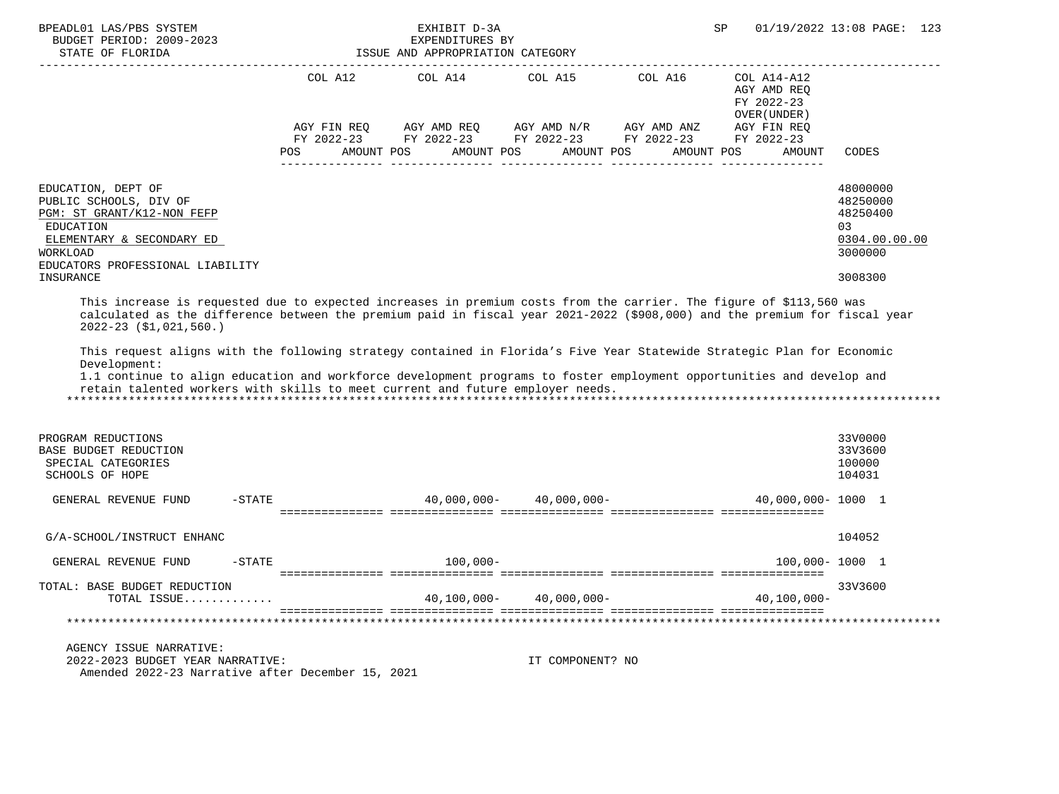BPEADL01 LAS/PBS SYSTEM — EXHIBIT D-3A — EXPENDITURES BY ISSUE AND APPROPRIATION CATEGORY — SP 01/19/2022 13:08 PAGE: 123

BUDGET PERIOD: 2009-2023

STATE OF FLORIDA

| | COL A12 AGY FIN REQ FY 2022-23 POS AMOUNT | COL A14 AGY AMD REQ FY 2022-23 POS AMOUNT | COL A15 AGY AMD N/R FY 2022-23 POS AMOUNT | COL A16 AGY AMD ANZ FY 2022-23 POS AMOUNT | COL A14-A12 AGY AMD REQ FY 2022-23 OVER(UNDER) AGY FIN REQ FY 2022-23 POS AMOUNT | CODES |
|---|---|---|---|---|---|---|
| EDUCATION, DEPT OF | | | | | | 48000000 |
| PUBLIC SCHOOLS, DIV OF | | | | | | 48250000 |
| PGM: ST GRANT/K12-NON FEFP | | | | | | 48250400 |
| EDUCATION | | | | | | 03 |
| ELEMENTARY & SECONDARY ED | | | | | | 0304.00.00.00 |
| WORKLOAD | | | | | | 3000000 |
| EDUCATORS PROFESSIONAL LIABILITY INSURANCE | | | | | | 3008300 |

This increase is requested due to expected increases in premium costs from the carrier. The figure of $113,560 was calculated as the difference between the premium paid in fiscal year 2021-2022 ($908,000) and the premium for fiscal year 2022-23 ($1,021,560.)

This request aligns with the following strategy contained in Florida's Five Year Statewide Strategic Plan for Economic Development:
1.1 continue to align education and workforce development programs to foster employment opportunities and develop and retain talented workers with skills to meet current and future employer needs.

*****************************************************************************************************************************

| | COL A12 | COL A14 | COL A15 | COL A16 | COL A14-A12 | CODES |
|---|---|---|---|---|---|---|
| PROGRAM REDUCTIONS | | | | | | 33V0000 |
| BASE BUDGET REDUCTION | | | | | | 33V3600 |
| SPECIAL CATEGORIES | | | | | | 100000 |
| SCHOOLS OF HOPE | | | | | | 104031 |
| GENERAL REVENUE FUND -STATE | | 40,000,000- | 40,000,000- | | 40,000,000- | 1000 1 |
| G/A-SCHOOL/INSTRUCT ENHANC | | | | | | 104052 |
| GENERAL REVENUE FUND -STATE | | 100,000- | | | 100,000- | 1000 1 |
| TOTAL: BASE BUDGET REDUCTION | | | | | | 33V3600 |
| TOTAL ISSUE............ | | 40,100,000- | 40,000,000- | | 40,100,000- | |

*****************************************************************************************************************************

AGENCY ISSUE NARRATIVE:
2022-2023 BUDGET YEAR NARRATIVE: IT COMPONENT? NO
Amended 2022-23 Narrative after December 15, 2021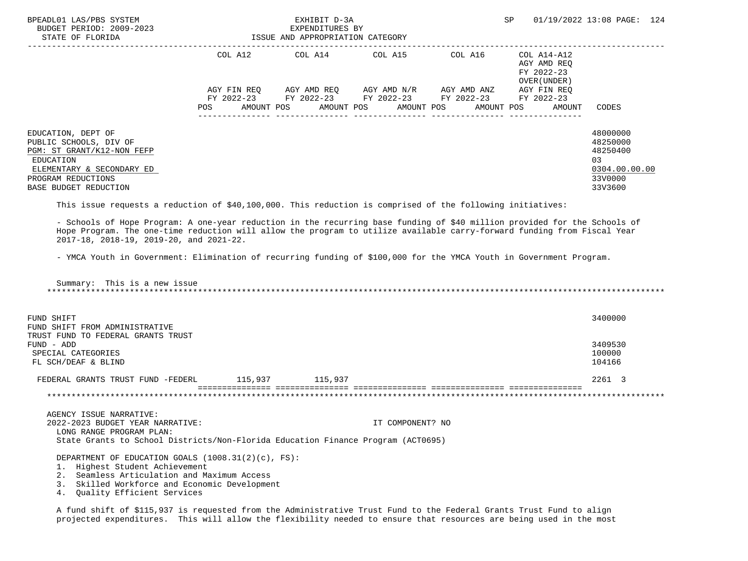EXHIBIT D-3A
EXPENDITURES BY
ISSUE AND APPROPRIATION CATEGORY

BPEADL01 LAS/PBS SYSTEM
BUDGET PERIOD: 2009-2023
STATE OF FLORIDA

| | COL A12 AGY FIN REQ FY 2022-23 POS AMOUNT | COL A14 AGY AMD REQ FY 2022-23 POS AMOUNT | COL A15 AGY AMD N/R FY 2022-23 POS AMOUNT | COL A16 AGY AMD ANZ FY 2022-23 POS AMOUNT | COL A14-A12 AGY AMD REQ FY 2022-23 OVER(UNDER) AGY FIN REQ FY 2022-23 POS AMOUNT | CODES |
|---|---|---|---|---|---|---|
| EDUCATION, DEPT OF | | | | | | 48000000 |
| PUBLIC SCHOOLS, DIV OF | | | | | | 48250000 |
| PGM: ST GRANT/K12-NON FEFP | | | | | | 48250400 |
| EDUCATION | | | | | | 03 |
| ELEMENTARY & SECONDARY ED | | | | | | 0304.00.00.00 |
| PROGRAM REDUCTIONS | | | | | | 33V0000 |
| BASE BUDGET REDUCTION | | | | | | 33V3600 |

This issue requests a reduction of $40,100,000. This reduction is comprised of the following initiatives:

- Schools of Hope Program: A one-year reduction in the recurring base funding of $40 million provided for the Schools of Hope Program. The one-time reduction will allow the program to utilize available carry-forward funding from Fiscal Year 2017-18, 2018-19, 2019-20, and 2021-22.

- YMCA Youth in Government: Elimination of recurring funding of $100,000 for the YMCA Youth in Government Program.

Summary: This is a new issue

*******************************************************************************************************************

| | COL A12 | COL A14 | COL A15 | COL A16 | COL A14-A12 | CODES |
|---|---|---|---|---|---|---|
| FUND SHIFT | | | | | | 3400000 |
| FUND SHIFT FROM ADMINISTRATIVE TRUST FUND TO FEDERAL GRANTS TRUST FUND - ADD | | | | | | 3409530 |
| SPECIAL CATEGORIES | | | | | | 100000 |
| FL SCH/DEAF & BLIND | | | | | | 104166 |
| FEDERAL GRANTS TRUST FUND -FEDERL | 115,937 | 115,937 | | | | 2261 3 |

*******************************************************************************************************************

AGENCY ISSUE NARRATIVE:
2022-2023 BUDGET YEAR NARRATIVE: IT COMPONENT? NO
LONG RANGE PROGRAM PLAN:
State Grants to School Districts/Non-Florida Education Finance Program (ACT0695)

DEPARTMENT OF EDUCATION GOALS (1008.31(2)(c), FS):
1. Highest Student Achievement
2. Seamless Articulation and Maximum Access
3. Skilled Workforce and Economic Development
4. Quality Efficient Services

A fund shift of $115,937 is requested from the Administrative Trust Fund to the Federal Grants Trust Fund to align projected expenditures. This will allow the flexibility needed to ensure that resources are being used in the most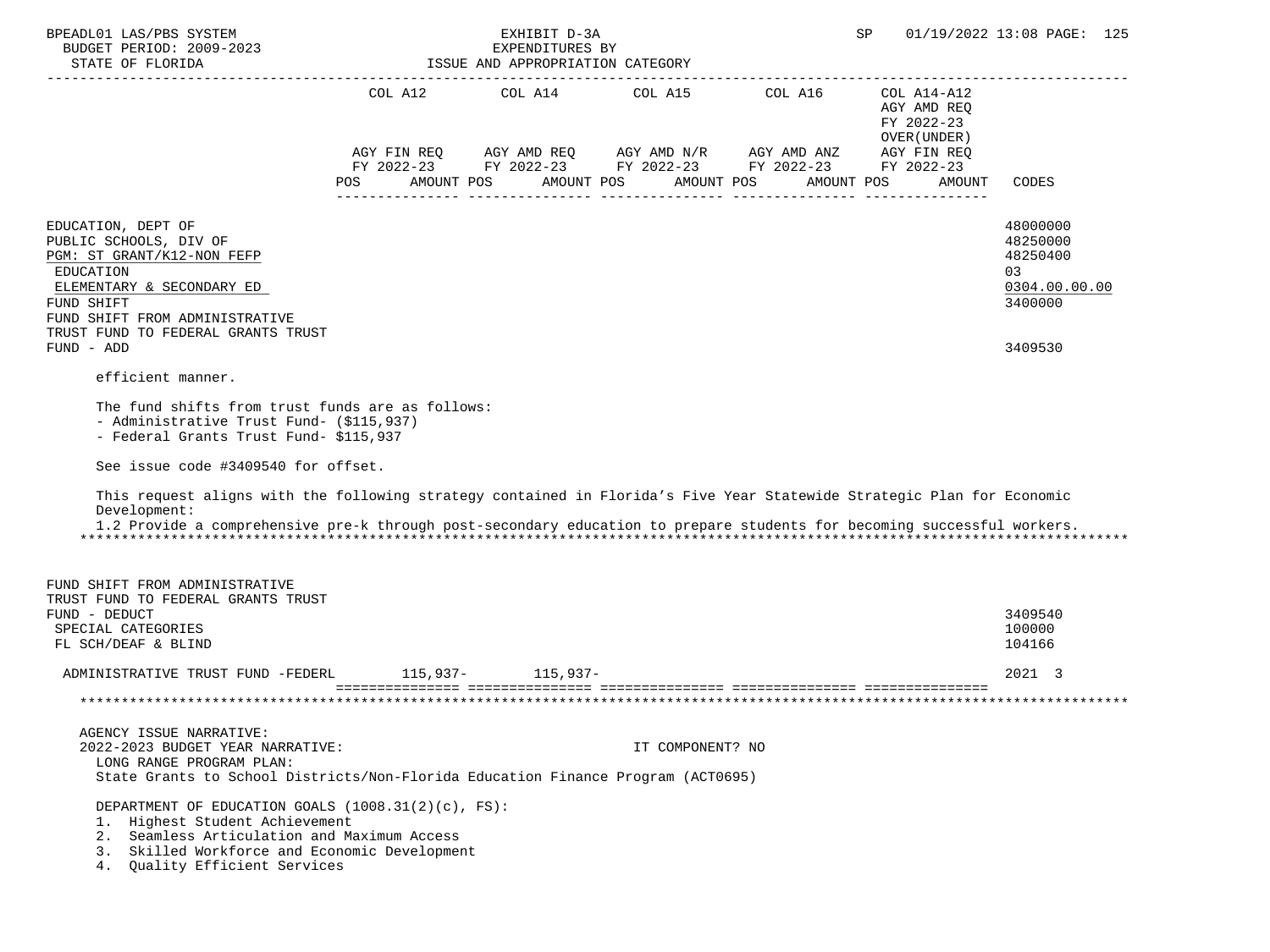BPEADL01 LAS/PBS SYSTEM — EXHIBIT D-3A — EXPENDITURES BY ISSUE AND APPROPRIATION CATEGORY
BUDGET PERIOD: 2009-2023
STATE OF FLORIDA
SP 01/19/2022 13:08

| | COL A12 AGY FIN REQ FY 2022-23 POS AMOUNT | COL A14 AGY AMD REQ FY 2022-23 POS AMOUNT | COL A15 AGY AMD N/R FY 2022-23 POS AMOUNT | COL A16 AGY AMD ANZ FY 2022-23 POS AMOUNT | COL A14-A12 AGY AMD REQ FY 2022-23 OVER(UNDER) AGY FIN REQ FY 2022-23 POS AMOUNT | CODES |
|---|---|---|---|---|---|---|
| EDUCATION, DEPT OF | | | | | | 48000000 |
| PUBLIC SCHOOLS, DIV OF | | | | | | 48250000 |
| PGM: ST GRANT/K12-NON FEFP | | | | | | 48250400 |
| EDUCATION | | | | | | 03 |
| ELEMENTARY & SECONDARY ED | | | | | | 0304.00.00.00 |
| FUND SHIFT | | | | | | 3400000 |
| FUND SHIFT FROM ADMINISTRATIVE TRUST FUND TO FEDERAL GRANTS TRUST FUND - ADD | | | | | | 3409530 |

efficient manner.

The fund shifts from trust funds are as follows:
- Administrative Trust Fund- ($115,937)
- Federal Grants Trust Fund- $115,937

See issue code #3409540 for offset.

This request aligns with the following strategy contained in Florida's Five Year Statewide Strategic Plan for Economic Development:
1.2 Provide a comprehensive pre-k through post-secondary education to prepare students for becoming successful workers.

| | COL A12 | COL A14 | COL A15 | COL A16 | COL A14-A12 | CODES |
|---|---|---|---|---|---|---|
| FUND SHIFT FROM ADMINISTRATIVE TRUST FUND TO FEDERAL GRANTS TRUST FUND - DEDUCT | | | | | | 3409540 |
| SPECIAL CATEGORIES | | | | | | 100000 |
| FL SCH/DEAF & BLIND | | | | | | 104166 |
| ADMINISTRATIVE TRUST FUND -FEDERL | 115,937- | 115,937- | | | | 2021 3 |

AGENCY ISSUE NARRATIVE:
2022-2023 BUDGET YEAR NARRATIVE: IT COMPONENT? NO
LONG RANGE PROGRAM PLAN:
State Grants to School Districts/Non-Florida Education Finance Program (ACT0695)

DEPARTMENT OF EDUCATION GOALS (1008.31(2)(c), FS):
1. Highest Student Achievement
2. Seamless Articulation and Maximum Access
3. Skilled Workforce and Economic Development
4. Quality Efficient Services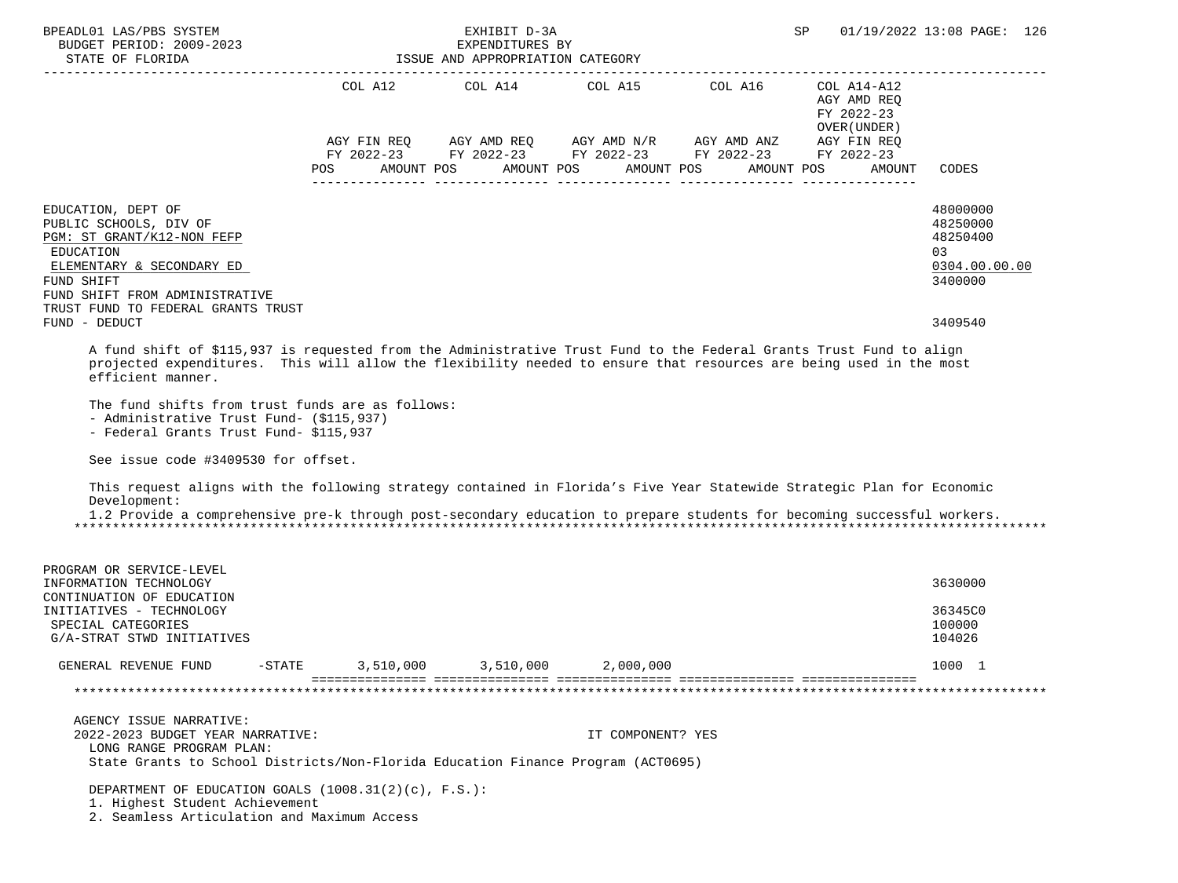| | COL A12 | COL A14 | COL A15 | COL A16 | COL A14-A12 AGY AMD REQ FY 2022-23 OVER(UNDER) | |
|---|---|---|---|---|---|---|
| | AGY FIN REQ FY 2022-23 | AGY AMD REQ FY 2022-23 | AGY AMD N/R FY 2022-23 | AGY AMD ANZ FY 2022-23 | AGY FIN REQ FY 2022-23 | |
| | POS AMOUNT | POS AMOUNT | POS AMOUNT | POS AMOUNT | POS AMOUNT | CODES |
| EDUCATION, DEPT OF | | | | | | 48000000 |
| PUBLIC SCHOOLS, DIV OF | | | | | | 48250000 |
| PGM: ST GRANT/K12-NON FEFP | | | | | | 48250400 |
| EDUCATION | | | | | | 03 |
| ELEMENTARY & SECONDARY ED | | | | | | 0304.00.00.00 |
| FUND SHIFT | | | | | | 3400000 |
| FUND SHIFT FROM ADMINISTRATIVE TRUST FUND TO FEDERAL GRANTS TRUST FUND - DEDUCT | | | | | | 3409540 |

A fund shift of $115,937 is requested from the Administrative Trust Fund to the Federal Grants Trust Fund to align projected expenditures. This will allow the flexibility needed to ensure that resources are being used in the most efficient manner.

The fund shifts from trust funds are as follows:
- Administrative Trust Fund- ($115,937)
- Federal Grants Trust Fund- $115,937

See issue code #3409530 for offset.

This request aligns with the following strategy contained in Florida's Five Year Statewide Strategic Plan for Economic Development:
1.2 Provide a comprehensive pre-k through post-secondary education to prepare students for becoming successful workers.

| | COL A12 | COL A14 | COL A15 | COL A16 | COL A14-A12 | CODES |
|---|---|---|---|---|---|---|
| PROGRAM OR SERVICE-LEVEL | | | | | | |
| INFORMATION TECHNOLOGY | | | | | | 3630000 |
| CONTINUATION OF EDUCATION INITIATIVES - TECHNOLOGY | | | | | | 36345C0 |
| SPECIAL CATEGORIES | | | | | | 100000 |
| G/A-STRAT STWD INITIATIVES | | | | | | 104026 |
| GENERAL REVENUE FUND -STATE | 3,510,000 | 3,510,000 | 2,000,000 | | | 1000 1 |

AGENCY ISSUE NARRATIVE:
2022-2023 BUDGET YEAR NARRATIVE: IT COMPONENT? YES
LONG RANGE PROGRAM PLAN:
State Grants to School Districts/Non-Florida Education Finance Program (ACT0695)

DEPARTMENT OF EDUCATION GOALS (1008.31(2)(c), F.S.):
1. Highest Student Achievement
2. Seamless Articulation and Maximum Access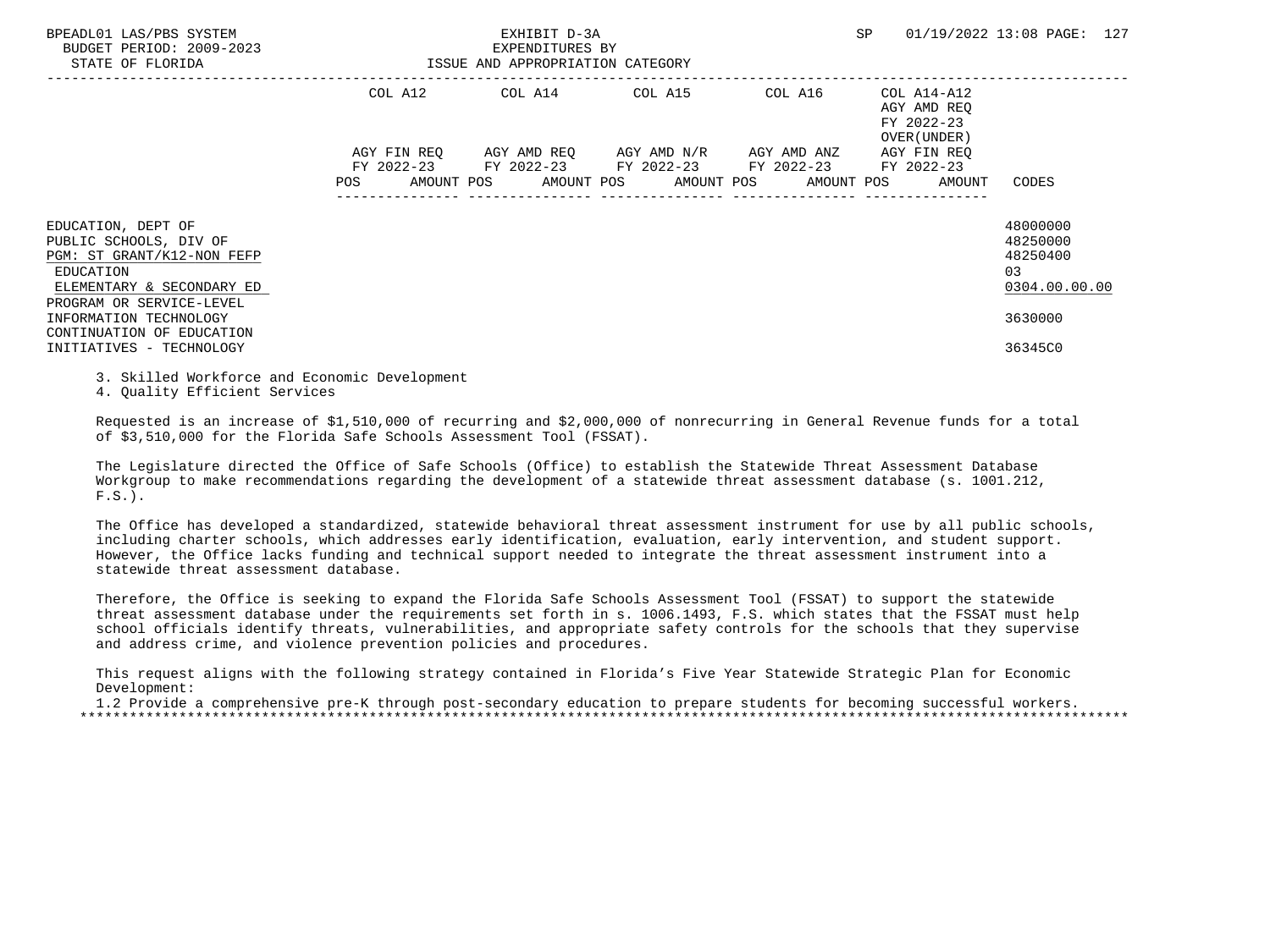| | COL A12 | | COL A14 | | COL A15 | | COL A16 | | COL A14-A12 AGY AMD REQ FY 2022-23 OVER(UNDER) | |
|---|---|---|---|---|---|---|---|---|---|---|
| | AGY FIN REQ FY 2022-23 | | AGY AMD REQ FY 2022-23 | | AGY AMD N/R FY 2022-23 | | AGY AMD ANZ FY 2022-23 | | AGY FIN REQ FY 2022-23 | |
| | POS | AMOUNT | POS | AMOUNT | POS | AMOUNT | POS | AMOUNT | POS | AMOUNT | CODES |

EDUCATION, DEPT OF — 48000000
PUBLIC SCHOOLS, DIV OF — 48250000
PGM: ST GRANT/K12-NON FEFP — 48250400
EDUCATION — 03
ELEMENTARY & SECONDARY ED — 0304.00.00.00
PROGRAM OR SERVICE-LEVEL
INFORMATION TECHNOLOGY — 3630000
CONTINUATION OF EDUCATION
INITIATIVES - TECHNOLOGY — 36345C0

3. Skilled Workforce and Economic Development
4. Quality Efficient Services

Requested is an increase of $1,510,000 of recurring and $2,000,000 of nonrecurring in General Revenue funds for a total of $3,510,000 for the Florida Safe Schools Assessment Tool (FSSAT).

The Legislature directed the Office of Safe Schools (Office) to establish the Statewide Threat Assessment Database Workgroup to make recommendations regarding the development of a statewide threat assessment database (s. 1001.212, F.S.).

The Office has developed a standardized, statewide behavioral threat assessment instrument for use by all public schools, including charter schools, which addresses early identification, evaluation, early intervention, and student support. However, the Office lacks funding and technical support needed to integrate the threat assessment instrument into a statewide threat assessment database.

Therefore, the Office is seeking to expand the Florida Safe Schools Assessment Tool (FSSAT) to support the statewide threat assessment database under the requirements set forth in s. 1006.1493, F.S. which states that the FSSAT must help school officials identify threats, vulnerabilities, and appropriate safety controls for the schools that they supervise and address crime, and violence prevention policies and procedures.

This request aligns with the following strategy contained in Florida's Five Year Statewide Strategic Plan for Economic Development:
1.2 Provide a comprehensive pre-K through post-secondary education to prepare students for becoming successful workers.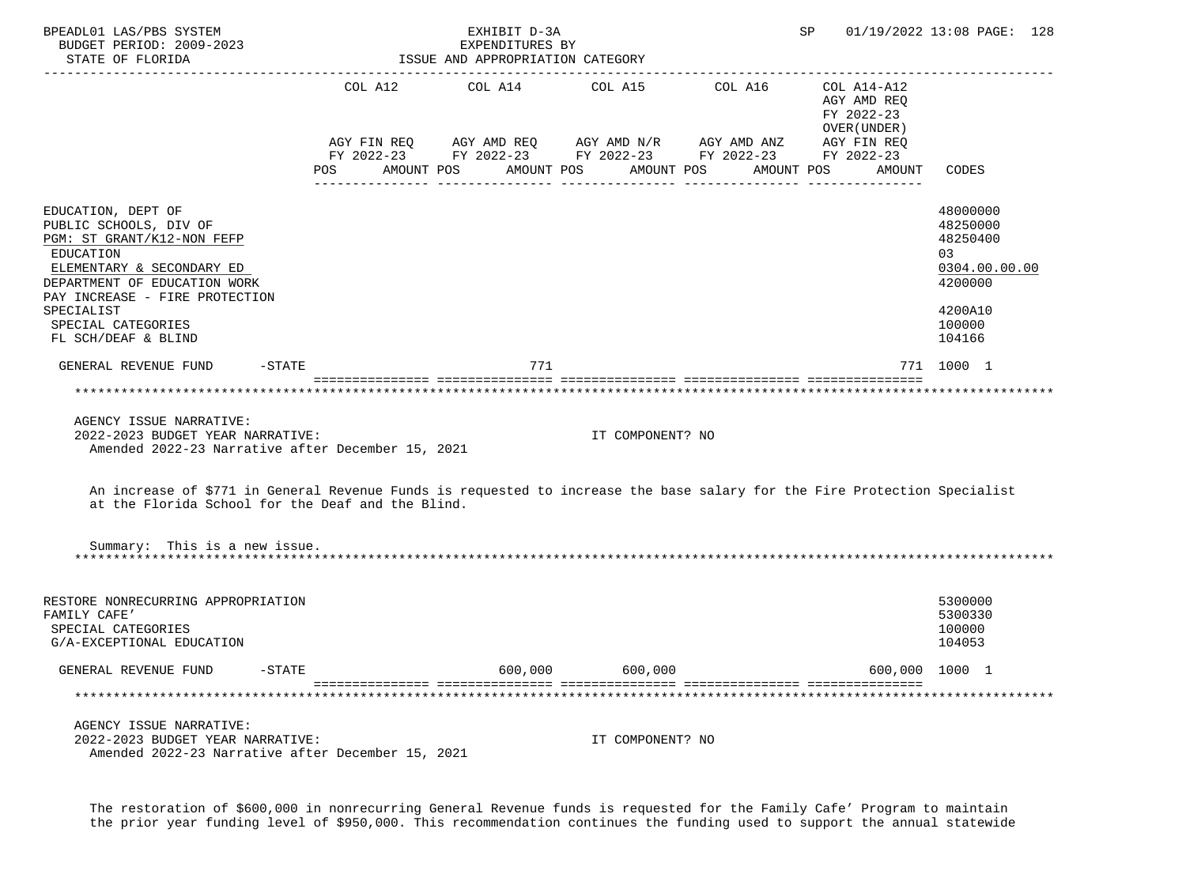| | COL A12 AGY FIN REQ FY 2022-23 POS AMOUNT | COL A14 AGY AMD REQ FY 2022-23 POS AMOUNT | COL A15 AGY AMD N/R FY 2022-23 POS AMOUNT | COL A16 AGY AMD ANZ FY 2022-23 POS AMOUNT | COL A14-A12 AGY AMD REQ FY 2022-23 OVER(UNDER) AGY FIN REQ FY 2022-23 POS AMOUNT | CODES |
|---|---|---|---|---|---|---|
| EDUCATION, DEPT OF | | | | | | 48000000 |
| PUBLIC SCHOOLS, DIV OF | | | | | | 48250000 |
| PGM: ST GRANT/K12-NON FEFP | | | | | | 48250400 |
| EDUCATION | | | | | | 03 |
| ELEMENTARY & SECONDARY ED | | | | | | 0304.00.00.00 |
| DEPARTMENT OF EDUCATION WORK | | | | | | 4200000 |
| PAY INCREASE - FIRE PROTECTION SPECIALIST | | | | | | 4200A10 |
| SPECIAL CATEGORIES | | | | | | 100000 |
| FL SCH/DEAF & BLIND | | | | | | 104166 |
| GENERAL REVENUE FUND -STATE | | 771 | | | 771 | 1000 1 |

AGENCY ISSUE NARRATIVE:
2022-2023 BUDGET YEAR NARRATIVE: IT COMPONENT? NO
Amended 2022-23 Narrative after December 15, 2021

An increase of $771 in General Revenue Funds is requested to increase the base salary for the Fire Protection Specialist at the Florida School for the Deaf and the Blind.

Summary: This is a new issue.

| | COL A12 | COL A14 | COL A15 | COL A16 | COL A14-A12 | CODES |
|---|---|---|---|---|---|---|
| RESTORE NONRECURRING APPROPRIATION | | | | | | 5300000 |
| FAMILY CAFE' | | | | | | 5300330 |
| SPECIAL CATEGORIES | | | | | | 100000 |
| G/A-EXCEPTIONAL EDUCATION | | | | | | 104053 |
| GENERAL REVENUE FUND -STATE | | 600,000 | 600,000 | | 600,000 | 1000 1 |

AGENCY ISSUE NARRATIVE:
2022-2023 BUDGET YEAR NARRATIVE: IT COMPONENT? NO
Amended 2022-23 Narrative after December 15, 2021

The restoration of $600,000 in nonrecurring General Revenue funds is requested for the Family Cafe' Program to maintain the prior year funding level of $950,000. This recommendation continues the funding used to support the annual statewide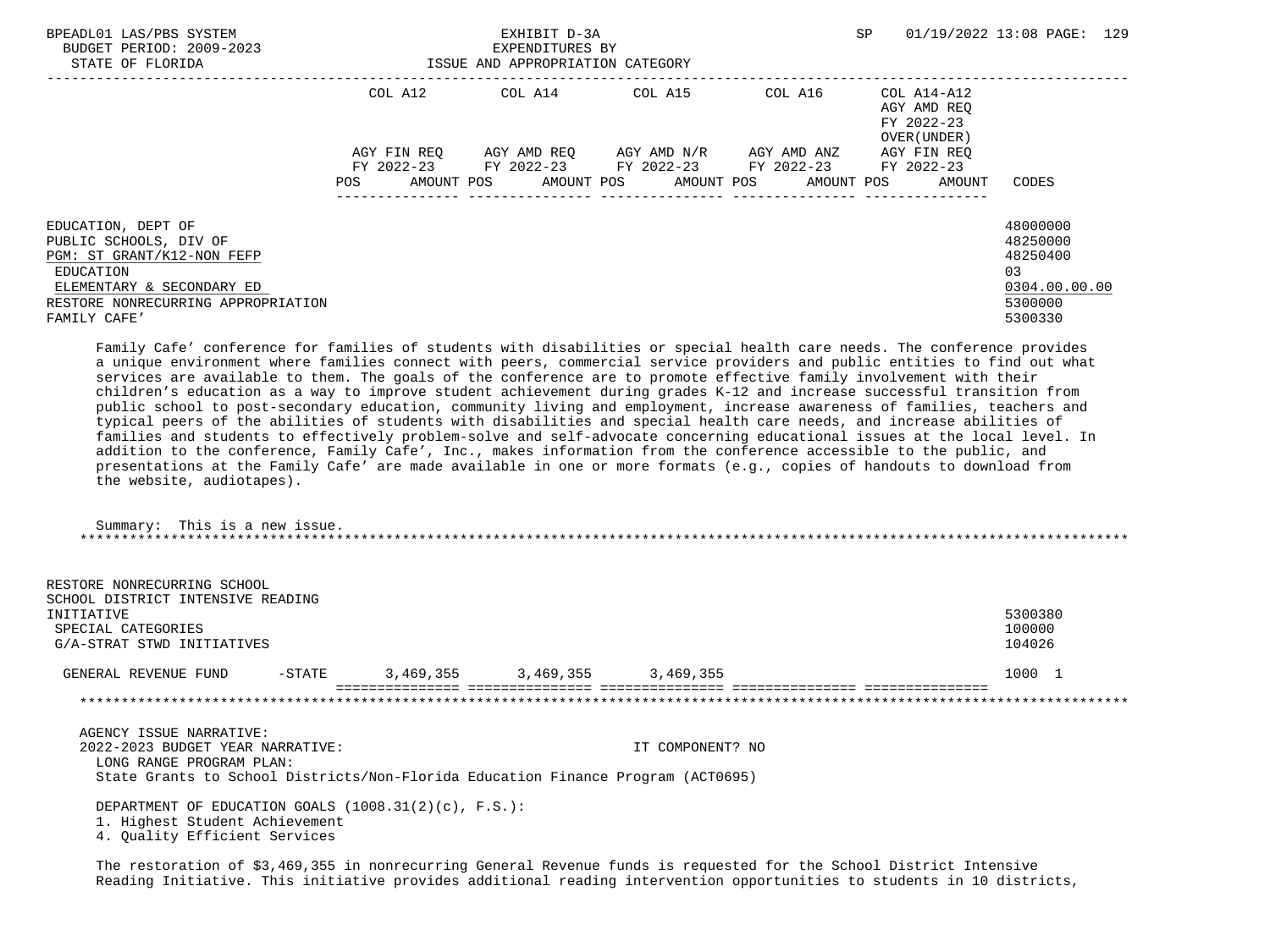| | COL A12 | COL A14 | COL A15 | COL A16 | COL A14-A12 AGY AMD REQ FY 2022-23 OVER(UNDER) | |
|---|---|---|---|---|---|---|
| | AGY FIN REQ FY 2022-23 | AGY AMD REQ FY 2022-23 | AGY AMD N/R FY 2022-23 | AGY AMD ANZ FY 2022-23 | AGY FIN REQ FY 2022-23 | |
| | POS AMOUNT | POS AMOUNT | POS AMOUNT | POS AMOUNT | POS AMOUNT | CODES |

EDUCATION, DEPT OF — 48000000
PUBLIC SCHOOLS, DIV OF — 48250000
PGM: ST GRANT/K12-NON FEFP — 48250400
EDUCATION — 03
ELEMENTARY & SECONDARY ED — 0304.00.00.00
RESTORE NONRECURRING APPROPRIATION — 5300000
FAMILY CAFE' — 5300330

Family Cafe' conference for families of students with disabilities or special health care needs. The conference provides a unique environment where families connect with peers, commercial service providers and public entities to find out what services are available to them. The goals of the conference are to promote effective family involvement with their children's education as a way to improve student achievement during grades K-12 and increase successful transition from public school to post-secondary education, community living and employment, increase awareness of families, teachers and typical peers of the abilities of students with disabilities and special health care needs, and increase abilities of families and students to effectively problem-solve and self-advocate concerning educational issues at the local level. In addition to the conference, Family Cafe', Inc., makes information from the conference accessible to the public, and presentations at the Family Cafe' are made available in one or more formats (e.g., copies of handouts to download from the website, audiotapes).

Summary: This is a new issue.

RESTORE NONRECURRING SCHOOL SCHOOL DISTRICT INTENSIVE READING INITIATIVE — 5300380
SPECIAL CATEGORIES — 100000
G/A-STRAT STWD INITIATIVES — 104026

| | COL A12 | COL A14 | COL A15 | COL A16 | COL A14-A12 | CODES |
|---|---|---|---|---|---|---|
| GENERAL REVENUE FUND -STATE | 3,469,355 | 3,469,355 | 3,469,355 | | | 1000 1 |

AGENCY ISSUE NARRATIVE:
2022-2023 BUDGET YEAR NARRATIVE: IT COMPONENT? NO
LONG RANGE PROGRAM PLAN:
State Grants to School Districts/Non-Florida Education Finance Program (ACT0695)

DEPARTMENT OF EDUCATION GOALS (1008.31(2)(c), F.S.):
1. Highest Student Achievement
4. Quality Efficient Services

The restoration of $3,469,355 in nonrecurring General Revenue funds is requested for the School District Intensive Reading Initiative. This initiative provides additional reading intervention opportunities to students in 10 districts,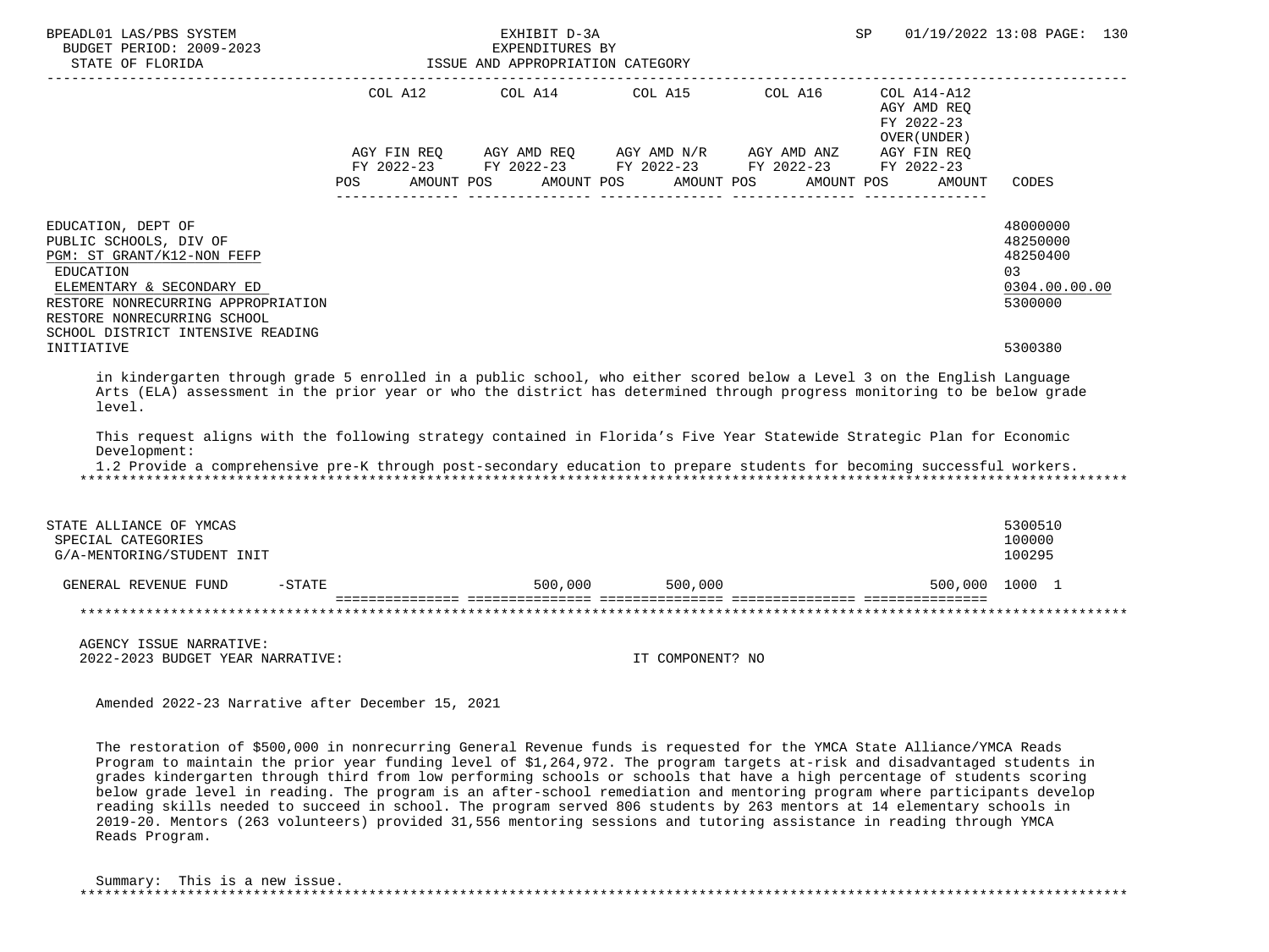| | COL A12 | | COL A14 | | COL A15 | | COL A16 | | COL A14-A12 AGY AMD REQ FY 2022-23 OVER(UNDER) AGY FIN REQ FY 2022-23 | |
|---|---|---|---|---|---|---|---|---|---|---|
| | AGY FIN REQ FY 2022-23 | | AGY AMD REQ FY 2022-23 | | AGY AMD N/R FY 2022-23 | | AGY AMD ANZ FY 2022-23 | | | |
| | POS | AMOUNT | POS | AMOUNT | POS | AMOUNT | POS | AMOUNT | POS AMOUNT | CODES |

EDUCATION, DEPT OF — 48000000
PUBLIC SCHOOLS, DIV OF — 48250000
PGM: ST GRANT/K12-NON FEFP — 48250400
EDUCATION — 03
ELEMENTARY & SECONDARY ED — 0304.00.00.00
RESTORE NONRECURRING APPROPRIATION — 5300000
RESTORE NONRECURRING SCHOOL DISTRICT INTENSIVE READING INITIATIVE — 5300380

in kindergarten through grade 5 enrolled in a public school, who either scored below a Level 3 on the English Language Arts (ELA) assessment in the prior year or who the district has determined through progress monitoring to be below grade level.

This request aligns with the following strategy contained in Florida's Five Year Statewide Strategic Plan for Economic Development:
1.2 Provide a comprehensive pre-K through post-secondary education to prepare students for becoming successful workers.

STATE ALLIANCE OF YMCAS — 5300510
SPECIAL CATEGORIES — 100000
G/A-MENTORING/STUDENT INIT — 100295

| | COL A12 | COL A14 | COL A15 | COL A16 | COL A14-A12 | CODES |
|---|---|---|---|---|---|---|
| GENERAL REVENUE FUND -STATE | | 500,000 | 500,000 | | 500,000 | 1000 1 |

AGENCY ISSUE NARRATIVE:
2022-2023 BUDGET YEAR NARRATIVE: IT COMPONENT? NO

Amended 2022-23 Narrative after December 15, 2021

The restoration of $500,000 in nonrecurring General Revenue funds is requested for the YMCA State Alliance/YMCA Reads Program to maintain the prior year funding level of $1,264,972. The program targets at-risk and disadvantaged students in grades kindergarten through third from low performing schools or schools that have a high percentage of students scoring below grade level in reading. The program is an after-school remediation and mentoring program where participants develop reading skills needed to succeed in school. The program served 806 students by 263 mentors at 14 elementary schools in 2019-20. Mentors (263 volunteers) provided 31,556 mentoring sessions and tutoring assistance in reading through YMCA Reads Program.

Summary: This is a new issue.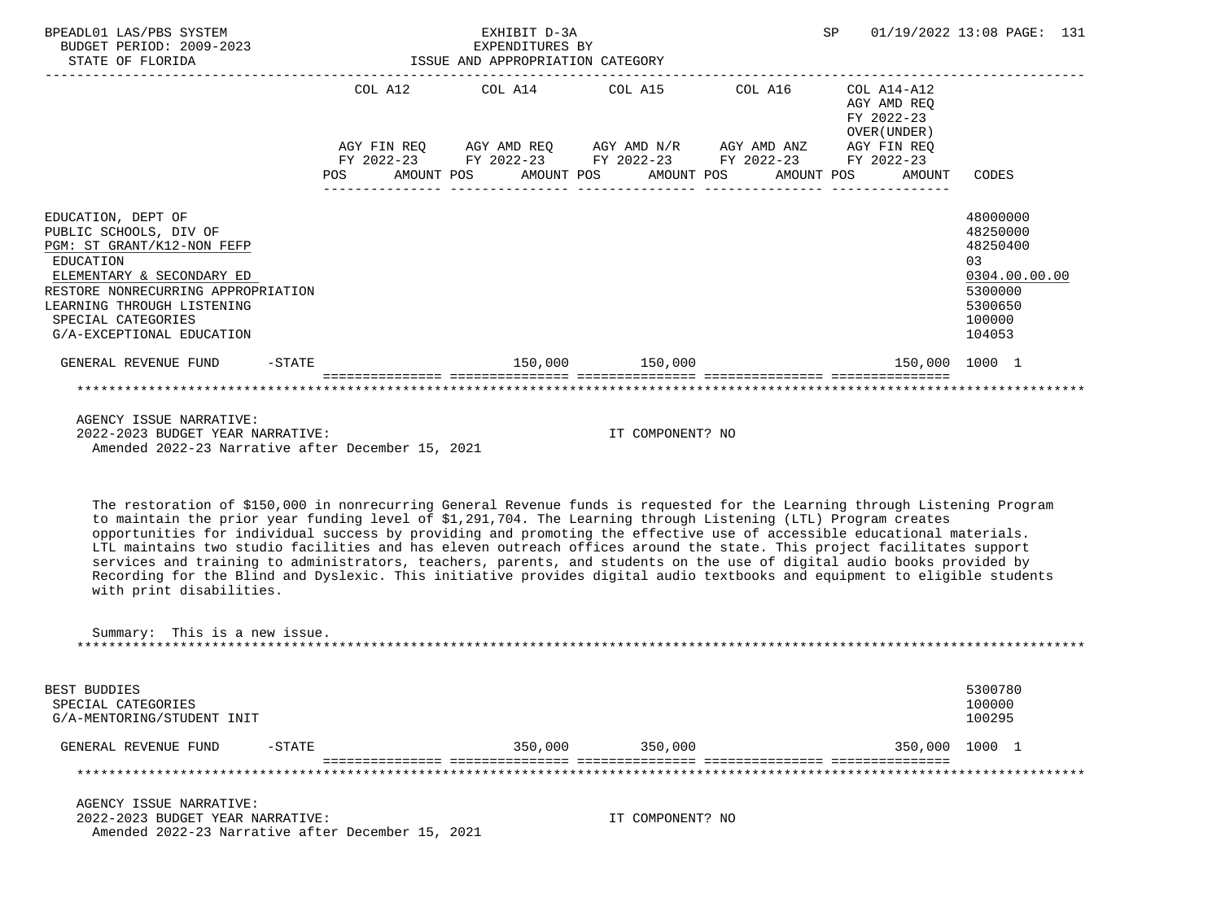| | COL A12 | | COL A14 | | COL A15 | | COL A16 | | COL A14-A12 AGY AMD REQ FY 2022-23 OVER(UNDER) | | |
|---|---|---|---|---|---|---|---|---|---|---|---|
| | AGY FIN REQ FY 2022-23 | | AGY AMD REQ FY 2022-23 | | AGY AMD N/R FY 2022-23 | | AGY AMD ANZ FY 2022-23 | | AGY FIN REQ FY 2022-23 | | |
| | POS | AMOUNT | POS | AMOUNT | POS | AMOUNT | POS | AMOUNT | POS | AMOUNT | CODES |
| EDUCATION, DEPT OF | | | | | | | | | | | 48000000 |
| PUBLIC SCHOOLS, DIV OF | | | | | | | | | | | 48250000 |
| PGM: ST GRANT/K12-NON FEFP | | | | | | | | | | | 48250400 |
| EDUCATION | | | | | | | | | | | 03 |
| ELEMENTARY & SECONDARY ED | | | | | | | | | | | 0304.00.00.00 |
| RESTORE NONRECURRING APPROPRIATION | | | | | | | | | | | 5300000 |
| LEARNING THROUGH LISTENING | | | | | | | | | | | 5300650 |
| SPECIAL CATEGORIES | | | | | | | | | | | 100000 |
| G/A-EXCEPTIONAL EDUCATION | | | | | | | | | | | 104053 |
| GENERAL REVENUE FUND -STATE | | | | 150,000 | | 150,000 | | | | 150,000 | 1000 1 |

AGENCY ISSUE NARRATIVE:
2022-2023 BUDGET YEAR NARRATIVE: IT COMPONENT? NO
Amended 2022-23 Narrative after December 15, 2021

The restoration of $150,000 in nonrecurring General Revenue funds is requested for the Learning through Listening Program to maintain the prior year funding level of $1,291,704. The Learning through Listening (LTL) Program creates opportunities for individual success by providing and promoting the effective use of accessible educational materials. LTL maintains two studio facilities and has eleven outreach offices around the state. This project facilitates support services and training to administrators, teachers, parents, and students on the use of digital audio books provided by Recording for the Blind and Dyslexic. This initiative provides digital audio textbooks and equipment to eligible students with print disabilities.

Summary: This is a new issue.

| | COL A12 | | COL A14 | | COL A15 | | COL A16 | | COL A14-A12 | | |
|---|---|---|---|---|---|---|---|---|---|---|---|
| | POS | AMOUNT | POS | AMOUNT | POS | AMOUNT | POS | AMOUNT | POS | AMOUNT | CODES |
| BEST BUDDIES | | | | | | | | | | | 5300780 |
| SPECIAL CATEGORIES | | | | | | | | | | | 100000 |
| G/A-MENTORING/STUDENT INIT | | | | | | | | | | | 100295 |
| GENERAL REVENUE FUND -STATE | | | | 350,000 | | 350,000 | | | | 350,000 | 1000 1 |

AGENCY ISSUE NARRATIVE:
2022-2023 BUDGET YEAR NARRATIVE: IT COMPONENT? NO
Amended 2022-23 Narrative after December 15, 2021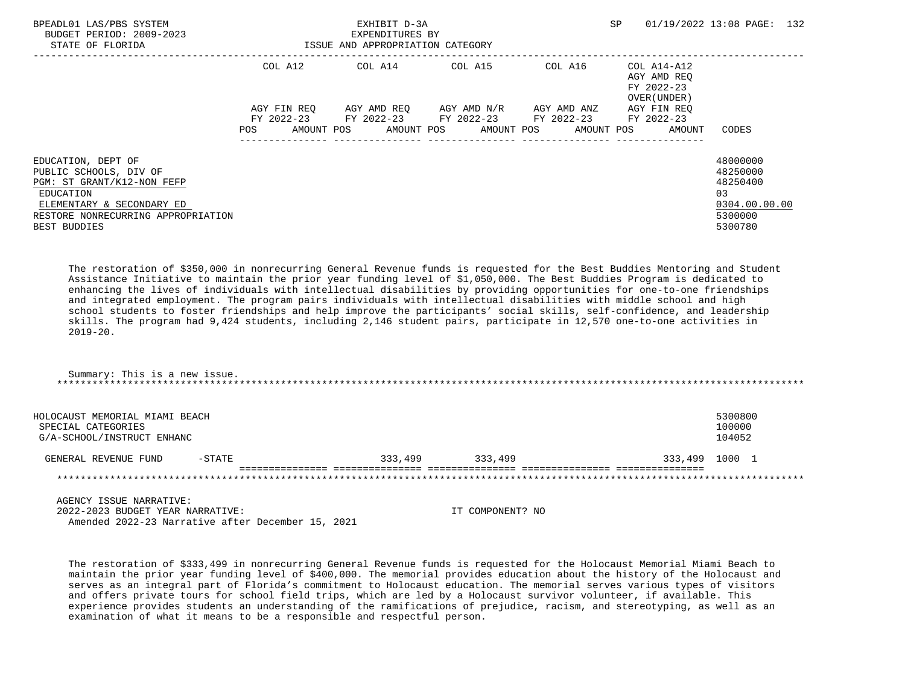| | COL A12 | COL A14 | COL A15 | COL A16 | COL A14-A12 AGY AMD REQ FY 2022-23 OVER(UNDER) | |
|---|---|---|---|---|---|---|
| | AGY FIN REQ FY 2022-23 | AGY AMD REQ FY 2022-23 | AGY AMD N/R FY 2022-23 | AGY AMD ANZ FY 2022-23 | AGY FIN REQ FY 2022-23 | |
| | POS AMOUNT | POS AMOUNT | POS AMOUNT | POS AMOUNT | POS AMOUNT | CODES |

EDUCATION, DEPT OF — 48000000
PUBLIC SCHOOLS, DIV OF — 48250000
PGM: ST GRANT/K12-NON FEFP — 48250400
EDUCATION — 03
ELEMENTARY & SECONDARY ED — 0304.00.00.00
RESTORE NONRECURRING APPROPRIATION — 5300000
BEST BUDDIES — 5300780

The restoration of $350,000 in nonrecurring General Revenue funds is requested for the Best Buddies Mentoring and Student Assistance Initiative to maintain the prior year funding level of $1,050,000. The Best Buddies Program is dedicated to enhancing the lives of individuals with intellectual disabilities by providing opportunities for one-to-one friendships and integrated employment. The program pairs individuals with intellectual disabilities with middle school and high school students to foster friendships and help improve the participants' social skills, self-confidence, and leadership skills. The program had 9,424 students, including 2,146 student pairs, participate in 12,570 one-to-one activities in 2019-20.

Summary: This is a new issue.

HOLOCAUST MEMORIAL MIAMI BEACH — 5300800
SPECIAL CATEGORIES — 100000
G/A-SCHOOL/INSTRUCT ENHANC — 104052

| | COL A12 | COL A14 | COL A15 | COL A16 | COL A14-A12 | CODES |
|---|---|---|---|---|---|---|
| GENERAL REVENUE FUND -STATE | | 333,499 | 333,499 | | 333,499 | 1000 1 |

AGENCY ISSUE NARRATIVE:
2022-2023 BUDGET YEAR NARRATIVE: IT COMPONENT? NO
Amended 2022-23 Narrative after December 15, 2021

The restoration of $333,499 in nonrecurring General Revenue funds is requested for the Holocaust Memorial Miami Beach to maintain the prior year funding level of $400,000. The memorial provides education about the history of the Holocaust and serves as an integral part of Florida's commitment to Holocaust education. The memorial serves various types of visitors and offers private tours for school field trips, which are led by a Holocaust survivor volunteer, if available. This experience provides students an understanding of the ramifications of prejudice, racism, and stereotyping, as well as an examination of what it means to be a responsible and respectful person.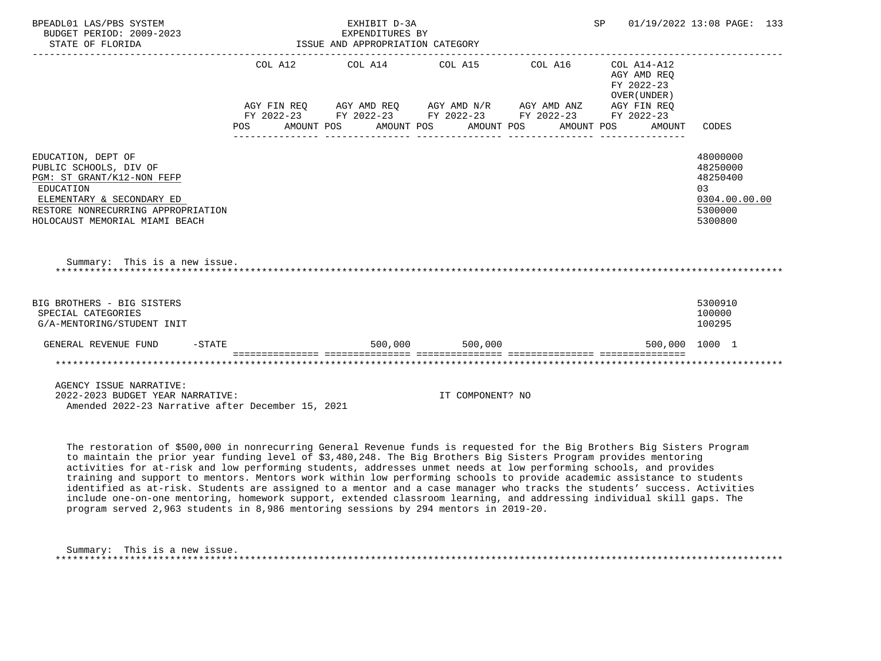| | COL A12 | COL A14 | COL A15 | COL A16 | COL A14-A12 AGY AMD REQ FY 2022-23 OVER(UNDER) | |
|---|---|---|---|---|---|---|
| | AGY FIN REQ FY 2022-23 | AGY AMD REQ FY 2022-23 | AGY AMD N/R FY 2022-23 | AGY AMD ANZ FY 2022-23 | AGY FIN REQ FY 2022-23 | |
| | POS AMOUNT | POS AMOUNT | POS AMOUNT | POS AMOUNT | POS AMOUNT | CODES |

EDUCATION, DEPT OF — 48000000
PUBLIC SCHOOLS, DIV OF — 48250000
PGM: ST GRANT/K12-NON FEFP — 48250400
EDUCATION — 03
ELEMENTARY & SECONDARY ED — 0304.00.00.00
RESTORE NONRECURRING APPROPRIATION — 5300000
HOLOCAUST MEMORIAL MIAMI BEACH — 5300800

Summary: This is a new issue.

BIG BROTHERS - BIG SISTERS — 5300910
SPECIAL CATEGORIES — 100000
G/A-MENTORING/STUDENT INIT — 100295

| | COL A12 | COL A14 | COL A15 | COL A16 | COL A14-A12 | CODES |
|---|---|---|---|---|---|---|
| GENERAL REVENUE FUND -STATE | | 500,000 | 500,000 | | 500,000 | 1000 1 |

AGENCY ISSUE NARRATIVE:
2022-2023 BUDGET YEAR NARRATIVE: IT COMPONENT? NO
Amended 2022-23 Narrative after December 15, 2021

The restoration of $500,000 in nonrecurring General Revenue funds is requested for the Big Brothers Big Sisters Program to maintain the prior year funding level of $3,480,248. The Big Brothers Big Sisters Program provides mentoring activities for at-risk and low performing students, addresses unmet needs at low performing schools, and provides training and support to mentors. Mentors work within low performing schools to provide academic assistance to students identified as at-risk. Students are assigned to a mentor and a case manager who tracks the students' success. Activities include one-on-one mentoring, homework support, extended classroom learning, and addressing individual skill gaps. The program served 2,963 students in 8,986 mentoring sessions by 294 mentors in 2019-20.

Summary: This is a new issue.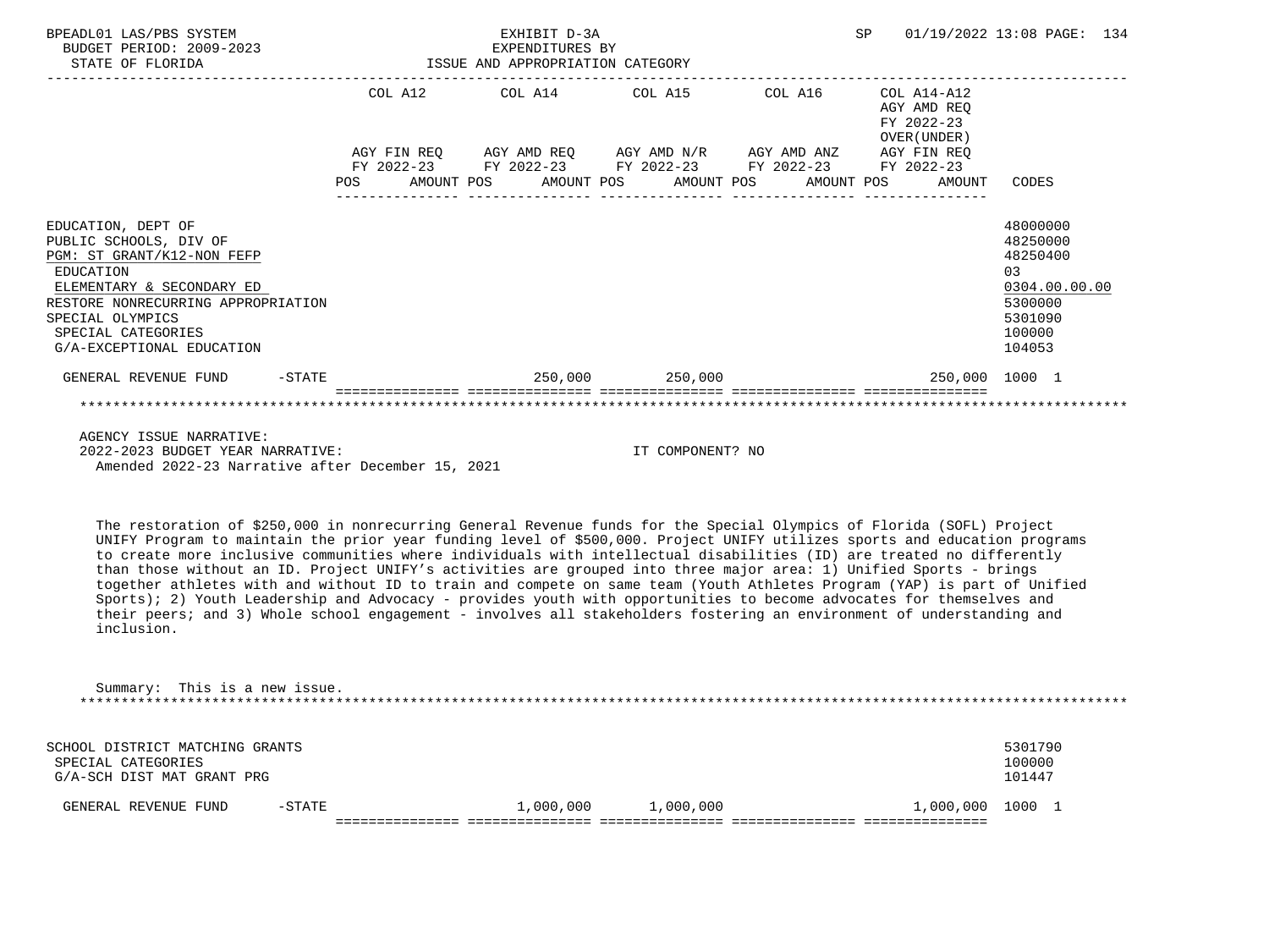BPEADL01 LAS/PBS SYSTEM
BUDGET PERIOD: 2009-2023
STATE OF FLORIDA

EXHIBIT D-3A
EXPENDITURES BY
ISSUE AND APPROPRIATION CATEGORY

SP 01/19/2022 13:08 PAGE: 134

| | COL A12 AGY FIN REQ FY 2022-23 POS AMOUNT | COL A14 AGY AMD REQ FY 2022-23 POS AMOUNT | COL A15 AGY AMD N/R FY 2022-23 POS AMOUNT | COL A16 AGY AMD ANZ FY 2022-23 POS AMOUNT | COL A14-A12 AGY AMD REQ FY 2022-23 OVER(UNDER) AGY FIN REQ FY 2022-23 POS AMOUNT | CODES |
|---|---|---|---|---|---|---|
| EDUCATION, DEPT OF | | | | | | 48000000 |
| PUBLIC SCHOOLS, DIV OF | | | | | | 48250000 |
| PGM: ST GRANT/K12-NON FEFP | | | | | | 48250400 |
| EDUCATION | | | | | | 03 |
| ELEMENTARY & SECONDARY ED | | | | | | 0304.00.00.00 |
| RESTORE NONRECURRING APPROPRIATION | | | | | | 5300000 |
| SPECIAL OLYMPICS | | | | | | 5301090 |
| SPECIAL CATEGORIES | | | | | | 100000 |
| G/A-EXCEPTIONAL EDUCATION | | | | | | 104053 |
| GENERAL REVENUE FUND -STATE | | 250,000 | 250,000 | | 250,000 | 1000 1 |

AGENCY ISSUE NARRATIVE:
2022-2023 BUDGET YEAR NARRATIVE: IT COMPONENT? NO
Amended 2022-23 Narrative after December 15, 2021

The restoration of $250,000 in nonrecurring General Revenue funds for the Special Olympics of Florida (SOFL) Project UNIFY Program to maintain the prior year funding level of $500,000. Project UNIFY utilizes sports and education programs to create more inclusive communities where individuals with intellectual disabilities (ID) are treated no differently than those without an ID. Project UNIFY's activities are grouped into three major area: 1) Unified Sports - brings together athletes with and without ID to train and compete on same team (Youth Athletes Program (YAP) is part of Unified Sports); 2) Youth Leadership and Advocacy - provides youth with opportunities to become advocates for themselves and their peers; and 3) Whole school engagement - involves all stakeholders fostering an environment of understanding and inclusion.

Summary: This is a new issue.

| | COL A12 | COL A14 | COL A15 | COL A16 | COL A14-A12 | CODES |
|---|---|---|---|---|---|---|
| SCHOOL DISTRICT MATCHING GRANTS | | | | | | 5301790 |
| SPECIAL CATEGORIES | | | | | | 100000 |
| G/A-SCH DIST MAT GRANT PRG | | | | | | 101447 |
| GENERAL REVENUE FUND -STATE | | 1,000,000 | 1,000,000 | | 1,000,000 | 1000 1 |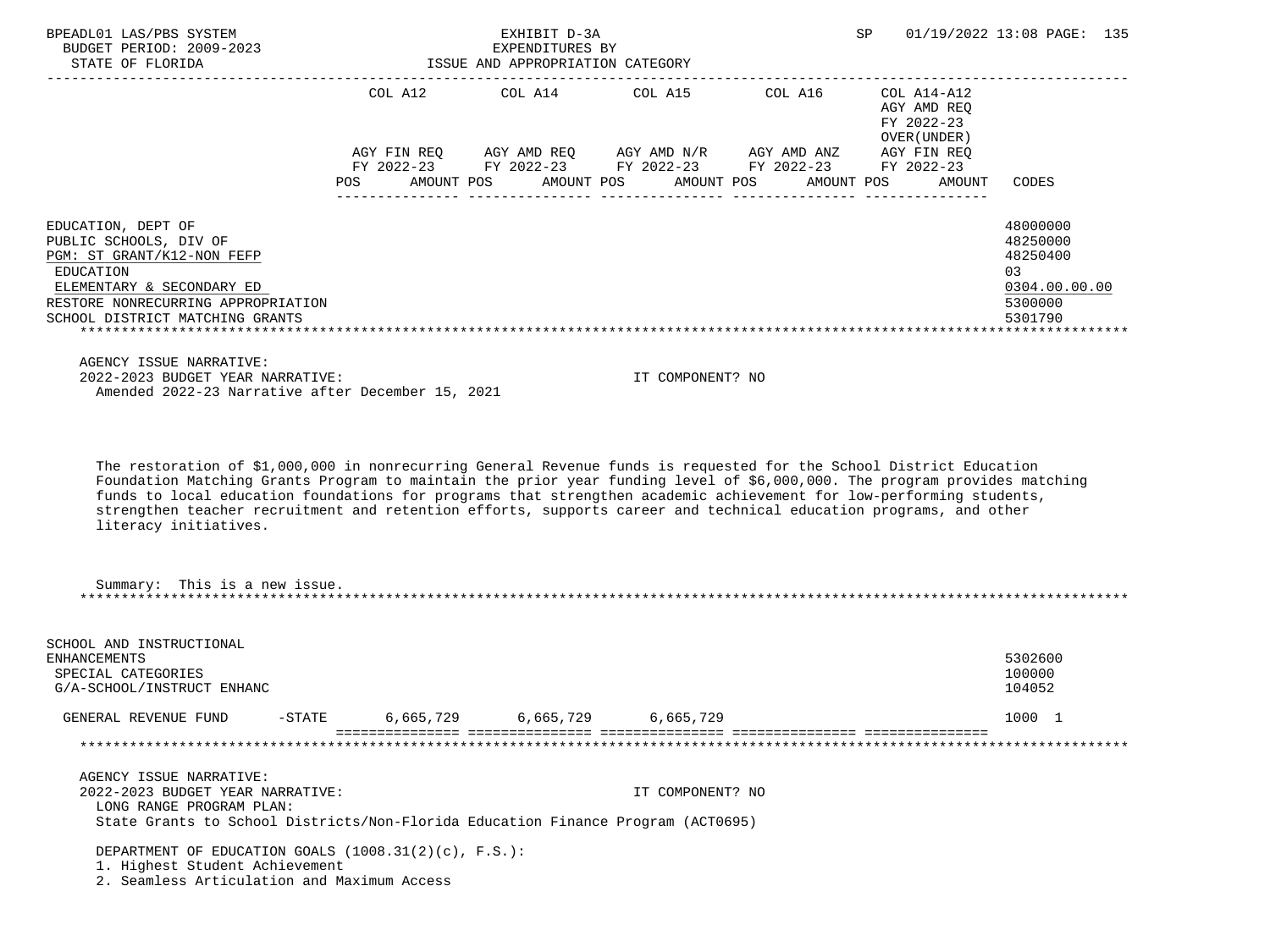| | COL A12 | COL A14 | COL A15 | COL A16 | COL A14-A12 AGY AMD REQ FY 2022-23 OVER(UNDER) | |
|---|---|---|---|---|---|---|
| | AGY FIN REQ FY 2022-23 | AGY AMD REQ FY 2022-23 | AGY AMD N/R FY 2022-23 | AGY AMD ANZ FY 2022-23 | AGY FIN REQ FY 2022-23 | |
| | POS AMOUNT | POS AMOUNT | POS AMOUNT | POS AMOUNT | POS AMOUNT | CODES |
| EDUCATION, DEPT OF | | | | | | 48000000 |
| PUBLIC SCHOOLS, DIV OF | | | | | | 48250000 |
| PGM: ST GRANT/K12-NON FEFP | | | | | | 48250400 |
| EDUCATION | | | | | | 03 |
| ELEMENTARY & SECONDARY ED | | | | | | 0304.00.00.00 |
| RESTORE NONRECURRING APPROPRIATION | | | | | | 5300000 |
| SCHOOL DISTRICT MATCHING GRANTS | | | | | | 5301790 |

AGENCY ISSUE NARRATIVE:
2022-2023 BUDGET YEAR NARRATIVE: IT COMPONENT? NO
Amended 2022-23 Narrative after December 15, 2021

The restoration of $1,000,000 in nonrecurring General Revenue funds is requested for the School District Education Foundation Matching Grants Program to maintain the prior year funding level of $6,000,000. The program provides matching funds to local education foundations for programs that strengthen academic achievement for low-performing students, strengthen teacher recruitment and retention efforts, supports career and technical education programs, and other literacy initiatives.

Summary: This is a new issue.

| | COL A12 | COL A14 | COL A15 | COL A16 | COL A14-A12 | CODES |
|---|---|---|---|---|---|---|
| SCHOOL AND INSTRUCTIONAL ENHANCEMENTS | | | | | | 5302600 |
| SPECIAL CATEGORIES | | | | | | 100000 |
| G/A-SCHOOL/INSTRUCT ENHANC | | | | | | 104052 |
| GENERAL REVENUE FUND -STATE | 6,665,729 | 6,665,729 | 6,665,729 | | | 1000 1 |

AGENCY ISSUE NARRATIVE:
2022-2023 BUDGET YEAR NARRATIVE: IT COMPONENT? NO
LONG RANGE PROGRAM PLAN:
State Grants to School Districts/Non-Florida Education Finance Program (ACT0695)

DEPARTMENT OF EDUCATION GOALS (1008.31(2)(c), F.S.):
1. Highest Student Achievement
2. Seamless Articulation and Maximum Access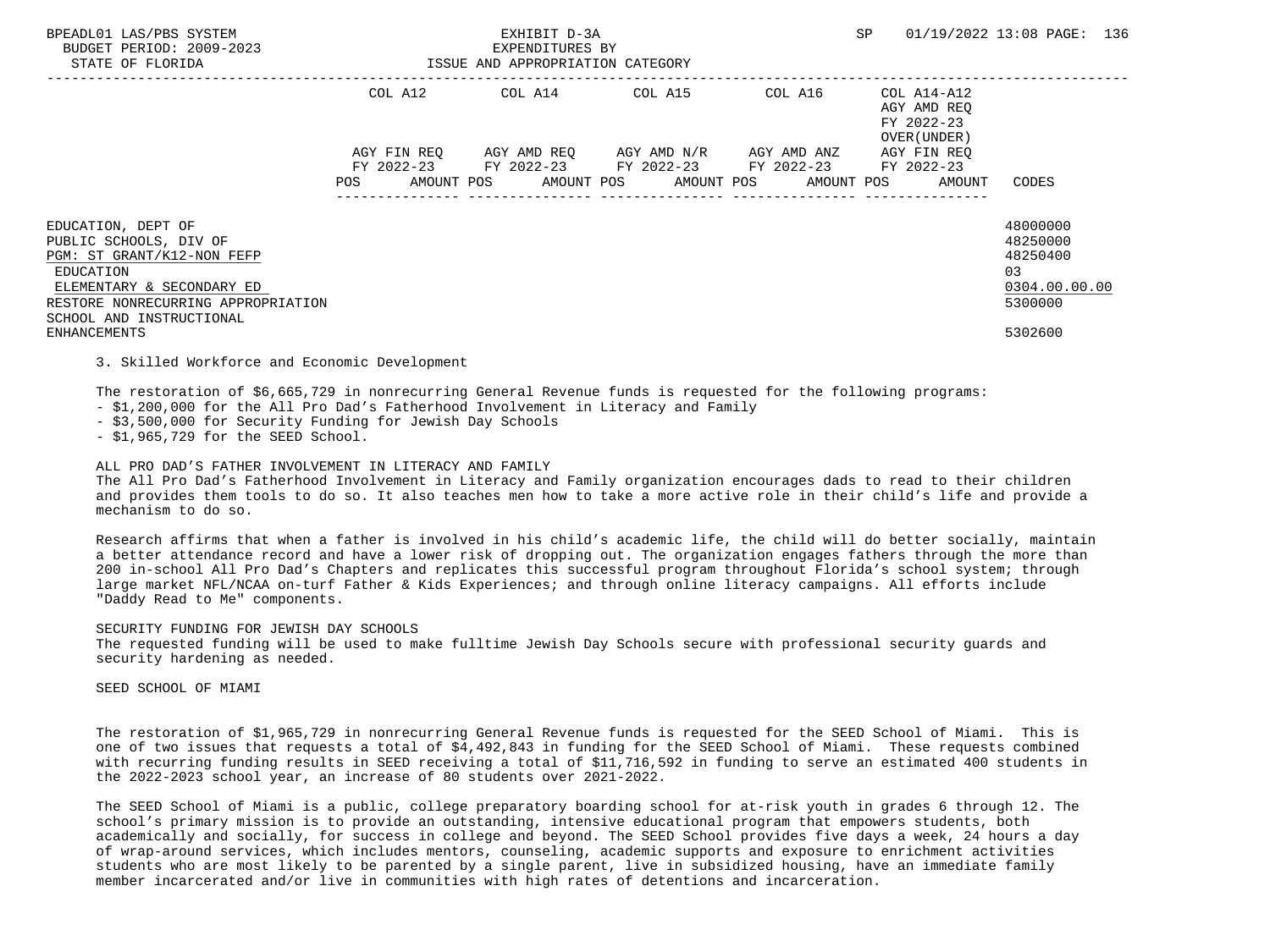| | COL A12 | | COL A14 | | COL A15 | | COL A16 | | COL A14-A12 AGY AMD REQ FY 2022-23 OVER(UNDER) | | |
|---|---|---|---|---|---|---|---|---|---|---|---|
| | AGY FIN REQ FY 2022-23 | | AGY AMD REQ FY 2022-23 | | AGY AMD N/R FY 2022-23 | | AGY AMD ANZ FY 2022-23 | | AGY FIN REQ FY 2022-23 | | |
| | POS | AMOUNT | POS | AMOUNT | POS | AMOUNT | POS | AMOUNT | POS | AMOUNT | CODES |
| EDUCATION, DEPT OF | | | | | | | | | | | 48000000 |
| PUBLIC SCHOOLS, DIV OF | | | | | | | | | | | 48250000 |
| PGM: ST GRANT/K12-NON FEFP | | | | | | | | | | | 48250400 |
| EDUCATION | | | | | | | | | | | 03 |
| ELEMENTARY & SECONDARY ED | | | | | | | | | | | 0304.00.00.00 |
| RESTORE NONRECURRING APPROPRIATION | | | | | | | | | | | 5300000 |
| SCHOOL AND INSTRUCTIONAL ENHANCEMENTS | | | | | | | | | | | 5302600 |

3. Skilled Workforce and Economic Development

The restoration of $6,665,729 in nonrecurring General Revenue funds is requested for the following programs:
- $1,200,000 for the All Pro Dad's Fatherhood Involvement in Literacy and Family
- $3,500,000 for Security Funding for Jewish Day Schools
- $1,965,729 for the SEED School.

ALL PRO DAD'S FATHER INVOLVEMENT IN LITERACY AND FAMILY
The All Pro Dad's Fatherhood Involvement in Literacy and Family organization encourages dads to read to their children and provides them tools to do so. It also teaches men how to take a more active role in their child's life and provide a mechanism to do so.

Research affirms that when a father is involved in his child's academic life, the child will do better socially, maintain a better attendance record and have a lower risk of dropping out. The organization engages fathers through the more than 200 in-school All Pro Dad's Chapters and replicates this successful program throughout Florida's school system; through large market NFL/NCAA on-turf Father & Kids Experiences; and through online literacy campaigns. All efforts include "Daddy Read to Me" components.

SECURITY FUNDING FOR JEWISH DAY SCHOOLS
The requested funding will be used to make fulltime Jewish Day Schools secure with professional security guards and security hardening as needed.

SEED SCHOOL OF MIAMI

The restoration of $1,965,729 in nonrecurring General Revenue funds is requested for the SEED School of Miami. This is one of two issues that requests a total of $4,492,843 in funding for the SEED School of Miami. These requests combined with recurring funding results in SEED receiving a total of $11,716,592 in funding to serve an estimated 400 students in the 2022-2023 school year, an increase of 80 students over 2021-2022.

The SEED School of Miami is a public, college preparatory boarding school for at-risk youth in grades 6 through 12. The school's primary mission is to provide an outstanding, intensive educational program that empowers students, both academically and socially, for success in college and beyond. The SEED School provides five days a week, 24 hours a day of wrap-around services, which includes mentors, counseling, academic supports and exposure to enrichment activities students who are most likely to be parented by a single parent, live in subsidized housing, have an immediate family member incarcerated and/or live in communities with high rates of detentions and incarceration.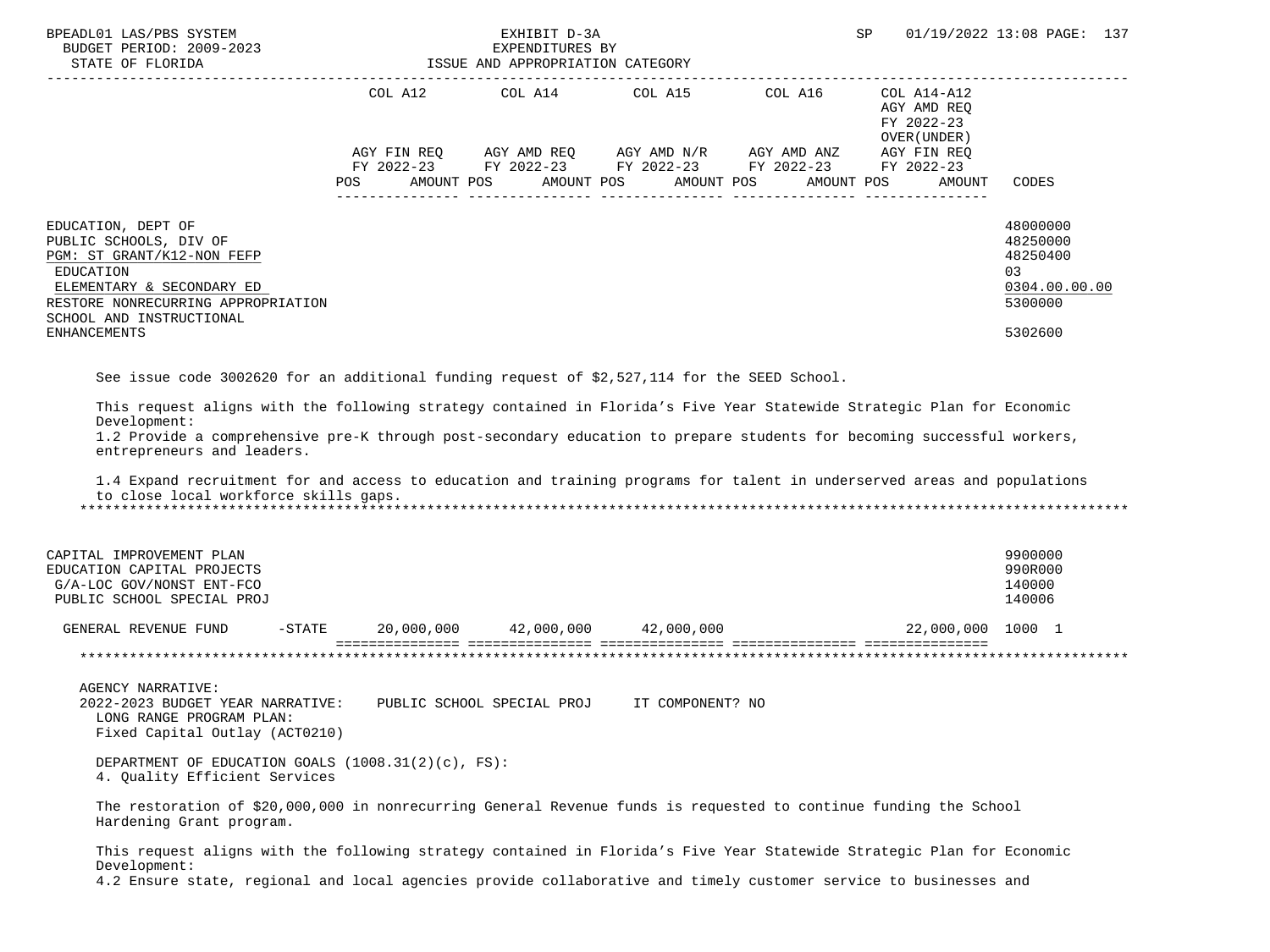| | COL A12 | | COL A14 | | COL A15 | | COL A16 | | COL A14-A12 AGY AMD REQ FY 2022-23 OVER(UNDER) AGY FIN REQ FY 2022-23 | | |
|---|---|---|---|---|---|---|---|---|---|---|---|
| | AGY FIN REQ FY 2022-23 | | AGY AMD REQ FY 2022-23 | | AGY AMD N/R FY 2022-23 | | AGY AMD ANZ FY 2022-23 | | | | |
| | POS | AMOUNT | POS | AMOUNT | POS | AMOUNT | POS | AMOUNT | POS | AMOUNT | CODES |

EDUCATION, DEPT OF — 48000000
PUBLIC SCHOOLS, DIV OF — 48250000
PGM: ST GRANT/K12-NON FEFP — 48250400
EDUCATION — 03
ELEMENTARY & SECONDARY ED — 0304.00.00.00
RESTORE NONRECURRING APPROPRIATION — 5300000
SCHOOL AND INSTRUCTIONAL ENHANCEMENTS — 5302600

See issue code 3002620 for an additional funding request of $2,527,114 for the SEED School.

This request aligns with the following strategy contained in Florida's Five Year Statewide Strategic Plan for Economic Development:
1.2 Provide a comprehensive pre-K through post-secondary education to prepare students for becoming successful workers, entrepreneurs and leaders.

1.4 Expand recruitment for and access to education and training programs for talent in underserved areas and populations to close local workforce skills gaps.

CAPITAL IMPROVEMENT PLAN — 9900000
EDUCATION CAPITAL PROJECTS — 990R000
G/A-LOC GOV/NONST ENT-FCO — 140000
PUBLIC SCHOOL SPECIAL PROJ — 140006

| | COL A12 | COL A14 | COL A15 | COL A16 | COL A14-A12 | CODES |
|---|---|---|---|---|---|---|
| GENERAL REVENUE FUND -STATE | 20,000,000 | 42,000,000 | 42,000,000 | | 22,000,000 | 1000 1 |

AGENCY NARRATIVE:
2022-2023 BUDGET YEAR NARRATIVE: PUBLIC SCHOOL SPECIAL PROJ IT COMPONENT? NO
LONG RANGE PROGRAM PLAN:
Fixed Capital Outlay (ACT0210)

DEPARTMENT OF EDUCATION GOALS (1008.31(2)(c), FS):
4. Quality Efficient Services

The restoration of $20,000,000 in nonrecurring General Revenue funds is requested to continue funding the School Hardening Grant program.

This request aligns with the following strategy contained in Florida's Five Year Statewide Strategic Plan for Economic Development:
4.2 Ensure state, regional and local agencies provide collaborative and timely customer service to businesses and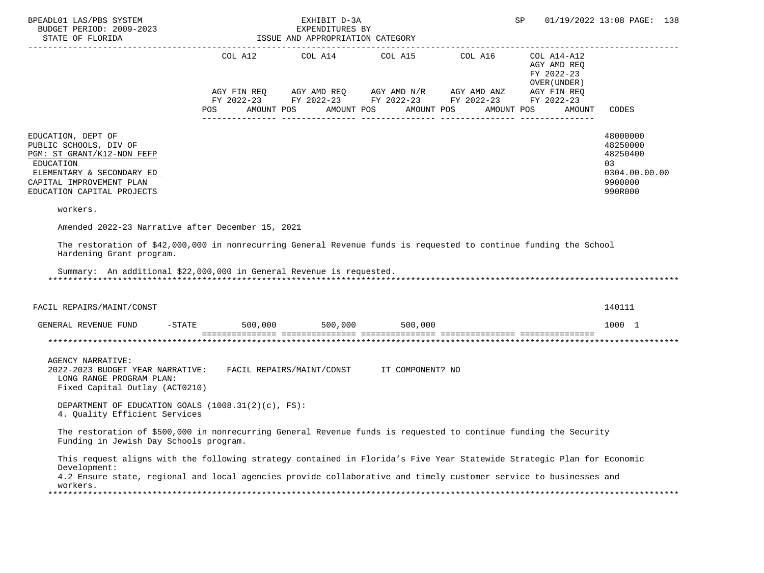EXHIBIT D-3A
EXPENDITURES BY
ISSUE AND APPROPRIATION CATEGORY

BUDGET PERIOD: 2009-2023
STATE OF FLORIDA

| | COL A12 AGY FIN REQ FY 2022-23 POS AMOUNT | COL A14 AGY AMD REQ FY 2022-23 POS AMOUNT | COL A15 AGY AMD N/R FY 2022-23 POS AMOUNT | COL A16 AGY AMD ANZ FY 2022-23 POS AMOUNT | COL A14-A12 AGY AMD REQ FY 2022-23 OVER(UNDER) AGY FIN REQ FY 2022-23 POS AMOUNT | CODES |
|---|---|---|---|---|---|---|
| EDUCATION, DEPT OF | | | | | | 48000000 |
| PUBLIC SCHOOLS, DIV OF | | | | | | 48250000 |
| PGM: ST GRANT/K12-NON FEFP | | | | | | 48250400 |
| EDUCATION | | | | | | 03 |
| ELEMENTARY & SECONDARY ED | | | | | | 0304.00.00.00 |
| CAPITAL IMPROVEMENT PLAN | | | | | | 9900000 |
| EDUCATION CAPITAL PROJECTS | | | | | | 990R000 |

workers.

Amended 2022-23 Narrative after December 15, 2021

The restoration of $42,000,000 in nonrecurring General Revenue funds is requested to continue funding the School Hardening Grant program.

Summary: An additional $22,000,000 in General Revenue is requested.

| | COL A12 | COL A14 | COL A15 | COL A16 | COL A14-A12 | CODES |
|---|---|---|---|---|---|---|
| FACIL REPAIRS/MAINT/CONST | | | | | | 140111 |
| GENERAL REVENUE FUND -STATE | 500,000 | 500,000 | 500,000 | | | 1000 1 |

AGENCY NARRATIVE:
2022-2023 BUDGET YEAR NARRATIVE: FACIL REPAIRS/MAINT/CONST IT COMPONENT? NO
LONG RANGE PROGRAM PLAN:
Fixed Capital Outlay (ACT0210)

DEPARTMENT OF EDUCATION GOALS (1008.31(2)(c), FS):
4. Quality Efficient Services

The restoration of $500,000 in nonrecurring General Revenue funds is requested to continue funding the Security Funding in Jewish Day Schools program.

This request aligns with the following strategy contained in Florida's Five Year Statewide Strategic Plan for Economic Development:
4.2 Ensure state, regional and local agencies provide collaborative and timely customer service to businesses and workers.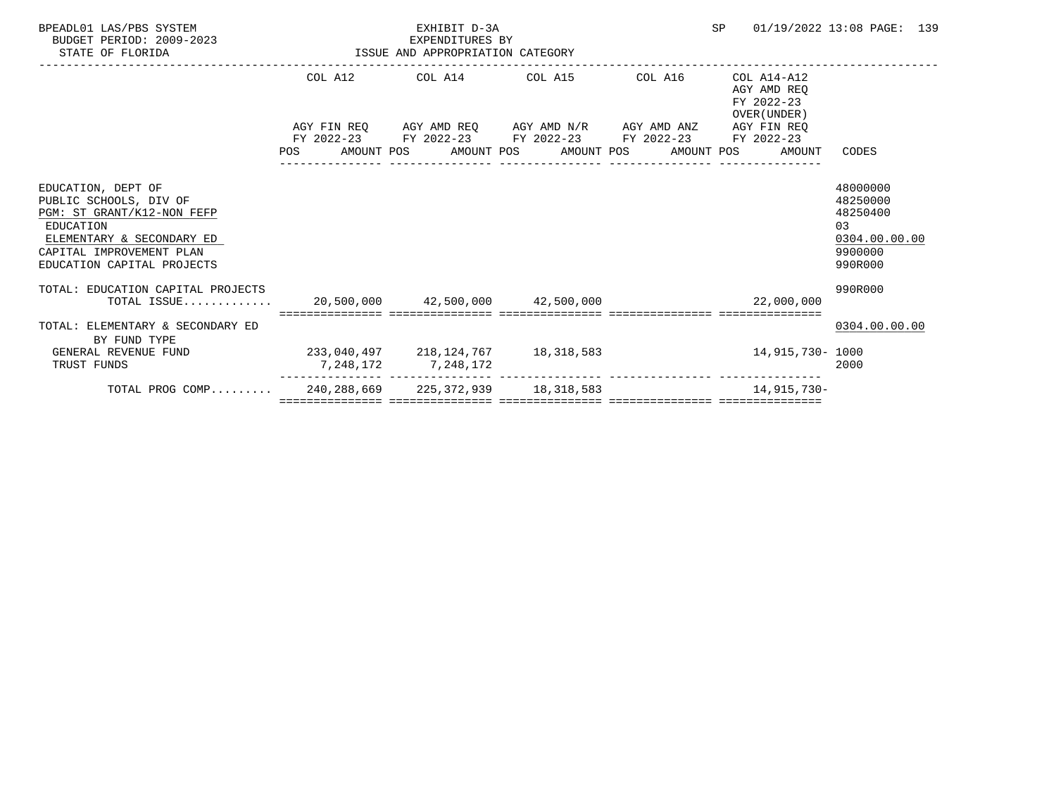BPEADL01 LAS/PBS SYSTEM
BUDGET PERIOD: 2009-2023
STATE OF FLORIDA

EXHIBIT D-3A
EXPENDITURES BY
ISSUE AND APPROPRIATION CATEGORY

SP 01/19/2022 13:08

| | COL A12 AGY FIN REQ FY 2022-23 POS AMOUNT | COL A14 AGY AMD REQ FY 2022-23 POS AMOUNT | COL A15 AGY AMD N/R FY 2022-23 POS AMOUNT | COL A16 AGY AMD ANZ FY 2022-23 POS AMOUNT | COL A14-A12 AGY AMD REQ FY 2022-23 OVER(UNDER) AGY FIN REQ FY 2022-23 POS AMOUNT | CODES |
|---|---|---|---|---|---|---|
| EDUCATION, DEPT OF | | | | | | 48000000 |
| PUBLIC SCHOOLS, DIV OF | | | | | | 48250000 |
| PGM: ST GRANT/K12-NON FEFP | | | | | | 48250400 |
| EDUCATION | | | | | | 03 |
| ELEMENTARY & SECONDARY ED | | | | | | 0304.00.00.00 |
| CAPITAL IMPROVEMENT PLAN | | | | | | 9900000 |
| EDUCATION CAPITAL PROJECTS | | | | | | 990R000 |
| TOTAL: EDUCATION CAPITAL PROJECTS | | | | | | 990R000 |
| TOTAL ISSUE............. | 20,500,000 | 42,500,000 | 42,500,000 | | 22,000,000 | |
| TOTAL: ELEMENTARY & SECONDARY ED | | | | | | 0304.00.00.00 |
| BY FUND TYPE | | | | | | |
| GENERAL REVENUE FUND | 233,040,497 | 218,124,767 | 18,318,583 | | 14,915,730- | 1000 |
| TRUST FUNDS | 7,248,172 | 7,248,172 | | | | 2000 |
| TOTAL PROG COMP......... | 240,288,669 | 225,372,939 | 18,318,583 | | 14,915,730- | |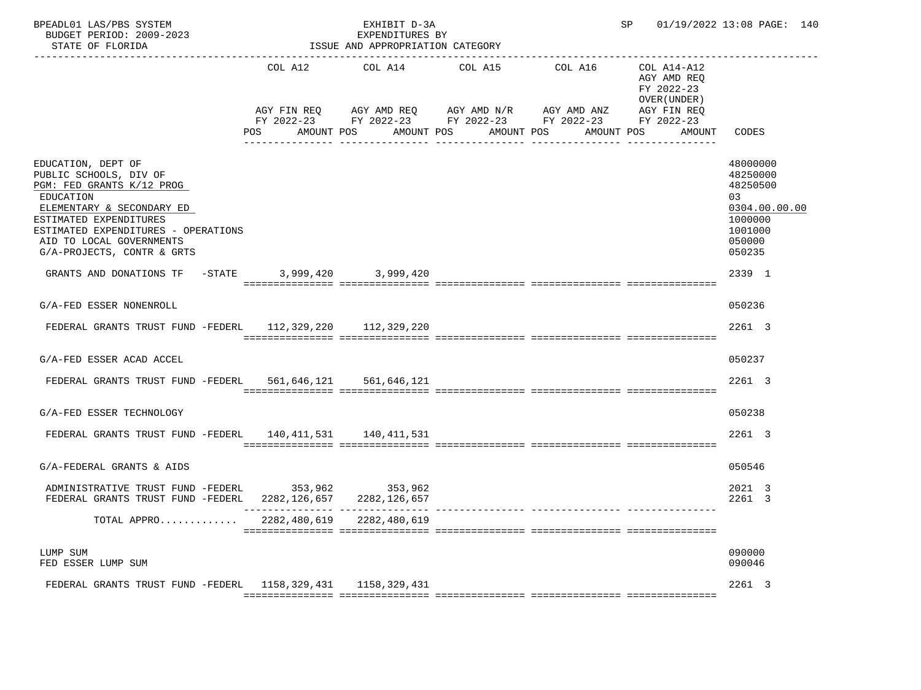BPEADL01 LAS/PBS SYSTEM | EXHIBIT D-3A | SP 01/19/2022 13:08 PAGE: 140
BUDGET PERIOD: 2009-2023 | EXPENDITURES BY
STATE OF FLORIDA | ISSUE AND APPROPRIATION CATEGORY

| | COL A12 AGY FIN REQ FY 2022-23 POS AMOUNT | COL A14 AGY AMD REQ FY 2022-23 POS AMOUNT | COL A15 AGY AMD N/R FY 2022-23 POS AMOUNT | COL A16 AGY AMD ANZ FY 2022-23 POS AMOUNT | COL A14-A12 AGY AMD REQ FY 2022-23 OVER(UNDER) AGY FIN REQ FY 2022-23 POS AMOUNT | CODES |
|---|---|---|---|---|---|---|
| EDUCATION, DEPT OF | | | | | | 48000000 |
| PUBLIC SCHOOLS, DIV OF | | | | | | 48250000 |
| PGM: FED GRANTS K/12 PROG | | | | | | 48250500 |
| EDUCATION | | | | | | 03 |
| ELEMENTARY & SECONDARY ED | | | | | | 0304.00.00.00 |
| ESTIMATED EXPENDITURES | | | | | | 1000000 |
| ESTIMATED EXPENDITURES - OPERATIONS | | | | | | 1001000 |
| AID TO LOCAL GOVERNMENTS | | | | | | 050000 |
| G/A-PROJECTS, CONTR & GRTS | | | | | | 050235 |
| GRANTS AND DONATIONS TF -STATE | 3,999,420 | 3,999,420 | | | | 2339 1 |
| G/A-FED ESSER NONENROLL | | | | | | 050236 |
| FEDERAL GRANTS TRUST FUND -FEDERL | 112,329,220 | 112,329,220 | | | | 2261 3 |
| G/A-FED ESSER ACAD ACCEL | | | | | | 050237 |
| FEDERAL GRANTS TRUST FUND -FEDERL | 561,646,121 | 561,646,121 | | | | 2261 3 |
| G/A-FED ESSER TECHNOLOGY | | | | | | 050238 |
| FEDERAL GRANTS TRUST FUND -FEDERL | 140,411,531 | 140,411,531 | | | | 2261 3 |
| G/A-FEDERAL GRANTS & AIDS | | | | | | 050546 |
| ADMINISTRATIVE TRUST FUND -FEDERL | 353,962 | 353,962 | | | | 2021 3 |
| FEDERAL GRANTS TRUST FUND -FEDERL | 2282,126,657 | 2282,126,657 | | | | 2261 3 |
| TOTAL APPRO............ | 2282,480,619 | 2282,480,619 | | | | |
| LUMP SUM | | | | | | 090000 |
| FED ESSER LUMP SUM | | | | | | 090046 |
| FEDERAL GRANTS TRUST FUND -FEDERL | 1158,329,431 | 1158,329,431 | | | | 2261 3 |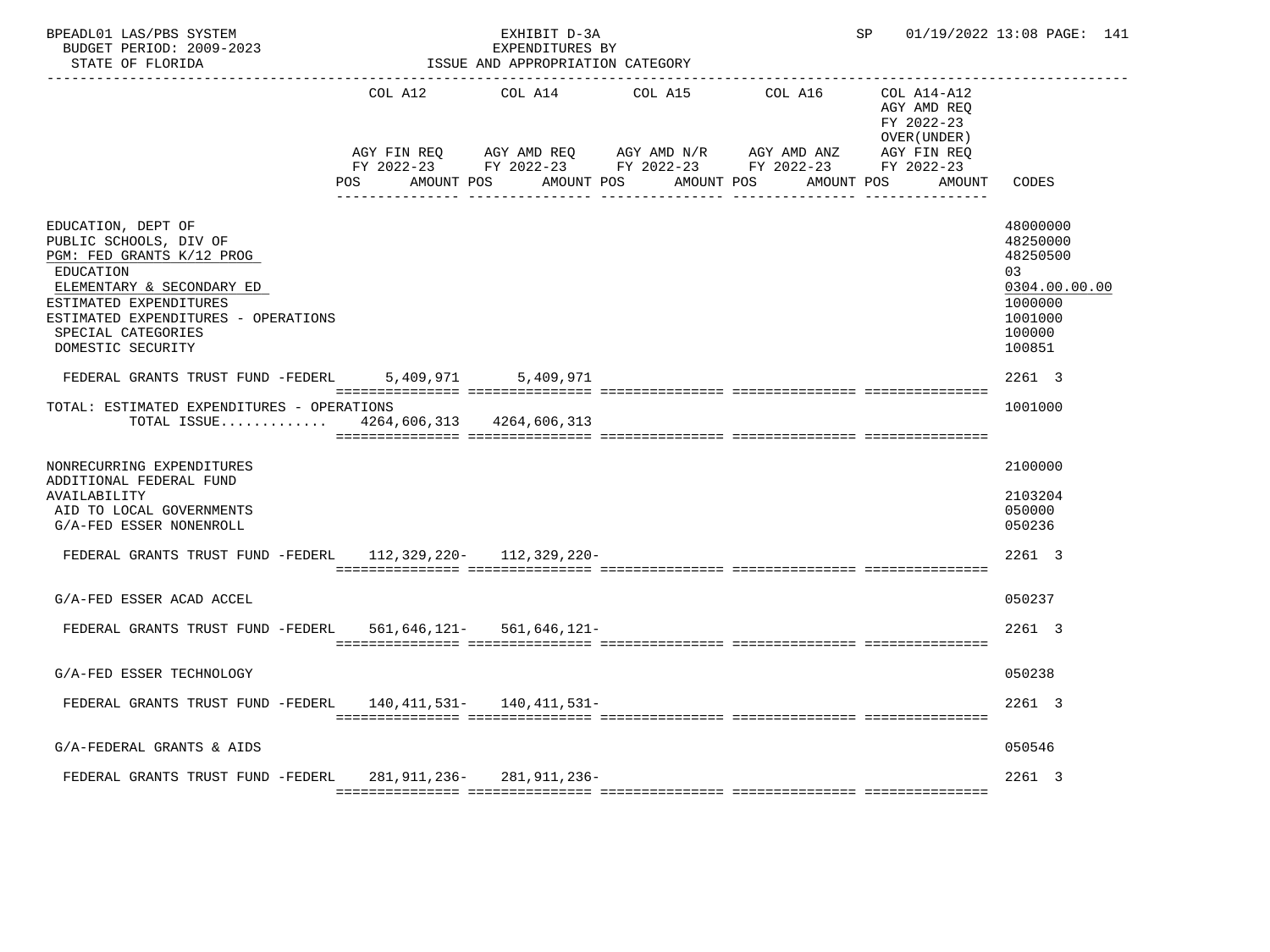BPEADL01 LAS/PBS SYSTEM | EXHIBIT D-3A | SP 01/19/2022 13:08
BUDGET PERIOD: 2009-2023 | EXPENDITURES BY
STATE OF FLORIDA | ISSUE AND APPROPRIATION CATEGORY

| | COL A12 AGY FIN REQ FY 2022-23 POS AMOUNT | COL A14 AGY AMD REQ FY 2022-23 POS AMOUNT | COL A15 AGY AMD N/R FY 2022-23 POS AMOUNT | COL A16 AGY AMD ANZ FY 2022-23 POS AMOUNT | COL A14-A12 AGY AMD REQ FY 2022-23 OVER(UNDER) AGY FIN REQ FY 2022-23 POS AMOUNT | CODES |
|---|---|---|---|---|---|---|
| EDUCATION, DEPT OF | | | | | | 48000000 |
| PUBLIC SCHOOLS, DIV OF | | | | | | 48250000 |
| PGM: FED GRANTS K/12 PROG | | | | | | 48250500 |
| EDUCATION | | | | | | 03 |
| ELEMENTARY & SECONDARY ED | | | | | | 0304.00.00.00 |
| ESTIMATED EXPENDITURES | | | | | | 1000000 |
| ESTIMATED EXPENDITURES - OPERATIONS | | | | | | 1001000 |
| SPECIAL CATEGORIES | | | | | | 100000 |
| DOMESTIC SECURITY | | | | | | 100851 |
| FEDERAL GRANTS TRUST FUND -FEDERL | 5,409,971 | 5,409,971 | | | | 2261 3 |
| TOTAL: ESTIMATED EXPENDITURES - OPERATIONS | | | | | | 1001000 |
| TOTAL ISSUE............ | 4264,606,313 | 4264,606,313 | | | | |
| NONRECURRING EXPENDITURES | | | | | | 2100000 |
| ADDITIONAL FEDERAL FUND AVAILABILITY | | | | | | 2103204 |
| AID TO LOCAL GOVERNMENTS | | | | | | 050000 |
| G/A-FED ESSER NONENROLL | | | | | | 050236 |
| FEDERAL GRANTS TRUST FUND -FEDERL | 112,329,220- | 112,329,220- | | | | 2261 3 |
| G/A-FED ESSER ACAD ACCEL | | | | | | 050237 |
| FEDERAL GRANTS TRUST FUND -FEDERL | 561,646,121- | 561,646,121- | | | | 2261 3 |
| G/A-FED ESSER TECHNOLOGY | | | | | | 050238 |
| FEDERAL GRANTS TRUST FUND -FEDERL | 140,411,531- | 140,411,531- | | | | 2261 3 |
| G/A-FEDERAL GRANTS & AIDS | | | | | | 050546 |
| FEDERAL GRANTS TRUST FUND -FEDERL | 281,911,236- | 281,911,236- | | | | 2261 3 |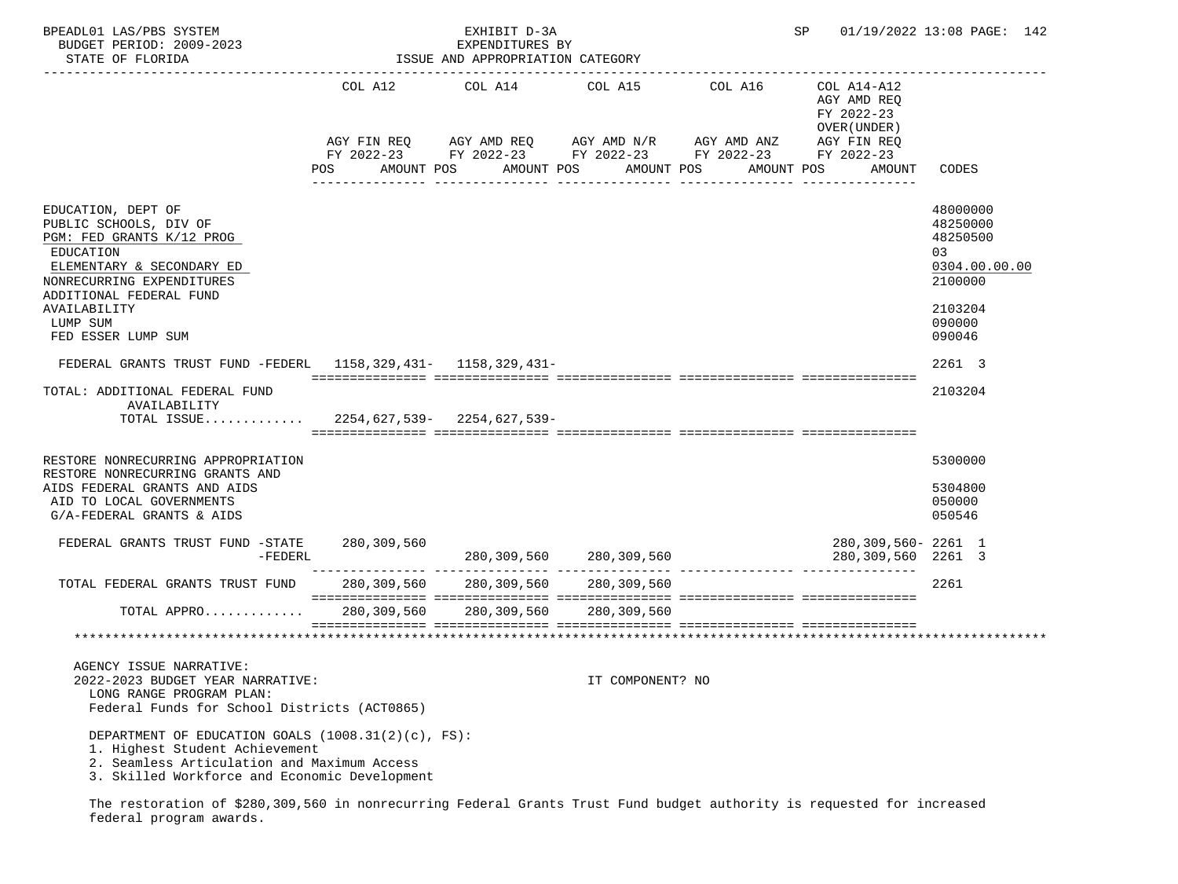BPEADL01 LAS/PBS SYSTEM — EXHIBIT D-3A — EXPENDITURES BY ISSUE AND APPROPRIATION CATEGORY
BUDGET PERIOD: 2009-2023 — STATE OF FLORIDA — SP 01/19/2022 13:08

| | COL A12 AGY FIN REQ FY 2022-23 POS AMOUNT | COL A14 AGY AMD REQ FY 2022-23 POS AMOUNT | COL A15 AGY AMD N/R FY 2022-23 POS AMOUNT | COL A16 AGY AMD ANZ FY 2022-23 POS AMOUNT | COL A14-A12 AGY AMD REQ FY 2022-23 OVER(UNDER) AGY FIN REQ FY 2022-23 POS AMOUNT | CODES |
|---|---|---|---|---|---|---|
| EDUCATION, DEPT OF | | | | | | 48000000 |
| PUBLIC SCHOOLS, DIV OF | | | | | | 48250000 |
| PGM: FED GRANTS K/12 PROG | | | | | | 48250500 |
| EDUCATION | | | | | | 03 |
| ELEMENTARY & SECONDARY ED | | | | | | 0304.00.00.00 |
| NONRECURRING EXPENDITURES | | | | | | 2100000 |
| ADDITIONAL FEDERAL FUND AVAILABILITY | | | | | | 2103204 |
| LUMP SUM | | | | | | 090000 |
| FED ESSER LUMP SUM | | | | | | 090046 |
| FEDERAL GRANTS TRUST FUND -FEDERL | 1158,329,431- | 1158,329,431- | | | | 2261 3 |
| TOTAL: ADDITIONAL FEDERAL FUND AVAILABILITY | | | | | | 2103204 |
| TOTAL ISSUE............ | 2254,627,539- | 2254,627,539- | | | | |
| RESTORE NONRECURRING APPROPRIATION | | | | | | 5300000 |
| RESTORE NONRECURRING GRANTS AND AIDS FEDERAL GRANTS AND AIDS | | | | | | 5304800 |
| AID TO LOCAL GOVERNMENTS | | | | | | 050000 |
| G/A-FEDERAL GRANTS & AIDS | | | | | | 050546 |
| FEDERAL GRANTS TRUST FUND -STATE | 280,309,560 | | | | 280,309,560- | 2261 1 |
| -FEDERL | | 280,309,560 | 280,309,560 | | 280,309,560 | 2261 3 |
| TOTAL FEDERAL GRANTS TRUST FUND | 280,309,560 | 280,309,560 | 280,309,560 | | | 2261 |
| TOTAL APPRO............ | 280,309,560 | 280,309,560 | 280,309,560 | | | |

AGENCY ISSUE NARRATIVE:
2022-2023 BUDGET YEAR NARRATIVE: IT COMPONENT? NO

LONG RANGE PROGRAM PLAN:
Federal Funds for School Districts (ACT0865)

DEPARTMENT OF EDUCATION GOALS (1008.31(2)(c), FS):
1. Highest Student Achievement
2. Seamless Articulation and Maximum Access
3. Skilled Workforce and Economic Development

The restoration of $280,309,560 in nonrecurring Federal Grants Trust Fund budget authority is requested for increased federal program awards.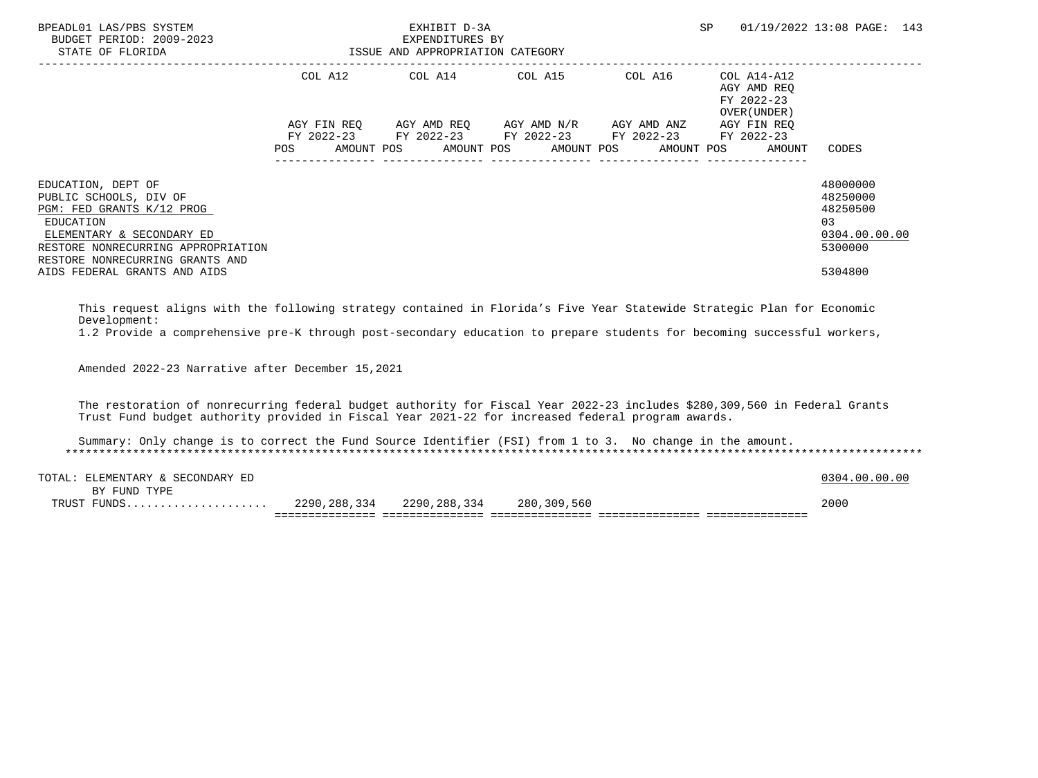EXHIBIT D-3A
EXPENDITURES BY
ISSUE AND APPROPRIATION CATEGORY

BUDGET PERIOD: 2009-2023
STATE OF FLORIDA

| | COL A12 AGY FIN REQ FY 2022-23 POS AMOUNT | COL A14 AGY AMD REQ FY 2022-23 POS AMOUNT | COL A15 AGY AMD N/R FY 2022-23 POS AMOUNT | COL A16 AGY AMD ANZ FY 2022-23 POS AMOUNT | COL A14-A12 AGY AMD REQ FY 2022-23 OVER(UNDER) AGY FIN REQ FY 2022-23 POS AMOUNT | CODES |
|---|---|---|---|---|---|---|
| EDUCATION, DEPT OF | | | | | | 48000000 |
| PUBLIC SCHOOLS, DIV OF | | | | | | 48250000 |
| PGM: FED GRANTS K/12 PROG | | | | | | 48250500 |
| EDUCATION | | | | | | 03 |
| ELEMENTARY & SECONDARY ED | | | | | | 0304.00.00.00 |
| RESTORE NONRECURRING APPROPRIATION | | | | | | 5300000 |
| RESTORE NONRECURRING GRANTS AND AIDS FEDERAL GRANTS AND AIDS | | | | | | 5304800 |

This request aligns with the following strategy contained in Florida's Five Year Statewide Strategic Plan for Economic Development:
1.2 Provide a comprehensive pre-K through post-secondary education to prepare students for becoming successful workers,

Amended 2022-23 Narrative after December 15,2021

The restoration of nonrecurring federal budget authority for Fiscal Year 2022-23 includes $280,309,560 in Federal Grants Trust Fund budget authority provided in Fiscal Year 2021-22 for increased federal program awards.

Summary: Only change is to correct the Fund Source Identifier (FSI) from 1 to 3. No change in the amount.

| | COL A12 | COL A14 | COL A15 | COL A16 | COL A14-A12 | CODES |
|---|---|---|---|---|---|---|
| TOTAL: ELEMENTARY & SECONDARY ED | | | | | | 0304.00.00.00 |
| BY FUND TYPE | | | | | | |
| TRUST FUNDS | 2290,288,334 | 2290,288,334 | 280,309,560 | | | 2000 |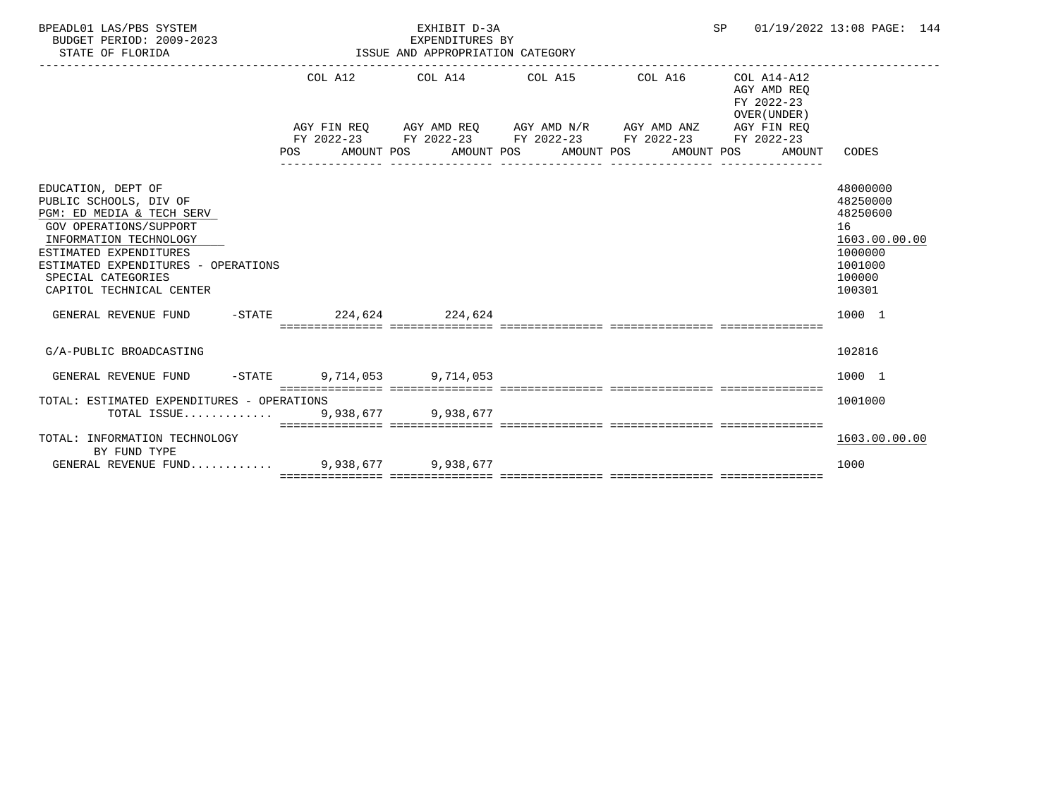BPEADL01 LAS/PBS SYSTEM

BUDGET PERIOD: 2009-2023

STATE OF FLORIDA

EXHIBIT D-3A
EXPENDITURES BY
ISSUE AND APPROPRIATION CATEGORY

SP 01/19/2022 13:08

| | COL A12 AGY FIN REQ FY 2022-23 POS AMOUNT | COL A14 AGY AMD REQ FY 2022-23 POS AMOUNT | COL A15 AGY AMD N/R FY 2022-23 POS AMOUNT | COL A16 AGY AMD ANZ FY 2022-23 POS AMOUNT | COL A14-A12 AGY AMD REQ FY 2022-23 OVER(UNDER) AGY FIN REQ FY 2022-23 POS AMOUNT | CODES |
|---|---|---|---|---|---|---|
| EDUCATION, DEPT OF | | | | | | 48000000 |
| PUBLIC SCHOOLS, DIV OF | | | | | | 48250000 |
| PGM: ED MEDIA & TECH SERV | | | | | | 48250600 |
| GOV OPERATIONS/SUPPORT | | | | | | 16 |
| INFORMATION TECHNOLOGY | | | | | | 1603.00.00.00 |
| ESTIMATED EXPENDITURES | | | | | | 1000000 |
| ESTIMATED EXPENDITURES - OPERATIONS | | | | | | 1001000 |
| SPECIAL CATEGORIES | | | | | | 100000 |
| CAPITOL TECHNICAL CENTER | | | | | | 100301 |
| GENERAL REVENUE FUND -STATE | 224,624 | 224,624 | | | | 1000 1 |
| G/A-PUBLIC BROADCASTING | | | | | | 102816 |
| GENERAL REVENUE FUND -STATE | 9,714,053 | 9,714,053 | | | | 1000 1 |
| TOTAL: ESTIMATED EXPENDITURES - OPERATIONS | | | | | | 1001000 |
| TOTAL ISSUE............ | 9,938,677 | 9,938,677 | | | | |
| TOTAL: INFORMATION TECHNOLOGY | | | | | | 1603.00.00.00 |
| BY FUND TYPE | | | | | | |
| GENERAL REVENUE FUND........... | 9,938,677 | 9,938,677 | | | | 1000 |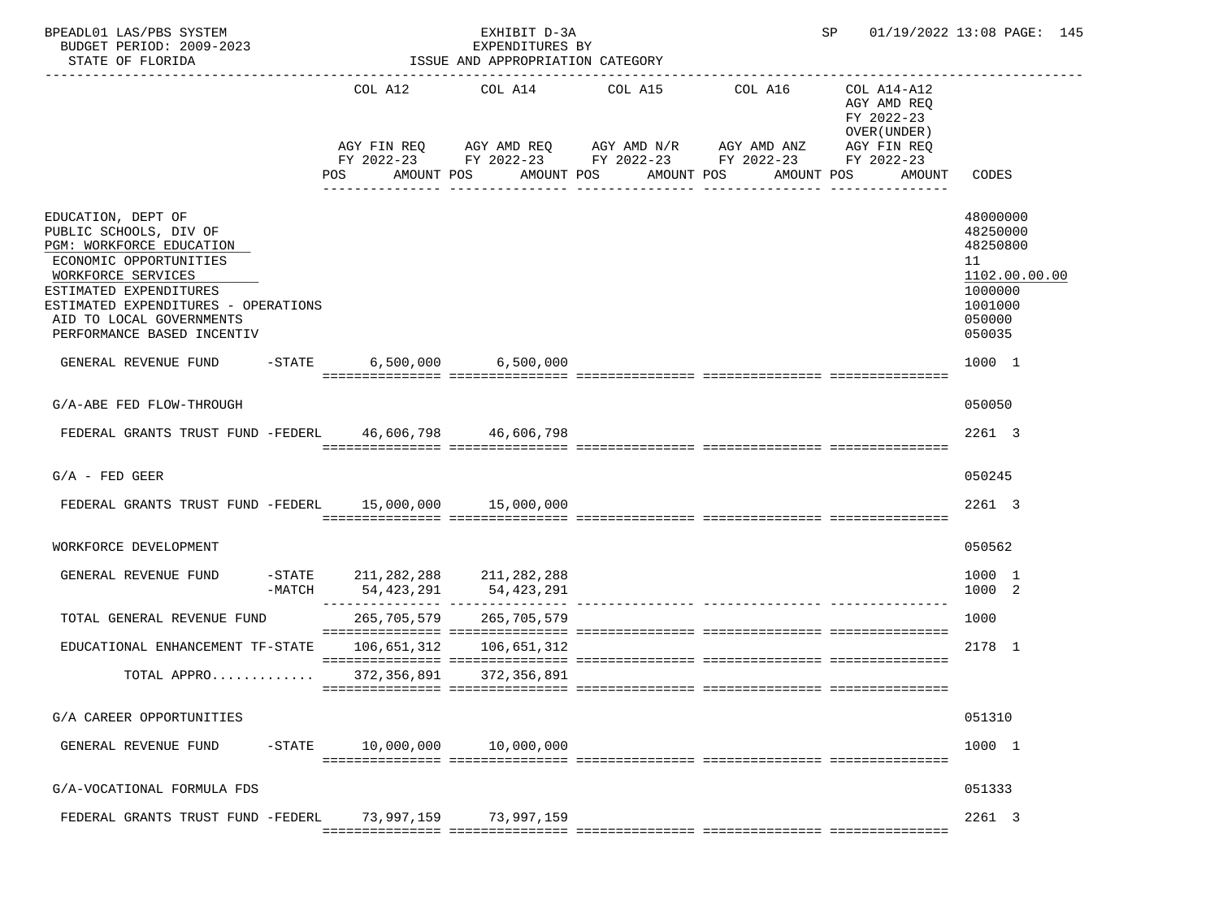EXHIBIT D-3A
EXPENDITURES BY
ISSUE AND APPROPRIATION CATEGORY

BUDGET PERIOD: 2009-2023
STATE OF FLORIDA

| | COL A12 AGY FIN REQ FY 2022-23 POS AMOUNT | COL A14 AGY AMD REQ FY 2022-23 POS AMOUNT | COL A15 AGY AMD N/R FY 2022-23 POS AMOUNT | COL A16 AGY AMD ANZ FY 2022-23 POS AMOUNT | COL A14-A12 AGY AMD REQ FY 2022-23 OVER(UNDER) AGY FIN REQ FY 2022-23 POS AMOUNT | CODES |
|---|---|---|---|---|---|---|
| EDUCATION, DEPT OF | | | | | | 48000000 |
| PUBLIC SCHOOLS, DIV OF | | | | | | 48250000 |
| PGM: WORKFORCE EDUCATION | | | | | | 48250800 |
| ECONOMIC OPPORTUNITIES | | | | | | 11 |
| WORKFORCE SERVICES | | | | | | 1102.00.00.00 |
| ESTIMATED EXPENDITURES | | | | | | 1000000 |
| ESTIMATED EXPENDITURES - OPERATIONS | | | | | | 1001000 |
| AID TO LOCAL GOVERNMENTS | | | | | | 050000 |
| PERFORMANCE BASED INCENTIV | | | | | | 050035 |
| GENERAL REVENUE FUND -STATE | 6,500,000 | 6,500,000 | | | | 1000 1 |
| G/A-ABE FED FLOW-THROUGH | | | | | | 050050 |
| FEDERAL GRANTS TRUST FUND -FEDERL | 46,606,798 | 46,606,798 | | | | 2261 3 |
| G/A - FED GEER | | | | | | 050245 |
| FEDERAL GRANTS TRUST FUND -FEDERL | 15,000,000 | 15,000,000 | | | | 2261 3 |
| WORKFORCE DEVELOPMENT | | | | | | 050562 |
| GENERAL REVENUE FUND -STATE | 211,282,288 | 211,282,288 | | | | 1000 1 |
| -MATCH | 54,423,291 | 54,423,291 | | | | 1000 2 |
| TOTAL GENERAL REVENUE FUND | 265,705,579 | 265,705,579 | | | | 1000 |
| EDUCATIONAL ENHANCEMENT TF-STATE | 106,651,312 | 106,651,312 | | | | 2178 1 |
| TOTAL APPRO............ | 372,356,891 | 372,356,891 | | | | |
| G/A CAREER OPPORTUNITIES | | | | | | 051310 |
| GENERAL REVENUE FUND -STATE | 10,000,000 | 10,000,000 | | | | 1000 1 |
| G/A-VOCATIONAL FORMULA FDS | | | | | | 051333 |
| FEDERAL GRANTS TRUST FUND -FEDERL | 73,997,159 | 73,997,159 | | | | 2261 3 |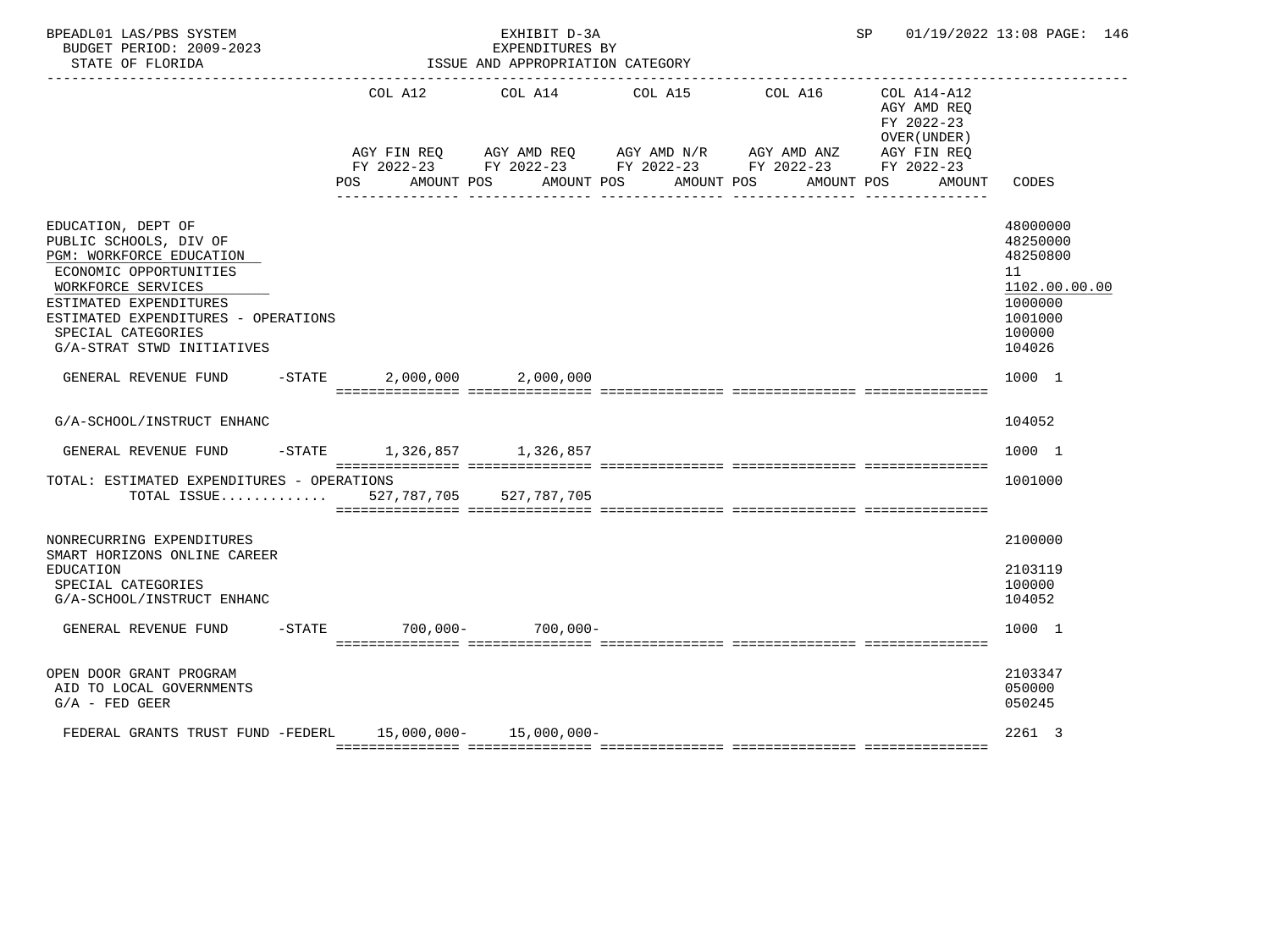BPEADL01 LAS/PBS SYSTEM — EXHIBIT D-3A — EXPENDITURES BY ISSUE AND APPROPRIATION CATEGORY

BUDGET PERIOD: 2009-2023 — STATE OF FLORIDA — SP 01/19/2022 13:08 PAGE: 146

| | COL A12 AGY FIN REQ FY 2022-23 POS AMOUNT | COL A14 AGY AMD REQ FY 2022-23 POS AMOUNT | COL A15 AGY AMD N/R FY 2022-23 POS AMOUNT | COL A16 AGY AMD ANZ FY 2022-23 POS AMOUNT | COL A14-A12 AGY AMD REQ FY 2022-23 OVER(UNDER) AGY FIN REQ FY 2022-23 POS AMOUNT | CODES |
|---|---|---|---|---|---|---|
| EDUCATION, DEPT OF | | | | | | 48000000 |
| PUBLIC SCHOOLS, DIV OF | | | | | | 48250000 |
| PGM: WORKFORCE EDUCATION | | | | | | 48250800 |
| ECONOMIC OPPORTUNITIES | | | | | | 11 |
| WORKFORCE SERVICES | | | | | | 1102.00.00.00 |
| ESTIMATED EXPENDITURES | | | | | | 1000000 |
| ESTIMATED EXPENDITURES - OPERATIONS | | | | | | 1001000 |
| SPECIAL CATEGORIES | | | | | | 100000 |
| G/A-STRAT STWD INITIATIVES | | | | | | 104026 |
| GENERAL REVENUE FUND -STATE | 2,000,000 | 2,000,000 | | | | 1000 1 |
| G/A-SCHOOL/INSTRUCT ENHANC | | | | | | 104052 |
| GENERAL REVENUE FUND -STATE | 1,326,857 | 1,326,857 | | | | 1000 1 |
| TOTAL: ESTIMATED EXPENDITURES - OPERATIONS | | | | | | 1001000 |
| TOTAL ISSUE............ | 527,787,705 | 527,787,705 | | | | |
| NONRECURRING EXPENDITURES | | | | | | 2100000 |
| SMART HORIZONS ONLINE CAREER EDUCATION | | | | | | 2103119 |
| SPECIAL CATEGORIES | | | | | | 100000 |
| G/A-SCHOOL/INSTRUCT ENHANC | | | | | | 104052 |
| GENERAL REVENUE FUND -STATE | 700,000- | 700,000- | | | | 1000 1 |
| OPEN DOOR GRANT PROGRAM | | | | | | 2103347 |
| AID TO LOCAL GOVERNMENTS | | | | | | 050000 |
| G/A - FED GEER | | | | | | 050245 |
| FEDERAL GRANTS TRUST FUND -FEDERL | 15,000,000- | 15,000,000- | | | | 2261 3 |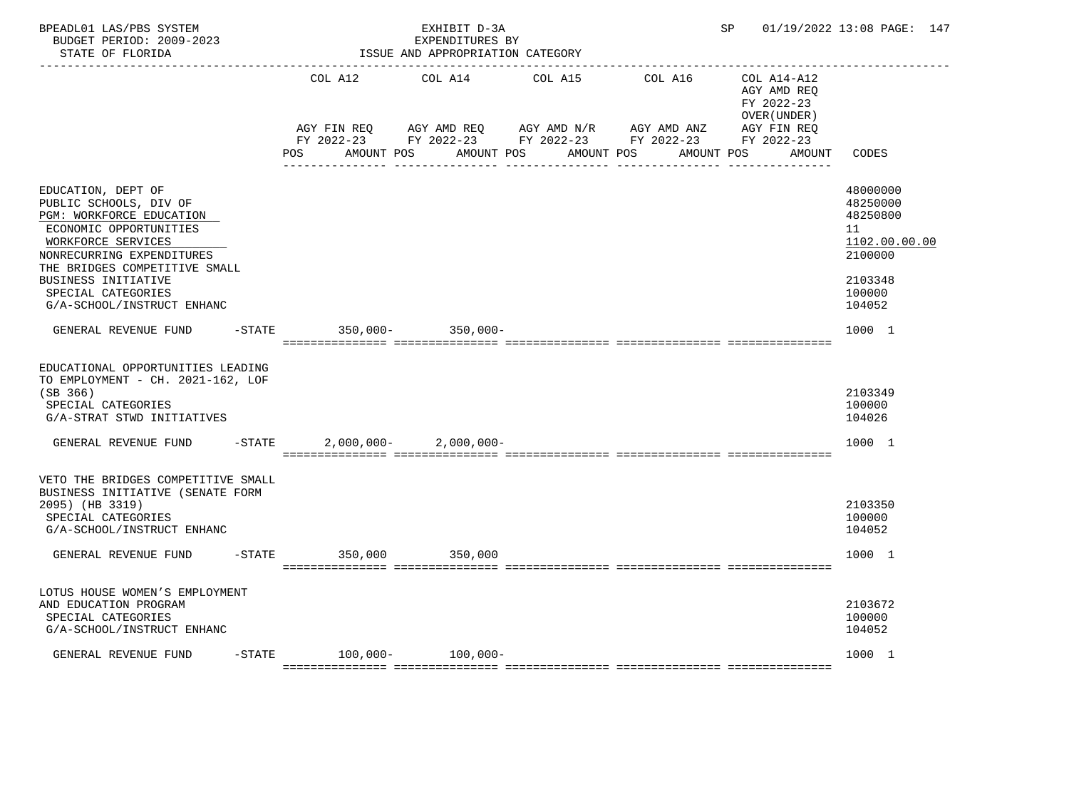BPEADL01 LAS/PBS SYSTEM | EXHIBIT D-3A | SP 01/19/2022 13:08
BUDGET PERIOD: 2009-2023 | EXPENDITURES BY
STATE OF FLORIDA | ISSUE AND APPROPRIATION CATEGORY

| | COL A12 AGY FIN REQ FY 2022-23 POS AMOUNT | COL A14 AGY AMD REQ FY 2022-23 POS AMOUNT | COL A15 AGY AMD N/R FY 2022-23 POS AMOUNT | COL A16 AGY AMD ANZ FY 2022-23 POS AMOUNT | COL A14-A12 AGY AMD REQ FY 2022-23 OVER(UNDER) AGY FIN REQ FY 2022-23 POS AMOUNT | CODES |
|---|---|---|---|---|---|---|
| EDUCATION, DEPT OF | | | | | | 48000000 |
| PUBLIC SCHOOLS, DIV OF | | | | | | 48250000 |
| PGM: WORKFORCE EDUCATION | | | | | | 48250800 |
| ECONOMIC OPPORTUNITIES | | | | | | 11 |
| WORKFORCE SERVICES | | | | | | 1102.00.00.00 |
| NONRECURRING EXPENDITURES | | | | | | 2100000 |
| THE BRIDGES COMPETITIVE SMALL BUSINESS INITIATIVE | | | | | | 2103348 |
| SPECIAL CATEGORIES | | | | | | 100000 |
| G/A-SCHOOL/INSTRUCT ENHANC | | | | | | 104052 |
| GENERAL REVENUE FUND -STATE | 350,000- | 350,000- | | | | 1000 1 |
| EDUCATIONAL OPPORTUNITIES LEADING TO EMPLOYMENT - CH. 2021-162, LOF (SB 366) | | | | | | 2103349 |
| SPECIAL CATEGORIES | | | | | | 100000 |
| G/A-STRAT STWD INITIATIVES | | | | | | 104026 |
| GENERAL REVENUE FUND -STATE | 2,000,000- | 2,000,000- | | | | 1000 1 |
| VETO THE BRIDGES COMPETITIVE SMALL BUSINESS INITIATIVE (SENATE FORM 2095) (HB 3319) | | | | | | 2103350 |
| SPECIAL CATEGORIES | | | | | | 100000 |
| G/A-SCHOOL/INSTRUCT ENHANC | | | | | | 104052 |
| GENERAL REVENUE FUND -STATE | 350,000 | 350,000 | | | | 1000 1 |
| LOTUS HOUSE WOMEN'S EMPLOYMENT AND EDUCATION PROGRAM | | | | | | 2103672 |
| SPECIAL CATEGORIES | | | | | | 100000 |
| G/A-SCHOOL/INSTRUCT ENHANC | | | | | | 104052 |
| GENERAL REVENUE FUND -STATE | 100,000- | 100,000- | | | | 1000 1 |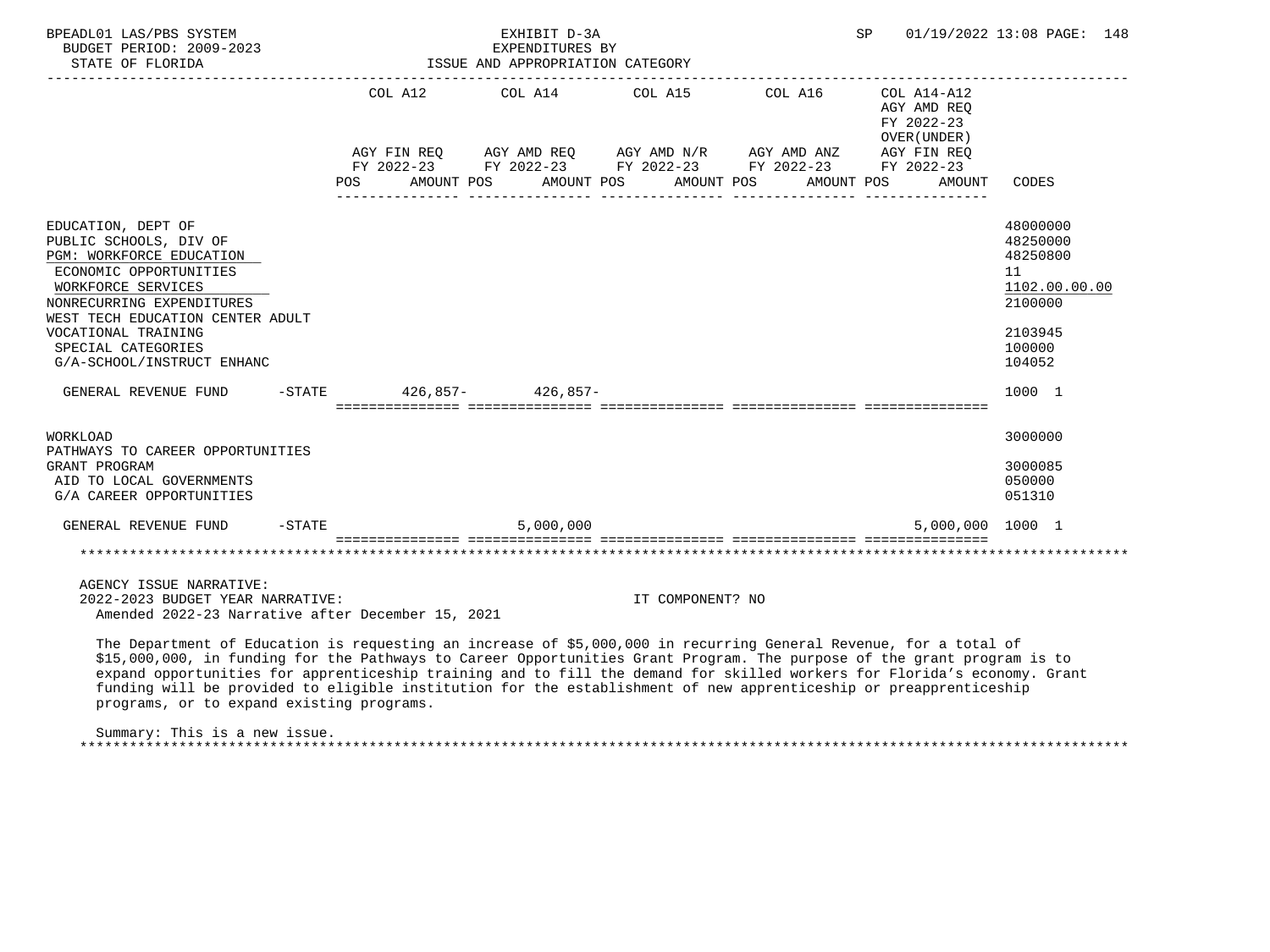BPEADL01 LAS/PBS SYSTEM | EXHIBIT D-3A | SP 01/19/2022 13:08 PAGE: 148
BUDGET PERIOD: 2009-2023 | EXPENDITURES BY
STATE OF FLORIDA | ISSUE AND APPROPRIATION CATEGORY

| | COL A12 AGY FIN REQ FY 2022-23 POS AMOUNT | COL A14 AGY AMD REQ FY 2022-23 POS AMOUNT | COL A15 AGY AMD N/R FY 2022-23 POS AMOUNT | COL A16 AGY AMD ANZ FY 2022-23 POS AMOUNT | COL A14-A12 AGY AMD REQ FY 2022-23 OVER(UNDER) AGY FIN REQ FY 2022-23 POS AMOUNT | CODES |
|---|---|---|---|---|---|---|
| EDUCATION, DEPT OF | | | | | | 48000000 |
| PUBLIC SCHOOLS, DIV OF | | | | | | 48250000 |
| PGM: WORKFORCE EDUCATION | | | | | | 48250800 |
| ECONOMIC OPPORTUNITIES | | | | | | 11 |
| WORKFORCE SERVICES | | | | | | 1102.00.00.00 |
| NONRECURRING EXPENDITURES | | | | | | 2100000 |
| WEST TECH EDUCATION CENTER ADULT VOCATIONAL TRAINING | | | | | | 2103945 |
| SPECIAL CATEGORIES | | | | | | 100000 |
| G/A-SCHOOL/INSTRUCT ENHANC | | | | | | 104052 |
| GENERAL REVENUE FUND -STATE | 426,857- | 426,857- | | | | 1000 1 |
| WORKLOAD | | | | | | 3000000 |
| PATHWAYS TO CAREER OPPORTUNITIES GRANT PROGRAM | | | | | | 3000085 |
| AID TO LOCAL GOVERNMENTS | | | | | | 050000 |
| G/A CAREER OPPORTUNITIES | | | | | | 051310 |
| GENERAL REVENUE FUND -STATE | | 5,000,000 | | | 5,000,000 | 1000 1 |

AGENCY ISSUE NARRATIVE:
2022-2023 BUDGET YEAR NARRATIVE: IT COMPONENT? NO
Amended 2022-23 Narrative after December 15, 2021

The Department of Education is requesting an increase of $5,000,000 in recurring General Revenue, for a total of $15,000,000, in funding for the Pathways to Career Opportunities Grant Program. The purpose of the grant program is to expand opportunities for apprenticeship training and to fill the demand for skilled workers for Florida's economy. Grant funding will be provided to eligible institution for the establishment of new apprenticeship or preapprenticeship programs, or to expand existing programs.

Summary: This is a new issue.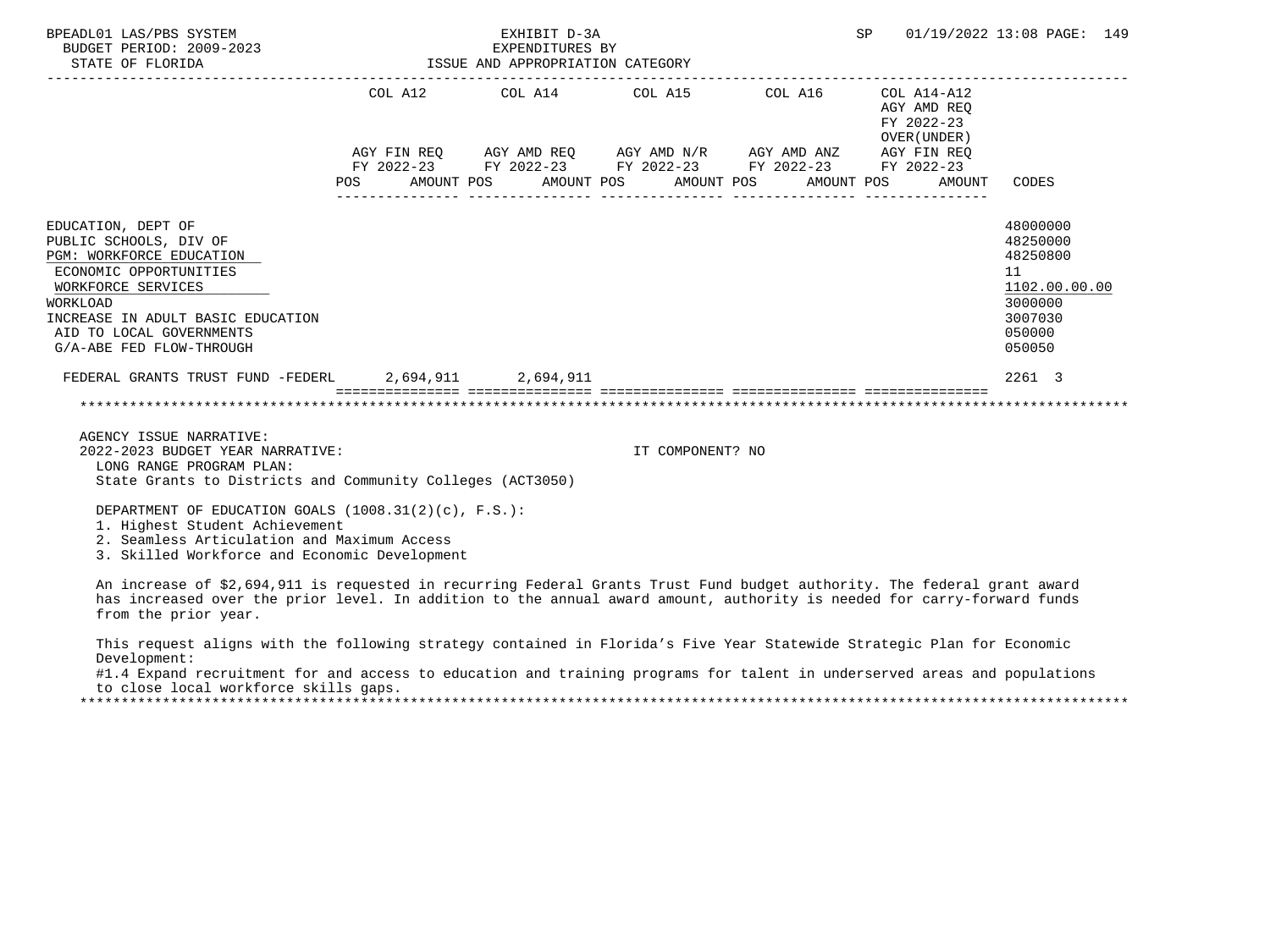BPEADL01 LAS/PBS SYSTEM — EXHIBIT D-3A — SP 01/19/2022 13:08 PAGE: 149
BUDGET PERIOD: 2009-2023 — EXPENDITURES BY
STATE OF FLORIDA — ISSUE AND APPROPRIATION CATEGORY

| | COL A12 AGY FIN REQ FY 2022-23 POS AMOUNT | COL A14 AGY AMD REQ FY 2022-23 POS AMOUNT | COL A15 AGY AMD N/R FY 2022-23 POS AMOUNT | COL A16 AGY AMD ANZ FY 2022-23 POS AMOUNT | COL A14-A12 AGY AMD REQ FY 2022-23 OVER(UNDER) AGY FIN REQ FY 2022-23 POS AMOUNT | CODES |
|---|---|---|---|---|---|---|
| EDUCATION, DEPT OF | | | | | | 48000000 |
| PUBLIC SCHOOLS, DIV OF | | | | | | 48250000 |
| PGM: WORKFORCE EDUCATION | | | | | | 48250800 |
| ECONOMIC OPPORTUNITIES | | | | | | 11 |
| WORKFORCE SERVICES | | | | | | 1102.00.00.00 |
| WORKLOAD | | | | | | 3000000 |
| INCREASE IN ADULT BASIC EDUCATION | | | | | | 3007030 |
| AID TO LOCAL GOVERNMENTS | | | | | | 050000 |
| G/A-ABE FED FLOW-THROUGH | | | | | | 050050 |
| FEDERAL GRANTS TRUST FUND -FEDERL | 2,694,911 | 2,694,911 | | | | 2261 3 |

AGENCY ISSUE NARRATIVE:
2022-2023 BUDGET YEAR NARRATIVE: IT COMPONENT? NO
LONG RANGE PROGRAM PLAN:
State Grants to Districts and Community Colleges (ACT3050)

DEPARTMENT OF EDUCATION GOALS (1008.31(2)(c), F.S.):
1. Highest Student Achievement
2. Seamless Articulation and Maximum Access
3. Skilled Workforce and Economic Development

An increase of $2,694,911 is requested in recurring Federal Grants Trust Fund budget authority. The federal grant award has increased over the prior level. In addition to the annual award amount, authority is needed for carry-forward funds from the prior year.

This request aligns with the following strategy contained in Florida's Five Year Statewide Strategic Plan for Economic Development:
#1.4 Expand recruitment for and access to education and training programs for talent in underserved areas and populations to close local workforce skills gaps.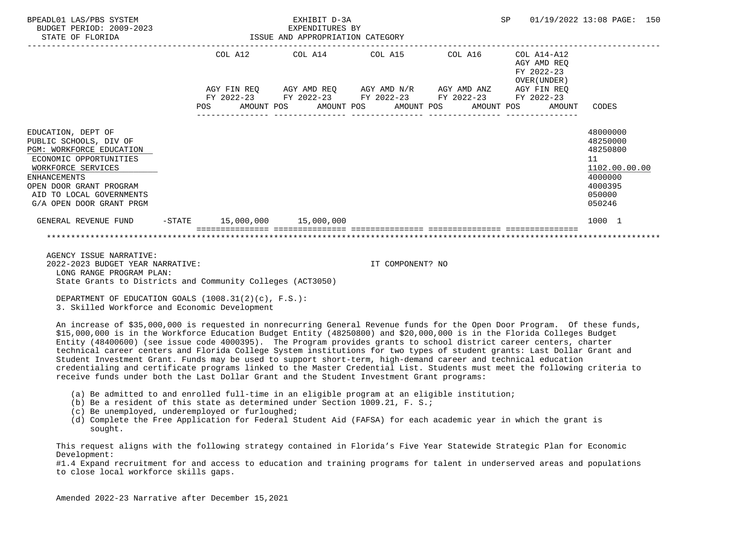BPEADL01 LAS/PBS SYSTEM — EXHIBIT D-3A EXPENDITURES BY ISSUE AND APPROPRIATION CATEGORY

BUDGET PERIOD: 2009-2023

STATE OF FLORIDA

SP 01/19/2022 13:08

| | COL A12 AGY FIN REQ FY 2022-23 POS AMOUNT | COL A14 AGY AMD REQ FY 2022-23 POS AMOUNT | COL A15 AGY AMD N/R FY 2022-23 POS AMOUNT | COL A16 AGY AMD ANZ FY 2022-23 POS AMOUNT | COL A14-A12 AGY AMD REQ FY 2022-23 OVER(UNDER) AGY FIN REQ FY 2022-23 POS AMOUNT | CODES |
|---|---|---|---|---|---|---|
| EDUCATION, DEPT OF | | | | | | 48000000 |
| PUBLIC SCHOOLS, DIV OF | | | | | | 48250000 |
| PGM: WORKFORCE EDUCATION | | | | | | 48250800 |
| ECONOMIC OPPORTUNITIES | | | | | | 11 |
| WORKFORCE SERVICES | | | | | | 1102.00.00.00 |
| ENHANCEMENTS | | | | | | 4000000 |
| OPEN DOOR GRANT PROGRAM | | | | | | 4000395 |
| AID TO LOCAL GOVERNMENTS | | | | | | 050000 |
| G/A OPEN DOOR GRANT PRGM | | | | | | 050246 |
| GENERAL REVENUE FUND -STATE | 15,000,000 | 15,000,000 | | | | 1000 1 |

AGENCY ISSUE NARRATIVE:

2022-2023 BUDGET YEAR NARRATIVE: IT COMPONENT? NO

LONG RANGE PROGRAM PLAN:
State Grants to Districts and Community Colleges (ACT3050)

DEPARTMENT OF EDUCATION GOALS (1008.31(2)(c), F.S.):
3. Skilled Workforce and Economic Development

An increase of $35,000,000 is requested in nonrecurring General Revenue funds for the Open Door Program. Of these funds, $15,000,000 is in the Workforce Education Budget Entity (48250800) and $20,000,000 is in the Florida Colleges Budget Entity (48400600) (see issue code 4000395). The Program provides grants to school district career centers, charter technical career centers and Florida College System institutions for two types of student grants: Last Dollar Grant and Student Investment Grant. Funds may be used to support short-term, high-demand career and technical education credentialing and certificate programs linked to the Master Credential List. Students must meet the following criteria to receive funds under both the Last Dollar Grant and the Student Investment Grant programs:

(a) Be admitted to and enrolled full-time in an eligible program at an eligible institution;
(b) Be a resident of this state as determined under Section 1009.21, F. S.;
(c) Be unemployed, underemployed or furloughed;
(d) Complete the Free Application for Federal Student Aid (FAFSA) for each academic year in which the grant is sought.

This request aligns with the following strategy contained in Florida's Five Year Statewide Strategic Plan for Economic Development:
#1.4 Expand recruitment for and access to education and training programs for talent in underserved areas and populations to close local workforce skills gaps.

Amended 2022-23 Narrative after December 15,2021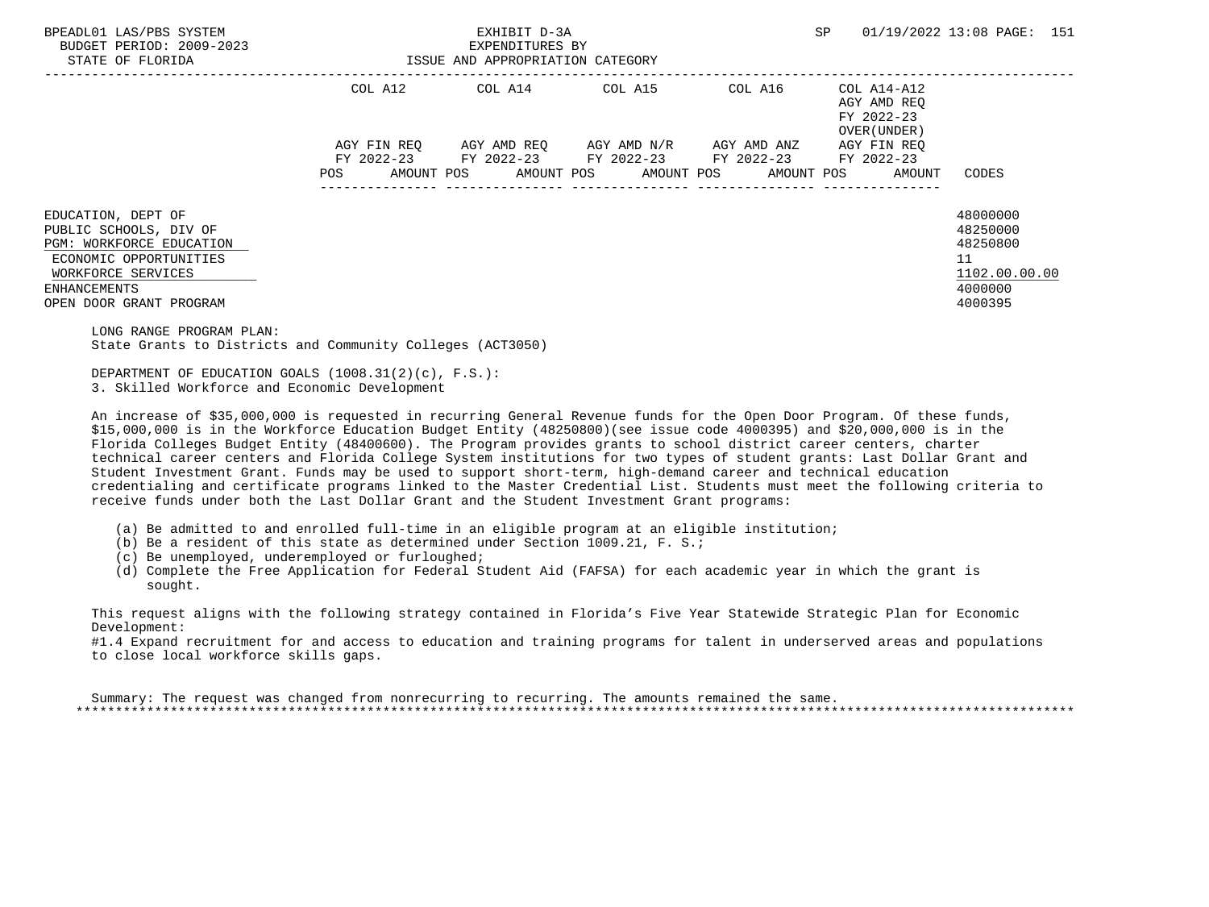| | COL A12 | | COL A14 | | COL A15 | | COL A16 | | COL A14-A12 AGY AMD REQ FY 2022-23 OVER(UNDER) | |
|---|---|---|---|---|---|---|---|---|---|---|
| | AGY FIN REQ FY 2022-23 | | AGY AMD REQ FY 2022-23 | | AGY AMD N/R FY 2022-23 | | AGY AMD ANZ FY 2022-23 | | AGY FIN REQ FY 2022-23 | |
| | POS | AMOUNT | POS | AMOUNT | POS | AMOUNT | POS | AMOUNT | POS | AMOUNT | CODES |

| | CODES |
|---|---|
| EDUCATION, DEPT OF | 48000000 |
| PUBLIC SCHOOLS, DIV OF | 48250000 |
| PGM: WORKFORCE EDUCATION | 48250800 |
| ECONOMIC OPPORTUNITIES | 11 |
| WORKFORCE SERVICES | 1102.00.00.00 |
| ENHANCEMENTS | 4000000 |
| OPEN DOOR GRANT PROGRAM | 4000395 |

LONG RANGE PROGRAM PLAN:
State Grants to Districts and Community Colleges (ACT3050)

DEPARTMENT OF EDUCATION GOALS (1008.31(2)(c), F.S.):
3. Skilled Workforce and Economic Development

An increase of $35,000,000 is requested in recurring General Revenue funds for the Open Door Program. Of these funds, $15,000,000 is in the Workforce Education Budget Entity (48250800)(see issue code 4000395) and $20,000,000 is in the Florida Colleges Budget Entity (48400600). The Program provides grants to school district career centers, charter technical career centers and Florida College System institutions for two types of student grants: Last Dollar Grant and Student Investment Grant. Funds may be used to support short-term, high-demand career and technical education credentialing and certificate programs linked to the Master Credential List. Students must meet the following criteria to receive funds under both the Last Dollar Grant and the Student Investment Grant programs:

(a) Be admitted to and enrolled full-time in an eligible program at an eligible institution;
(b) Be a resident of this state as determined under Section 1009.21, F. S.;
(c) Be unemployed, underemployed or furloughed;
(d) Complete the Free Application for Federal Student Aid (FAFSA) for each academic year in which the grant is sought.

This request aligns with the following strategy contained in Florida's Five Year Statewide Strategic Plan for Economic Development:
#1.4 Expand recruitment for and access to education and training programs for talent in underserved areas and populations to close local workforce skills gaps.

Summary: The request was changed from nonrecurring to recurring. The amounts remained the same.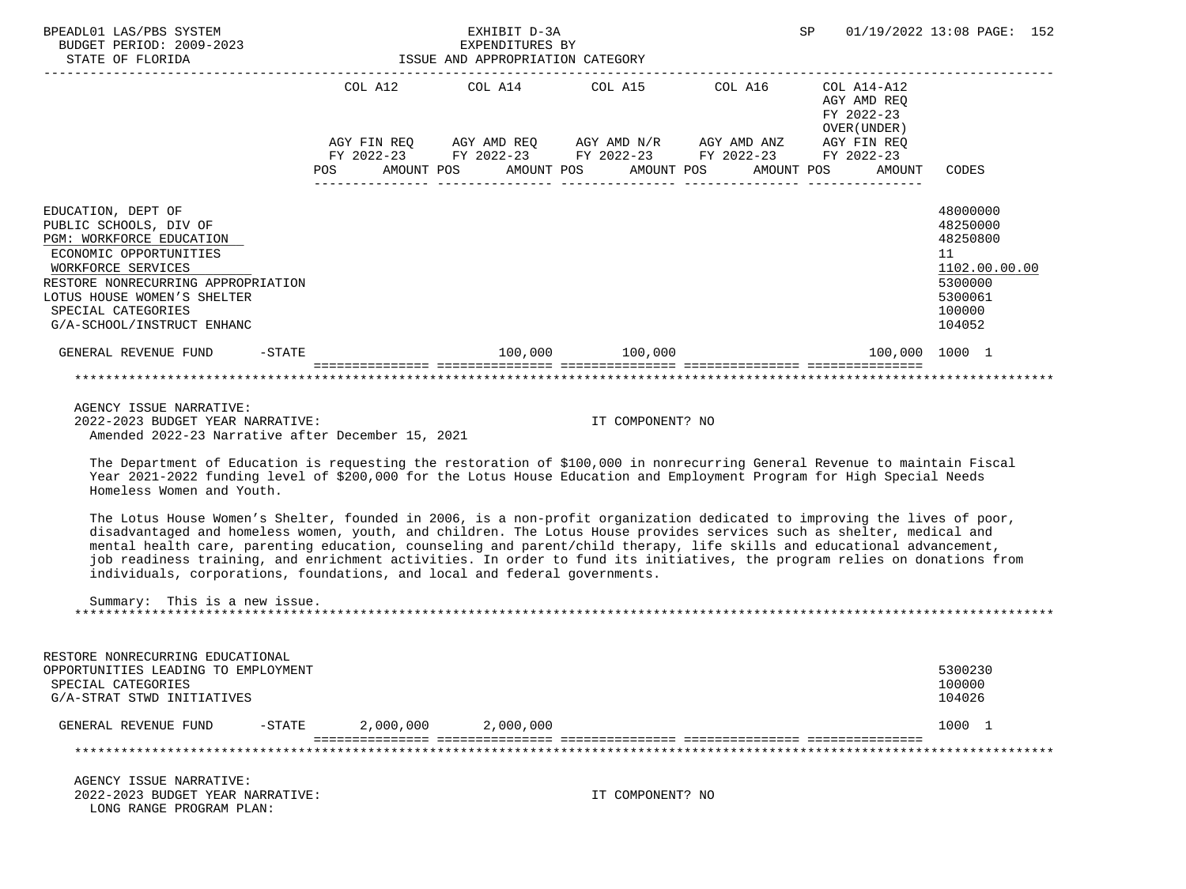BPEADL01 LAS/PBS SYSTEM — EXHIBIT D-3A — EXPENDITURES BY ISSUE AND APPROPRIATION CATEGORY
BUDGET PERIOD: 2009-2023
STATE OF FLORIDA

| | COL A12 AGY FIN REQ FY 2022-23 POS AMOUNT | COL A14 AGY AMD REQ FY 2022-23 POS AMOUNT | COL A15 AGY AMD N/R FY 2022-23 POS AMOUNT | COL A16 AGY AMD ANZ FY 2022-23 POS AMOUNT | COL A14-A12 AGY AMD REQ FY 2022-23 OVER(UNDER) AGY FIN REQ FY 2022-23 POS AMOUNT | CODES |
|---|---|---|---|---|---|---|
| EDUCATION, DEPT OF | | | | | | 48000000 |
| PUBLIC SCHOOLS, DIV OF | | | | | | 48250000 |
| PGM: WORKFORCE EDUCATION | | | | | | 48250800 |
| ECONOMIC OPPORTUNITIES | | | | | | 11 |
| WORKFORCE SERVICES | | | | | | 1102.00.00.00 |
| RESTORE NONRECURRING APPROPRIATION | | | | | | 5300000 |
| LOTUS HOUSE WOMEN'S SHELTER | | | | | | 5300061 |
| SPECIAL CATEGORIES | | | | | | 100000 |
| G/A-SCHOOL/INSTRUCT ENHANC | | | | | | 104052 |
| GENERAL REVENUE FUND -STATE | | 100,000 | 100,000 | | 100,000 | 1000 1 |

AGENCY ISSUE NARRATIVE:
2022-2023 BUDGET YEAR NARRATIVE: IT COMPONENT? NO
Amended 2022-23 Narrative after December 15, 2021

The Department of Education is requesting the restoration of $100,000 in nonrecurring General Revenue to maintain Fiscal Year 2021-2022 funding level of $200,000 for the Lotus House Education and Employment Program for High Special Needs Homeless Women and Youth.

The Lotus House Women's Shelter, founded in 2006, is a non-profit organization dedicated to improving the lives of poor, disadvantaged and homeless women, youth, and children. The Lotus House provides services such as shelter, medical and mental health care, parenting education, counseling and parent/child therapy, life skills and educational advancement, job readiness training, and enrichment activities. In order to fund its initiatives, the program relies on donations from individuals, corporations, foundations, and local and federal governments.

Summary: This is a new issue.

| | COL A12 | COL A14 | COL A15 | COL A16 | COL A14-A12 | CODES |
|---|---|---|---|---|---|---|
| RESTORE NONRECURRING EDUCATIONAL OPPORTUNITIES LEADING TO EMPLOYMENT | | | | | | 5300230 |
| SPECIAL CATEGORIES | | | | | | 100000 |
| G/A-STRAT STWD INITIATIVES | | | | | | 104026 |
| GENERAL REVENUE FUND -STATE | 2,000,000 | 2,000,000 | | | | 1000 1 |

AGENCY ISSUE NARRATIVE:
2022-2023 BUDGET YEAR NARRATIVE: IT COMPONENT? NO
LONG RANGE PROGRAM PLAN: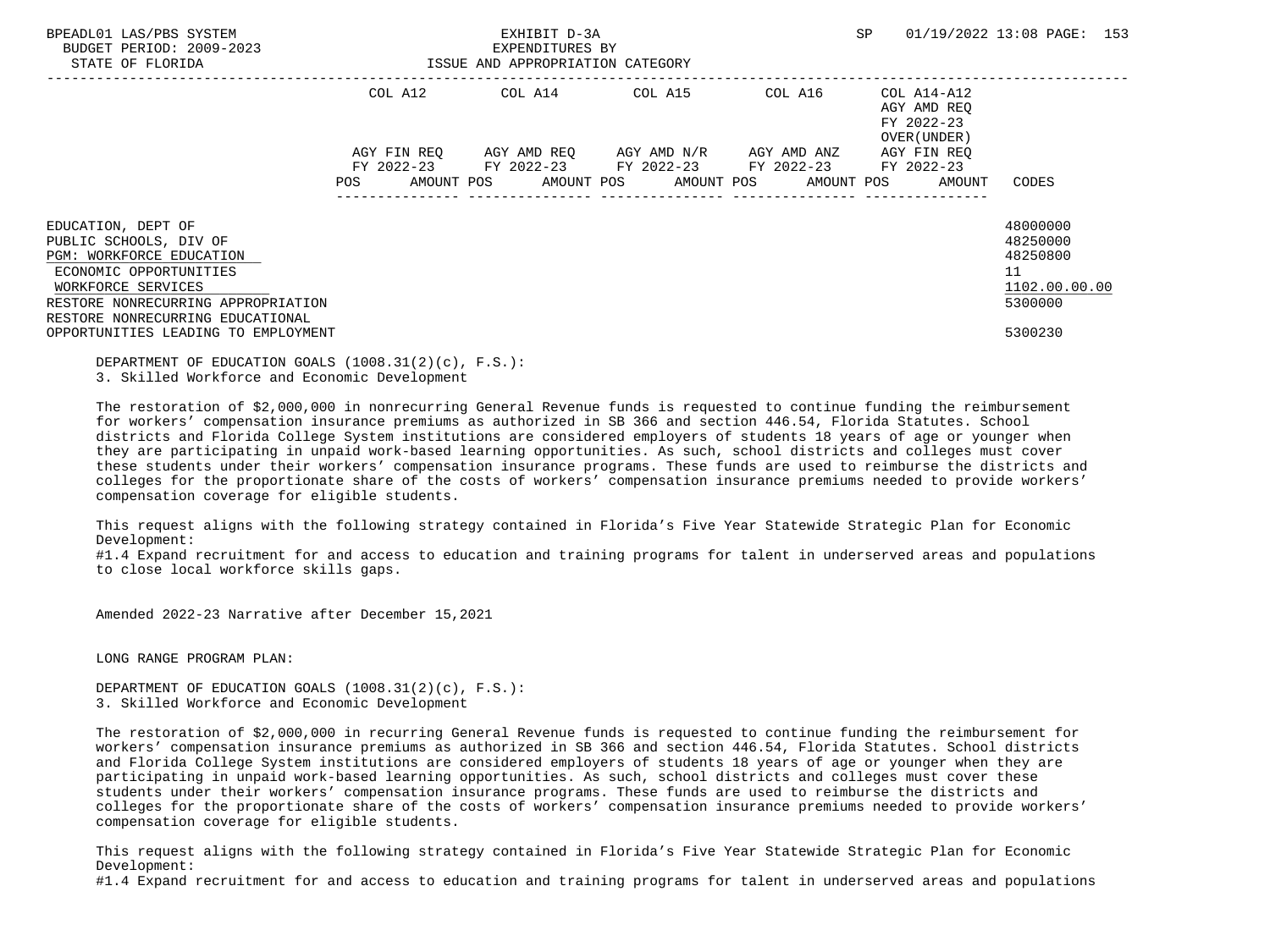| | COL A12 | | COL A14 | | COL A15 | | COL A16 | | COL A14-A12 AGY AMD REQ FY 2022-23 OVER(UNDER) | | |
|---|---|---|---|---|---|---|---|---|---|---|---|
| | AGY FIN REQ FY 2022-23 | | AGY AMD REQ FY 2022-23 | | AGY AMD N/R FY 2022-23 | | AGY AMD ANZ FY 2022-23 | | AGY FIN REQ FY 2022-23 | | |
| | POS | AMOUNT | POS | AMOUNT | POS | AMOUNT | POS | AMOUNT | POS | AMOUNT | CODES |
| EDUCATION, DEPT OF | | | | | | | | | | | 48000000 |
| PUBLIC SCHOOLS, DIV OF | | | | | | | | | | | 48250000 |
| PGM: WORKFORCE EDUCATION | | | | | | | | | | | 48250800 |
| ECONOMIC OPPORTUNITIES | | | | | | | | | | | 11 |
| WORKFORCE SERVICES | | | | | | | | | | | 1102.00.00.00 |
| RESTORE NONRECURRING APPROPRIATION | | | | | | | | | | | 5300000 |
| RESTORE NONRECURRING EDUCATIONAL OPPORTUNITIES LEADING TO EMPLOYMENT | | | | | | | | | | | 5300230 |

DEPARTMENT OF EDUCATION GOALS (1008.31(2)(c), F.S.):
3. Skilled Workforce and Economic Development

The restoration of $2,000,000 in nonrecurring General Revenue funds is requested to continue funding the reimbursement for workers' compensation insurance premiums as authorized in SB 366 and section 446.54, Florida Statutes. School districts and Florida College System institutions are considered employers of students 18 years of age or younger when they are participating in unpaid work-based learning opportunities. As such, school districts and colleges must cover these students under their workers' compensation insurance programs. These funds are used to reimburse the districts and colleges for the proportionate share of the costs of workers' compensation insurance premiums needed to provide workers' compensation coverage for eligible students.

This request aligns with the following strategy contained in Florida's Five Year Statewide Strategic Plan for Economic Development:
#1.4 Expand recruitment for and access to education and training programs for talent in underserved areas and populations to close local workforce skills gaps.

Amended 2022-23 Narrative after December 15,2021

LONG RANGE PROGRAM PLAN:

DEPARTMENT OF EDUCATION GOALS (1008.31(2)(c), F.S.):
3. Skilled Workforce and Economic Development

The restoration of $2,000,000 in recurring General Revenue funds is requested to continue funding the reimbursement for workers' compensation insurance premiums as authorized in SB 366 and section 446.54, Florida Statutes. School districts and Florida College System institutions are considered employers of students 18 years of age or younger when they are participating in unpaid work-based learning opportunities. As such, school districts and colleges must cover these students under their workers' compensation insurance programs. These funds are used to reimburse the districts and colleges for the proportionate share of the costs of workers' compensation insurance premiums needed to provide workers' compensation coverage for eligible students.

This request aligns with the following strategy contained in Florida's Five Year Statewide Strategic Plan for Economic Development:
#1.4 Expand recruitment for and access to education and training programs for talent in underserved areas and populations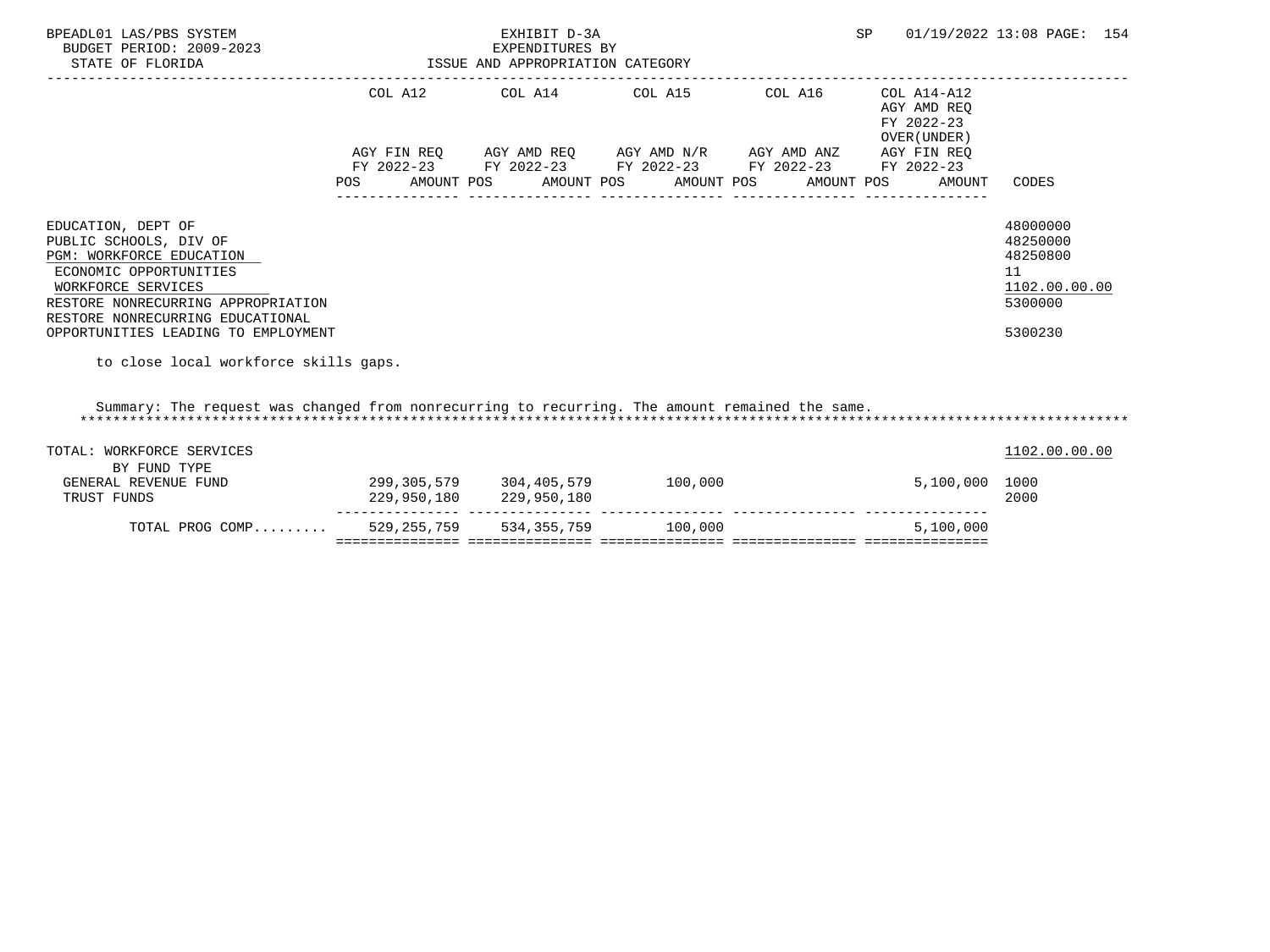| | COL A12 | COL A14 | COL A15 | COL A16 | COL A14-A12 AGY AMD REQ FY 2022-23 OVER(UNDER) | |
|---|---|---|---|---|---|---|
| | AGY FIN REQ FY 2022-23 | AGY AMD REQ FY 2022-23 | AGY AMD N/R FY 2022-23 | AGY AMD ANZ FY 2022-23 | AGY FIN REQ FY 2022-23 | |
| | POS AMOUNT | POS AMOUNT | POS AMOUNT | POS AMOUNT | POS AMOUNT | CODES |

EDUCATION, DEPT OF — 48000000
PUBLIC SCHOOLS, DIV OF — 48250000
PGM: WORKFORCE EDUCATION — 48250800
ECONOMIC OPPORTUNITIES — 11
WORKFORCE SERVICES — 1102.00.00.00
RESTORE NONRECURRING APPROPRIATION — 5300000
RESTORE NONRECURRING EDUCATIONAL OPPORTUNITIES LEADING TO EMPLOYMENT — 5300230

to close local workforce skills gaps.

Summary: The request was changed from nonrecurring to recurring. The amount remained the same.

| TOTAL: WORKFORCE SERVICES | COL A12 | COL A14 | COL A15 | COL A16 | COL A14-A12 | CODES |
|---|---|---|---|---|---|---|
| BY FUND TYPE | | | | | | 1102.00.00.00 |
| GENERAL REVENUE FUND | 299,305,579 | 304,405,579 | 100,000 | | 5,100,000 | 1000 |
| TRUST FUNDS | 229,950,180 | 229,950,180 | | | | 2000 |
| TOTAL PROG COMP......... | 529,255,759 | 534,355,759 | 100,000 | | 5,100,000 | |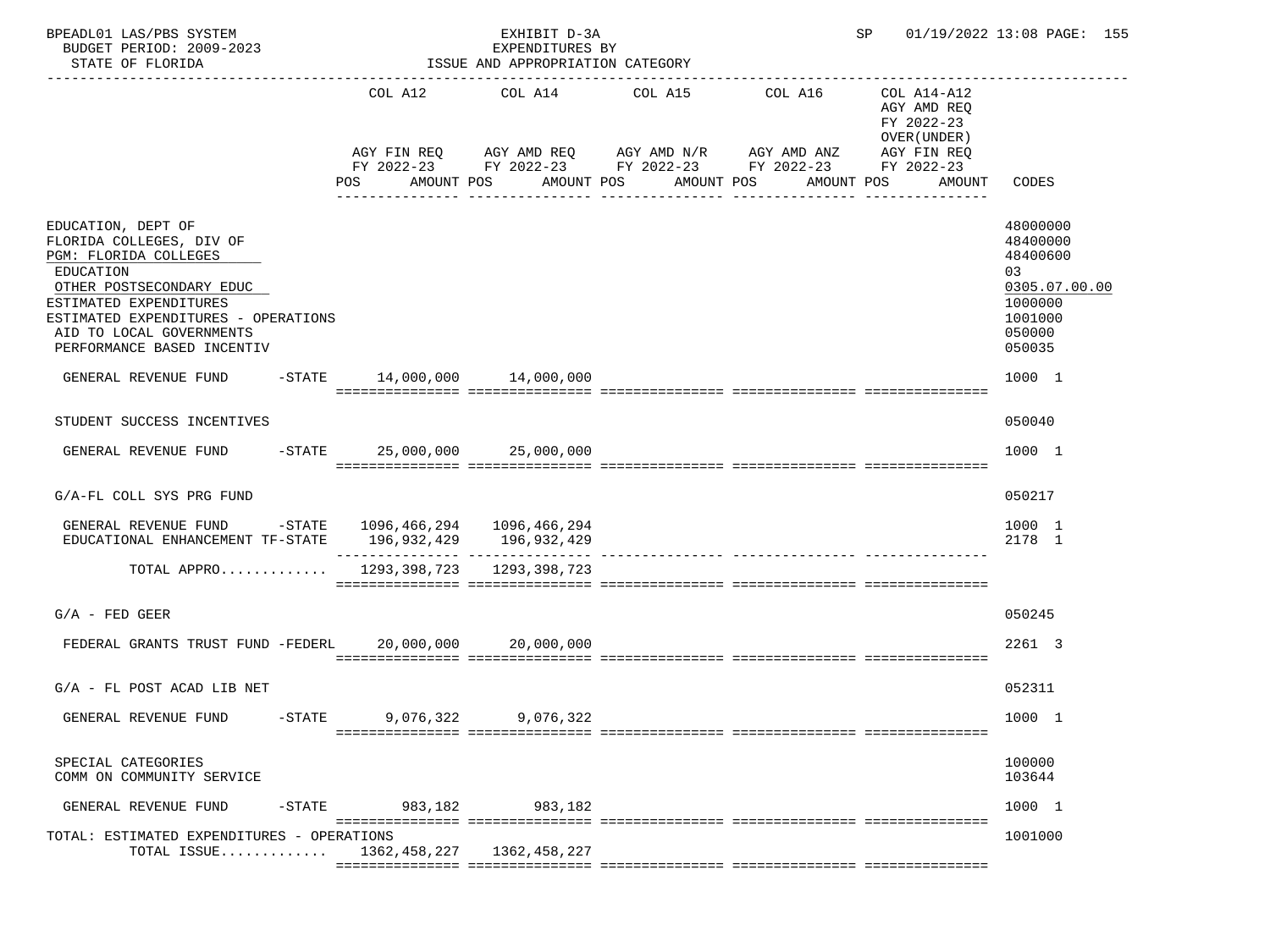BPEADL01 LAS/PBS SYSTEM | EXHIBIT D-3A | SP 01/19/2022 13:08 PAGE: 155
BUDGET PERIOD: 2009-2023 | EXPENDITURES BY
STATE OF FLORIDA | ISSUE AND APPROPRIATION CATEGORY

| | COL A12 AGY FIN REQ FY 2022-23 POS AMOUNT | COL A14 AGY AMD REQ FY 2022-23 POS AMOUNT | COL A15 AGY AMD N/R FY 2022-23 POS AMOUNT | COL A16 AGY AMD ANZ FY 2022-23 POS AMOUNT | COL A14-A12 AGY AMD REQ FY 2022-23 OVER(UNDER) AGY FIN REQ FY 2022-23 POS AMOUNT | CODES |
|---|---|---|---|---|---|---|
| EDUCATION, DEPT OF | | | | | | 48000000 |
| FLORIDA COLLEGES, DIV OF | | | | | | 48400000 |
| PGM: FLORIDA COLLEGES | | | | | | 48400600 |
| EDUCATION | | | | | | 03 |
| OTHER POSTSECONDARY EDUC | | | | | | 0305.07.00.00 |
| ESTIMATED EXPENDITURES | | | | | | 1000000 |
| ESTIMATED EXPENDITURES - OPERATIONS | | | | | | 1001000 |
| AID TO LOCAL GOVERNMENTS | | | | | | 050000 |
| PERFORMANCE BASED INCENTIV | | | | | | 050035 |
| GENERAL REVENUE FUND -STATE | 14,000,000 | 14,000,000 | | | | 1000 1 |
| STUDENT SUCCESS INCENTIVES | | | | | | 050040 |
| GENERAL REVENUE FUND -STATE | 25,000,000 | 25,000,000 | | | | 1000 1 |
| G/A-FL COLL SYS PRG FUND | | | | | | 050217 |
| GENERAL REVENUE FUND -STATE | 1096,466,294 | 1096,466,294 | | | | 1000 1 |
| EDUCATIONAL ENHANCEMENT TF-STATE | 196,932,429 | 196,932,429 | | | | 2178 1 |
| TOTAL APPRO............ | 1293,398,723 | 1293,398,723 | | | | |
| G/A - FED GEER | | | | | | 050245 |
| FEDERAL GRANTS TRUST FUND -FEDERL | 20,000,000 | 20,000,000 | | | | 2261 3 |
| G/A - FL POST ACAD LIB NET | | | | | | 052311 |
| GENERAL REVENUE FUND -STATE | 9,076,322 | 9,076,322 | | | | 1000 1 |
| SPECIAL CATEGORIES | | | | | | 100000 |
| COMM ON COMMUNITY SERVICE | | | | | | 103644 |
| GENERAL REVENUE FUND -STATE | 983,182 | 983,182 | | | | 1000 1 |
| TOTAL: ESTIMATED EXPENDITURES - OPERATIONS | | | | | | 1001000 |
| TOTAL ISSUE............ | 1362,458,227 | 1362,458,227 | | | | |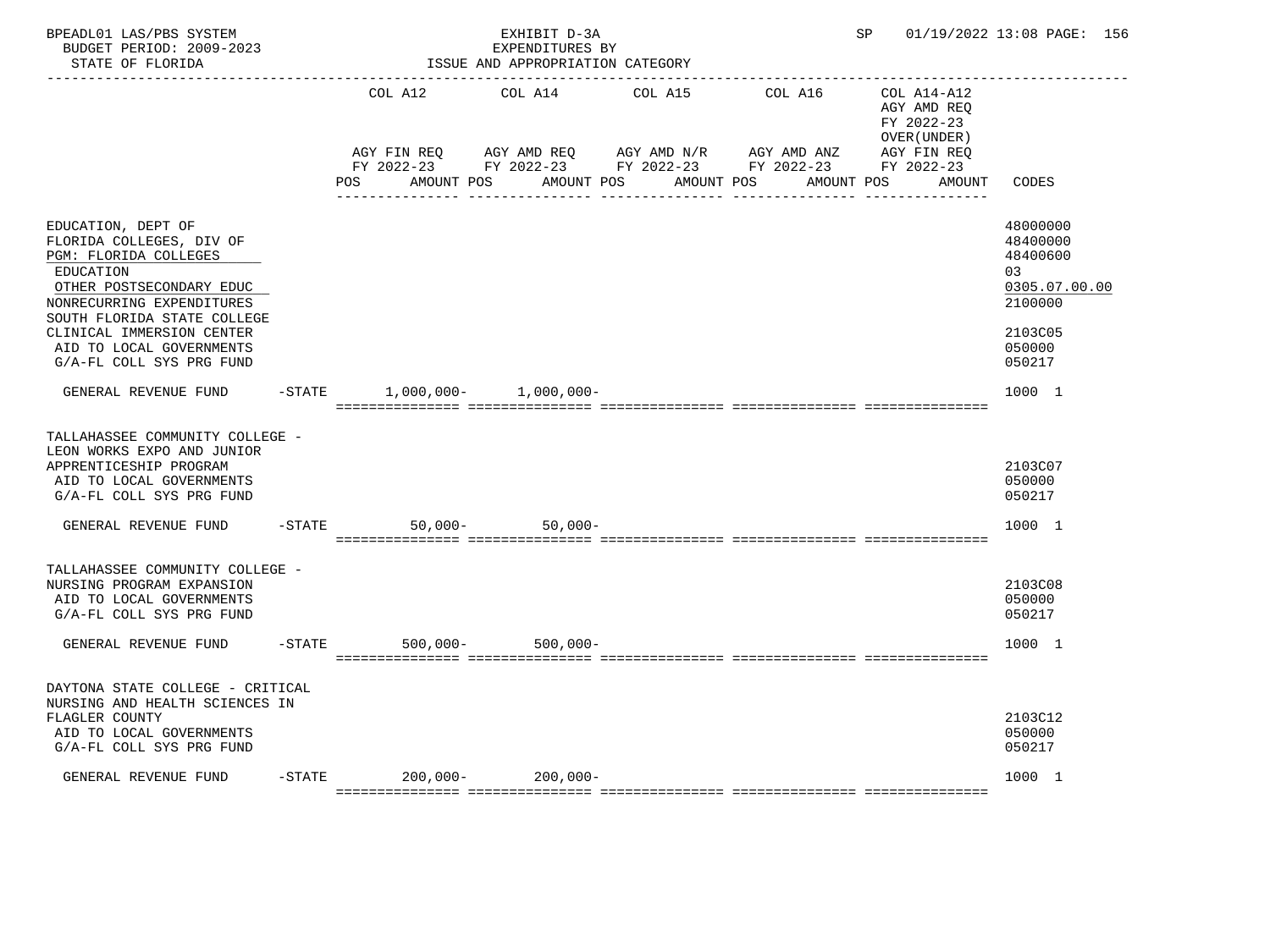BPEADL01 LAS/PBS SYSTEM — EXHIBIT D-3A — EXPENDITURES BY ISSUE AND APPROPRIATION CATEGORY
BUDGET PERIOD: 2009-2023 — STATE OF FLORIDA — SP 01/19/2022 13:08

| | COL A12 AGY FIN REQ FY 2022-23 POS AMOUNT | COL A14 AGY AMD REQ FY 2022-23 POS AMOUNT | COL A15 AGY AMD N/R FY 2022-23 POS AMOUNT | COL A16 AGY AMD ANZ FY 2022-23 POS AMOUNT | COL A14-A12 AGY AMD REQ FY 2022-23 OVER(UNDER) AGY FIN REQ FY 2022-23 POS AMOUNT | CODES |
|---|---|---|---|---|---|---|
| EDUCATION, DEPT OF | | | | | | 48000000 |
| FLORIDA COLLEGES, DIV OF | | | | | | 48400000 |
| PGM: FLORIDA COLLEGES | | | | | | 48400600 |
| EDUCATION | | | | | | 03 |
| OTHER POSTSECONDARY EDUC | | | | | | 0305.07.00.00 |
| NONRECURRING EXPENDITURES | | | | | | 2100000 |
| SOUTH FLORIDA STATE COLLEGE CLINICAL IMMERSION CENTER | | | | | | 2103C05 |
| AID TO LOCAL GOVERNMENTS | | | | | | 050000 |
| G/A-FL COLL SYS PRG FUND | | | | | | 050217 |
| GENERAL REVENUE FUND -STATE | 1,000,000- | 1,000,000- | | | | 1000 1 |
| TALLAHASSEE COMMUNITY COLLEGE - LEON WORKS EXPO AND JUNIOR APPRENTICESHIP PROGRAM | | | | | | 2103C07 |
| AID TO LOCAL GOVERNMENTS | | | | | | 050000 |
| G/A-FL COLL SYS PRG FUND | | | | | | 050217 |
| GENERAL REVENUE FUND -STATE | 50,000- | 50,000- | | | | 1000 1 |
| TALLAHASSEE COMMUNITY COLLEGE - NURSING PROGRAM EXPANSION | | | | | | 2103C08 |
| AID TO LOCAL GOVERNMENTS | | | | | | 050000 |
| G/A-FL COLL SYS PRG FUND | | | | | | 050217 |
| GENERAL REVENUE FUND -STATE | 500,000- | 500,000- | | | | 1000 1 |
| DAYTONA STATE COLLEGE - CRITICAL NURSING AND HEALTH SCIENCES IN FLAGLER COUNTY | | | | | | 2103C12 |
| AID TO LOCAL GOVERNMENTS | | | | | | 050000 |
| G/A-FL COLL SYS PRG FUND | | | | | | 050217 |
| GENERAL REVENUE FUND -STATE | 200,000- | 200,000- | | | | 1000 1 |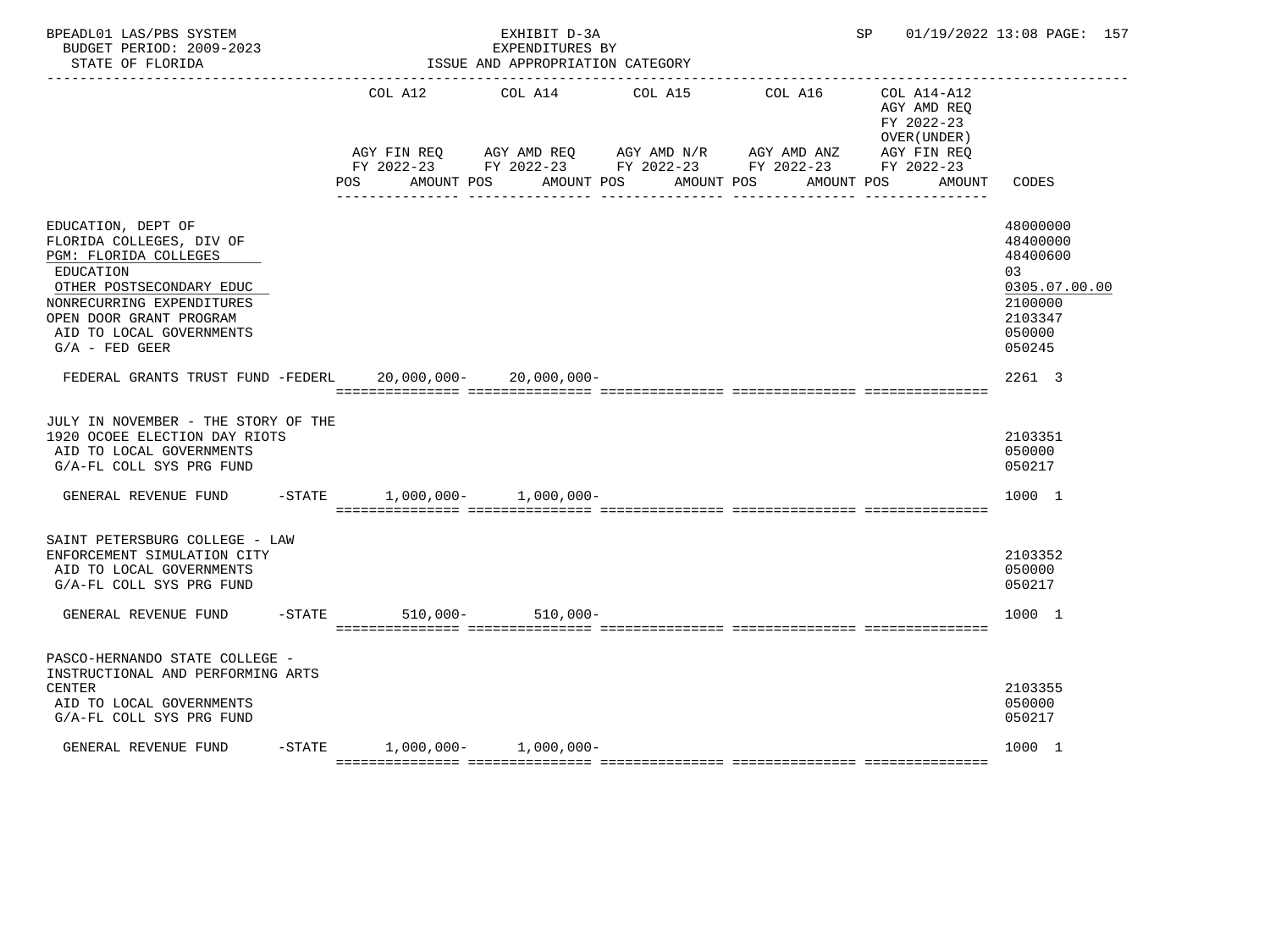BPEADL01 LAS/PBS SYSTEM | EXHIBIT D-3A | SP 01/19/2022 13:08 PAGE: 157
BUDGET PERIOD: 2009-2023 | EXPENDITURES BY
STATE OF FLORIDA | ISSUE AND APPROPRIATION CATEGORY

| | COL A12 AGY FIN REQ FY 2022-23 POS AMOUNT | COL A14 AGY AMD REQ FY 2022-23 POS AMOUNT | COL A15 AGY AMD N/R FY 2022-23 POS AMOUNT | COL A16 AGY AMD ANZ FY 2022-23 POS AMOUNT | COL A14-A12 AGY AMD REQ FY 2022-23 OVER(UNDER) AGY FIN REQ FY 2022-23 POS AMOUNT | CODES |
|---|---|---|---|---|---|---|
| EDUCATION, DEPT OF | | | | | | 48000000 |
| FLORIDA COLLEGES, DIV OF | | | | | | 48400000 |
| PGM: FLORIDA COLLEGES | | | | | | 48400600 |
| EDUCATION | | | | | | 03 |
| OTHER POSTSECONDARY EDUC | | | | | | 0305.07.00.00 |
| NONRECURRING EXPENDITURES | | | | | | 2100000 |
| OPEN DOOR GRANT PROGRAM | | | | | | 2103347 |
| AID TO LOCAL GOVERNMENTS | | | | | | 050000 |
| G/A - FED GEER | | | | | | 050245 |
| FEDERAL GRANTS TRUST FUND -FEDERL | 20,000,000- | 20,000,000- | | | | 2261 3 |
| JULY IN NOVEMBER - THE STORY OF THE 1920 OCOEE ELECTION DAY RIOTS | | | | | | 2103351 |
| AID TO LOCAL GOVERNMENTS | | | | | | 050000 |
| G/A-FL COLL SYS PRG FUND | | | | | | 050217 |
| GENERAL REVENUE FUND -STATE | 1,000,000- | 1,000,000- | | | | 1000 1 |
| SAINT PETERSBURG COLLEGE - LAW ENFORCEMENT SIMULATION CITY | | | | | | 2103352 |
| AID TO LOCAL GOVERNMENTS | | | | | | 050000 |
| G/A-FL COLL SYS PRG FUND | | | | | | 050217 |
| GENERAL REVENUE FUND -STATE | 510,000- | 510,000- | | | | 1000 1 |
| PASCO-HERNANDO STATE COLLEGE - INSTRUCTIONAL AND PERFORMING ARTS CENTER | | | | | | 2103355 |
| AID TO LOCAL GOVERNMENTS | | | | | | 050000 |
| G/A-FL COLL SYS PRG FUND | | | | | | 050217 |
| GENERAL REVENUE FUND -STATE | 1,000,000- | 1,000,000- | | | | 1000 1 |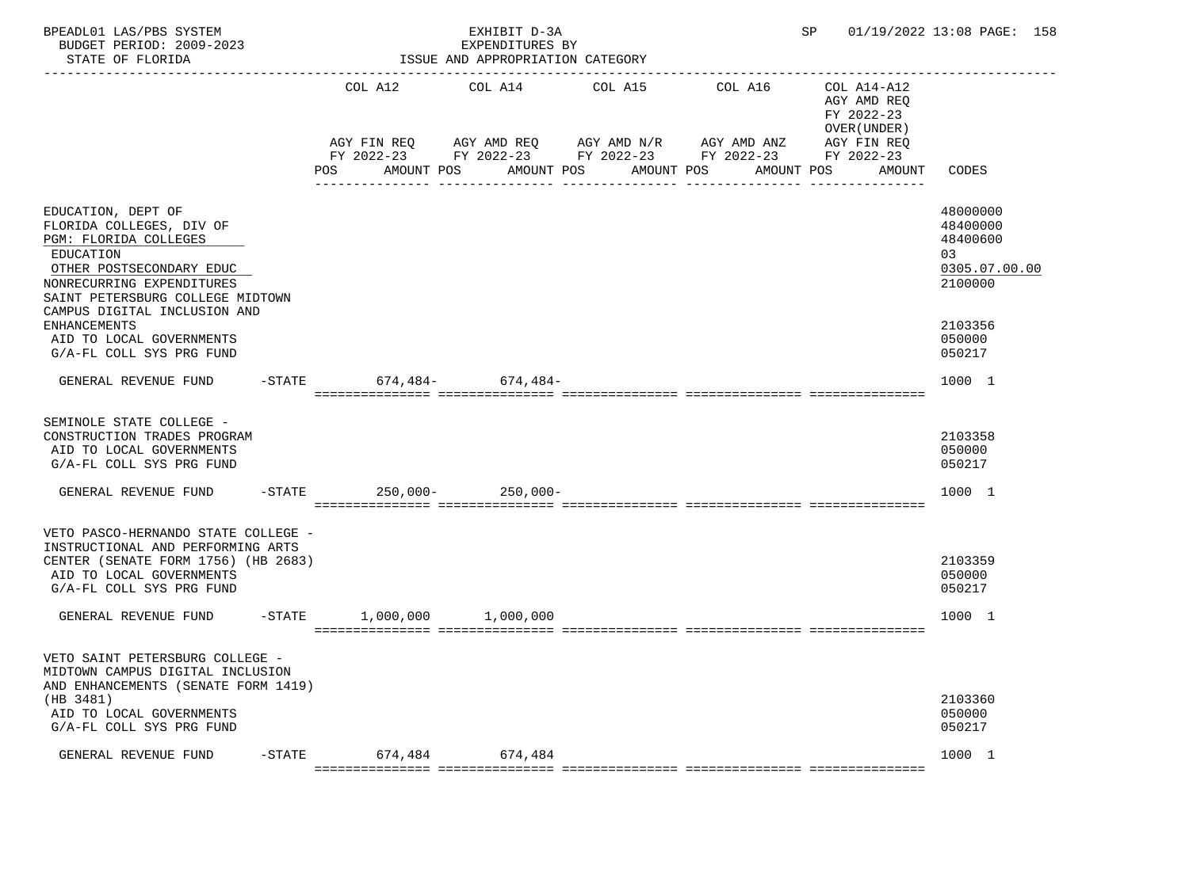BPEADL01 LAS/PBS SYSTEM | EXHIBIT D-3A | SP 01/19/2022 13:08 PAGE: 158
BUDGET PERIOD: 2009-2023 | EXPENDITURES BY
STATE OF FLORIDA | ISSUE AND APPROPRIATION CATEGORY

| | | COL A12 AGY FIN REQ FY 2022-23 POS AMOUNT | COL A14 AGY AMD REQ FY 2022-23 POS AMOUNT | COL A15 AGY AMD N/R FY 2022-23 POS AMOUNT | COL A16 AGY AMD ANZ FY 2022-23 POS AMOUNT | COL A14-A12 AGY AMD REQ FY 2022-23 OVER(UNDER) AGY FIN REQ FY 2022-23 POS AMOUNT | CODES |
|---|---|---|---|---|---|---|---|
| EDUCATION, DEPT OF | | | | | | | 48000000 |
| FLORIDA COLLEGES, DIV OF | | | | | | | 48400000 |
| PGM: FLORIDA COLLEGES | | | | | | | 48400600 |
| EDUCATION | | | | | | | 03 |
| OTHER POSTSECONDARY EDUC | | | | | | | 0305.07.00.00 |
| NONRECURRING EXPENDITURES | | | | | | | 2100000 |
| SAINT PETERSBURG COLLEGE MIDTOWN CAMPUS DIGITAL INCLUSION AND ENHANCEMENTS | | | | | | | 2103356 |
| AID TO LOCAL GOVERNMENTS | | | | | | | 050000 |
| G/A-FL COLL SYS PRG FUND | | | | | | | 050217 |
| GENERAL REVENUE FUND | -STATE | 674,484- | 674,484- | | | | 1000 1 |
| SEMINOLE STATE COLLEGE - CONSTRUCTION TRADES PROGRAM | | | | | | | 2103358 |
| AID TO LOCAL GOVERNMENTS | | | | | | | 050000 |
| G/A-FL COLL SYS PRG FUND | | | | | | | 050217 |
| GENERAL REVENUE FUND | -STATE | 250,000- | 250,000- | | | | 1000 1 |
| VETO PASCO-HERNANDO STATE COLLEGE - INSTRUCTIONAL AND PERFORMING ARTS CENTER (SENATE FORM 1756) (HB 2683) | | | | | | | 2103359 |
| AID TO LOCAL GOVERNMENTS | | | | | | | 050000 |
| G/A-FL COLL SYS PRG FUND | | | | | | | 050217 |
| GENERAL REVENUE FUND | -STATE | 1,000,000 | 1,000,000 | | | | 1000 1 |
| VETO SAINT PETERSBURG COLLEGE - MIDTOWN CAMPUS DIGITAL INCLUSION AND ENHANCEMENTS (SENATE FORM 1419) (HB 3481) | | | | | | | 2103360 |
| AID TO LOCAL GOVERNMENTS | | | | | | | 050000 |
| G/A-FL COLL SYS PRG FUND | | | | | | | 050217 |
| GENERAL REVENUE FUND | -STATE | 674,484 | 674,484 | | | | 1000 1 |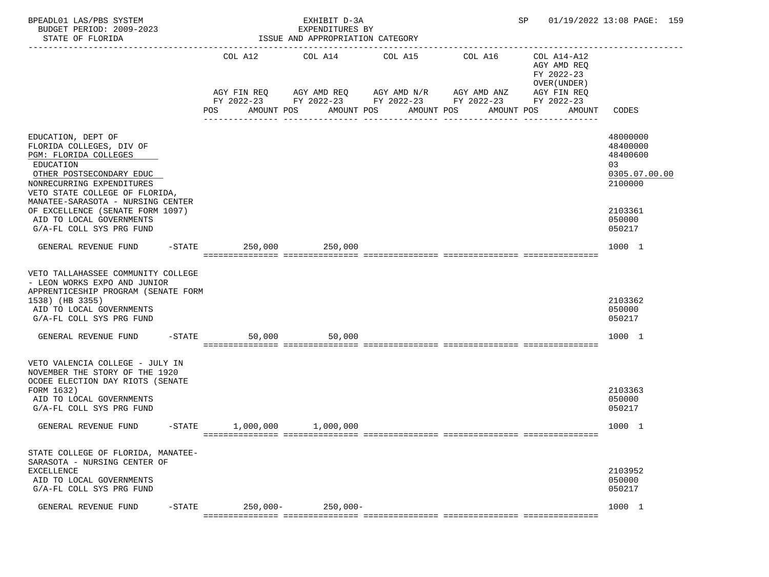BPEADL01 LAS/PBS SYSTEM | EXHIBIT D-3A | SP 01/19/2022 13:08

BUDGET PERIOD: 2009-2023 | EXPENDITURES BY

STATE OF FLORIDA | ISSUE AND APPROPRIATION CATEGORY

| | COL A12 AGY FIN REQ FY 2022-23 POS AMOUNT | COL A14 AGY AMD REQ FY 2022-23 POS AMOUNT | COL A15 AGY AMD N/R FY 2022-23 POS AMOUNT | COL A16 AGY AMD ANZ FY 2022-23 POS AMOUNT | COL A14-A12 AGY AMD REQ FY 2022-23 OVER(UNDER) AGY FIN REQ FY 2022-23 POS AMOUNT | CODES |
|---|---|---|---|---|---|---|
| EDUCATION, DEPT OF | | | | | | 48000000 |
| FLORIDA COLLEGES, DIV OF | | | | | | 48400000 |
| PGM: FLORIDA COLLEGES | | | | | | 48400600 |
| EDUCATION | | | | | | 03 |
| OTHER POSTSECONDARY EDUC | | | | | | 0305.07.00.00 |
| NONRECURRING EXPENDITURES | | | | | | 2100000 |
| VETO STATE COLLEGE OF FLORIDA, MANATEE-SARASOTA - NURSING CENTER OF EXCELLENCE (SENATE FORM 1097) | | | | | | 2103361 |
| AID TO LOCAL GOVERNMENTS | | | | | | 050000 |
| G/A-FL COLL SYS PRG FUND | | | | | | 050217 |
| GENERAL REVENUE FUND -STATE | 250,000 | 250,000 | | | | 1000 1 |
| VETO TALLAHASSEE COMMUNITY COLLEGE - LEON WORKS EXPO AND JUNIOR APPRENTICESHIP PROGRAM (SENATE FORM 1538) (HB 3355) | | | | | | 2103362 |
| AID TO LOCAL GOVERNMENTS | | | | | | 050000 |
| G/A-FL COLL SYS PRG FUND | | | | | | 050217 |
| GENERAL REVENUE FUND -STATE | 50,000 | 50,000 | | | | 1000 1 |
| VETO VALENCIA COLLEGE - JULY IN NOVEMBER THE STORY OF THE 1920 OCOEE ELECTION DAY RIOTS (SENATE FORM 1632) | | | | | | 2103363 |
| AID TO LOCAL GOVERNMENTS | | | | | | 050000 |
| G/A-FL COLL SYS PRG FUND | | | | | | 050217 |
| GENERAL REVENUE FUND -STATE | 1,000,000 | 1,000,000 | | | | 1000 1 |
| STATE COLLEGE OF FLORIDA, MANATEE-SARASOTA - NURSING CENTER OF EXCELLENCE | | | | | | 2103952 |
| AID TO LOCAL GOVERNMENTS | | | | | | 050000 |
| G/A-FL COLL SYS PRG FUND | | | | | | 050217 |
| GENERAL REVENUE FUND -STATE | 250,000- | 250,000- | | | | 1000 1 |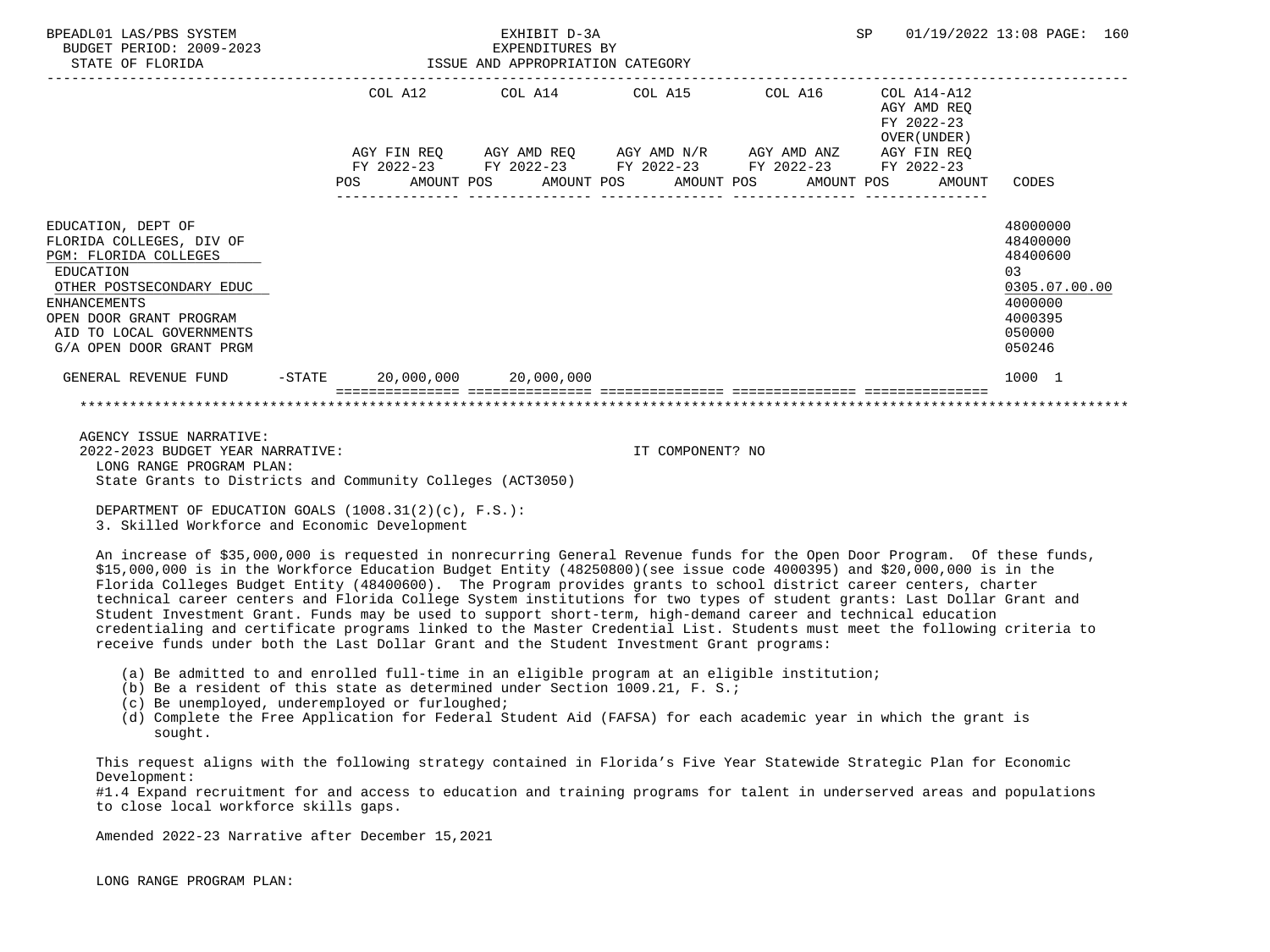BPEADL01 LAS/PBS SYSTEM
BUDGET PERIOD: 2009-2023
STATE OF FLORIDA

EXHIBIT D-3A
EXPENDITURES BY
ISSUE AND APPROPRIATION CATEGORY

SP 01/19/2022 13:08

| | COL A12 AGY FIN REQ FY 2022-23 POS AMOUNT | COL A14 AGY AMD REQ FY 2022-23 POS AMOUNT | COL A15 AGY AMD N/R FY 2022-23 POS AMOUNT | COL A16 AGY AMD ANZ FY 2022-23 POS AMOUNT | COL A14-A12 AGY AMD REQ FY 2022-23 OVER(UNDER) AGY FIN REQ FY 2022-23 POS AMOUNT | CODES |
|---|---|---|---|---|---|---|
| EDUCATION, DEPT OF | | | | | | 48000000 |
| FLORIDA COLLEGES, DIV OF | | | | | | 48400000 |
| PGM: FLORIDA COLLEGES | | | | | | 48400600 |
| EDUCATION | | | | | | 03 |
| OTHER POSTSECONDARY EDUC | | | | | | 0305.07.00.00 |
| ENHANCEMENTS | | | | | | 4000000 |
| OPEN DOOR GRANT PROGRAM | | | | | | 4000395 |
| AID TO LOCAL GOVERNMENTS | | | | | | 050000 |
| G/A OPEN DOOR GRANT PRGM | | | | | | 050246 |
| GENERAL REVENUE FUND -STATE | 20,000,000 | 20,000,000 | | | | 1000 1 |

AGENCY ISSUE NARRATIVE:
2022-2023 BUDGET YEAR NARRATIVE: IT COMPONENT? NO
LONG RANGE PROGRAM PLAN:
State Grants to Districts and Community Colleges (ACT3050)

DEPARTMENT OF EDUCATION GOALS (1008.31(2)(c), F.S.):
3. Skilled Workforce and Economic Development

An increase of $35,000,000 is requested in nonrecurring General Revenue funds for the Open Door Program. Of these funds, $15,000,000 is in the Workforce Education Budget Entity (48250800)(see issue code 4000395) and $20,000,000 is in the Florida Colleges Budget Entity (48400600). The Program provides grants to school district career centers, charter technical career centers and Florida College System institutions for two types of student grants: Last Dollar Grant and Student Investment Grant. Funds may be used to support short-term, high-demand career and technical education credentialing and certificate programs linked to the Master Credential List. Students must meet the following criteria to receive funds under both the Last Dollar Grant and the Student Investment Grant programs:

(a) Be admitted to and enrolled full-time in an eligible program at an eligible institution;
(b) Be a resident of this state as determined under Section 1009.21, F. S.;
(c) Be unemployed, underemployed or furloughed;
(d) Complete the Free Application for Federal Student Aid (FAFSA) for each academic year in which the grant is sought.

This request aligns with the following strategy contained in Florida's Five Year Statewide Strategic Plan for Economic Development:
#1.4 Expand recruitment for and access to education and training programs for talent in underserved areas and populations to close local workforce skills gaps.

Amended 2022-23 Narrative after December 15,2021

LONG RANGE PROGRAM PLAN: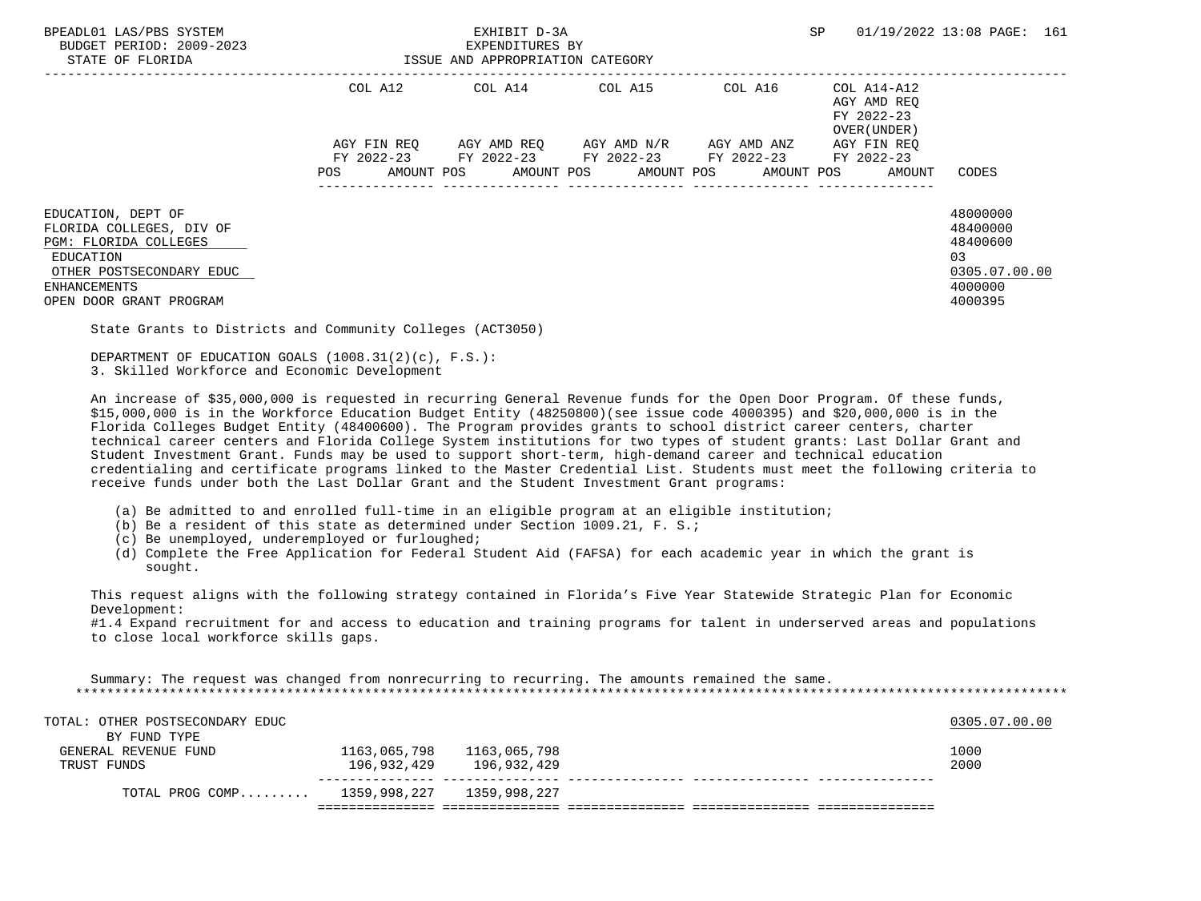BPEADL01 LAS/PBS SYSTEM — EXHIBIT D-3A — EXPENDITURES BY ISSUE AND APPROPRIATION CATEGORY
BUDGET PERIOD: 2009-2023
STATE OF FLORIDA
SP 01/19/2022 13:08 PAGE: 161

| | COL A12 AGY FIN REQ FY 2022-23 POS AMOUNT | COL A14 AGY AMD REQ FY 2022-23 POS AMOUNT | COL A15 AGY AMD N/R FY 2022-23 POS AMOUNT | COL A16 AGY AMD ANZ FY 2022-23 POS AMOUNT | COL A14-A12 AGY AMD REQ FY 2022-23 OVER(UNDER) AGY FIN REQ FY 2022-23 POS AMOUNT | CODES |
|---|---|---|---|---|---|---|
| EDUCATION, DEPT OF | | | | | | 48000000 |
| FLORIDA COLLEGES, DIV OF | | | | | | 48400000 |
| PGM: FLORIDA COLLEGES | | | | | | 48400600 |
| EDUCATION | | | | | | 03 |
| OTHER POSTSECONDARY EDUC | | | | | | 0305.07.00.00 |
| ENHANCEMENTS | | | | | | 4000000 |
| OPEN DOOR GRANT PROGRAM | | | | | | 4000395 |

State Grants to Districts and Community Colleges (ACT3050)

DEPARTMENT OF EDUCATION GOALS (1008.31(2)(c), F.S.):
3. Skilled Workforce and Economic Development

An increase of $35,000,000 is requested in recurring General Revenue funds for the Open Door Program. Of these funds, $15,000,000 is in the Workforce Education Budget Entity (48250800)(see issue code 4000395) and $20,000,000 is in the Florida Colleges Budget Entity (48400600). The Program provides grants to school district career centers, charter technical career centers and Florida College System institutions for two types of student grants: Last Dollar Grant and Student Investment Grant. Funds may be used to support short-term, high-demand career and technical education credentialing and certificate programs linked to the Master Credential List. Students must meet the following criteria to receive funds under both the Last Dollar Grant and the Student Investment Grant programs:

(a) Be admitted to and enrolled full-time in an eligible program at an eligible institution;
(b) Be a resident of this state as determined under Section 1009.21, F. S.;
(c) Be unemployed, underemployed or furloughed;
(d) Complete the Free Application for Federal Student Aid (FAFSA) for each academic year in which the grant is sought.

This request aligns with the following strategy contained in Florida's Five Year Statewide Strategic Plan for Economic Development:
#1.4 Expand recruitment for and access to education and training programs for talent in underserved areas and populations to close local workforce skills gaps.

Summary: The request was changed from nonrecurring to recurring. The amounts remained the same.

| | COL A12 | COL A14 | COL A15 | COL A16 | COL A14-A12 | CODES |
|---|---|---|---|---|---|---|
| TOTAL: OTHER POSTSECONDARY EDUC | | | | | | 0305.07.00.00 |
| BY FUND TYPE | | | | | | |
| GENERAL REVENUE FUND | 1163,065,798 | 1163,065,798 | | | | 1000 |
| TRUST FUNDS | 196,932,429 | 196,932,429 | | | | 2000 |
| TOTAL PROG COMP......... | 1359,998,227 | 1359,998,227 | | | | |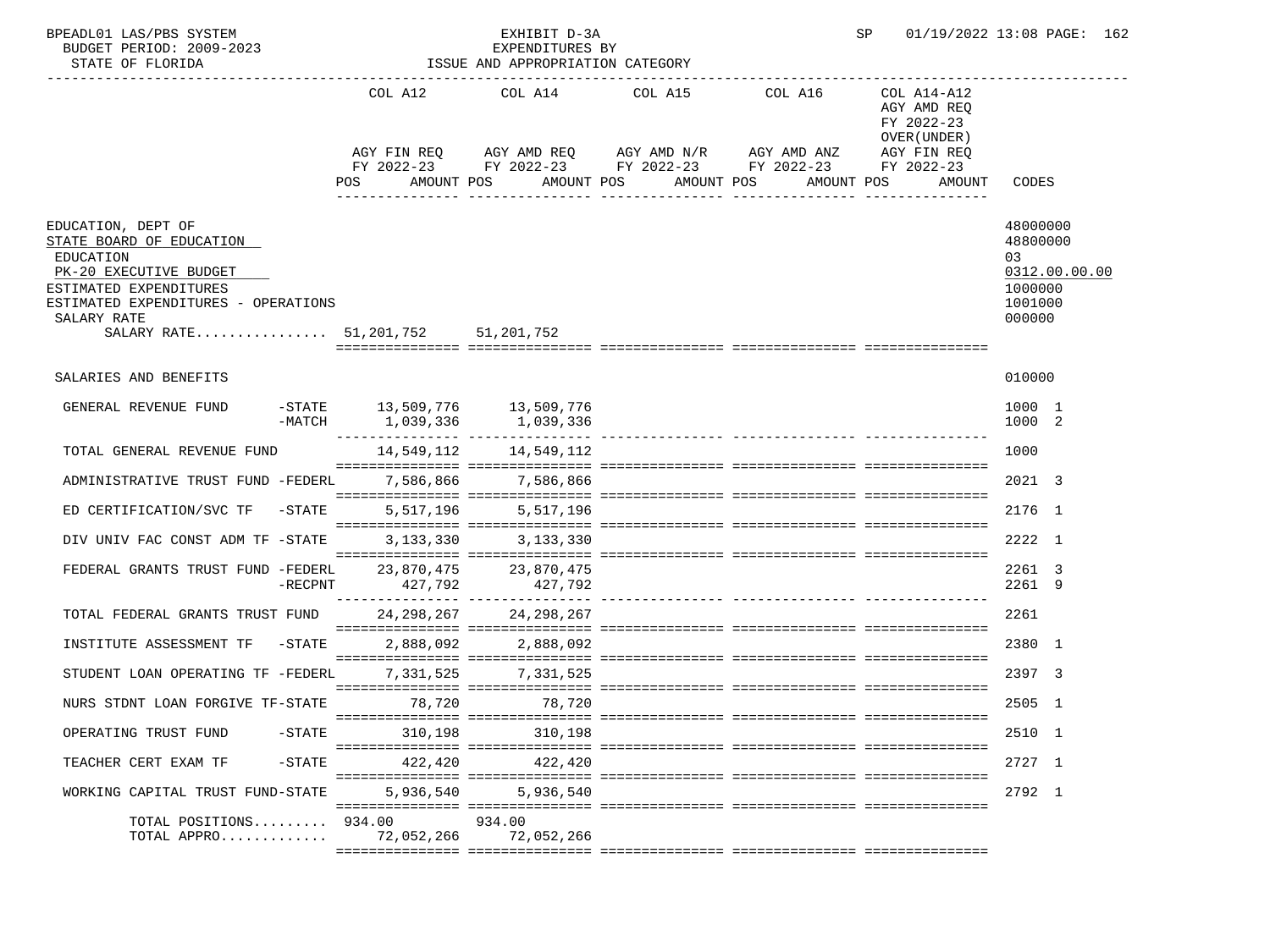BPEADL01 LAS/PBS SYSTEM
BUDGET PERIOD: 2009-2023
STATE OF FLORIDA

EXHIBIT D-3A
EXPENDITURES BY
ISSUE AND APPROPRIATION CATEGORY

SP 01/19/2022 13:08 PAGE: 162

| | COL A12 AGY FIN REQ FY 2022-23 POS AMOUNT | COL A14 AGY AMD REQ FY 2022-23 POS AMOUNT | COL A15 AGY AMD N/R FY 2022-23 POS AMOUNT | COL A16 AGY AMD ANZ FY 2022-23 POS AMOUNT | COL A14-A12 AGY AMD REQ FY 2022-23 OVER(UNDER) AGY FIN REQ FY 2022-23 POS AMOUNT | CODES |
|---|---|---|---|---|---|---|
| EDUCATION, DEPT OF | | | | | | 48000000 |
| STATE BOARD OF EDUCATION | | | | | | 48800000 |
| EDUCATION | | | | | | 03 |
| PK-20 EXECUTIVE BUDGET | | | | | | 0312.00.00.00 |
| ESTIMATED EXPENDITURES | | | | | | 1000000 |
| ESTIMATED EXPENDITURES - OPERATIONS | | | | | | 1001000 |
| SALARY RATE | | | | | | 000000 |
| SALARY RATE................ | 51,201,752 | 51,201,752 | | | | |
| SALARIES AND BENEFITS | | | | | | 010000 |
| GENERAL REVENUE FUND -STATE | 13,509,776 | 13,509,776 | | | | 1000 1 |
| -MATCH | 1,039,336 | 1,039,336 | | | | 1000 2 |
| TOTAL GENERAL REVENUE FUND | 14,549,112 | 14,549,112 | | | | 1000 |
| ADMINISTRATIVE TRUST FUND -FEDERL | 7,586,866 | 7,586,866 | | | | 2021 3 |
| ED CERTIFICATION/SVC TF -STATE | 5,517,196 | 5,517,196 | | | | 2176 1 |
| DIV UNIV FAC CONST ADM TF -STATE | 3,133,330 | 3,133,330 | | | | 2222 1 |
| FEDERAL GRANTS TRUST FUND -FEDERL | 23,870,475 | 23,870,475 | | | | 2261 3 |
| -RECPNT | 427,792 | 427,792 | | | | 2261 9 |
| TOTAL FEDERAL GRANTS TRUST FUND | 24,298,267 | 24,298,267 | | | | 2261 |
| INSTITUTE ASSESSMENT TF -STATE | 2,888,092 | 2,888,092 | | | | 2380 1 |
| STUDENT LOAN OPERATING TF -FEDERL | 7,331,525 | 7,331,525 | | | | 2397 3 |
| NURS STDNT LOAN FORGIVE TF-STATE | 78,720 | 78,720 | | | | 2505 1 |
| OPERATING TRUST FUND -STATE | 310,198 | 310,198 | | | | 2510 1 |
| TEACHER CERT EXAM TF -STATE | 422,420 | 422,420 | | | | 2727 1 |
| WORKING CAPITAL TRUST FUND-STATE | 5,936,540 | 5,936,540 | | | | 2792 1 |
| TOTAL POSITIONS......... | 934.00 | 934.00 | | | | |
| TOTAL APPRO............. | 72,052,266 | 72,052,266 | | | | |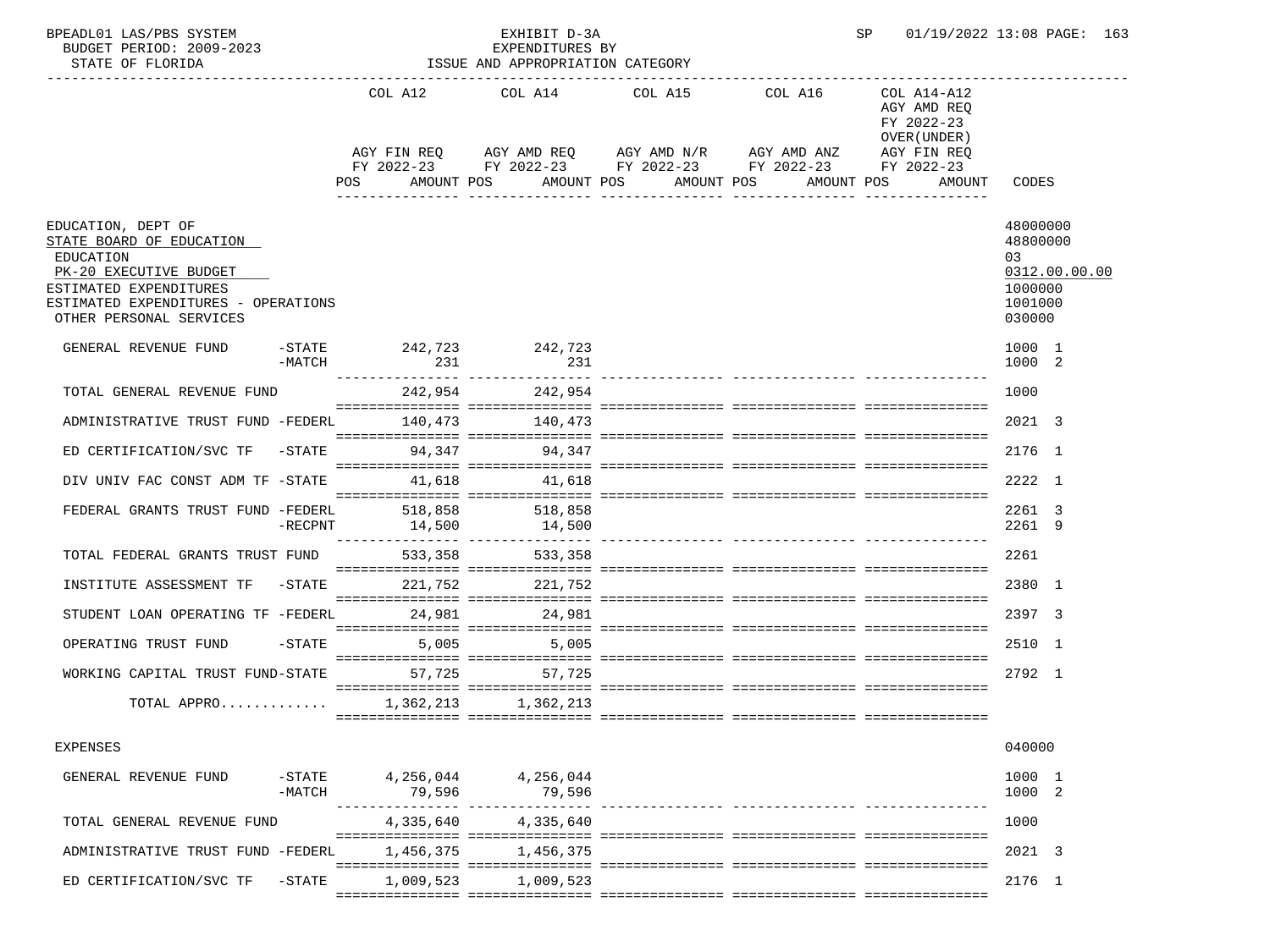BPEADL01 LAS/PBS SYSTEM | EXHIBIT D-3A | SP 01/19/2022 13:08 PAGE: 163
BUDGET PERIOD: 2009-2023 | EXPENDITURES BY
STATE OF FLORIDA | ISSUE AND APPROPRIATION CATEGORY

| | COL A12 AGY FIN REQ FY 2022-23 POS AMOUNT | COL A14 AGY AMD REQ FY 2022-23 POS AMOUNT | COL A15 AGY AMD N/R FY 2022-23 POS AMOUNT | COL A16 AGY AMD ANZ FY 2022-23 POS AMOUNT | COL A14-A12 AGY AMD REQ FY 2022-23 OVER(UNDER) AGY FIN REQ FY 2022-23 POS AMOUNT | CODES |
|---|---|---|---|---|---|---|
| EDUCATION, DEPT OF | | | | | | 48000000 |
| STATE BOARD OF EDUCATION | | | | | | 48800000 |
| EDUCATION | | | | | | 03 |
| PK-20 EXECUTIVE BUDGET | | | | | | 0312.00.00.00 |
| ESTIMATED EXPENDITURES | | | | | | 1000000 |
| ESTIMATED EXPENDITURES - OPERATIONS | | | | | | 1001000 |
| OTHER PERSONAL SERVICES | | | | | | 030000 |
| GENERAL REVENUE FUND -STATE | 242,723 | 242,723 | | | | 1000 1 |
| -MATCH | 231 | 231 | | | | 1000 2 |
| TOTAL GENERAL REVENUE FUND | 242,954 | 242,954 | | | | 1000 |
| ADMINISTRATIVE TRUST FUND -FEDERL | 140,473 | 140,473 | | | | 2021 3 |
| ED CERTIFICATION/SVC TF -STATE | 94,347 | 94,347 | | | | 2176 1 |
| DIV UNIV FAC CONST ADM TF -STATE | 41,618 | 41,618 | | | | 2222 1 |
| FEDERAL GRANTS TRUST FUND -FEDERL | 518,858 | 518,858 | | | | 2261 3 |
| -RECPNT | 14,500 | 14,500 | | | | 2261 9 |
| TOTAL FEDERAL GRANTS TRUST FUND | 533,358 | 533,358 | | | | 2261 |
| INSTITUTE ASSESSMENT TF -STATE | 221,752 | 221,752 | | | | 2380 1 |
| STUDENT LOAN OPERATING TF -FEDERL | 24,981 | 24,981 | | | | 2397 3 |
| OPERATING TRUST FUND -STATE | 5,005 | 5,005 | | | | 2510 1 |
| WORKING CAPITAL TRUST FUND-STATE | 57,725 | 57,725 | | | | 2792 1 |
| TOTAL APPRO............ | 1,362,213 | 1,362,213 | | | | |
| EXPENSES | | | | | | 040000 |
| GENERAL REVENUE FUND -STATE | 4,256,044 | 4,256,044 | | | | 1000 1 |
| -MATCH | 79,596 | 79,596 | | | | 1000 2 |
| TOTAL GENERAL REVENUE FUND | 4,335,640 | 4,335,640 | | | | 1000 |
| ADMINISTRATIVE TRUST FUND -FEDERL | 1,456,375 | 1,456,375 | | | | 2021 3 |
| ED CERTIFICATION/SVC TF -STATE | 1,009,523 | 1,009,523 | | | | 2176 1 |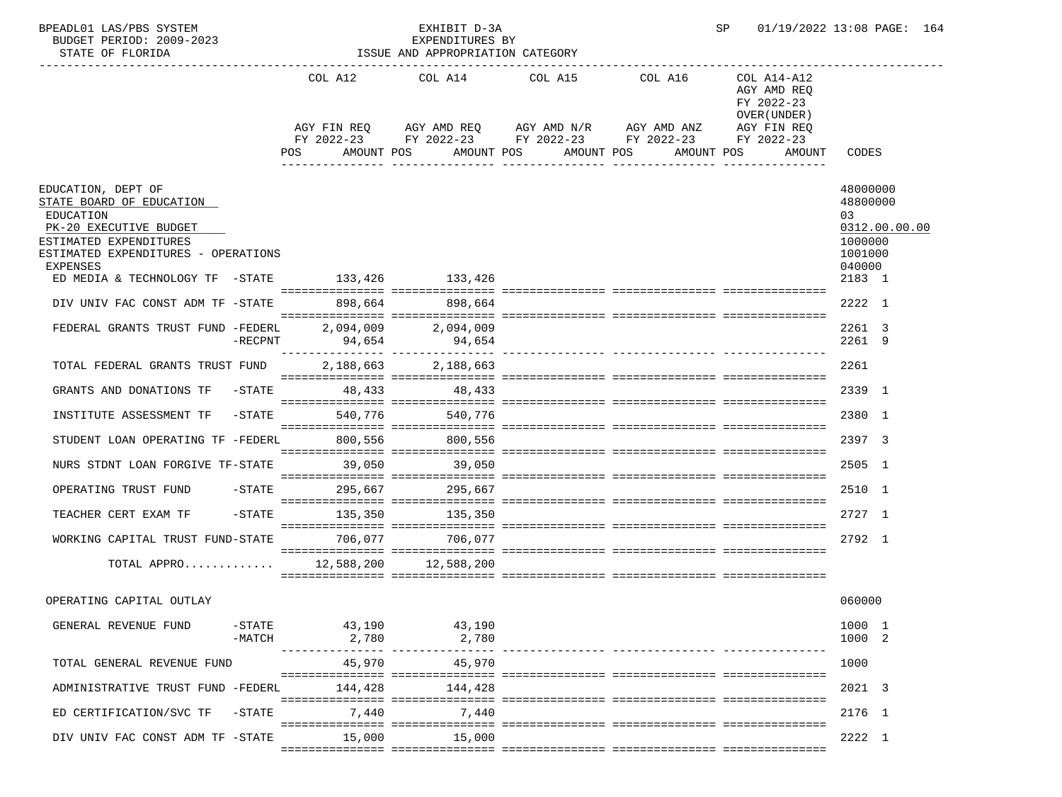BPEADL01 LAS/PBS SYSTEM
BUDGET PERIOD: 2009-2023
STATE OF FLORIDA

EXHIBIT D-3A
EXPENDITURES BY
ISSUE AND APPROPRIATION CATEGORY

SP 01/19/2022 13:08

| | COL A12 AGY FIN REQ FY 2022-23 POS AMOUNT | COL A14 AGY AMD REQ FY 2022-23 POS AMOUNT | COL A15 AGY AMD N/R FY 2022-23 POS AMOUNT | COL A16 AGY AMD ANZ FY 2022-23 POS AMOUNT | COL A14-A12 AGY AMD REQ FY 2022-23 OVER(UNDER) AGY FIN REQ FY 2022-23 POS AMOUNT | CODES |
|---|---|---|---|---|---|---|
| EDUCATION, DEPT OF | | | | | | 48000000 |
| STATE BOARD OF EDUCATION | | | | | | 48800000 |
| EDUCATION | | | | | | 03 |
| PK-20 EXECUTIVE BUDGET | | | | | | 0312.00.00.00 |
| ESTIMATED EXPENDITURES | | | | | | 1000000 |
| ESTIMATED EXPENDITURES - OPERATIONS | | | | | | 1001000 |
| EXPENSES | | | | | | 040000 |
| ED MEDIA & TECHNOLOGY TF -STATE | 133,426 | 133,426 | | | | 2183 1 |
| DIV UNIV FAC CONST ADM TF -STATE | 898,664 | 898,664 | | | | 2222 1 |
| FEDERAL GRANTS TRUST FUND -FEDERL | 2,094,009 | 2,094,009 | | | | 2261 3 |
| -RECPNT | 94,654 | 94,654 | | | | 2261 9 |
| TOTAL FEDERAL GRANTS TRUST FUND | 2,188,663 | 2,188,663 | | | | 2261 |
| GRANTS AND DONATIONS TF -STATE | 48,433 | 48,433 | | | | 2339 1 |
| INSTITUTE ASSESSMENT TF -STATE | 540,776 | 540,776 | | | | 2380 1 |
| STUDENT LOAN OPERATING TF -FEDERL | 800,556 | 800,556 | | | | 2397 3 |
| NURS STDNT LOAN FORGIVE TF-STATE | 39,050 | 39,050 | | | | 2505 1 |
| OPERATING TRUST FUND -STATE | 295,667 | 295,667 | | | | 2510 1 |
| TEACHER CERT EXAM TF -STATE | 135,350 | 135,350 | | | | 2727 1 |
| WORKING CAPITAL TRUST FUND-STATE | 706,077 | 706,077 | | | | 2792 1 |
| TOTAL APPRO............ | 12,588,200 | 12,588,200 | | | | |
| OPERATING CAPITAL OUTLAY | | | | | | 060000 |
| GENERAL REVENUE FUND -STATE | 43,190 | 43,190 | | | | 1000 1 |
| -MATCH | 2,780 | 2,780 | | | | 1000 2 |
| TOTAL GENERAL REVENUE FUND | 45,970 | 45,970 | | | | 1000 |
| ADMINISTRATIVE TRUST FUND -FEDERL | 144,428 | 144,428 | | | | 2021 3 |
| ED CERTIFICATION/SVC TF -STATE | 7,440 | 7,440 | | | | 2176 1 |
| DIV UNIV FAC CONST ADM TF -STATE | 15,000 | 15,000 | | | | 2222 1 |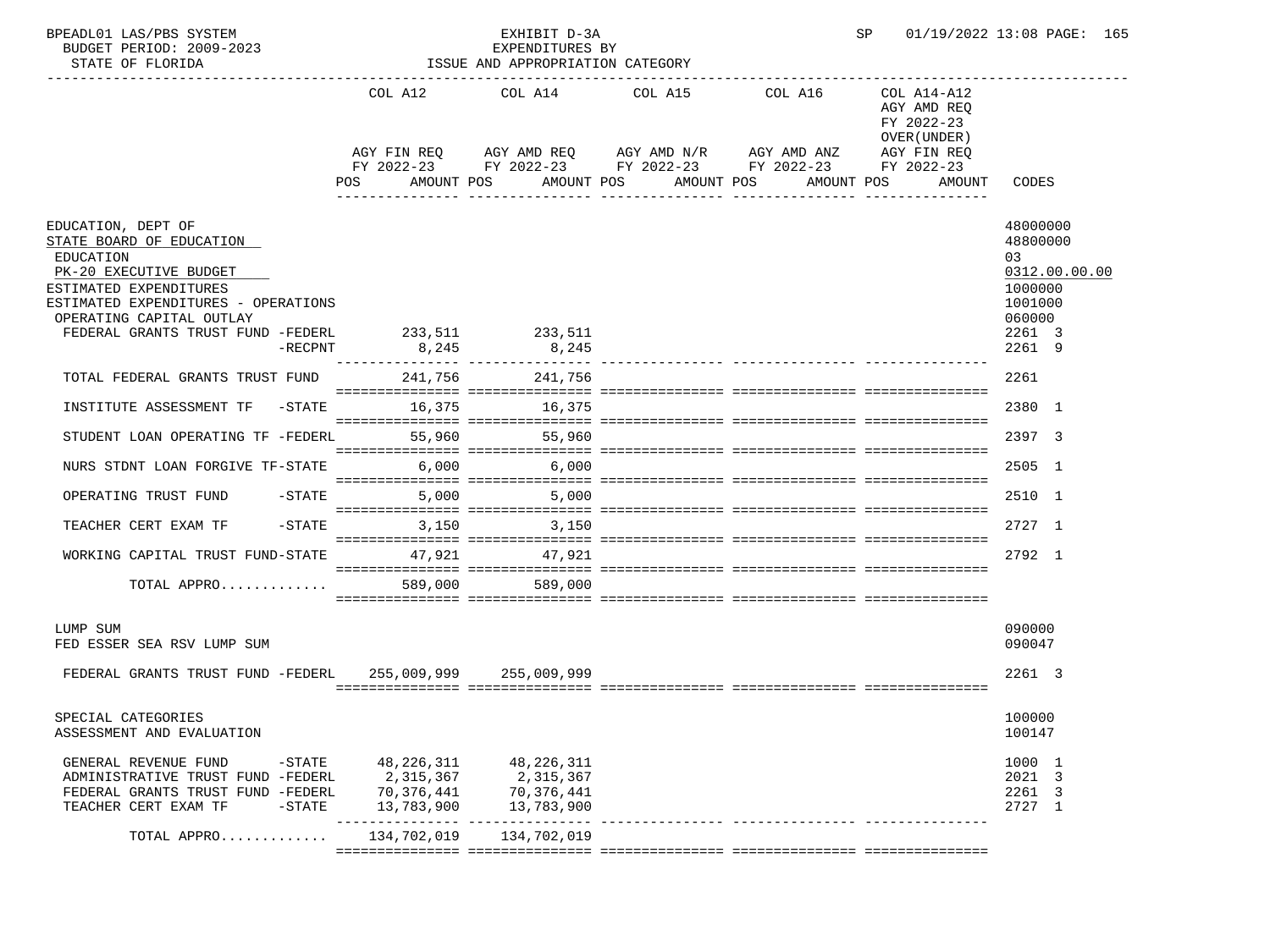BPEADL01 LAS/PBS SYSTEM — EXHIBIT D-3A — EXPENDITURES BY ISSUE AND APPROPRIATION CATEGORY

BUDGET PERIOD: 2009-2023 — STATE OF FLORIDA — SP 01/19/2022 13:08

| | COL A12 AGY FIN REQ FY 2022-23 POS AMOUNT | COL A14 AGY AMD REQ FY 2022-23 POS AMOUNT | COL A15 AGY AMD N/R FY 2022-23 POS AMOUNT | COL A16 AGY AMD ANZ FY 2022-23 POS AMOUNT | COL A14-A12 AGY AMD REQ FY 2022-23 OVER(UNDER) AGY FIN REQ FY 2022-23 POS AMOUNT | CODES |
|---|---|---|---|---|---|---|
| EDUCATION, DEPT OF | | | | | | 48000000 |
| STATE BOARD OF EDUCATION | | | | | | 48800000 |
| EDUCATION | | | | | | 03 |
| PK-20 EXECUTIVE BUDGET | | | | | | 0312.00.00.00 |
| ESTIMATED EXPENDITURES | | | | | | 1000000 |
| ESTIMATED EXPENDITURES - OPERATIONS | | | | | | 1001000 |
| OPERATING CAPITAL OUTLAY | | | | | | 060000 |
| FEDERAL GRANTS TRUST FUND -FEDERL | 233,511 | 233,511 | | | | 2261 3 |
| -RECPNT | 8,245 | 8,245 | | | | 2261 9 |
| TOTAL FEDERAL GRANTS TRUST FUND | 241,756 | 241,756 | | | | 2261 |
| INSTITUTE ASSESSMENT TF -STATE | 16,375 | 16,375 | | | | 2380 1 |
| STUDENT LOAN OPERATING TF -FEDERL | 55,960 | 55,960 | | | | 2397 3 |
| NURS STDNT LOAN FORGIVE TF-STATE | 6,000 | 6,000 | | | | 2505 1 |
| OPERATING TRUST FUND -STATE | 5,000 | 5,000 | | | | 2510 1 |
| TEACHER CERT EXAM TF -STATE | 3,150 | 3,150 | | | | 2727 1 |
| WORKING CAPITAL TRUST FUND-STATE | 47,921 | 47,921 | | | | 2792 1 |
| TOTAL APPRO............. | 589,000 | 589,000 | | | | |
| LUMP SUM | | | | | | 090000 |
| FED ESSER SEA RSV LUMP SUM | | | | | | 090047 |
| FEDERAL GRANTS TRUST FUND -FEDERL | 255,009,999 | 255,009,999 | | | | 2261 3 |
| SPECIAL CATEGORIES | | | | | | 100000 |
| ASSESSMENT AND EVALUATION | | | | | | 100147 |
| GENERAL REVENUE FUND -STATE | 48,226,311 | 48,226,311 | | | | 1000 1 |
| ADMINISTRATIVE TRUST FUND -FEDERL | 2,315,367 | 2,315,367 | | | | 2021 3 |
| FEDERAL GRANTS TRUST FUND -FEDERL | 70,376,441 | 70,376,441 | | | | 2261 3 |
| TEACHER CERT EXAM TF -STATE | 13,783,900 | 13,783,900 | | | | 2727 1 |
| TOTAL APPRO............. | 134,702,019 | 134,702,019 | | | | |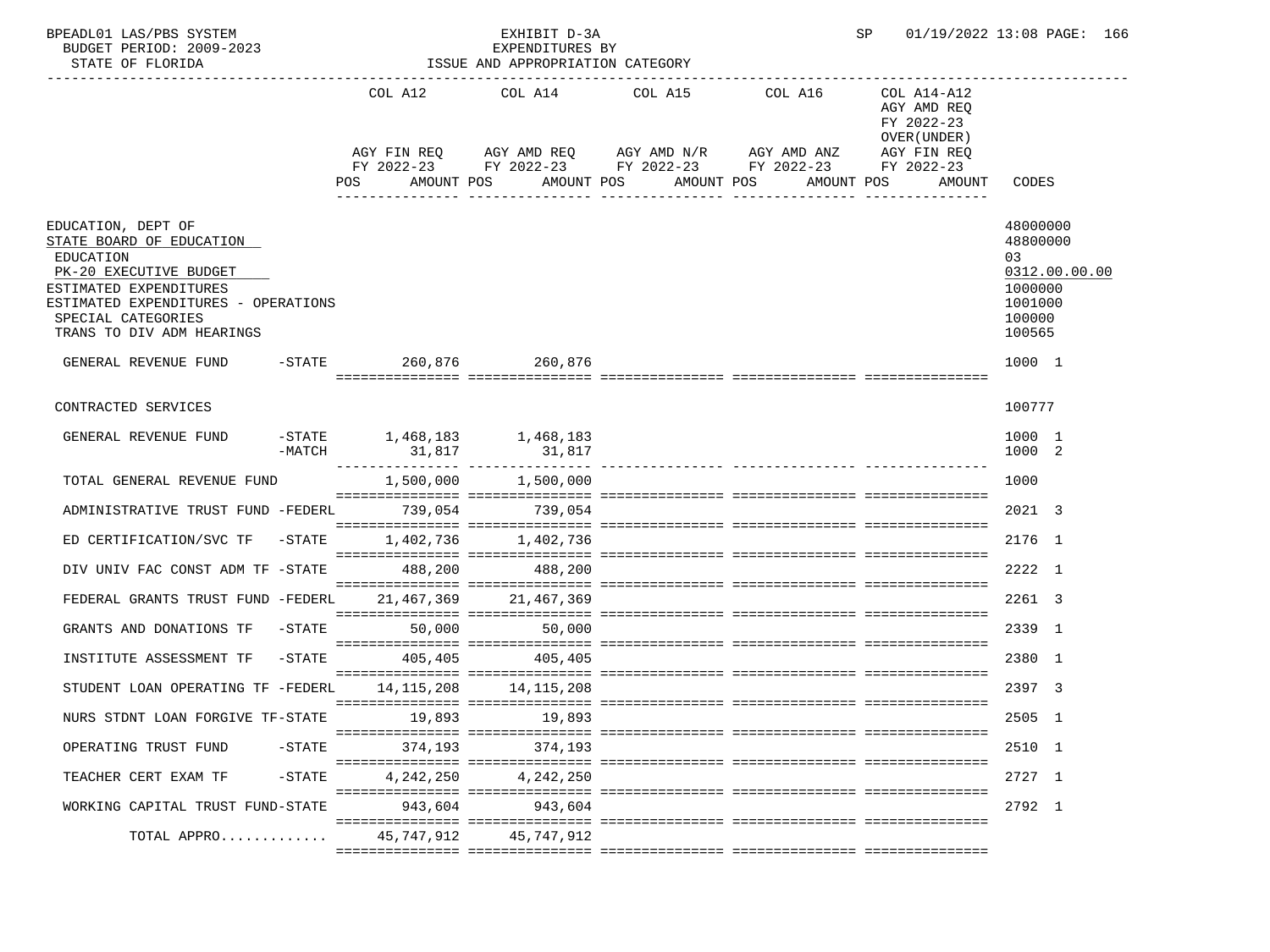BPEADL01 LAS/PBS SYSTEM — EXHIBIT D-3A — EXPENDITURES BY ISSUE AND APPROPRIATION CATEGORY
BUDGET PERIOD: 2009-2023 — STATE OF FLORIDA — SP 01/19/2022 13:08

| | COL A12 AGY FIN REQ FY 2022-23 POS AMOUNT | COL A14 AGY AMD REQ FY 2022-23 POS AMOUNT | COL A15 AGY AMD N/R FY 2022-23 POS AMOUNT | COL A16 AGY AMD ANZ FY 2022-23 POS AMOUNT | COL A14-A12 AGY AMD REQ FY 2022-23 OVER(UNDER) AGY FIN REQ FY 2022-23 POS AMOUNT | CODES |
|---|---|---|---|---|---|---|
| EDUCATION, DEPT OF | | | | | | 48000000 |
| STATE BOARD OF EDUCATION | | | | | | 48800000 |
| EDUCATION | | | | | | 03 |
| PK-20 EXECUTIVE BUDGET | | | | | | 0312.00.00.00 |
| ESTIMATED EXPENDITURES | | | | | | 1000000 |
| ESTIMATED EXPENDITURES - OPERATIONS | | | | | | 1001000 |
| SPECIAL CATEGORIES | | | | | | 100000 |
| TRANS TO DIV ADM HEARINGS | | | | | | 100565 |
| GENERAL REVENUE FUND -STATE | 260,876 | 260,876 | | | | 1000 1 |
| CONTRACTED SERVICES | | | | | | 100777 |
| GENERAL REVENUE FUND -STATE | 1,468,183 | 1,468,183 | | | | 1000 1 |
| -MATCH | 31,817 | 31,817 | | | | 1000 2 |
| TOTAL GENERAL REVENUE FUND | 1,500,000 | 1,500,000 | | | | 1000 |
| ADMINISTRATIVE TRUST FUND -FEDERL | 739,054 | 739,054 | | | | 2021 3 |
| ED CERTIFICATION/SVC TF -STATE | 1,402,736 | 1,402,736 | | | | 2176 1 |
| DIV UNIV FAC CONST ADM TF -STATE | 488,200 | 488,200 | | | | 2222 1 |
| FEDERAL GRANTS TRUST FUND -FEDERL | 21,467,369 | 21,467,369 | | | | 2261 3 |
| GRANTS AND DONATIONS TF -STATE | 50,000 | 50,000 | | | | 2339 1 |
| INSTITUTE ASSESSMENT TF -STATE | 405,405 | 405,405 | | | | 2380 1 |
| STUDENT LOAN OPERATING TF -FEDERL | 14,115,208 | 14,115,208 | | | | 2397 3 |
| NURS STDNT LOAN FORGIVE TF-STATE | 19,893 | 19,893 | | | | 2505 1 |
| OPERATING TRUST FUND -STATE | 374,193 | 374,193 | | | | 2510 1 |
| TEACHER CERT EXAM TF -STATE | 4,242,250 | 4,242,250 | | | | 2727 1 |
| WORKING CAPITAL TRUST FUND-STATE | 943,604 | 943,604 | | | | 2792 1 |
| TOTAL APPRO............ | 45,747,912 | 45,747,912 | | | | |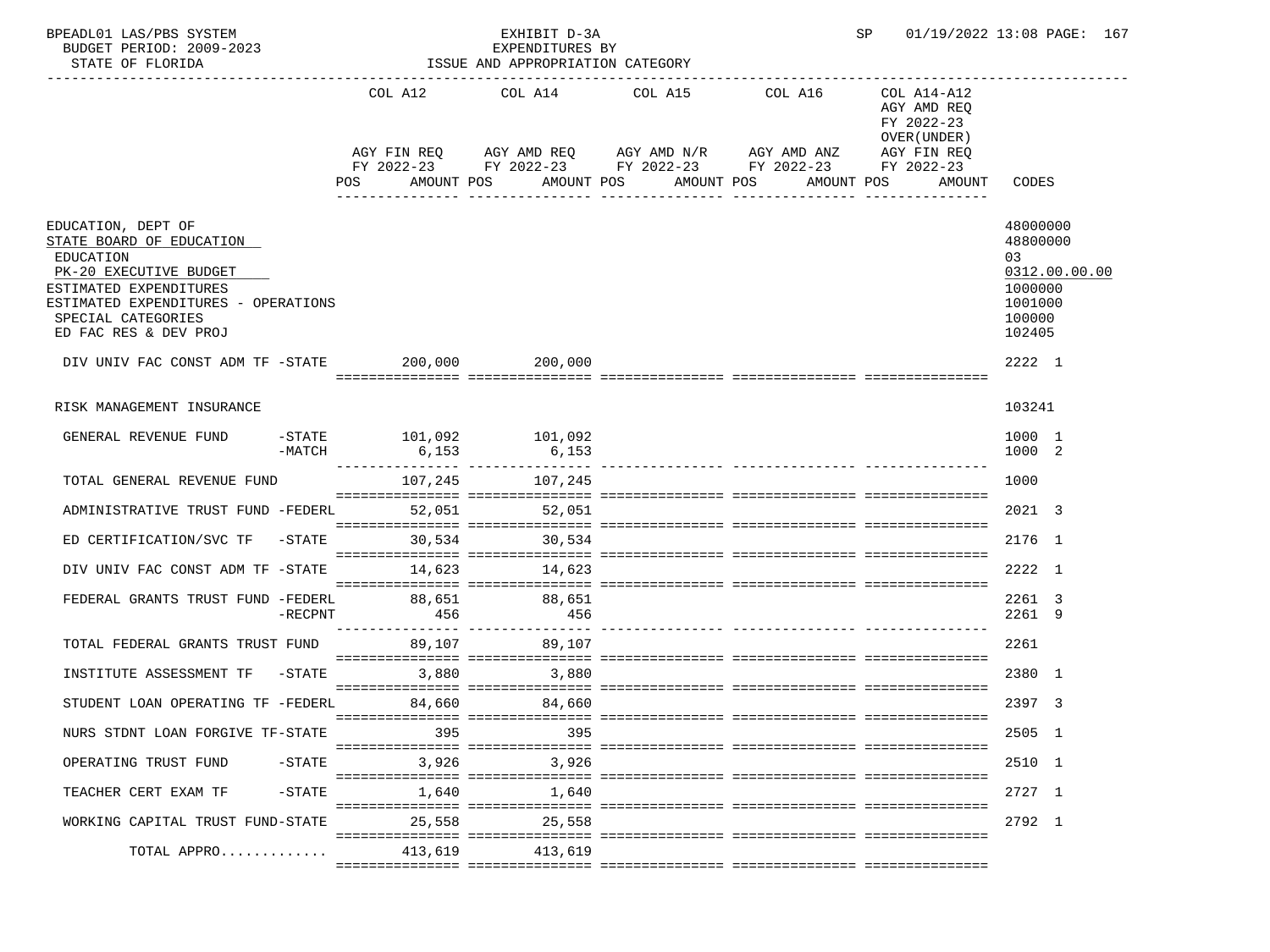BPEADL01 LAS/PBS SYSTEM

BUDGET PERIOD: 2009-2023

STATE OF FLORIDA

EXHIBIT D-3A
EXPENDITURES BY
ISSUE AND APPROPRIATION CATEGORY

SP 01/19/2022 13:08

| | COL A12 AGY FIN REQ FY 2022-23 POS AMOUNT | COL A14 AGY AMD REQ FY 2022-23 POS AMOUNT | COL A15 AGY AMD N/R FY 2022-23 POS AMOUNT | COL A16 AGY AMD ANZ FY 2022-23 POS AMOUNT | COL A14-A12 AGY AMD REQ FY 2022-23 OVER(UNDER) AGY FIN REQ FY 2022-23 POS AMOUNT | CODES |
|---|---|---|---|---|---|---|
| EDUCATION, DEPT OF | | | | | | 48000000 |
| STATE BOARD OF EDUCATION | | | | | | 48800000 |
| EDUCATION | | | | | | 03 |
| PK-20 EXECUTIVE BUDGET | | | | | | 0312.00.00.00 |
| ESTIMATED EXPENDITURES | | | | | | 1000000 |
| ESTIMATED EXPENDITURES - OPERATIONS | | | | | | 1001000 |
| SPECIAL CATEGORIES | | | | | | 100000 |
| ED FAC RES & DEV PROJ | | | | | | 102405 |
| DIV UNIV FAC CONST ADM TF -STATE | 200,000 | 200,000 | | | | 2222 1 |
| RISK MANAGEMENT INSURANCE | | | | | | 103241 |
| GENERAL REVENUE FUND -STATE | 101,092 | 101,092 | | | | 1000 1 |
| -MATCH | 6,153 | 6,153 | | | | 1000 2 |
| TOTAL GENERAL REVENUE FUND | 107,245 | 107,245 | | | | 1000 |
| ADMINISTRATIVE TRUST FUND -FEDERL | 52,051 | 52,051 | | | | 2021 3 |
| ED CERTIFICATION/SVC TF -STATE | 30,534 | 30,534 | | | | 2176 1 |
| DIV UNIV FAC CONST ADM TF -STATE | 14,623 | 14,623 | | | | 2222 1 |
| FEDERAL GRANTS TRUST FUND -FEDERL | 88,651 | 88,651 | | | | 2261 3 |
| -RECPNT | 456 | 456 | | | | 2261 9 |
| TOTAL FEDERAL GRANTS TRUST FUND | 89,107 | 89,107 | | | | 2261 |
| INSTITUTE ASSESSMENT TF -STATE | 3,880 | 3,880 | | | | 2380 1 |
| STUDENT LOAN OPERATING TF -FEDERL | 84,660 | 84,660 | | | | 2397 3 |
| NURS STDNT LOAN FORGIVE TF-STATE | 395 | 395 | | | | 2505 1 |
| OPERATING TRUST FUND -STATE | 3,926 | 3,926 | | | | 2510 1 |
| TEACHER CERT EXAM TF -STATE | 1,640 | 1,640 | | | | 2727 1 |
| WORKING CAPITAL TRUST FUND-STATE | 25,558 | 25,558 | | | | 2792 1 |
| TOTAL APPRO............ | 413,619 | 413,619 | | | | |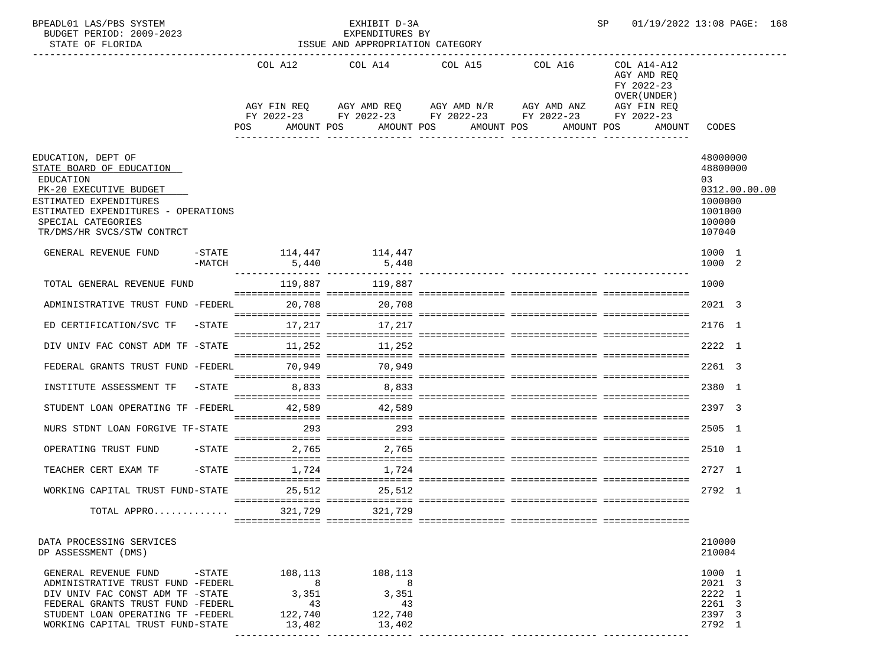BPEADL01 LAS/PBS SYSTEM | EXHIBIT D-3A | SP 01/19/2022 13:08 PAGE: 168
BUDGET PERIOD: 2009-2023 | EXPENDITURES BY
STATE OF FLORIDA | ISSUE AND APPROPRIATION CATEGORY

| | COL A12 AGY FIN REQ FY 2022-23 POS AMOUNT | COL A14 AGY AMD REQ FY 2022-23 POS AMOUNT | COL A15 AGY AMD N/R FY 2022-23 POS AMOUNT | COL A16 AGY AMD ANZ FY 2022-23 POS AMOUNT | COL A14-A12 AGY AMD REQ FY 2022-23 OVER(UNDER) AGY FIN REQ FY 2022-23 POS AMOUNT | CODES |
|---|---|---|---|---|---|---|
| EDUCATION, DEPT OF | | | | | | 48000000 |
| STATE BOARD OF EDUCATION | | | | | | 48800000 |
| EDUCATION | | | | | | 03 |
| PK-20 EXECUTIVE BUDGET | | | | | | 0312.00.00.00 |
| ESTIMATED EXPENDITURES | | | | | | 1000000 |
| ESTIMATED EXPENDITURES - OPERATIONS | | | | | | 1001000 |
| SPECIAL CATEGORIES | | | | | | 100000 |
| TR/DMS/HR SVCS/STW CONTRCT | | | | | | 107040 |
| GENERAL REVENUE FUND -STATE | 114,447 | 114,447 | | | | 1000 1 |
| -MATCH | 5,440 | 5,440 | | | | 1000 2 |
| TOTAL GENERAL REVENUE FUND | 119,887 | 119,887 | | | | 1000 |
| ADMINISTRATIVE TRUST FUND -FEDERL | 20,708 | 20,708 | | | | 2021 3 |
| ED CERTIFICATION/SVC TF -STATE | 17,217 | 17,217 | | | | 2176 1 |
| DIV UNIV FAC CONST ADM TF -STATE | 11,252 | 11,252 | | | | 2222 1 |
| FEDERAL GRANTS TRUST FUND -FEDERL | 70,949 | 70,949 | | | | 2261 3 |
| INSTITUTE ASSESSMENT TF -STATE | 8,833 | 8,833 | | | | 2380 1 |
| STUDENT LOAN OPERATING TF -FEDERL | 42,589 | 42,589 | | | | 2397 3 |
| NURS STDNT LOAN FORGIVE TF-STATE | 293 | 293 | | | | 2505 1 |
| OPERATING TRUST FUND -STATE | 2,765 | 2,765 | | | | 2510 1 |
| TEACHER CERT EXAM TF -STATE | 1,724 | 1,724 | | | | 2727 1 |
| WORKING CAPITAL TRUST FUND-STATE | 25,512 | 25,512 | | | | 2792 1 |
| TOTAL APPRO............ | 321,729 | 321,729 | | | | |
| DATA PROCESSING SERVICES | | | | | | 210000 |
| DP ASSESSMENT (DMS) | | | | | | 210004 |
| GENERAL REVENUE FUND -STATE | 108,113 | 108,113 | | | | 1000 1 |
| ADMINISTRATIVE TRUST FUND -FEDERL | 8 | 8 | | | | 2021 3 |
| DIV UNIV FAC CONST ADM TF -STATE | 3,351 | 3,351 | | | | 2222 1 |
| FEDERAL GRANTS TRUST FUND -FEDERL | 43 | 43 | | | | 2261 3 |
| STUDENT LOAN OPERATING TF -FEDERL | 122,740 | 122,740 | | | | 2397 3 |
| WORKING CAPITAL TRUST FUND-STATE | 13,402 | 13,402 | | | | 2792 1 |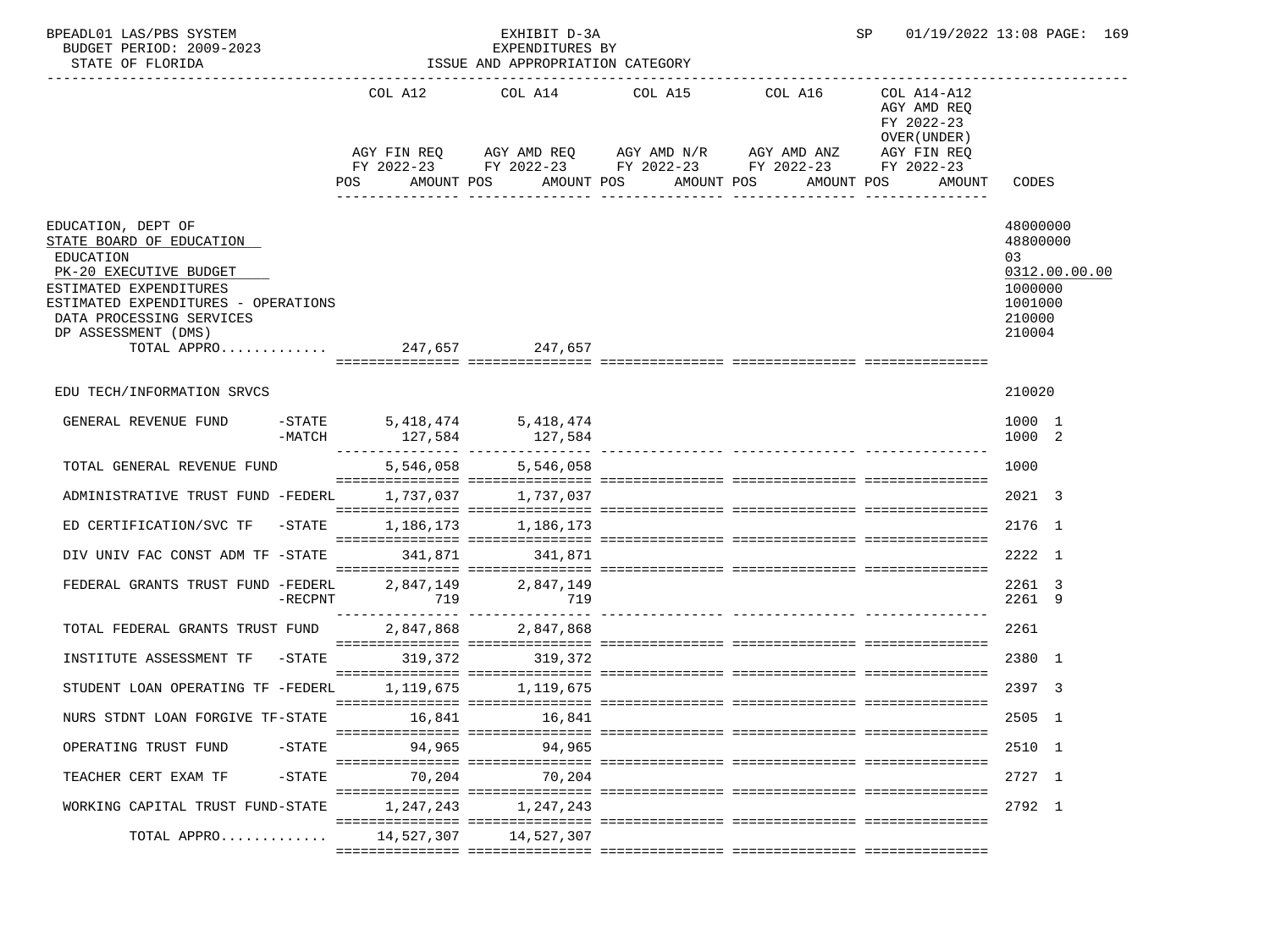BPEADL01 LAS/PBS SYSTEM | EXHIBIT D-3A | SP 01/19/2022 13:08 PAGE: 169
BUDGET PERIOD: 2009-2023 | EXPENDITURES BY
STATE OF FLORIDA | ISSUE AND APPROPRIATION CATEGORY

| | COL A12 AGY FIN REQ FY 2022-23 POS AMOUNT | COL A14 AGY AMD REQ FY 2022-23 POS AMOUNT | COL A15 AGY AMD N/R FY 2022-23 POS AMOUNT | COL A16 AGY AMD ANZ FY 2022-23 POS AMOUNT | COL A14-A12 AGY AMD REQ FY 2022-23 OVER(UNDER) AGY FIN REQ FY 2022-23 POS AMOUNT | CODES |
|---|---|---|---|---|---|---|
| EDUCATION, DEPT OF | | | | | | 48000000 |
| STATE BOARD OF EDUCATION | | | | | | 48800000 |
| EDUCATION | | | | | | 03 |
| PK-20 EXECUTIVE BUDGET | | | | | | 0312.00.00.00 |
| ESTIMATED EXPENDITURES | | | | | | 1000000 |
| ESTIMATED EXPENDITURES - OPERATIONS | | | | | | 1001000 |
| DATA PROCESSING SERVICES | | | | | | 210000 |
| DP ASSESSMENT (DMS) | | | | | | 210004 |
| TOTAL APPRO............ | 247,657 | 247,657 | | | | |
| EDU TECH/INFORMATION SRVCS | | | | | | 210020 |
| GENERAL REVENUE FUND -STATE | 5,418,474 | 5,418,474 | | | | 1000 1 |
| -MATCH | 127,584 | 127,584 | | | | 1000 2 |
| TOTAL GENERAL REVENUE FUND | 5,546,058 | 5,546,058 | | | | 1000 |
| ADMINISTRATIVE TRUST FUND -FEDERL | 1,737,037 | 1,737,037 | | | | 2021 3 |
| ED CERTIFICATION/SVC TF -STATE | 1,186,173 | 1,186,173 | | | | 2176 1 |
| DIV UNIV FAC CONST ADM TF -STATE | 341,871 | 341,871 | | | | 2222 1 |
| FEDERAL GRANTS TRUST FUND -FEDERL | 2,847,149 | 2,847,149 | | | | 2261 3 |
| -RECPNT | 719 | 719 | | | | 2261 9 |
| TOTAL FEDERAL GRANTS TRUST FUND | 2,847,868 | 2,847,868 | | | | 2261 |
| INSTITUTE ASSESSMENT TF -STATE | 319,372 | 319,372 | | | | 2380 1 |
| STUDENT LOAN OPERATING TF -FEDERL | 1,119,675 | 1,119,675 | | | | 2397 3 |
| NURS STDNT LOAN FORGIVE TF-STATE | 16,841 | 16,841 | | | | 2505 1 |
| OPERATING TRUST FUND -STATE | 94,965 | 94,965 | | | | 2510 1 |
| TEACHER CERT EXAM TF -STATE | 70,204 | 70,204 | | | | 2727 1 |
| WORKING CAPITAL TRUST FUND-STATE | 1,247,243 | 1,247,243 | | | | 2792 1 |
| TOTAL APPRO............ | 14,527,307 | 14,527,307 | | | | |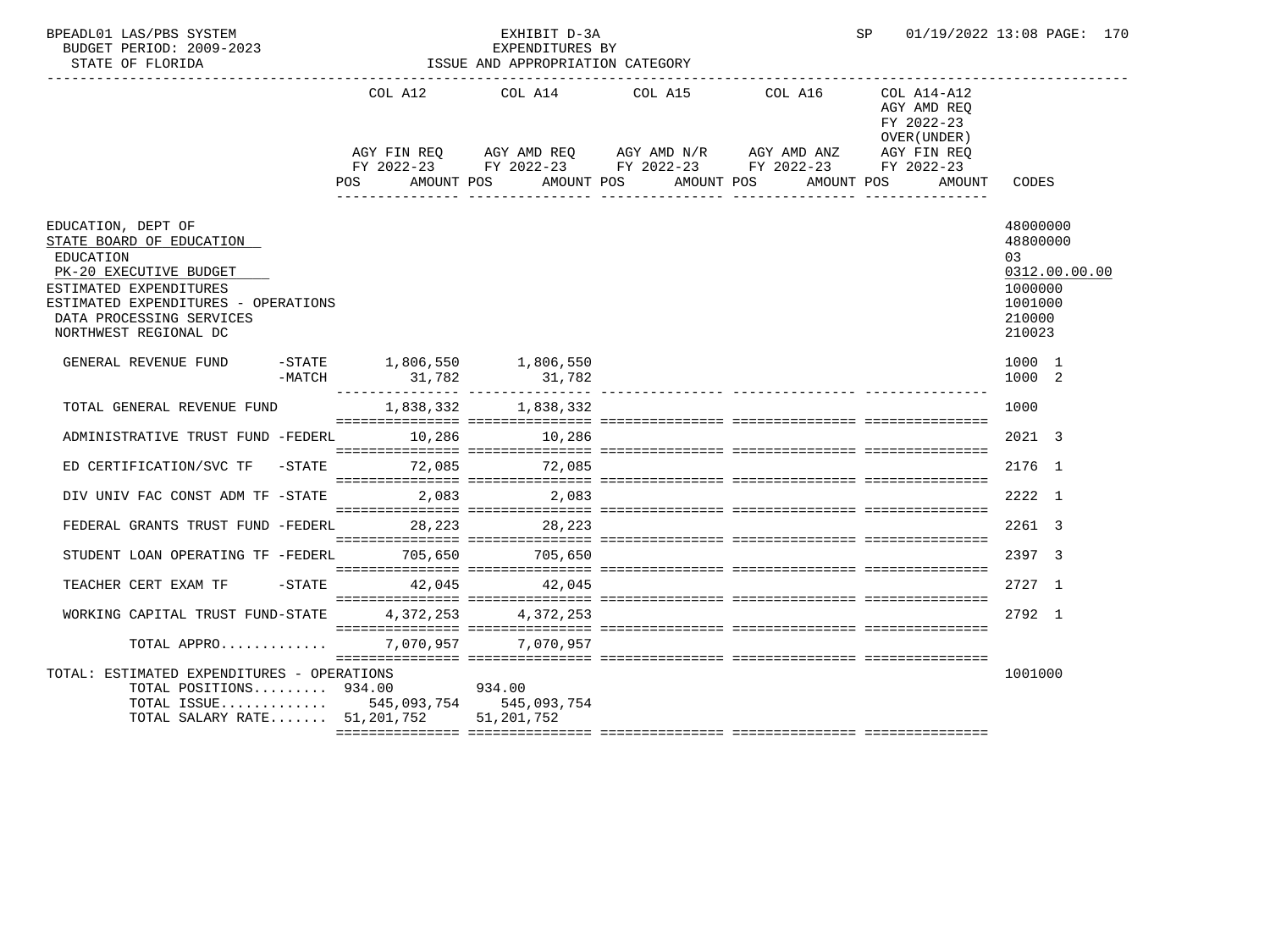BPEADL01 LAS/PBS SYSTEM — EXHIBIT D-3A — EXPENDITURES BY ISSUE AND APPROPRIATION CATEGORY
BUDGET PERIOD: 2009-2023 — STATE OF FLORIDA — SP 01/19/2022 13:08

| | COL A12 AGY FIN REQ FY 2022-23 POS AMOUNT | COL A14 AGY AMD REQ FY 2022-23 POS AMOUNT | COL A15 AGY AMD N/R FY 2022-23 POS AMOUNT | COL A16 AGY AMD ANZ FY 2022-23 POS AMOUNT | COL A14-A12 AGY AMD REQ FY 2022-23 OVER(UNDER) AGY FIN REQ FY 2022-23 POS AMOUNT | CODES |
|---|---|---|---|---|---|---|
| EDUCATION, DEPT OF | | | | | | 48000000 |
| STATE BOARD OF EDUCATION | | | | | | 48800000 |
| EDUCATION | | | | | | 03 |
| PK-20 EXECUTIVE BUDGET | | | | | | 0312.00.00.00 |
| ESTIMATED EXPENDITURES | | | | | | 1000000 |
| ESTIMATED EXPENDITURES - OPERATIONS | | | | | | 1001000 |
| DATA PROCESSING SERVICES | | | | | | 210000 |
| NORTHWEST REGIONAL DC | | | | | | 210023 |
| GENERAL REVENUE FUND -STATE | 1,806,550 | 1,806,550 | | | | 1000 1 |
| GENERAL REVENUE FUND -MATCH | 31,782 | 31,782 | | | | 1000 2 |
| TOTAL GENERAL REVENUE FUND | 1,838,332 | 1,838,332 | | | | 1000 |
| ADMINISTRATIVE TRUST FUND -FEDERL | 10,286 | 10,286 | | | | 2021 3 |
| ED CERTIFICATION/SVC TF -STATE | 72,085 | 72,085 | | | | 2176 1 |
| DIV UNIV FAC CONST ADM TF -STATE | 2,083 | 2,083 | | | | 2222 1 |
| FEDERAL GRANTS TRUST FUND -FEDERL | 28,223 | 28,223 | | | | 2261 3 |
| STUDENT LOAN OPERATING TF -FEDERL | 705,650 | 705,650 | | | | 2397 3 |
| TEACHER CERT EXAM TF -STATE | 42,045 | 42,045 | | | | 2727 1 |
| WORKING CAPITAL TRUST FUND-STATE | 4,372,253 | 4,372,253 | | | | 2792 1 |
| TOTAL APPRO............ | 7,070,957 | 7,070,957 | | | | |
| TOTAL: ESTIMATED EXPENDITURES - OPERATIONS | | | | | | 1001000 |
| TOTAL POSITIONS......... | 934.00 | 934.00 | | | | |
| TOTAL ISSUE............ | 545,093,754 | 545,093,754 | | | | |
| TOTAL SALARY RATE....... | 51,201,752 | 51,201,752 | | | | |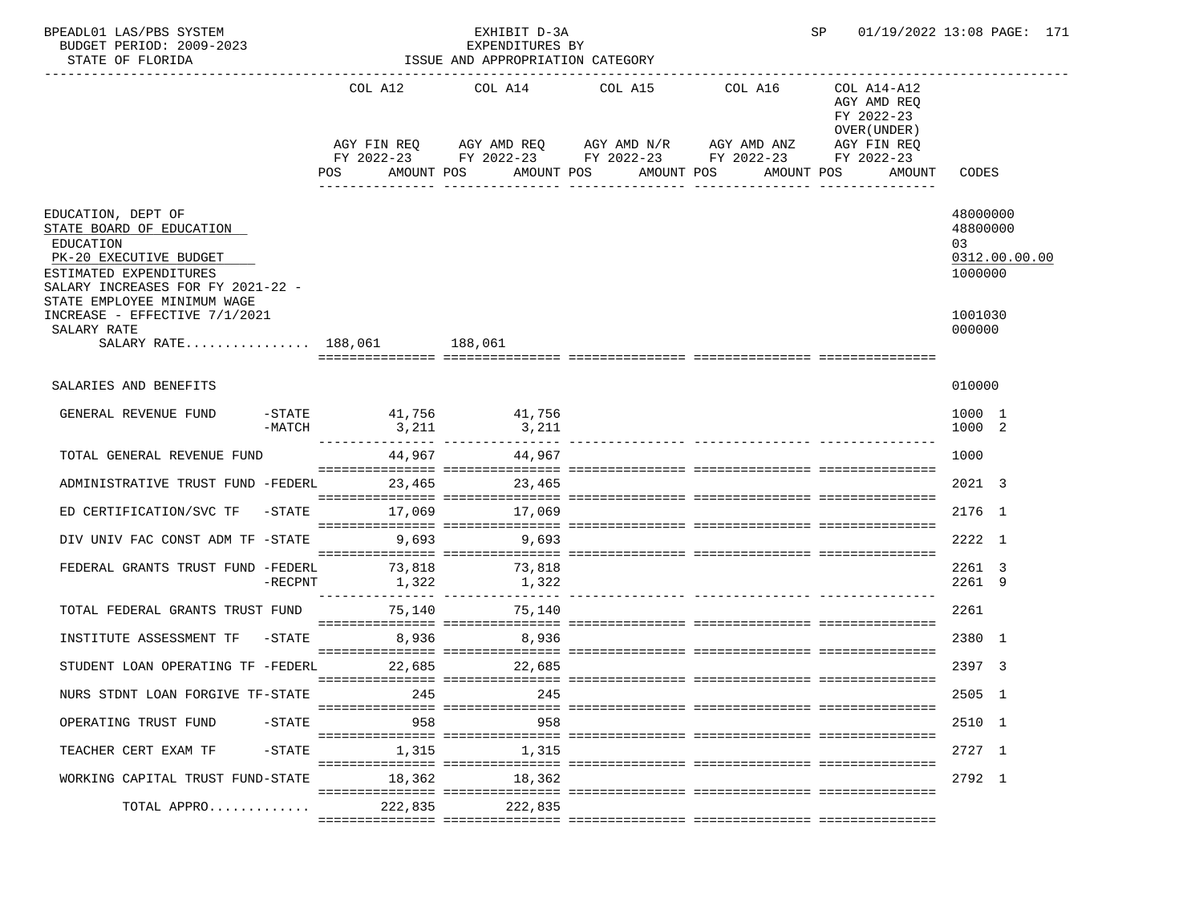BPEADL01 LAS/PBS SYSTEM — EXHIBIT D-3A — EXPENDITURES BY ISSUE AND APPROPRIATION CATEGORY
BUDGET PERIOD: 2009-2023 — STATE OF FLORIDA — SP 01/19/2022 13:08

| | COL A12 AGY FIN REQ FY 2022-23 POS AMOUNT | COL A14 AGY AMD REQ FY 2022-23 POS AMOUNT | COL A15 AGY AMD N/R FY 2022-23 POS AMOUNT | COL A16 AGY AMD ANZ FY 2022-23 POS AMOUNT | COL A14-A12 AGY AMD REQ FY 2022-23 OVER(UNDER) AGY FIN REQ FY 2022-23 POS AMOUNT | CODES |
|---|---|---|---|---|---|---|
| EDUCATION, DEPT OF | | | | | | 48000000 |
| STATE BOARD OF EDUCATION | | | | | | 48800000 |
| EDUCATION | | | | | | 03 |
| PK-20 EXECUTIVE BUDGET | | | | | | 0312.00.00.00 |
| ESTIMATED EXPENDITURES | | | | | | 1000000 |
| SALARY INCREASES FOR FY 2021-22 - STATE EMPLOYEE MINIMUM WAGE INCREASE - EFFECTIVE 7/1/2021 | | | | | | 1001030 |
| SALARY RATE | | | | | | 000000 |
| SALARY RATE................ | 188,061 | 188,061 | | | | |
| SALARIES AND BENEFITS | | | | | | 010000 |
| GENERAL REVENUE FUND -STATE | 41,756 | 41,756 | | | | 1000 1 |
| -MATCH | 3,211 | 3,211 | | | | 1000 2 |
| TOTAL GENERAL REVENUE FUND | 44,967 | 44,967 | | | | 1000 |
| ADMINISTRATIVE TRUST FUND -FEDERL | 23,465 | 23,465 | | | | 2021 3 |
| ED CERTIFICATION/SVC TF -STATE | 17,069 | 17,069 | | | | 2176 1 |
| DIV UNIV FAC CONST ADM TF -STATE | 9,693 | 9,693 | | | | 2222 1 |
| FEDERAL GRANTS TRUST FUND -FEDERL | 73,818 | 73,818 | | | | 2261 3 |
| -RECPNT | 1,322 | 1,322 | | | | 2261 9 |
| TOTAL FEDERAL GRANTS TRUST FUND | 75,140 | 75,140 | | | | 2261 |
| INSTITUTE ASSESSMENT TF -STATE | 8,936 | 8,936 | | | | 2380 1 |
| STUDENT LOAN OPERATING TF -FEDERL | 22,685 | 22,685 | | | | 2397 3 |
| NURS STDNT LOAN FORGIVE TF-STATE | 245 | 245 | | | | 2505 1 |
| OPERATING TRUST FUND -STATE | 958 | 958 | | | | 2510 1 |
| TEACHER CERT EXAM TF -STATE | 1,315 | 1,315 | | | | 2727 1 |
| WORKING CAPITAL TRUST FUND-STATE | 18,362 | 18,362 | | | | 2792 1 |
| TOTAL APPRO............ | 222,835 | 222,835 | | | | |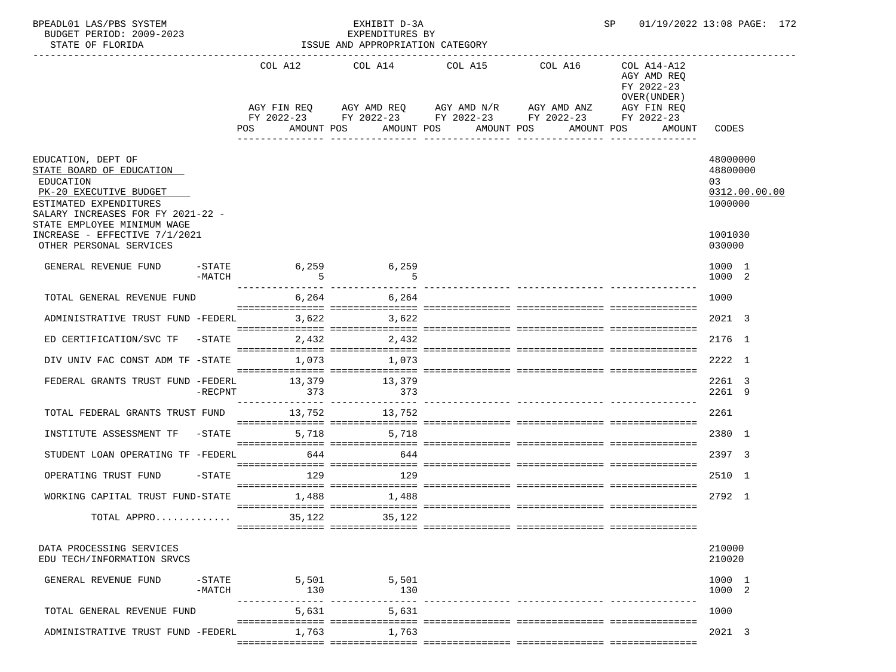BPEADL01 LAS/PBS SYSTEM — EXHIBIT D-3A — EXPENDITURES BY ISSUE AND APPROPRIATION CATEGORY
BUDGET PERIOD: 2009-2023
STATE OF FLORIDA
SP 01/19/2022 13:08

| | COL A12 AGY FIN REQ FY 2022-23 POS AMOUNT | COL A14 AGY AMD REQ FY 2022-23 POS AMOUNT | COL A15 AGY AMD N/R FY 2022-23 POS AMOUNT | COL A16 AGY AMD ANZ FY 2022-23 POS AMOUNT | COL A14-A12 AGY AMD REQ FY 2022-23 OVER(UNDER) AGY FIN REQ FY 2022-23 POS AMOUNT | CODES |
|---|---|---|---|---|---|---|
| EDUCATION, DEPT OF | | | | | | 48000000 |
| STATE BOARD OF EDUCATION | | | | | | 48800000 |
| EDUCATION | | | | | | 03 |
| PK-20 EXECUTIVE BUDGET | | | | | | 0312.00.00.00 |
| ESTIMATED EXPENDITURES | | | | | | 1000000 |
| SALARY INCREASES FOR FY 2021-22 - STATE EMPLOYEE MINIMUM WAGE INCREASE - EFFECTIVE 7/1/2021 | | | | | | 1001030 |
| OTHER PERSONAL SERVICES | | | | | | 030000 |
| GENERAL REVENUE FUND -STATE | 6,259 | 6,259 | | | | 1000 1 |
| -MATCH | 5 | 5 | | | | 1000 2 |
| TOTAL GENERAL REVENUE FUND | 6,264 | 6,264 | | | | 1000 |
| ADMINISTRATIVE TRUST FUND -FEDERL | 3,622 | 3,622 | | | | 2021 3 |
| ED CERTIFICATION/SVC TF -STATE | 2,432 | 2,432 | | | | 2176 1 |
| DIV UNIV FAC CONST ADM TF -STATE | 1,073 | 1,073 | | | | 2222 1 |
| FEDERAL GRANTS TRUST FUND -FEDERL | 13,379 | 13,379 | | | | 2261 3 |
| -RECPNT | 373 | 373 | | | | 2261 9 |
| TOTAL FEDERAL GRANTS TRUST FUND | 13,752 | 13,752 | | | | 2261 |
| INSTITUTE ASSESSMENT TF -STATE | 5,718 | 5,718 | | | | 2380 1 |
| STUDENT LOAN OPERATING TF -FEDERL | 644 | 644 | | | | 2397 3 |
| OPERATING TRUST FUND -STATE | 129 | 129 | | | | 2510 1 |
| WORKING CAPITAL TRUST FUND-STATE | 1,488 | 1,488 | | | | 2792 1 |
| TOTAL APPRO............ | 35,122 | 35,122 | | | | |
| DATA PROCESSING SERVICES | | | | | | 210000 |
| EDU TECH/INFORMATION SRVCS | | | | | | 210020 |
| GENERAL REVENUE FUND -STATE | 5,501 | 5,501 | | | | 1000 1 |
| -MATCH | 130 | 130 | | | | 1000 2 |
| TOTAL GENERAL REVENUE FUND | 5,631 | 5,631 | | | | 1000 |
| ADMINISTRATIVE TRUST FUND -FEDERL | 1,763 | 1,763 | | | | 2021 3 |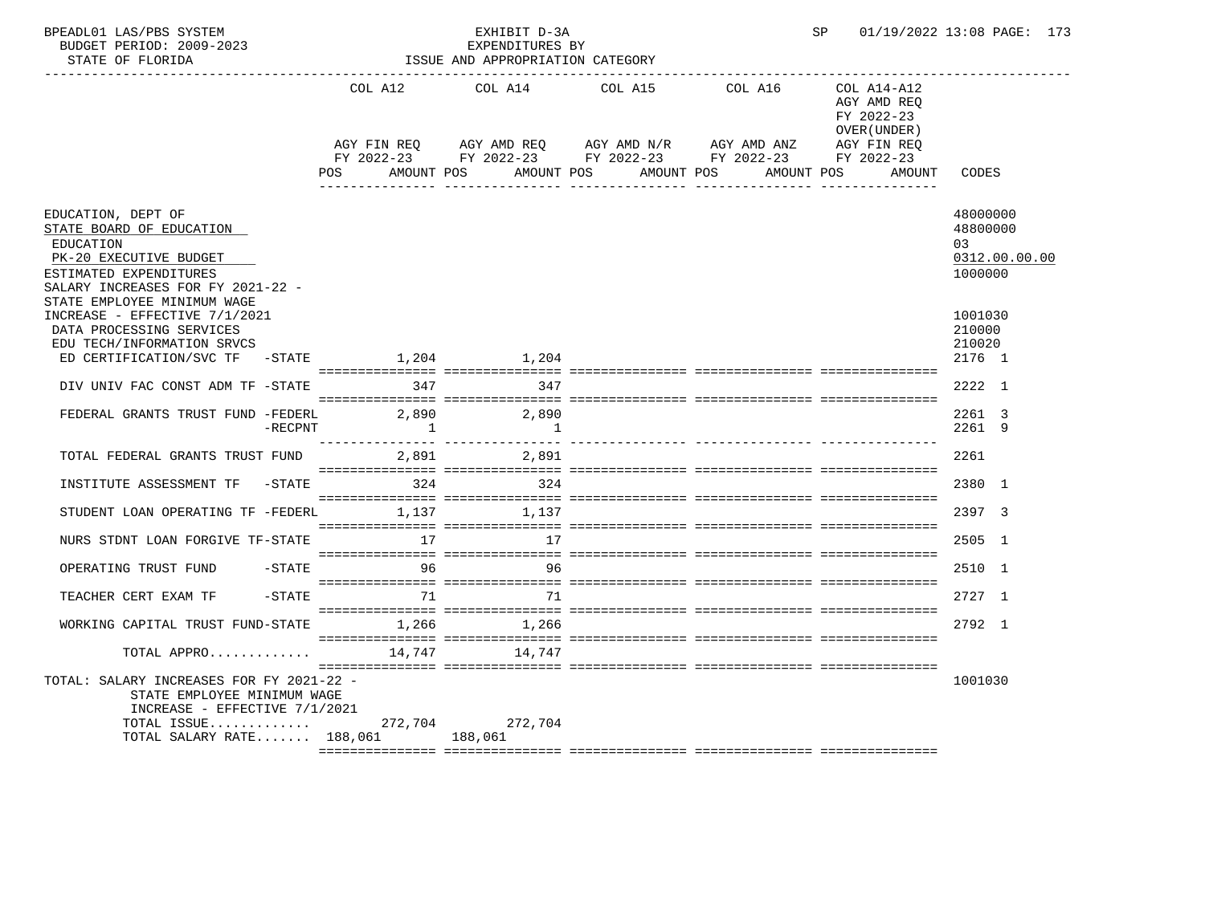BPEADL01 LAS/PBS SYSTEM — EXHIBIT D-3A — EXPENDITURES BY ISSUE AND APPROPRIATION CATEGORY
BUDGET PERIOD: 2009-2023 — STATE OF FLORIDA — SP 01/19/2022 13:08

| | COL A12 AGY FIN REQ FY 2022-23 POS AMOUNT | COL A14 AGY AMD REQ FY 2022-23 POS AMOUNT | COL A15 AGY AMD N/R FY 2022-23 POS AMOUNT | COL A16 AGY AMD ANZ FY 2022-23 POS AMOUNT | COL A14-A12 AGY AMD REQ FY 2022-23 OVER(UNDER) AGY FIN REQ FY 2022-23 POS AMOUNT | CODES |
|---|---|---|---|---|---|---|
| EDUCATION, DEPT OF | | | | | | 48000000 |
| STATE BOARD OF EDUCATION | | | | | | 48800000 |
| EDUCATION | | | | | | 03 |
| PK-20 EXECUTIVE BUDGET | | | | | | 0312.00.00.00 |
| ESTIMATED EXPENDITURES | | | | | | 1000000 |
| SALARY INCREASES FOR FY 2021-22 - STATE EMPLOYEE MINIMUM WAGE INCREASE - EFFECTIVE 7/1/2021 | | | | | | 1001030 |
| DATA PROCESSING SERVICES | | | | | | 210000 |
| EDU TECH/INFORMATION SRVCS | | | | | | 210020 |
| ED CERTIFICATION/SVC TF -STATE | 1,204 | 1,204 | | | | 2176 1 |
| DIV UNIV FAC CONST ADM TF -STATE | 347 | 347 | | | | 2222 1 |
| FEDERAL GRANTS TRUST FUND -FEDERL | 2,890 | 2,890 | | | | 2261 3 |
| -RECPNT | 1 | 1 | | | | 2261 9 |
| TOTAL FEDERAL GRANTS TRUST FUND | 2,891 | 2,891 | | | | 2261 |
| INSTITUTE ASSESSMENT TF -STATE | 324 | 324 | | | | 2380 1 |
| STUDENT LOAN OPERATING TF -FEDERL | 1,137 | 1,137 | | | | 2397 3 |
| NURS STDNT LOAN FORGIVE TF-STATE | 17 | 17 | | | | 2505 1 |
| OPERATING TRUST FUND -STATE | 96 | 96 | | | | 2510 1 |
| TEACHER CERT EXAM TF -STATE | 71 | 71 | | | | 2727 1 |
| WORKING CAPITAL TRUST FUND-STATE | 1,266 | 1,266 | | | | 2792 1 |
| TOTAL APPRO............ | 14,747 | 14,747 | | | | |
| TOTAL: SALARY INCREASES FOR FY 2021-22 - STATE EMPLOYEE MINIMUM WAGE INCREASE - EFFECTIVE 7/1/2021 | | | | | | 1001030 |
| TOTAL ISSUE............ | 272,704 | 272,704 | | | | |
| TOTAL SALARY RATE....... | 188,061 | 188,061 | | | | |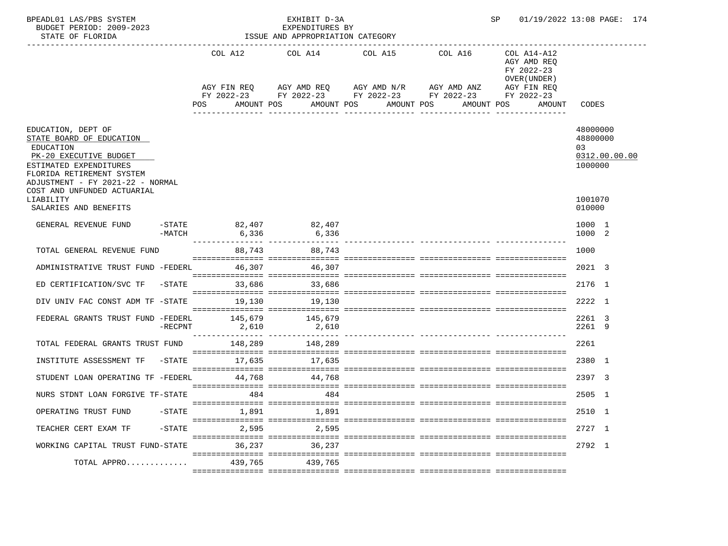BPEADL01 LAS/PBS SYSTEM — EXHIBIT D-3A — SP 01/19/2022 13:08 PAGE: 174
BUDGET PERIOD: 2009-2023 — EXPENDITURES BY
STATE OF FLORIDA — ISSUE AND APPROPRIATION CATEGORY

| | COL A12 AGY FIN REQ FY 2022-23 POS AMOUNT | COL A14 AGY AMD REQ FY 2022-23 POS AMOUNT | COL A15 AGY AMD N/R FY 2022-23 POS AMOUNT | COL A16 AGY AMD ANZ FY 2022-23 POS AMOUNT | COL A14-A12 AGY AMD REQ FY 2022-23 OVER(UNDER) AGY FIN REQ FY 2022-23 POS AMOUNT | CODES |
|---|---|---|---|---|---|---|
| EDUCATION, DEPT OF | | | | | | 48000000 |
| STATE BOARD OF EDUCATION | | | | | | 48800000 |
| EDUCATION | | | | | | 03 |
| PK-20 EXECUTIVE BUDGET | | | | | | 0312.00.00.00 |
| ESTIMATED EXPENDITURES | | | | | | 1000000 |
| FLORIDA RETIREMENT SYSTEM ADJUSTMENT - FY 2021-22 - NORMAL COST AND UNFUNDED ACTUARIAL LIABILITY | | | | | | 1001070 |
| SALARIES AND BENEFITS | | | | | | 010000 |
| GENERAL REVENUE FUND -STATE | 82,407 | 82,407 | | | | 1000 1 |
| -MATCH | 6,336 | 6,336 | | | | 1000 2 |
| TOTAL GENERAL REVENUE FUND | 88,743 | 88,743 | | | | 1000 |
| ADMINISTRATIVE TRUST FUND -FEDERL | 46,307 | 46,307 | | | | 2021 3 |
| ED CERTIFICATION/SVC TF -STATE | 33,686 | 33,686 | | | | 2176 1 |
| DIV UNIV FAC CONST ADM TF -STATE | 19,130 | 19,130 | | | | 2222 1 |
| FEDERAL GRANTS TRUST FUND -FEDERL | 145,679 | 145,679 | | | | 2261 3 |
| -RECPNT | 2,610 | 2,610 | | | | 2261 9 |
| TOTAL FEDERAL GRANTS TRUST FUND | 148,289 | 148,289 | | | | 2261 |
| INSTITUTE ASSESSMENT TF -STATE | 17,635 | 17,635 | | | | 2380 1 |
| STUDENT LOAN OPERATING TF -FEDERL | 44,768 | 44,768 | | | | 2397 3 |
| NURS STDNT LOAN FORGIVE TF-STATE | 484 | 484 | | | | 2505 1 |
| OPERATING TRUST FUND -STATE | 1,891 | 1,891 | | | | 2510 1 |
| TEACHER CERT EXAM TF -STATE | 2,595 | 2,595 | | | | 2727 1 |
| WORKING CAPITAL TRUST FUND-STATE | 36,237 | 36,237 | | | | 2792 1 |
| TOTAL APPRO............ | 439,765 | 439,765 | | | | |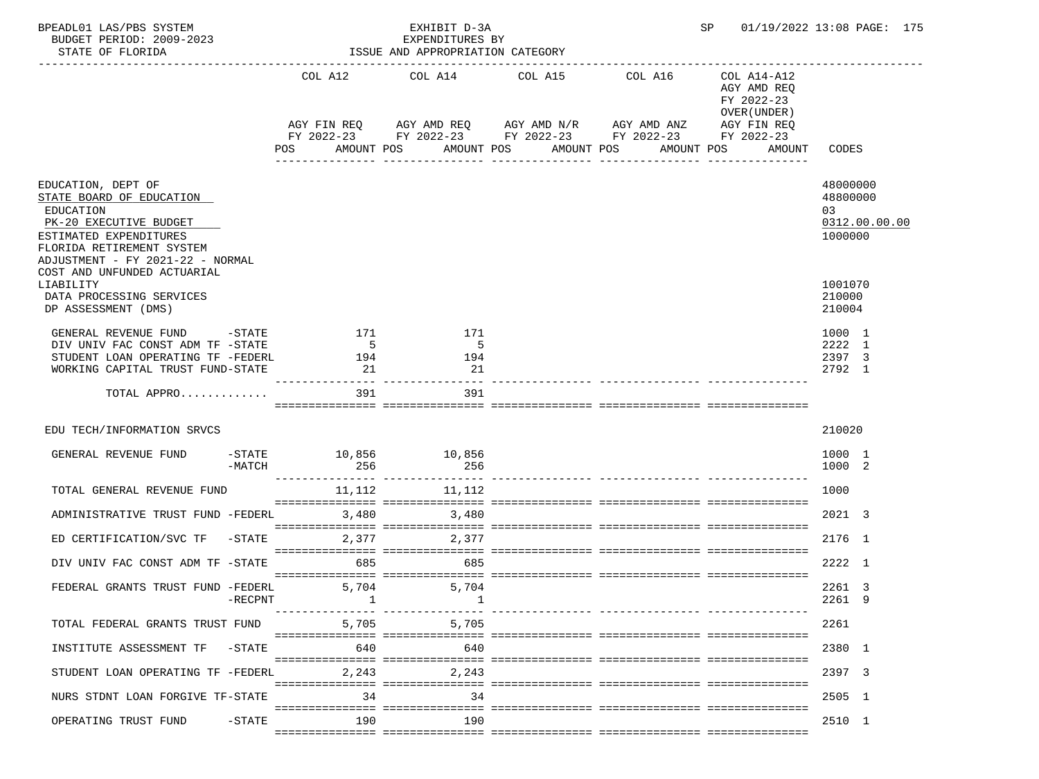BPEADL01 LAS/PBS SYSTEM — EXHIBIT D-3A — SP 01/19/2022 13:08

BUDGET PERIOD: 2009-2023 — EXPENDITURES BY

STATE OF FLORIDA — ISSUE AND APPROPRIATION CATEGORY

| | COL A12 AGY FIN REQ FY 2022-23 POS AMOUNT | COL A14 AGY AMD REQ FY 2022-23 POS AMOUNT | COL A15 AGY AMD N/R FY 2022-23 POS AMOUNT | COL A16 AGY AMD ANZ FY 2022-23 POS AMOUNT | COL A14-A12 AGY AMD REQ FY 2022-23 OVER(UNDER) AGY FIN REQ FY 2022-23 POS AMOUNT | CODES |
|---|---|---|---|---|---|---|
| EDUCATION, DEPT OF | | | | | | 48000000 |
| STATE BOARD OF EDUCATION | | | | | | 48800000 |
| EDUCATION | | | | | | 03 |
| PK-20 EXECUTIVE BUDGET | | | | | | 0312.00.00.00 |
| ESTIMATED EXPENDITURES | | | | | | 1000000 |
| FLORIDA RETIREMENT SYSTEM ADJUSTMENT - FY 2021-22 - NORMAL COST AND UNFUNDED ACTUARIAL LIABILITY | | | | | | 1001070 |
| DATA PROCESSING SERVICES | | | | | | 210000 |
| DP ASSESSMENT (DMS) | | | | | | 210004 |
| GENERAL REVENUE FUND -STATE | 171 | 171 | | | | 1000 1 |
| DIV UNIV FAC CONST ADM TF -STATE | 5 | 5 | | | | 2222 1 |
| STUDENT LOAN OPERATING TF -FEDERL | 194 | 194 | | | | 2397 3 |
| WORKING CAPITAL TRUST FUND-STATE | 21 | 21 | | | | 2792 1 |
| TOTAL APPRO............ | 391 | 391 | | | | |
| EDU TECH/INFORMATION SRVCS | | | | | | 210020 |
| GENERAL REVENUE FUND -STATE | 10,856 | 10,856 | | | | 1000 1 |
| -MATCH | 256 | 256 | | | | 1000 2 |
| TOTAL GENERAL REVENUE FUND | 11,112 | 11,112 | | | | 1000 |
| ADMINISTRATIVE TRUST FUND -FEDERL | 3,480 | 3,480 | | | | 2021 3 |
| ED CERTIFICATION/SVC TF -STATE | 2,377 | 2,377 | | | | 2176 1 |
| DIV UNIV FAC CONST ADM TF -STATE | 685 | 685 | | | | 2222 1 |
| FEDERAL GRANTS TRUST FUND -FEDERL | 5,704 | 5,704 | | | | 2261 3 |
| -RECPNT | 1 | 1 | | | | 2261 9 |
| TOTAL FEDERAL GRANTS TRUST FUND | 5,705 | 5,705 | | | | 2261 |
| INSTITUTE ASSESSMENT TF -STATE | 640 | 640 | | | | 2380 1 |
| STUDENT LOAN OPERATING TF -FEDERL | 2,243 | 2,243 | | | | 2397 3 |
| NURS STDNT LOAN FORGIVE TF-STATE | 34 | 34 | | | | 2505 1 |
| OPERATING TRUST FUND -STATE | 190 | 190 | | | | 2510 1 |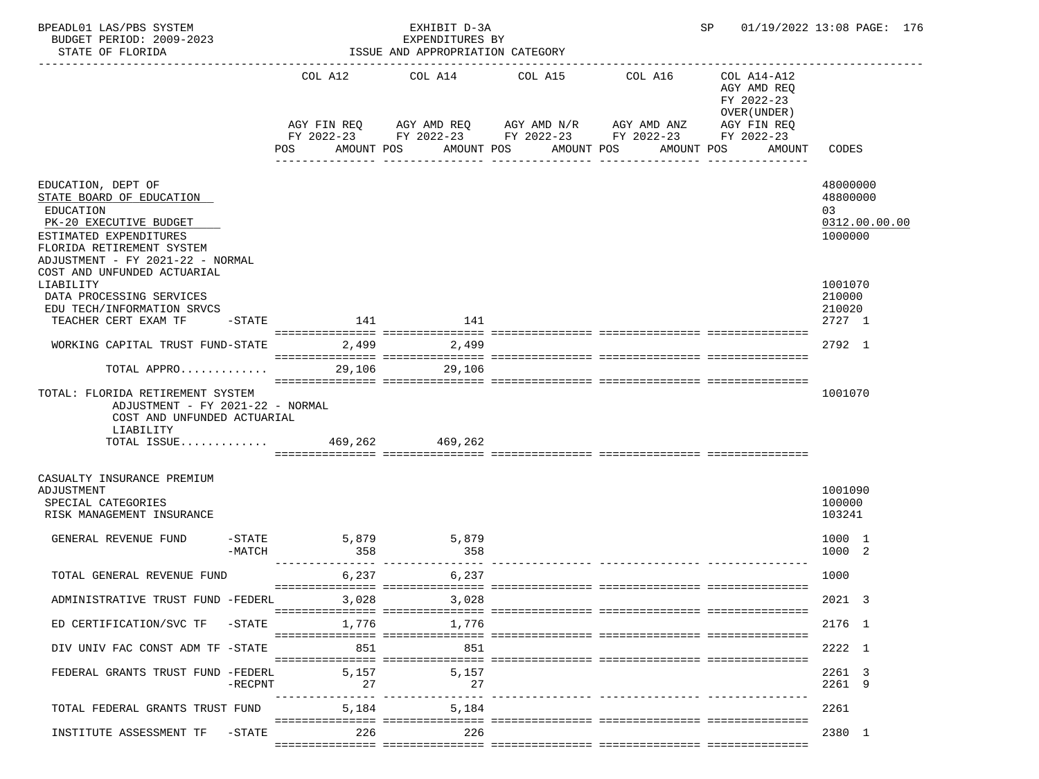BPEADL01 LAS/PBS SYSTEM — EXHIBIT D-3A — EXPENDITURES BY ISSUE AND APPROPRIATION CATEGORY
BUDGET PERIOD: 2009-2023
STATE OF FLORIDA
SP 01/19/2022 13:08

| | COL A12 AGY FIN REQ FY 2022-23 POS AMOUNT | COL A14 AGY AMD REQ FY 2022-23 POS AMOUNT | COL A15 AGY AMD N/R FY 2022-23 POS AMOUNT | COL A16 AGY AMD ANZ FY 2022-23 POS AMOUNT | COL A14-A12 AGY AMD REQ FY 2022-23 OVER(UNDER) AGY FIN REQ FY 2022-23 POS AMOUNT | CODES |
|---|---|---|---|---|---|---|
| EDUCATION, DEPT OF | | | | | | 48000000 |
| STATE BOARD OF EDUCATION | | | | | | 48800000 |
| EDUCATION | | | | | | 03 |
| PK-20 EXECUTIVE BUDGET | | | | | | 0312.00.00.00 |
| ESTIMATED EXPENDITURES | | | | | | 1000000 |
| FLORIDA RETIREMENT SYSTEM ADJUSTMENT - FY 2021-22 - NORMAL COST AND UNFUNDED ACTUARIAL LIABILITY | | | | | | 1001070 |
| DATA PROCESSING SERVICES | | | | | | 210000 |
| EDU TECH/INFORMATION SRVCS | | | | | | 210020 |
| TEACHER CERT EXAM TF -STATE | 141 | 141 | | | | 2727 1 |
| WORKING CAPITAL TRUST FUND-STATE | 2,499 | 2,499 | | | | 2792 1 |
| TOTAL APPRO............ | 29,106 | 29,106 | | | | |
| TOTAL: FLORIDA RETIREMENT SYSTEM ADJUSTMENT - FY 2021-22 - NORMAL COST AND UNFUNDED ACTUARIAL LIABILITY | | | | | | 1001070 |
| TOTAL ISSUE............ | 469,262 | 469,262 | | | | |
| CASUALTY INSURANCE PREMIUM ADJUSTMENT | | | | | | 1001090 |
| SPECIAL CATEGORIES | | | | | | 100000 |
| RISK MANAGEMENT INSURANCE | | | | | | 103241 |
| GENERAL REVENUE FUND -STATE | 5,879 | 5,879 | | | | 1000 1 |
| -MATCH | 358 | 358 | | | | 1000 2 |
| TOTAL GENERAL REVENUE FUND | 6,237 | 6,237 | | | | 1000 |
| ADMINISTRATIVE TRUST FUND -FEDERL | 3,028 | 3,028 | | | | 2021 3 |
| ED CERTIFICATION/SVC TF -STATE | 1,776 | 1,776 | | | | 2176 1 |
| DIV UNIV FAC CONST ADM TF -STATE | 851 | 851 | | | | 2222 1 |
| FEDERAL GRANTS TRUST FUND -FEDERL | 5,157 | 5,157 | | | | 2261 3 |
| -RECPNT | 27 | 27 | | | | 2261 9 |
| TOTAL FEDERAL GRANTS TRUST FUND | 5,184 | 5,184 | | | | 2261 |
| INSTITUTE ASSESSMENT TF -STATE | 226 | 226 | | | | 2380 1 |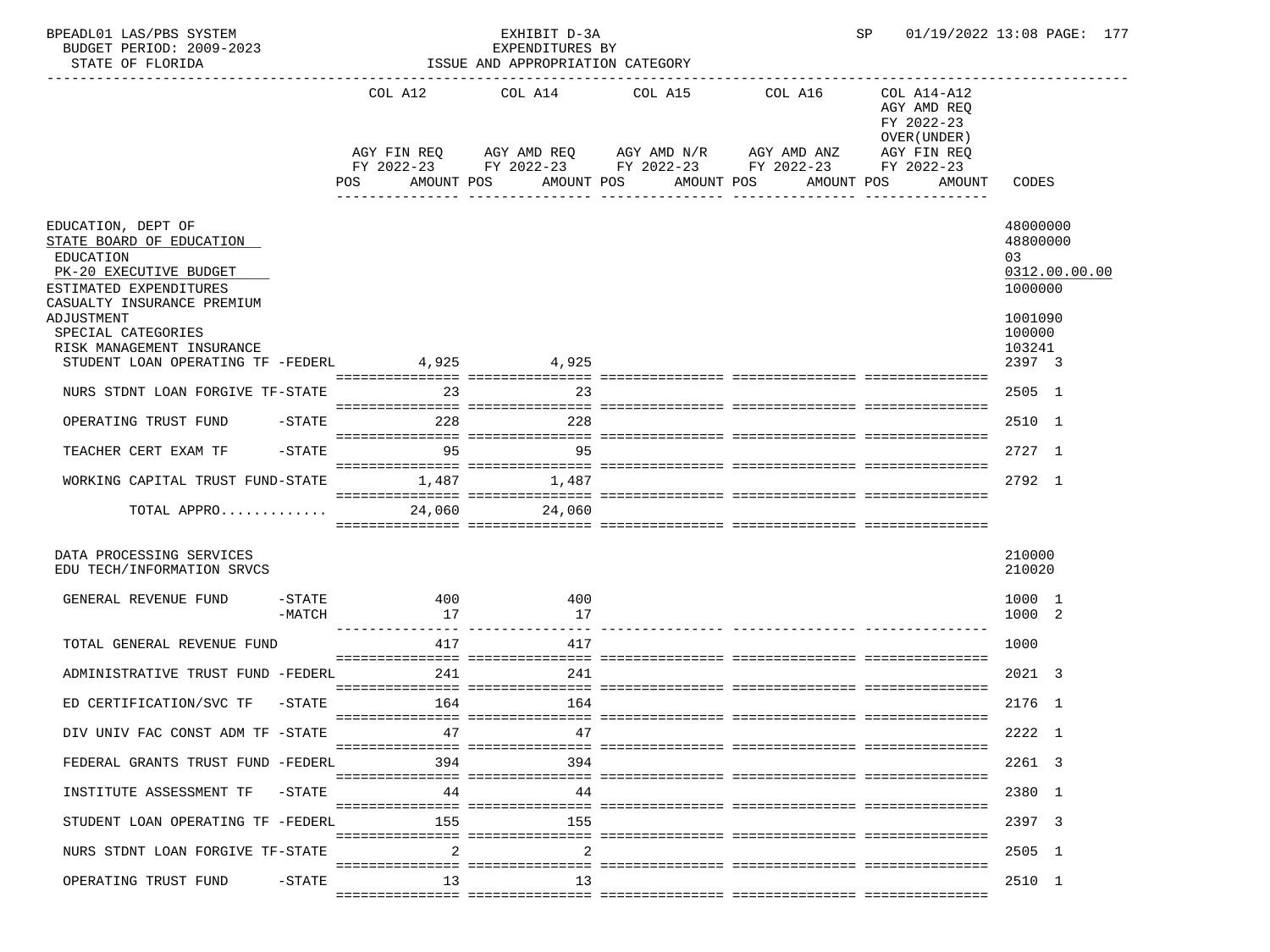BPEADL01 LAS/PBS SYSTEM — EXHIBIT D-3A — EXPENDITURES BY ISSUE AND APPROPRIATION CATEGORY

BUDGET PERIOD: 2009-2023

STATE OF FLORIDA

SP 01/19/2022 13:08

| | COL A12 AGY FIN REQ FY 2022-23 POS AMOUNT | COL A14 AGY AMD REQ FY 2022-23 POS AMOUNT | COL A15 AGY AMD N/R FY 2022-23 POS AMOUNT | COL A16 AGY AMD ANZ FY 2022-23 POS AMOUNT | COL A14-A12 AGY AMD REQ FY 2022-23 OVER(UNDER) AGY FIN REQ FY 2022-23 POS AMOUNT | CODES |
|---|---|---|---|---|---|---|
| EDUCATION, DEPT OF | | | | | | 48000000 |
| STATE BOARD OF EDUCATION | | | | | | 48800000 |
| EDUCATION | | | | | | 03 |
| PK-20 EXECUTIVE BUDGET | | | | | | 0312.00.00.00 |
| ESTIMATED EXPENDITURES | | | | | | 1000000 |
| CASUALTY INSURANCE PREMIUM ADJUSTMENT | | | | | | 1001090 |
| SPECIAL CATEGORIES | | | | | | 100000 |
| RISK MANAGEMENT INSURANCE | | | | | | 103241 |
| STUDENT LOAN OPERATING TF -FEDERL | 4,925 | 4,925 | | | | 2397 3 |
| NURS STDNT LOAN FORGIVE TF-STATE | 23 | 23 | | | | 2505 1 |
| OPERATING TRUST FUND -STATE | 228 | 228 | | | | 2510 1 |
| TEACHER CERT EXAM TF -STATE | 95 | 95 | | | | 2727 1 |
| WORKING CAPITAL TRUST FUND-STATE | 1,487 | 1,487 | | | | 2792 1 |
| TOTAL APPRO............ | 24,060 | 24,060 | | | | |
| DATA PROCESSING SERVICES | | | | | | 210000 |
| EDU TECH/INFORMATION SRVCS | | | | | | 210020 |
| GENERAL REVENUE FUND -STATE | 400 | 400 | | | | 1000 1 |
| -MATCH | 17 | 17 | | | | 1000 2 |
| TOTAL GENERAL REVENUE FUND | 417 | 417 | | | | 1000 |
| ADMINISTRATIVE TRUST FUND -FEDERL | 241 | 241 | | | | 2021 3 |
| ED CERTIFICATION/SVC TF -STATE | 164 | 164 | | | | 2176 1 |
| DIV UNIV FAC CONST ADM TF -STATE | 47 | 47 | | | | 2222 1 |
| FEDERAL GRANTS TRUST FUND -FEDERL | 394 | 394 | | | | 2261 3 |
| INSTITUTE ASSESSMENT TF -STATE | 44 | 44 | | | | 2380 1 |
| STUDENT LOAN OPERATING TF -FEDERL | 155 | 155 | | | | 2397 3 |
| NURS STDNT LOAN FORGIVE TF-STATE | 2 | 2 | | | | 2505 1 |
| OPERATING TRUST FUND -STATE | 13 | 13 | | | | 2510 1 |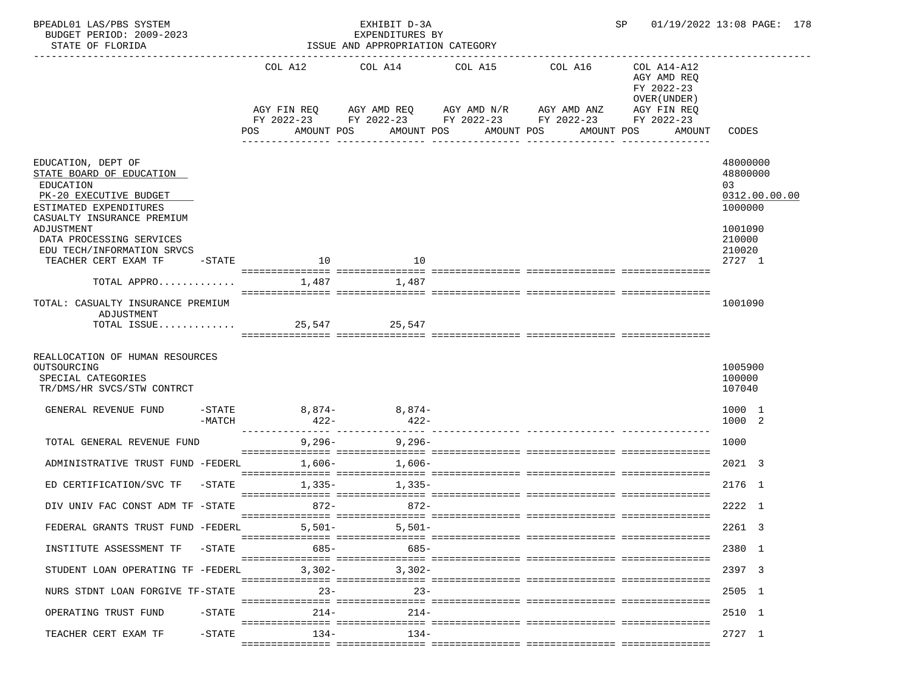BPEADL01 LAS/PBS SYSTEM — EXHIBIT D-3A — EXPENDITURES BY ISSUE AND APPROPRIATION CATEGORY — BUDGET PERIOD: 2009-2023 — STATE OF FLORIDA — SP 01/19/2022 13:08 PAGE: 178

| | COL A12 AGY FIN REQ FY 2022-23 POS AMOUNT | COL A14 AGY AMD REQ FY 2022-23 POS AMOUNT | COL A15 AGY AMD N/R FY 2022-23 POS AMOUNT | COL A16 AGY AMD ANZ FY 2022-23 POS AMOUNT | COL A14-A12 AGY AMD REQ FY 2022-23 OVER(UNDER) AGY FIN REQ FY 2022-23 POS AMOUNT | CODES |
|---|---|---|---|---|---|---|
| EDUCATION, DEPT OF | | | | | | 48000000 |
| STATE BOARD OF EDUCATION | | | | | | 48800000 |
| EDUCATION | | | | | | 03 |
| PK-20 EXECUTIVE BUDGET | | | | | | 0312.00.00.00 |
| ESTIMATED EXPENDITURES | | | | | | 1000000 |
| CASUALTY INSURANCE PREMIUM ADJUSTMENT | | | | | | 1001090 |
| DATA PROCESSING SERVICES | | | | | | 210000 |
| EDU TECH/INFORMATION SRVCS | | | | | | 210020 |
| TEACHER CERT EXAM TF -STATE | 10 | 10 | | | | 2727 1 |
| TOTAL APPRO............ | 1,487 | 1,487 | | | | |
| TOTAL: CASUALTY INSURANCE PREMIUM ADJUSTMENT | | | | | | 1001090 |
| TOTAL ISSUE............ | 25,547 | 25,547 | | | | |
| REALLOCATION OF HUMAN RESOURCES OUTSOURCING | | | | | | 1005900 |
| SPECIAL CATEGORIES | | | | | | 100000 |
| TR/DMS/HR SVCS/STW CONTRCT | | | | | | 107040 |
| GENERAL REVENUE FUND -STATE | 8,874- | 8,874- | | | | 1000 1 |
| -MATCH | 422- | 422- | | | | 1000 2 |
| TOTAL GENERAL REVENUE FUND | 9,296- | 9,296- | | | | 1000 |
| ADMINISTRATIVE TRUST FUND -FEDERL | 1,606- | 1,606- | | | | 2021 3 |
| ED CERTIFICATION/SVC TF -STATE | 1,335- | 1,335- | | | | 2176 1 |
| DIV UNIV FAC CONST ADM TF -STATE | 872- | 872- | | | | 2222 1 |
| FEDERAL GRANTS TRUST FUND -FEDERL | 5,501- | 5,501- | | | | 2261 3 |
| INSTITUTE ASSESSMENT TF -STATE | 685- | 685- | | | | 2380 1 |
| STUDENT LOAN OPERATING TF -FEDERL | 3,302- | 3,302- | | | | 2397 3 |
| NURS STDNT LOAN FORGIVE TF-STATE | 23- | 23- | | | | 2505 1 |
| OPERATING TRUST FUND -STATE | 214- | 214- | | | | 2510 1 |
| TEACHER CERT EXAM TF -STATE | 134- | 134- | | | | 2727 1 |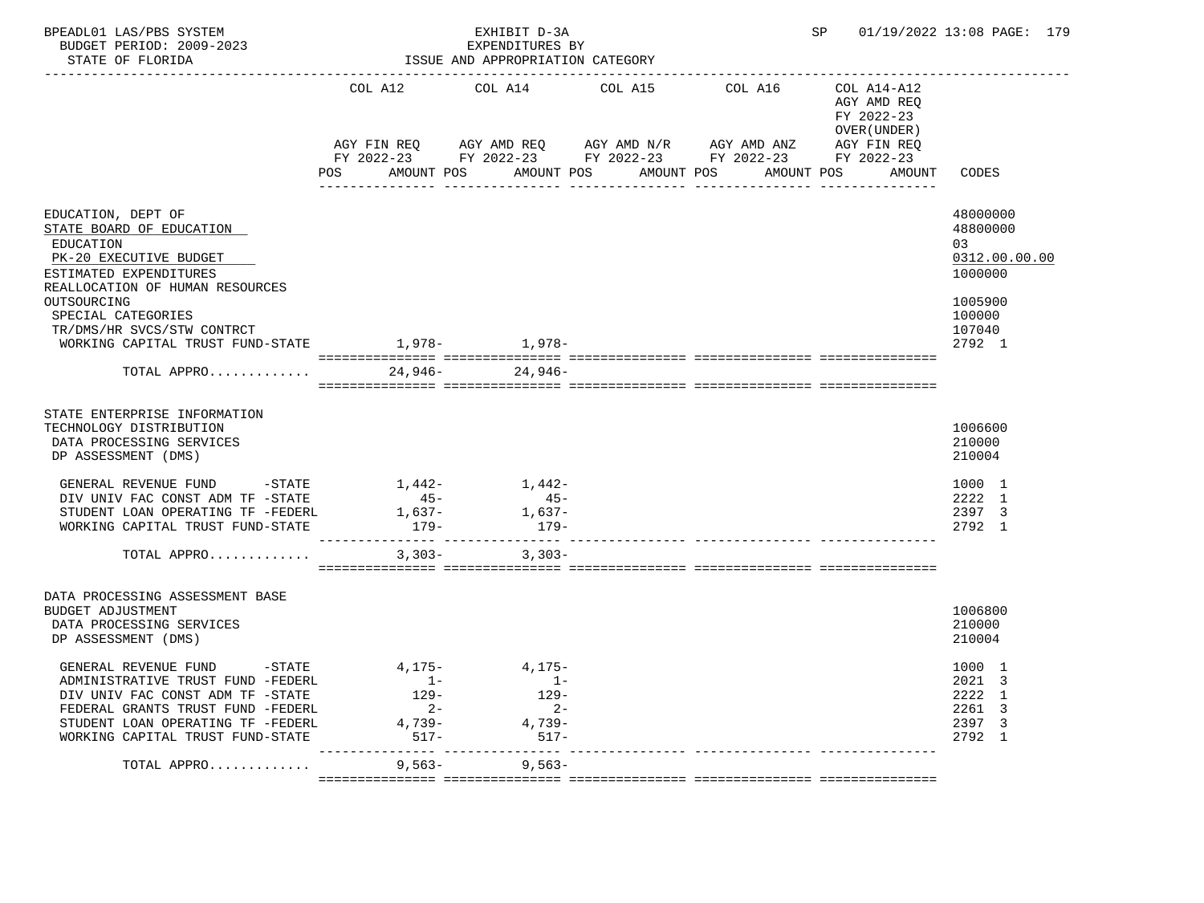BPEADL01 LAS/PBS SYSTEM — EXHIBIT D-3A — SP 01/19/2022 13:08 PAGE: 179
BUDGET PERIOD: 2009-2023 — EXPENDITURES BY
STATE OF FLORIDA — ISSUE AND APPROPRIATION CATEGORY

| | COL A12 AGY FIN REQ FY 2022-23 POS AMOUNT | COL A14 AGY AMD REQ FY 2022-23 POS AMOUNT | COL A15 AGY AMD N/R FY 2022-23 POS AMOUNT | COL A16 AGY AMD ANZ FY 2022-23 POS AMOUNT | COL A14-A12 AGY AMD REQ FY 2022-23 OVER(UNDER) AGY FIN REQ FY 2022-23 POS AMOUNT | CODES |
|---|---|---|---|---|---|---|
| EDUCATION, DEPT OF | | | | | | 48000000 |
| STATE BOARD OF EDUCATION | | | | | | 48800000 |
| EDUCATION | | | | | | 03 |
| PK-20 EXECUTIVE BUDGET | | | | | | 0312.00.00.00 |
| ESTIMATED EXPENDITURES | | | | | | 1000000 |
| REALLOCATION OF HUMAN RESOURCES OUTSOURCING | | | | | | 1005900 |
| SPECIAL CATEGORIES | | | | | | 100000 |
| TR/DMS/HR SVCS/STW CONTRCT | | | | | | 107040 |
| WORKING CAPITAL TRUST FUND-STATE | 1,978- | 1,978- | | | | 2792 1 |
| TOTAL APPRO............ | 24,946- | 24,946- | | | | |
| STATE ENTERPRISE INFORMATION TECHNOLOGY DISTRIBUTION | | | | | | 1006600 |
| DATA PROCESSING SERVICES | | | | | | 210000 |
| DP ASSESSMENT (DMS) | | | | | | 210004 |
| GENERAL REVENUE FUND -STATE | 1,442- | 1,442- | | | | 1000 1 |
| DIV UNIV FAC CONST ADM TF -STATE | 45- | 45- | | | | 2222 1 |
| STUDENT LOAN OPERATING TF -FEDERL | 1,637- | 1,637- | | | | 2397 3 |
| WORKING CAPITAL TRUST FUND-STATE | 179- | 179- | | | | 2792 1 |
| TOTAL APPRO............ | 3,303- | 3,303- | | | | |
| DATA PROCESSING ASSESSMENT BASE BUDGET ADJUSTMENT | | | | | | 1006800 |
| DATA PROCESSING SERVICES | | | | | | 210000 |
| DP ASSESSMENT (DMS) | | | | | | 210004 |
| GENERAL REVENUE FUND -STATE | 4,175- | 4,175- | | | | 1000 1 |
| ADMINISTRATIVE TRUST FUND -FEDERL | 1- | 1- | | | | 2021 3 |
| DIV UNIV FAC CONST ADM TF -STATE | 129- | 129- | | | | 2222 1 |
| FEDERAL GRANTS TRUST FUND -FEDERL | 2- | 2- | | | | 2261 3 |
| STUDENT LOAN OPERATING TF -FEDERL | 4,739- | 4,739- | | | | 2397 3 |
| WORKING CAPITAL TRUST FUND-STATE | 517- | 517- | | | | 2792 1 |
| TOTAL APPRO............ | 9,563- | 9,563- | | | | |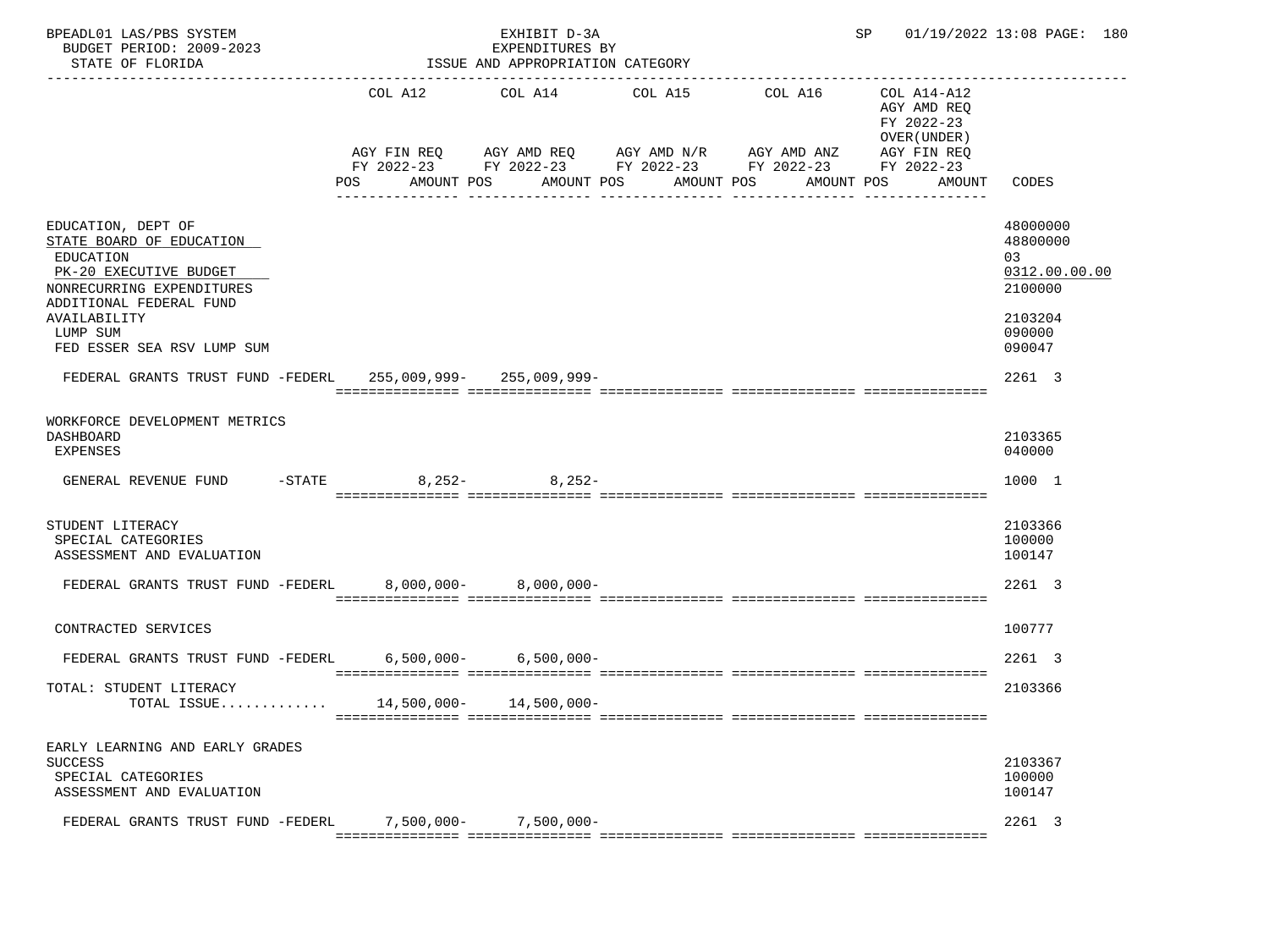BPEADL01 LAS/PBS SYSTEM EXHIBIT D-3A SP 01/19/2022 13:08 PAGE: 180
BUDGET PERIOD: 2009-2023 EXPENDITURES BY
STATE OF FLORIDA ISSUE AND APPROPRIATION CATEGORY

| | COL A12 AGY FIN REQ FY 2022-23 POS AMOUNT | COL A14 AGY AMD REQ FY 2022-23 POS AMOUNT | COL A15 AGY AMD N/R FY 2022-23 POS AMOUNT | COL A16 AGY AMD ANZ FY 2022-23 POS AMOUNT | COL A14-A12 AGY AMD REQ FY 2022-23 OVER(UNDER) AGY FIN REQ FY 2022-23 POS AMOUNT | CODES |
|---|---|---|---|---|---|---|
| EDUCATION, DEPT OF | | | | | | 48000000 |
| STATE BOARD OF EDUCATION | | | | | | 48800000 |
| EDUCATION | | | | | | 03 |
| PK-20 EXECUTIVE BUDGET | | | | | | 0312.00.00.00 |
| NONRECURRING EXPENDITURES | | | | | | 2100000 |
| ADDITIONAL FEDERAL FUND AVAILABILITY | | | | | | 2103204 |
| LUMP SUM | | | | | | 090000 |
| FED ESSER SEA RSV LUMP SUM | | | | | | 090047 |
| FEDERAL GRANTS TRUST FUND -FEDERL | 255,009,999- | 255,009,999- | | | | 2261 3 |
| WORKFORCE DEVELOPMENT METRICS DASHBOARD | | | | | | 2103365 |
| EXPENSES | | | | | | 040000 |
| GENERAL REVENUE FUND -STATE | 8,252- | 8,252- | | | | 1000 1 |
| STUDENT LITERACY | | | | | | 2103366 |
| SPECIAL CATEGORIES | | | | | | 100000 |
| ASSESSMENT AND EVALUATION | | | | | | 100147 |
| FEDERAL GRANTS TRUST FUND -FEDERL | 8,000,000- | 8,000,000- | | | | 2261 3 |
| CONTRACTED SERVICES | | | | | | 100777 |
| FEDERAL GRANTS TRUST FUND -FEDERL | 6,500,000- | 6,500,000- | | | | 2261 3 |
| TOTAL: STUDENT LITERACY | | | | | | 2103366 |
| TOTAL ISSUE............. | 14,500,000- | 14,500,000- | | | | |
| EARLY LEARNING AND EARLY GRADES SUCCESS | | | | | | 2103367 |
| SPECIAL CATEGORIES | | | | | | 100000 |
| ASSESSMENT AND EVALUATION | | | | | | 100147 |
| FEDERAL GRANTS TRUST FUND -FEDERL | 7,500,000- | 7,500,000- | | | | 2261 3 |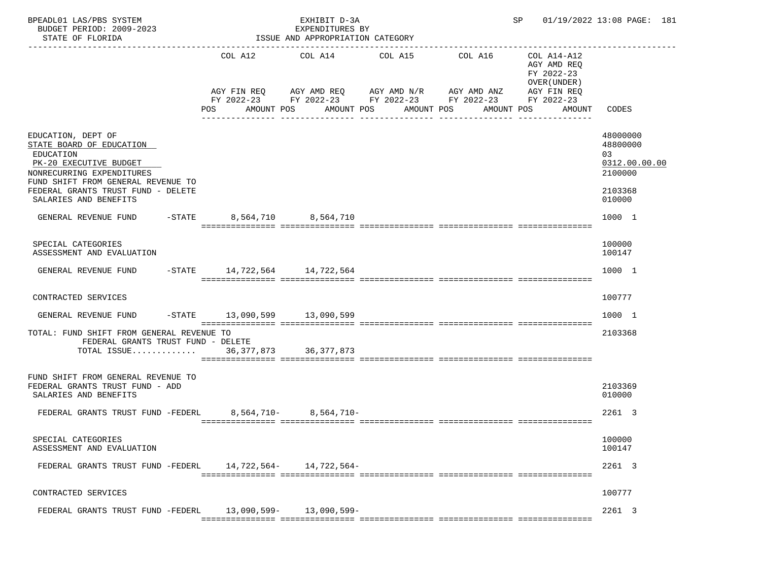BPEADL01 LAS/PBS SYSTEM | EXHIBIT D-3A | SP 01/19/2022 13:08
BUDGET PERIOD: 2009-2023 | EXPENDITURES BY
STATE OF FLORIDA | ISSUE AND APPROPRIATION CATEGORY

| | COL A12 AGY FIN REQ FY 2022-23 POS AMOUNT | COL A14 AGY AMD REQ FY 2022-23 POS AMOUNT | COL A15 AGY AMD N/R FY 2022-23 POS AMOUNT | COL A16 AGY AMD ANZ FY 2022-23 POS AMOUNT | COL A14-A12 AGY AMD REQ FY 2022-23 OVER(UNDER) AGY FIN REQ FY 2022-23 POS AMOUNT | CODES |
|---|---|---|---|---|---|---|
| EDUCATION, DEPT OF | | | | | | 48000000 |
| STATE BOARD OF EDUCATION | | | | | | 48800000 |
| EDUCATION | | | | | | 03 |
| PK-20 EXECUTIVE BUDGET | | | | | | 0312.00.00.00 |
| NONRECURRING EXPENDITURES | | | | | | 2100000 |
| FUND SHIFT FROM GENERAL REVENUE TO FEDERAL GRANTS TRUST FUND - DELETE | | | | | | 2103368 |
| SALARIES AND BENEFITS | | | | | | 010000 |
| GENERAL REVENUE FUND -STATE | 8,564,710 | 8,564,710 | | | | 1000 1 |
| SPECIAL CATEGORIES | | | | | | 100000 |
| ASSESSMENT AND EVALUATION | | | | | | 100147 |
| GENERAL REVENUE FUND -STATE | 14,722,564 | 14,722,564 | | | | 1000 1 |
| CONTRACTED SERVICES | | | | | | 100777 |
| GENERAL REVENUE FUND -STATE | 13,090,599 | 13,090,599 | | | | 1000 1 |
| TOTAL: FUND SHIFT FROM GENERAL REVENUE TO FEDERAL GRANTS TRUST FUND - DELETE | | | | | | 2103368 |
| TOTAL ISSUE............ | 36,377,873 | 36,377,873 | | | | |
| FUND SHIFT FROM GENERAL REVENUE TO FEDERAL GRANTS TRUST FUND - ADD | | | | | | 2103369 |
| SALARIES AND BENEFITS | | | | | | 010000 |
| FEDERAL GRANTS TRUST FUND -FEDERL | 8,564,710- | 8,564,710- | | | | 2261 3 |
| SPECIAL CATEGORIES | | | | | | 100000 |
| ASSESSMENT AND EVALUATION | | | | | | 100147 |
| FEDERAL GRANTS TRUST FUND -FEDERL | 14,722,564- | 14,722,564- | | | | 2261 3 |
| CONTRACTED SERVICES | | | | | | 100777 |
| FEDERAL GRANTS TRUST FUND -FEDERL | 13,090,599- | 13,090,599- | | | | 2261 3 |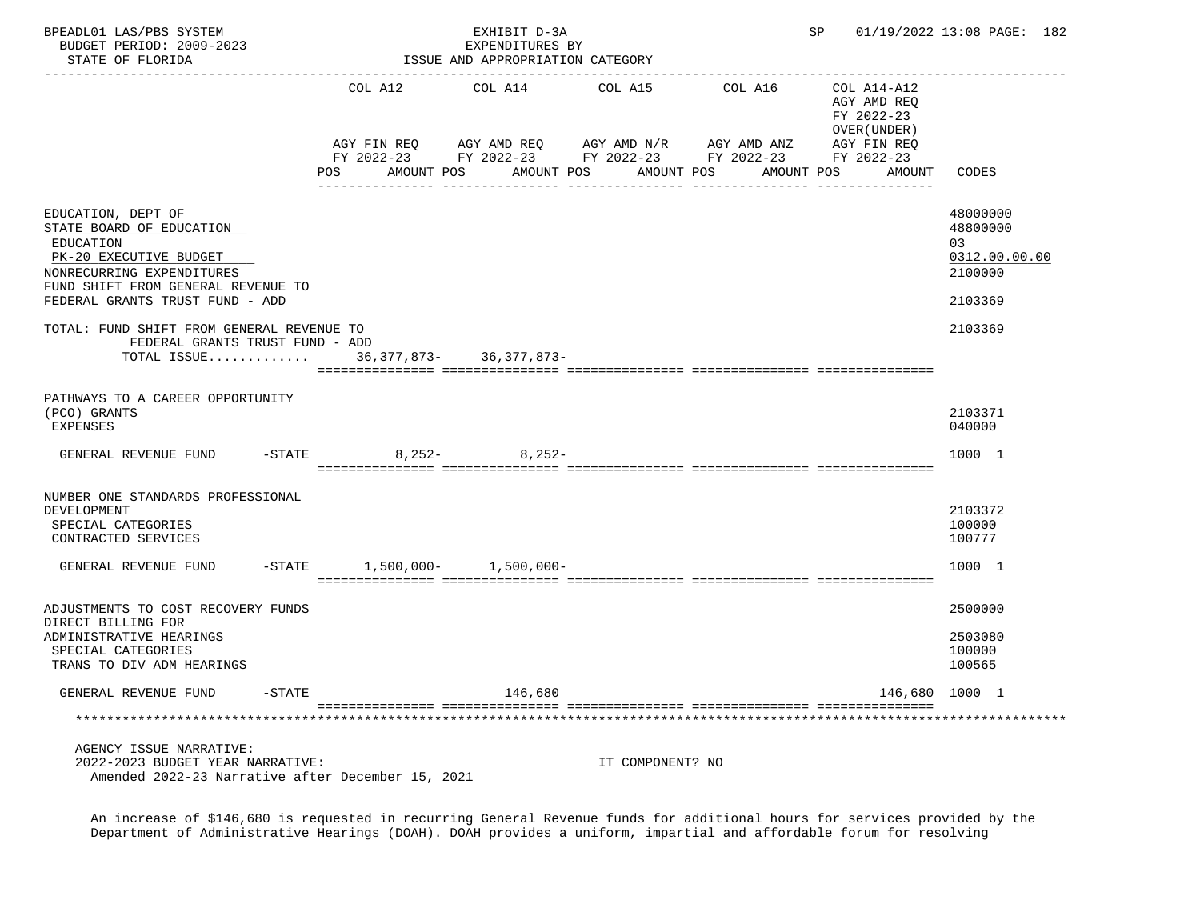BPEADL01 LAS/PBS SYSTEM | EXHIBIT D-3A | SP 01/19/2022 13:08

BUDGET PERIOD: 2009-2023 | EXPENDITURES BY

STATE OF FLORIDA | ISSUE AND APPROPRIATION CATEGORY

| | COL A12 AGY FIN REQ FY 2022-23 POS AMOUNT | COL A14 AGY AMD REQ FY 2022-23 POS AMOUNT | COL A15 AGY AMD N/R FY 2022-23 POS AMOUNT | COL A16 AGY AMD ANZ FY 2022-23 POS AMOUNT | COL A14-A12 AGY AMD REQ FY 2022-23 OVER(UNDER) AGY FIN REQ FY 2022-23 POS AMOUNT | CODES |
|---|---|---|---|---|---|---|
| EDUCATION, DEPT OF | | | | | | 48000000 |
| STATE BOARD OF EDUCATION | | | | | | 48800000 |
| EDUCATION | | | | | | 03 |
| PK-20 EXECUTIVE BUDGET | | | | | | 0312.00.00.00 |
| NONRECURRING EXPENDITURES | | | | | | 2100000 |
| FUND SHIFT FROM GENERAL REVENUE TO FEDERAL GRANTS TRUST FUND - ADD | | | | | | 2103369 |
| TOTAL: FUND SHIFT FROM GENERAL REVENUE TO FEDERAL GRANTS TRUST FUND - ADD | | | | | | 2103369 |
| TOTAL ISSUE............ | 36,377,873- | 36,377,873- | | | | |
| PATHWAYS TO A CAREER OPPORTUNITY (PCO) GRANTS | | | | | | 2103371 |
| EXPENSES | | | | | | 040000 |
| GENERAL REVENUE FUND -STATE | 8,252- | 8,252- | | | | 1000 1 |
| NUMBER ONE STANDARDS PROFESSIONAL DEVELOPMENT | | | | | | 2103372 |
| SPECIAL CATEGORIES | | | | | | 100000 |
| CONTRACTED SERVICES | | | | | | 100777 |
| GENERAL REVENUE FUND -STATE | 1,500,000- | 1,500,000- | | | | 1000 1 |
| ADJUSTMENTS TO COST RECOVERY FUNDS | | | | | | 2500000 |
| DIRECT BILLING FOR ADMINISTRATIVE HEARINGS | | | | | | 2503080 |
| SPECIAL CATEGORIES | | | | | | 100000 |
| TRANS TO DIV ADM HEARINGS | | | | | | 100565 |
| GENERAL REVENUE FUND -STATE | | 146,680 | | | 146,680 | 1000 1 |

AGENCY ISSUE NARRATIVE:

2022-2023 BUDGET YEAR NARRATIVE: IT COMPONENT? NO

Amended 2022-23 Narrative after December 15, 2021

An increase of $146,680 is requested in recurring General Revenue funds for additional hours for services provided by the Department of Administrative Hearings (DOAH). DOAH provides a uniform, impartial and affordable forum for resolving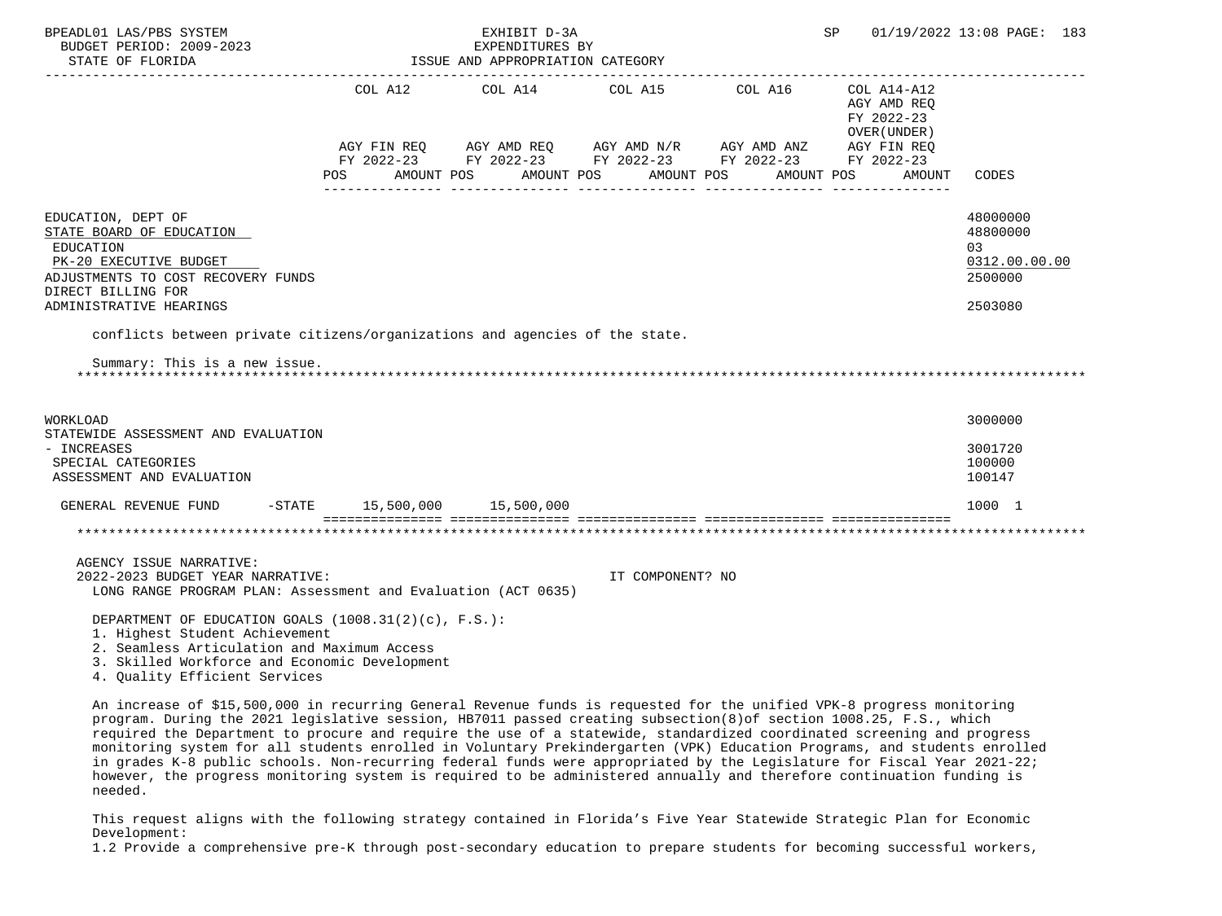| | COL A12 AGY FIN REQ FY 2022-23 POS AMOUNT | COL A14 AGY AMD REQ FY 2022-23 POS AMOUNT | COL A15 AGY AMD N/R FY 2022-23 POS AMOUNT | COL A16 AGY AMD ANZ FY 2022-23 POS AMOUNT | COL A14-A12 AGY AMD REQ FY 2022-23 OVER(UNDER) AGY FIN REQ FY 2022-23 POS AMOUNT | CODES |
|---|---|---|---|---|---|---|
| EDUCATION, DEPT OF | | | | | | 48000000 |
| STATE BOARD OF EDUCATION | | | | | | 48800000 |
| EDUCATION | | | | | | 03 |
| PK-20 EXECUTIVE BUDGET | | | | | | 0312.00.00.00 |
| ADJUSTMENTS TO COST RECOVERY FUNDS | | | | | | 2500000 |
| DIRECT BILLING FOR ADMINISTRATIVE HEARINGS | | | | | | 2503080 |

conflicts between private citizens/organizations and agencies of the state.

Summary: This is a new issue.

| | COL A12 | COL A14 | COL A15 | COL A16 | COL A14-A12 | CODES |
|---|---|---|---|---|---|---|
| WORKLOAD | | | | | | 3000000 |
| STATEWIDE ASSESSMENT AND EVALUATION - INCREASES | | | | | | 3001720 |
| SPECIAL CATEGORIES | | | | | | 100000 |
| ASSESSMENT AND EVALUATION | | | | | | 100147 |
| GENERAL REVENUE FUND -STATE | 15,500,000 | 15,500,000 | | | | 1000 1 |

AGENCY ISSUE NARRATIVE:

2022-2023 BUDGET YEAR NARRATIVE: IT COMPONENT? NO

LONG RANGE PROGRAM PLAN: Assessment and Evaluation (ACT 0635)

DEPARTMENT OF EDUCATION GOALS (1008.31(2)(c), F.S.):

1. Highest Student Achievement
2. Seamless Articulation and Maximum Access
3. Skilled Workforce and Economic Development
4. Quality Efficient Services

An increase of $15,500,000 in recurring General Revenue funds is requested for the unified VPK-8 progress monitoring program. During the 2021 legislative session, HB7011 passed creating subsection(8)of section 1008.25, F.S., which required the Department to procure and require the use of a statewide, standardized coordinated screening and progress monitoring system for all students enrolled in Voluntary Prekindergarten (VPK) Education Programs, and students enrolled in grades K-8 public schools. Non-recurring federal funds were appropriated by the Legislature for Fiscal Year 2021-22; however, the progress monitoring system is required to be administered annually and therefore continuation funding is needed.

This request aligns with the following strategy contained in Florida's Five Year Statewide Strategic Plan for Economic Development:

1.2 Provide a comprehensive pre-K through post-secondary education to prepare students for becoming successful workers,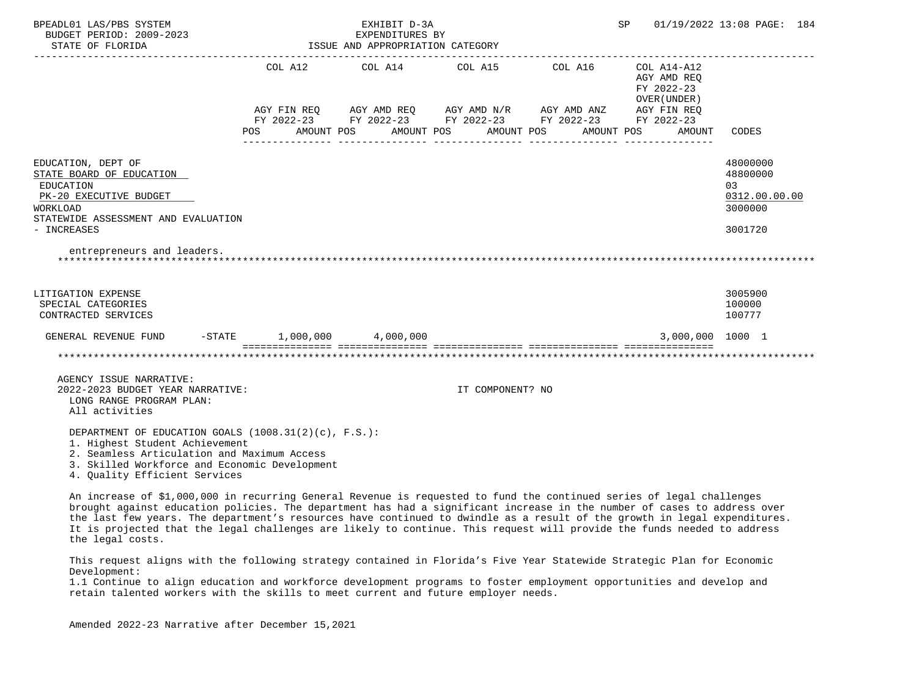| | COL A12 | COL A14 | COL A15 | COL A16 | COL A14-A12 AGY AMD REQ FY 2022-23 OVER(UNDER) | |
|---|---|---|---|---|---|---|
| | AGY FIN REQ FY 2022-23 | AGY AMD REQ FY 2022-23 | AGY AMD N/R FY 2022-23 | AGY AMD ANZ FY 2022-23 | AGY FIN REQ FY 2022-23 | |
| | POS AMOUNT | POS AMOUNT | POS AMOUNT | POS AMOUNT | POS AMOUNT | CODES |
| EDUCATION, DEPT OF | | | | | | 48000000 |
| STATE BOARD OF EDUCATION | | | | | | 48800000 |
| EDUCATION | | | | | | 03 |
| PK-20 EXECUTIVE BUDGET | | | | | | 0312.00.00.00 |
| WORKLOAD | | | | | | 3000000 |
| STATEWIDE ASSESSMENT AND EVALUATION - INCREASES | | | | | | 3001720 |

entrepreneurs and leaders.

| | COL A12 | COL A14 | COL A15 | COL A16 | COL A14-A12 | CODES |
|---|---|---|---|---|---|---|
| LITIGATION EXPENSE | | | | | | 3005900 |
| SPECIAL CATEGORIES | | | | | | 100000 |
| CONTRACTED SERVICES | | | | | | 100777 |
| GENERAL REVENUE FUND -STATE | 1,000,000 | 4,000,000 | | | 3,000,000 | 1000 1 |

AGENCY ISSUE NARRATIVE:
2022-2023 BUDGET YEAR NARRATIVE: IT COMPONENT? NO
LONG RANGE PROGRAM PLAN:
All activities

DEPARTMENT OF EDUCATION GOALS (1008.31(2)(c), F.S.):
1. Highest Student Achievement
2. Seamless Articulation and Maximum Access
3. Skilled Workforce and Economic Development
4. Quality Efficient Services

An increase of $1,000,000 in recurring General Revenue is requested to fund the continued series of legal challenges brought against education policies. The department has had a significant increase in the number of cases to address over the last few years. The department's resources have continued to dwindle as a result of the growth in legal expenditures. It is projected that the legal challenges are likely to continue. This request will provide the funds needed to address the legal costs.

This request aligns with the following strategy contained in Florida's Five Year Statewide Strategic Plan for Economic Development:
1.1 Continue to align education and workforce development programs to foster employment opportunities and develop and retain talented workers with the skills to meet current and future employer needs.

Amended 2022-23 Narrative after December 15,2021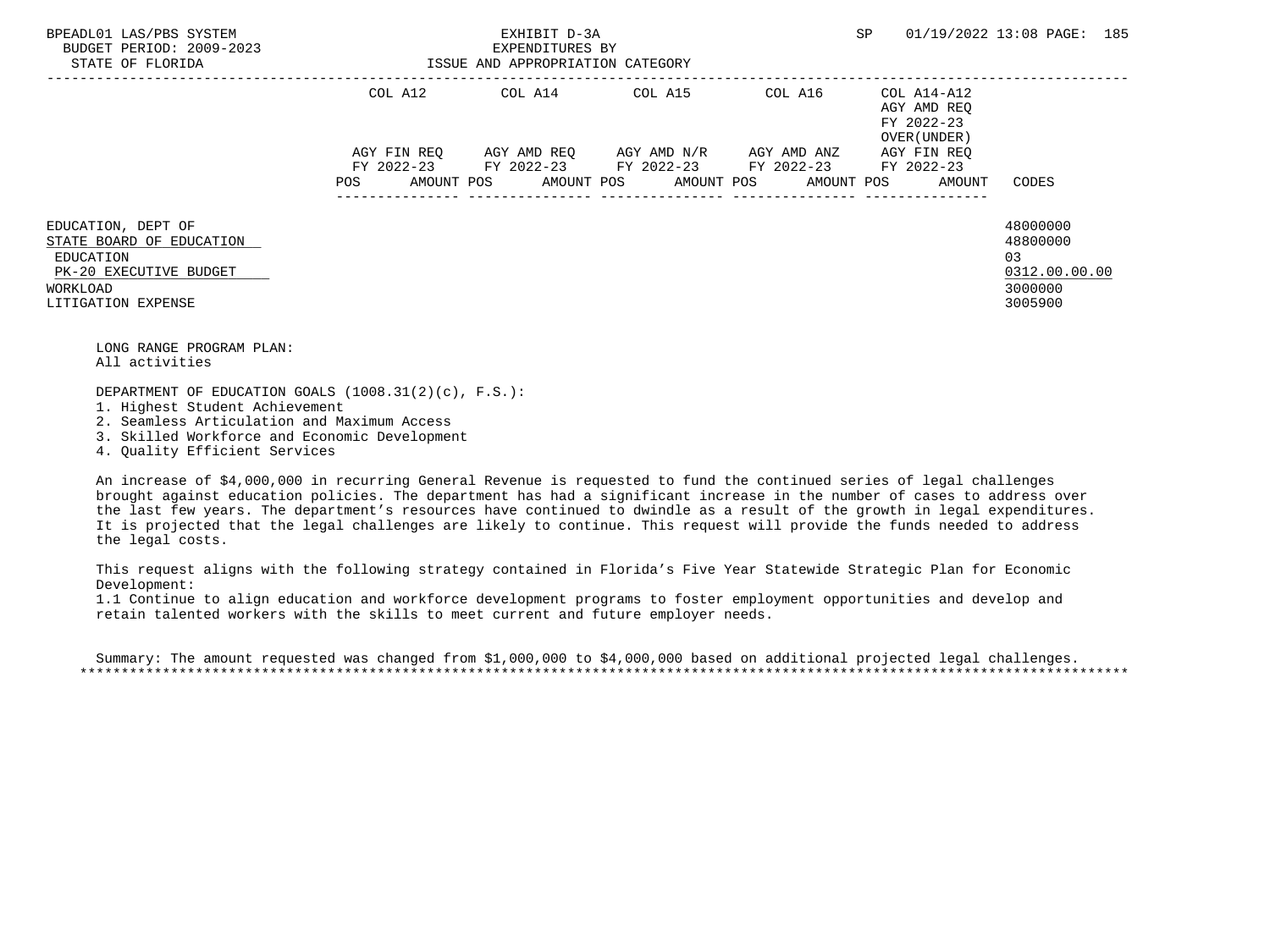| | COL A12 | | COL A14 | | COL A15 | | COL A16 | | COL A14-A12 AGY AMD REQ FY 2022-23 OVER(UNDER) | |
|---|---|---|---|---|---|---|---|---|---|---|
| | AGY FIN REQ FY 2022-23 | | AGY AMD REQ FY 2022-23 | | AGY AMD N/R FY 2022-23 | | AGY AMD ANZ FY 2022-23 | | AGY FIN REQ FY 2022-23 | |
| | POS | AMOUNT | POS | AMOUNT | POS | AMOUNT | POS | AMOUNT | POS | AMOUNT | CODES |
| EDUCATION, DEPT OF | | | | | | | | | | | 48000000 |
| STATE BOARD OF EDUCATION | | | | | | | | | | | 48800000 |
| EDUCATION | | | | | | | | | | | 03 |
| PK-20 EXECUTIVE BUDGET | | | | | | | | | | | 0312.00.00.00 |
| WORKLOAD | | | | | | | | | | | 3000000 |
| LITIGATION EXPENSE | | | | | | | | | | | 3005900 |

LONG RANGE PROGRAM PLAN:
All activities

DEPARTMENT OF EDUCATION GOALS (1008.31(2)(c), F.S.):
1. Highest Student Achievement
2. Seamless Articulation and Maximum Access
3. Skilled Workforce and Economic Development
4. Quality Efficient Services

An increase of $4,000,000 in recurring General Revenue is requested to fund the continued series of legal challenges brought against education policies. The department has had a significant increase in the number of cases to address over the last few years. The department's resources have continued to dwindle as a result of the growth in legal expenditures. It is projected that the legal challenges are likely to continue. This request will provide the funds needed to address the legal costs.

This request aligns with the following strategy contained in Florida's Five Year Statewide Strategic Plan for Economic Development:
1.1 Continue to align education and workforce development programs to foster employment opportunities and develop and retain talented workers with the skills to meet current and future employer needs.

Summary: The amount requested was changed from $1,000,000 to $4,000,000 based on additional projected legal challenges.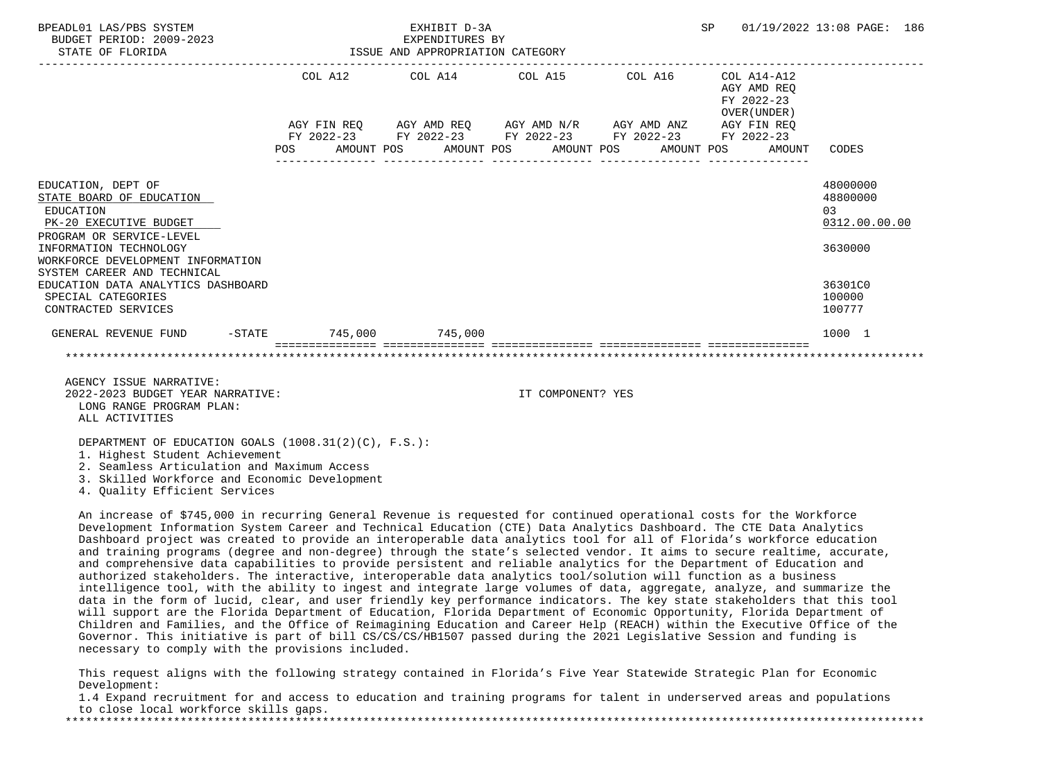BPEADL01 LAS/PBS SYSTEM EXHIBIT D-3A SP 01/19/2022 13:08 PAGE: 186
BUDGET PERIOD: 2009-2023 EXPENDITURES BY
STATE OF FLORIDA ISSUE AND APPROPRIATION CATEGORY

| | COL A12 AGY FIN REQ FY 2022-23 POS AMOUNT | COL A14 AGY AMD REQ FY 2022-23 POS AMOUNT | COL A15 AGY AMD N/R FY 2022-23 POS AMOUNT | COL A16 AGY AMD ANZ FY 2022-23 POS AMOUNT | COL A14-A12 AGY AMD REQ FY 2022-23 OVER(UNDER) AGY FIN REQ FY 2022-23 POS AMOUNT | CODES |
|---|---|---|---|---|---|---|
| EDUCATION, DEPT OF | | | | | | 48000000 |
| STATE BOARD OF EDUCATION | | | | | | 48800000 |
| EDUCATION | | | | | | 03 |
| PK-20 EXECUTIVE BUDGET | | | | | | 0312.00.00.00 |
| PROGRAM OR SERVICE-LEVEL INFORMATION TECHNOLOGY | | | | | | 3630000 |
| WORKFORCE DEVELOPMENT INFORMATION SYSTEM CAREER AND TECHNICAL EDUCATION DATA ANALYTICS DASHBOARD | | | | | | 36301C0 |
| SPECIAL CATEGORIES | | | | | | 100000 |
| CONTRACTED SERVICES | | | | | | 100777 |
| GENERAL REVENUE FUND -STATE | 745,000 | 745,000 | | | | 1000 1 |

AGENCY ISSUE NARRATIVE:
2022-2023 BUDGET YEAR NARRATIVE: IT COMPONENT? YES
LONG RANGE PROGRAM PLAN:
ALL ACTIVITIES

DEPARTMENT OF EDUCATION GOALS (1008.31(2)(C), F.S.):
1. Highest Student Achievement
2. Seamless Articulation and Maximum Access
3. Skilled Workforce and Economic Development
4. Quality Efficient Services

An increase of $745,000 in recurring General Revenue is requested for continued operational costs for the Workforce Development Information System Career and Technical Education (CTE) Data Analytics Dashboard. The CTE Data Analytics Dashboard project was created to provide an interoperable data analytics tool for all of Florida's workforce education and training programs (degree and non-degree) through the state's selected vendor. It aims to secure realtime, accurate, and comprehensive data capabilities to provide persistent and reliable analytics for the Department of Education and authorized stakeholders. The interactive, interoperable data analytics tool/solution will function as a business intelligence tool, with the ability to ingest and integrate large volumes of data, aggregate, analyze, and summarize the data in the form of lucid, clear, and user friendly key performance indicators. The key state stakeholders that this tool will support are the Florida Department of Education, Florida Department of Economic Opportunity, Florida Department of Children and Families, and the Office of Reimagining Education and Career Help (REACH) within the Executive Office of the Governor. This initiative is part of bill CS/CS/CS/HB1507 passed during the 2021 Legislative Session and funding is necessary to comply with the provisions included.

This request aligns with the following strategy contained in Florida's Five Year Statewide Strategic Plan for Economic Development:
1.4 Expand recruitment for and access to education and training programs for talent in underserved areas and populations to close local workforce skills gaps.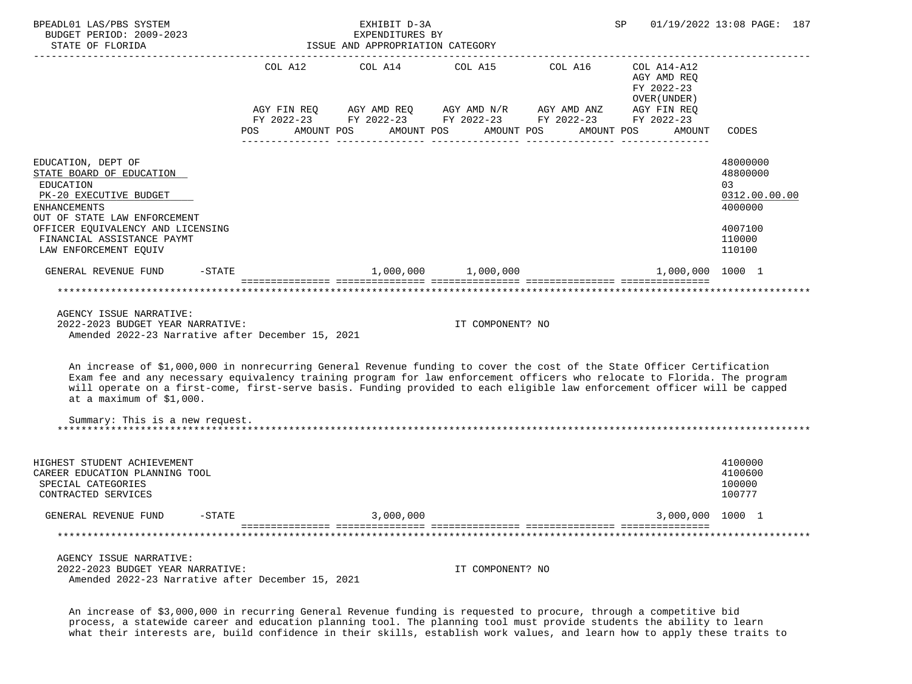BPEADL01 LAS/PBS SYSTEM — EXHIBIT D-3A — SP 01/19/2022 13:08

BUDGET PERIOD: 2009-2023 — EXPENDITURES BY

STATE OF FLORIDA — ISSUE AND APPROPRIATION CATEGORY

| | COL A12 AGY FIN REQ FY 2022-23 POS AMOUNT | COL A14 AGY AMD REQ FY 2022-23 POS AMOUNT | COL A15 AGY AMD N/R FY 2022-23 POS AMOUNT | COL A16 AGY AMD ANZ FY 2022-23 POS AMOUNT | COL A14-A12 AGY AMD REQ FY 2022-23 OVER(UNDER) AGY FIN REQ FY 2022-23 AMOUNT | CODES |
|---|---|---|---|---|---|---|
| EDUCATION, DEPT OF | | | | | | 48000000 |
| STATE BOARD OF EDUCATION | | | | | | 48800000 |
| EDUCATION | | | | | | 03 |
| PK-20 EXECUTIVE BUDGET | | | | | | 0312.00.00.00 |
| ENHANCEMENTS | | | | | | 4000000 |
| OUT OF STATE LAW ENFORCEMENT OFFICER EQUIVALENCY AND LICENSING | | | | | | 4007100 |
| FINANCIAL ASSISTANCE PAYMT | | | | | | 110000 |
| LAW ENFORCEMENT EQUIV | | | | | | 110100 |
| GENERAL REVENUE FUND -STATE | | 1,000,000 | 1,000,000 | | 1,000,000 | 1000 1 |

AGENCY ISSUE NARRATIVE:
2022-2023 BUDGET YEAR NARRATIVE: IT COMPONENT? NO
Amended 2022-23 Narrative after December 15, 2021

An increase of $1,000,000 in nonrecurring General Revenue funding to cover the cost of the State Officer Certification Exam fee and any necessary equivalency training program for law enforcement officers who relocate to Florida. The program will operate on a first-come, first-serve basis. Funding provided to each eligible law enforcement officer will be capped at a maximum of $1,000.

Summary: This is a new request.

| | COL A12 | COL A14 | COL A15 | COL A16 | COL A14-A12 | CODES |
|---|---|---|---|---|---|---|
| HIGHEST STUDENT ACHIEVEMENT | | | | | | 4100000 |
| CAREER EDUCATION PLANNING TOOL | | | | | | 4100600 |
| SPECIAL CATEGORIES | | | | | | 100000 |
| CONTRACTED SERVICES | | | | | | 100777 |
| GENERAL REVENUE FUND -STATE | | 3,000,000 | | | 3,000,000 | 1000 1 |

AGENCY ISSUE NARRATIVE:
2022-2023 BUDGET YEAR NARRATIVE: IT COMPONENT? NO
Amended 2022-23 Narrative after December 15, 2021

An increase of $3,000,000 in recurring General Revenue funding is requested to procure, through a competitive bid process, a statewide career and education planning tool. The planning tool must provide students the ability to learn what their interests are, build confidence in their skills, establish work values, and learn how to apply these traits to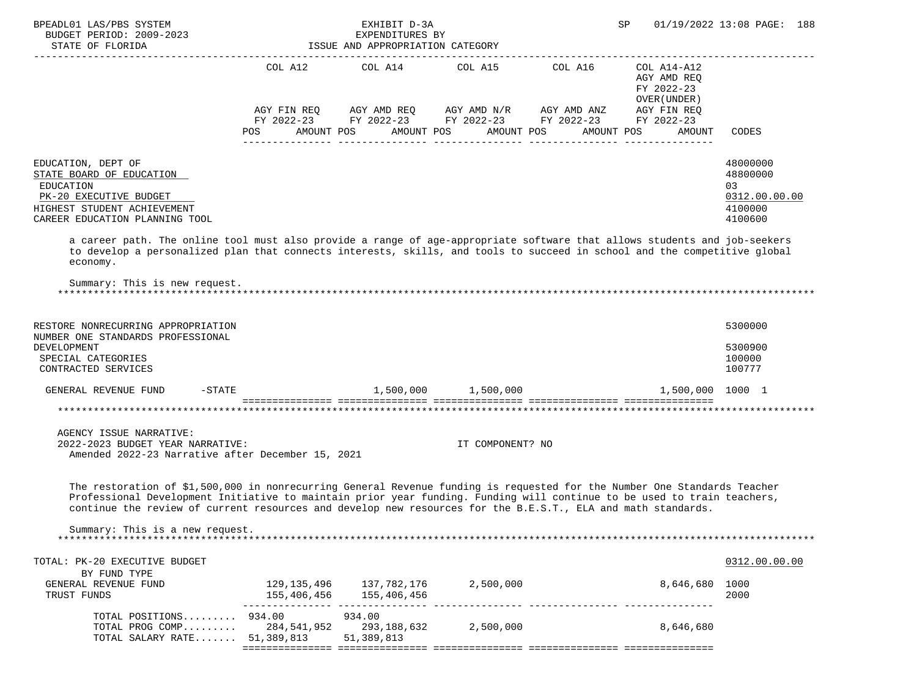| | COL A12 AGY FIN REQ FY 2022-23 POS AMOUNT | COL A14 AGY AMD REQ FY 2022-23 POS AMOUNT | COL A15 AGY AMD N/R FY 2022-23 POS AMOUNT | COL A16 AGY AMD ANZ FY 2022-23 POS AMOUNT | COL A14-A12 AGY AMD REQ FY 2022-23 OVER(UNDER) AGY FIN REQ FY 2022-23 POS AMOUNT | CODES |
|---|---|---|---|---|---|---|
| EDUCATION, DEPT OF | | | | | | 48000000 |
| STATE BOARD OF EDUCATION | | | | | | 48800000 |
| EDUCATION | | | | | | 03 |
| PK-20 EXECUTIVE BUDGET | | | | | | 0312.00.00.00 |
| HIGHEST STUDENT ACHIEVEMENT | | | | | | 4100000 |
| CAREER EDUCATION PLANNING TOOL | | | | | | 4100600 |

a career path. The online tool must also provide a range of age-appropriate software that allows students and job-seekers to develop a personalized plan that connects interests, skills, and tools to succeed in school and the competitive global economy.

Summary: This is new request.

| | COL A12 | COL A14 | COL A15 | COL A16 | COL A14-A12 | CODES |
|---|---|---|---|---|---|---|
| RESTORE NONRECURRING APPROPRIATION | | | | | | 5300000 |
| NUMBER ONE STANDARDS PROFESSIONAL DEVELOPMENT | | | | | | 5300900 |
| SPECIAL CATEGORIES | | | | | | 100000 |
| CONTRACTED SERVICES | | | | | | 100777 |
| GENERAL REVENUE FUND -STATE | | 1,500,000 | 1,500,000 | | 1,500,000 | 1000 1 |

AGENCY ISSUE NARRATIVE:
2022-2023 BUDGET YEAR NARRATIVE: IT COMPONENT? NO
Amended 2022-23 Narrative after December 15, 2021

The restoration of $1,500,000 in nonrecurring General Revenue funding is requested for the Number One Standards Teacher Professional Development Initiative to maintain prior year funding. Funding will continue to be used to train teachers, continue the review of current resources and develop new resources for the B.E.S.T., ELA and math standards.

Summary: This is a new request.

| | COL A12 | COL A14 | COL A15 | COL A16 | COL A14-A12 | CODES |
|---|---|---|---|---|---|---|
| TOTAL: PK-20 EXECUTIVE BUDGET | | | | | | 0312.00.00.00 |
| BY FUND TYPE | | | | | | |
| GENERAL REVENUE FUND | 129,135,496 | 137,782,176 | 2,500,000 | | 8,646,680 | 1000 |
| TRUST FUNDS | 155,406,456 | 155,406,456 | | | | 2000 |
| TOTAL POSITIONS......... | 934.00 | 934.00 | | | | |
| TOTAL PROG COMP......... | 284,541,952 | 293,188,632 | 2,500,000 | | 8,646,680 | |
| TOTAL SALARY RATE....... | 51,389,813 | 51,389,813 | | | | |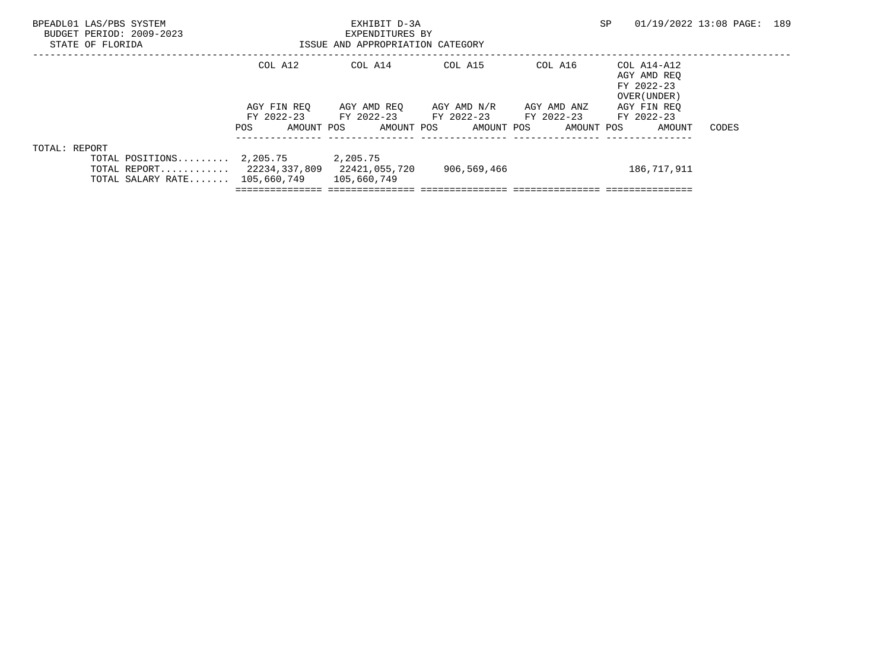BPEADL01 LAS/PBS SYSTEM
BUDGET PERIOD: 2009-2023
STATE OF FLORIDA

EXHIBIT D-3A
EXPENDITURES BY
ISSUE AND APPROPRIATION CATEGORY

SP 01/19/2022 13:08 PAGE: 189

| | COL A12 AGY FIN REQ FY 2022-23 POS AMOUNT | COL A14 AGY AMD REQ FY 2022-23 POS AMOUNT | COL A15 AGY AMD N/R FY 2022-23 POS AMOUNT | COL A16 AGY AMD ANZ FY 2022-23 POS AMOUNT | COL A14-A12 AGY AMD REQ FY 2022-23 OVER(UNDER) AGY FIN REQ FY 2022-23 POS AMOUNT | CODES |
|---|---|---|---|---|---|---|
| TOTAL: REPORT | | | | | | |
| TOTAL POSITIONS......... | 2,205.75 | 2,205.75 | | | | |
| TOTAL REPORT............ | 22234,337,809 | 22421,055,720 | 906,569,466 | | 186,717,911 | |
| TOTAL SALARY RATE....... | 105,660,749 | 105,660,749 | | | | |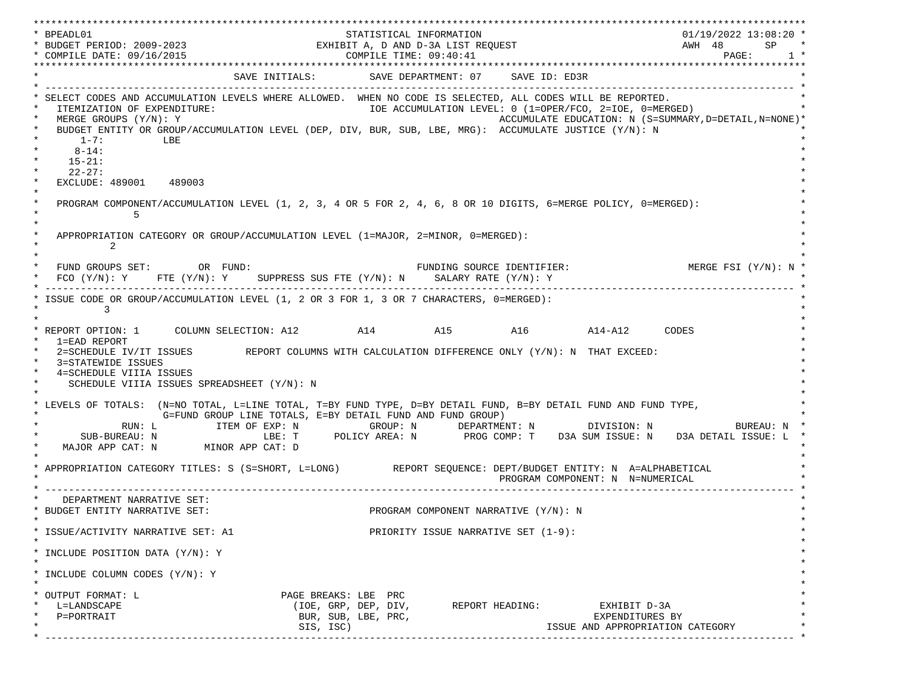```
***********************************************************************************************************************************
* BPEADL01                                        STATISTICAL INFORMATION                                    01/19/2022 13:08:20 *
* BUDGET PERIOD: 2009-2023                    EXHIBIT A, D AND D-3A LIST REQUEST                             AWH  48      SP    *
* COMPILE DATE: 09/16/2015                            COMPILE TIME: 09:40:41                                           PAGE:      1 *
***********************************************************************************************************************************
*                                 SAVE INITIALS:         SAVE DEPARTMENT: 07     SAVE ID: ED3R                                    *
* ------------------------------------------------------------------------------------------------------------------------------- *
* SELECT CODES AND ACCUMULATION LEVELS WHERE ALLOWED.  WHEN NO CODE IS SELECTED, ALL CODES WILL BE REPORTED.                      *
*   ITEMIZATION OF EXPENDITURE:                              IOE ACCUMULATION LEVEL: 0 (1=OPER/FCO, 2=IOE, 0=MERGED)              *
*   MERGE GROUPS (Y/N): Y                                                   ACCUMULATE EDUCATION: N (S=SUMMARY,D=DETAIL,N=NONE)*
*   BUDGET ENTITY OR GROUP/ACCUMULATION LEVEL (DEP, DIV, BUR, SUB, LBE, MRG):  ACCUMULATE JUSTICE (Y/N): N                        *
*       1-7:          LBE                                                                                                         *
*      8-14:                                                                                                                      *
*     15-21:                                                                                                                      *
*     22-27:                                                                                                                      *
*   EXCLUDE: 489001    489003                                                                                                     *
*                                                                                                                                 *
*   PROGRAM COMPONENT/ACCUMULATION LEVEL (1, 2, 3, 4 OR 5 FOR 2, 4, 6, 8 OR 10 DIGITS, 6=MERGE POLICY, 0=MERGED):                 *
*              5                                                                                                                  *
*                                                                                                                                 *
*   APPROPRIATION CATEGORY OR GROUP/ACCUMULATION LEVEL (1=MAJOR, 2=MINOR, 0=MERGED):                                              *
*           2                                                                                                                     *
*                                                                                                                                 *
*   FUND GROUPS SET:        OR  FUND:                            FUNDING SOURCE IDENTIFIER:                   MERGE FSI (Y/N): N *
*   FCO (Y/N): Y     FTE (Y/N): Y     SUPPRESS SUS FTE (Y/N): N     SALARY RATE (Y/N): Y                                          *
* ------------------------------------------------------------------------------------------------------------------------------- *
* ISSUE CODE OR GROUP/ACCUMULATION LEVEL (1, 2 OR 3 FOR 1, 3 OR 7 CHARACTERS, 0=MERGED):                                          *
*         3                                                                                                                       *
*                                                                                                                                 *
* REPORT OPTION: 1      COLUMN SELECTION: A12          A14          A15          A16          A14-A12      CODES                  *
*   1=EAD REPORT                                                                                                                  *
*   2=SCHEDULE IV/IT ISSUES         REPORT COLUMNS WITH CALCULATION DIFFERENCE ONLY (Y/N): N  THAT EXCEED:                        *
*   3=STATEWIDE ISSUES                                                                                                            *
*   4=SCHEDULE VIIIA ISSUES                                                                                                       *
*     SCHEDULE VIIIA ISSUES SPREADSHEET (Y/N): N                                                                                  *
*                                                                                                                                 *
* LEVELS OF TOTALS:  (N=NO TOTAL, L=LINE TOTAL, T=BY FUND TYPE, D=BY DETAIL FUND, B=BY DETAIL FUND AND FUND TYPE,                 *
*                    G=FUND GROUP LINE TOTALS, E=BY DETAIL FUND AND FUND GROUP)                                                   *
*              RUN: L          ITEM OF EXP: N            GROUP: N       DEPARTMENT: N         DIVISION: N              BUREAU: N  *
*       SUB-BUREAU: N                  LBE: T      POLICY AREA: N        PROG COMP: T    D3A SUM ISSUE: N    D3A DETAIL ISSUE: L  *
*    MAJOR APP CAT: N        MINOR APP CAT: D                                                                                     *
*                                                                                                                                 *
* APPROPRIATION CATEGORY TITLES: S (S=SHORT, L=LONG)         REPORT SEQUENCE: DEPT/BUDGET ENTITY: N  A=ALPHABETICAL               *
*                                                                            PROGRAM COMPONENT: N  N=NUMERICAL                    *
* ------------------------------------------------------------------------------------------------------------------------------- *
*    DEPARTMENT NARRATIVE SET:                                                                                                    *
* BUDGET ENTITY NARRATIVE SET:                               PROGRAM COMPONENT NARRATIVE (Y/N): N                                 *
*                                                                                                                                 *
* ISSUE/ACTIVITY NARRATIVE SET: A1                           PRIORITY ISSUE NARRATIVE SET (1-9):                                  *
*                                                                                                                                 *
* INCLUDE POSITION DATA (Y/N): Y                                                                                                  *
*                                                                                                                                 *
* INCLUDE COLUMN CODES (Y/N): Y                                                                                                   *
*                                                                                                                                 *
* OUTPUT FORMAT: L                        PAGE BREAKS: LBE  PRC                                                                   *
*   L=LANDSCAPE                            (IOE, GRP, DEP, DIV,       REPORT HEADING:          EXHIBIT D-3A                       *
*   P=PORTRAIT                              BUR, SUB, LBE, PRC,                               EXPENDITURES BY                     *
*                                           SIS, ISC)                                 ISSUE AND APPROPRIATION CATEGORY            *
* ------------------------------------------------------------------------------------------------------------------------------- *
```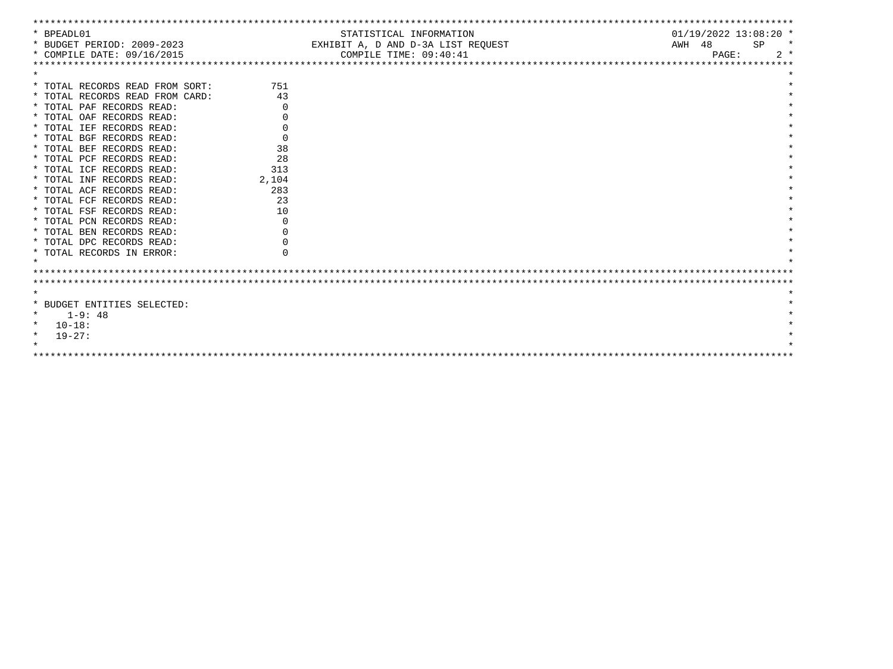BPEADL01 STATISTICAL INFORMATION 01/19/2022 13:08:20
BUDGET PERIOD: 2009-2023 EXHIBIT A, D AND D-3A LIST REQUEST AWH 48 SP
COMPILE DATE: 09/16/2015 COMPILE TIME: 09:40:41 PAGE: 2

| | |
|---|---|
| TOTAL RECORDS READ FROM SORT: | 751 |
| TOTAL RECORDS READ FROM CARD: | 43 |
| TOTAL PAF RECORDS READ: | 0 |
| TOTAL OAF RECORDS READ: | 0 |
| TOTAL IEF RECORDS READ: | 0 |
| TOTAL BGF RECORDS READ: | 0 |
| TOTAL BEF RECORDS READ: | 38 |
| TOTAL PCF RECORDS READ: | 28 |
| TOTAL ICF RECORDS READ: | 313 |
| TOTAL INF RECORDS READ: | 2,104 |
| TOTAL ACF RECORDS READ: | 283 |
| TOTAL FCF RECORDS READ: | 23 |
| TOTAL FSF RECORDS READ: | 10 |
| TOTAL PCN RECORDS READ: | 0 |
| TOTAL BEN RECORDS READ: | 0 |
| TOTAL DPC RECORDS READ: | 0 |
| TOTAL RECORDS IN ERROR: | 0 |

BUDGET ENTITIES SELECTED:
1-9: 48
10-18:
19-27: